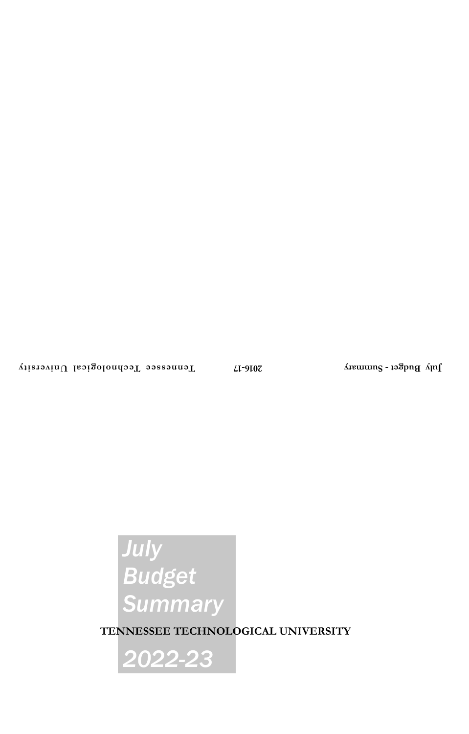# July Budget Summary

**TENNESSEE TECHNOLOGICAL UNIVERSITY**

# 2022-23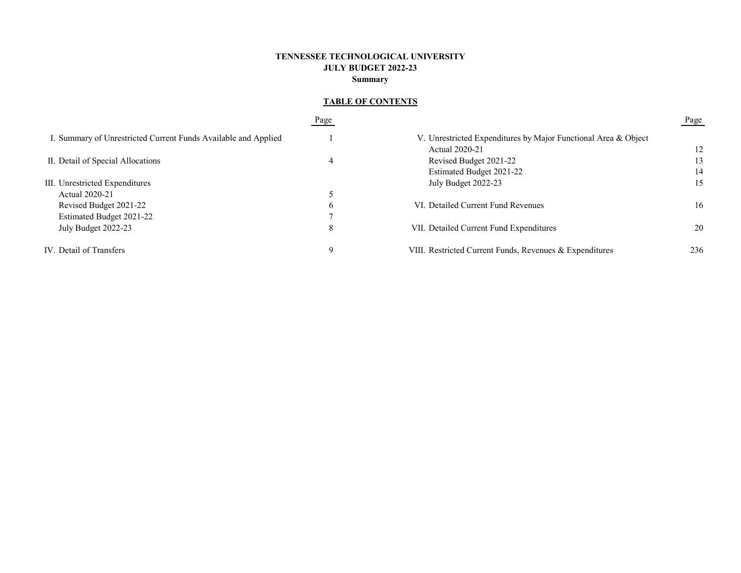# TENNESSEE TECHNOLOGICAL UNIVERSITY
## JULY BUDGET 2022-23
### Summary

**TABLE OF CONTENTS**

| | Page |
|---|---|
| I. Summary of Unrestricted Current Funds Available and Applied | 1 |
| II. Detail of Special Allocations | 4 |
| III. Unrestricted Expenditures | |
| Actual 2020-21 | 5 |
| Revised Budget 2021-22 | 6 |
| Estimated Budget 2021-22 | 7 |
| July Budget 2022-23 | 8 |
| IV. Detail of Transfers | 9 |
| V. Unrestricted Expenditures by Major Functional Area & Object | |
| Actual 2020-21 | 12 |
| Revised Budget 2021-22 | 13 |
| Estimated Budget 2021-22 | 14 |
| July Budget 2022-23 | 15 |
| VI. Detailed Current Fund Revenues | 16 |
| VII. Detailed Current Fund Expenditures | 20 |
| VIII. Restricted Current Funds, Revenues & Expenditures | 236 |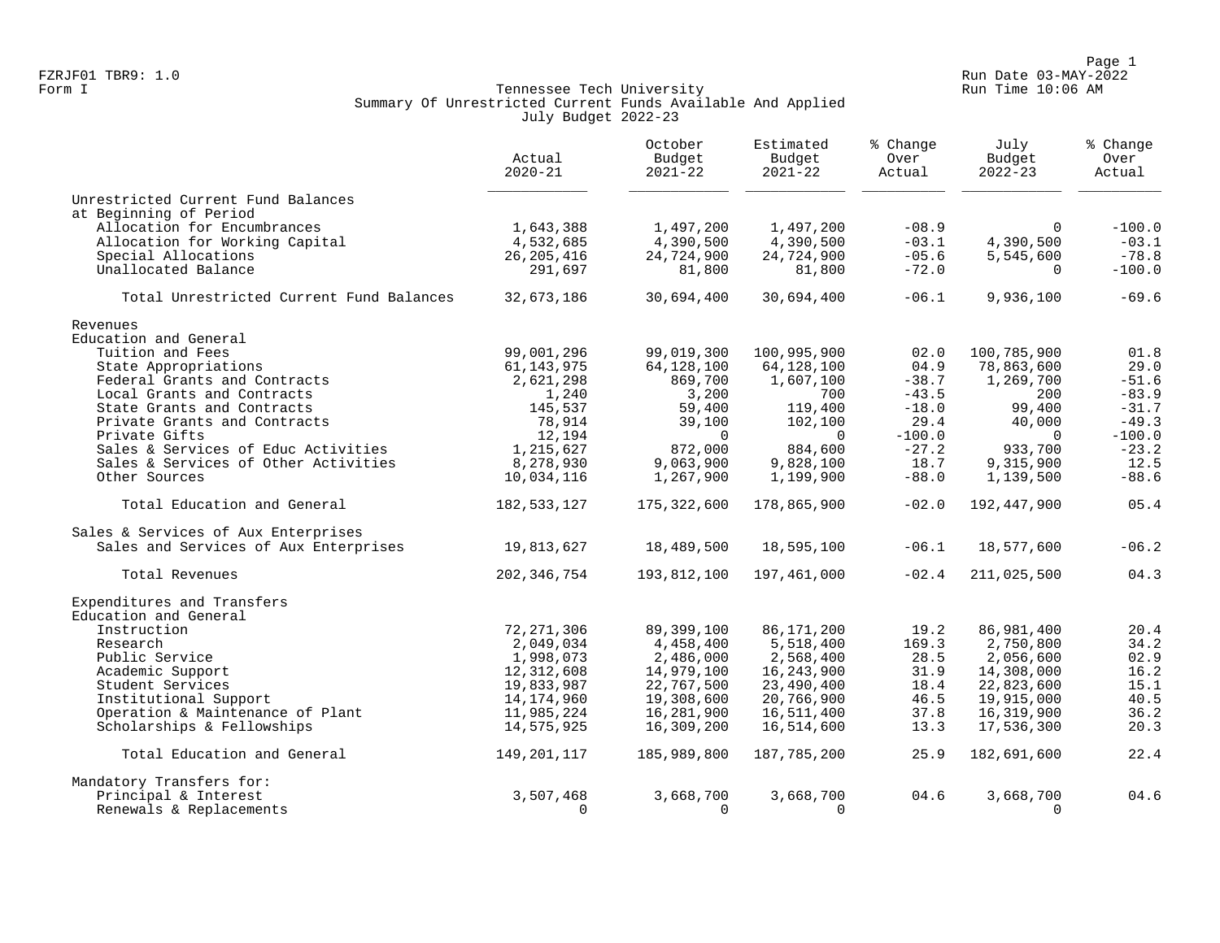FZRJF01 TBR9: 1.0
Form I

Run Date 03-MAY-2022
Run Time 10:06 AM

# Tennessee Tech University
## Summary Of Unrestricted Current Funds Available And Applied
### July Budget 2022-23

| | Actual 2020-21 | October Budget 2021-22 | Estimated Budget 2021-22 | % Change Over Actual | July Budget 2022-23 | % Change Over Actual |
|---|---|---|---|---|---|---|
| Unrestricted Current Fund Balances at Beginning of Period | | | | | | |
| Allocation for Encumbrances | 1,643,388 | 1,497,200 | 1,497,200 | -08.9 | 0 | -100.0 |
| Allocation for Working Capital | 4,532,685 | 4,390,500 | 4,390,500 | -03.1 | 4,390,500 | -03.1 |
| Special Allocations | 26,205,416 | 24,724,900 | 24,724,900 | -05.6 | 5,545,600 | -78.8 |
| Unallocated Balance | 291,697 | 81,800 | 81,800 | -72.0 | 0 | -100.0 |
| Total Unrestricted Current Fund Balances | 32,673,186 | 30,694,400 | 30,694,400 | -06.1 | 9,936,100 | -69.6 |
| Revenues | | | | | | |
| Education and General | | | | | | |
| Tuition and Fees | 99,001,296 | 99,019,300 | 100,995,900 | 02.0 | 100,785,900 | 01.8 |
| State Appropriations | 61,143,975 | 64,128,100 | 64,128,100 | 04.9 | 78,863,600 | 29.0 |
| Federal Grants and Contracts | 2,621,298 | 869,700 | 1,607,100 | -38.7 | 1,269,700 | -51.6 |
| Local Grants and Contracts | 1,240 | 3,200 | 700 | -43.5 | 200 | -83.9 |
| State Grants and Contracts | 145,537 | 59,400 | 119,400 | -18.0 | 99,400 | -31.7 |
| Private Grants and Contracts | 78,914 | 39,100 | 102,100 | 29.4 | 40,000 | -49.3 |
| Private Gifts | 12,194 | 0 | 0 | -100.0 | 0 | -100.0 |
| Sales & Services of Educ Activities | 1,215,627 | 872,000 | 884,600 | -27.2 | 933,700 | -23.2 |
| Sales & Services of Other Activities | 8,278,930 | 9,063,900 | 9,828,100 | 18.7 | 9,315,900 | 12.5 |
| Other Sources | 10,034,116 | 1,267,900 | 1,199,900 | -88.0 | 1,139,500 | -88.6 |
| Total Education and General | 182,533,127 | 175,322,600 | 178,865,900 | -02.0 | 192,447,900 | 05.4 |
| Sales & Services of Aux Enterprises | | | | | | |
| Sales and Services of Aux Enterprises | 19,813,627 | 18,489,500 | 18,595,100 | -06.1 | 18,577,600 | -06.2 |
| Total Revenues | 202,346,754 | 193,812,100 | 197,461,000 | -02.4 | 211,025,500 | 04.3 |
| Expenditures and Transfers | | | | | | |
| Education and General | | | | | | |
| Instruction | 72,271,306 | 89,399,100 | 86,171,200 | 19.2 | 86,981,400 | 20.4 |
| Research | 2,049,034 | 4,458,400 | 5,518,400 | 169.3 | 2,750,800 | 34.2 |
| Public Service | 1,998,073 | 2,486,000 | 2,568,400 | 28.5 | 2,056,600 | 02.9 |
| Academic Support | 12,312,608 | 14,979,100 | 16,243,900 | 31.9 | 14,308,000 | 16.2 |
| Student Services | 19,833,987 | 22,767,500 | 23,490,400 | 18.4 | 22,823,600 | 15.1 |
| Institutional Support | 14,174,960 | 19,308,600 | 20,766,900 | 46.5 | 19,915,000 | 40.5 |
| Operation & Maintenance of Plant | 11,985,224 | 16,281,900 | 16,511,400 | 37.8 | 16,319,900 | 36.2 |
| Scholarships & Fellowships | 14,575,925 | 16,309,200 | 16,514,600 | 13.3 | 17,536,300 | 20.3 |
| Total Education and General | 149,201,117 | 185,989,800 | 187,785,200 | 25.9 | 182,691,600 | 22.4 |
| Mandatory Transfers for: | | | | | | |
| Principal & Interest | 3,507,468 | 3,668,700 | 3,668,700 | 04.6 | 3,668,700 | 04.6 |
| Renewals & Replacements | 0 | 0 | 0 | | 0 | |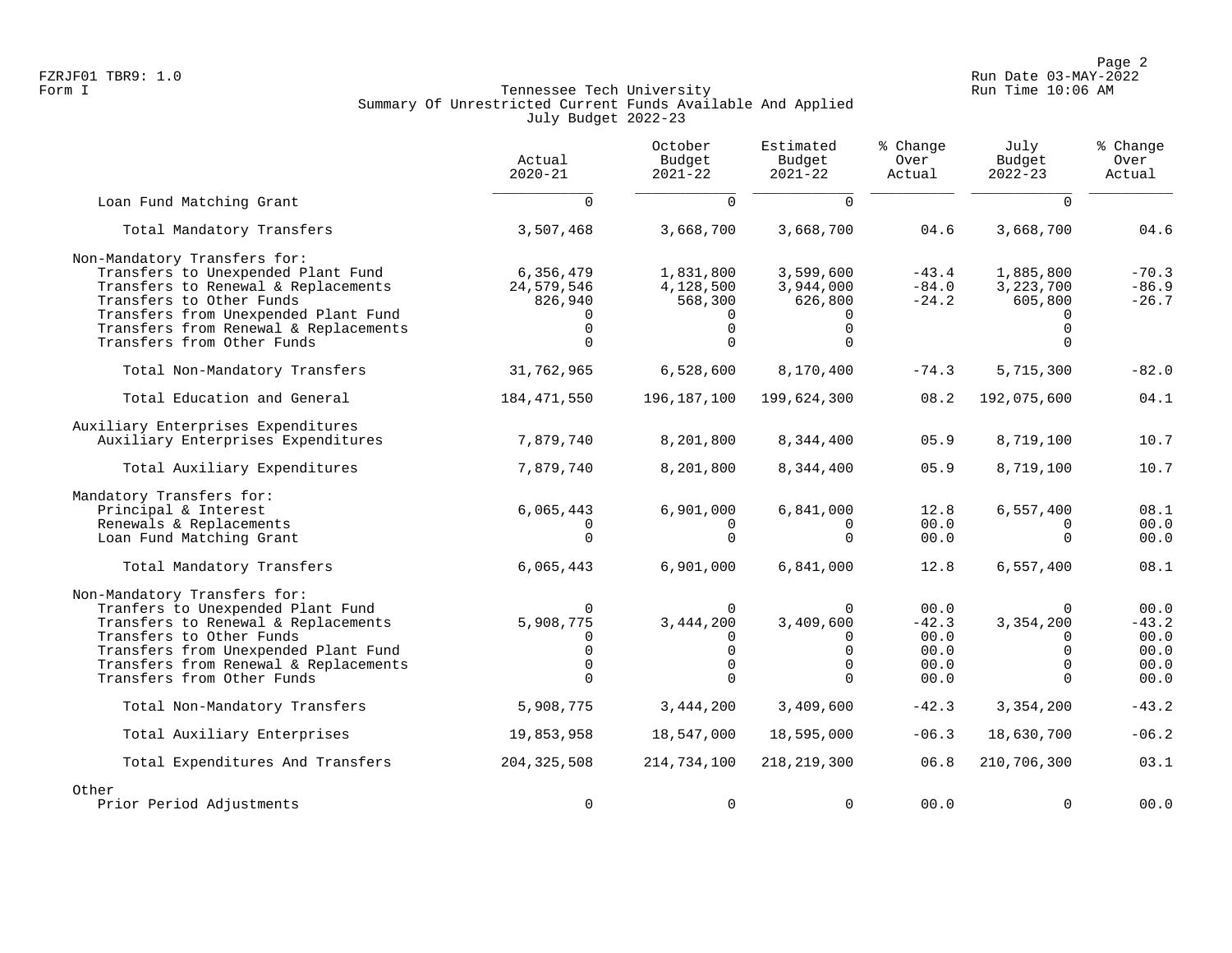FZRJF01 TBR9: 1.0
Form I

Tennessee Tech University
Summary Of Unrestricted Current Funds Available And Applied
July Budget 2022-23

Run Date 03-MAY-2022
Run Time 10:06 AM

| | Actual 2020-21 | October Budget 2021-22 | Estimated Budget 2021-22 | % Change Over Actual | July Budget 2022-23 | % Change Over Actual |
|---|---|---|---|---|---|---|
| Loan Fund Matching Grant | 0 | 0 | 0 | | 0 | |
| Total Mandatory Transfers | 3,507,468 | 3,668,700 | 3,668,700 | 04.6 | 3,668,700 | 04.6 |
| Non-Mandatory Transfers for: | | | | | | |
| Transfers to Unexpended Plant Fund | 6,356,479 | 1,831,800 | 3,599,600 | -43.4 | 1,885,800 | -70.3 |
| Transfers to Renewal & Replacements | 24,579,546 | 4,128,500 | 3,944,000 | -84.0 | 3,223,700 | -86.9 |
| Transfers to Other Funds | 826,940 | 568,300 | 626,800 | -24.2 | 605,800 | -26.7 |
| Transfers from Unexpended Plant Fund | 0 | 0 | 0 | | 0 | |
| Transfers from Renewal & Replacements | 0 | 0 | 0 | | 0 | |
| Transfers from Other Funds | 0 | 0 | 0 | | 0 | |
| Total Non-Mandatory Transfers | 31,762,965 | 6,528,600 | 8,170,400 | -74.3 | 5,715,300 | -82.0 |
| Total Education and General | 184,471,550 | 196,187,100 | 199,624,300 | 08.2 | 192,075,600 | 04.1 |
| Auxiliary Enterprises Expenditures | | | | | | |
| Auxiliary Enterprises Expenditures | 7,879,740 | 8,201,800 | 8,344,400 | 05.9 | 8,719,100 | 10.7 |
| Total Auxiliary Expenditures | 7,879,740 | 8,201,800 | 8,344,400 | 05.9 | 8,719,100 | 10.7 |
| Mandatory Transfers for: | | | | | | |
| Principal & Interest | 6,065,443 | 6,901,000 | 6,841,000 | 12.8 | 6,557,400 | 08.1 |
| Renewals & Replacements | 0 | 0 | 0 | 00.0 | 0 | 00.0 |
| Loan Fund Matching Grant | 0 | 0 | 0 | 00.0 | 0 | 00.0 |
| Total Mandatory Transfers | 6,065,443 | 6,901,000 | 6,841,000 | 12.8 | 6,557,400 | 08.1 |
| Non-Mandatory Transfers for: | | | | | | |
| Tranfers to Unexpended Plant Fund | 0 | 0 | 0 | 00.0 | 0 | 00.0 |
| Transfers to Renewal & Replacements | 5,908,775 | 3,444,200 | 3,409,600 | -42.3 | 3,354,200 | -43.2 |
| Transfers to Other Funds | 0 | 0 | 0 | 00.0 | 0 | 00.0 |
| Transfers from Unexpended Plant Fund | 0 | 0 | 0 | 00.0 | 0 | 00.0 |
| Transfers from Renewal & Replacements | 0 | 0 | 0 | 00.0 | 0 | 00.0 |
| Transfers from Other Funds | 0 | 0 | 0 | 00.0 | 0 | 00.0 |
| Total Non-Mandatory Transfers | 5,908,775 | 3,444,200 | 3,409,600 | -42.3 | 3,354,200 | -43.2 |
| Total Auxiliary Enterprises | 19,853,958 | 18,547,000 | 18,595,000 | -06.3 | 18,630,700 | -06.2 |
| Total Expenditures And Transfers | 204,325,508 | 214,734,100 | 218,219,300 | 06.8 | 210,706,300 | 03.1 |
| Other | | | | | | |
| Prior Period Adjustments | 0 | 0 | 0 | 00.0 | 0 | 00.0 |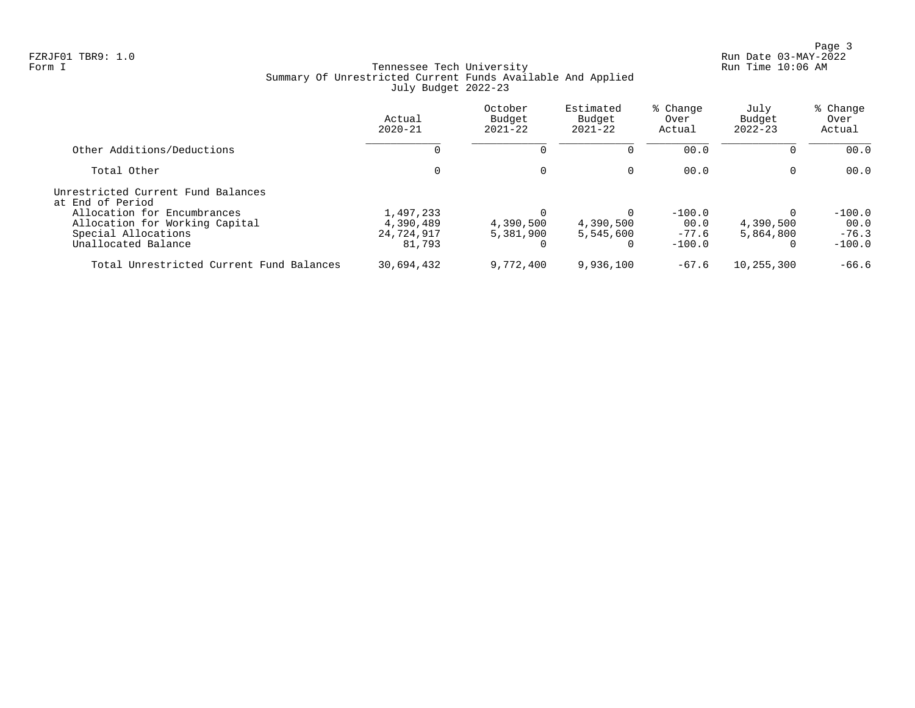FZRJF01 TBR9: 1.0
Form I

Tennessee Tech University
Summary Of Unrestricted Current Funds Available And Applied
July Budget 2022-23

Run Date 03-MAY-2022
Run Time 10:06 AM

| | Actual 2020-21 | October Budget 2021-22 | Estimated Budget 2021-22 | % Change Over Actual | July Budget 2022-23 | % Change Over Actual |
|---|---|---|---|---|---|---|
| Other Additions/Deductions | 0 | 0 | 0 | 00.0 | 0 | 00.0 |
| Total Other | 0 | 0 | 0 | 00.0 | 0 | 00.0 |
| Unrestricted Current Fund Balances at End of Period | | | | | | |
| Allocation for Encumbrances | 1,497,233 | 0 | 0 | -100.0 | 0 | -100.0 |
| Allocation for Working Capital | 4,390,489 | 4,390,500 | 4,390,500 | 00.0 | 4,390,500 | 00.0 |
| Special Allocations | 24,724,917 | 5,381,900 | 5,545,600 | -77.6 | 5,864,800 | -76.3 |
| Unallocated Balance | 81,793 | 0 | 0 | -100.0 | 0 | -100.0 |
| Total Unrestricted Current Fund Balances | 30,694,432 | 9,772,400 | 9,936,100 | -67.6 | 10,255,300 | -66.6 |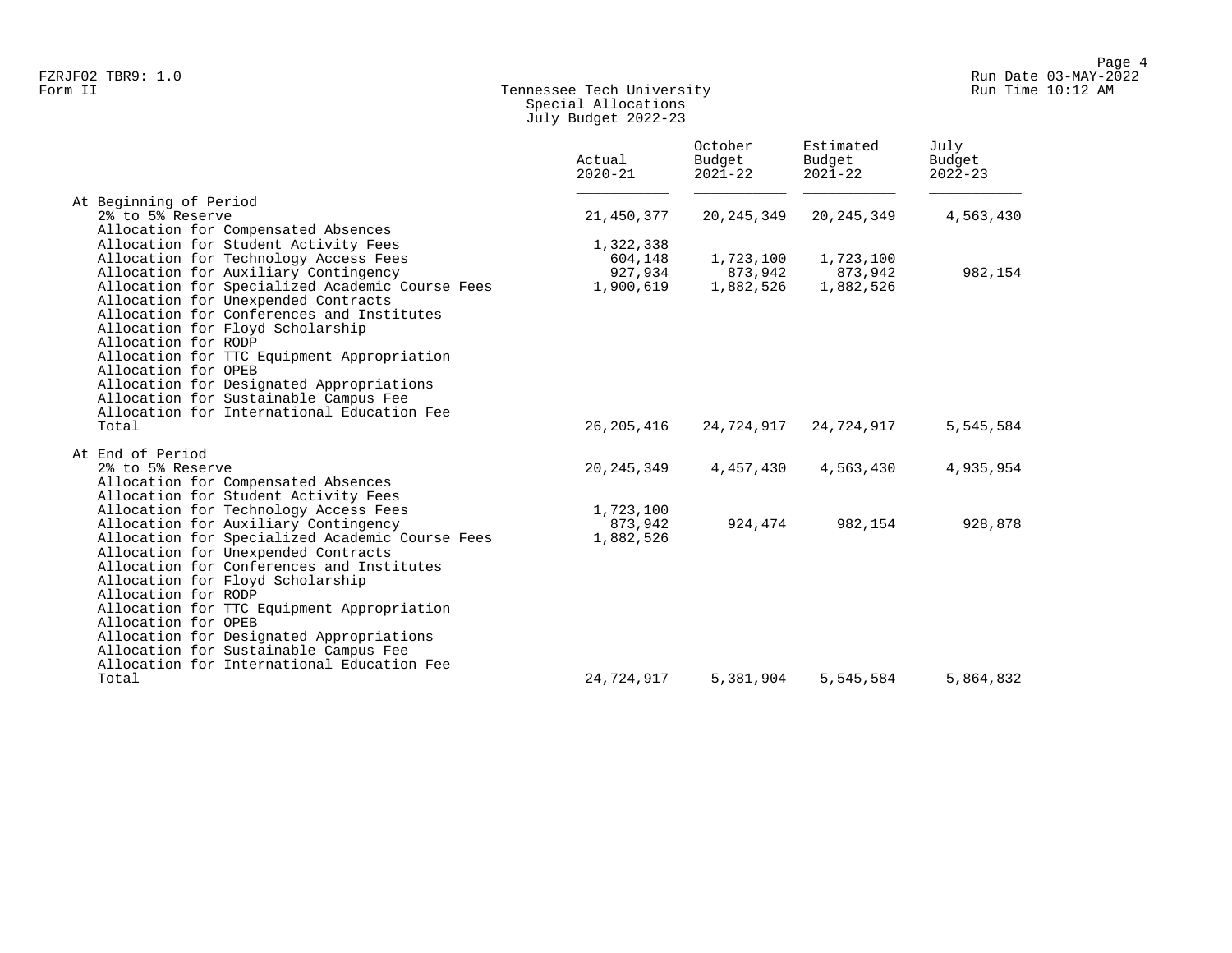FZRJF02 TBR9: 1.0
Form II

# Tennessee Tech University
## Special Allocations
## July Budget 2022-23

Run Date 03-MAY-2022
Run Time 10:12 AM

| | Actual 2020-21 | October Budget 2021-22 | Estimated Budget 2021-22 | July Budget 2022-23 |
|---|---|---|---|---|
| **At Beginning of Period** | | | | |
| 2% to 5% Reserve | 21,450,377 | 20,245,349 | 20,245,349 | 4,563,430 |
| Allocation for Compensated Absences | | | | |
| Allocation for Student Activity Fees | 1,322,338 | | | |
| Allocation for Technology Access Fees | 604,148 | 1,723,100 | 1,723,100 | |
| Allocation for Auxiliary Contingency | 927,934 | 873,942 | 873,942 | 982,154 |
| Allocation for Specialized Academic Course Fees | 1,900,619 | 1,882,526 | 1,882,526 | |
| Allocation for Unexpended Contracts | | | | |
| Allocation for Conferences and Institutes | | | | |
| Allocation for Floyd Scholarship | | | | |
| Allocation for RODP | | | | |
| Allocation for TTC Equipment Appropriation | | | | |
| Allocation for OPEB | | | | |
| Allocation for Designated Appropriations | | | | |
| Allocation for Sustainable Campus Fee | | | | |
| Allocation for International Education Fee | | | | |
| Total | 26,205,416 | 24,724,917 | 24,724,917 | 5,545,584 |
| **At End of Period** | | | | |
| 2% to 5% Reserve | 20,245,349 | 4,457,430 | 4,563,430 | 4,935,954 |
| Allocation for Compensated Absences | | | | |
| Allocation for Student Activity Fees | | | | |
| Allocation for Technology Access Fees | 1,723,100 | | | |
| Allocation for Auxiliary Contingency | 873,942 | 924,474 | 982,154 | 928,878 |
| Allocation for Specialized Academic Course Fees | 1,882,526 | | | |
| Allocation for Unexpended Contracts | | | | |
| Allocation for Conferences and Institutes | | | | |
| Allocation for Floyd Scholarship | | | | |
| Allocation for RODP | | | | |
| Allocation for TTC Equipment Appropriation | | | | |
| Allocation for OPEB | | | | |
| Allocation for Designated Appropriations | | | | |
| Allocation for Sustainable Campus Fee | | | | |
| Allocation for International Education Fee | | | | |
| Total | 24,724,917 | 5,381,904 | 5,545,584 | 5,864,832 |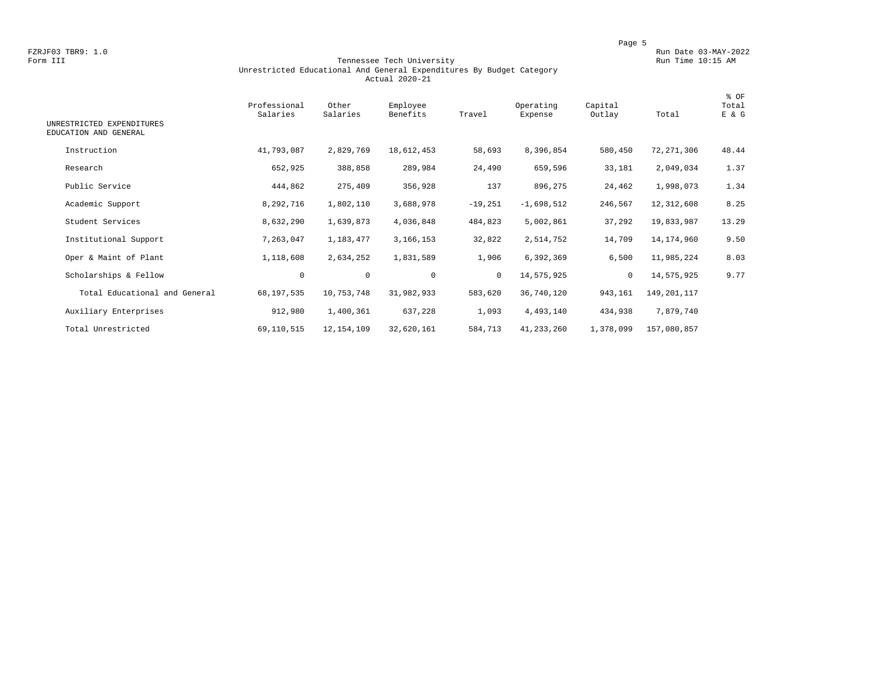FZRJF03 TBR9: 1.0
Form III

Run Date 03-MAY-2022
Run Time 10:15 AM

# Tennessee Tech University
## Unrestricted Educational And General Expenditures By Budget Category
### Actual 2020-21

| UNRESTRICTED EXPENDITURES EDUCATION AND GENERAL | Professional Salaries | Other Salaries | Employee Benefits | Travel | Operating Expense | Capital Outlay | Total | % OF Total E & G |
|---|---|---|---|---|---|---|---|---|
| Instruction | 41,793,087 | 2,829,769 | 18,612,453 | 58,693 | 8,396,854 | 580,450 | 72,271,306 | 48.44 |
| Research | 652,925 | 388,858 | 289,984 | 24,490 | 659,596 | 33,181 | 2,049,034 | 1.37 |
| Public Service | 444,862 | 275,409 | 356,928 | 137 | 896,275 | 24,462 | 1,998,073 | 1.34 |
| Academic Support | 8,292,716 | 1,802,110 | 3,688,978 | -19,251 | -1,698,512 | 246,567 | 12,312,608 | 8.25 |
| Student Services | 8,632,290 | 1,639,873 | 4,036,848 | 484,823 | 5,002,861 | 37,292 | 19,833,987 | 13.29 |
| Institutional Support | 7,263,047 | 1,183,477 | 3,166,153 | 32,822 | 2,514,752 | 14,709 | 14,174,960 | 9.50 |
| Oper & Maint of Plant | 1,118,608 | 2,634,252 | 1,831,589 | 1,906 | 6,392,369 | 6,500 | 11,985,224 | 8.03 |
| Scholarships & Fellow | 0 | 0 | 0 | 0 | 14,575,925 | 0 | 14,575,925 | 9.77 |
| Total Educational and General | 68,197,535 | 10,753,748 | 31,982,933 | 583,620 | 36,740,120 | 943,161 | 149,201,117 | |
| Auxiliary Enterprises | 912,980 | 1,400,361 | 637,228 | 1,093 | 4,493,140 | 434,938 | 7,879,740 | |
| Total Unrestricted | 69,110,515 | 12,154,109 | 32,620,161 | 584,713 | 41,233,260 | 1,378,099 | 157,080,857 | |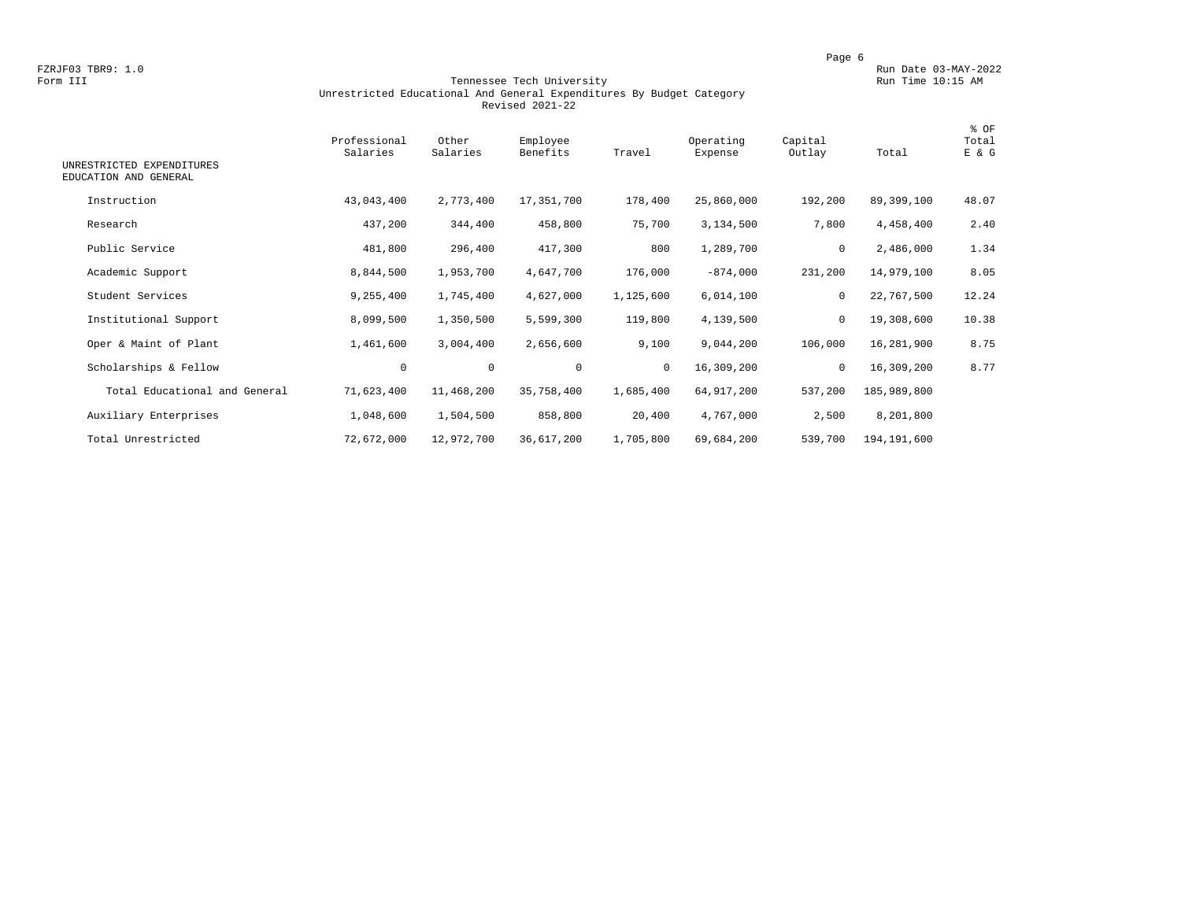FZRJF03 TBR9: 1.0

Form III

Run Date 03-MAY-2022

Run Time 10:15 AM

# Tennessee Tech University
## Unrestricted Educational And General Expenditures By Budget Category
### Revised 2021-22

| UNRESTRICTED EXPENDITURES EDUCATION AND GENERAL | Professional Salaries | Other Salaries | Employee Benefits | Travel | Operating Expense | Capital Outlay | Total | % OF Total E & G |
|---|---|---|---|---|---|---|---|---|
| Instruction | 43,043,400 | 2,773,400 | 17,351,700 | 178,400 | 25,860,000 | 192,200 | 89,399,100 | 48.07 |
| Research | 437,200 | 344,400 | 458,800 | 75,700 | 3,134,500 | 7,800 | 4,458,400 | 2.40 |
| Public Service | 481,800 | 296,400 | 417,300 | 800 | 1,289,700 | 0 | 2,486,000 | 1.34 |
| Academic Support | 8,844,500 | 1,953,700 | 4,647,700 | 176,000 | -874,000 | 231,200 | 14,979,100 | 8.05 |
| Student Services | 9,255,400 | 1,745,400 | 4,627,000 | 1,125,600 | 6,014,100 | 0 | 22,767,500 | 12.24 |
| Institutional Support | 8,099,500 | 1,350,500 | 5,599,300 | 119,800 | 4,139,500 | 0 | 19,308,600 | 10.38 |
| Oper & Maint of Plant | 1,461,600 | 3,004,400 | 2,656,600 | 9,100 | 9,044,200 | 106,000 | 16,281,900 | 8.75 |
| Scholarships & Fellow | 0 | 0 | 0 | 0 | 16,309,200 | 0 | 16,309,200 | 8.77 |
| Total Educational and General | 71,623,400 | 11,468,200 | 35,758,400 | 1,685,400 | 64,917,200 | 537,200 | 185,989,800 | |
| Auxiliary Enterprises | 1,048,600 | 1,504,500 | 858,800 | 20,400 | 4,767,000 | 2,500 | 8,201,800 | |
| Total Unrestricted | 72,672,000 | 12,972,700 | 36,617,200 | 1,705,800 | 69,684,200 | 539,700 | 194,191,600 | |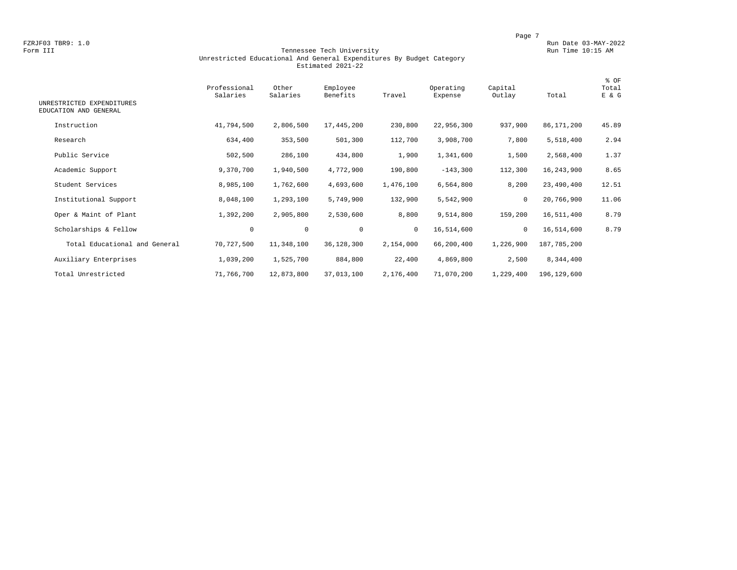FZRJF03 TBR9: 1.0
Form III

Run Date 03-MAY-2022
Run Time 10:15 AM

# Tennessee Tech University
## Unrestricted Educational And General Expenditures By Budget Category
### Estimated 2021-22

| UNRESTRICTED EXPENDITURES EDUCATION AND GENERAL | Professional Salaries | Other Salaries | Employee Benefits | Travel | Operating Expense | Capital Outlay | Total | % OF Total E & G |
|---|---|---|---|---|---|---|---|---|
| Instruction | 41,794,500 | 2,806,500 | 17,445,200 | 230,800 | 22,956,300 | 937,900 | 86,171,200 | 45.89 |
| Research | 634,400 | 353,500 | 501,300 | 112,700 | 3,908,700 | 7,800 | 5,518,400 | 2.94 |
| Public Service | 502,500 | 286,100 | 434,800 | 1,900 | 1,341,600 | 1,500 | 2,568,400 | 1.37 |
| Academic Support | 9,370,700 | 1,940,500 | 4,772,900 | 190,800 | -143,300 | 112,300 | 16,243,900 | 8.65 |
| Student Services | 8,985,100 | 1,762,600 | 4,693,600 | 1,476,100 | 6,564,800 | 8,200 | 23,490,400 | 12.51 |
| Institutional Support | 8,048,100 | 1,293,100 | 5,749,900 | 132,900 | 5,542,900 | 0 | 20,766,900 | 11.06 |
| Oper & Maint of Plant | 1,392,200 | 2,905,800 | 2,530,600 | 8,800 | 9,514,800 | 159,200 | 16,511,400 | 8.79 |
| Scholarships & Fellow | 0 | 0 | 0 | 0 | 16,514,600 | 0 | 16,514,600 | 8.79 |
| Total Educational and General | 70,727,500 | 11,348,100 | 36,128,300 | 2,154,000 | 66,200,400 | 1,226,900 | 187,785,200 | |
| Auxiliary Enterprises | 1,039,200 | 1,525,700 | 884,800 | 22,400 | 4,869,800 | 2,500 | 8,344,400 | |
| Total Unrestricted | 71,766,700 | 12,873,800 | 37,013,100 | 2,176,400 | 71,070,200 | 1,229,400 | 196,129,600 | |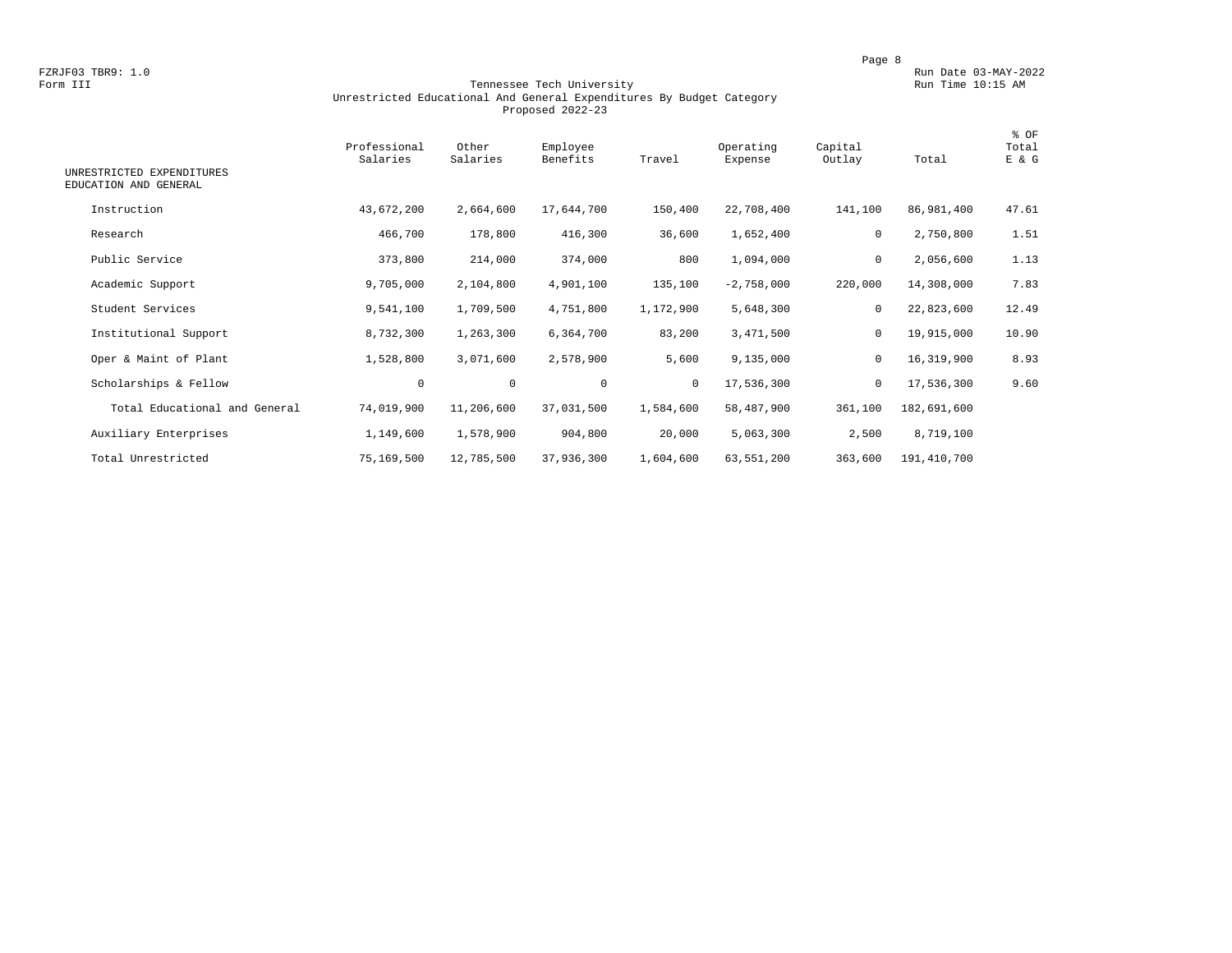FZRJF03 TBR9: 1.0
Form III

Run Date 03-MAY-2022
Run Time 10:15 AM

# Tennessee Tech University
## Unrestricted Educational And General Expenditures By Budget Category
### Proposed 2022-23

| UNRESTRICTED EXPENDITURES EDUCATION AND GENERAL | Professional Salaries | Other Salaries | Employee Benefits | Travel | Operating Expense | Capital Outlay | Total | % OF Total E & G |
|---|---|---|---|---|---|---|---|---|
| Instruction | 43,672,200 | 2,664,600 | 17,644,700 | 150,400 | 22,708,400 | 141,100 | 86,981,400 | 47.61 |
| Research | 466,700 | 178,800 | 416,300 | 36,600 | 1,652,400 | 0 | 2,750,800 | 1.51 |
| Public Service | 373,800 | 214,000 | 374,000 | 800 | 1,094,000 | 0 | 2,056,600 | 1.13 |
| Academic Support | 9,705,000 | 2,104,800 | 4,901,100 | 135,100 | -2,758,000 | 220,000 | 14,308,000 | 7.83 |
| Student Services | 9,541,100 | 1,709,500 | 4,751,800 | 1,172,900 | 5,648,300 | 0 | 22,823,600 | 12.49 |
| Institutional Support | 8,732,300 | 1,263,300 | 6,364,700 | 83,200 | 3,471,500 | 0 | 19,915,000 | 10.90 |
| Oper & Maint of Plant | 1,528,800 | 3,071,600 | 2,578,900 | 5,600 | 9,135,000 | 0 | 16,319,900 | 8.93 |
| Scholarships & Fellow | 0 | 0 | 0 | 0 | 17,536,300 | 0 | 17,536,300 | 9.60 |
| Total Educational and General | 74,019,900 | 11,206,600 | 37,031,500 | 1,584,600 | 58,487,900 | 361,100 | 182,691,600 | |
| Auxiliary Enterprises | 1,149,600 | 1,578,900 | 904,800 | 20,000 | 5,063,300 | 2,500 | 8,719,100 | |
| Total Unrestricted | 75,169,500 | 12,785,500 | 37,936,300 | 1,604,600 | 63,551,200 | 363,600 | 191,410,700 | |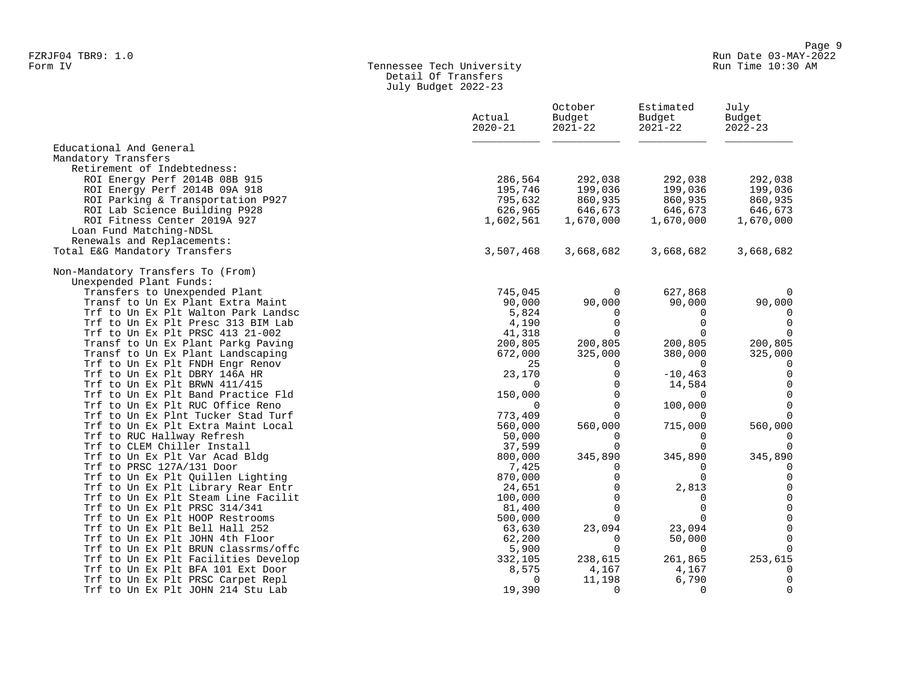Tennessee Tech University
Detail Of Transfers
July Budget 2022-23

| | Actual 2020-21 | October Budget 2021-22 | Estimated Budget 2021-22 | July Budget 2022-23 |
|---|---|---|---|---|
| Educational And General | | | | |
| Mandatory Transfers | | | | |
| Retirement of Indebtedness: | | | | |
| ROI Energy Perf 2014B 08B 915 | 286,564 | 292,038 | 292,038 | 292,038 |
| ROI Energy Perf 2014B 09A 918 | 195,746 | 199,036 | 199,036 | 199,036 |
| ROI Parking & Transportation P927 | 795,632 | 860,935 | 860,935 | 860,935 |
| ROI Lab Science Building P928 | 626,965 | 646,673 | 646,673 | 646,673 |
| ROI Fitness Center 2019A 927 | 1,602,561 | 1,670,000 | 1,670,000 | 1,670,000 |
| Loan Fund Matching-NDSL | | | | |
| Renewals and Replacements: | | | | |
| Total E&G Mandatory Transfers | 3,507,468 | 3,668,682 | 3,668,682 | 3,668,682 |
| Non-Mandatory Transfers To (From) | | | | |
| Unexpended Plant Funds: | | | | |
| Transfers to Unexpended Plant | 745,045 | 0 | 627,868 | 0 |
| Transf to Un Ex Plant Extra Maint | 90,000 | 90,000 | 90,000 | 90,000 |
| Trf to Un Ex Plt Walton Park Landsc | 5,824 | 0 | 0 | 0 |
| Trf to Un Ex Plt Presc 313 BIM Lab | 4,190 | 0 | 0 | 0 |
| Trf to Un Ex Plt PRSC 413 21-002 | 41,318 | 0 | 0 | 0 |
| Transf to Un Ex Plant Parkg Paving | 200,805 | 200,805 | 200,805 | 200,805 |
| Transf to Un Ex Plant Landscaping | 672,000 | 325,000 | 380,000 | 325,000 |
| Trf to Un Ex Plt FNDH Engr Renov | 25 | 0 | 0 | 0 |
| Trf to Un Ex Plt DBRY 146A HR | 23,170 | 0 | -10,463 | 0 |
| Trf to Un Ex Plt BRWN 411/415 | 0 | 0 | 14,584 | 0 |
| Trf to Un Ex Plt Band Practice Fld | 150,000 | 0 | 0 | 0 |
| Trf to Un Ex Plt RUC Office Reno | 0 | 0 | 100,000 | 0 |
| Trf to Un Ex Plnt Tucker Stad Turf | 773,409 | 0 | 0 | 0 |
| Trf to Un Ex Plt Extra Maint Local | 560,000 | 560,000 | 715,000 | 560,000 |
| Trf to RUC Hallway Refresh | 50,000 | 0 | 0 | 0 |
| Trf to CLEM Chiller Install | 37,599 | 0 | 0 | 0 |
| Trf to Un Ex Plt Var Acad Bldg | 800,000 | 345,890 | 345,890 | 345,890 |
| Trf to PRSC 127A/131 Door | 7,425 | 0 | 0 | 0 |
| Trf to Un Ex Plt Quillen Lighting | 870,000 | 0 | 0 | 0 |
| Trf to Un Ex Plt Library Rear Entr | 24,651 | 0 | 2,813 | 0 |
| Trf to Un Ex Plt Steam Line Facilit | 100,000 | 0 | 0 | 0 |
| Trf to Un Ex Plt PRSC 314/341 | 81,400 | 0 | 0 | 0 |
| Trf to Un Ex Plt HOOP Restrooms | 500,000 | 0 | 0 | 0 |
| Trf to Un Ex Plt Bell Hall 252 | 63,630 | 23,094 | 23,094 | 0 |
| Trf to Un Ex Plt JOHN 4th Floor | 62,200 | 0 | 50,000 | 0 |
| Trf to Un Ex Plt BRUN classrms/offc | 5,900 | 0 | 0 | 0 |
| Trf to Un Ex Plt Facilities Develop | 332,105 | 238,615 | 261,865 | 253,615 |
| Trf to Un Ex Plt BFA 101 Ext Door | 8,575 | 4,167 | 4,167 | 0 |
| Trf to Un Ex Plt PRSC Carpet Repl | 0 | 11,198 | 6,790 | 0 |
| Trf to Un Ex Plt JOHN 214 Stu Lab | 19,390 | 0 | 0 | 0 |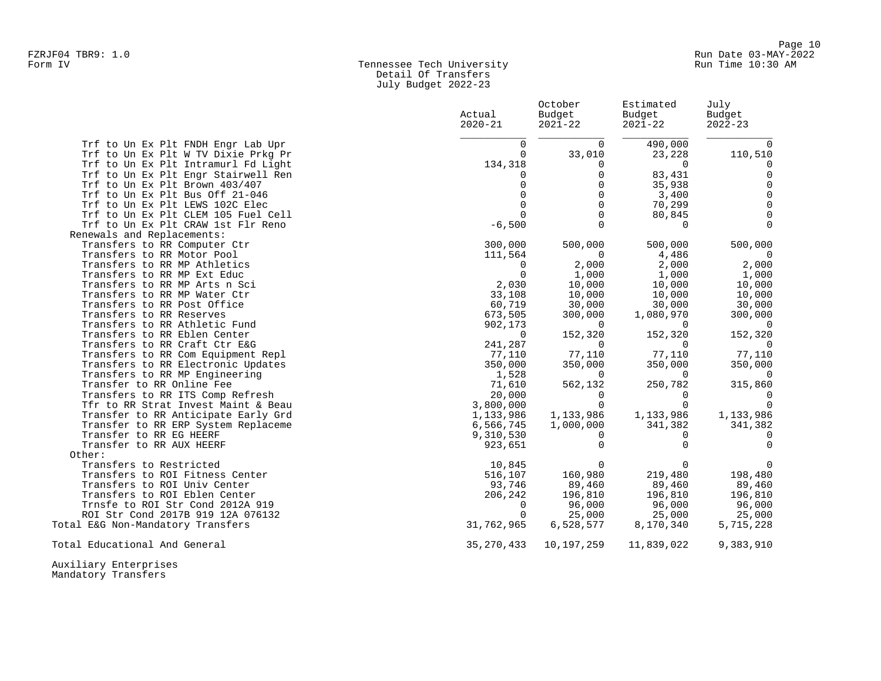# Tennessee Tech University
## Detail Of Transfers
## July Budget 2022-23

FZRJF04 TBR9: 1.0
Form IV

| | Actual 2020-21 | October Budget 2021-22 | Estimated Budget 2021-22 | July Budget 2022-23 |
|---|---|---|---|---|
| Trf to Un Ex Plt FNDH Engr Lab Upr | 0 | 0 | 490,000 | 0 |
| Trf to Un Ex Plt W TV Dixie Prkg Pr | 0 | 33,010 | 23,228 | 110,510 |
| Trf to Un Ex Plt Intramurl Fd Light | 134,318 | 0 | 0 | 0 |
| Trf to Un Ex Plt Engr Stairwell Ren | 0 | 0 | 83,431 | 0 |
| Trf to Un Ex Plt Brown 403/407 | 0 | 0 | 35,938 | 0 |
| Trf to Un Ex Plt Bus Off 21-046 | 0 | 0 | 3,400 | 0 |
| Trf to Un Ex Plt LEWS 102C Elec | 0 | 0 | 70,299 | 0 |
| Trf to Un Ex Plt CLEM 105 Fuel Cell | 0 | 0 | 80,845 | 0 |
| Trf to Un Ex Plt CRAW 1st Flr Reno | -6,500 | 0 | 0 | 0 |
| Renewals and Replacements: | | | | |
| Transfers to RR Computer Ctr | 300,000 | 500,000 | 500,000 | 500,000 |
| Transfers to RR Motor Pool | 111,564 | 0 | 4,486 | 0 |
| Transfers to RR MP Athletics | 0 | 2,000 | 2,000 | 2,000 |
| Transfers to RR MP Ext Educ | 0 | 1,000 | 1,000 | 1,000 |
| Transfers to RR MP Arts n Sci | 2,030 | 10,000 | 10,000 | 10,000 |
| Transfers to RR MP Water Ctr | 33,108 | 10,000 | 10,000 | 10,000 |
| Transfers to RR Post Office | 60,719 | 30,000 | 30,000 | 30,000 |
| Transfers to RR Reserves | 673,505 | 300,000 | 1,080,970 | 300,000 |
| Transfers to RR Athletic Fund | 902,173 | 0 | 0 | 0 |
| Transfers to RR Eblen Center | 0 | 152,320 | 152,320 | 152,320 |
| Transfers to RR Craft Ctr E&G | 241,287 | 0 | 0 | 0 |
| Transfers to RR Com Equipment Repl | 77,110 | 77,110 | 77,110 | 77,110 |
| Transfers to RR Electronic Updates | 350,000 | 350,000 | 350,000 | 350,000 |
| Transfers to RR MP Engineering | 1,528 | 0 | 0 | 0 |
| Transfer to RR Online Fee | 71,610 | 562,132 | 250,782 | 315,860 |
| Transfers to RR ITS Comp Refresh | 20,000 | 0 | 0 | 0 |
| Tfr to RR Strat Invest Maint & Beau | 3,800,000 | 0 | 0 | 0 |
| Transfer to RR Anticipate Early Grd | 1,133,986 | 1,133,986 | 1,133,986 | 1,133,986 |
| Transfer to RR ERP System Replaceme | 6,566,745 | 1,000,000 | 341,382 | 341,382 |
| Transfer to RR EG HEERF | 9,310,530 | 0 | 0 | 0 |
| Transfer to RR AUX HEERF | 923,651 | 0 | 0 | 0 |
| Other: | | | | |
| Transfers to Restricted | 10,845 | 0 | 0 | 0 |
| Transfers to ROI Fitness Center | 516,107 | 160,980 | 219,480 | 198,480 |
| Transfers to ROI Univ Center | 93,746 | 89,460 | 89,460 | 89,460 |
| Transfers to ROI Eblen Center | 206,242 | 196,810 | 196,810 | 196,810 |
| Trnsfe to ROI Str Cond 2012A 919 | 0 | 96,000 | 96,000 | 96,000 |
| ROI Str Cond 2017B 919 12A 076132 | 0 | 25,000 | 25,000 | 25,000 |
| Total E&G Non-Mandatory Transfers | 31,762,965 | 6,528,577 | 8,170,340 | 5,715,228 |
| Total Educational And General | 35,270,433 | 10,197,259 | 11,839,022 | 9,383,910 |

Auxiliary Enterprises
Mandatory Transfers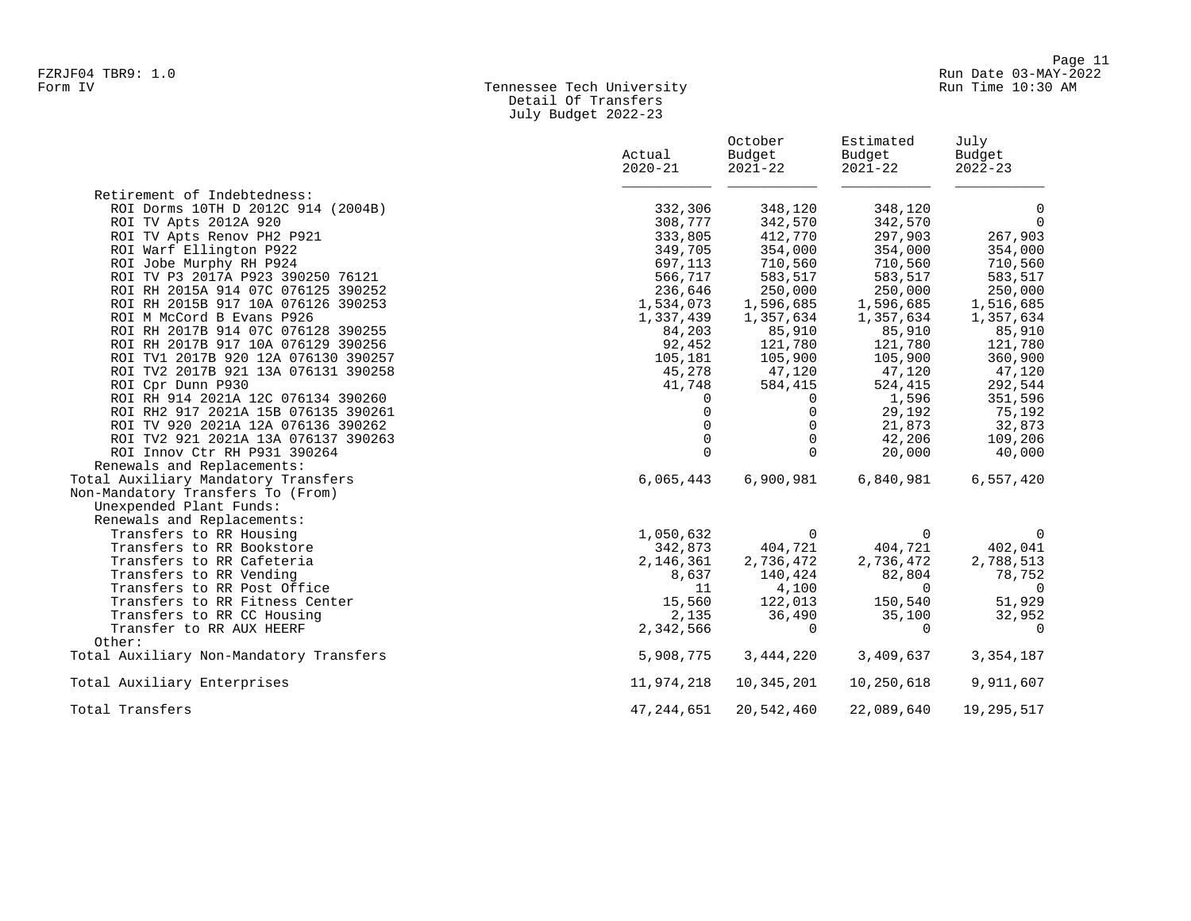Tennessee Tech University
Detail Of Transfers
July Budget 2022-23

| | Actual 2020-21 | October Budget 2021-22 | Estimated Budget 2021-22 | July Budget 2022-23 |
|---|---|---|---|---|
| Retirement of Indebtedness: | | | | |
| ROI Dorms 10TH D 2012C 914 (2004B) | 332,306 | 348,120 | 348,120 | 0 |
| ROI TV Apts 2012A 920 | 308,777 | 342,570 | 342,570 | 0 |
| ROI TV Apts Renov PH2 P921 | 333,805 | 412,770 | 297,903 | 267,903 |
| ROI Warf Ellington P922 | 349,705 | 354,000 | 354,000 | 354,000 |
| ROI Jobe Murphy RH P924 | 697,113 | 710,560 | 710,560 | 710,560 |
| ROI TV P3 2017A P923 390250 76121 | 566,717 | 583,517 | 583,517 | 583,517 |
| ROI RH 2015A 914 07C 076125 390252 | 236,646 | 250,000 | 250,000 | 250,000 |
| ROI RH 2015B 917 10A 076126 390253 | 1,534,073 | 1,596,685 | 1,596,685 | 1,516,685 |
| ROI M McCord B Evans P926 | 1,337,439 | 1,357,634 | 1,357,634 | 1,357,634 |
| ROI RH 2017B 914 07C 076128 390255 | 84,203 | 85,910 | 85,910 | 85,910 |
| ROI RH 2017B 917 10A 076129 390256 | 92,452 | 121,780 | 121,780 | 121,780 |
| ROI TV1 2017B 920 12A 076130 390257 | 105,181 | 105,900 | 105,900 | 360,900 |
| ROI TV2 2017B 921 13A 076131 390258 | 45,278 | 47,120 | 47,120 | 47,120 |
| ROI Cpr Dunn P930 | 41,748 | 584,415 | 524,415 | 292,544 |
| ROI RH 914 2021A 12C 076134 390260 | 0 | 0 | 1,596 | 351,596 |
| ROI RH2 917 2021A 15B 076135 390261 | 0 | 0 | 29,192 | 75,192 |
| ROI TV 920 2021A 12A 076136 390262 | 0 | 0 | 21,873 | 32,873 |
| ROI TV2 921 2021A 13A 076137 390263 | 0 | 0 | 42,206 | 109,206 |
| ROI Innov Ctr RH P931 390264 | 0 | 0 | 20,000 | 40,000 |
| Renewals and Replacements: | | | | |
| Total Auxiliary Mandatory Transfers | 6,065,443 | 6,900,981 | 6,840,981 | 6,557,420 |
| Non-Mandatory Transfers To (From) | | | | |
| Unexpended Plant Funds: | | | | |
| Renewals and Replacements: | | | | |
| Transfers to RR Housing | 1,050,632 | 0 | 0 | 0 |
| Transfers to RR Bookstore | 342,873 | 404,721 | 404,721 | 402,041 |
| Transfers to RR Cafeteria | 2,146,361 | 2,736,472 | 2,736,472 | 2,788,513 |
| Transfers to RR Vending | 8,637 | 140,424 | 82,804 | 78,752 |
| Transfers to RR Post Office | 11 | 4,100 | 0 | 0 |
| Transfers to RR Fitness Center | 15,560 | 122,013 | 150,540 | 51,929 |
| Transfers to RR CC Housing | 2,135 | 36,490 | 35,100 | 32,952 |
| Transfer to RR AUX HEERF | 2,342,566 | 0 | 0 | 0 |
| Other: | | | | |
| Total Auxiliary Non-Mandatory Transfers | 5,908,775 | 3,444,220 | 3,409,637 | 3,354,187 |
| Total Auxiliary Enterprises | 11,974,218 | 10,345,201 | 10,250,618 | 9,911,607 |
| Total Transfers | 47,244,651 | 20,542,460 | 22,089,640 | 19,295,517 |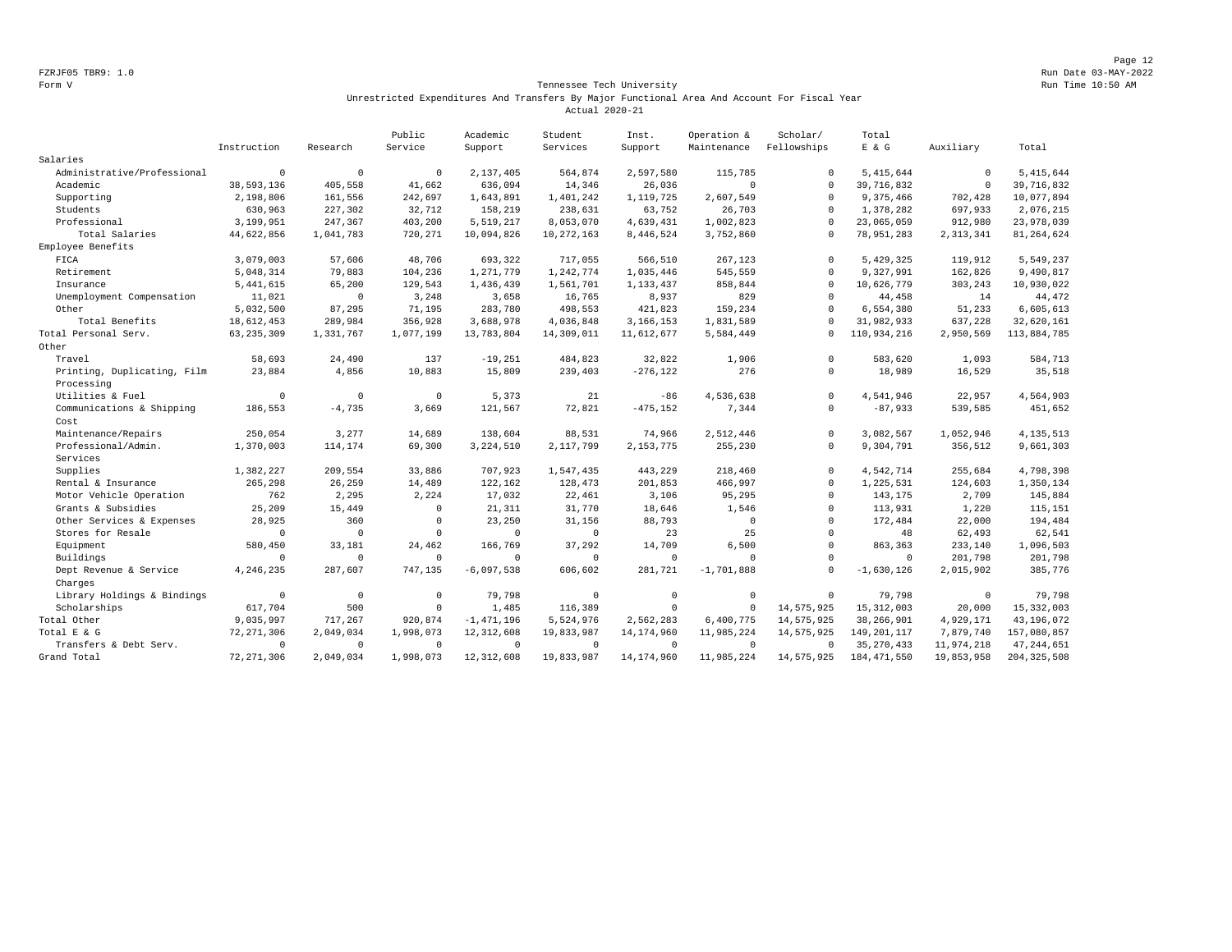FZRJF05 TBR9: 1.0
Form V

Run Date 03-MAY-2022
Run Time 10:50 AM

## Tennessee Tech University

Unrestricted Expenditures And Transfers By Major Functional Area And Account For Fiscal Year
Actual 2020-21

| | Instruction | Research | Public Service | Academic Support | Student Services | Inst. Support | Operation & Maintenance | Scholar/ Fellowships | Total E & G | Auxiliary | Total |
|---|---|---|---|---|---|---|---|---|---|---|---|
| Salaries | | | | | | | | | | | |
| Administrative/Professional | 0 | 0 | 0 | 2,137,405 | 564,874 | 2,597,580 | 115,785 | 0 | 5,415,644 | 0 | 5,415,644 |
| Academic | 38,593,136 | 405,558 | 41,662 | 636,094 | 14,346 | 26,036 | 0 | 0 | 39,716,832 | 0 | 39,716,832 |
| Supporting | 2,198,806 | 161,556 | 242,697 | 1,643,891 | 1,401,242 | 1,119,725 | 2,607,549 | 0 | 9,375,466 | 702,428 | 10,077,894 |
| Students | 630,963 | 227,302 | 32,712 | 158,219 | 238,631 | 63,752 | 26,703 | 0 | 1,378,282 | 697,933 | 2,076,215 |
| Professional | 3,199,951 | 247,367 | 403,200 | 5,519,217 | 8,053,070 | 4,639,431 | 1,002,823 | 0 | 23,065,059 | 912,980 | 23,978,039 |
| Total Salaries | 44,622,856 | 1,041,783 | 720,271 | 10,094,826 | 10,272,163 | 8,446,524 | 3,752,860 | 0 | 78,951,283 | 2,313,341 | 81,264,624 |
| Employee Benefits | | | | | | | | | | | |
| FICA | 3,079,003 | 57,606 | 48,706 | 693,322 | 717,055 | 566,510 | 267,123 | 0 | 5,429,325 | 119,912 | 5,549,237 |
| Retirement | 5,048,314 | 79,883 | 104,236 | 1,271,779 | 1,242,774 | 1,035,446 | 545,559 | 0 | 9,327,991 | 162,826 | 9,490,817 |
| Insurance | 5,441,615 | 65,200 | 129,543 | 1,436,439 | 1,561,701 | 1,133,437 | 858,844 | 0 | 10,626,779 | 303,243 | 10,930,022 |
| Unemployment Compensation | 11,021 | 0 | 3,248 | 3,658 | 16,765 | 8,937 | 829 | 0 | 44,458 | 14 | 44,472 |
| Other | 5,032,500 | 87,295 | 71,195 | 283,780 | 498,553 | 421,823 | 159,234 | 0 | 6,554,380 | 51,233 | 6,605,613 |
| Total Benefits | 18,612,453 | 289,984 | 356,928 | 3,688,978 | 4,036,848 | 3,166,153 | 1,831,589 | 0 | 31,982,933 | 637,228 | 32,620,161 |
| Total Personal Serv. | 63,235,309 | 1,331,767 | 1,077,199 | 13,783,804 | 14,309,011 | 11,612,677 | 5,584,449 | 0 | 110,934,216 | 2,950,569 | 113,884,785 |
| Other | | | | | | | | | | | |
| Travel | 58,693 | 24,490 | 137 | -19,251 | 484,823 | 32,822 | 1,906 | 0 | 583,620 | 1,093 | 584,713 |
| Printing, Duplicating, Film Processing | 23,884 | 4,856 | 10,883 | 15,809 | 239,403 | -276,122 | 276 | 0 | 18,989 | 16,529 | 35,518 |
| Utilities & Fuel | 0 | 0 | 0 | 5,373 | 21 | -86 | 4,536,638 | 0 | 4,541,946 | 22,957 | 4,564,903 |
| Communications & Shipping Cost | 186,553 | -4,735 | 3,669 | 121,567 | 72,821 | -475,152 | 7,344 | 0 | -87,933 | 539,585 | 451,652 |
| Maintenance/Repairs | 250,054 | 3,277 | 14,689 | 138,604 | 88,531 | 74,966 | 2,512,446 | 0 | 3,082,567 | 1,052,946 | 4,135,513 |
| Professional/Admin. Services | 1,370,003 | 114,174 | 69,300 | 3,224,510 | 2,117,799 | 2,153,775 | 255,230 | 0 | 9,304,791 | 356,512 | 9,661,303 |
| Supplies | 1,382,227 | 209,554 | 33,886 | 707,923 | 1,547,435 | 443,229 | 218,460 | 0 | 4,542,714 | 255,684 | 4,798,398 |
| Rental & Insurance | 265,298 | 26,259 | 14,489 | 122,162 | 128,473 | 201,853 | 466,997 | 0 | 1,225,531 | 124,603 | 1,350,134 |
| Motor Vehicle Operation | 762 | 2,295 | 2,224 | 17,032 | 22,461 | 3,106 | 95,295 | 0 | 143,175 | 2,709 | 145,884 |
| Grants & Subsidies | 25,209 | 15,449 | 0 | 21,311 | 31,770 | 18,646 | 1,546 | 0 | 113,931 | 1,220 | 115,151 |
| Other Services & Expenses | 28,925 | 360 | 0 | 23,250 | 31,156 | 88,793 | 0 | 0 | 172,484 | 22,000 | 194,484 |
| Stores for Resale | 0 | 0 | 0 | 0 | 0 | 23 | 25 | 0 | 48 | 62,493 | 62,541 |
| Equipment | 580,450 | 33,181 | 24,462 | 166,769 | 37,292 | 14,709 | 6,500 | 0 | 863,363 | 233,140 | 1,096,503 |
| Buildings | 0 | 0 | 0 | 0 | 0 | 0 | 0 | 0 | 0 | 201,798 | 201,798 |
| Dept Revenue & Service Charges | 4,246,235 | 287,607 | 747,135 | -6,097,538 | 606,602 | 281,721 | -1,701,888 | 0 | -1,630,126 | 2,015,902 | 385,776 |
| Library Holdings & Bindings | 0 | 0 | 0 | 79,798 | 0 | 0 | 0 | 0 | 79,798 | 0 | 79,798 |
| Scholarships | 617,704 | 500 | 0 | 1,485 | 116,389 | 0 | 0 | 14,575,925 | 15,312,003 | 20,000 | 15,332,003 |
| Total Other | 9,035,997 | 717,267 | 920,874 | -1,471,196 | 5,524,976 | 2,562,283 | 6,400,775 | 14,575,925 | 38,266,901 | 4,929,171 | 43,196,072 |
| Total E & G | 72,271,306 | 2,049,034 | 1,998,073 | 12,312,608 | 19,833,987 | 14,174,960 | 11,985,224 | 14,575,925 | 149,201,117 | 7,879,740 | 157,080,857 |
| Transfers & Debt Serv. | 0 | 0 | 0 | 0 | 0 | 0 | 0 | 0 | 35,270,433 | 11,974,218 | 47,244,651 |
| Grand Total | 72,271,306 | 2,049,034 | 1,998,073 | 12,312,608 | 19,833,987 | 14,174,960 | 11,985,224 | 14,575,925 | 184,471,550 | 19,853,958 | 204,325,508 |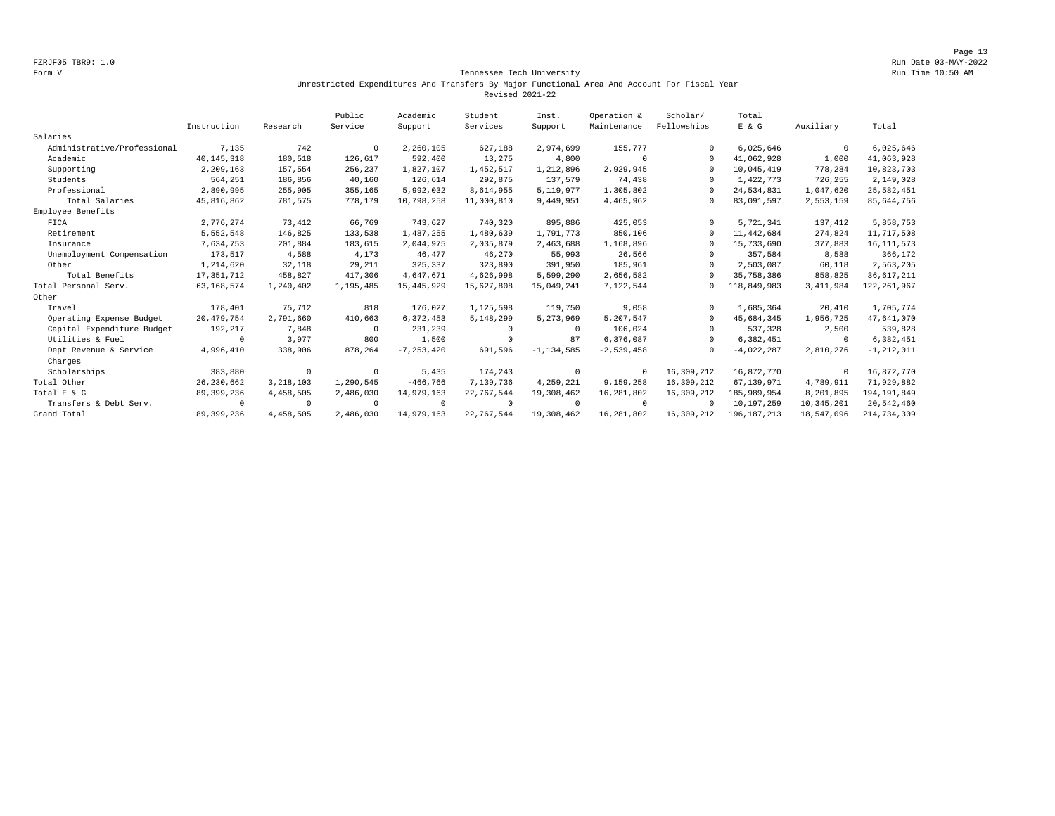Form V

Tennessee Tech University
Unrestricted Expenditures And Transfers By Major Functional Area And Account For Fiscal Year
Revised 2021-22

| | Instruction | Research | Public Service | Academic Support | Student Services | Inst. Support | Operation & Maintenance | Scholar/ Fellowships | Total E & G | Auxiliary | Total |
|---|---|---|---|---|---|---|---|---|---|---|---|
| Salaries | | | | | | | | | | | |
| Administrative/Professional | 7,135 | 742 | 0 | 2,260,105 | 627,188 | 2,974,699 | 155,777 | 0 | 6,025,646 | 0 | 6,025,646 |
| Academic | 40,145,318 | 180,518 | 126,617 | 592,400 | 13,275 | 4,800 | 0 | 0 | 41,062,928 | 1,000 | 41,063,928 |
| Supporting | 2,209,163 | 157,554 | 256,237 | 1,827,107 | 1,452,517 | 1,212,896 | 2,929,945 | 0 | 10,045,419 | 778,284 | 10,823,703 |
| Students | 564,251 | 186,856 | 40,160 | 126,614 | 292,875 | 137,579 | 74,438 | 0 | 1,422,773 | 726,255 | 2,149,028 |
| Professional | 2,890,995 | 255,905 | 355,165 | 5,992,032 | 8,614,955 | 5,119,977 | 1,305,802 | 0 | 24,534,831 | 1,047,620 | 25,582,451 |
| Total Salaries | 45,816,862 | 781,575 | 778,179 | 10,798,258 | 11,000,810 | 9,449,951 | 4,465,962 | 0 | 83,091,597 | 2,553,159 | 85,644,756 |
| Employee Benefits | | | | | | | | | | | |
| FICA | 2,776,274 | 73,412 | 66,769 | 743,627 | 740,320 | 895,886 | 425,053 | 0 | 5,721,341 | 137,412 | 5,858,753 |
| Retirement | 5,552,548 | 146,825 | 133,538 | 1,487,255 | 1,480,639 | 1,791,773 | 850,106 | 0 | 11,442,684 | 274,824 | 11,717,508 |
| Insurance | 7,634,753 | 201,884 | 183,615 | 2,044,975 | 2,035,879 | 2,463,688 | 1,168,896 | 0 | 15,733,690 | 377,883 | 16,111,573 |
| Unemployment Compensation | 173,517 | 4,588 | 4,173 | 46,477 | 46,270 | 55,993 | 26,566 | 0 | 357,584 | 8,588 | 366,172 |
| Other | 1,214,620 | 32,118 | 29,211 | 325,337 | 323,890 | 391,950 | 185,961 | 0 | 2,503,087 | 60,118 | 2,563,205 |
| Total Benefits | 17,351,712 | 458,827 | 417,306 | 4,647,671 | 4,626,998 | 5,599,290 | 2,656,582 | 0 | 35,758,386 | 858,825 | 36,617,211 |
| Total Personal Serv. | 63,168,574 | 1,240,402 | 1,195,485 | 15,445,929 | 15,627,808 | 15,049,241 | 7,122,544 | 0 | 118,849,983 | 3,411,984 | 122,261,967 |
| Other | | | | | | | | | | | |
| Travel | 178,401 | 75,712 | 818 | 176,027 | 1,125,598 | 119,750 | 9,058 | 0 | 1,685,364 | 20,410 | 1,705,774 |
| Operating Expense Budget | 20,479,754 | 2,791,660 | 410,663 | 6,372,453 | 5,148,299 | 5,273,969 | 5,207,547 | 0 | 45,684,345 | 1,956,725 | 47,641,070 |
| Capital Expenditure Budget | 192,217 | 7,848 | 0 | 231,239 | 0 | 0 | 106,024 | 0 | 537,328 | 2,500 | 539,828 |
| Utilities & Fuel | 0 | 3,977 | 800 | 1,500 | 0 | 87 | 6,376,087 | 0 | 6,382,451 | 0 | 6,382,451 |
| Dept Revenue & Service Charges | 4,996,410 | 338,906 | 878,264 | -7,253,420 | 691,596 | -1,134,585 | -2,539,458 | 0 | -4,022,287 | 2,810,276 | -1,212,011 |
| Scholarships | 383,880 | 0 | 0 | 5,435 | 174,243 | 0 | 0 | 16,309,212 | 16,872,770 | 0 | 16,872,770 |
| Total Other | 26,230,662 | 3,218,103 | 1,290,545 | -466,766 | 7,139,736 | 4,259,221 | 9,159,258 | 16,309,212 | 67,139,971 | 4,789,911 | 71,929,882 |
| Total E & G | 89,399,236 | 4,458,505 | 2,486,030 | 14,979,163 | 22,767,544 | 19,308,462 | 16,281,802 | 16,309,212 | 185,989,954 | 8,201,895 | 194,191,849 |
| Transfers & Debt Serv. | 0 | 0 | 0 | 0 | 0 | 0 | 0 | 0 | 10,197,259 | 10,345,201 | 20,542,460 |
| Grand Total | 89,399,236 | 4,458,505 | 2,486,030 | 14,979,163 | 22,767,544 | 19,308,462 | 16,281,802 | 16,309,212 | 196,187,213 | 18,547,096 | 214,734,309 |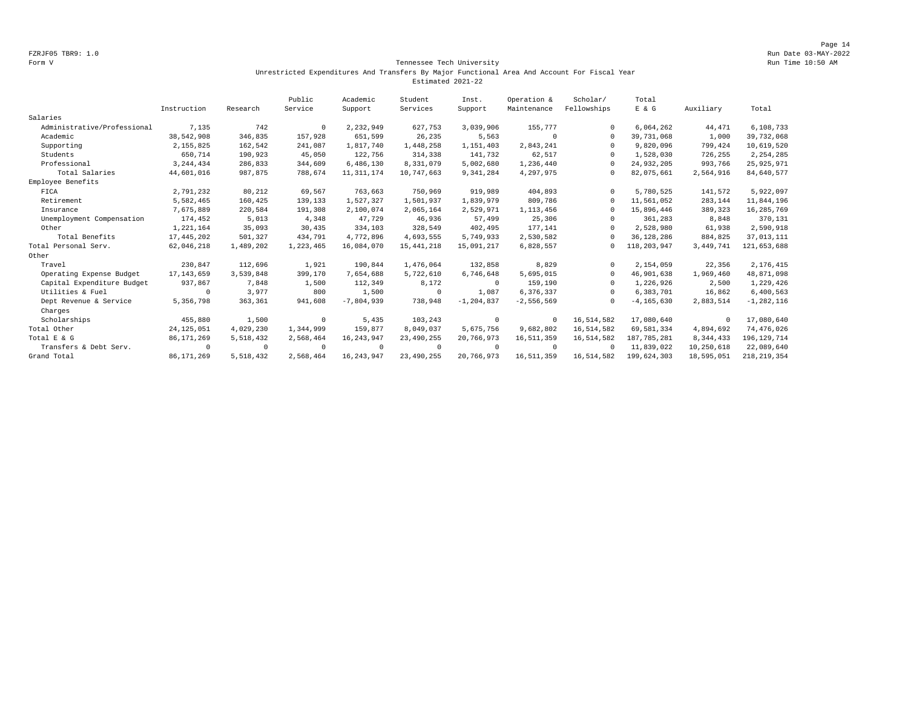FZRJF05 TBR9: 1.0

Form V

Run Date 03-MAY-2022

Run Time 10:50 AM

## Tennessee Tech University

### Unrestricted Expenditures And Transfers By Major Functional Area And Account For Fiscal Year

### Estimated 2021-22

| | Instruction | Research | Public Service | Academic Support | Student Services | Inst. Support | Operation & Maintenance | Scholar/ Fellowships | Total E & G | Auxiliary | Total |
|---|---|---|---|---|---|---|---|---|---|---|---|
| Salaries | | | | | | | | | | | |
| Administrative/Professional | 7,135 | 742 | 0 | 2,232,949 | 627,753 | 3,039,906 | 155,777 | 0 | 6,064,262 | 44,471 | 6,108,733 |
| Academic | 38,542,908 | 346,835 | 157,928 | 651,599 | 26,235 | 5,563 | 0 | 0 | 39,731,068 | 1,000 | 39,732,068 |
| Supporting | 2,155,825 | 162,542 | 241,087 | 1,817,740 | 1,448,258 | 1,151,403 | 2,843,241 | 0 | 9,820,096 | 799,424 | 10,619,520 |
| Students | 650,714 | 190,923 | 45,050 | 122,756 | 314,338 | 141,732 | 62,517 | 0 | 1,528,030 | 726,255 | 2,254,285 |
| Professional | 3,244,434 | 286,833 | 344,609 | 6,486,130 | 8,331,079 | 5,002,680 | 1,236,440 | 0 | 24,932,205 | 993,766 | 25,925,971 |
| Total Salaries | 44,601,016 | 987,875 | 788,674 | 11,311,174 | 10,747,663 | 9,341,284 | 4,297,975 | 0 | 82,075,661 | 2,564,916 | 84,640,577 |
| Employee Benefits | | | | | | | | | | | |
| FICA | 2,791,232 | 80,212 | 69,567 | 763,663 | 750,969 | 919,989 | 404,893 | 0 | 5,780,525 | 141,572 | 5,922,097 |
| Retirement | 5,582,465 | 160,425 | 139,133 | 1,527,327 | 1,501,937 | 1,839,979 | 809,786 | 0 | 11,561,052 | 283,144 | 11,844,196 |
| Insurance | 7,675,889 | 220,584 | 191,308 | 2,100,074 | 2,065,164 | 2,529,971 | 1,113,456 | 0 | 15,896,446 | 389,323 | 16,285,769 |
| Unemployment Compensation | 174,452 | 5,013 | 4,348 | 47,729 | 46,936 | 57,499 | 25,306 | 0 | 361,283 | 8,848 | 370,131 |
| Other | 1,221,164 | 35,093 | 30,435 | 334,103 | 328,549 | 402,495 | 177,141 | 0 | 2,528,980 | 61,938 | 2,590,918 |
| Total Benefits | 17,445,202 | 501,327 | 434,791 | 4,772,896 | 4,693,555 | 5,749,933 | 2,530,582 | 0 | 36,128,286 | 884,825 | 37,013,111 |
| Total Personal Serv. | 62,046,218 | 1,489,202 | 1,223,465 | 16,084,070 | 15,441,218 | 15,091,217 | 6,828,557 | 0 | 118,203,947 | 3,449,741 | 121,653,688 |
| Other | | | | | | | | | | | |
| Travel | 230,847 | 112,696 | 1,921 | 190,844 | 1,476,064 | 132,858 | 8,829 | 0 | 2,154,059 | 22,356 | 2,176,415 |
| Operating Expense Budget | 17,143,659 | 3,539,848 | 399,170 | 7,654,688 | 5,722,610 | 6,746,648 | 5,695,015 | 0 | 46,901,638 | 1,969,460 | 48,871,098 |
| Capital Expenditure Budget | 937,867 | 7,848 | 1,500 | 112,349 | 8,172 | 0 | 159,190 | 0 | 1,226,926 | 2,500 | 1,229,426 |
| Utilities & Fuel | 0 | 3,977 | 800 | 1,500 | 0 | 1,087 | 6,376,337 | 0 | 6,383,701 | 16,862 | 6,400,563 |
| Dept Revenue & Service Charges | 5,356,798 | 363,361 | 941,608 | -7,804,939 | 738,948 | -1,204,837 | -2,556,569 | 0 | -4,165,630 | 2,883,514 | -1,282,116 |
| Scholarships | 455,880 | 1,500 | 0 | 5,435 | 103,243 | 0 | 0 | 16,514,582 | 17,080,640 | 0 | 17,080,640 |
| Total Other | 24,125,051 | 4,029,230 | 1,344,999 | 159,877 | 8,049,037 | 5,675,756 | 9,682,802 | 16,514,582 | 69,581,334 | 4,894,692 | 74,476,026 |
| Total E & G | 86,171,269 | 5,518,432 | 2,568,464 | 16,243,947 | 23,490,255 | 20,766,973 | 16,511,359 | 16,514,582 | 187,785,281 | 8,344,433 | 196,129,714 |
| Transfers & Debt Serv. | 0 | 0 | 0 | 0 | 0 | 0 | 0 | 0 | 11,839,022 | 10,250,618 | 22,089,640 |
| Grand Total | 86,171,269 | 5,518,432 | 2,568,464 | 16,243,947 | 23,490,255 | 20,766,973 | 16,511,359 | 16,514,582 | 199,624,303 | 18,595,051 | 218,219,354 |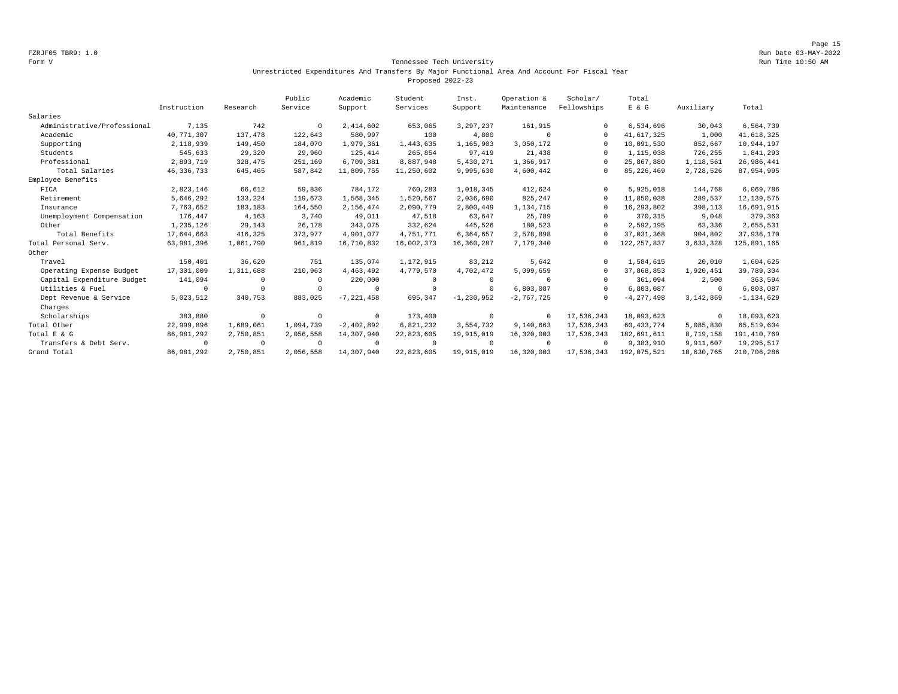FZRJF05 TBR9: 1.0
Form V

Run Date 03-MAY-2022
Run Time 10:50 AM

Tennessee Tech University
Unrestricted Expenditures And Transfers By Major Functional Area And Account For Fiscal Year
Proposed 2022-23

| | Instruction | Research | Public Service | Academic Support | Student Services | Inst. Support | Operation & Maintenance | Scholar/ Fellowships | Total E & G | Auxiliary | Total |
|---|---|---|---|---|---|---|---|---|---|---|---|
| Salaries | | | | | | | | | | | |
| Administrative/Professional | 7,135 | 742 | 0 | 2,414,602 | 653,065 | 3,297,237 | 161,915 | 0 | 6,534,696 | 30,043 | 6,564,739 |
| Academic | 40,771,307 | 137,478 | 122,643 | 580,997 | 100 | 4,800 | 0 | 0 | 41,617,325 | 1,000 | 41,618,325 |
| Supporting | 2,118,939 | 149,450 | 184,070 | 1,979,361 | 1,443,635 | 1,165,903 | 3,050,172 | 0 | 10,091,530 | 852,667 | 10,944,197 |
| Students | 545,633 | 29,320 | 29,960 | 125,414 | 265,854 | 97,419 | 21,438 | 0 | 1,115,038 | 726,255 | 1,841,293 |
| Professional | 2,893,719 | 328,475 | 251,169 | 6,709,381 | 8,887,948 | 5,430,271 | 1,366,917 | 0 | 25,867,880 | 1,118,561 | 26,986,441 |
| Total Salaries | 46,336,733 | 645,465 | 587,842 | 11,809,755 | 11,250,602 | 9,995,630 | 4,600,442 | 0 | 85,226,469 | 2,728,526 | 87,954,995 |
| Employee Benefits | | | | | | | | | | | |
| FICA | 2,823,146 | 66,612 | 59,836 | 784,172 | 760,283 | 1,018,345 | 412,624 | 0 | 5,925,018 | 144,768 | 6,069,786 |
| Retirement | 5,646,292 | 133,224 | 119,673 | 1,568,345 | 1,520,567 | 2,036,690 | 825,247 | 0 | 11,850,038 | 289,537 | 12,139,575 |
| Insurance | 7,763,652 | 183,183 | 164,550 | 2,156,474 | 2,090,779 | 2,800,449 | 1,134,715 | 0 | 16,293,802 | 398,113 | 16,691,915 |
| Unemployment Compensation | 176,447 | 4,163 | 3,740 | 49,011 | 47,518 | 63,647 | 25,789 | 0 | 370,315 | 9,048 | 379,363 |
| Other | 1,235,126 | 29,143 | 26,178 | 343,075 | 332,624 | 445,526 | 180,523 | 0 | 2,592,195 | 63,336 | 2,655,531 |
| Total Benefits | 17,644,663 | 416,325 | 373,977 | 4,901,077 | 4,751,771 | 6,364,657 | 2,578,898 | 0 | 37,031,368 | 904,802 | 37,936,170 |
| Total Personal Serv. | 63,981,396 | 1,061,790 | 961,819 | 16,710,832 | 16,002,373 | 16,360,287 | 7,179,340 | 0 | 122,257,837 | 3,633,328 | 125,891,165 |
| Other | | | | | | | | | | | |
| Travel | 150,401 | 36,620 | 751 | 135,074 | 1,172,915 | 83,212 | 5,642 | 0 | 1,584,615 | 20,010 | 1,604,625 |
| Operating Expense Budget | 17,301,009 | 1,311,688 | 210,963 | 4,463,492 | 4,779,570 | 4,702,472 | 5,099,659 | 0 | 37,868,853 | 1,920,451 | 39,789,304 |
| Capital Expenditure Budget | 141,094 | 0 | 0 | 220,000 | 0 | 0 | 0 | 0 | 361,094 | 2,500 | 363,594 |
| Utilities & Fuel | 0 | 0 | 0 | 0 | 0 | 0 | 6,803,087 | 0 | 6,803,087 | 0 | 6,803,087 |
| Dept Revenue & Service Charges | 5,023,512 | 340,753 | 883,025 | -7,221,458 | 695,347 | -1,230,952 | -2,767,725 | 0 | -4,277,498 | 3,142,869 | -1,134,629 |
| Scholarships | 383,880 | 0 | 0 | 0 | 173,400 | 0 | 0 | 17,536,343 | 18,093,623 | 0 | 18,093,623 |
| Total Other | 22,999,896 | 1,689,061 | 1,094,739 | -2,402,892 | 6,821,232 | 3,554,732 | 9,140,663 | 17,536,343 | 60,433,774 | 5,085,830 | 65,519,604 |
| Total E & G | 86,981,292 | 2,750,851 | 2,056,558 | 14,307,940 | 22,823,605 | 19,915,019 | 16,320,003 | 17,536,343 | 182,691,611 | 8,719,158 | 191,410,769 |
| Transfers & Debt Serv. | 0 | 0 | 0 | 0 | 0 | 0 | 0 | 0 | 9,383,910 | 9,911,607 | 19,295,517 |
| Grand Total | 86,981,292 | 2,750,851 | 2,056,558 | 14,307,940 | 22,823,605 | 19,915,019 | 16,320,003 | 17,536,343 | 192,075,521 | 18,630,765 | 210,706,286 |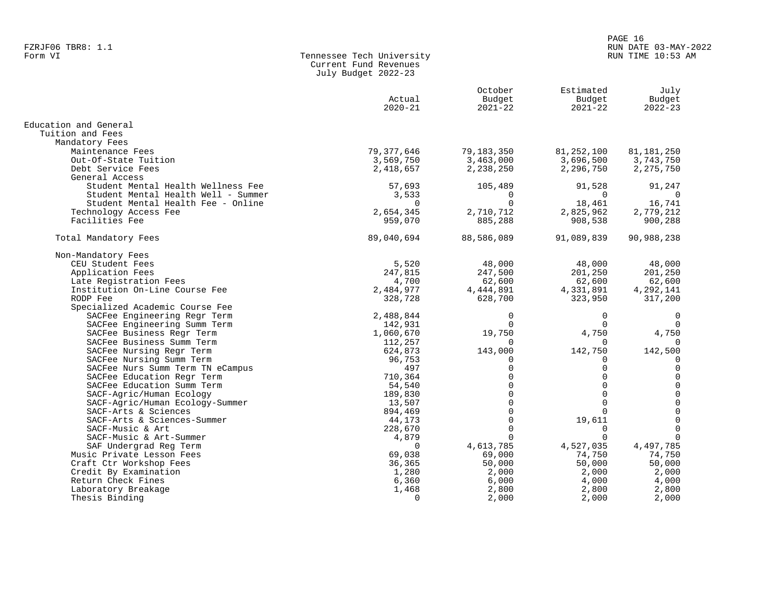FZRJF06 TBR8: 1.1
Form VI

Tennessee Tech University
Current Fund Revenues
July Budget 2022-23

| | Actual 2020-21 | October Budget 2021-22 | Estimated Budget 2021-22 | July Budget 2022-23 |
|---|---|---|---|---|
| Education and General | | | | |
| Tuition and Fees | | | | |
| Mandatory Fees | | | | |
| Maintenance Fees | 79,377,646 | 79,183,350 | 81,252,100 | 81,181,250 |
| Out-Of-State Tuition | 3,569,750 | 3,463,000 | 3,696,500 | 3,743,750 |
| Debt Service Fees | 2,418,657 | 2,238,250 | 2,296,750 | 2,275,750 |
| General Access | | | | |
| Student Mental Health Wellness Fee | 57,693 | 105,489 | 91,528 | 91,247 |
| Student Mental Health Well - Summer | 3,533 | 0 | 0 | 0 |
| Student Mental Health Fee - Online | 0 | 0 | 18,461 | 16,741 |
| Technology Access Fee | 2,654,345 | 2,710,712 | 2,825,962 | 2,779,212 |
| Facilities Fee | 959,070 | 885,288 | 908,538 | 900,288 |
| Total Mandatory Fees | 89,040,694 | 88,586,089 | 91,089,839 | 90,988,238 |
| Non-Mandatory Fees | | | | |
| CEU Student Fees | 5,520 | 48,000 | 48,000 | 48,000 |
| Application Fees | 247,815 | 247,500 | 201,250 | 201,250 |
| Late Registration Fees | 4,700 | 62,600 | 62,600 | 62,600 |
| Institution On-Line Course Fee | 2,484,977 | 4,444,891 | 4,331,891 | 4,292,141 |
| RODP Fee | 328,728 | 628,700 | 323,950 | 317,200 |
| Specialized Academic Course Fee | | | | |
| SACFee Engineering Regr Term | 2,488,844 | 0 | 0 | 0 |
| SACFee Engineering Summ Term | 142,931 | 0 | 0 | 0 |
| SACFee Business Regr Term | 1,060,670 | 19,750 | 4,750 | 4,750 |
| SACFee Business Summ Term | 112,257 | 0 | 0 | 0 |
| SACFee Nursing Regr Term | 624,873 | 143,000 | 142,750 | 142,500 |
| SACFee Nursing Summ Term | 96,753 | 0 | 0 | 0 |
| SACFee Nurs Summ Term TN eCampus | 497 | 0 | 0 | 0 |
| SACFee Education Regr Term | 710,364 | 0 | 0 | 0 |
| SACFee Education Summ Term | 54,540 | 0 | 0 | 0 |
| SACF-Agric/Human Ecology | 189,830 | 0 | 0 | 0 |
| SACF-Agric/Human Ecology-Summer | 13,507 | 0 | 0 | 0 |
| SACF-Arts & Sciences | 894,469 | 0 | 0 | 0 |
| SACF-Arts & Sciences-Summer | 44,173 | 0 | 19,611 | 0 |
| SACF-Music & Art | 228,670 | 0 | 0 | 0 |
| SACF-Music & Art-Summer | 4,879 | 0 | 0 | 0 |
| SAF Undergrad Reg Term | 0 | 4,613,785 | 4,527,035 | 4,497,785 |
| Music Private Lesson Fees | 69,038 | 69,000 | 74,750 | 74,750 |
| Craft Ctr Workshop Fees | 36,365 | 50,000 | 50,000 | 50,000 |
| Credit By Examination | 1,280 | 2,000 | 2,000 | 2,000 |
| Return Check Fines | 6,360 | 6,000 | 4,000 | 4,000 |
| Laboratory Breakage | 1,468 | 2,800 | 2,800 | 2,800 |
| Thesis Binding | 0 | 2,000 | 2,000 | 2,000 |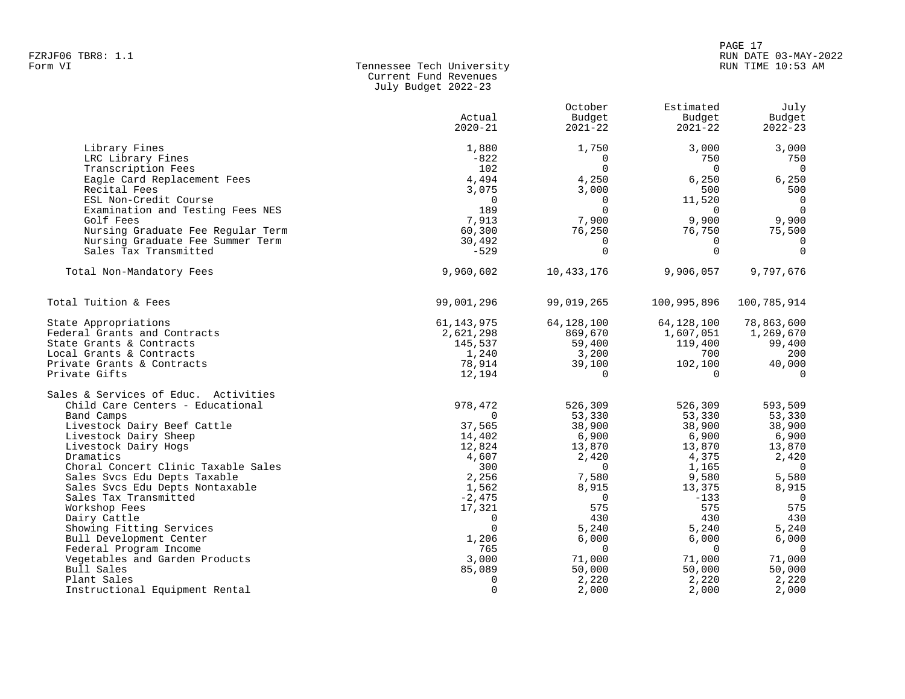FZRJF06 TBR8: 1.1
Form VI

# Tennessee Tech University
## Current Fund Revenues
### July Budget 2022-23

| | Actual 2020-21 | October Budget 2021-22 | Estimated Budget 2021-22 | July Budget 2022-23 |
|---|---|---|---|---|
| Library Fines | 1,880 | 1,750 | 3,000 | 3,000 |
| LRC Library Fines | -822 | 0 | 750 | 750 |
| Transcription Fees | 102 | 0 | 0 | 0 |
| Eagle Card Replacement Fees | 4,494 | 4,250 | 6,250 | 6,250 |
| Recital Fees | 3,075 | 3,000 | 500 | 500 |
| ESL Non-Credit Course | 0 | 0 | 11,520 | 0 |
| Examination and Testing Fees NES | 189 | 0 | 0 | 0 |
| Golf Fees | 7,913 | 7,900 | 9,900 | 9,900 |
| Nursing Graduate Fee Regular Term | 60,300 | 76,250 | 76,750 | 75,500 |
| Nursing Graduate Fee Summer Term | 30,492 | 0 | 0 | 0 |
| Sales Tax Transmitted | -529 | 0 | 0 | 0 |
| Total Non-Mandatory Fees | 9,960,602 | 10,433,176 | 9,906,057 | 9,797,676 |
| Total Tuition & Fees | 99,001,296 | 99,019,265 | 100,995,896 | 100,785,914 |
| State Appropriations | 61,143,975 | 64,128,100 | 64,128,100 | 78,863,600 |
| Federal Grants and Contracts | 2,621,298 | 869,670 | 1,607,051 | 1,269,670 |
| State Grants & Contracts | 145,537 | 59,400 | 119,400 | 99,400 |
| Local Grants & Contracts | 1,240 | 3,200 | 700 | 200 |
| Private Grants & Contracts | 78,914 | 39,100 | 102,100 | 40,000 |
| Private Gifts | 12,194 | 0 | 0 | 0 |
| Sales & Services of Educ. Activities | | | | |
| Child Care Centers - Educational | 978,472 | 526,309 | 526,309 | 593,509 |
| Band Camps | 0 | 53,330 | 53,330 | 53,330 |
| Livestock Dairy Beef Cattle | 37,565 | 38,900 | 38,900 | 38,900 |
| Livestock Dairy Sheep | 14,402 | 6,900 | 6,900 | 6,900 |
| Livestock Dairy Hogs | 12,824 | 13,870 | 13,870 | 13,870 |
| Dramatics | 4,607 | 2,420 | 4,375 | 2,420 |
| Choral Concert Clinic Taxable Sales | 300 | 0 | 1,165 | 0 |
| Sales Svcs Edu Depts Taxable | 2,256 | 7,580 | 9,580 | 5,580 |
| Sales Svcs Edu Depts Nontaxable | 1,562 | 8,915 | 13,375 | 8,915 |
| Sales Tax Transmitted | -2,475 | 0 | -133 | 0 |
| Workshop Fees | 17,321 | 575 | 575 | 575 |
| Dairy Cattle | 0 | 430 | 430 | 430 |
| Showing Fitting Services | 0 | 5,240 | 5,240 | 5,240 |
| Bull Development Center | 1,206 | 6,000 | 6,000 | 6,000 |
| Federal Program Income | 765 | 0 | 0 | 0 |
| Vegetables and Garden Products | 3,000 | 71,000 | 71,000 | 71,000 |
| Bull Sales | 85,089 | 50,000 | 50,000 | 50,000 |
| Plant Sales | 0 | 2,220 | 2,220 | 2,220 |
| Instructional Equipment Rental | 0 | 2,000 | 2,000 | 2,000 |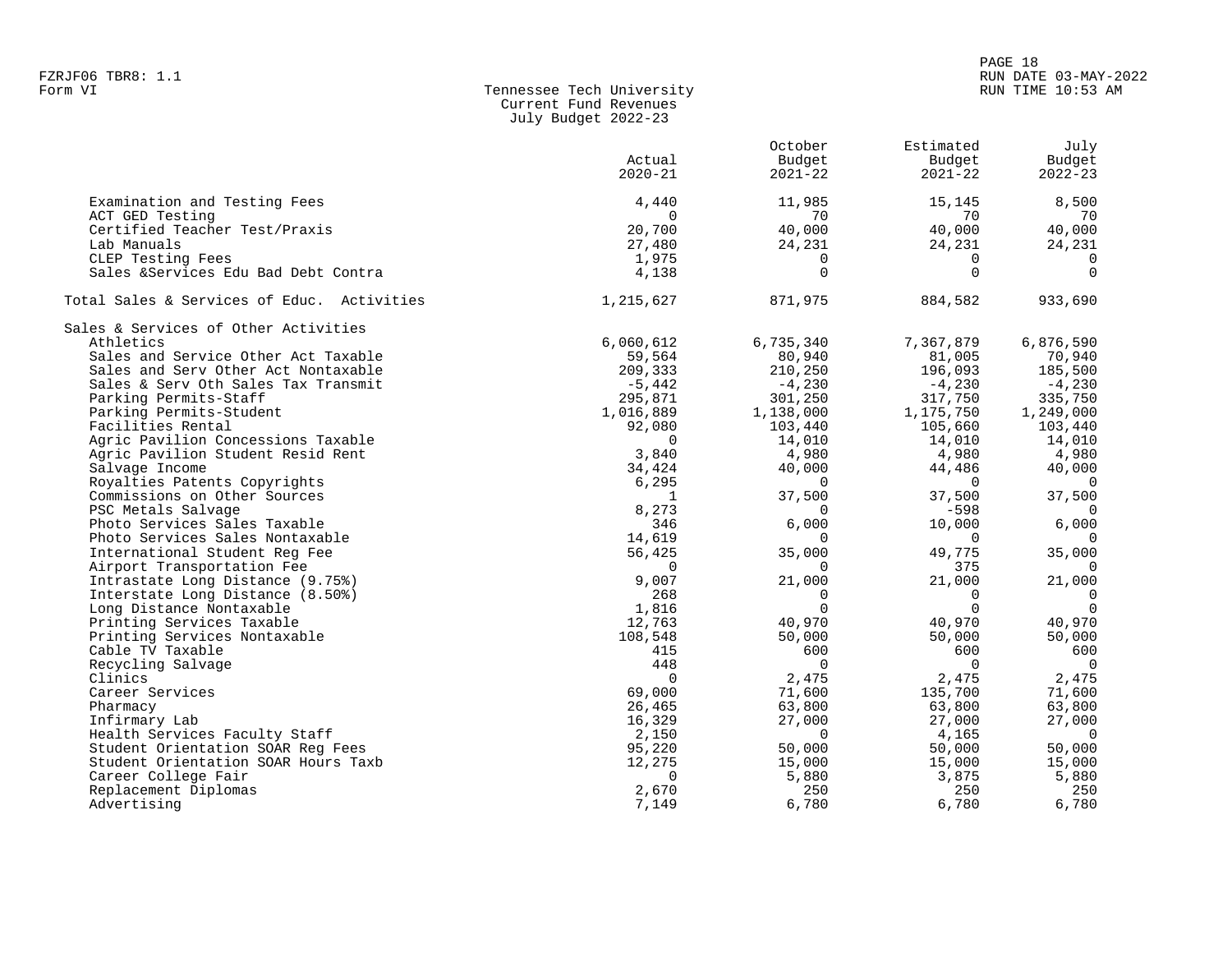FZRJF06 TBR8: 1.1
Form VI

## Tennessee Tech University
### Current Fund Revenues
### July Budget 2022-23

| | Actual 2020-21 | October Budget 2021-22 | Estimated Budget 2021-22 | July Budget 2022-23 |
|---|---|---|---|---|
| Examination and Testing Fees | 4,440 | 11,985 | 15,145 | 8,500 |
| ACT GED Testing | 0 | 70 | 70 | 70 |
| Certified Teacher Test/Praxis | 20,700 | 40,000 | 40,000 | 40,000 |
| Lab Manuals | 27,480 | 24,231 | 24,231 | 24,231 |
| CLEP Testing Fees | 1,975 | 0 | 0 | 0 |
| Sales &Services Edu Bad Debt Contra | 4,138 | 0 | 0 | 0 |
| Total Sales & Services of Educ. Activities | 1,215,627 | 871,975 | 884,582 | 933,690 |
| Sales & Services of Other Activities | | | | |
| Athletics | 6,060,612 | 6,735,340 | 7,367,879 | 6,876,590 |
| Sales and Service Other Act Taxable | 59,564 | 80,940 | 81,005 | 70,940 |
| Sales and Serv Other Act Nontaxable | 209,333 | 210,250 | 196,093 | 185,500 |
| Sales & Serv Oth Sales Tax Transmit | -5,442 | -4,230 | -4,230 | -4,230 |
| Parking Permits-Staff | 295,871 | 301,250 | 317,750 | 335,750 |
| Parking Permits-Student | 1,016,889 | 1,138,000 | 1,175,750 | 1,249,000 |
| Facilities Rental | 92,080 | 103,440 | 105,660 | 103,440 |
| Agric Pavilion Concessions Taxable | 0 | 14,010 | 14,010 | 14,010 |
| Agric Pavilion Student Resid Rent | 3,840 | 4,980 | 4,980 | 4,980 |
| Salvage Income | 34,424 | 40,000 | 44,486 | 40,000 |
| Royalties Patents Copyrights | 6,295 | 0 | 0 | 0 |
| Commissions on Other Sources | 1 | 37,500 | 37,500 | 37,500 |
| PSC Metals Salvage | 8,273 | 0 | -598 | 0 |
| Photo Services Sales Taxable | 346 | 6,000 | 10,000 | 6,000 |
| Photo Services Sales Nontaxable | 14,619 | 0 | 0 | 0 |
| International Student Reg Fee | 56,425 | 35,000 | 49,775 | 35,000 |
| Airport Transportation Fee | 0 | 0 | 375 | 0 |
| Intrastate Long Distance (9.75%) | 9,007 | 21,000 | 21,000 | 21,000 |
| Interstate Long Distance (8.50%) | 268 | 0 | 0 | 0 |
| Long Distance Nontaxable | 1,816 | 0 | 0 | 0 |
| Printing Services Taxable | 12,763 | 40,970 | 40,970 | 40,970 |
| Printing Services Nontaxable | 108,548 | 50,000 | 50,000 | 50,000 |
| Cable TV Taxable | 415 | 600 | 600 | 600 |
| Recycling Salvage | 448 | 0 | 0 | 0 |
| Clinics | 0 | 2,475 | 2,475 | 2,475 |
| Career Services | 69,000 | 71,600 | 135,700 | 71,600 |
| Pharmacy | 26,465 | 63,800 | 63,800 | 63,800 |
| Infirmary Lab | 16,329 | 27,000 | 27,000 | 27,000 |
| Health Services Faculty Staff | 2,150 | 0 | 4,165 | 0 |
| Student Orientation SOAR Reg Fees | 95,220 | 50,000 | 50,000 | 50,000 |
| Student Orientation SOAR Hours Taxb | 12,275 | 15,000 | 15,000 | 15,000 |
| Career College Fair | 0 | 5,880 | 3,875 | 5,880 |
| Replacement Diplomas | 2,670 | 250 | 250 | 250 |
| Advertising | 7,149 | 6,780 | 6,780 | 6,780 |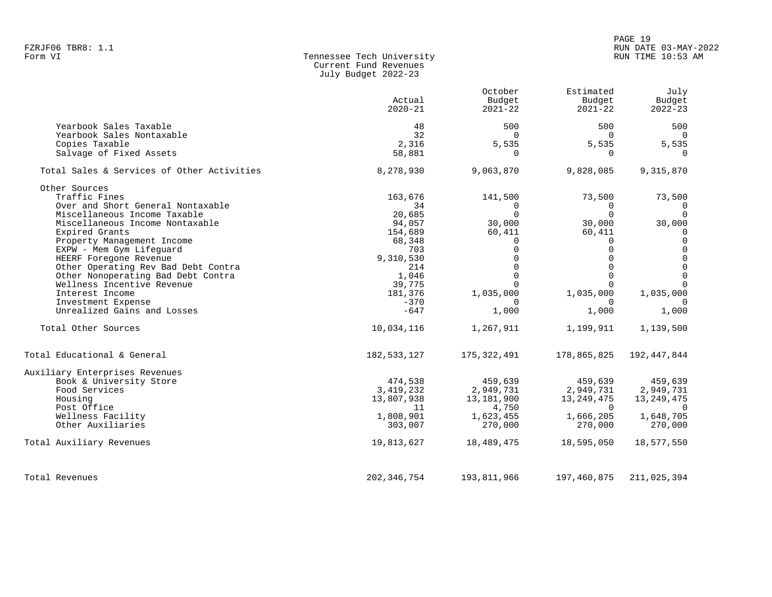FZRJF06 TBR8: 1.1
Form VI

## Tennessee Tech University
### Current Fund Revenues
### July Budget 2022-23

| | Actual 2020-21 | October Budget 2021-22 | Estimated Budget 2021-22 | July Budget 2022-23 |
|---|---|---|---|---|
| Yearbook Sales Taxable | 48 | 500 | 500 | 500 |
| Yearbook Sales Nontaxable | 32 | 0 | 0 | 0 |
| Copies Taxable | 2,316 | 5,535 | 5,535 | 5,535 |
| Salvage of Fixed Assets | 58,881 | 0 | 0 | 0 |
| Total Sales & Services of Other Activities | 8,278,930 | 9,063,870 | 9,828,085 | 9,315,870 |
| Other Sources | | | | |
| Traffic Fines | 163,676 | 141,500 | 73,500 | 73,500 |
| Over and Short General Nontaxable | 34 | 0 | 0 | 0 |
| Miscellaneous Income Taxable | 20,685 | 0 | 0 | 0 |
| Miscellaneous Income Nontaxable | 94,057 | 30,000 | 30,000 | 30,000 |
| Expired Grants | 154,689 | 60,411 | 60,411 | 0 |
| Property Management Income | 68,348 | 0 | 0 | 0 |
| EXPW - Mem Gym Lifeguard | 703 | 0 | 0 | 0 |
| HEERF Foregone Revenue | 9,310,530 | 0 | 0 | 0 |
| Other Operating Rev Bad Debt Contra | 214 | 0 | 0 | 0 |
| Other Nonoperating Bad Debt Contra | 1,046 | 0 | 0 | 0 |
| Wellness Incentive Revenue | 39,775 | 0 | 0 | 0 |
| Interest Income | 181,376 | 1,035,000 | 1,035,000 | 1,035,000 |
| Investment Expense | -370 | 0 | 0 | 0 |
| Unrealized Gains and Losses | -647 | 1,000 | 1,000 | 1,000 |
| Total Other Sources | 10,034,116 | 1,267,911 | 1,199,911 | 1,139,500 |
| Total Educational & General | 182,533,127 | 175,322,491 | 178,865,825 | 192,447,844 |
| Auxiliary Enterprises Revenues | | | | |
| Book & University Store | 474,538 | 459,639 | 459,639 | 459,639 |
| Food Services | 3,419,232 | 2,949,731 | 2,949,731 | 2,949,731 |
| Housing | 13,807,938 | 13,181,900 | 13,249,475 | 13,249,475 |
| Post Office | 11 | 4,750 | 0 | 0 |
| Wellness Facility | 1,808,901 | 1,623,455 | 1,666,205 | 1,648,705 |
| Other Auxiliaries | 303,007 | 270,000 | 270,000 | 270,000 |
| Total Auxiliary Revenues | 19,813,627 | 18,489,475 | 18,595,050 | 18,577,550 |
| Total Revenues | 202,346,754 | 193,811,966 | 197,460,875 | 211,025,394 |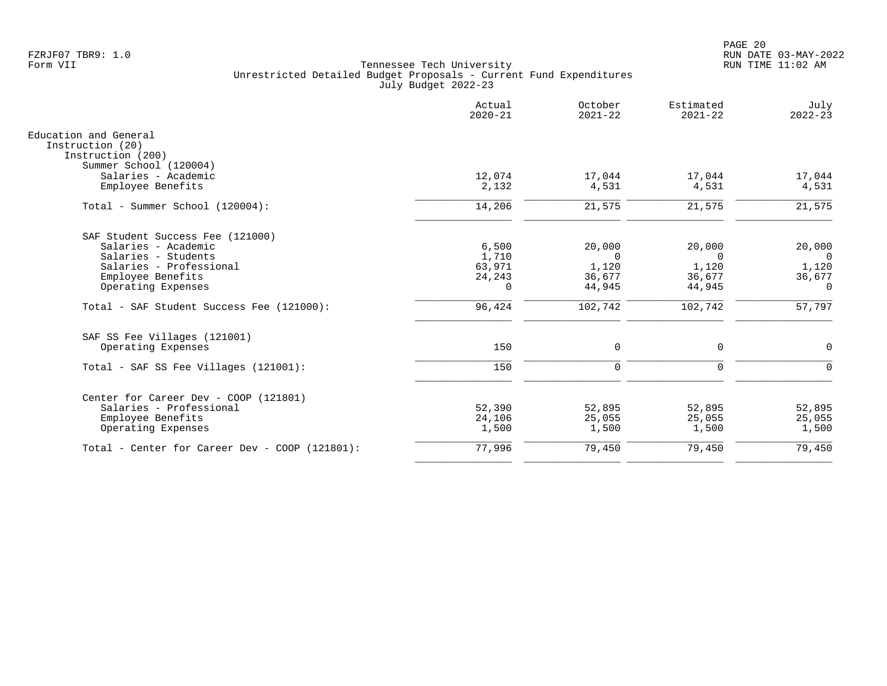FZRJF07 TBR9: 1.0
Form VII

Tennessee Tech University
Unrestricted Detailed Budget Proposals - Current Fund Expenditures
July Budget 2022-23

RUN DATE 03-MAY-2022
RUN TIME 11:02 AM

| | Actual 2020-21 | October 2021-22 | Estimated 2021-22 | July 2022-23 |
|---|---|---|---|---|
| **Education and General** | | | | |
| Instruction (20) | | | | |
| Instruction (200) | | | | |
| Summer School (120004) | | | | |
| Salaries - Academic | 12,074 | 17,044 | 17,044 | 17,044 |
| Employee Benefits | 2,132 | 4,531 | 4,531 | 4,531 |
| Total - Summer School (120004): | 14,206 | 21,575 | 21,575 | 21,575 |
| SAF Student Success Fee (121000) | | | | |
| Salaries - Academic | 6,500 | 20,000 | 20,000 | 20,000 |
| Salaries - Students | 1,710 | 0 | 0 | 0 |
| Salaries - Professional | 63,971 | 1,120 | 1,120 | 1,120 |
| Employee Benefits | 24,243 | 36,677 | 36,677 | 36,677 |
| Operating Expenses | 0 | 44,945 | 44,945 | 0 |
| Total - SAF Student Success Fee (121000): | 96,424 | 102,742 | 102,742 | 57,797 |
| SAF SS Fee Villages (121001) | | | | |
| Operating Expenses | 150 | 0 | 0 | 0 |
| Total - SAF SS Fee Villages (121001): | 150 | 0 | 0 | 0 |
| Center for Career Dev - COOP (121801) | | | | |
| Salaries - Professional | 52,390 | 52,895 | 52,895 | 52,895 |
| Employee Benefits | 24,106 | 25,055 | 25,055 | 25,055 |
| Operating Expenses | 1,500 | 1,500 | 1,500 | 1,500 |
| Total - Center for Career Dev - COOP (121801): | 77,996 | 79,450 | 79,450 | 79,450 |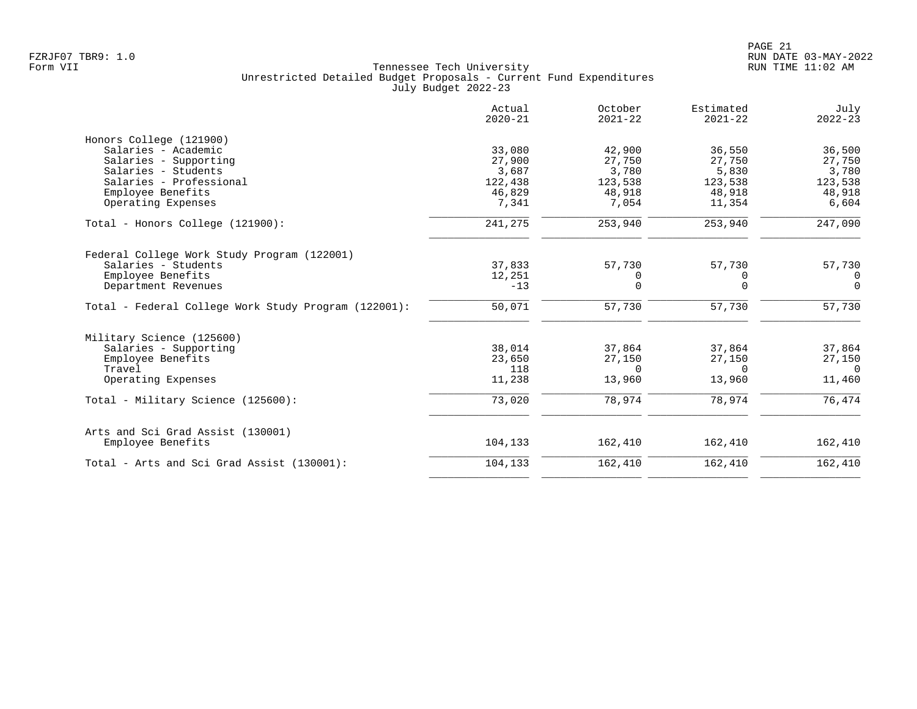Tennessee Tech University
Unrestricted Detailed Budget Proposals - Current Fund Expenditures
July Budget 2022-23

| | Actual 2020-21 | October 2021-22 | Estimated 2021-22 | July 2022-23 |
|---|---|---|---|---|
| **Honors College (121900)** | | | | |
| Salaries - Academic | 33,080 | 42,900 | 36,550 | 36,500 |
| Salaries - Supporting | 27,900 | 27,750 | 27,750 | 27,750 |
| Salaries - Students | 3,687 | 3,780 | 5,830 | 3,780 |
| Salaries - Professional | 122,438 | 123,538 | 123,538 | 123,538 |
| Employee Benefits | 46,829 | 48,918 | 48,918 | 48,918 |
| Operating Expenses | 7,341 | 7,054 | 11,354 | 6,604 |
| Total - Honors College (121900): | 241,275 | 253,940 | 253,940 | 247,090 |
| **Federal College Work Study Program (122001)** | | | | |
| Salaries - Students | 37,833 | 57,730 | 57,730 | 57,730 |
| Employee Benefits | 12,251 | 0 | 0 | 0 |
| Department Revenues | -13 | 0 | 0 | 0 |
| Total - Federal College Work Study Program (122001): | 50,071 | 57,730 | 57,730 | 57,730 |
| **Military Science (125600)** | | | | |
| Salaries - Supporting | 38,014 | 37,864 | 37,864 | 37,864 |
| Employee Benefits | 23,650 | 27,150 | 27,150 | 27,150 |
| Travel | 118 | 0 | 0 | 0 |
| Operating Expenses | 11,238 | 13,960 | 13,960 | 11,460 |
| Total - Military Science (125600): | 73,020 | 78,974 | 78,974 | 76,474 |
| **Arts and Sci Grad Assist (130001)** | | | | |
| Employee Benefits | 104,133 | 162,410 | 162,410 | 162,410 |
| Total - Arts and Sci Grad Assist (130001): | 104,133 | 162,410 | 162,410 | 162,410 |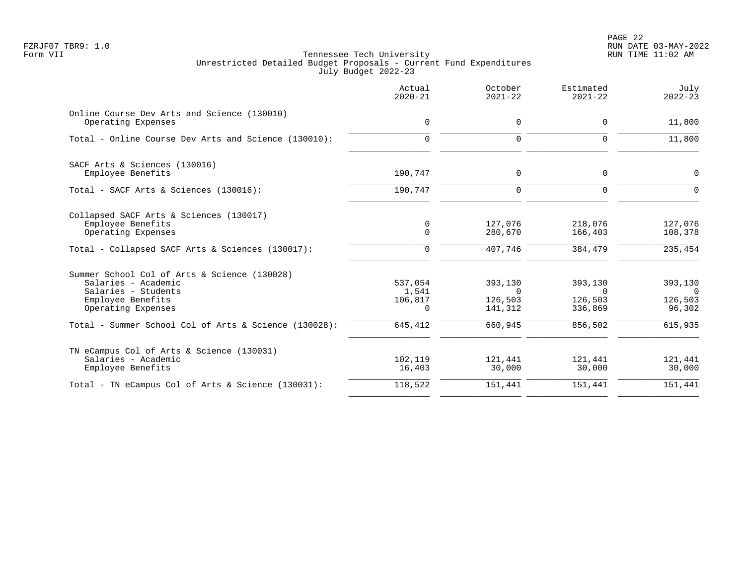FZRJF07 TBR9: 1.0
Form VII

# Tennessee Tech University
## Unrestricted Detailed Budget Proposals - Current Fund Expenditures
### July Budget 2022-23

| | Actual 2020-21 | October 2021-22 | Estimated 2021-22 | July 2022-23 |
|---|---|---|---|---|
| **Online Course Dev Arts and Science (130010)** | | | | |
| Operating Expenses | 0 | 0 | 0 | 11,800 |
| Total - Online Course Dev Arts and Science (130010): | 0 | 0 | 0 | 11,800 |
| **SACF Arts & Sciences (130016)** | | | | |
| Employee Benefits | 190,747 | 0 | 0 | 0 |
| Total - SACF Arts & Sciences (130016): | 190,747 | 0 | 0 | 0 |
| **Collapsed SACF Arts & Sciences (130017)** | | | | |
| Employee Benefits | 0 | 127,076 | 218,076 | 127,076 |
| Operating Expenses | 0 | 280,670 | 166,403 | 108,378 |
| Total - Collapsed SACF Arts & Sciences (130017): | 0 | 407,746 | 384,479 | 235,454 |
| **Summer School Col of Arts & Science (130028)** | | | | |
| Salaries - Academic | 537,054 | 393,130 | 393,130 | 393,130 |
| Salaries - Students | 1,541 | 0 | 0 | 0 |
| Employee Benefits | 106,817 | 126,503 | 126,503 | 126,503 |
| Operating Expenses | 0 | 141,312 | 336,869 | 96,302 |
| Total - Summer School Col of Arts & Science (130028): | 645,412 | 660,945 | 856,502 | 615,935 |
| **TN eCampus Col of Arts & Science (130031)** | | | | |
| Salaries - Academic | 102,119 | 121,441 | 121,441 | 121,441 |
| Employee Benefits | 16,403 | 30,000 | 30,000 | 30,000 |
| Total - TN eCampus Col of Arts & Science (130031): | 118,522 | 151,441 | 151,441 | 151,441 |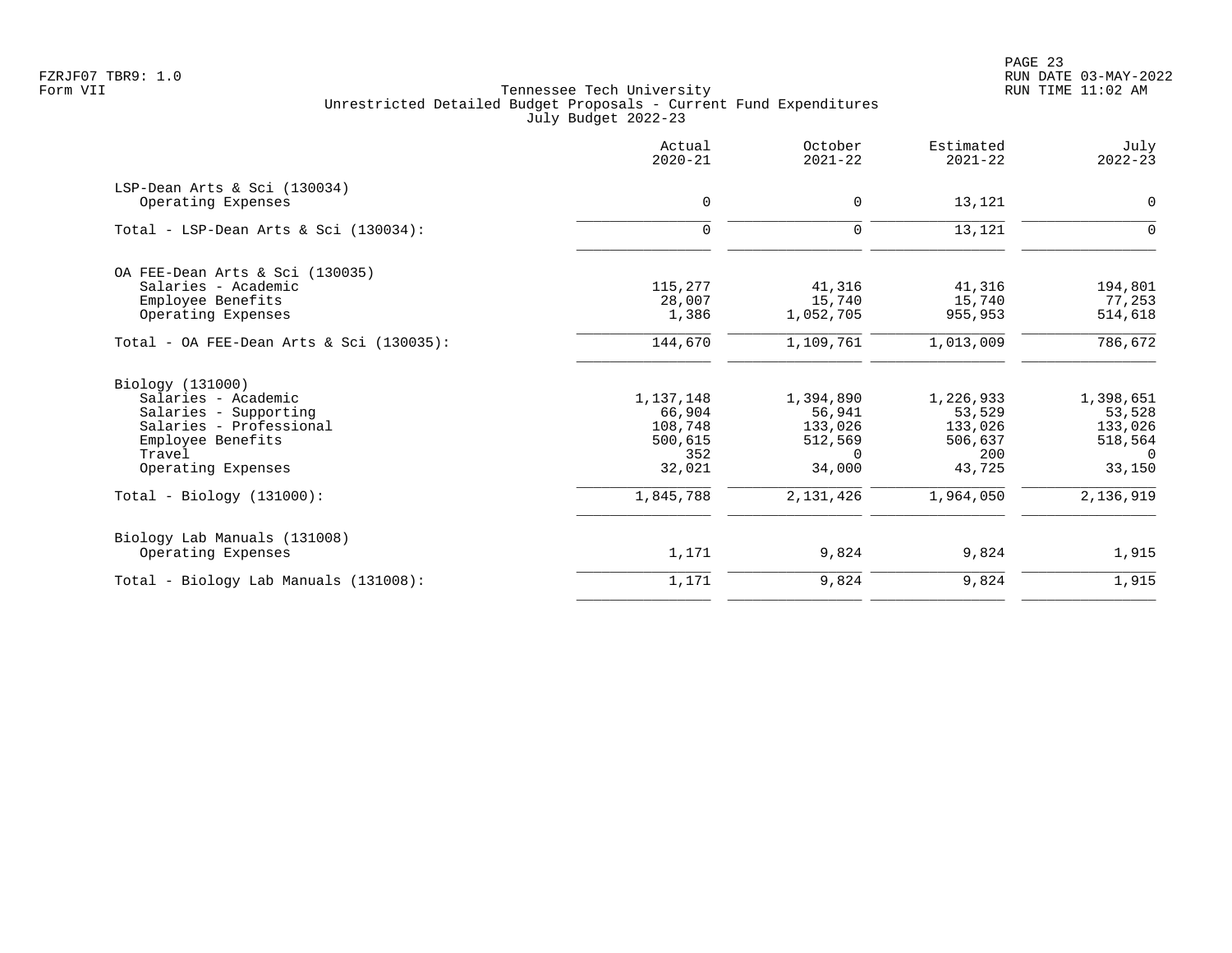Tennessee Tech University
Unrestricted Detailed Budget Proposals - Current Fund Expenditures
July Budget 2022-23

| | Actual 2020-21 | October 2021-22 | Estimated 2021-22 | July 2022-23 |
|---|---|---|---|---|
| **LSP-Dean Arts & Sci (130034)** | | | | |
| Operating Expenses | 0 | 0 | 13,121 | 0 |
| Total - LSP-Dean Arts & Sci (130034): | 0 | 0 | 13,121 | 0 |
| **OA FEE-Dean Arts & Sci (130035)** | | | | |
| Salaries - Academic | 115,277 | 41,316 | 41,316 | 194,801 |
| Employee Benefits | 28,007 | 15,740 | 15,740 | 77,253 |
| Operating Expenses | 1,386 | 1,052,705 | 955,953 | 514,618 |
| Total - OA FEE-Dean Arts & Sci (130035): | 144,670 | 1,109,761 | 1,013,009 | 786,672 |
| **Biology (131000)** | | | | |
| Salaries - Academic | 1,137,148 | 1,394,890 | 1,226,933 | 1,398,651 |
| Salaries - Supporting | 66,904 | 56,941 | 53,529 | 53,528 |
| Salaries - Professional | 108,748 | 133,026 | 133,026 | 133,026 |
| Employee Benefits | 500,615 | 512,569 | 506,637 | 518,564 |
| Travel | 352 | 0 | 200 | 0 |
| Operating Expenses | 32,021 | 34,000 | 43,725 | 33,150 |
| Total - Biology (131000): | 1,845,788 | 2,131,426 | 1,964,050 | 2,136,919 |
| **Biology Lab Manuals (131008)** | | | | |
| Operating Expenses | 1,171 | 9,824 | 9,824 | 1,915 |
| Total - Biology Lab Manuals (131008): | 1,171 | 9,824 | 9,824 | 1,915 |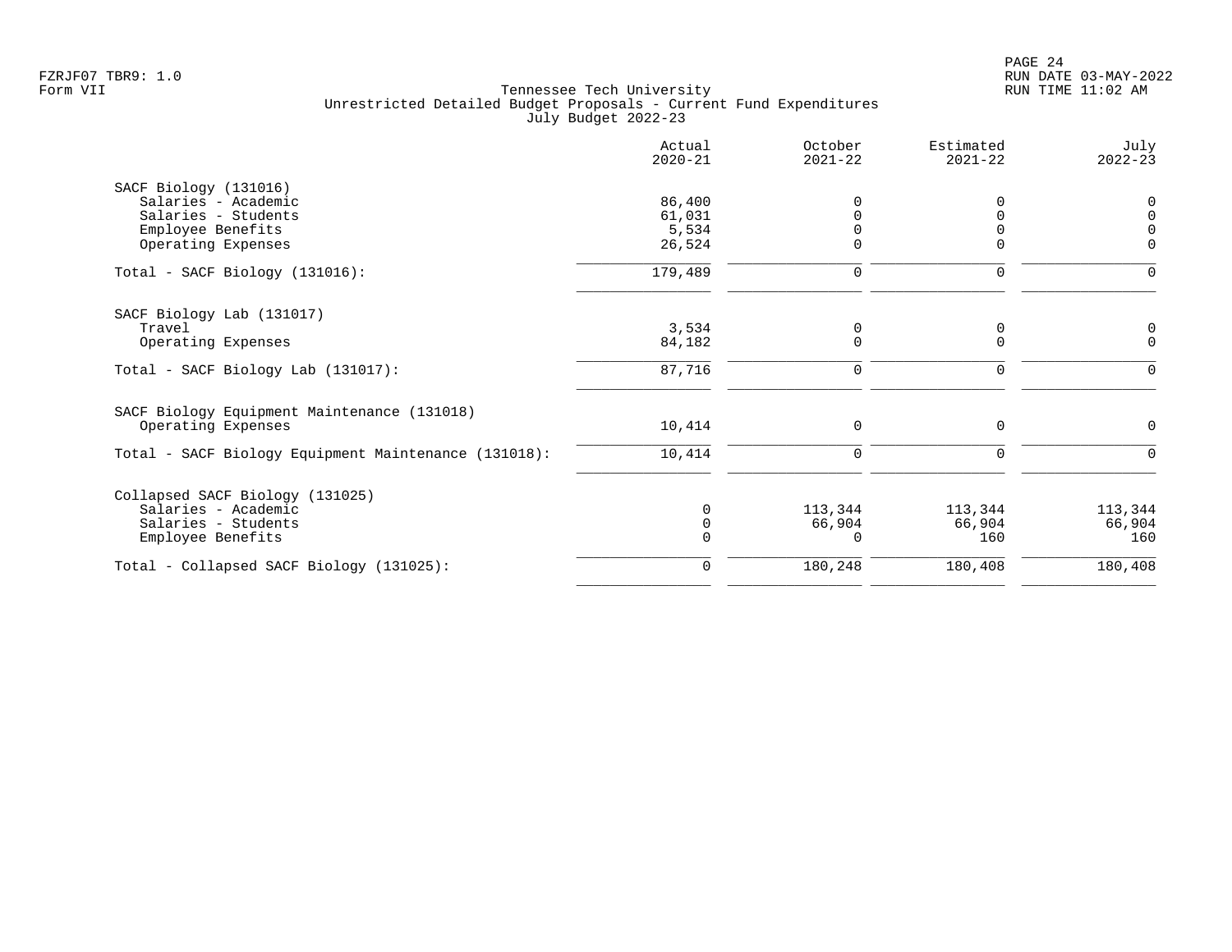Tennessee Tech University
Unrestricted Detailed Budget Proposals - Current Fund Expenditures
July Budget 2022-23

FZRJF07 TBR9: 1.0
Form VII

RUN DATE 03-MAY-2022
RUN TIME 11:02 AM

| | Actual 2020-21 | October 2021-22 | Estimated 2021-22 | July 2022-23 |
|---|---|---|---|---|
| SACF Biology (131016) | | | | |
| Salaries - Academic | 86,400 | 0 | 0 | 0 |
| Salaries - Students | 61,031 | 0 | 0 | 0 |
| Employee Benefits | 5,534 | 0 | 0 | 0 |
| Operating Expenses | 26,524 | 0 | 0 | 0 |
| Total - SACF Biology (131016): | 179,489 | 0 | 0 | 0 |
| SACF Biology Lab (131017) | | | | |
| Travel | 3,534 | 0 | 0 | 0 |
| Operating Expenses | 84,182 | 0 | 0 | 0 |
| Total - SACF Biology Lab (131017): | 87,716 | 0 | 0 | 0 |
| SACF Biology Equipment Maintenance (131018) | | | | |
| Operating Expenses | 10,414 | 0 | 0 | 0 |
| Total - SACF Biology Equipment Maintenance (131018): | 10,414 | 0 | 0 | 0 |
| Collapsed SACF Biology (131025) | | | | |
| Salaries - Academic | 0 | 113,344 | 113,344 | 113,344 |
| Salaries - Students | 0 | 66,904 | 66,904 | 66,904 |
| Employee Benefits | 0 | 0 | 160 | 160 |
| Total - Collapsed SACF Biology (131025): | 0 | 180,248 | 180,408 | 180,408 |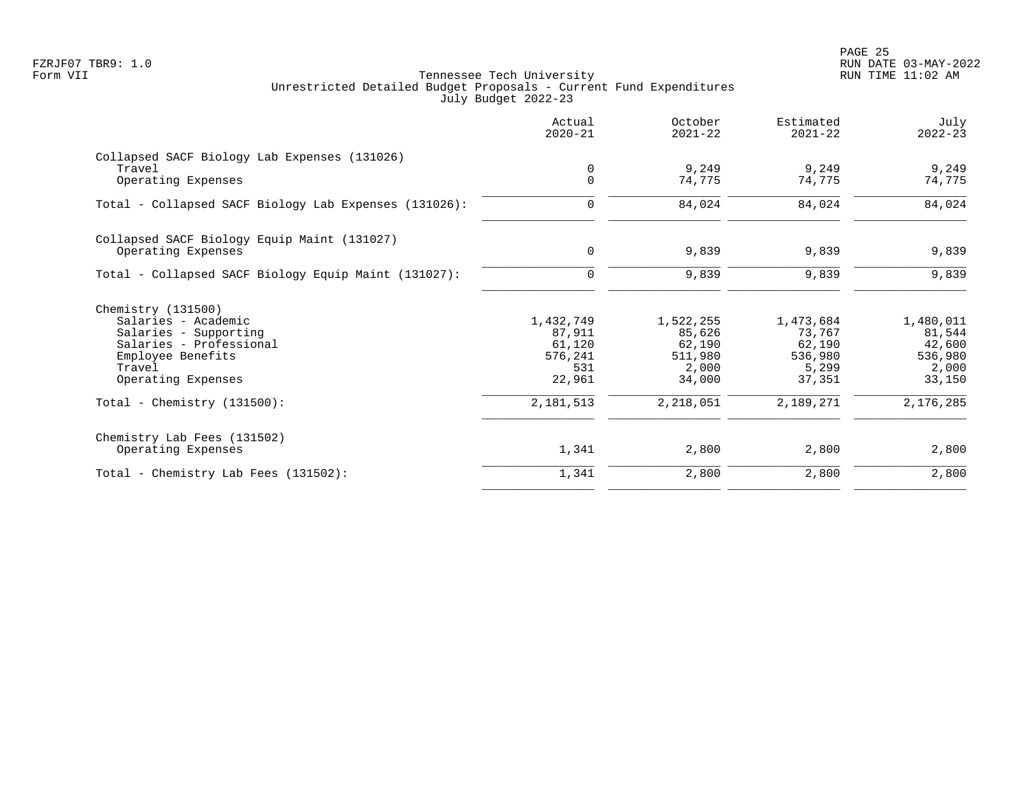Tennessee Tech University
Unrestricted Detailed Budget Proposals - Current Fund Expenditures
July Budget 2022-23

| | Actual 2020-21 | October 2021-22 | Estimated 2021-22 | July 2022-23 |
|---|---|---|---|---|
| **Collapsed SACF Biology Lab Expenses (131026)** | | | | |
| Travel | 0 | 9,249 | 9,249 | 9,249 |
| Operating Expenses | 0 | 74,775 | 74,775 | 74,775 |
| Total - Collapsed SACF Biology Lab Expenses (131026): | 0 | 84,024 | 84,024 | 84,024 |
| **Collapsed SACF Biology Equip Maint (131027)** | | | | |
| Operating Expenses | 0 | 9,839 | 9,839 | 9,839 |
| Total - Collapsed SACF Biology Equip Maint (131027): | 0 | 9,839 | 9,839 | 9,839 |
| **Chemistry (131500)** | | | | |
| Salaries - Academic | 1,432,749 | 1,522,255 | 1,473,684 | 1,480,011 |
| Salaries - Supporting | 87,911 | 85,626 | 73,767 | 81,544 |
| Salaries - Professional | 61,120 | 62,190 | 62,190 | 42,600 |
| Employee Benefits | 576,241 | 511,980 | 536,980 | 536,980 |
| Travel | 531 | 2,000 | 5,299 | 2,000 |
| Operating Expenses | 22,961 | 34,000 | 37,351 | 33,150 |
| Total - Chemistry (131500): | 2,181,513 | 2,218,051 | 2,189,271 | 2,176,285 |
| **Chemistry Lab Fees (131502)** | | | | |
| Operating Expenses | 1,341 | 2,800 | 2,800 | 2,800 |
| Total - Chemistry Lab Fees (131502): | 1,341 | 2,800 | 2,800 | 2,800 |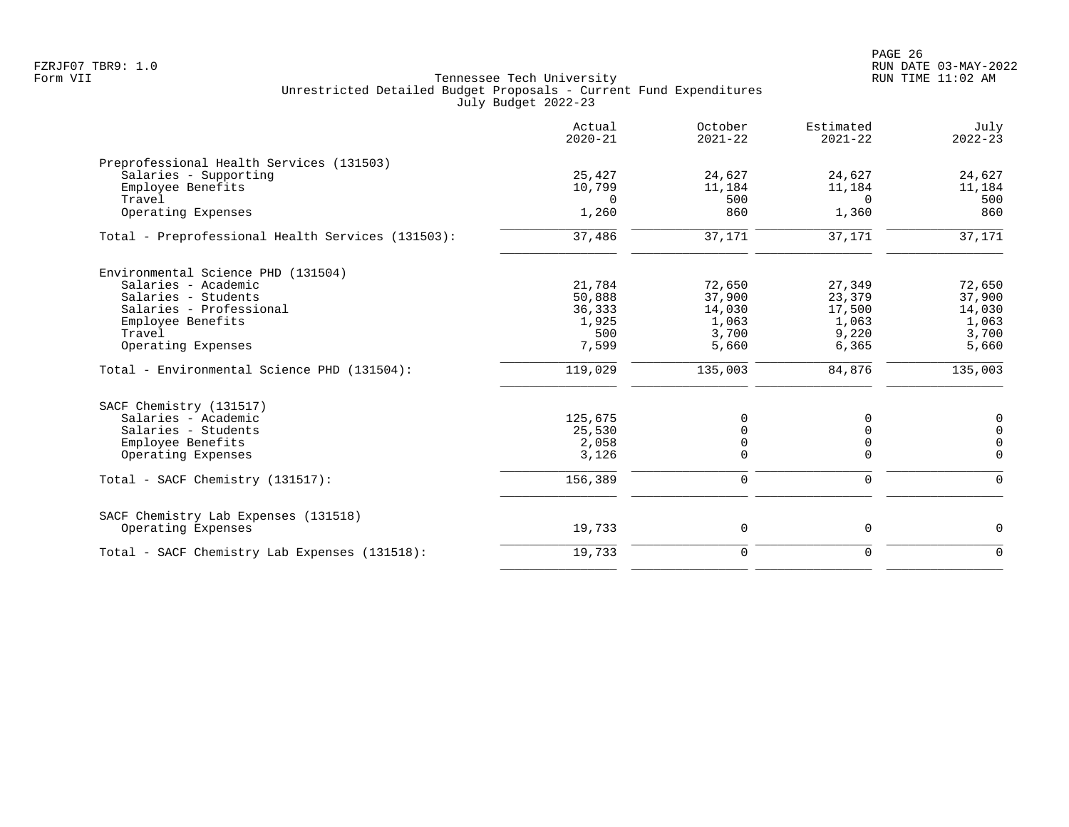Tennessee Tech University
Unrestricted Detailed Budget Proposals - Current Fund Expenditures
July Budget 2022-23

| | Actual 2020-21 | October 2021-22 | Estimated 2021-22 | July 2022-23 |
|---|---|---|---|---|
| **Preprofessional Health Services (131503)** | | | | |
| Salaries - Supporting | 25,427 | 24,627 | 24,627 | 24,627 |
| Employee Benefits | 10,799 | 11,184 | 11,184 | 11,184 |
| Travel | 0 | 500 | 0 | 500 |
| Operating Expenses | 1,260 | 860 | 1,360 | 860 |
| Total - Preprofessional Health Services (131503): | 37,486 | 37,171 | 37,171 | 37,171 |
| **Environmental Science PHD (131504)** | | | | |
| Salaries - Academic | 21,784 | 72,650 | 27,349 | 72,650 |
| Salaries - Students | 50,888 | 37,900 | 23,379 | 37,900 |
| Salaries - Professional | 36,333 | 14,030 | 17,500 | 14,030 |
| Employee Benefits | 1,925 | 1,063 | 1,063 | 1,063 |
| Travel | 500 | 3,700 | 9,220 | 3,700 |
| Operating Expenses | 7,599 | 5,660 | 6,365 | 5,660 |
| Total - Environmental Science PHD (131504): | 119,029 | 135,003 | 84,876 | 135,003 |
| **SACF Chemistry (131517)** | | | | |
| Salaries - Academic | 125,675 | 0 | 0 | 0 |
| Salaries - Students | 25,530 | 0 | 0 | 0 |
| Employee Benefits | 2,058 | 0 | 0 | 0 |
| Operating Expenses | 3,126 | 0 | 0 | 0 |
| Total - SACF Chemistry (131517): | 156,389 | 0 | 0 | 0 |
| **SACF Chemistry Lab Expenses (131518)** | | | | |
| Operating Expenses | 19,733 | 0 | 0 | 0 |
| Total - SACF Chemistry Lab Expenses (131518): | 19,733 | 0 | 0 | 0 |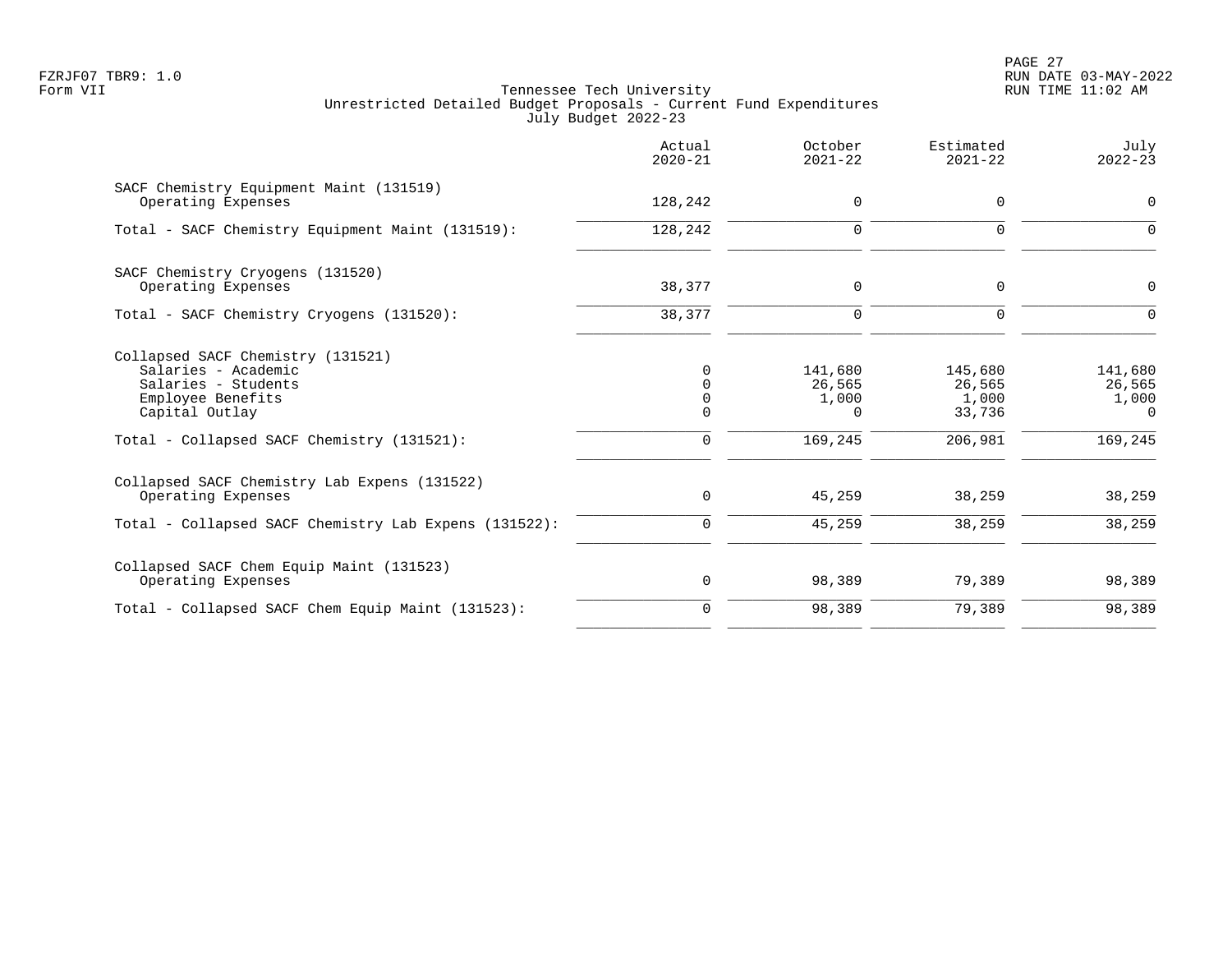FZRJF07 TBR9: 1.0
Form VII

Tennessee Tech University
Unrestricted Detailed Budget Proposals - Current Fund Expenditures
July Budget 2022-23

RUN DATE 03-MAY-2022
RUN TIME 11:02 AM

| | Actual 2020-21 | October 2021-22 | Estimated 2021-22 | July 2022-23 |
|---|---|---|---|---|
| SACF Chemistry Equipment Maint (131519) | | | | |
| Operating Expenses | 128,242 | 0 | 0 | 0 |
| Total - SACF Chemistry Equipment Maint (131519): | 128,242 | 0 | 0 | 0 |
| SACF Chemistry Cryogens (131520) | | | | |
| Operating Expenses | 38,377 | 0 | 0 | 0 |
| Total - SACF Chemistry Cryogens (131520): | 38,377 | 0 | 0 | 0 |
| Collapsed SACF Chemistry (131521) | | | | |
| Salaries - Academic | 0 | 141,680 | 145,680 | 141,680 |
| Salaries - Students | 0 | 26,565 | 26,565 | 26,565 |
| Employee Benefits | 0 | 1,000 | 1,000 | 1,000 |
| Capital Outlay | 0 | 0 | 33,736 | 0 |
| Total - Collapsed SACF Chemistry (131521): | 0 | 169,245 | 206,981 | 169,245 |
| Collapsed SACF Chemistry Lab Expens (131522) | | | | |
| Operating Expenses | 0 | 45,259 | 38,259 | 38,259 |
| Total - Collapsed SACF Chemistry Lab Expens (131522): | 0 | 45,259 | 38,259 | 38,259 |
| Collapsed SACF Chem Equip Maint (131523) | | | | |
| Operating Expenses | 0 | 98,389 | 79,389 | 98,389 |
| Total - Collapsed SACF Chem Equip Maint (131523): | 0 | 98,389 | 79,389 | 98,389 |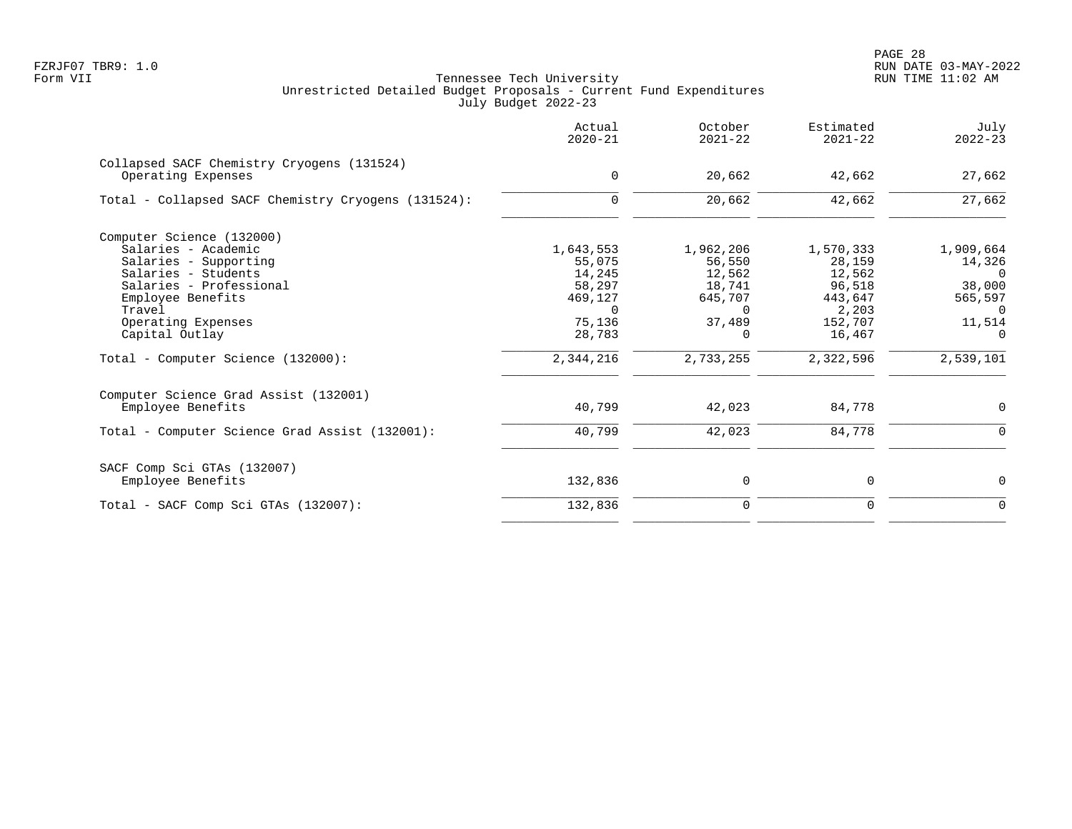Tennessee Tech University
Unrestricted Detailed Budget Proposals - Current Fund Expenditures
July Budget 2022-23

| | Actual 2020-21 | October 2021-22 | Estimated 2021-22 | July 2022-23 |
|---|---|---|---|---|
| **Collapsed SACF Chemistry Cryogens (131524)** | | | | |
| Operating Expenses | 0 | 20,662 | 42,662 | 27,662 |
| Total - Collapsed SACF Chemistry Cryogens (131524): | 0 | 20,662 | 42,662 | 27,662 |
| **Computer Science (132000)** | | | | |
| Salaries - Academic | 1,643,553 | 1,962,206 | 1,570,333 | 1,909,664 |
| Salaries - Supporting | 55,075 | 56,550 | 28,159 | 14,326 |
| Salaries - Students | 14,245 | 12,562 | 12,562 | 0 |
| Salaries - Professional | 58,297 | 18,741 | 96,518 | 38,000 |
| Employee Benefits | 469,127 | 645,707 | 443,647 | 565,597 |
| Travel | 0 | 0 | 2,203 | 0 |
| Operating Expenses | 75,136 | 37,489 | 152,707 | 11,514 |
| Capital Outlay | 28,783 | 0 | 16,467 | 0 |
| Total - Computer Science (132000): | 2,344,216 | 2,733,255 | 2,322,596 | 2,539,101 |
| **Computer Science Grad Assist (132001)** | | | | |
| Employee Benefits | 40,799 | 42,023 | 84,778 | 0 |
| Total - Computer Science Grad Assist (132001): | 40,799 | 42,023 | 84,778 | 0 |
| **SACF Comp Sci GTAs (132007)** | | | | |
| Employee Benefits | 132,836 | 0 | 0 | 0 |
| Total - SACF Comp Sci GTAs (132007): | 132,836 | 0 | 0 | 0 |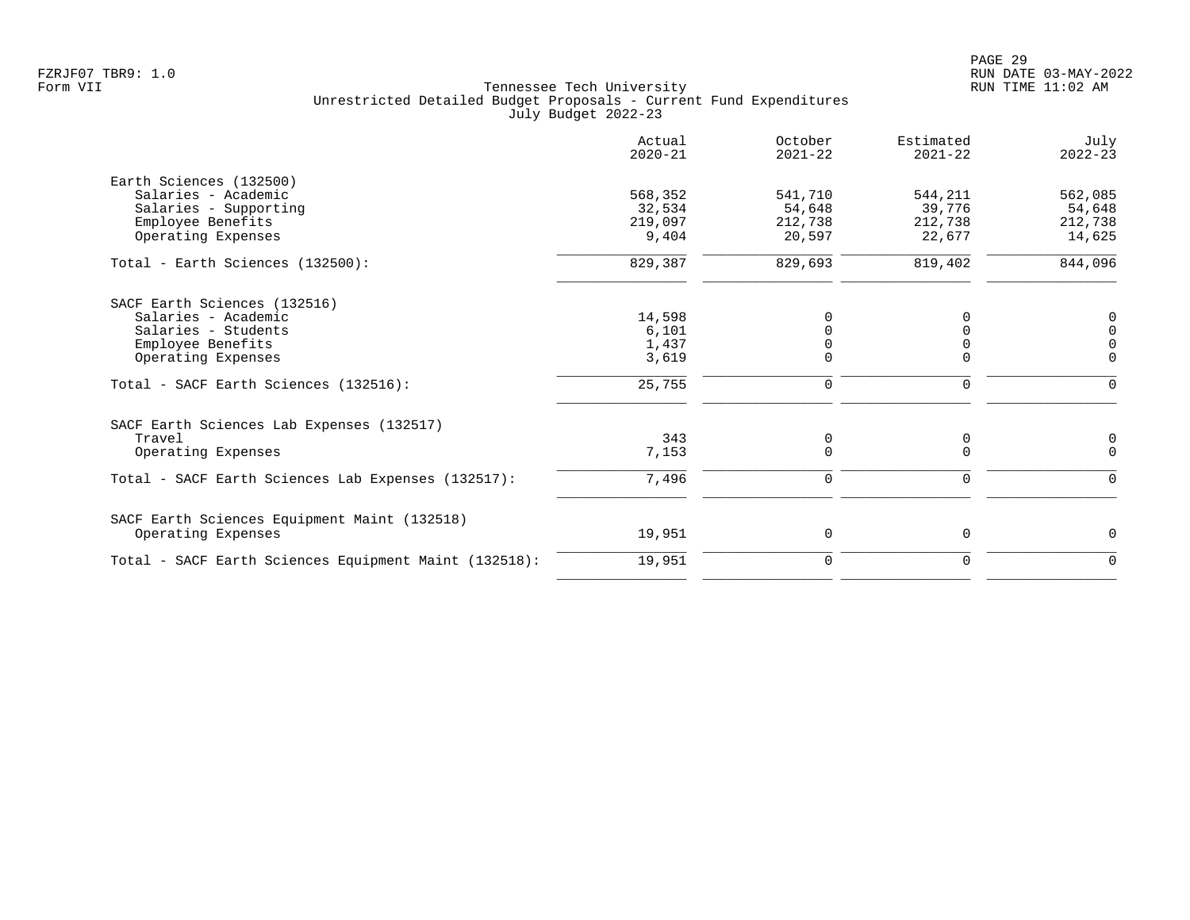Tennessee Tech University
Unrestricted Detailed Budget Proposals - Current Fund Expenditures
July Budget 2022-23

| | Actual 2020-21 | October 2021-22 | Estimated 2021-22 | July 2022-23 |
|---|---|---|---|---|
| **Earth Sciences (132500)** | | | | |
| Salaries - Academic | 568,352 | 541,710 | 544,211 | 562,085 |
| Salaries - Supporting | 32,534 | 54,648 | 39,776 | 54,648 |
| Employee Benefits | 219,097 | 212,738 | 212,738 | 212,738 |
| Operating Expenses | 9,404 | 20,597 | 22,677 | 14,625 |
| Total - Earth Sciences (132500): | 829,387 | 829,693 | 819,402 | 844,096 |
| **SACF Earth Sciences (132516)** | | | | |
| Salaries - Academic | 14,598 | 0 | 0 | 0 |
| Salaries - Students | 6,101 | 0 | 0 | 0 |
| Employee Benefits | 1,437 | 0 | 0 | 0 |
| Operating Expenses | 3,619 | 0 | 0 | 0 |
| Total - SACF Earth Sciences (132516): | 25,755 | 0 | 0 | 0 |
| **SACF Earth Sciences Lab Expenses (132517)** | | | | |
| Travel | 343 | 0 | 0 | 0 |
| Operating Expenses | 7,153 | 0 | 0 | 0 |
| Total - SACF Earth Sciences Lab Expenses (132517): | 7,496 | 0 | 0 | 0 |
| **SACF Earth Sciences Equipment Maint (132518)** | | | | |
| Operating Expenses | 19,951 | 0 | 0 | 0 |
| Total - SACF Earth Sciences Equipment Maint (132518): | 19,951 | 0 | 0 | 0 |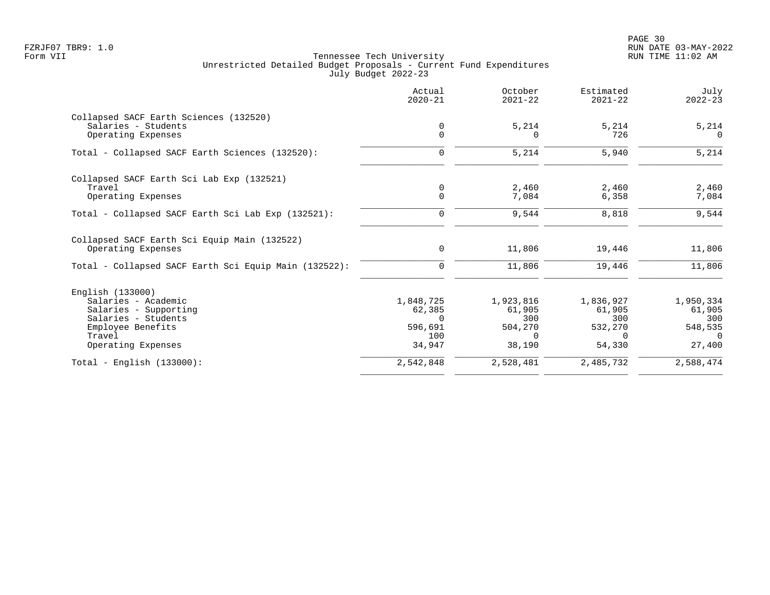FZRJF07 TBR9: 1.0
Form VII

Tennessee Tech University
Unrestricted Detailed Budget Proposals - Current Fund Expenditures
July Budget 2022-23

RUN DATE 03-MAY-2022
RUN TIME 11:02 AM

| | Actual 2020-21 | October 2021-22 | Estimated 2021-22 | July 2022-23 |
|---|---|---|---|---|
| **Collapsed SACF Earth Sciences (132520)** | | | | |
| Salaries - Students | 0 | 5,214 | 5,214 | 5,214 |
| Operating Expenses | 0 | 0 | 726 | 0 |
| Total - Collapsed SACF Earth Sciences (132520): | 0 | 5,214 | 5,940 | 5,214 |
| **Collapsed SACF Earth Sci Lab Exp (132521)** | | | | |
| Travel | 0 | 2,460 | 2,460 | 2,460 |
| Operating Expenses | 0 | 7,084 | 6,358 | 7,084 |
| Total - Collapsed SACF Earth Sci Lab Exp (132521): | 0 | 9,544 | 8,818 | 9,544 |
| **Collapsed SACF Earth Sci Equip Main (132522)** | | | | |
| Operating Expenses | 0 | 11,806 | 19,446 | 11,806 |
| Total - Collapsed SACF Earth Sci Equip Main (132522): | 0 | 11,806 | 19,446 | 11,806 |
| **English (133000)** | | | | |
| Salaries - Academic | 1,848,725 | 1,923,816 | 1,836,927 | 1,950,334 |
| Salaries - Supporting | 62,385 | 61,905 | 61,905 | 61,905 |
| Salaries - Students | 0 | 300 | 300 | 300 |
| Employee Benefits | 596,691 | 504,270 | 532,270 | 548,535 |
| Travel | 100 | 0 | 0 | 0 |
| Operating Expenses | 34,947 | 38,190 | 54,330 | 27,400 |
| Total - English (133000): | 2,542,848 | 2,528,481 | 2,485,732 | 2,588,474 |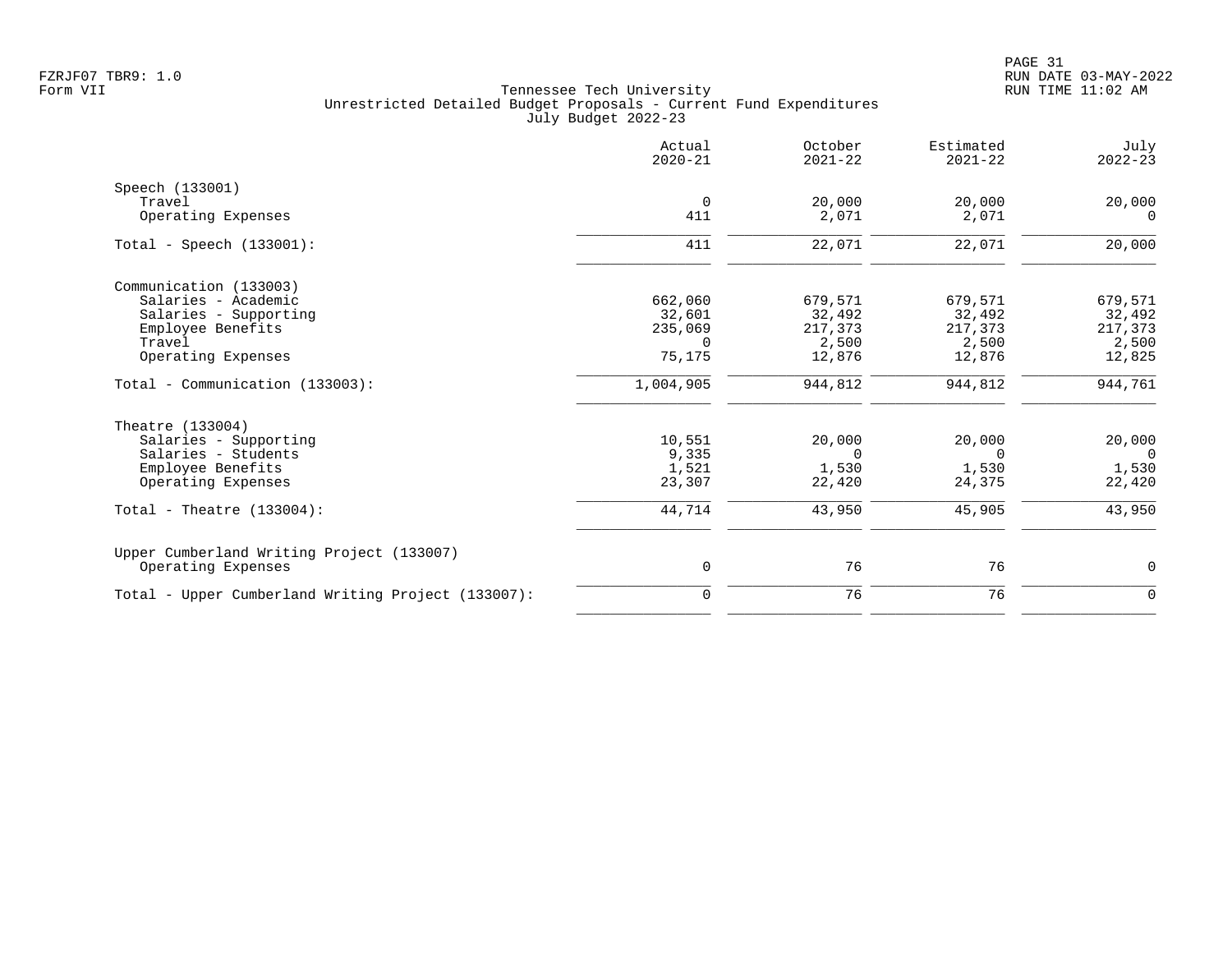Tennessee Tech University
Unrestricted Detailed Budget Proposals - Current Fund Expenditures
July Budget 2022-23

| | Actual 2020-21 | October 2021-22 | Estimated 2021-22 | July 2022-23 |
|---|---|---|---|---|
| **Speech (133001)** | | | | |
| Travel | 0 | 20,000 | 20,000 | 20,000 |
| Operating Expenses | 411 | 2,071 | 2,071 | 0 |
| Total - Speech (133001): | 411 | 22,071 | 22,071 | 20,000 |
| **Communication (133003)** | | | | |
| Salaries - Academic | 662,060 | 679,571 | 679,571 | 679,571 |
| Salaries - Supporting | 32,601 | 32,492 | 32,492 | 32,492 |
| Employee Benefits | 235,069 | 217,373 | 217,373 | 217,373 |
| Travel | 0 | 2,500 | 2,500 | 2,500 |
| Operating Expenses | 75,175 | 12,876 | 12,876 | 12,825 |
| Total - Communication (133003): | 1,004,905 | 944,812 | 944,812 | 944,761 |
| **Theatre (133004)** | | | | |
| Salaries - Supporting | 10,551 | 20,000 | 20,000 | 20,000 |
| Salaries - Students | 9,335 | 0 | 0 | 0 |
| Employee Benefits | 1,521 | 1,530 | 1,530 | 1,530 |
| Operating Expenses | 23,307 | 22,420 | 24,375 | 22,420 |
| Total - Theatre (133004): | 44,714 | 43,950 | 45,905 | 43,950 |
| **Upper Cumberland Writing Project (133007)** | | | | |
| Operating Expenses | 0 | 76 | 76 | 0 |
| Total - Upper Cumberland Writing Project (133007): | 0 | 76 | 76 | 0 |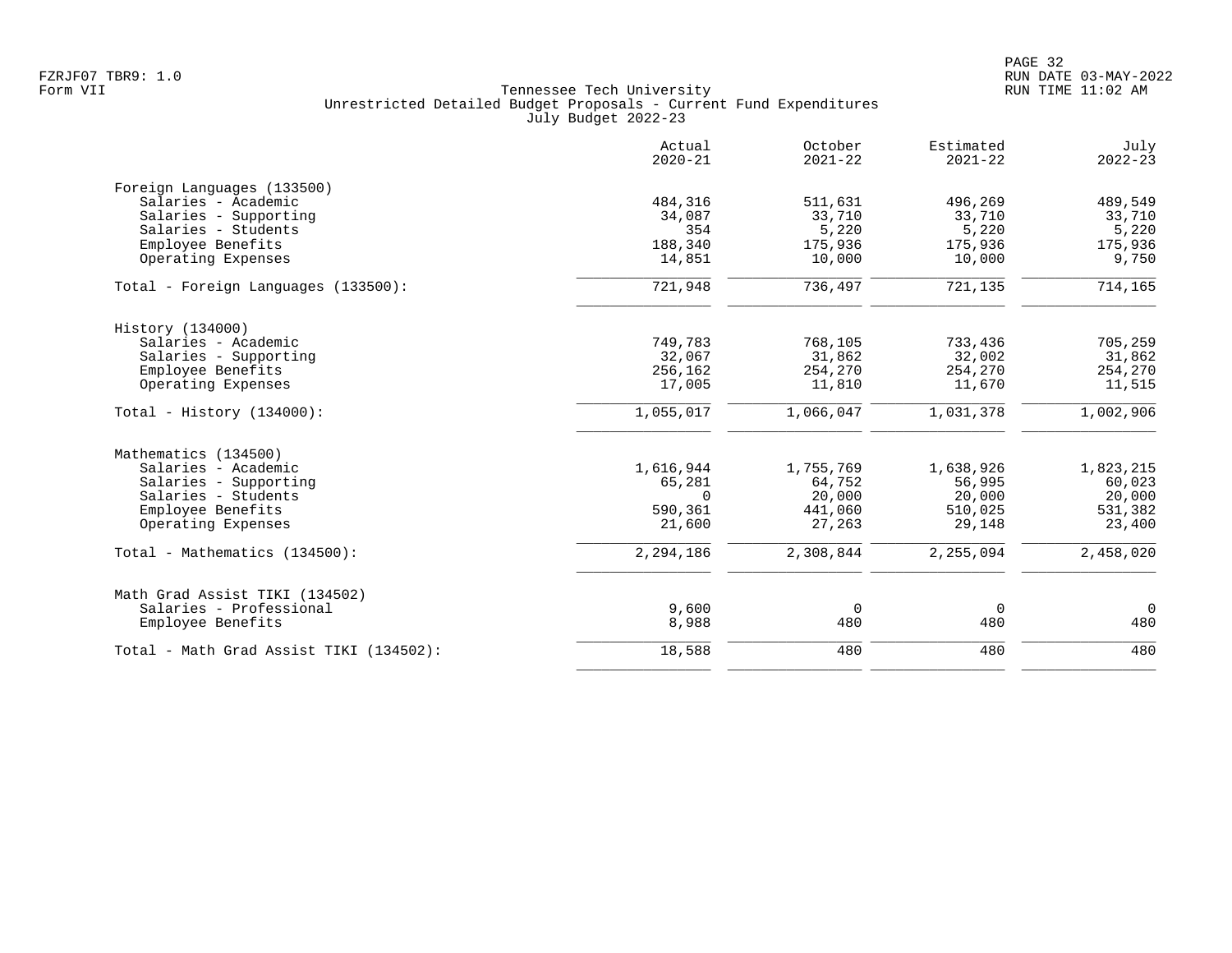Tennessee Tech University
Unrestricted Detailed Budget Proposals - Current Fund Expenditures
July Budget 2022-23

|  | Actual 2020-21 | October 2021-22 | Estimated 2021-22 | July 2022-23 |
|---|---:|---:|---:|---:|
| **Foreign Languages (133500)** | | | | |
| Salaries - Academic | 484,316 | 511,631 | 496,269 | 489,549 |
| Salaries - Supporting | 34,087 | 33,710 | 33,710 | 33,710 |
| Salaries - Students | 354 | 5,220 | 5,220 | 5,220 |
| Employee Benefits | 188,340 | 175,936 | 175,936 | 175,936 |
| Operating Expenses | 14,851 | 10,000 | 10,000 | 9,750 |
| Total - Foreign Languages (133500): | 721,948 | 736,497 | 721,135 | 714,165 |
| **History (134000)** | | | | |
| Salaries - Academic | 749,783 | 768,105 | 733,436 | 705,259 |
| Salaries - Supporting | 32,067 | 31,862 | 32,002 | 31,862 |
| Employee Benefits | 256,162 | 254,270 | 254,270 | 254,270 |
| Operating Expenses | 17,005 | 11,810 | 11,670 | 11,515 |
| Total - History (134000): | 1,055,017 | 1,066,047 | 1,031,378 | 1,002,906 |
| **Mathematics (134500)** | | | | |
| Salaries - Academic | 1,616,944 | 1,755,769 | 1,638,926 | 1,823,215 |
| Salaries - Supporting | 65,281 | 64,752 | 56,995 | 60,023 |
| Salaries - Students | 0 | 20,000 | 20,000 | 20,000 |
| Employee Benefits | 590,361 | 441,060 | 510,025 | 531,382 |
| Operating Expenses | 21,600 | 27,263 | 29,148 | 23,400 |
| Total - Mathematics (134500): | 2,294,186 | 2,308,844 | 2,255,094 | 2,458,020 |
| **Math Grad Assist TIKI (134502)** | | | | |
| Salaries - Professional | 9,600 | 0 | 0 | 0 |
| Employee Benefits | 8,988 | 480 | 480 | 480 |
| Total - Math Grad Assist TIKI (134502): | 18,588 | 480 | 480 | 480 |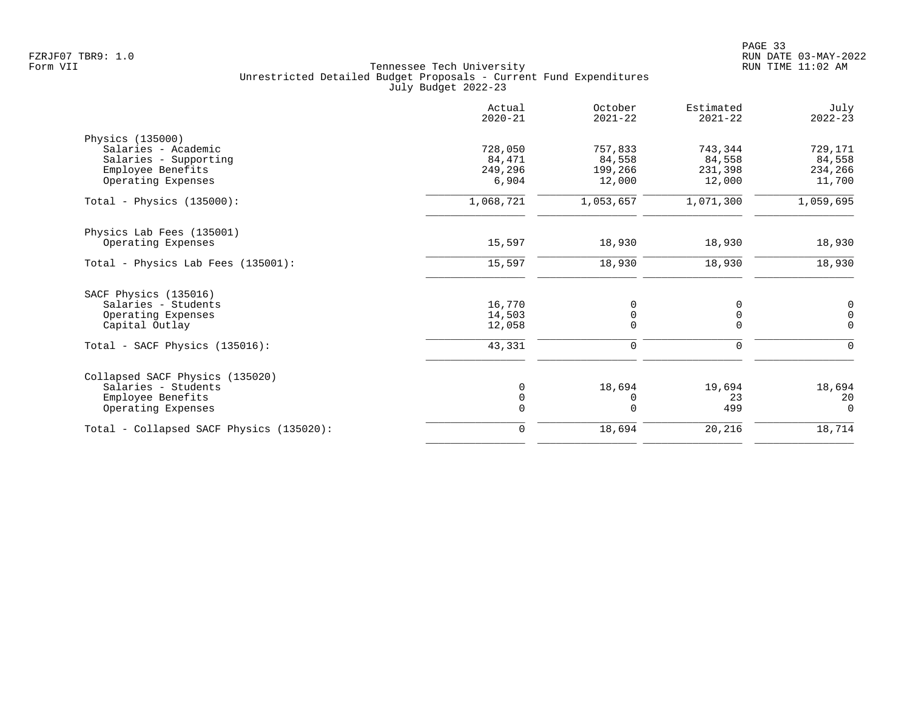FZRJF07 TBR9: 1.0
Form VII

Tennessee Tech University
Unrestricted Detailed Budget Proposals - Current Fund Expenditures
July Budget 2022-23

RUN DATE 03-MAY-2022
RUN TIME 11:02 AM

| | Actual 2020-21 | October 2021-22 | Estimated 2021-22 | July 2022-23 |
|---|---|---|---|---|
| **Physics (135000)** | | | | |
| Salaries - Academic | 728,050 | 757,833 | 743,344 | 729,171 |
| Salaries - Supporting | 84,471 | 84,558 | 84,558 | 84,558 |
| Employee Benefits | 249,296 | 199,266 | 231,398 | 234,266 |
| Operating Expenses | 6,904 | 12,000 | 12,000 | 11,700 |
| Total - Physics (135000): | 1,068,721 | 1,053,657 | 1,071,300 | 1,059,695 |
| **Physics Lab Fees (135001)** | | | | |
| Operating Expenses | 15,597 | 18,930 | 18,930 | 18,930 |
| Total - Physics Lab Fees (135001): | 15,597 | 18,930 | 18,930 | 18,930 |
| **SACF Physics (135016)** | | | | |
| Salaries - Students | 16,770 | 0 | 0 | 0 |
| Operating Expenses | 14,503 | 0 | 0 | 0 |
| Capital Outlay | 12,058 | 0 | 0 | 0 |
| Total - SACF Physics (135016): | 43,331 | 0 | 0 | 0 |
| **Collapsed SACF Physics (135020)** | | | | |
| Salaries - Students | 0 | 18,694 | 19,694 | 18,694 |
| Employee Benefits | 0 | 0 | 23 | 20 |
| Operating Expenses | 0 | 0 | 499 | 0 |
| Total - Collapsed SACF Physics (135020): | 0 | 18,694 | 20,216 | 18,714 |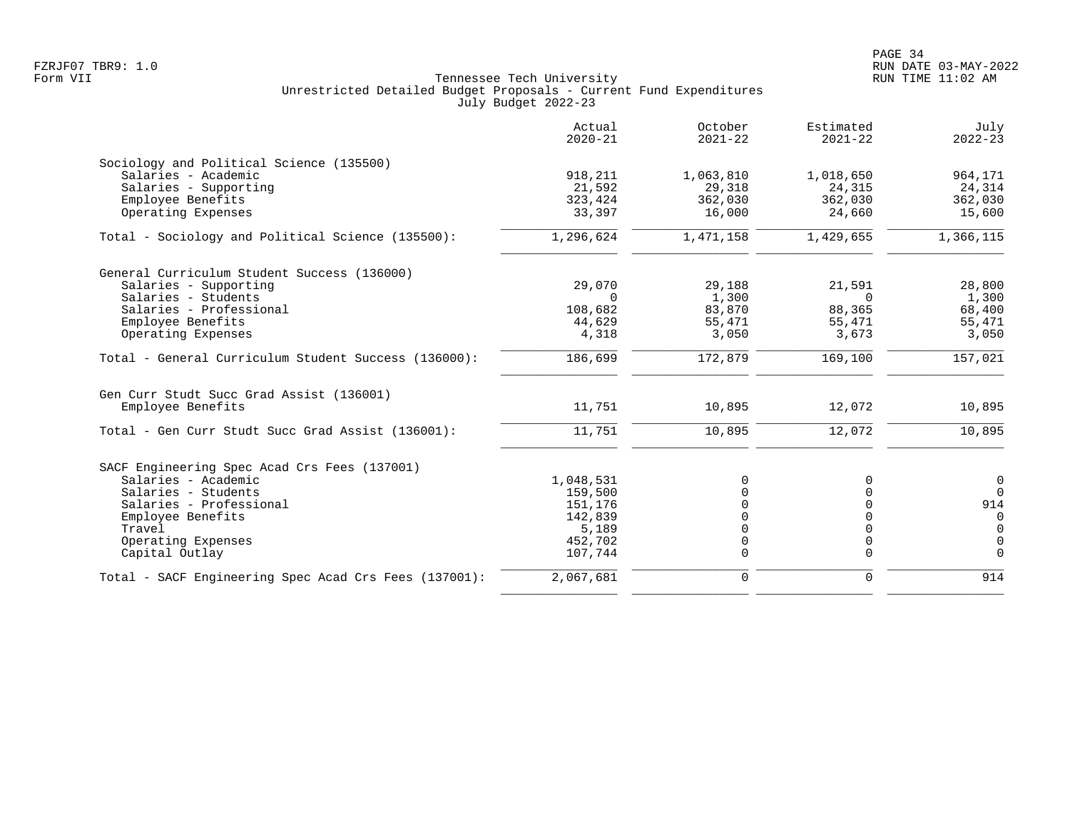FZRJF07 TBR9: 1.0
Form VII

Tennessee Tech University
Unrestricted Detailed Budget Proposals - Current Fund Expenditures
July Budget 2022-23

RUN DATE 03-MAY-2022
RUN TIME 11:02 AM

| | Actual 2020-21 | October 2021-22 | Estimated 2021-22 | July 2022-23 |
|---|---:|---:|---:|---:|
| **Sociology and Political Science (135500)** | | | | |
| Salaries - Academic | 918,211 | 1,063,810 | 1,018,650 | 964,171 |
| Salaries - Supporting | 21,592 | 29,318 | 24,315 | 24,314 |
| Employee Benefits | 323,424 | 362,030 | 362,030 | 362,030 |
| Operating Expenses | 33,397 | 16,000 | 24,660 | 15,600 |
| Total - Sociology and Political Science (135500): | 1,296,624 | 1,471,158 | 1,429,655 | 1,366,115 |
| **General Curriculum Student Success (136000)** | | | | |
| Salaries - Supporting | 29,070 | 29,188 | 21,591 | 28,800 |
| Salaries - Students | 0 | 1,300 | 0 | 1,300 |
| Salaries - Professional | 108,682 | 83,870 | 88,365 | 68,400 |
| Employee Benefits | 44,629 | 55,471 | 55,471 | 55,471 |
| Operating Expenses | 4,318 | 3,050 | 3,673 | 3,050 |
| Total - General Curriculum Student Success (136000): | 186,699 | 172,879 | 169,100 | 157,021 |
| **Gen Curr Studt Succ Grad Assist (136001)** | | | | |
| Employee Benefits | 11,751 | 10,895 | 12,072 | 10,895 |
| Total - Gen Curr Studt Succ Grad Assist (136001): | 11,751 | 10,895 | 12,072 | 10,895 |
| **SACF Engineering Spec Acad Crs Fees (137001)** | | | | |
| Salaries - Academic | 1,048,531 | 0 | 0 | 0 |
| Salaries - Students | 159,500 | 0 | 0 | 0 |
| Salaries - Professional | 151,176 | 0 | 0 | 914 |
| Employee Benefits | 142,839 | 0 | 0 | 0 |
| Travel | 5,189 | 0 | 0 | 0 |
| Operating Expenses | 452,702 | 0 | 0 | 0 |
| Capital Outlay | 107,744 | 0 | 0 | 0 |
| Total - SACF Engineering Spec Acad Crs Fees (137001): | 2,067,681 | 0 | 0 | 914 |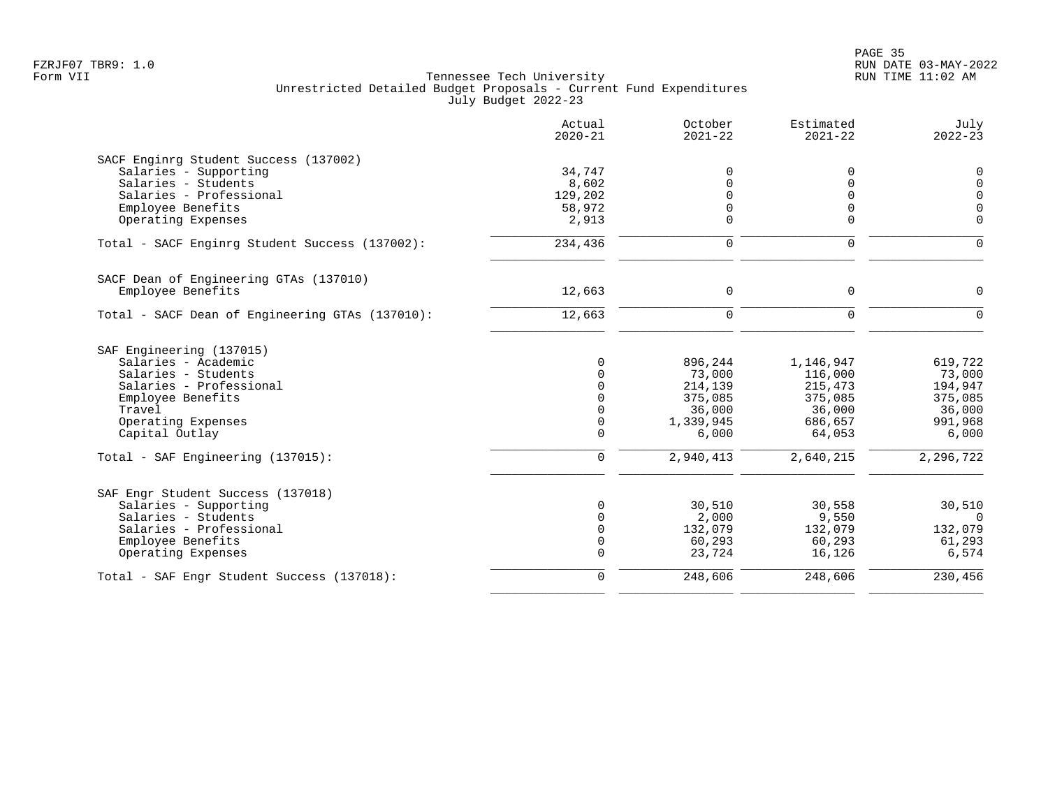Tennessee Tech University
Unrestricted Detailed Budget Proposals - Current Fund Expenditures
July Budget 2022-23

| | Actual 2020-21 | October 2021-22 | Estimated 2021-22 | July 2022-23 |
|---|---|---|---|---|
| **SACF Enginrg Student Success (137002)** | | | | |
| Salaries - Supporting | 34,747 | 0 | 0 | 0 |
| Salaries - Students | 8,602 | 0 | 0 | 0 |
| Salaries - Professional | 129,202 | 0 | 0 | 0 |
| Employee Benefits | 58,972 | 0 | 0 | 0 |
| Operating Expenses | 2,913 | 0 | 0 | 0 |
| Total - SACF Enginrg Student Success (137002): | 234,436 | 0 | 0 | 0 |
| **SACF Dean of Engineering GTAs (137010)** | | | | |
| Employee Benefits | 12,663 | 0 | 0 | 0 |
| Total - SACF Dean of Engineering GTAs (137010): | 12,663 | 0 | 0 | 0 |
| **SAF Engineering (137015)** | | | | |
| Salaries - Academic | 0 | 896,244 | 1,146,947 | 619,722 |
| Salaries - Students | 0 | 73,000 | 116,000 | 73,000 |
| Salaries - Professional | 0 | 214,139 | 215,473 | 194,947 |
| Employee Benefits | 0 | 375,085 | 375,085 | 375,085 |
| Travel | 0 | 36,000 | 36,000 | 36,000 |
| Operating Expenses | 0 | 1,339,945 | 686,657 | 991,968 |
| Capital Outlay | 0 | 6,000 | 64,053 | 6,000 |
| Total - SAF Engineering (137015): | 0 | 2,940,413 | 2,640,215 | 2,296,722 |
| **SAF Engr Student Success (137018)** | | | | |
| Salaries - Supporting | 0 | 30,510 | 30,558 | 30,510 |
| Salaries - Students | 0 | 2,000 | 9,550 | 0 |
| Salaries - Professional | 0 | 132,079 | 132,079 | 132,079 |
| Employee Benefits | 0 | 60,293 | 60,293 | 61,293 |
| Operating Expenses | 0 | 23,724 | 16,126 | 6,574 |
| Total - SAF Engr Student Success (137018): | 0 | 248,606 | 248,606 | 230,456 |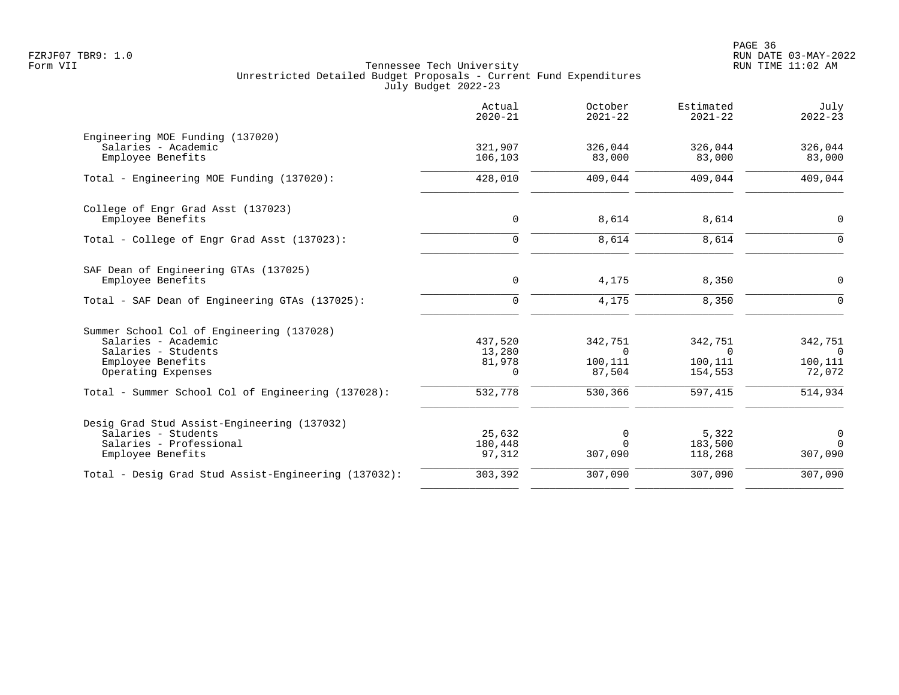Tennessee Tech University
Unrestricted Detailed Budget Proposals - Current Fund Expenditures
July Budget 2022-23

| | Actual 2020-21 | October 2021-22 | Estimated 2021-22 | July 2022-23 |
|---|---|---|---|---|
| Engineering MOE Funding (137020) | | | | |
| Salaries - Academic | 321,907 | 326,044 | 326,044 | 326,044 |
| Employee Benefits | 106,103 | 83,000 | 83,000 | 83,000 |
| Total - Engineering MOE Funding (137020): | 428,010 | 409,044 | 409,044 | 409,044 |
| College of Engr Grad Asst (137023) | | | | |
| Employee Benefits | 0 | 8,614 | 8,614 | 0 |
| Total - College of Engr Grad Asst (137023): | 0 | 8,614 | 8,614 | 0 |
| SAF Dean of Engineering GTAs (137025) | | | | |
| Employee Benefits | 0 | 4,175 | 8,350 | 0 |
| Total - SAF Dean of Engineering GTAs (137025): | 0 | 4,175 | 8,350 | 0 |
| Summer School Col of Engineering (137028) | | | | |
| Salaries - Academic | 437,520 | 342,751 | 342,751 | 342,751 |
| Salaries - Students | 13,280 | 0 | 0 | 0 |
| Employee Benefits | 81,978 | 100,111 | 100,111 | 100,111 |
| Operating Expenses | 0 | 87,504 | 154,553 | 72,072 |
| Total - Summer School Col of Engineering (137028): | 532,778 | 530,366 | 597,415 | 514,934 |
| Desig Grad Stud Assist-Engineering (137032) | | | | |
| Salaries - Students | 25,632 | 0 | 5,322 | 0 |
| Salaries - Professional | 180,448 | 0 | 183,500 | 0 |
| Employee Benefits | 97,312 | 307,090 | 118,268 | 307,090 |
| Total - Desig Grad Stud Assist-Engineering (137032): | 303,392 | 307,090 | 307,090 | 307,090 |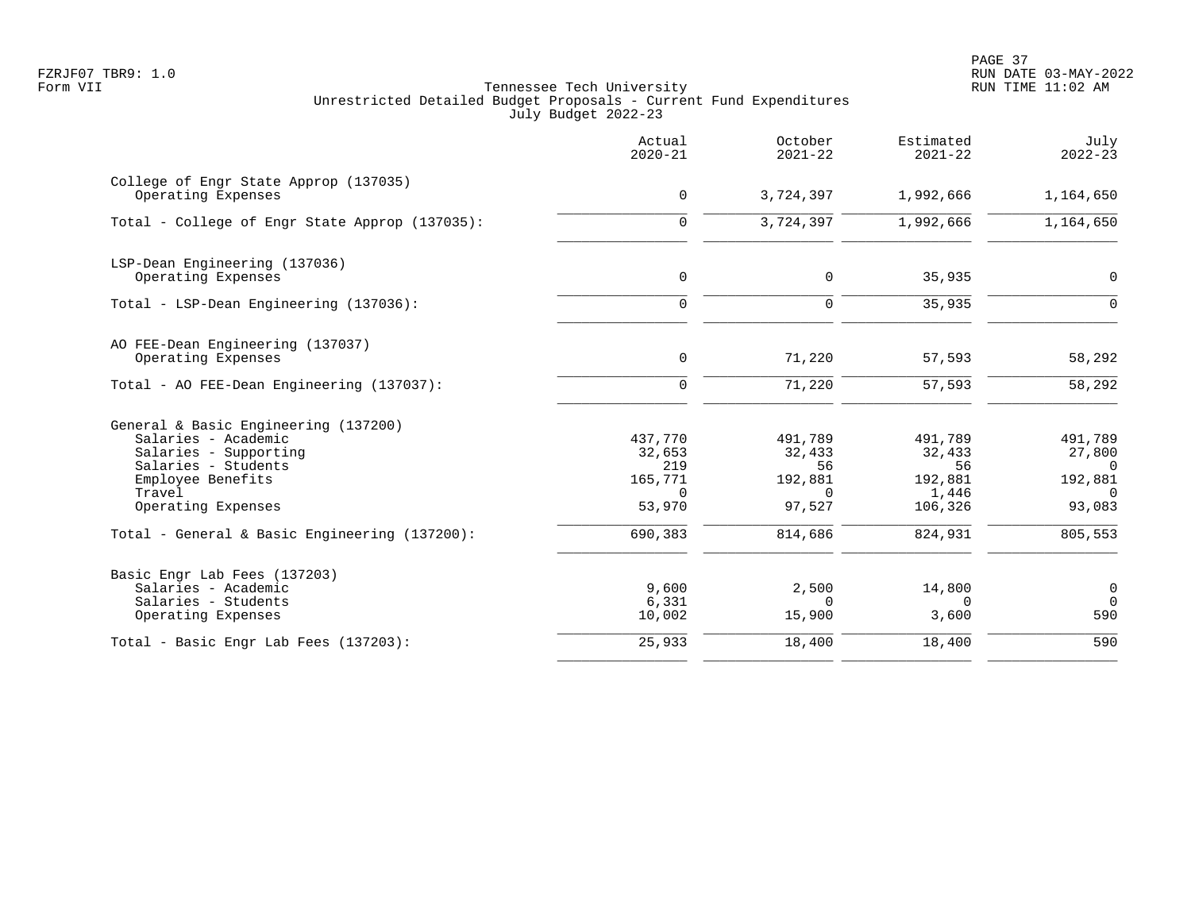FZRJF07 TBR9: 1.0
Form VII

Tennessee Tech University
Unrestricted Detailed Budget Proposals - Current Fund Expenditures
July Budget 2022-23

| | Actual 2020-21 | October 2021-22 | Estimated 2021-22 | July 2022-23 |
|---|---|---|---|---|
| **College of Engr State Approp (137035)** | | | | |
| Operating Expenses | 0 | 3,724,397 | 1,992,666 | 1,164,650 |
| Total - College of Engr State Approp (137035): | 0 | 3,724,397 | 1,992,666 | 1,164,650 |
| **LSP-Dean Engineering (137036)** | | | | |
| Operating Expenses | 0 | 0 | 35,935 | 0 |
| Total - LSP-Dean Engineering (137036): | 0 | 0 | 35,935 | 0 |
| **AO FEE-Dean Engineering (137037)** | | | | |
| Operating Expenses | 0 | 71,220 | 57,593 | 58,292 |
| Total - AO FEE-Dean Engineering (137037): | 0 | 71,220 | 57,593 | 58,292 |
| **General & Basic Engineering (137200)** | | | | |
| Salaries - Academic | 437,770 | 491,789 | 491,789 | 491,789 |
| Salaries - Supporting | 32,653 | 32,433 | 32,433 | 27,800 |
| Salaries - Students | 219 | 56 | 56 | 0 |
| Employee Benefits | 165,771 | 192,881 | 192,881 | 192,881 |
| Travel | 0 | 0 | 1,446 | 0 |
| Operating Expenses | 53,970 | 97,527 | 106,326 | 93,083 |
| Total - General & Basic Engineering (137200): | 690,383 | 814,686 | 824,931 | 805,553 |
| **Basic Engr Lab Fees (137203)** | | | | |
| Salaries - Academic | 9,600 | 2,500 | 14,800 | 0 |
| Salaries - Students | 6,331 | 0 | 0 | 0 |
| Operating Expenses | 10,002 | 15,900 | 3,600 | 590 |
| Total - Basic Engr Lab Fees (137203): | 25,933 | 18,400 | 18,400 | 590 |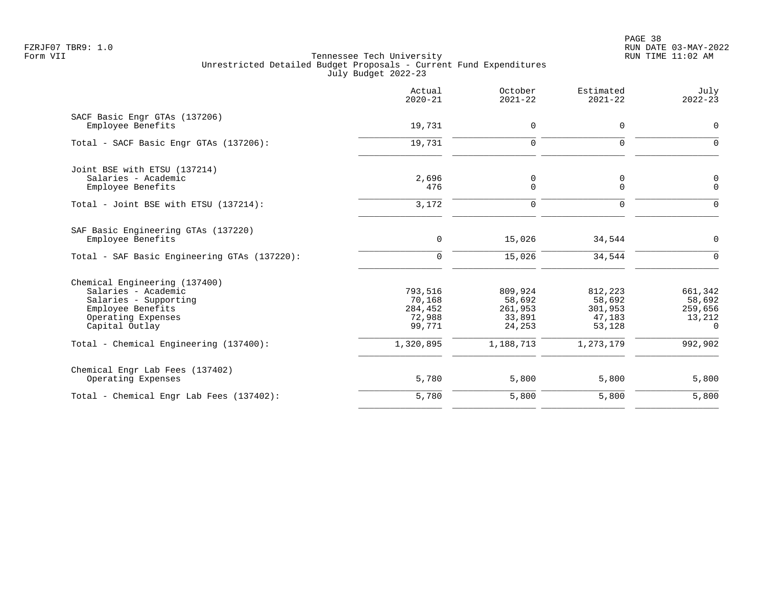Tennessee Tech University
Unrestricted Detailed Budget Proposals - Current Fund Expenditures
July Budget 2022-23

Form VII

| | Actual 2020-21 | October 2021-22 | Estimated 2021-22 | July 2022-23 |
|---|---|---|---|---|
| **SACF Basic Engr GTAs (137206)** | | | | |
| Employee Benefits | 19,731 | 0 | 0 | 0 |
| Total - SACF Basic Engr GTAs (137206): | 19,731 | 0 | 0 | 0 |
| **Joint BSE with ETSU (137214)** | | | | |
| Salaries - Academic | 2,696 | 0 | 0 | 0 |
| Employee Benefits | 476 | 0 | 0 | 0 |
| Total - Joint BSE with ETSU (137214): | 3,172 | 0 | 0 | 0 |
| **SAF Basic Engineering GTAs (137220)** | | | | |
| Employee Benefits | 0 | 15,026 | 34,544 | 0 |
| Total - SAF Basic Engineering GTAs (137220): | 0 | 15,026 | 34,544 | 0 |
| **Chemical Engineering (137400)** | | | | |
| Salaries - Academic | 793,516 | 809,924 | 812,223 | 661,342 |
| Salaries - Supporting | 70,168 | 58,692 | 58,692 | 58,692 |
| Employee Benefits | 284,452 | 261,953 | 301,953 | 259,656 |
| Operating Expenses | 72,988 | 33,891 | 47,183 | 13,212 |
| Capital Outlay | 99,771 | 24,253 | 53,128 | 0 |
| Total - Chemical Engineering (137400): | 1,320,895 | 1,188,713 | 1,273,179 | 992,902 |
| **Chemical Engr Lab Fees (137402)** | | | | |
| Operating Expenses | 5,780 | 5,800 | 5,800 | 5,800 |
| Total - Chemical Engr Lab Fees (137402): | 5,780 | 5,800 | 5,800 | 5,800 |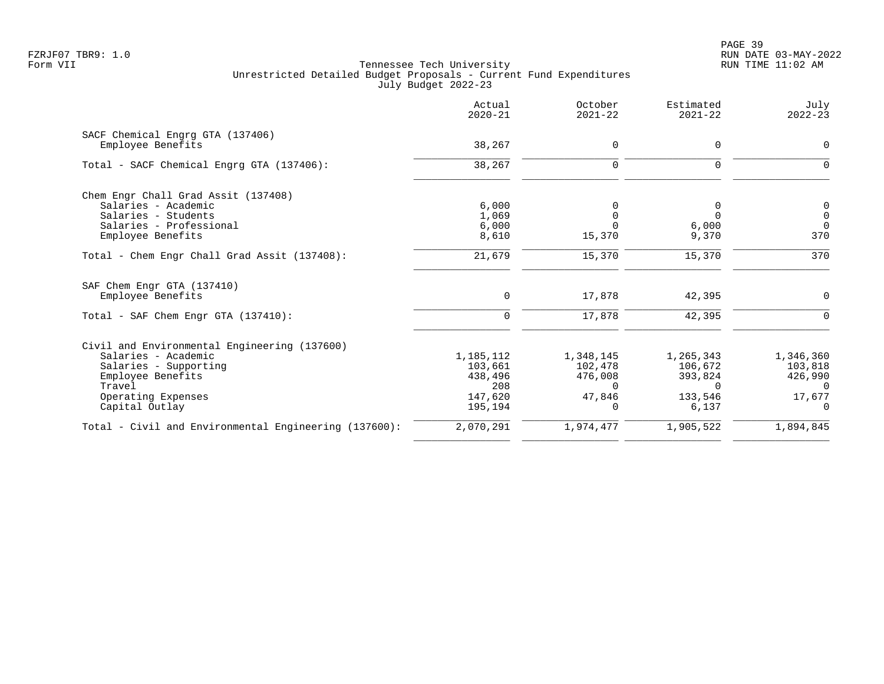Tennessee Tech University
Unrestricted Detailed Budget Proposals - Current Fund Expenditures
July Budget 2022-23

|  | Actual 2020-21 | October 2021-22 | Estimated 2021-22 | July 2022-23 |
|---|---|---|---|---|
| **SACF Chemical Engrg GTA (137406)** | | | | |
| Employee Benefits | 38,267 | 0 | 0 | 0 |
| Total - SACF Chemical Engrg GTA (137406): | 38,267 | 0 | 0 | 0 |
| **Chem Engr Chall Grad Assit (137408)** | | | | |
| Salaries - Academic | 6,000 | 0 | 0 | 0 |
| Salaries - Students | 1,069 | 0 | 0 | 0 |
| Salaries - Professional | 6,000 | 0 | 6,000 | 0 |
| Employee Benefits | 8,610 | 15,370 | 9,370 | 370 |
| Total - Chem Engr Chall Grad Assit (137408): | 21,679 | 15,370 | 15,370 | 370 |
| **SAF Chem Engr GTA (137410)** | | | | |
| Employee Benefits | 0 | 17,878 | 42,395 | 0 |
| Total - SAF Chem Engr GTA (137410): | 0 | 17,878 | 42,395 | 0 |
| **Civil and Environmental Engineering (137600)** | | | | |
| Salaries - Academic | 1,185,112 | 1,348,145 | 1,265,343 | 1,346,360 |
| Salaries - Supporting | 103,661 | 102,478 | 106,672 | 103,818 |
| Employee Benefits | 438,496 | 476,008 | 393,824 | 426,990 |
| Travel | 208 | 0 | 0 | 0 |
| Operating Expenses | 147,620 | 47,846 | 133,546 | 17,677 |
| Capital Outlay | 195,194 | 0 | 6,137 | 0 |
| Total - Civil and Environmental Engineering (137600): | 2,070,291 | 1,974,477 | 1,905,522 | 1,894,845 |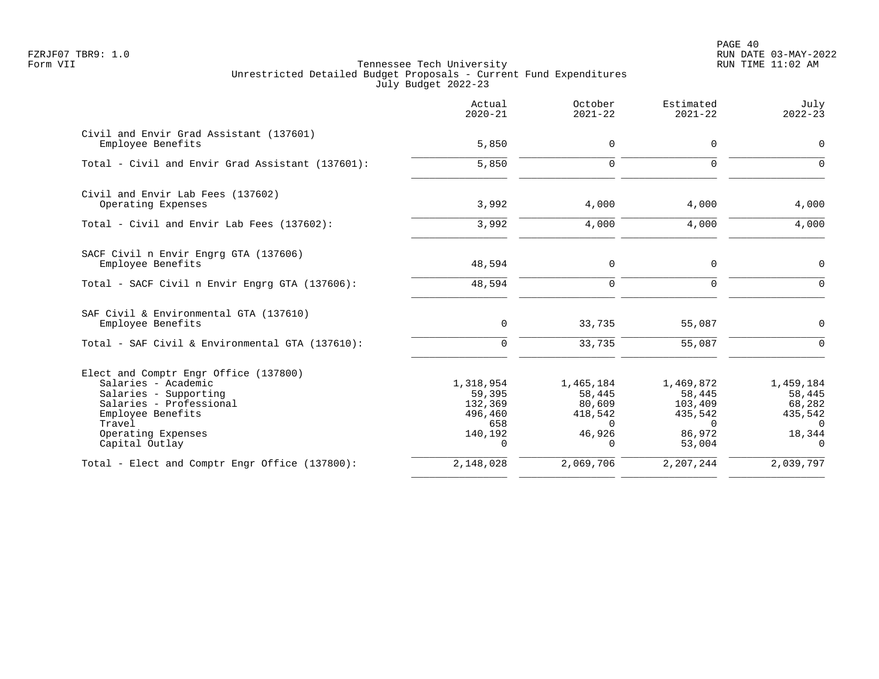Tennessee Tech University
Unrestricted Detailed Budget Proposals - Current Fund Expenditures
July Budget 2022-23

Form VII

| | Actual 2020-21 | October 2021-22 | Estimated 2021-22 | July 2022-23 |
|---|---|---|---|---|
| **Civil and Envir Grad Assistant (137601)** | | | | |
| Employee Benefits | 5,850 | 0 | 0 | 0 |
| Total - Civil and Envir Grad Assistant (137601): | 5,850 | 0 | 0 | 0 |
| **Civil and Envir Lab Fees (137602)** | | | | |
| Operating Expenses | 3,992 | 4,000 | 4,000 | 4,000 |
| Total - Civil and Envir Lab Fees (137602): | 3,992 | 4,000 | 4,000 | 4,000 |
| **SACF Civil n Envir Engrg GTA (137606)** | | | | |
| Employee Benefits | 48,594 | 0 | 0 | 0 |
| Total - SACF Civil n Envir Engrg GTA (137606): | 48,594 | 0 | 0 | 0 |
| **SAF Civil & Environmental GTA (137610)** | | | | |
| Employee Benefits | 0 | 33,735 | 55,087 | 0 |
| Total - SAF Civil & Environmental GTA (137610): | 0 | 33,735 | 55,087 | 0 |
| **Elect and Comptr Engr Office (137800)** | | | | |
| Salaries - Academic | 1,318,954 | 1,465,184 | 1,469,872 | 1,459,184 |
| Salaries - Supporting | 59,395 | 58,445 | 58,445 | 58,445 |
| Salaries - Professional | 132,369 | 80,609 | 103,409 | 68,282 |
| Employee Benefits | 496,460 | 418,542 | 435,542 | 435,542 |
| Travel | 658 | 0 | 0 | 0 |
| Operating Expenses | 140,192 | 46,926 | 86,972 | 18,344 |
| Capital Outlay | 0 | 0 | 53,004 | 0 |
| Total - Elect and Comptr Engr Office (137800): | 2,148,028 | 2,069,706 | 2,207,244 | 2,039,797 |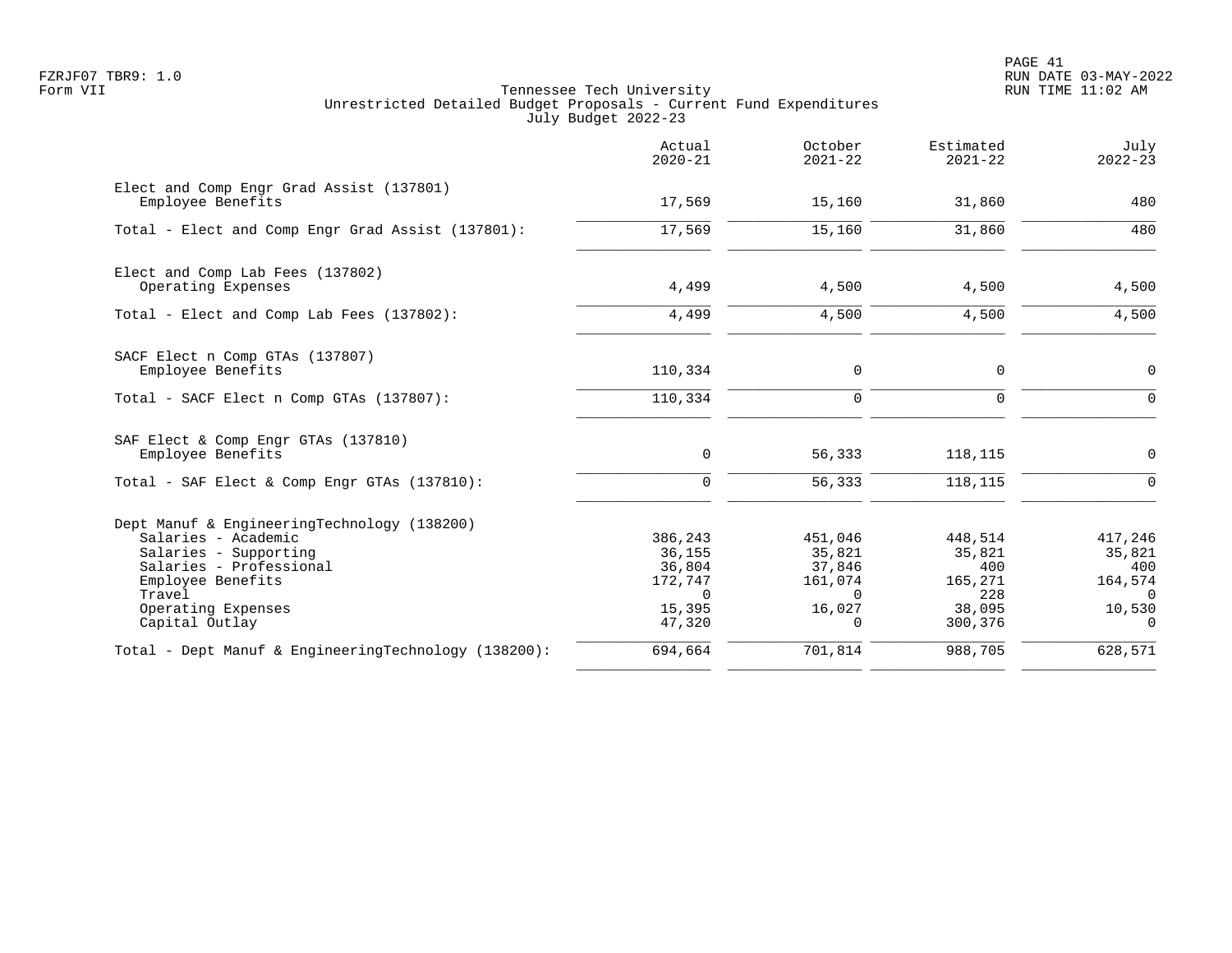Tennessee Tech University
Unrestricted Detailed Budget Proposals - Current Fund Expenditures
July Budget 2022-23

| | Actual 2020-21 | October 2021-22 | Estimated 2021-22 | July 2022-23 |
|---|---|---|---|---|
| **Elect and Comp Engr Grad Assist (137801)** | | | | |
| Employee Benefits | 17,569 | 15,160 | 31,860 | 480 |
| Total - Elect and Comp Engr Grad Assist (137801): | 17,569 | 15,160 | 31,860 | 480 |
| **Elect and Comp Lab Fees (137802)** | | | | |
| Operating Expenses | 4,499 | 4,500 | 4,500 | 4,500 |
| Total - Elect and Comp Lab Fees (137802): | 4,499 | 4,500 | 4,500 | 4,500 |
| **SACF Elect n Comp GTAs (137807)** | | | | |
| Employee Benefits | 110,334 | 0 | 0 | 0 |
| Total - SACF Elect n Comp GTAs (137807): | 110,334 | 0 | 0 | 0 |
| **SAF Elect & Comp Engr GTAs (137810)** | | | | |
| Employee Benefits | 0 | 56,333 | 118,115 | 0 |
| Total - SAF Elect & Comp Engr GTAs (137810): | 0 | 56,333 | 118,115 | 0 |
| **Dept Manuf & EngineeringTechnology (138200)** | | | | |
| Salaries - Academic | 386,243 | 451,046 | 448,514 | 417,246 |
| Salaries - Supporting | 36,155 | 35,821 | 35,821 | 35,821 |
| Salaries - Professional | 36,804 | 37,846 | 400 | 400 |
| Employee Benefits | 172,747 | 161,074 | 165,271 | 164,574 |
| Travel | 0 | 0 | 228 | 0 |
| Operating Expenses | 15,395 | 16,027 | 38,095 | 10,530 |
| Capital Outlay | 47,320 | 0 | 300,376 | 0 |
| Total - Dept Manuf & EngineeringTechnology (138200): | 694,664 | 701,814 | 988,705 | 628,571 |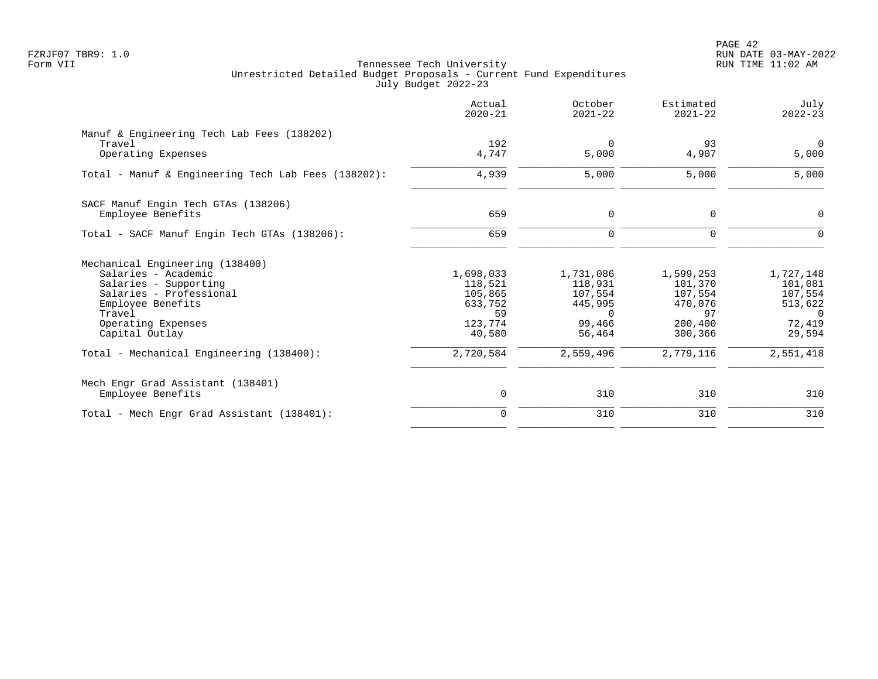Tennessee Tech University
Unrestricted Detailed Budget Proposals - Current Fund Expenditures
July Budget 2022-23

| | Actual 2020-21 | October 2021-22 | Estimated 2021-22 | July 2022-23 |
|---|---:|---:|---:|---:|
| **Manuf & Engineering Tech Lab Fees (138202)** | | | | |
| Travel | 192 | 0 | 93 | 0 |
| Operating Expenses | 4,747 | 5,000 | 4,907 | 5,000 |
| Total - Manuf & Engineering Tech Lab Fees (138202): | 4,939 | 5,000 | 5,000 | 5,000 |
| **SACF Manuf Engin Tech GTAs (138206)** | | | | |
| Employee Benefits | 659 | 0 | 0 | 0 |
| Total - SACF Manuf Engin Tech GTAs (138206): | 659 | 0 | 0 | 0 |
| **Mechanical Engineering (138400)** | | | | |
| Salaries - Academic | 1,698,033 | 1,731,086 | 1,599,253 | 1,727,148 |
| Salaries - Supporting | 118,521 | 118,931 | 101,370 | 101,081 |
| Salaries - Professional | 105,865 | 107,554 | 107,554 | 107,554 |
| Employee Benefits | 633,752 | 445,995 | 470,076 | 513,622 |
| Travel | 59 | 0 | 97 | 0 |
| Operating Expenses | 123,774 | 99,466 | 200,400 | 72,419 |
| Capital Outlay | 40,580 | 56,464 | 300,366 | 29,594 |
| Total - Mechanical Engineering (138400): | 2,720,584 | 2,559,496 | 2,779,116 | 2,551,418 |
| **Mech Engr Grad Assistant (138401)** | | | | |
| Employee Benefits | 0 | 310 | 310 | 310 |
| Total - Mech Engr Grad Assistant (138401): | 0 | 310 | 310 | 310 |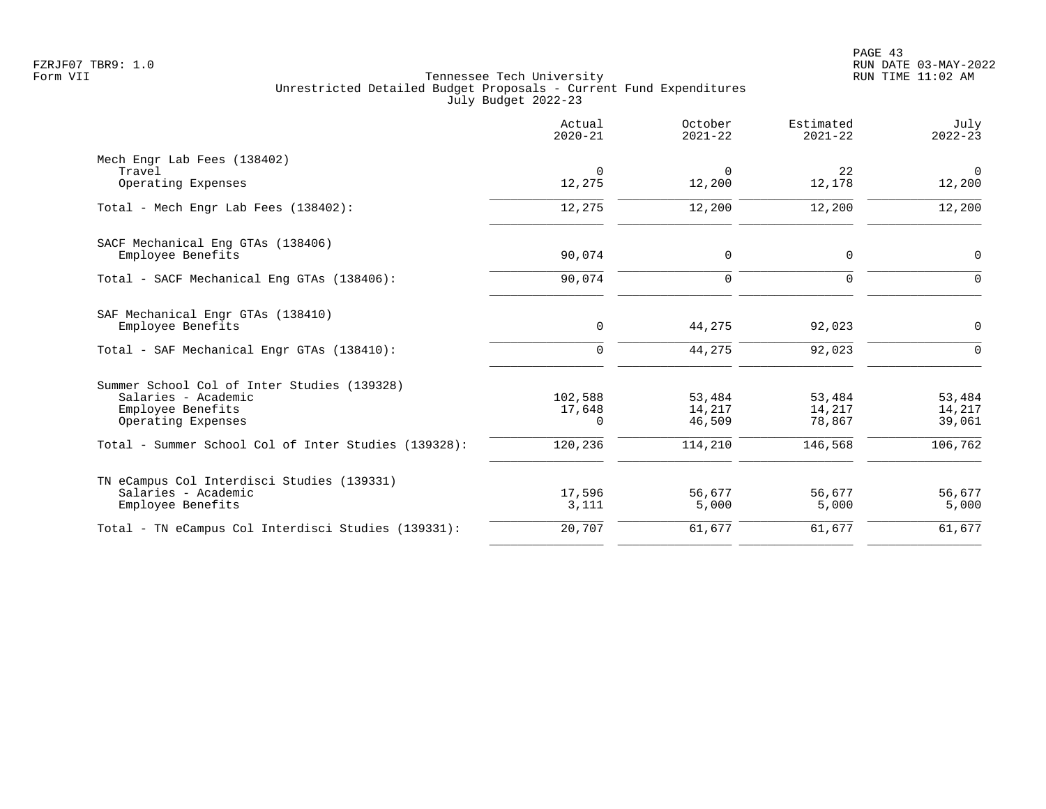Tennessee Tech University
Unrestricted Detailed Budget Proposals - Current Fund Expenditures
July Budget 2022-23

FZRJF07 TBR9: 1.0
Form VII

RUN DATE 03-MAY-2022
RUN TIME 11:02 AM

| | Actual 2020-21 | October 2021-22 | Estimated 2021-22 | July 2022-23 |
|---|---:|---:|---:|---:|
| **Mech Engr Lab Fees (138402)** | | | | |
| Travel | 0 | 0 | 22 | 0 |
| Operating Expenses | 12,275 | 12,200 | 12,178 | 12,200 |
| Total - Mech Engr Lab Fees (138402): | 12,275 | 12,200 | 12,200 | 12,200 |
| **SACF Mechanical Eng GTAs (138406)** | | | | |
| Employee Benefits | 90,074 | 0 | 0 | 0 |
| Total - SACF Mechanical Eng GTAs (138406): | 90,074 | 0 | 0 | 0 |
| **SAF Mechanical Engr GTAs (138410)** | | | | |
| Employee Benefits | 0 | 44,275 | 92,023 | 0 |
| Total - SAF Mechanical Engr GTAs (138410): | 0 | 44,275 | 92,023 | 0 |
| **Summer School Col of Inter Studies (139328)** | | | | |
| Salaries - Academic | 102,588 | 53,484 | 53,484 | 53,484 |
| Employee Benefits | 17,648 | 14,217 | 14,217 | 14,217 |
| Operating Expenses | 0 | 46,509 | 78,867 | 39,061 |
| Total - Summer School Col of Inter Studies (139328): | 120,236 | 114,210 | 146,568 | 106,762 |
| **TN eCampus Col Interdisci Studies (139331)** | | | | |
| Salaries - Academic | 17,596 | 56,677 | 56,677 | 56,677 |
| Employee Benefits | 3,111 | 5,000 | 5,000 | 5,000 |
| Total - TN eCampus Col Interdisci Studies (139331): | 20,707 | 61,677 | 61,677 | 61,677 |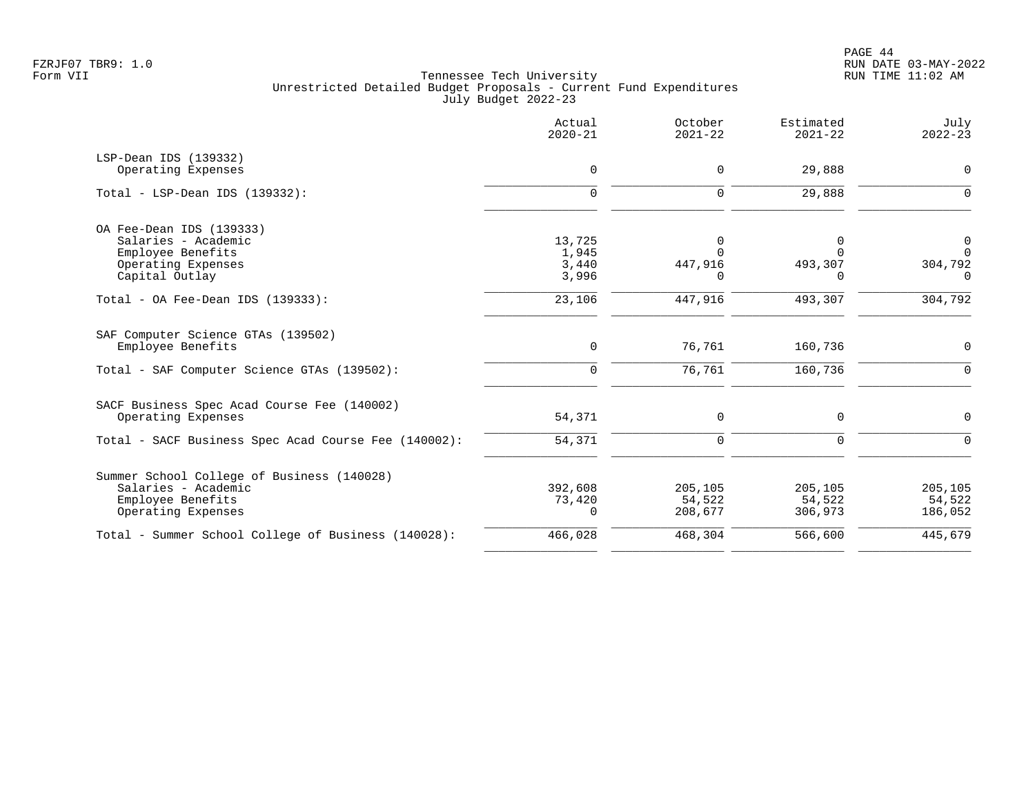FZRJF07 TBR9: 1.0
Form VII

Tennessee Tech University
Unrestricted Detailed Budget Proposals - Current Fund Expenditures
July Budget 2022-23

| | Actual 2020-21 | October 2021-22 | Estimated 2021-22 | July 2022-23 |
|---|---|---|---|---|
| LSP-Dean IDS (139332) | | | | |
| Operating Expenses | 0 | 0 | 29,888 | 0 |
| Total - LSP-Dean IDS (139332): | 0 | 0 | 29,888 | 0 |
| OA Fee-Dean IDS (139333) | | | | |
| Salaries - Academic | 13,725 | 0 | 0 | 0 |
| Employee Benefits | 1,945 | 0 | 0 | 0 |
| Operating Expenses | 3,440 | 447,916 | 493,307 | 304,792 |
| Capital Outlay | 3,996 | 0 | 0 | 0 |
| Total - OA Fee-Dean IDS (139333): | 23,106 | 447,916 | 493,307 | 304,792 |
| SAF Computer Science GTAs (139502) | | | | |
| Employee Benefits | 0 | 76,761 | 160,736 | 0 |
| Total - SAF Computer Science GTAs (139502): | 0 | 76,761 | 160,736 | 0 |
| SACF Business Spec Acad Course Fee (140002) | | | | |
| Operating Expenses | 54,371 | 0 | 0 | 0 |
| Total - SACF Business Spec Acad Course Fee (140002): | 54,371 | 0 | 0 | 0 |
| Summer School College of Business (140028) | | | | |
| Salaries - Academic | 392,608 | 205,105 | 205,105 | 205,105 |
| Employee Benefits | 73,420 | 54,522 | 54,522 | 54,522 |
| Operating Expenses | 0 | 208,677 | 306,973 | 186,052 |
| Total - Summer School College of Business (140028): | 466,028 | 468,304 | 566,600 | 445,679 |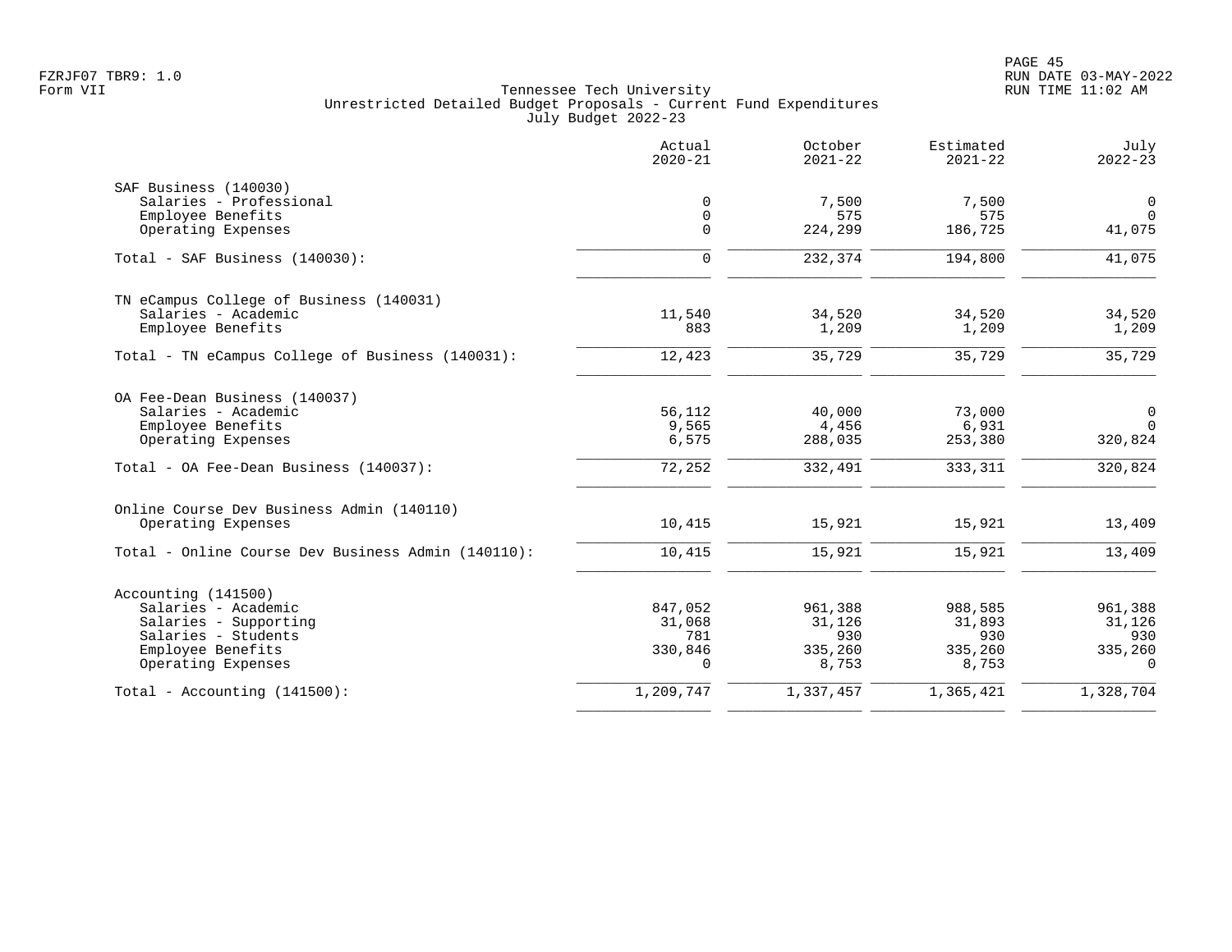Tennessee Tech University
Unrestricted Detailed Budget Proposals - Current Fund Expenditures
July Budget 2022-23

| | Actual 2020-21 | October 2021-22 | Estimated 2021-22 | July 2022-23 |
|---|---|---|---|---|
| **SAF Business (140030)** | | | | |
| Salaries - Professional | 0 | 7,500 | 7,500 | 0 |
| Employee Benefits | 0 | 575 | 575 | 0 |
| Operating Expenses | 0 | 224,299 | 186,725 | 41,075 |
| Total - SAF Business (140030): | 0 | 232,374 | 194,800 | 41,075 |
| **TN eCampus College of Business (140031)** | | | | |
| Salaries - Academic | 11,540 | 34,520 | 34,520 | 34,520 |
| Employee Benefits | 883 | 1,209 | 1,209 | 1,209 |
| Total - TN eCampus College of Business (140031): | 12,423 | 35,729 | 35,729 | 35,729 |
| **OA Fee-Dean Business (140037)** | | | | |
| Salaries - Academic | 56,112 | 40,000 | 73,000 | 0 |
| Employee Benefits | 9,565 | 4,456 | 6,931 | 0 |
| Operating Expenses | 6,575 | 288,035 | 253,380 | 320,824 |
| Total - OA Fee-Dean Business (140037): | 72,252 | 332,491 | 333,311 | 320,824 |
| **Online Course Dev Business Admin (140110)** | | | | |
| Operating Expenses | 10,415 | 15,921 | 15,921 | 13,409 |
| Total - Online Course Dev Business Admin (140110): | 10,415 | 15,921 | 15,921 | 13,409 |
| **Accounting (141500)** | | | | |
| Salaries - Academic | 847,052 | 961,388 | 988,585 | 961,388 |
| Salaries - Supporting | 31,068 | 31,126 | 31,893 | 31,126 |
| Salaries - Students | 781 | 930 | 930 | 930 |
| Employee Benefits | 330,846 | 335,260 | 335,260 | 335,260 |
| Operating Expenses | 0 | 8,753 | 8,753 | 0 |
| Total - Accounting (141500): | 1,209,747 | 1,337,457 | 1,365,421 | 1,328,704 |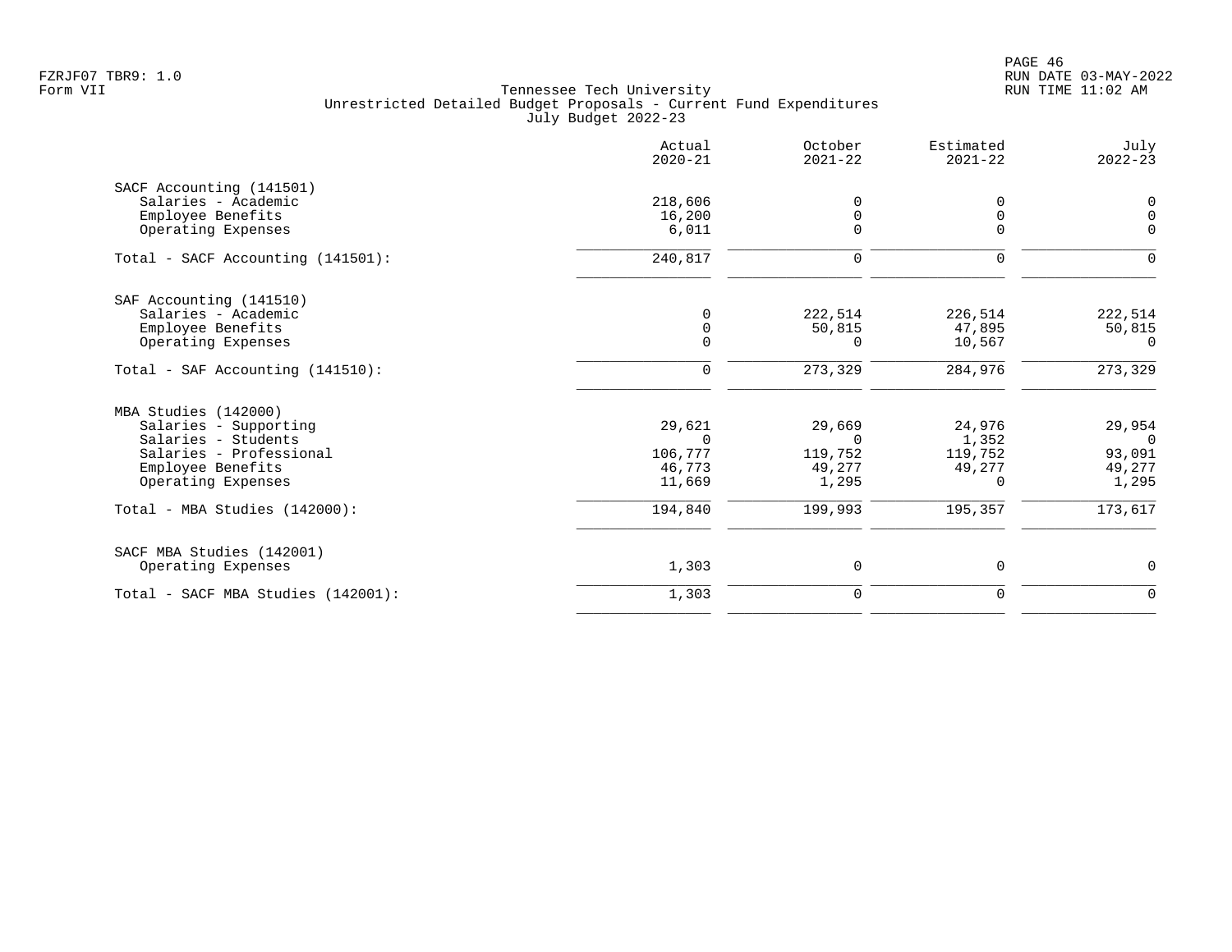FZRJF07 TBR9: 1.0
Form VII

Tennessee Tech University
Unrestricted Detailed Budget Proposals - Current Fund Expenditures
July Budget 2022-23

RUN DATE 03-MAY-2022
RUN TIME 11:02 AM

| | Actual 2020-21 | October 2021-22 | Estimated 2021-22 | July 2022-23 |
|---|---|---|---|---|
| **SACF Accounting (141501)** | | | | |
| Salaries - Academic | 218,606 | 0 | 0 | 0 |
| Employee Benefits | 16,200 | 0 | 0 | 0 |
| Operating Expenses | 6,011 | 0 | 0 | 0 |
| Total - SACF Accounting (141501): | 240,817 | 0 | 0 | 0 |
| **SAF Accounting (141510)** | | | | |
| Salaries - Academic | 0 | 222,514 | 226,514 | 222,514 |
| Employee Benefits | 0 | 50,815 | 47,895 | 50,815 |
| Operating Expenses | 0 | 0 | 10,567 | 0 |
| Total - SAF Accounting (141510): | 0 | 273,329 | 284,976 | 273,329 |
| **MBA Studies (142000)** | | | | |
| Salaries - Supporting | 29,621 | 29,669 | 24,976 | 29,954 |
| Salaries - Students | 0 | 0 | 1,352 | 0 |
| Salaries - Professional | 106,777 | 119,752 | 119,752 | 93,091 |
| Employee Benefits | 46,773 | 49,277 | 49,277 | 49,277 |
| Operating Expenses | 11,669 | 1,295 | 0 | 1,295 |
| Total - MBA Studies (142000): | 194,840 | 199,993 | 195,357 | 173,617 |
| **SACF MBA Studies (142001)** | | | | |
| Operating Expenses | 1,303 | 0 | 0 | 0 |
| Total - SACF MBA Studies (142001): | 1,303 | 0 | 0 | 0 |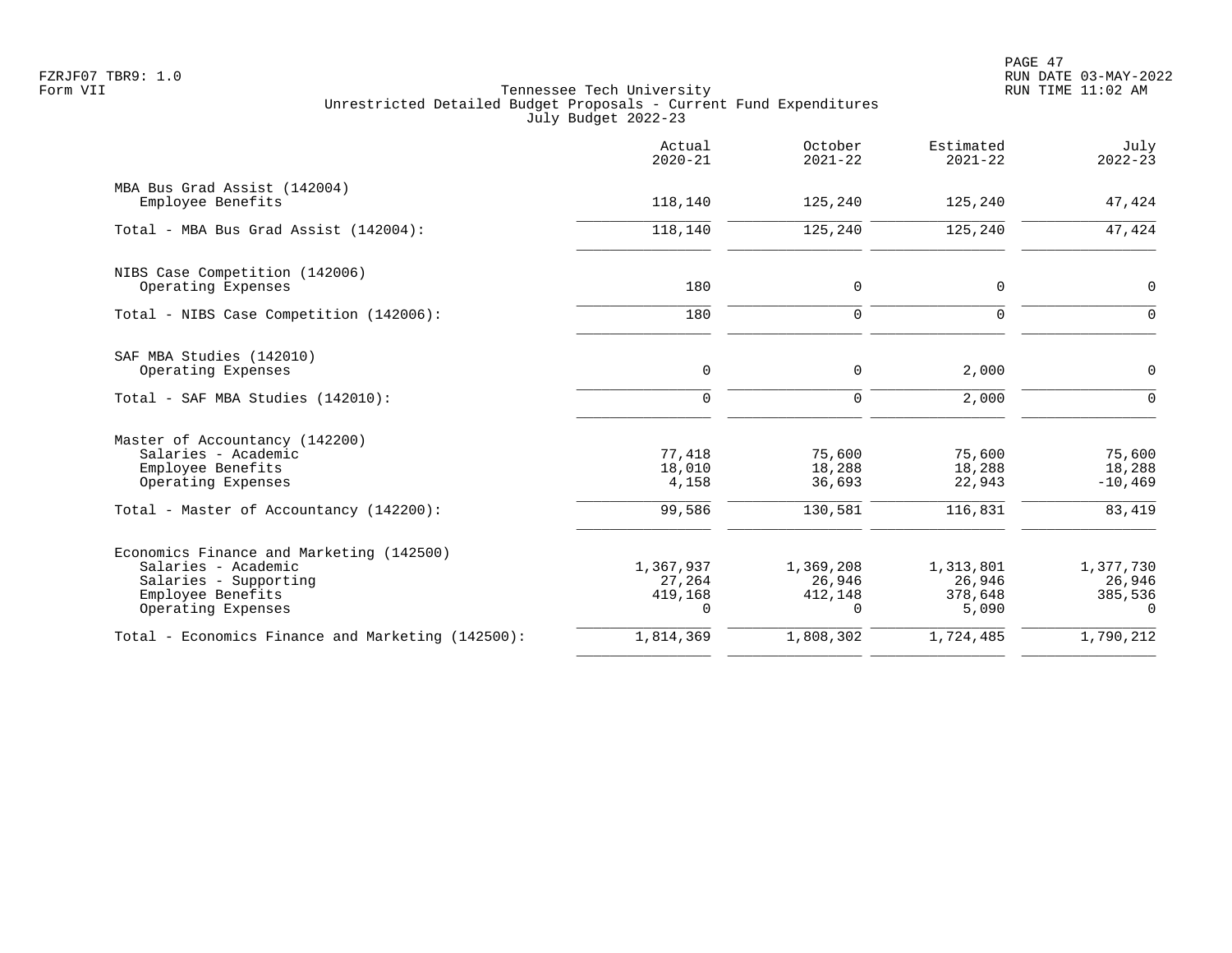Tennessee Tech University
Unrestricted Detailed Budget Proposals - Current Fund Expenditures
July Budget 2022-23

| | Actual 2020-21 | October 2021-22 | Estimated 2021-22 | July 2022-23 |
|---|---|---|---|---|
| MBA Bus Grad Assist (142004) | | | | |
| Employee Benefits | 118,140 | 125,240 | 125,240 | 47,424 |
| Total - MBA Bus Grad Assist (142004): | 118,140 | 125,240 | 125,240 | 47,424 |
| NIBS Case Competition (142006) | | | | |
| Operating Expenses | 180 | 0 | 0 | 0 |
| Total - NIBS Case Competition (142006): | 180 | 0 | 0 | 0 |
| SAF MBA Studies (142010) | | | | |
| Operating Expenses | 0 | 0 | 2,000 | 0 |
| Total - SAF MBA Studies (142010): | 0 | 0 | 2,000 | 0 |
| Master of Accountancy (142200) | | | | |
| Salaries - Academic | 77,418 | 75,600 | 75,600 | 75,600 |
| Employee Benefits | 18,010 | 18,288 | 18,288 | 18,288 |
| Operating Expenses | 4,158 | 36,693 | 22,943 | -10,469 |
| Total - Master of Accountancy (142200): | 99,586 | 130,581 | 116,831 | 83,419 |
| Economics Finance and Marketing (142500) | | | | |
| Salaries - Academic | 1,367,937 | 1,369,208 | 1,313,801 | 1,377,730 |
| Salaries - Supporting | 27,264 | 26,946 | 26,946 | 26,946 |
| Employee Benefits | 419,168 | 412,148 | 378,648 | 385,536 |
| Operating Expenses | 0 | 0 | 5,090 | 0 |
| Total - Economics Finance and Marketing (142500): | 1,814,369 | 1,808,302 | 1,724,485 | 1,790,212 |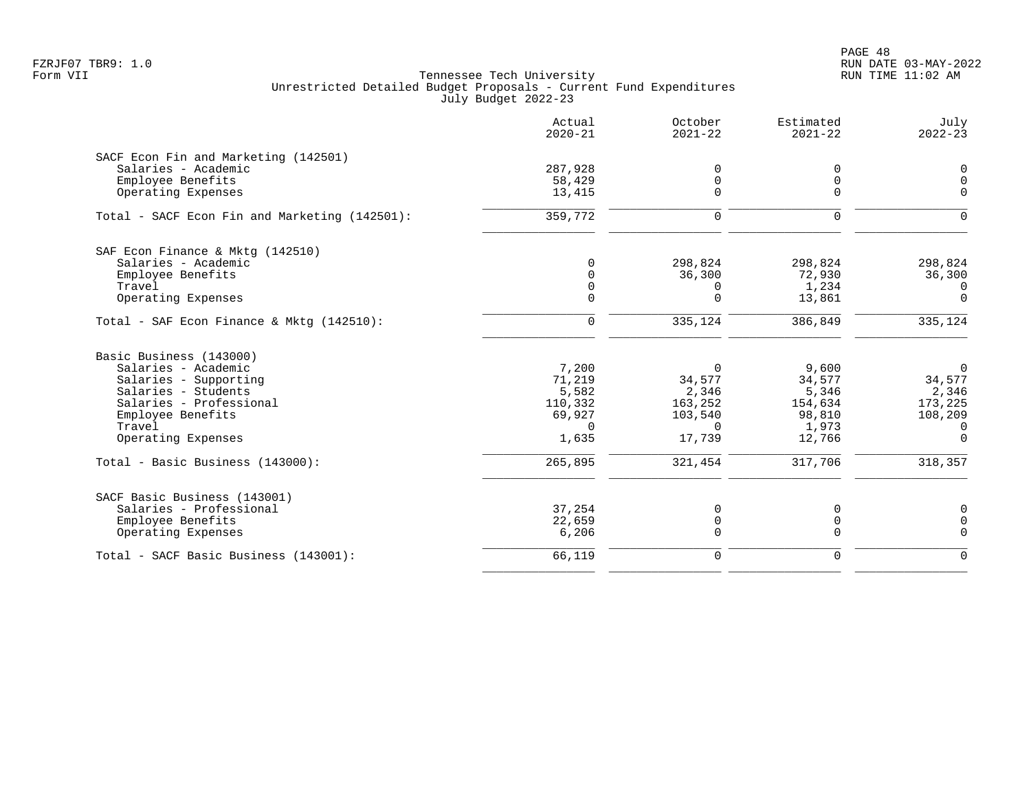Tennessee Tech University
Unrestricted Detailed Budget Proposals - Current Fund Expenditures
July Budget 2022-23

Form VII

| | Actual 2020-21 | October 2021-22 | Estimated 2021-22 | July 2022-23 |
|---|---|---|---|---|
| **SACF Econ Fin and Marketing (142501)** | | | | |
| Salaries - Academic | 287,928 | 0 | 0 | 0 |
| Employee Benefits | 58,429 | 0 | 0 | 0 |
| Operating Expenses | 13,415 | 0 | 0 | 0 |
| Total - SACF Econ Fin and Marketing (142501): | 359,772 | 0 | 0 | 0 |
| **SAF Econ Finance & Mktg (142510)** | | | | |
| Salaries - Academic | 0 | 298,824 | 298,824 | 298,824 |
| Employee Benefits | 0 | 36,300 | 72,930 | 36,300 |
| Travel | 0 | 0 | 1,234 | 0 |
| Operating Expenses | 0 | 0 | 13,861 | 0 |
| Total - SAF Econ Finance & Mktg (142510): | 0 | 335,124 | 386,849 | 335,124 |
| **Basic Business (143000)** | | | | |
| Salaries - Academic | 7,200 | 0 | 9,600 | 0 |
| Salaries - Supporting | 71,219 | 34,577 | 34,577 | 34,577 |
| Salaries - Students | 5,582 | 2,346 | 5,346 | 2,346 |
| Salaries - Professional | 110,332 | 163,252 | 154,634 | 173,225 |
| Employee Benefits | 69,927 | 103,540 | 98,810 | 108,209 |
| Travel | 0 | 0 | 1,973 | 0 |
| Operating Expenses | 1,635 | 17,739 | 12,766 | 0 |
| Total - Basic Business (143000): | 265,895 | 321,454 | 317,706 | 318,357 |
| **SACF Basic Business (143001)** | | | | |
| Salaries - Professional | 37,254 | 0 | 0 | 0 |
| Employee Benefits | 22,659 | 0 | 0 | 0 |
| Operating Expenses | 6,206 | 0 | 0 | 0 |
| Total - SACF Basic Business (143001): | 66,119 | 0 | 0 | 0 |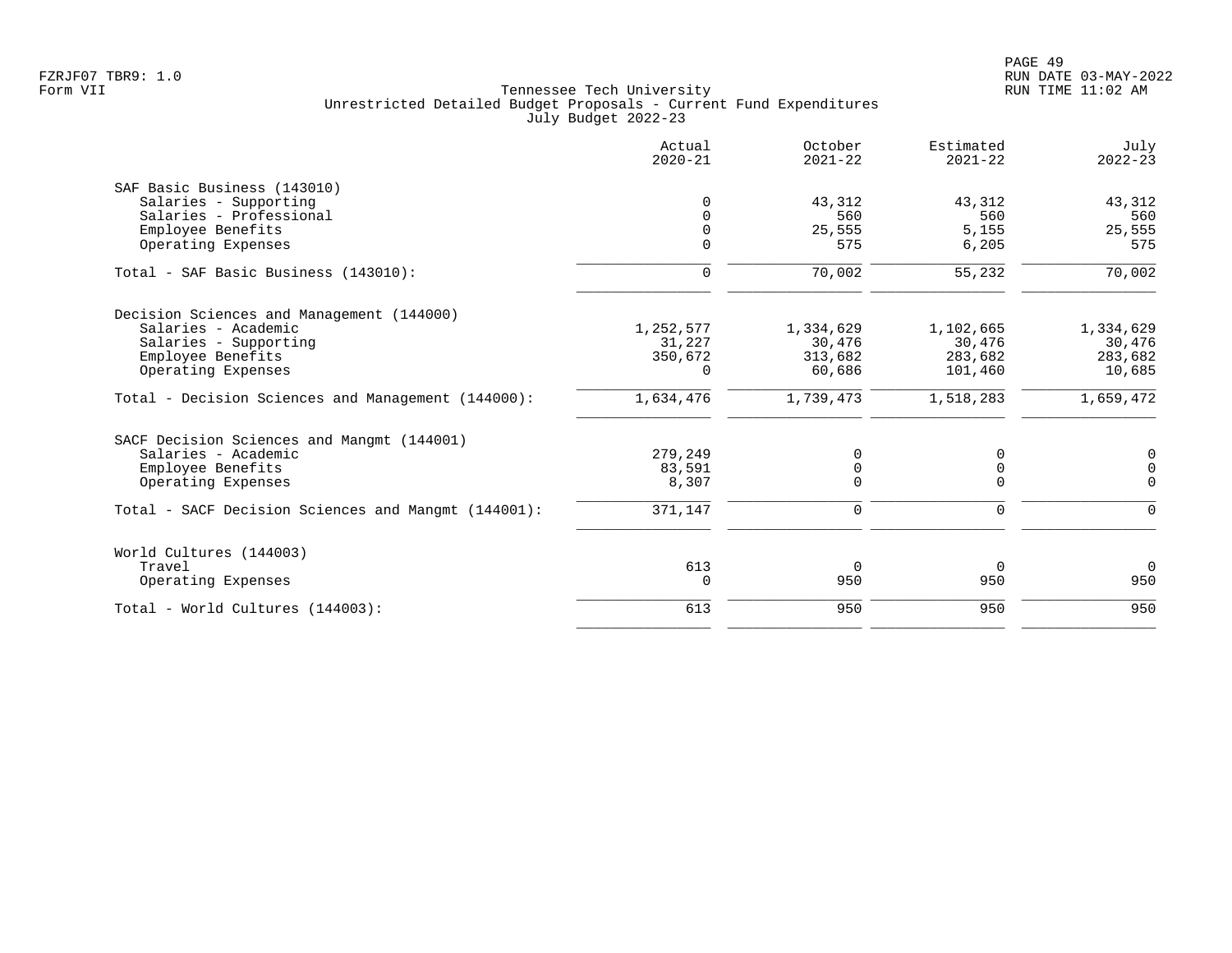Tennessee Tech University
Unrestricted Detailed Budget Proposals - Current Fund Expenditures
July Budget 2022-23

Form VII

| | Actual 2020-21 | October 2021-22 | Estimated 2021-22 | July 2022-23 |
|---|---|---|---|---|
| **SAF Basic Business (143010)** | | | | |
| Salaries - Supporting | 0 | 43,312 | 43,312 | 43,312 |
| Salaries - Professional | 0 | 560 | 560 | 560 |
| Employee Benefits | 0 | 25,555 | 5,155 | 25,555 |
| Operating Expenses | 0 | 575 | 6,205 | 575 |
| Total - SAF Basic Business (143010): | 0 | 70,002 | 55,232 | 70,002 |
| **Decision Sciences and Management (144000)** | | | | |
| Salaries - Academic | 1,252,577 | 1,334,629 | 1,102,665 | 1,334,629 |
| Salaries - Supporting | 31,227 | 30,476 | 30,476 | 30,476 |
| Employee Benefits | 350,672 | 313,682 | 283,682 | 283,682 |
| Operating Expenses | 0 | 60,686 | 101,460 | 10,685 |
| Total - Decision Sciences and Management (144000): | 1,634,476 | 1,739,473 | 1,518,283 | 1,659,472 |
| **SACF Decision Sciences and Mangmt (144001)** | | | | |
| Salaries - Academic | 279,249 | 0 | 0 | 0 |
| Employee Benefits | 83,591 | 0 | 0 | 0 |
| Operating Expenses | 8,307 | 0 | 0 | 0 |
| Total - SACF Decision Sciences and Mangmt (144001): | 371,147 | 0 | 0 | 0 |
| **World Cultures (144003)** | | | | |
| Travel | 613 | 0 | 0 | 0 |
| Operating Expenses | 0 | 950 | 950 | 950 |
| Total - World Cultures (144003): | 613 | 950 | 950 | 950 |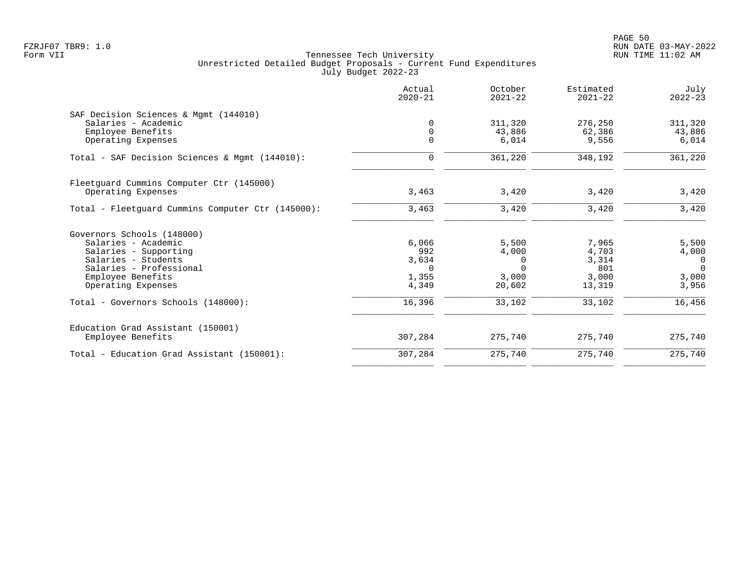Tennessee Tech University
Unrestricted Detailed Budget Proposals - Current Fund Expenditures
July Budget 2022-23

| | Actual 2020-21 | October 2021-22 | Estimated 2021-22 | July 2022-23 |
|---|---|---|---|---|
| **SAF Decision Sciences & Mgmt (144010)** | | | | |
| Salaries - Academic | 0 | 311,320 | 276,250 | 311,320 |
| Employee Benefits | 0 | 43,886 | 62,386 | 43,886 |
| Operating Expenses | 0 | 6,014 | 9,556 | 6,014 |
| Total - SAF Decision Sciences & Mgmt (144010): | 0 | 361,220 | 348,192 | 361,220 |
| **Fleetguard Cummins Computer Ctr (145000)** | | | | |
| Operating Expenses | 3,463 | 3,420 | 3,420 | 3,420 |
| Total - Fleetguard Cummins Computer Ctr (145000): | 3,463 | 3,420 | 3,420 | 3,420 |
| **Governors Schools (148000)** | | | | |
| Salaries - Academic | 6,066 | 5,500 | 7,965 | 5,500 |
| Salaries - Supporting | 992 | 4,000 | 4,703 | 4,000 |
| Salaries - Students | 3,634 | 0 | 3,314 | 0 |
| Salaries - Professional | 0 | 0 | 801 | 0 |
| Employee Benefits | 1,355 | 3,000 | 3,000 | 3,000 |
| Operating Expenses | 4,349 | 20,602 | 13,319 | 3,956 |
| Total - Governors Schools (148000): | 16,396 | 33,102 | 33,102 | 16,456 |
| **Education Grad Assistant (150001)** | | | | |
| Employee Benefits | 307,284 | 275,740 | 275,740 | 275,740 |
| Total - Education Grad Assistant (150001): | 307,284 | 275,740 | 275,740 | 275,740 |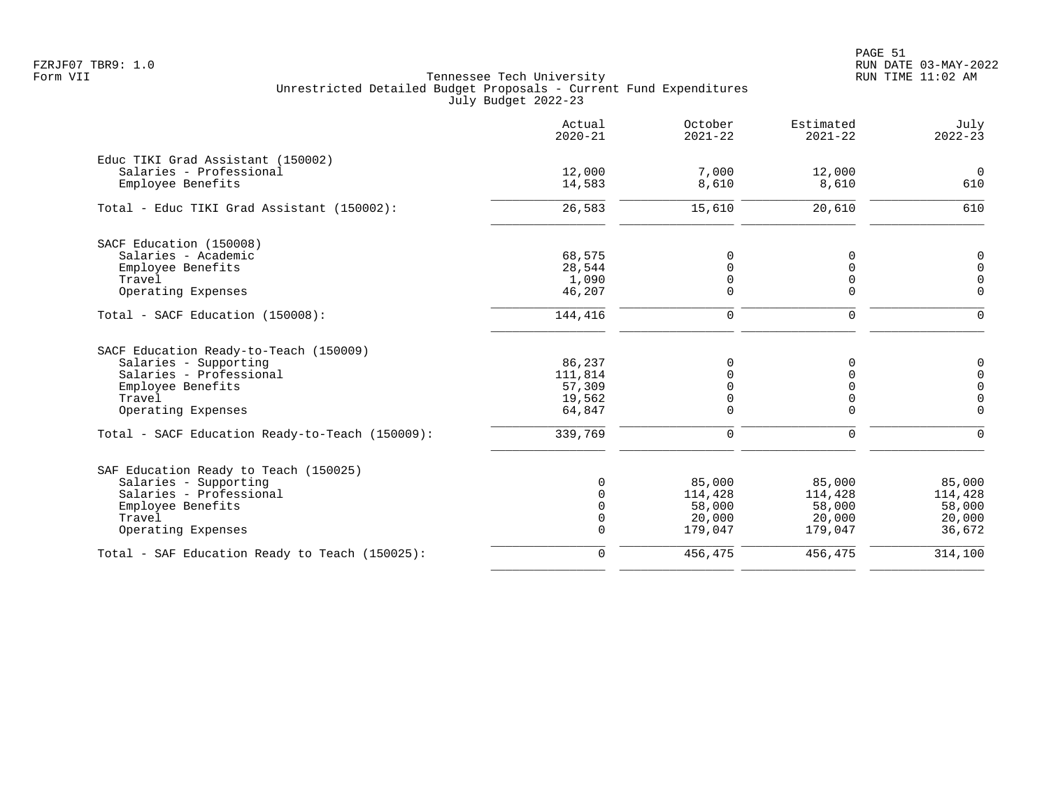FZRJF07 TBR9: 1.0
Form VII

Tennessee Tech University
Unrestricted Detailed Budget Proposals - Current Fund Expenditures
July Budget 2022-23

RUN DATE 03-MAY-2022
RUN TIME 11:02 AM

| | Actual 2020-21 | October 2021-22 | Estimated 2021-22 | July 2022-23 |
|---|---|---|---|---|
| **Educ TIKI Grad Assistant (150002)** | | | | |
| Salaries - Professional | 12,000 | 7,000 | 12,000 | 0 |
| Employee Benefits | 14,583 | 8,610 | 8,610 | 610 |
| Total - Educ TIKI Grad Assistant (150002): | 26,583 | 15,610 | 20,610 | 610 |
| **SACF Education (150008)** | | | | |
| Salaries - Academic | 68,575 | 0 | 0 | 0 |
| Employee Benefits | 28,544 | 0 | 0 | 0 |
| Travel | 1,090 | 0 | 0 | 0 |
| Operating Expenses | 46,207 | 0 | 0 | 0 |
| Total - SACF Education (150008): | 144,416 | 0 | 0 | 0 |
| **SACF Education Ready-to-Teach (150009)** | | | | |
| Salaries - Supporting | 86,237 | 0 | 0 | 0 |
| Salaries - Professional | 111,814 | 0 | 0 | 0 |
| Employee Benefits | 57,309 | 0 | 0 | 0 |
| Travel | 19,562 | 0 | 0 | 0 |
| Operating Expenses | 64,847 | 0 | 0 | 0 |
| Total - SACF Education Ready-to-Teach (150009): | 339,769 | 0 | 0 | 0 |
| **SAF Education Ready to Teach (150025)** | | | | |
| Salaries - Supporting | 0 | 85,000 | 85,000 | 85,000 |
| Salaries - Professional | 0 | 114,428 | 114,428 | 114,428 |
| Employee Benefits | 0 | 58,000 | 58,000 | 58,000 |
| Travel | 0 | 20,000 | 20,000 | 20,000 |
| Operating Expenses | 0 | 179,047 | 179,047 | 36,672 |
| Total - SAF Education Ready to Teach (150025): | 0 | 456,475 | 456,475 | 314,100 |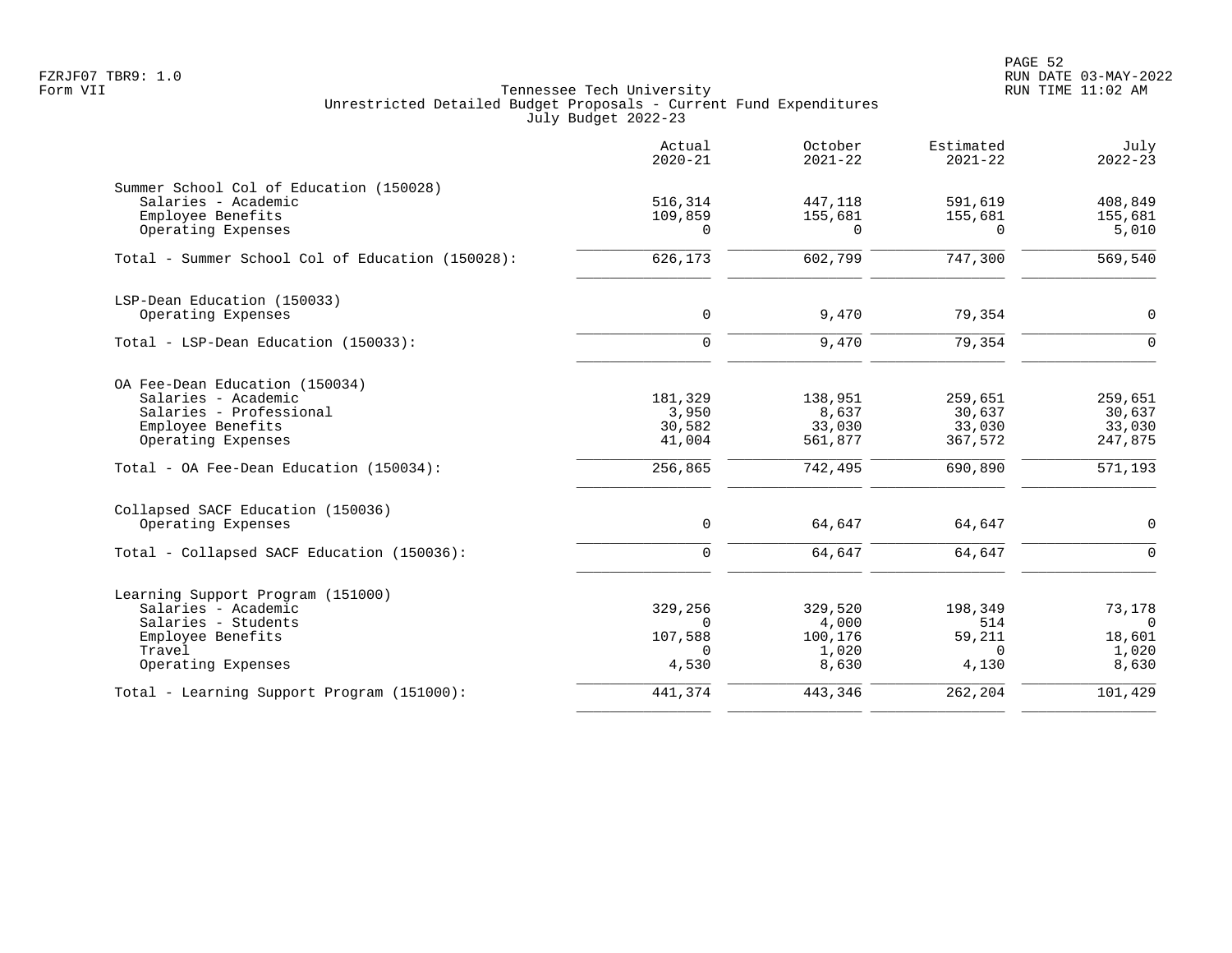Tennessee Tech University
Unrestricted Detailed Budget Proposals - Current Fund Expenditures
July Budget 2022-23

| | Actual 2020-21 | October 2021-22 | Estimated 2021-22 | July 2022-23 |
|---|---|---|---|---|
| **Summer School Col of Education (150028)** | | | | |
| Salaries - Academic | 516,314 | 447,118 | 591,619 | 408,849 |
| Employee Benefits | 109,859 | 155,681 | 155,681 | 155,681 |
| Operating Expenses | 0 | 0 | 0 | 5,010 |
| Total - Summer School Col of Education (150028): | 626,173 | 602,799 | 747,300 | 569,540 |
| **LSP-Dean Education (150033)** | | | | |
| Operating Expenses | 0 | 9,470 | 79,354 | 0 |
| Total - LSP-Dean Education (150033): | 0 | 9,470 | 79,354 | 0 |
| **OA Fee-Dean Education (150034)** | | | | |
| Salaries - Academic | 181,329 | 138,951 | 259,651 | 259,651 |
| Salaries - Professional | 3,950 | 8,637 | 30,637 | 30,637 |
| Employee Benefits | 30,582 | 33,030 | 33,030 | 33,030 |
| Operating Expenses | 41,004 | 561,877 | 367,572 | 247,875 |
| Total - OA Fee-Dean Education (150034): | 256,865 | 742,495 | 690,890 | 571,193 |
| **Collapsed SACF Education (150036)** | | | | |
| Operating Expenses | 0 | 64,647 | 64,647 | 0 |
| Total - Collapsed SACF Education (150036): | 0 | 64,647 | 64,647 | 0 |
| **Learning Support Program (151000)** | | | | |
| Salaries - Academic | 329,256 | 329,520 | 198,349 | 73,178 |
| Salaries - Students | 0 | 4,000 | 514 | 0 |
| Employee Benefits | 107,588 | 100,176 | 59,211 | 18,601 |
| Travel | 0 | 1,020 | 0 | 1,020 |
| Operating Expenses | 4,530 | 8,630 | 4,130 | 8,630 |
| Total - Learning Support Program (151000): | 441,374 | 443,346 | 262,204 | 101,429 |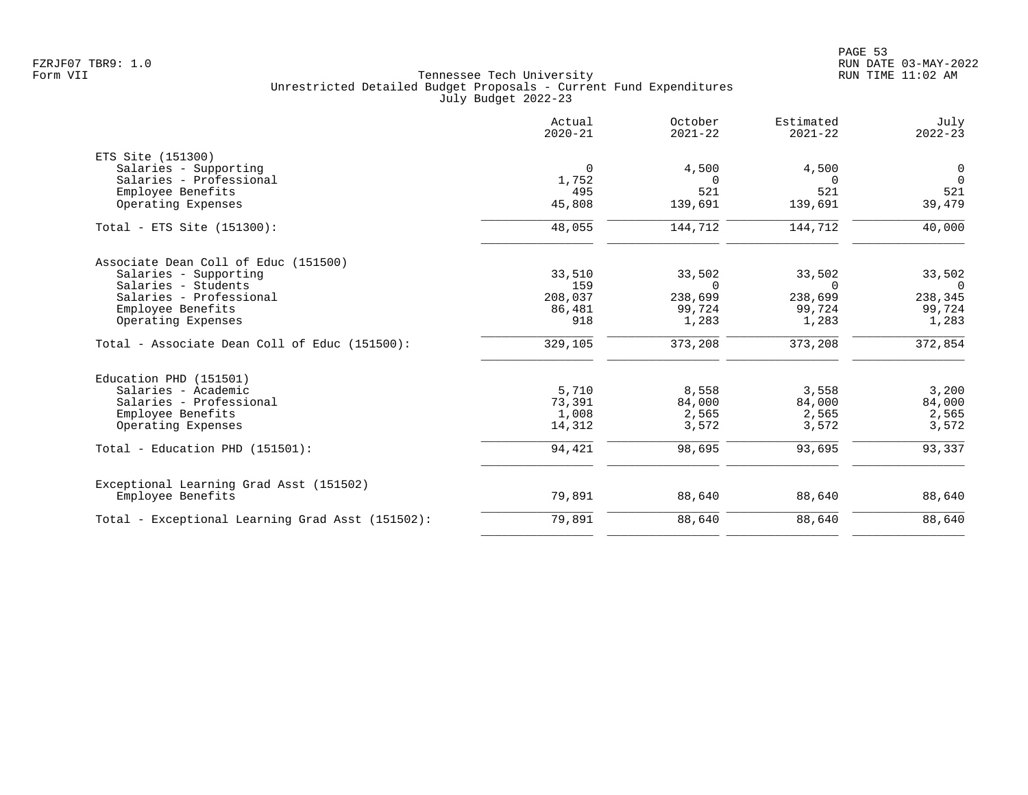FZRJF07 TBR9: 1.0
Form VII

# Tennessee Tech University
## Unrestricted Detailed Budget Proposals - Current Fund Expenditures
### July Budget 2022-23

RUN DATE 03-MAY-2022
RUN TIME 11:02 AM

| | Actual 2020-21 | October 2021-22 | Estimated 2021-22 | July 2022-23 |
|---|---|---|---|---|
| **ETS Site (151300)** | | | | |
| Salaries - Supporting | 0 | 4,500 | 4,500 | 0 |
| Salaries - Professional | 1,752 | 0 | 0 | 0 |
| Employee Benefits | 495 | 521 | 521 | 521 |
| Operating Expenses | 45,808 | 139,691 | 139,691 | 39,479 |
| Total - ETS Site (151300): | 48,055 | 144,712 | 144,712 | 40,000 |
| **Associate Dean Coll of Educ (151500)** | | | | |
| Salaries - Supporting | 33,510 | 33,502 | 33,502 | 33,502 |
| Salaries - Students | 159 | 0 | 0 | 0 |
| Salaries - Professional | 208,037 | 238,699 | 238,699 | 238,345 |
| Employee Benefits | 86,481 | 99,724 | 99,724 | 99,724 |
| Operating Expenses | 918 | 1,283 | 1,283 | 1,283 |
| Total - Associate Dean Coll of Educ (151500): | 329,105 | 373,208 | 373,208 | 372,854 |
| **Education PHD (151501)** | | | | |
| Salaries - Academic | 5,710 | 8,558 | 3,558 | 3,200 |
| Salaries - Professional | 73,391 | 84,000 | 84,000 | 84,000 |
| Employee Benefits | 1,008 | 2,565 | 2,565 | 2,565 |
| Operating Expenses | 14,312 | 3,572 | 3,572 | 3,572 |
| Total - Education PHD (151501): | 94,421 | 98,695 | 93,695 | 93,337 |
| **Exceptional Learning Grad Asst (151502)** | | | | |
| Employee Benefits | 79,891 | 88,640 | 88,640 | 88,640 |
| Total - Exceptional Learning Grad Asst (151502): | 79,891 | 88,640 | 88,640 | 88,640 |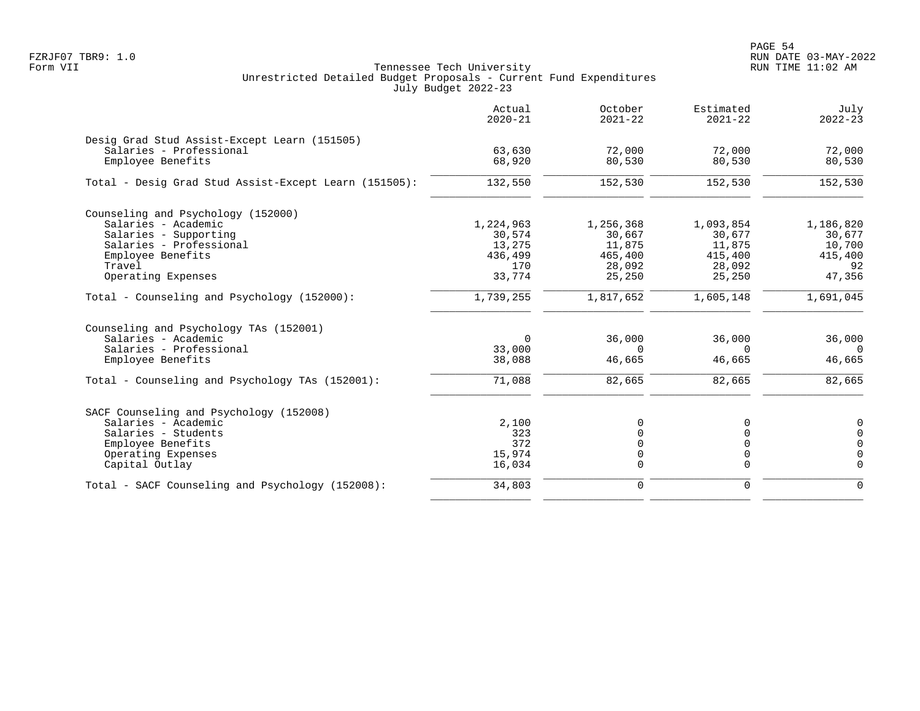FZRJF07 TBR9: 1.0
Form VII

Tennessee Tech University
Unrestricted Detailed Budget Proposals - Current Fund Expenditures
July Budget 2022-23

RUN DATE 03-MAY-2022
RUN TIME 11:02 AM

| | Actual 2020-21 | October 2021-22 | Estimated 2021-22 | July 2022-23 |
|---|---|---|---|---|
| **Desig Grad Stud Assist-Except Learn (151505)** | | | | |
| Salaries - Professional | 63,630 | 72,000 | 72,000 | 72,000 |
| Employee Benefits | 68,920 | 80,530 | 80,530 | 80,530 |
| Total - Desig Grad Stud Assist-Except Learn (151505): | 132,550 | 152,530 | 152,530 | 152,530 |
| **Counseling and Psychology (152000)** | | | | |
| Salaries - Academic | 1,224,963 | 1,256,368 | 1,093,854 | 1,186,820 |
| Salaries - Supporting | 30,574 | 30,667 | 30,677 | 30,677 |
| Salaries - Professional | 13,275 | 11,875 | 11,875 | 10,700 |
| Employee Benefits | 436,499 | 465,400 | 415,400 | 415,400 |
| Travel | 170 | 28,092 | 28,092 | 92 |
| Operating Expenses | 33,774 | 25,250 | 25,250 | 47,356 |
| Total - Counseling and Psychology (152000): | 1,739,255 | 1,817,652 | 1,605,148 | 1,691,045 |
| **Counseling and Psychology TAs (152001)** | | | | |
| Salaries - Academic | 0 | 36,000 | 36,000 | 36,000 |
| Salaries - Professional | 33,000 | 0 | 0 | 0 |
| Employee Benefits | 38,088 | 46,665 | 46,665 | 46,665 |
| Total - Counseling and Psychology TAs (152001): | 71,088 | 82,665 | 82,665 | 82,665 |
| **SACF Counseling and Psychology (152008)** | | | | |
| Salaries - Academic | 2,100 | 0 | 0 | 0 |
| Salaries - Students | 323 | 0 | 0 | 0 |
| Employee Benefits | 372 | 0 | 0 | 0 |
| Operating Expenses | 15,974 | 0 | 0 | 0 |
| Capital Outlay | 16,034 | 0 | 0 | 0 |
| Total - SACF Counseling and Psychology (152008): | 34,803 | 0 | 0 | 0 |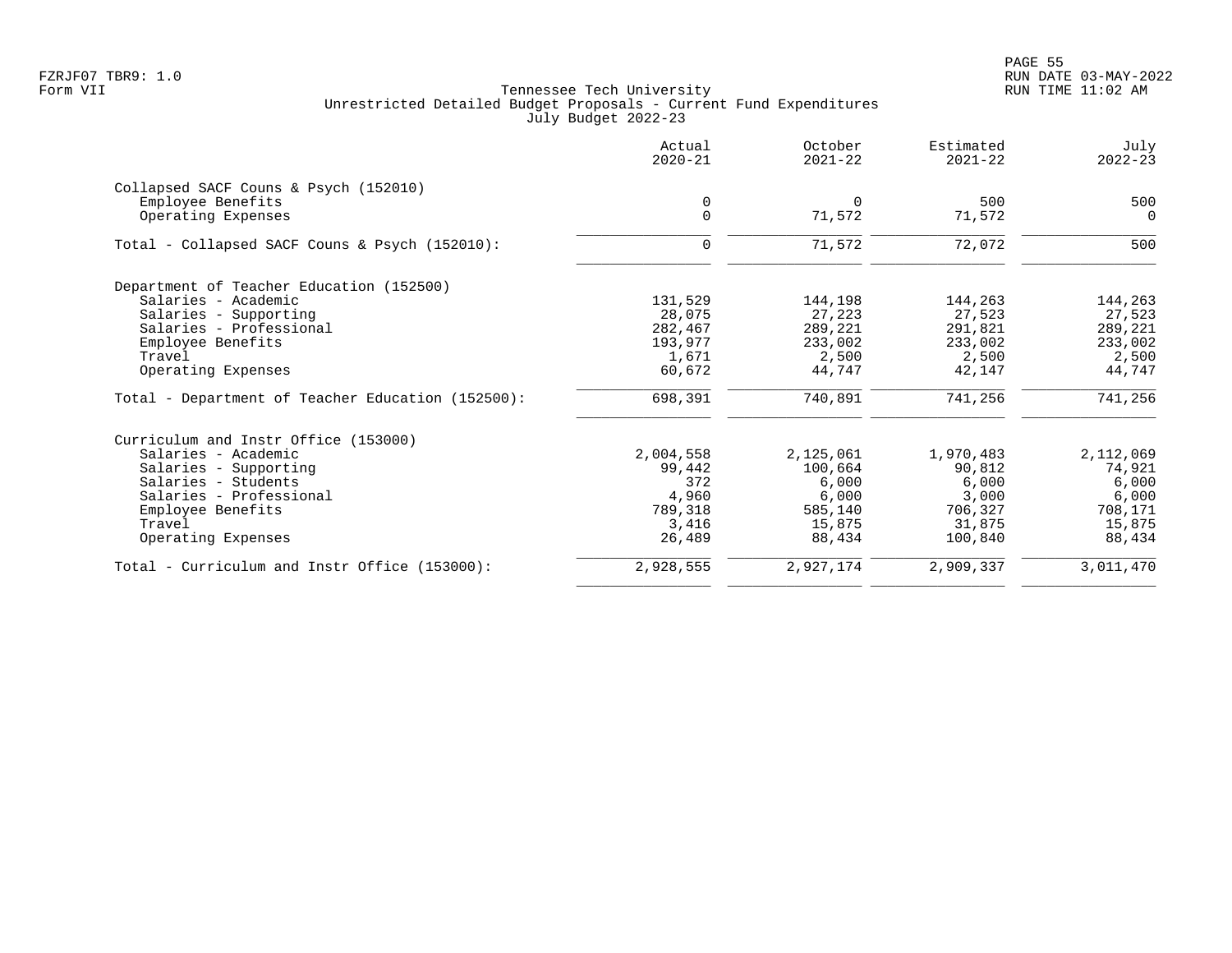FZRJF07 TBR9: 1.0
Form VII

Tennessee Tech University
Unrestricted Detailed Budget Proposals - Current Fund Expenditures
July Budget 2022-23

RUN DATE 03-MAY-2022
RUN TIME 11:02 AM

| | Actual 2020-21 | October 2021-22 | Estimated 2021-22 | July 2022-23 |
|---|---|---|---|---|
| **Collapsed SACF Couns & Psych (152010)** | | | | |
| Employee Benefits | 0 | 0 | 500 | 500 |
| Operating Expenses | 0 | 71,572 | 71,572 | 0 |
| Total - Collapsed SACF Couns & Psych (152010): | 0 | 71,572 | 72,072 | 500 |
| **Department of Teacher Education (152500)** | | | | |
| Salaries - Academic | 131,529 | 144,198 | 144,263 | 144,263 |
| Salaries - Supporting | 28,075 | 27,223 | 27,523 | 27,523 |
| Salaries - Professional | 282,467 | 289,221 | 291,821 | 289,221 |
| Employee Benefits | 193,977 | 233,002 | 233,002 | 233,002 |
| Travel | 1,671 | 2,500 | 2,500 | 2,500 |
| Operating Expenses | 60,672 | 44,747 | 42,147 | 44,747 |
| Total - Department of Teacher Education (152500): | 698,391 | 740,891 | 741,256 | 741,256 |
| **Curriculum and Instr Office (153000)** | | | | |
| Salaries - Academic | 2,004,558 | 2,125,061 | 1,970,483 | 2,112,069 |
| Salaries - Supporting | 99,442 | 100,664 | 90,812 | 74,921 |
| Salaries - Students | 372 | 6,000 | 6,000 | 6,000 |
| Salaries - Professional | 4,960 | 6,000 | 3,000 | 6,000 |
| Employee Benefits | 789,318 | 585,140 | 706,327 | 708,171 |
| Travel | 3,416 | 15,875 | 31,875 | 15,875 |
| Operating Expenses | 26,489 | 88,434 | 100,840 | 88,434 |
| Total - Curriculum and Instr Office (153000): | 2,928,555 | 2,927,174 | 2,909,337 | 3,011,470 |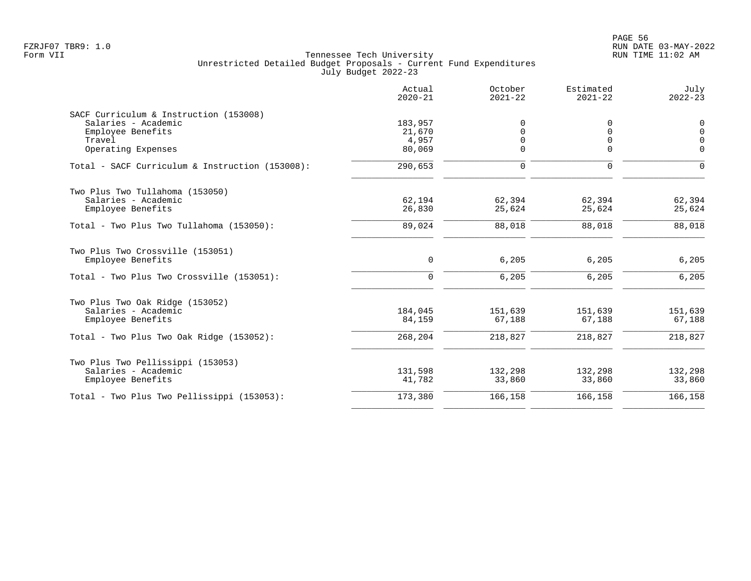FZRJF07 TBR9: 1.0
Form VII

Tennessee Tech University
Unrestricted Detailed Budget Proposals - Current Fund Expenditures
July Budget 2022-23

RUN DATE 03-MAY-2022
RUN TIME 11:02 AM

| | Actual 2020-21 | October 2021-22 | Estimated 2021-22 | July 2022-23 |
|---|---|---|---|---|
| **SACF Curriculum & Instruction (153008)** | | | | |
| Salaries - Academic | 183,957 | 0 | 0 | 0 |
| Employee Benefits | 21,670 | 0 | 0 | 0 |
| Travel | 4,957 | 0 | 0 | 0 |
| Operating Expenses | 80,069 | 0 | 0 | 0 |
| Total - SACF Curriculum & Instruction (153008): | 290,653 | 0 | 0 | 0 |
| **Two Plus Two Tullahoma (153050)** | | | | |
| Salaries - Academic | 62,194 | 62,394 | 62,394 | 62,394 |
| Employee Benefits | 26,830 | 25,624 | 25,624 | 25,624 |
| Total - Two Plus Two Tullahoma (153050): | 89,024 | 88,018 | 88,018 | 88,018 |
| **Two Plus Two Crossville (153051)** | | | | |
| Employee Benefits | 0 | 6,205 | 6,205 | 6,205 |
| Total - Two Plus Two Crossville (153051): | 0 | 6,205 | 6,205 | 6,205 |
| **Two Plus Two Oak Ridge (153052)** | | | | |
| Salaries - Academic | 184,045 | 151,639 | 151,639 | 151,639 |
| Employee Benefits | 84,159 | 67,188 | 67,188 | 67,188 |
| Total - Two Plus Two Oak Ridge (153052): | 268,204 | 218,827 | 218,827 | 218,827 |
| **Two Plus Two Pellissippi (153053)** | | | | |
| Salaries - Academic | 131,598 | 132,298 | 132,298 | 132,298 |
| Employee Benefits | 41,782 | 33,860 | 33,860 | 33,860 |
| Total - Two Plus Two Pellissippi (153053): | 173,380 | 166,158 | 166,158 | 166,158 |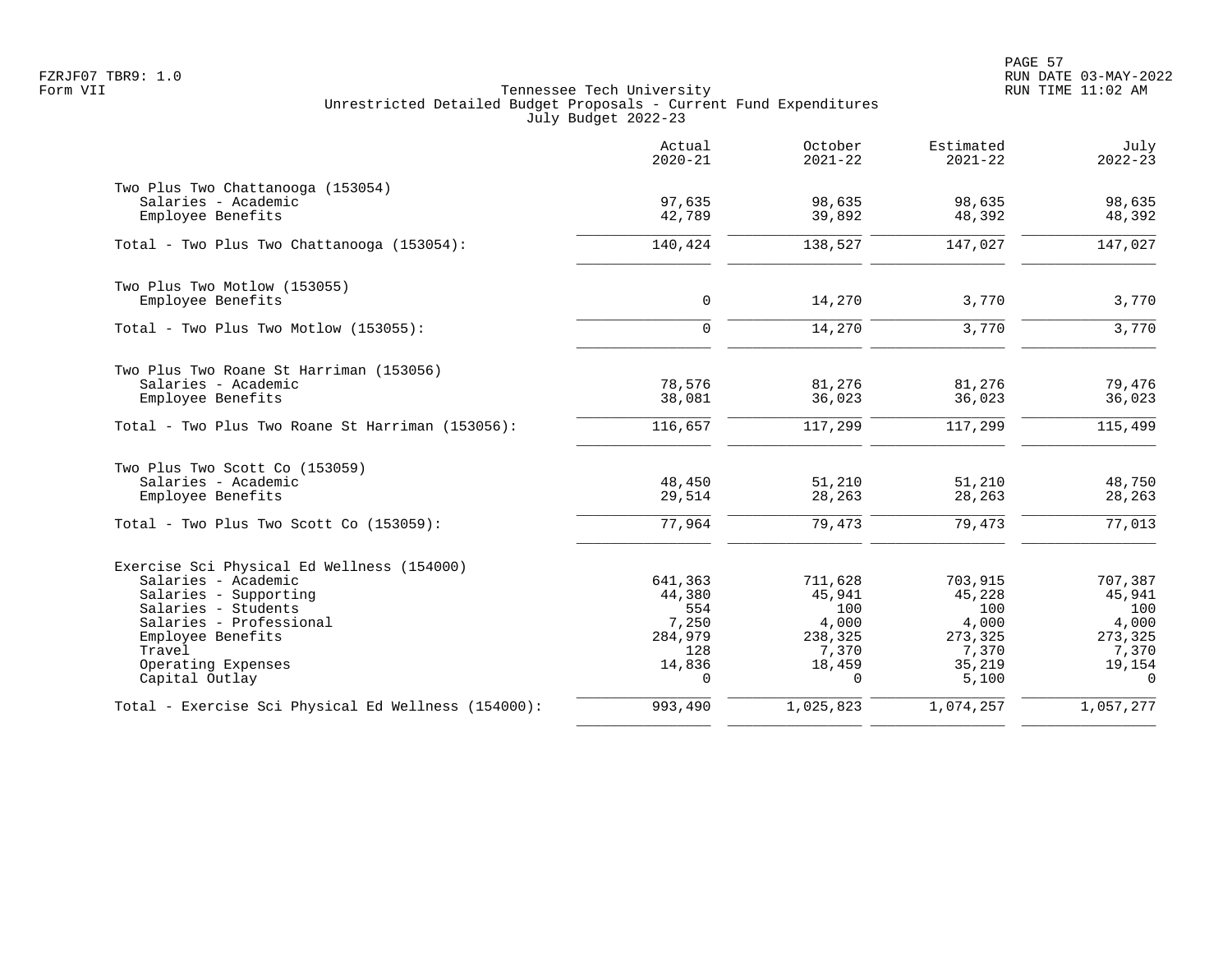Tennessee Tech University
Unrestricted Detailed Budget Proposals - Current Fund Expenditures
July Budget 2022-23

Form VII

| | Actual 2020-21 | October 2021-22 | Estimated 2021-22 | July 2022-23 |
|---|---|---|---|---|
| **Two Plus Two Chattanooga (153054)** | | | | |
| Salaries - Academic | 97,635 | 98,635 | 98,635 | 98,635 |
| Employee Benefits | 42,789 | 39,892 | 48,392 | 48,392 |
| Total - Two Plus Two Chattanooga (153054): | 140,424 | 138,527 | 147,027 | 147,027 |
| **Two Plus Two Motlow (153055)** | | | | |
| Employee Benefits | 0 | 14,270 | 3,770 | 3,770 |
| Total - Two Plus Two Motlow (153055): | 0 | 14,270 | 3,770 | 3,770 |
| **Two Plus Two Roane St Harriman (153056)** | | | | |
| Salaries - Academic | 78,576 | 81,276 | 81,276 | 79,476 |
| Employee Benefits | 38,081 | 36,023 | 36,023 | 36,023 |
| Total - Two Plus Two Roane St Harriman (153056): | 116,657 | 117,299 | 117,299 | 115,499 |
| **Two Plus Two Scott Co (153059)** | | | | |
| Salaries - Academic | 48,450 | 51,210 | 51,210 | 48,750 |
| Employee Benefits | 29,514 | 28,263 | 28,263 | 28,263 |
| Total - Two Plus Two Scott Co (153059): | 77,964 | 79,473 | 79,473 | 77,013 |
| **Exercise Sci Physical Ed Wellness (154000)** | | | | |
| Salaries - Academic | 641,363 | 711,628 | 703,915 | 707,387 |
| Salaries - Supporting | 44,380 | 45,941 | 45,228 | 45,941 |
| Salaries - Students | 554 | 100 | 100 | 100 |
| Salaries - Professional | 7,250 | 4,000 | 4,000 | 4,000 |
| Employee Benefits | 284,979 | 238,325 | 273,325 | 273,325 |
| Travel | 128 | 7,370 | 7,370 | 7,370 |
| Operating Expenses | 14,836 | 18,459 | 35,219 | 19,154 |
| Capital Outlay | 0 | 0 | 5,100 | 0 |
| Total - Exercise Sci Physical Ed Wellness (154000): | 993,490 | 1,025,823 | 1,074,257 | 1,057,277 |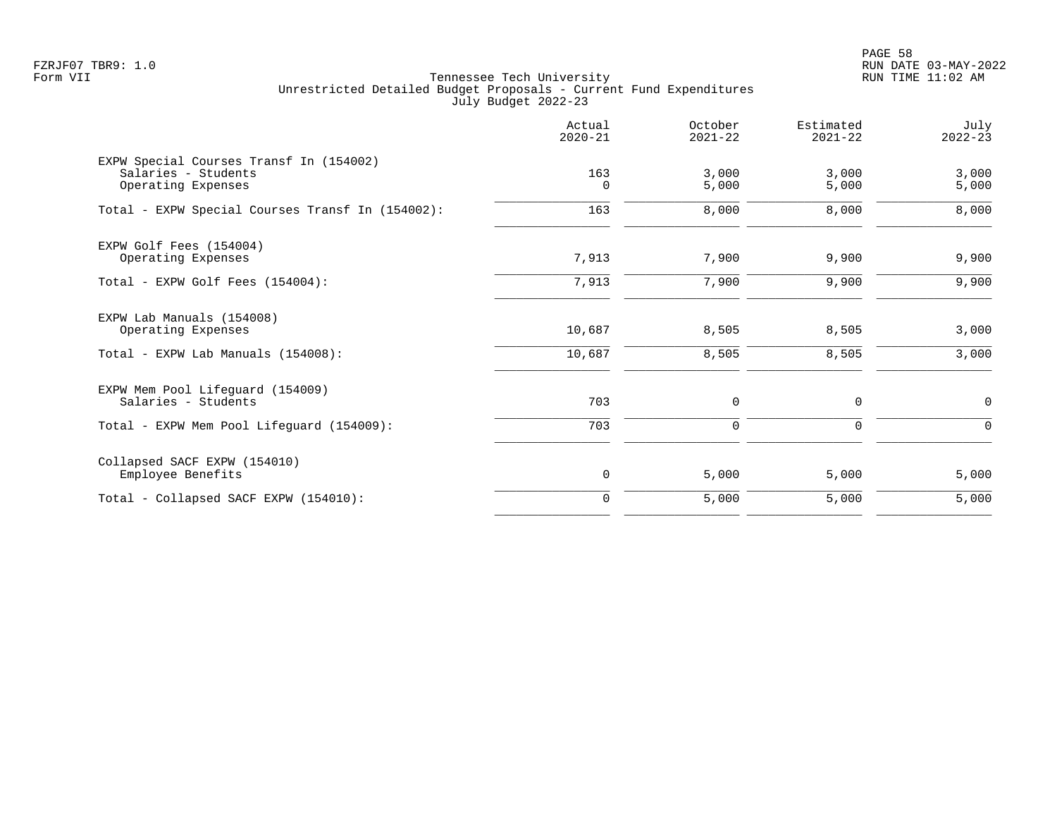FZRJF07 TBR9: 1.0
Form VII

Tennessee Tech University
Unrestricted Detailed Budget Proposals - Current Fund Expenditures
July Budget 2022-23

| | Actual 2020-21 | October 2021-22 | Estimated 2021-22 | July 2022-23 |
|---|---|---|---|---|
| EXPW Special Courses Transf In (154002) | | | | |
| Salaries - Students | 163 | 3,000 | 3,000 | 3,000 |
| Operating Expenses | 0 | 5,000 | 5,000 | 5,000 |
| Total - EXPW Special Courses Transf In (154002): | 163 | 8,000 | 8,000 | 8,000 |
| EXPW Golf Fees (154004) | | | | |
| Operating Expenses | 7,913 | 7,900 | 9,900 | 9,900 |
| Total - EXPW Golf Fees (154004): | 7,913 | 7,900 | 9,900 | 9,900 |
| EXPW Lab Manuals (154008) | | | | |
| Operating Expenses | 10,687 | 8,505 | 8,505 | 3,000 |
| Total - EXPW Lab Manuals (154008): | 10,687 | 8,505 | 8,505 | 3,000 |
| EXPW Mem Pool Lifeguard (154009) | | | | |
| Salaries - Students | 703 | 0 | 0 | 0 |
| Total - EXPW Mem Pool Lifeguard (154009): | 703 | 0 | 0 | 0 |
| Collapsed SACF EXPW (154010) | | | | |
| Employee Benefits | 0 | 5,000 | 5,000 | 5,000 |
| Total - Collapsed SACF EXPW (154010): | 0 | 5,000 | 5,000 | 5,000 |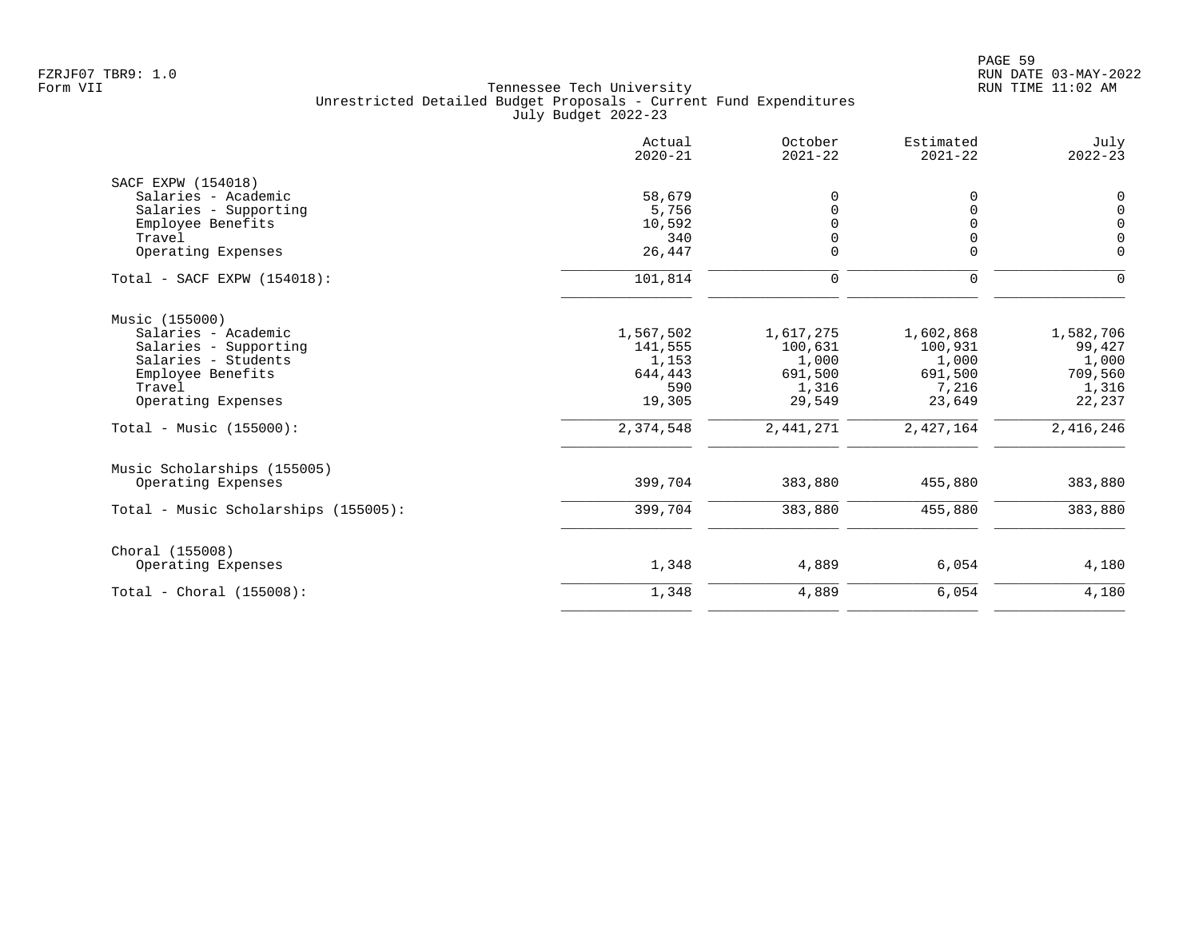Tennessee Tech University
Unrestricted Detailed Budget Proposals - Current Fund Expenditures
July Budget 2022-23

| | Actual 2020-21 | October 2021-22 | Estimated 2021-22 | July 2022-23 |
|---|---|---|---|---|
| **SACF EXPW (154018)** | | | | |
| Salaries - Academic | 58,679 | 0 | 0 | 0 |
| Salaries - Supporting | 5,756 | 0 | 0 | 0 |
| Employee Benefits | 10,592 | 0 | 0 | 0 |
| Travel | 340 | 0 | 0 | 0 |
| Operating Expenses | 26,447 | 0 | 0 | 0 |
| Total - SACF EXPW (154018): | 101,814 | 0 | 0 | 0 |
| **Music (155000)** | | | | |
| Salaries - Academic | 1,567,502 | 1,617,275 | 1,602,868 | 1,582,706 |
| Salaries - Supporting | 141,555 | 100,631 | 100,931 | 99,427 |
| Salaries - Students | 1,153 | 1,000 | 1,000 | 1,000 |
| Employee Benefits | 644,443 | 691,500 | 691,500 | 709,560 |
| Travel | 590 | 1,316 | 7,216 | 1,316 |
| Operating Expenses | 19,305 | 29,549 | 23,649 | 22,237 |
| Total - Music (155000): | 2,374,548 | 2,441,271 | 2,427,164 | 2,416,246 |
| **Music Scholarships (155005)** | | | | |
| Operating Expenses | 399,704 | 383,880 | 455,880 | 383,880 |
| Total - Music Scholarships (155005): | 399,704 | 383,880 | 455,880 | 383,880 |
| **Choral (155008)** | | | | |
| Operating Expenses | 1,348 | 4,889 | 6,054 | 4,180 |
| Total - Choral (155008): | 1,348 | 4,889 | 6,054 | 4,180 |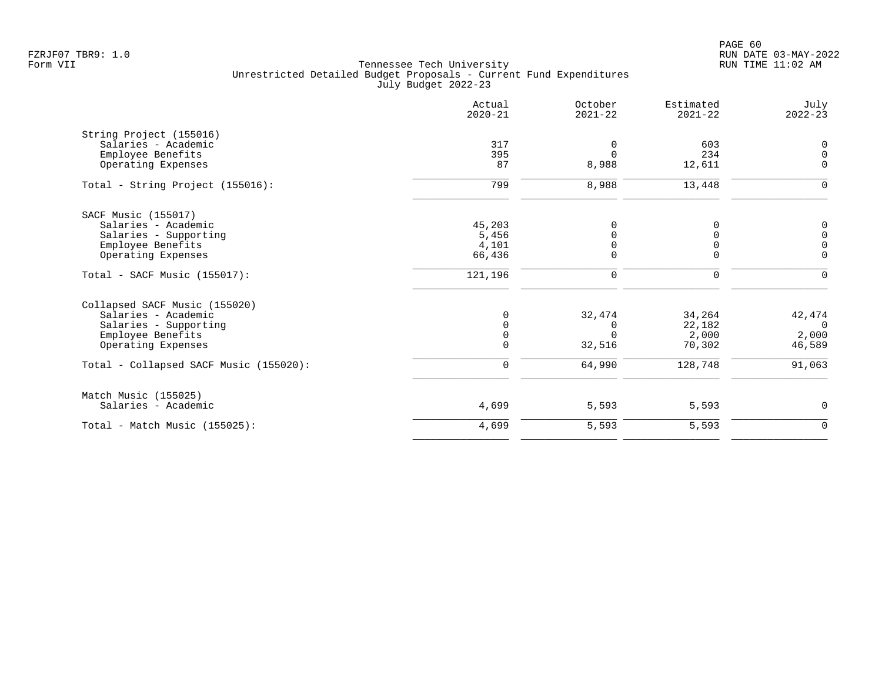FZRJF07 TBR9: 1.0
Form VII

Tennessee Tech University
Unrestricted Detailed Budget Proposals - Current Fund Expenditures
July Budget 2022-23

RUN DATE 03-MAY-2022
RUN TIME 11:02 AM

| | Actual 2020-21 | October 2021-22 | Estimated 2021-22 | July 2022-23 |
|---|---|---|---|---|
| String Project (155016) | | | | |
| Salaries - Academic | 317 | 0 | 603 | 0 |
| Employee Benefits | 395 | 0 | 234 | 0 |
| Operating Expenses | 87 | 8,988 | 12,611 | 0 |
| Total - String Project (155016): | 799 | 8,988 | 13,448 | 0 |
| SACF Music (155017) | | | | |
| Salaries - Academic | 45,203 | 0 | 0 | 0 |
| Salaries - Supporting | 5,456 | 0 | 0 | 0 |
| Employee Benefits | 4,101 | 0 | 0 | 0 |
| Operating Expenses | 66,436 | 0 | 0 | 0 |
| Total - SACF Music (155017): | 121,196 | 0 | 0 | 0 |
| Collapsed SACF Music (155020) | | | | |
| Salaries - Academic | 0 | 32,474 | 34,264 | 42,474 |
| Salaries - Supporting | 0 | 0 | 22,182 | 0 |
| Employee Benefits | 0 | 0 | 2,000 | 2,000 |
| Operating Expenses | 0 | 32,516 | 70,302 | 46,589 |
| Total - Collapsed SACF Music (155020): | 0 | 64,990 | 128,748 | 91,063 |
| Match Music (155025) | | | | |
| Salaries - Academic | 4,699 | 5,593 | 5,593 | 0 |
| Total - Match Music (155025): | 4,699 | 5,593 | 5,593 | 0 |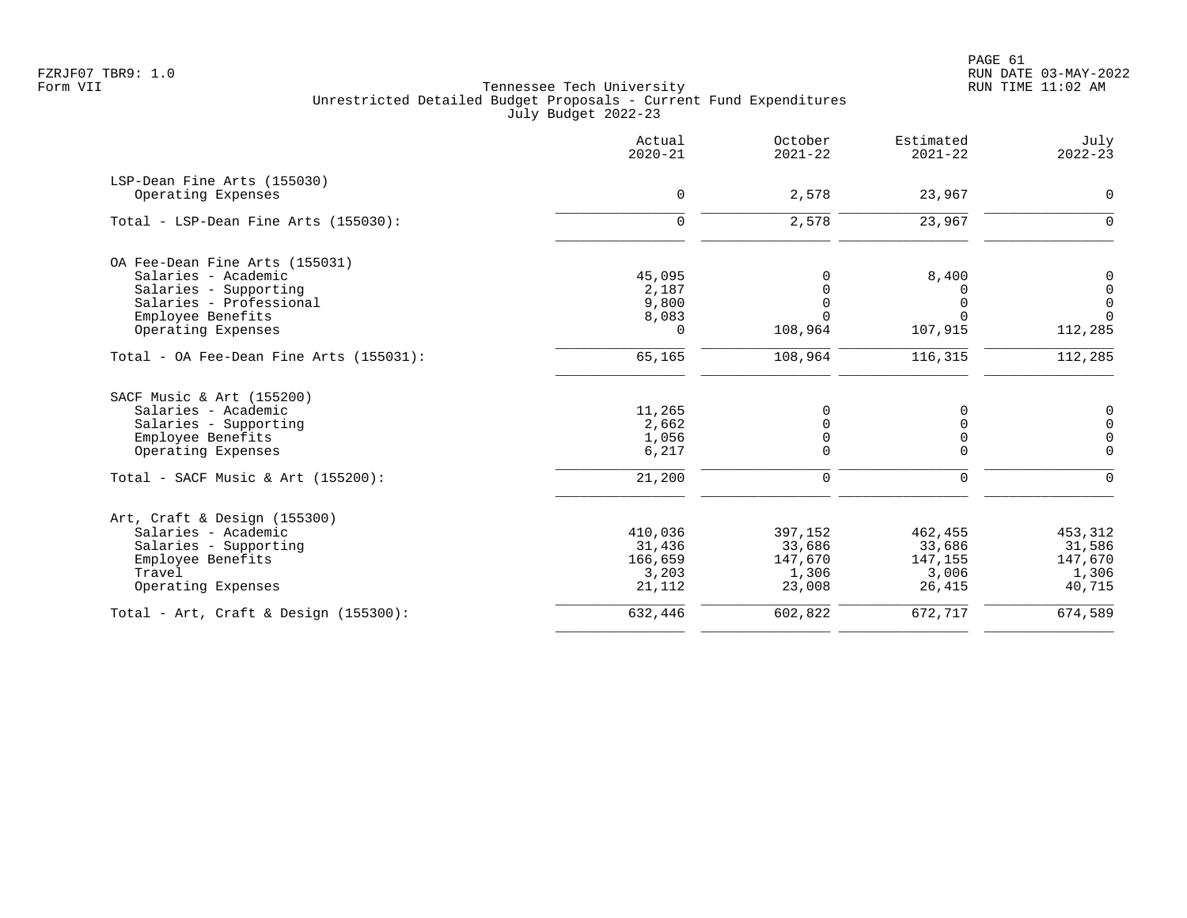FZRJF07 TBR9: 1.0
Form VII

# Tennessee Tech University
## Unrestricted Detailed Budget Proposals - Current Fund Expenditures
### July Budget 2022-23

| | Actual 2020-21 | October 2021-22 | Estimated 2021-22 | July 2022-23 |
|---|---|---|---|---|
| **LSP-Dean Fine Arts (155030)** | | | | |
| Operating Expenses | 0 | 2,578 | 23,967 | 0 |
| Total - LSP-Dean Fine Arts (155030): | 0 | 2,578 | 23,967 | 0 |
| **OA Fee-Dean Fine Arts (155031)** | | | | |
| Salaries - Academic | 45,095 | 0 | 8,400 | 0 |
| Salaries - Supporting | 2,187 | 0 | 0 | 0 |
| Salaries - Professional | 9,800 | 0 | 0 | 0 |
| Employee Benefits | 8,083 | 0 | 0 | 0 |
| Operating Expenses | 0 | 108,964 | 107,915 | 112,285 |
| Total - OA Fee-Dean Fine Arts (155031): | 65,165 | 108,964 | 116,315 | 112,285 |
| **SACF Music & Art (155200)** | | | | |
| Salaries - Academic | 11,265 | 0 | 0 | 0 |
| Salaries - Supporting | 2,662 | 0 | 0 | 0 |
| Employee Benefits | 1,056 | 0 | 0 | 0 |
| Operating Expenses | 6,217 | 0 | 0 | 0 |
| Total - SACF Music & Art (155200): | 21,200 | 0 | 0 | 0 |
| **Art, Craft & Design (155300)** | | | | |
| Salaries - Academic | 410,036 | 397,152 | 462,455 | 453,312 |
| Salaries - Supporting | 31,436 | 33,686 | 33,686 | 31,586 |
| Employee Benefits | 166,659 | 147,670 | 147,155 | 147,670 |
| Travel | 3,203 | 1,306 | 3,006 | 1,306 |
| Operating Expenses | 21,112 | 23,008 | 26,415 | 40,715 |
| Total - Art, Craft & Design (155300): | 632,446 | 602,822 | 672,717 | 674,589 |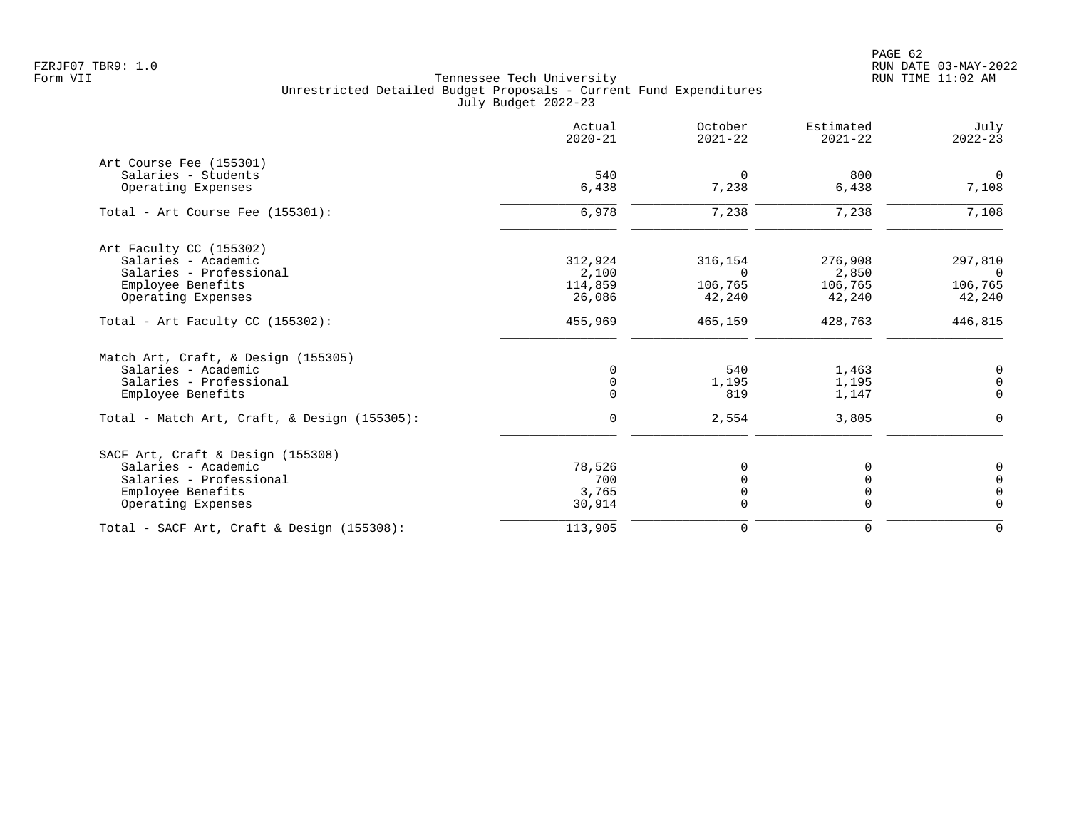Tennessee Tech University
Unrestricted Detailed Budget Proposals - Current Fund Expenditures
July Budget 2022-23

Form VII

| | Actual 2020-21 | October 2021-22 | Estimated 2021-22 | July 2022-23 |
|---|---|---|---|---|
| **Art Course Fee (155301)** | | | | |
| Salaries - Students | 540 | 0 | 800 | 0 |
| Operating Expenses | 6,438 | 7,238 | 6,438 | 7,108 |
| Total - Art Course Fee (155301): | 6,978 | 7,238 | 7,238 | 7,108 |
| **Art Faculty CC (155302)** | | | | |
| Salaries - Academic | 312,924 | 316,154 | 276,908 | 297,810 |
| Salaries - Professional | 2,100 | 0 | 2,850 | 0 |
| Employee Benefits | 114,859 | 106,765 | 106,765 | 106,765 |
| Operating Expenses | 26,086 | 42,240 | 42,240 | 42,240 |
| Total - Art Faculty CC (155302): | 455,969 | 465,159 | 428,763 | 446,815 |
| **Match Art, Craft, & Design (155305)** | | | | |
| Salaries - Academic | 0 | 540 | 1,463 | 0 |
| Salaries - Professional | 0 | 1,195 | 1,195 | 0 |
| Employee Benefits | 0 | 819 | 1,147 | 0 |
| Total - Match Art, Craft, & Design (155305): | 0 | 2,554 | 3,805 | 0 |
| **SACF Art, Craft & Design (155308)** | | | | |
| Salaries - Academic | 78,526 | 0 | 0 | 0 |
| Salaries - Professional | 700 | 0 | 0 | 0 |
| Employee Benefits | 3,765 | 0 | 0 | 0 |
| Operating Expenses | 30,914 | 0 | 0 | 0 |
| Total - SACF Art, Craft & Design (155308): | 113,905 | 0 | 0 | 0 |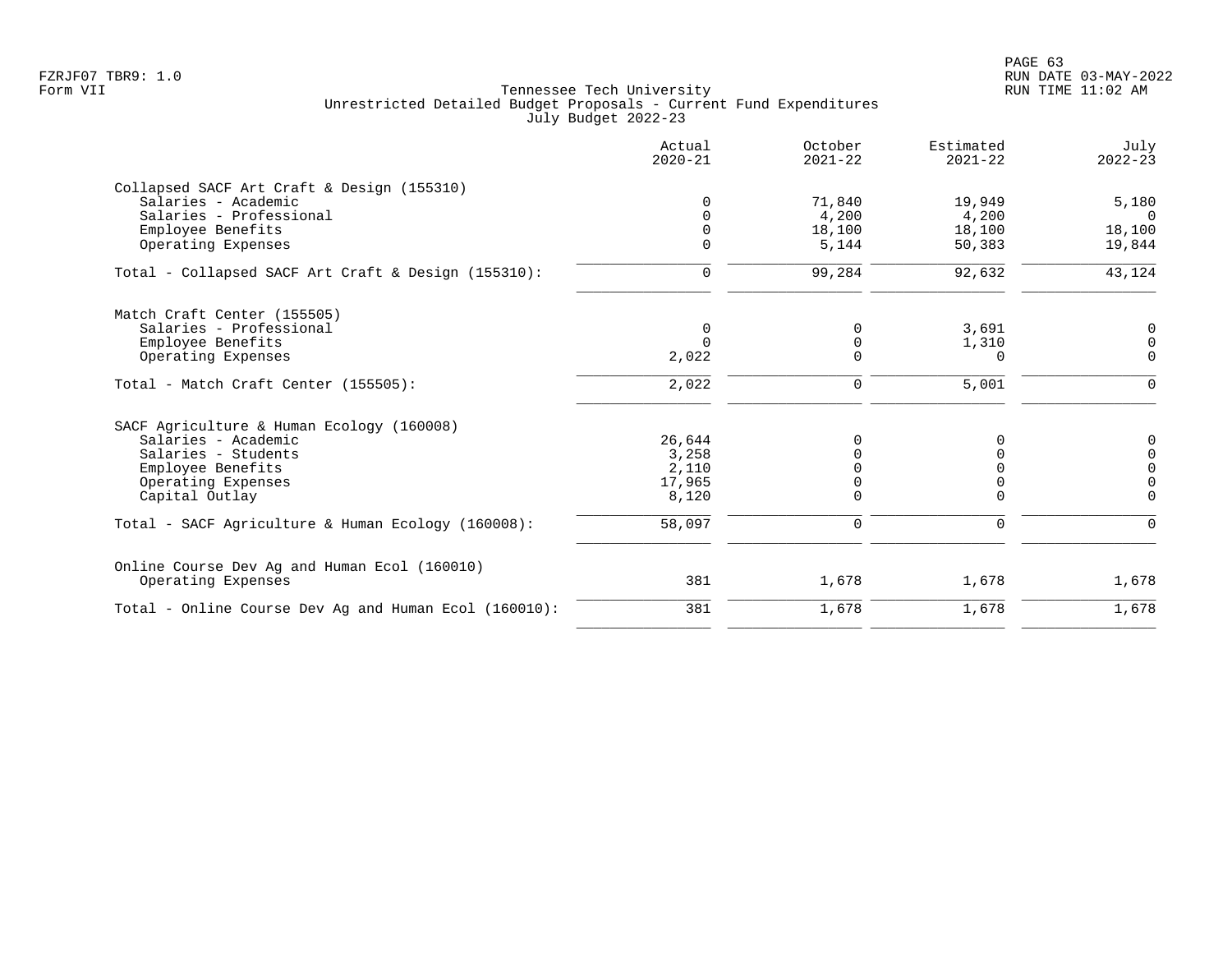FZRJF07 TBR9: 1.0
Form VII

Tennessee Tech University
Unrestricted Detailed Budget Proposals - Current Fund Expenditures
July Budget 2022-23

| | Actual 2020-21 | October 2021-22 | Estimated 2021-22 | July 2022-23 |
|---|---|---|---|---|
| **Collapsed SACF Art Craft & Design (155310)** | | | | |
| Salaries - Academic | 0 | 71,840 | 19,949 | 5,180 |
| Salaries - Professional | 0 | 4,200 | 4,200 | 0 |
| Employee Benefits | 0 | 18,100 | 18,100 | 18,100 |
| Operating Expenses | 0 | 5,144 | 50,383 | 19,844 |
| Total - Collapsed SACF Art Craft & Design (155310): | 0 | 99,284 | 92,632 | 43,124 |
| **Match Craft Center (155505)** | | | | |
| Salaries - Professional | 0 | 0 | 3,691 | 0 |
| Employee Benefits | 0 | 0 | 1,310 | 0 |
| Operating Expenses | 2,022 | 0 | 0 | 0 |
| Total - Match Craft Center (155505): | 2,022 | 0 | 5,001 | 0 |
| **SACF Agriculture & Human Ecology (160008)** | | | | |
| Salaries - Academic | 26,644 | 0 | 0 | 0 |
| Salaries - Students | 3,258 | 0 | 0 | 0 |
| Employee Benefits | 2,110 | 0 | 0 | 0 |
| Operating Expenses | 17,965 | 0 | 0 | 0 |
| Capital Outlay | 8,120 | 0 | 0 | 0 |
| Total - SACF Agriculture & Human Ecology (160008): | 58,097 | 0 | 0 | 0 |
| **Online Course Dev Ag and Human Ecol (160010)** | | | | |
| Operating Expenses | 381 | 1,678 | 1,678 | 1,678 |
| Total - Online Course Dev Ag and Human Ecol (160010): | 381 | 1,678 | 1,678 | 1,678 |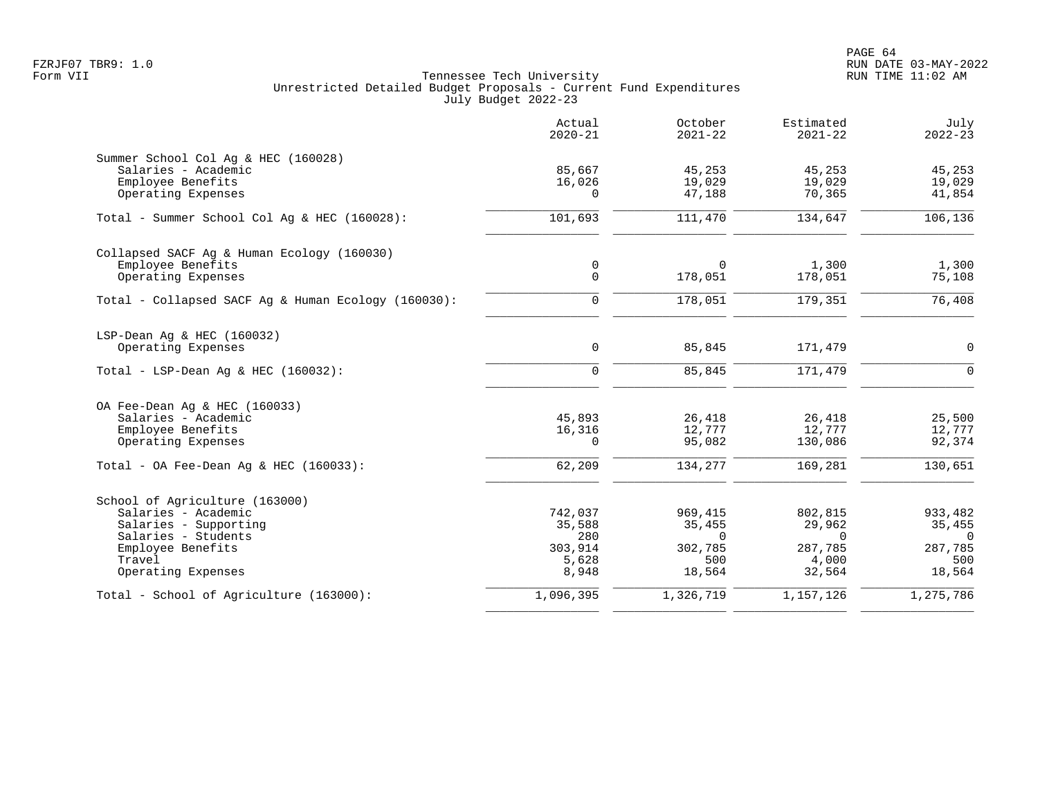FZRJF07 TBR9: 1.0
Form VII

Tennessee Tech University
Unrestricted Detailed Budget Proposals - Current Fund Expenditures
July Budget 2022-23

RUN DATE 03-MAY-2022
RUN TIME 11:02 AM

| | Actual 2020-21 | October 2021-22 | Estimated 2021-22 | July 2022-23 |
|---|---|---|---|---|
| **Summer School Col Ag & HEC (160028)** | | | | |
| Salaries - Academic | 85,667 | 45,253 | 45,253 | 45,253 |
| Employee Benefits | 16,026 | 19,029 | 19,029 | 19,029 |
| Operating Expenses | 0 | 47,188 | 70,365 | 41,854 |
| Total - Summer School Col Ag & HEC (160028): | 101,693 | 111,470 | 134,647 | 106,136 |
| **Collapsed SACF Ag & Human Ecology (160030)** | | | | |
| Employee Benefits | 0 | 0 | 1,300 | 1,300 |
| Operating Expenses | 0 | 178,051 | 178,051 | 75,108 |
| Total - Collapsed SACF Ag & Human Ecology (160030): | 0 | 178,051 | 179,351 | 76,408 |
| **LSP-Dean Ag & HEC (160032)** | | | | |
| Operating Expenses | 0 | 85,845 | 171,479 | 0 |
| Total - LSP-Dean Ag & HEC (160032): | 0 | 85,845 | 171,479 | 0 |
| **OA Fee-Dean Ag & HEC (160033)** | | | | |
| Salaries - Academic | 45,893 | 26,418 | 26,418 | 25,500 |
| Employee Benefits | 16,316 | 12,777 | 12,777 | 12,777 |
| Operating Expenses | 0 | 95,082 | 130,086 | 92,374 |
| Total - OA Fee-Dean Ag & HEC (160033): | 62,209 | 134,277 | 169,281 | 130,651 |
| **School of Agriculture (163000)** | | | | |
| Salaries - Academic | 742,037 | 969,415 | 802,815 | 933,482 |
| Salaries - Supporting | 35,588 | 35,455 | 29,962 | 35,455 |
| Salaries - Students | 280 | 0 | 0 | 0 |
| Employee Benefits | 303,914 | 302,785 | 287,785 | 287,785 |
| Travel | 5,628 | 500 | 4,000 | 500 |
| Operating Expenses | 8,948 | 18,564 | 32,564 | 18,564 |
| Total - School of Agriculture (163000): | 1,096,395 | 1,326,719 | 1,157,126 | 1,275,786 |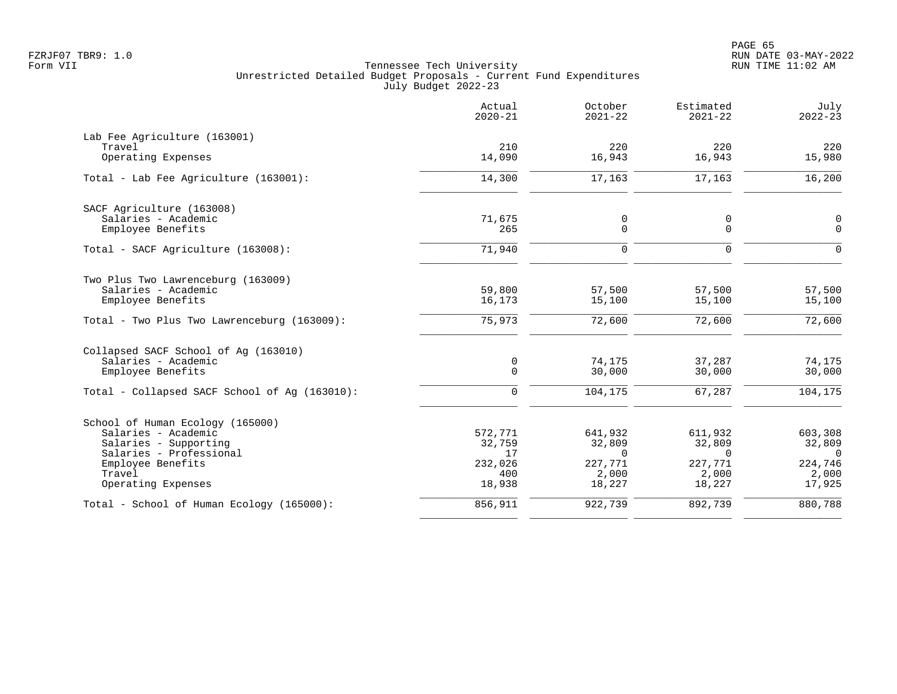FZRJF07 TBR9: 1.0
Form VII

Tennessee Tech University
Unrestricted Detailed Budget Proposals - Current Fund Expenditures
July Budget 2022-23

RUN DATE 03-MAY-2022
RUN TIME 11:02 AM

| | Actual 2020-21 | October 2021-22 | Estimated 2021-22 | July 2022-23 |
|---|---|---|---|---|
| **Lab Fee Agriculture (163001)** | | | | |
| Travel | 210 | 220 | 220 | 220 |
| Operating Expenses | 14,090 | 16,943 | 16,943 | 15,980 |
| Total - Lab Fee Agriculture (163001): | 14,300 | 17,163 | 17,163 | 16,200 |
| **SACF Agriculture (163008)** | | | | |
| Salaries - Academic | 71,675 | 0 | 0 | 0 |
| Employee Benefits | 265 | 0 | 0 | 0 |
| Total - SACF Agriculture (163008): | 71,940 | 0 | 0 | 0 |
| **Two Plus Two Lawrenceburg (163009)** | | | | |
| Salaries - Academic | 59,800 | 57,500 | 57,500 | 57,500 |
| Employee Benefits | 16,173 | 15,100 | 15,100 | 15,100 |
| Total - Two Plus Two Lawrenceburg (163009): | 75,973 | 72,600 | 72,600 | 72,600 |
| **Collapsed SACF School of Ag (163010)** | | | | |
| Salaries - Academic | 0 | 74,175 | 37,287 | 74,175 |
| Employee Benefits | 0 | 30,000 | 30,000 | 30,000 |
| Total - Collapsed SACF School of Ag (163010): | 0 | 104,175 | 67,287 | 104,175 |
| **School of Human Ecology (165000)** | | | | |
| Salaries - Academic | 572,771 | 641,932 | 611,932 | 603,308 |
| Salaries - Supporting | 32,759 | 32,809 | 32,809 | 32,809 |
| Salaries - Professional | 17 | 0 | 0 | 0 |
| Employee Benefits | 232,026 | 227,771 | 227,771 | 224,746 |
| Travel | 400 | 2,000 | 2,000 | 2,000 |
| Operating Expenses | 18,938 | 18,227 | 18,227 | 17,925 |
| Total - School of Human Ecology (165000): | 856,911 | 922,739 | 892,739 | 880,788 |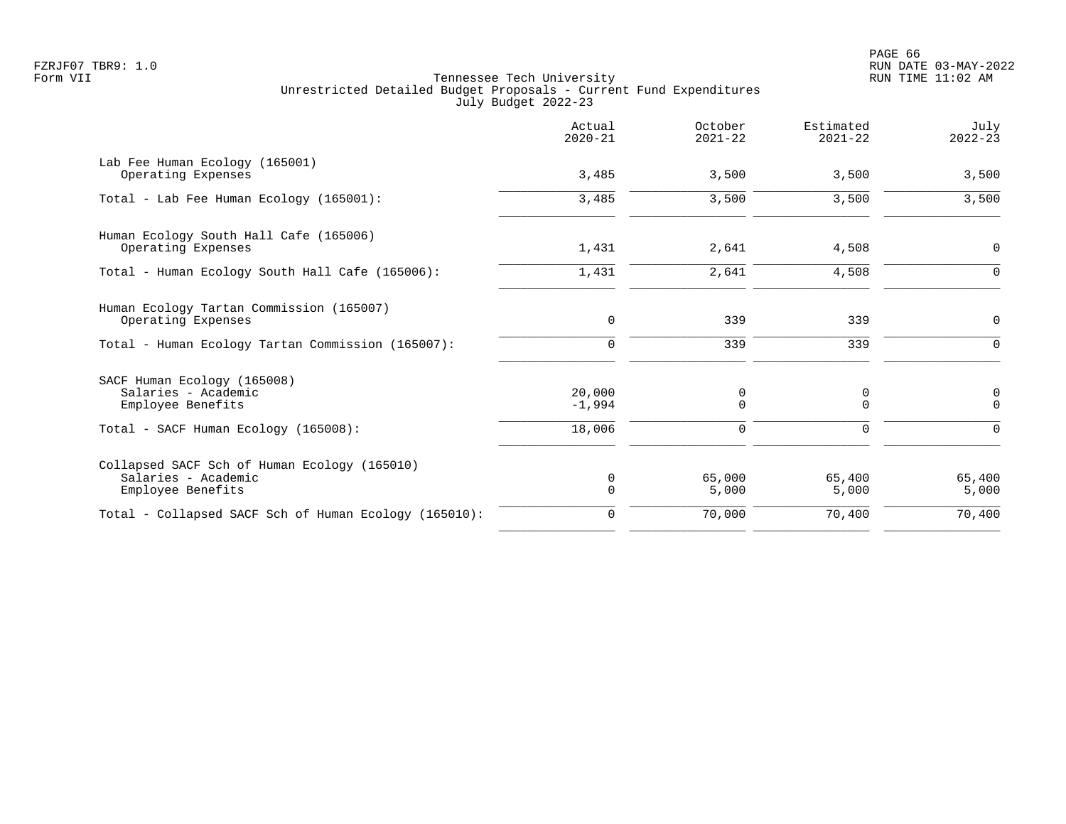Tennessee Tech University
Unrestricted Detailed Budget Proposals - Current Fund Expenditures
July Budget 2022-23

| | Actual 2020-21 | October 2021-22 | Estimated 2021-22 | July 2022-23 |
|---|---|---|---|---|
| **Lab Fee Human Ecology (165001)** | | | | |
| Operating Expenses | 3,485 | 3,500 | 3,500 | 3,500 |
| Total - Lab Fee Human Ecology (165001): | 3,485 | 3,500 | 3,500 | 3,500 |
| **Human Ecology South Hall Cafe (165006)** | | | | |
| Operating Expenses | 1,431 | 2,641 | 4,508 | 0 |
| Total - Human Ecology South Hall Cafe (165006): | 1,431 | 2,641 | 4,508 | 0 |
| **Human Ecology Tartan Commission (165007)** | | | | |
| Operating Expenses | 0 | 339 | 339 | 0 |
| Total - Human Ecology Tartan Commission (165007): | 0 | 339 | 339 | 0 |
| **SACF Human Ecology (165008)** | | | | |
| Salaries - Academic | 20,000 | 0 | 0 | 0 |
| Employee Benefits | -1,994 | 0 | 0 | 0 |
| Total - SACF Human Ecology (165008): | 18,006 | 0 | 0 | 0 |
| **Collapsed SACF Sch of Human Ecology (165010)** | | | | |
| Salaries - Academic | 0 | 65,000 | 65,400 | 65,400 |
| Employee Benefits | 0 | 5,000 | 5,000 | 5,000 |
| Total - Collapsed SACF Sch of Human Ecology (165010): | 0 | 70,000 | 70,400 | 70,400 |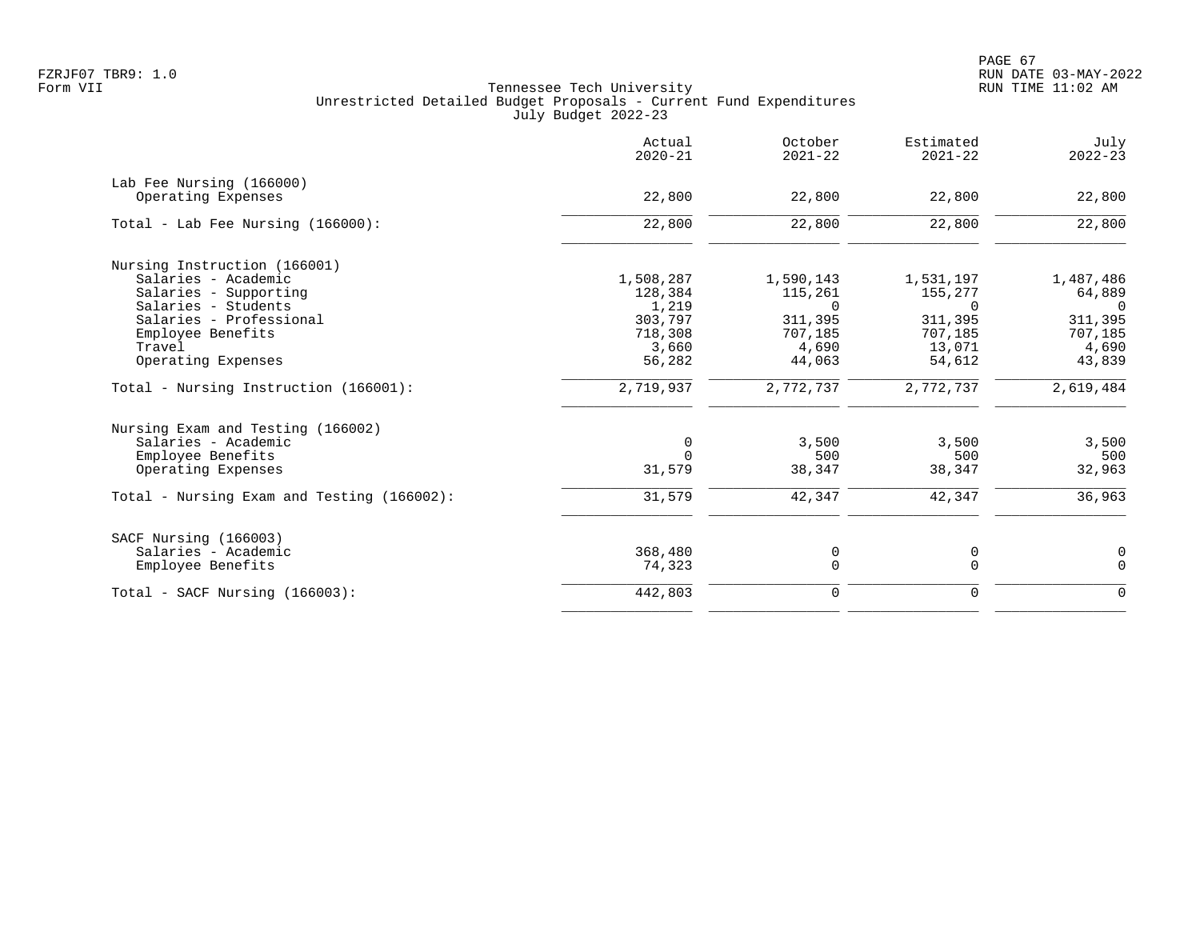FZRJF07 TBR9: 1.0
Form VII

Tennessee Tech University
Unrestricted Detailed Budget Proposals - Current Fund Expenditures
July Budget 2022-23

RUN DATE 03-MAY-2022
RUN TIME 11:02 AM

| | Actual 2020-21 | October 2021-22 | Estimated 2021-22 | July 2022-23 |
|---|---|---|---|---|
| **Lab Fee Nursing (166000)** | | | | |
| Operating Expenses | 22,800 | 22,800 | 22,800 | 22,800 |
| Total - Lab Fee Nursing (166000): | 22,800 | 22,800 | 22,800 | 22,800 |
| **Nursing Instruction (166001)** | | | | |
| Salaries - Academic | 1,508,287 | 1,590,143 | 1,531,197 | 1,487,486 |
| Salaries - Supporting | 128,384 | 115,261 | 155,277 | 64,889 |
| Salaries - Students | 1,219 | 0 | 0 | 0 |
| Salaries - Professional | 303,797 | 311,395 | 311,395 | 311,395 |
| Employee Benefits | 718,308 | 707,185 | 707,185 | 707,185 |
| Travel | 3,660 | 4,690 | 13,071 | 4,690 |
| Operating Expenses | 56,282 | 44,063 | 54,612 | 43,839 |
| Total - Nursing Instruction (166001): | 2,719,937 | 2,772,737 | 2,772,737 | 2,619,484 |
| **Nursing Exam and Testing (166002)** | | | | |
| Salaries - Academic | 0 | 3,500 | 3,500 | 3,500 |
| Employee Benefits | 0 | 500 | 500 | 500 |
| Operating Expenses | 31,579 | 38,347 | 38,347 | 32,963 |
| Total - Nursing Exam and Testing (166002): | 31,579 | 42,347 | 42,347 | 36,963 |
| **SACF Nursing (166003)** | | | | |
| Salaries - Academic | 368,480 | 0 | 0 | 0 |
| Employee Benefits | 74,323 | 0 | 0 | 0 |
| Total - SACF Nursing (166003): | 442,803 | 0 | 0 | 0 |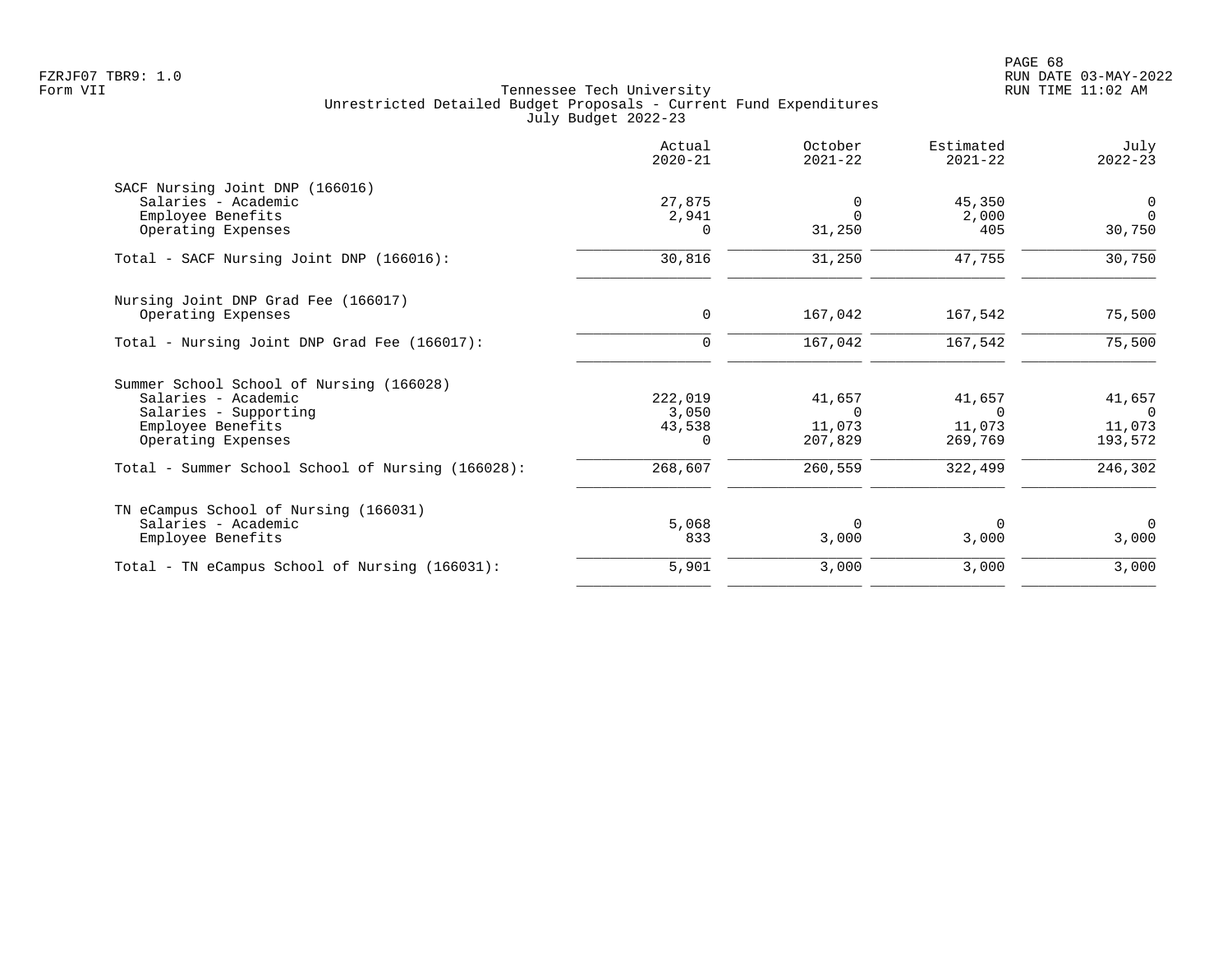Tennessee Tech University
Unrestricted Detailed Budget Proposals - Current Fund Expenditures
July Budget 2022-23

| | Actual 2020-21 | October 2021-22 | Estimated 2021-22 | July 2022-23 |
|---|---|---|---|---|
| SACF Nursing Joint DNP (166016) | | | | |
| Salaries - Academic | 27,875 | 0 | 45,350 | 0 |
| Employee Benefits | 2,941 | 0 | 2,000 | 0 |
| Operating Expenses | 0 | 31,250 | 405 | 30,750 |
| Total - SACF Nursing Joint DNP (166016): | 30,816 | 31,250 | 47,755 | 30,750 |
| Nursing Joint DNP Grad Fee (166017) | | | | |
| Operating Expenses | 0 | 167,042 | 167,542 | 75,500 |
| Total - Nursing Joint DNP Grad Fee (166017): | 0 | 167,042 | 167,542 | 75,500 |
| Summer School School of Nursing (166028) | | | | |
| Salaries - Academic | 222,019 | 41,657 | 41,657 | 41,657 |
| Salaries - Supporting | 3,050 | 0 | 0 | 0 |
| Employee Benefits | 43,538 | 11,073 | 11,073 | 11,073 |
| Operating Expenses | 0 | 207,829 | 269,769 | 193,572 |
| Total - Summer School School of Nursing (166028): | 268,607 | 260,559 | 322,499 | 246,302 |
| TN eCampus School of Nursing (166031) | | | | |
| Salaries - Academic | 5,068 | 0 | 0 | 0 |
| Employee Benefits | 833 | 3,000 | 3,000 | 3,000 |
| Total - TN eCampus School of Nursing (166031): | 5,901 | 3,000 | 3,000 | 3,000 |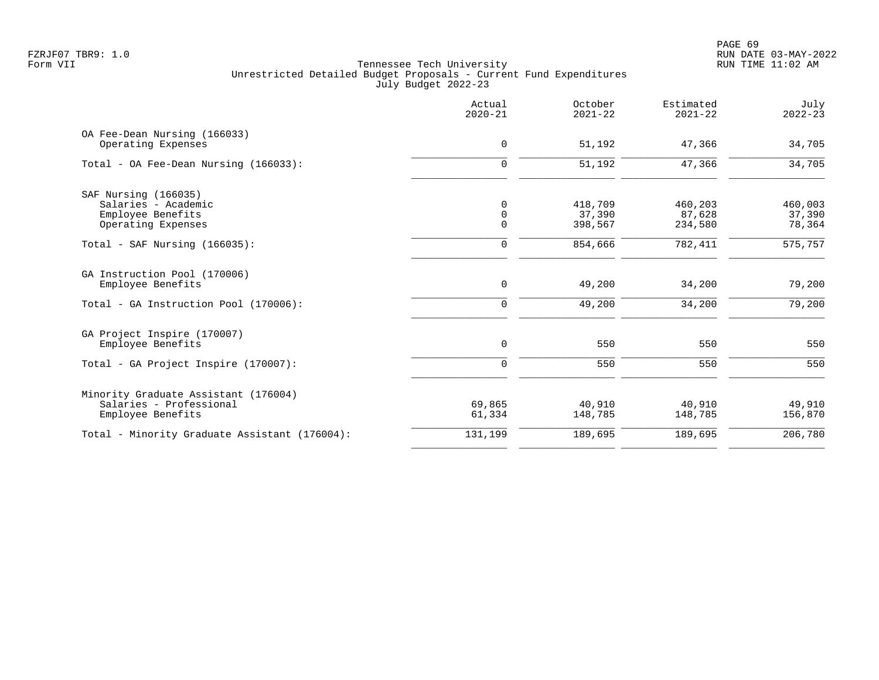Tennessee Tech University
Unrestricted Detailed Budget Proposals - Current Fund Expenditures
July Budget 2022-23

| | Actual 2020-21 | October 2021-22 | Estimated 2021-22 | July 2022-23 |
|---|---|---|---|---|
| **OA Fee-Dean Nursing (166033)** | | | | |
| Operating Expenses | 0 | 51,192 | 47,366 | 34,705 |
| Total - OA Fee-Dean Nursing (166033): | 0 | 51,192 | 47,366 | 34,705 |
| **SAF Nursing (166035)** | | | | |
| Salaries - Academic | 0 | 418,709 | 460,203 | 460,003 |
| Employee Benefits | 0 | 37,390 | 87,628 | 37,390 |
| Operating Expenses | 0 | 398,567 | 234,580 | 78,364 |
| Total - SAF Nursing (166035): | 0 | 854,666 | 782,411 | 575,757 |
| **GA Instruction Pool (170006)** | | | | |
| Employee Benefits | 0 | 49,200 | 34,200 | 79,200 |
| Total - GA Instruction Pool (170006): | 0 | 49,200 | 34,200 | 79,200 |
| **GA Project Inspire (170007)** | | | | |
| Employee Benefits | 0 | 550 | 550 | 550 |
| Total - GA Project Inspire (170007): | 0 | 550 | 550 | 550 |
| **Minority Graduate Assistant (176004)** | | | | |
| Salaries - Professional | 69,865 | 40,910 | 40,910 | 49,910 |
| Employee Benefits | 61,334 | 148,785 | 148,785 | 156,870 |
| Total - Minority Graduate Assistant (176004): | 131,199 | 189,695 | 189,695 | 206,780 |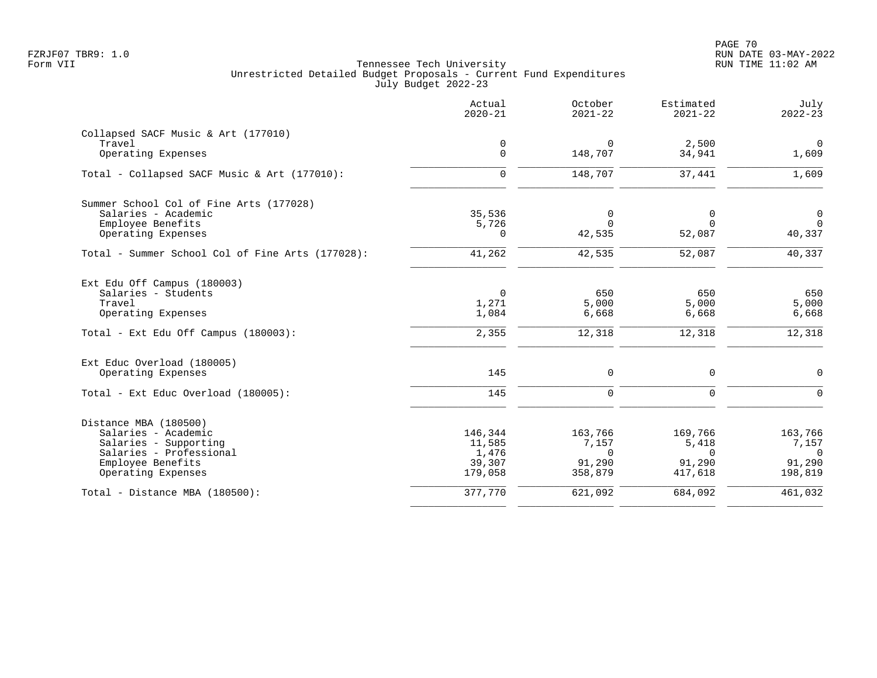Tennessee Tech University
Unrestricted Detailed Budget Proposals - Current Fund Expenditures
July Budget 2022-23

Form VII

| | Actual 2020-21 | October 2021-22 | Estimated 2021-22 | July 2022-23 |
|---|---|---|---|---|
| **Collapsed SACF Music & Art (177010)** | | | | |
| Travel | 0 | 0 | 2,500 | 0 |
| Operating Expenses | 0 | 148,707 | 34,941 | 1,609 |
| Total - Collapsed SACF Music & Art (177010): | 0 | 148,707 | 37,441 | 1,609 |
| **Summer School Col of Fine Arts (177028)** | | | | |
| Salaries - Academic | 35,536 | 0 | 0 | 0 |
| Employee Benefits | 5,726 | 0 | 0 | 0 |
| Operating Expenses | 0 | 42,535 | 52,087 | 40,337 |
| Total - Summer School Col of Fine Arts (177028): | 41,262 | 42,535 | 52,087 | 40,337 |
| **Ext Edu Off Campus (180003)** | | | | |
| Salaries - Students | 0 | 650 | 650 | 650 |
| Travel | 1,271 | 5,000 | 5,000 | 5,000 |
| Operating Expenses | 1,084 | 6,668 | 6,668 | 6,668 |
| Total - Ext Edu Off Campus (180003): | 2,355 | 12,318 | 12,318 | 12,318 |
| **Ext Educ Overload (180005)** | | | | |
| Operating Expenses | 145 | 0 | 0 | 0 |
| Total - Ext Educ Overload (180005): | 145 | 0 | 0 | 0 |
| **Distance MBA (180500)** | | | | |
| Salaries - Academic | 146,344 | 163,766 | 169,766 | 163,766 |
| Salaries - Supporting | 11,585 | 7,157 | 5,418 | 7,157 |
| Salaries - Professional | 1,476 | 0 | 0 | 0 |
| Employee Benefits | 39,307 | 91,290 | 91,290 | 91,290 |
| Operating Expenses | 179,058 | 358,879 | 417,618 | 198,819 |
| Total - Distance MBA (180500): | 377,770 | 621,092 | 684,092 | 461,032 |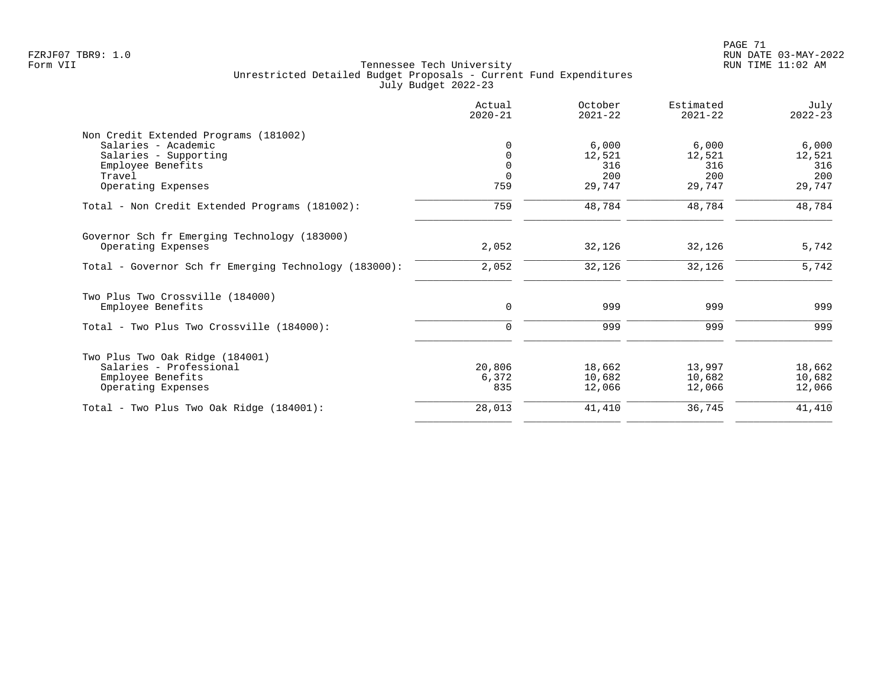Tennessee Tech University
Unrestricted Detailed Budget Proposals - Current Fund Expenditures
July Budget 2022-23

| | Actual 2020-21 | October 2021-22 | Estimated 2021-22 | July 2022-23 |
|---|---|---|---|---|
| **Non Credit Extended Programs (181002)** | | | | |
| Salaries - Academic | 0 | 6,000 | 6,000 | 6,000 |
| Salaries - Supporting | 0 | 12,521 | 12,521 | 12,521 |
| Employee Benefits | 0 | 316 | 316 | 316 |
| Travel | 0 | 200 | 200 | 200 |
| Operating Expenses | 759 | 29,747 | 29,747 | 29,747 |
| Total - Non Credit Extended Programs (181002): | 759 | 48,784 | 48,784 | 48,784 |
| **Governor Sch fr Emerging Technology (183000)** | | | | |
| Operating Expenses | 2,052 | 32,126 | 32,126 | 5,742 |
| Total - Governor Sch fr Emerging Technology (183000): | 2,052 | 32,126 | 32,126 | 5,742 |
| **Two Plus Two Crossville (184000)** | | | | |
| Employee Benefits | 0 | 999 | 999 | 999 |
| Total - Two Plus Two Crossville (184000): | 0 | 999 | 999 | 999 |
| **Two Plus Two Oak Ridge (184001)** | | | | |
| Salaries - Professional | 20,806 | 18,662 | 13,997 | 18,662 |
| Employee Benefits | 6,372 | 10,682 | 10,682 | 10,682 |
| Operating Expenses | 835 | 12,066 | 12,066 | 12,066 |
| Total - Two Plus Two Oak Ridge (184001): | 28,013 | 41,410 | 36,745 | 41,410 |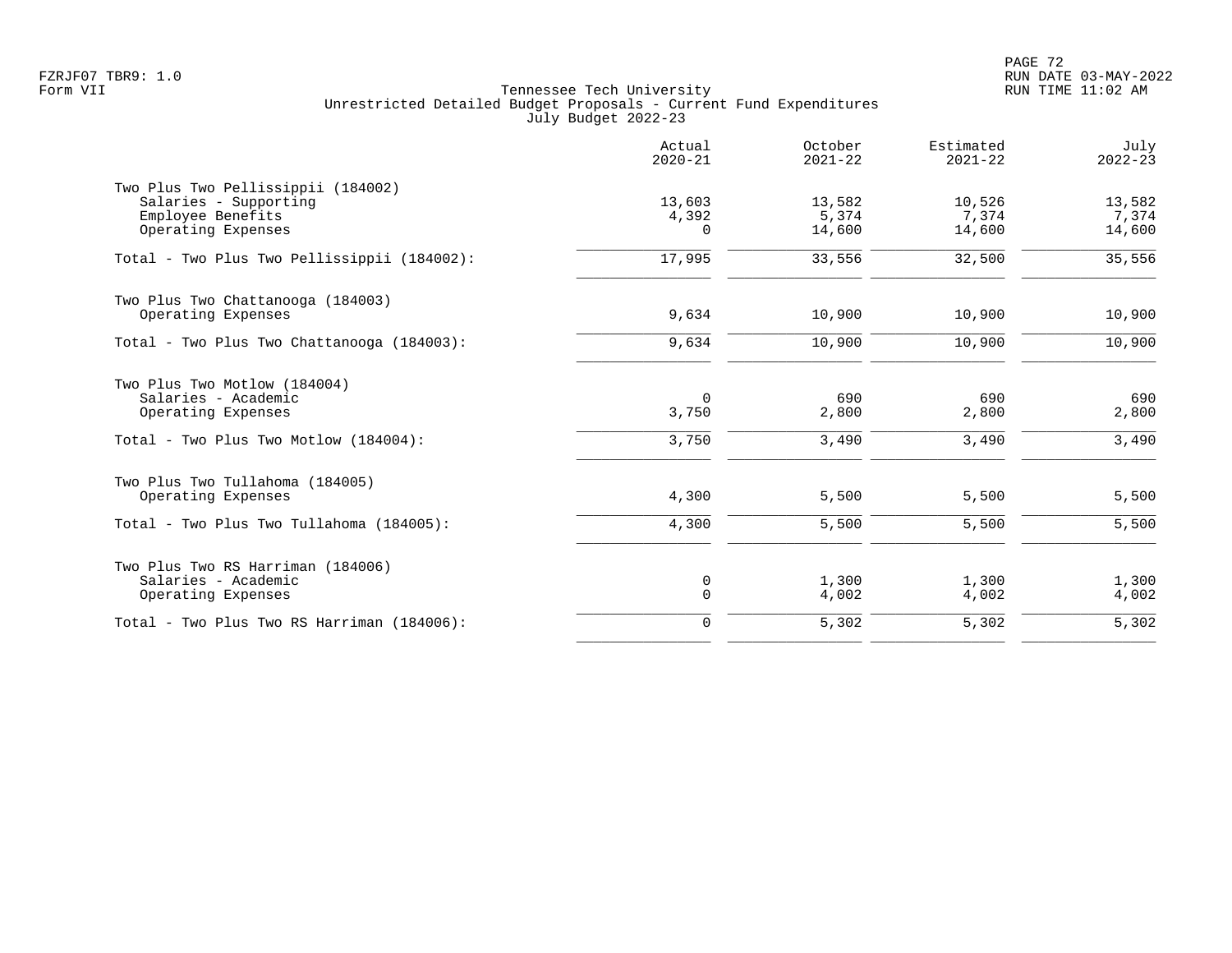FZRJF07 TBR9: 1.0
Form VII

Tennessee Tech University
Unrestricted Detailed Budget Proposals - Current Fund Expenditures
July Budget 2022-23

RUN DATE 03-MAY-2022
RUN TIME 11:02 AM

| | Actual 2020-21 | October 2021-22 | Estimated 2021-22 | July 2022-23 |
|---|---:|---:|---:|---:|
| Two Plus Two Pellissippii (184002) | | | | |
| Salaries - Supporting | 13,603 | 13,582 | 10,526 | 13,582 |
| Employee Benefits | 4,392 | 5,374 | 7,374 | 7,374 |
| Operating Expenses | 0 | 14,600 | 14,600 | 14,600 |
| Total - Two Plus Two Pellissippii (184002): | 17,995 | 33,556 | 32,500 | 35,556 |
| Two Plus Two Chattanooga (184003) | | | | |
| Operating Expenses | 9,634 | 10,900 | 10,900 | 10,900 |
| Total - Two Plus Two Chattanooga (184003): | 9,634 | 10,900 | 10,900 | 10,900 |
| Two Plus Two Motlow (184004) | | | | |
| Salaries - Academic | 0 | 690 | 690 | 690 |
| Operating Expenses | 3,750 | 2,800 | 2,800 | 2,800 |
| Total - Two Plus Two Motlow (184004): | 3,750 | 3,490 | 3,490 | 3,490 |
| Two Plus Two Tullahoma (184005) | | | | |
| Operating Expenses | 4,300 | 5,500 | 5,500 | 5,500 |
| Total - Two Plus Two Tullahoma (184005): | 4,300 | 5,500 | 5,500 | 5,500 |
| Two Plus Two RS Harriman (184006) | | | | |
| Salaries - Academic | 0 | 1,300 | 1,300 | 1,300 |
| Operating Expenses | 0 | 4,002 | 4,002 | 4,002 |
| Total - Two Plus Two RS Harriman (184006): | 0 | 5,302 | 5,302 | 5,302 |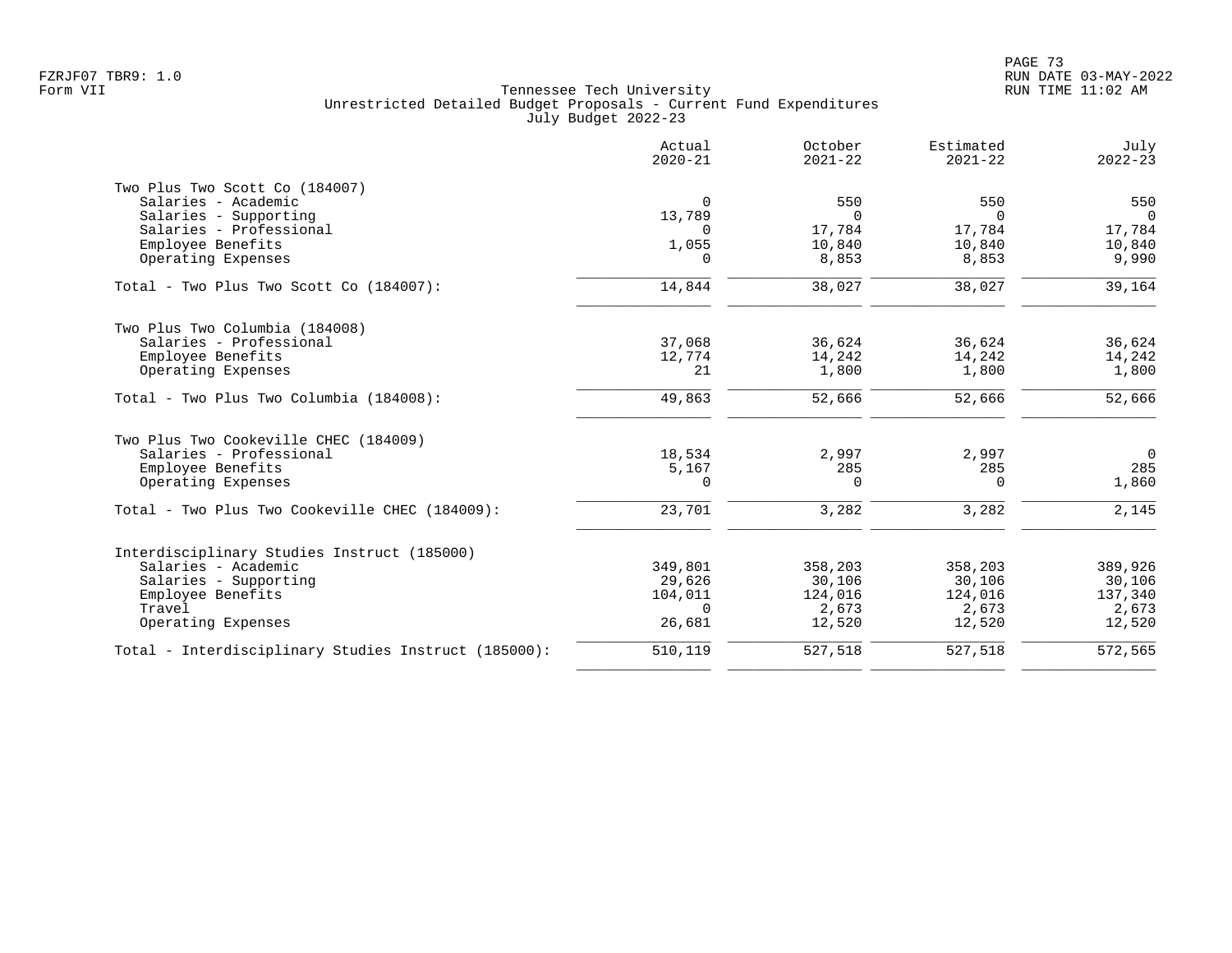FZRJF07 TBR9: 1.0
Form VII

# Tennessee Tech University
## Unrestricted Detailed Budget Proposals - Current Fund Expenditures
### July Budget 2022-23

RUN DATE 03-MAY-2022
RUN TIME 11:02 AM

| | Actual 2020-21 | October 2021-22 | Estimated 2021-22 | July 2022-23 |
|---|---|---|---|---|
| **Two Plus Two Scott Co (184007)** | | | | |
| Salaries - Academic | 0 | 550 | 550 | 550 |
| Salaries - Supporting | 13,789 | 0 | 0 | 0 |
| Salaries - Professional | 0 | 17,784 | 17,784 | 17,784 |
| Employee Benefits | 1,055 | 10,840 | 10,840 | 10,840 |
| Operating Expenses | 0 | 8,853 | 8,853 | 9,990 |
| Total - Two Plus Two Scott Co (184007): | 14,844 | 38,027 | 38,027 | 39,164 |
| **Two Plus Two Columbia (184008)** | | | | |
| Salaries - Professional | 37,068 | 36,624 | 36,624 | 36,624 |
| Employee Benefits | 12,774 | 14,242 | 14,242 | 14,242 |
| Operating Expenses | 21 | 1,800 | 1,800 | 1,800 |
| Total - Two Plus Two Columbia (184008): | 49,863 | 52,666 | 52,666 | 52,666 |
| **Two Plus Two Cookeville CHEC (184009)** | | | | |
| Salaries - Professional | 18,534 | 2,997 | 2,997 | 0 |
| Employee Benefits | 5,167 | 285 | 285 | 285 |
| Operating Expenses | 0 | 0 | 0 | 1,860 |
| Total - Two Plus Two Cookeville CHEC (184009): | 23,701 | 3,282 | 3,282 | 2,145 |
| **Interdisciplinary Studies Instruct (185000)** | | | | |
| Salaries - Academic | 349,801 | 358,203 | 358,203 | 389,926 |
| Salaries - Supporting | 29,626 | 30,106 | 30,106 | 30,106 |
| Employee Benefits | 104,011 | 124,016 | 124,016 | 137,340 |
| Travel | 0 | 2,673 | 2,673 | 2,673 |
| Operating Expenses | 26,681 | 12,520 | 12,520 | 12,520 |
| Total - Interdisciplinary Studies Instruct (185000): | 510,119 | 527,518 | 527,518 | 572,565 |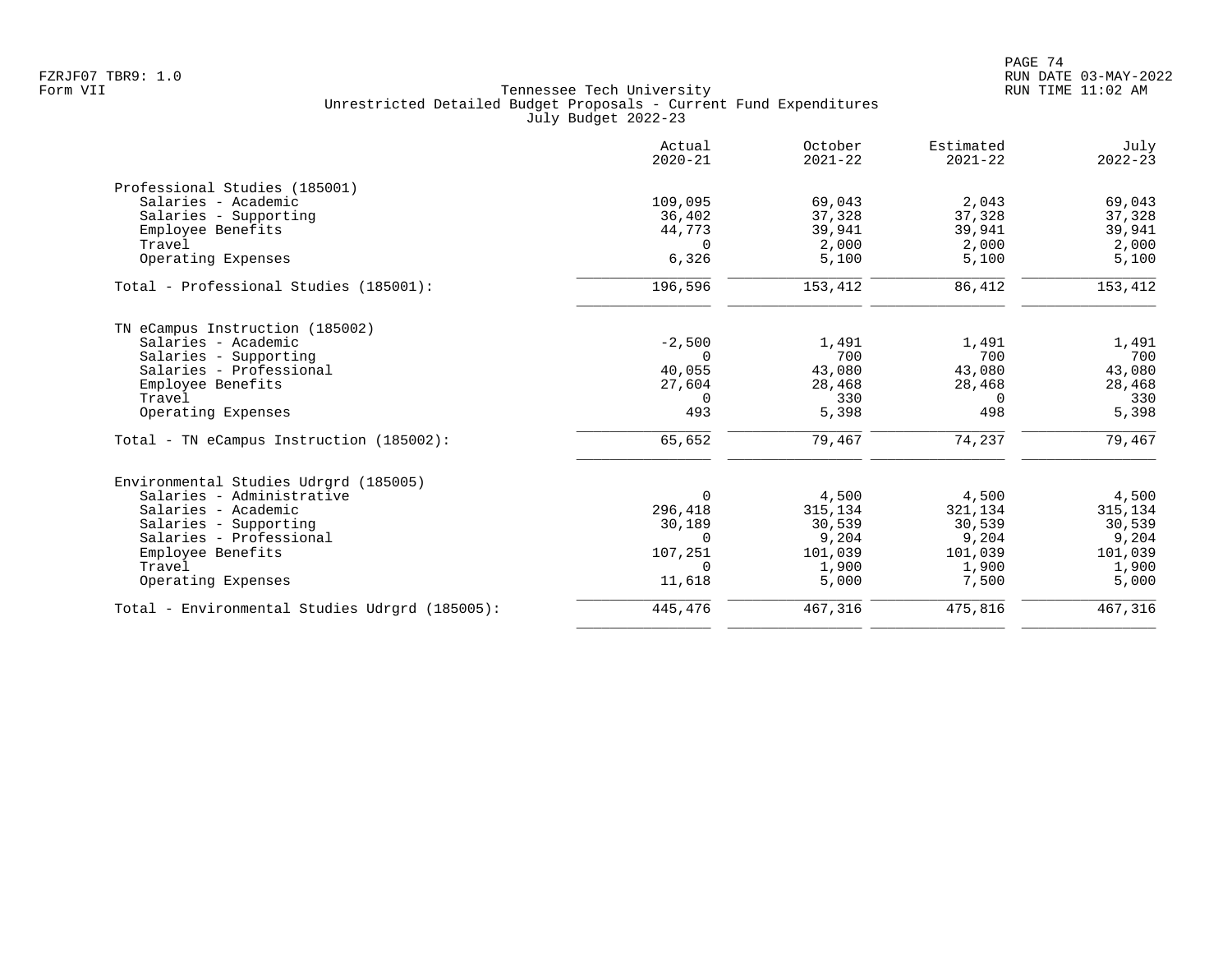Tennessee Tech University
Unrestricted Detailed Budget Proposals - Current Fund Expenditures
July Budget 2022-23

Form VII

| | Actual 2020-21 | October 2021-22 | Estimated 2021-22 | July 2022-23 |
|---|---|---|---|---|
| **Professional Studies (185001)** | | | | |
| Salaries - Academic | 109,095 | 69,043 | 2,043 | 69,043 |
| Salaries - Supporting | 36,402 | 37,328 | 37,328 | 37,328 |
| Employee Benefits | 44,773 | 39,941 | 39,941 | 39,941 |
| Travel | 0 | 2,000 | 2,000 | 2,000 |
| Operating Expenses | 6,326 | 5,100 | 5,100 | 5,100 |
| Total - Professional Studies (185001): | 196,596 | 153,412 | 86,412 | 153,412 |
| **TN eCampus Instruction (185002)** | | | | |
| Salaries - Academic | -2,500 | 1,491 | 1,491 | 1,491 |
| Salaries - Supporting | 0 | 700 | 700 | 700 |
| Salaries - Professional | 40,055 | 43,080 | 43,080 | 43,080 |
| Employee Benefits | 27,604 | 28,468 | 28,468 | 28,468 |
| Travel | 0 | 330 | 0 | 330 |
| Operating Expenses | 493 | 5,398 | 498 | 5,398 |
| Total - TN eCampus Instruction (185002): | 65,652 | 79,467 | 74,237 | 79,467 |
| **Environmental Studies Udrgrd (185005)** | | | | |
| Salaries - Administrative | 0 | 4,500 | 4,500 | 4,500 |
| Salaries - Academic | 296,418 | 315,134 | 321,134 | 315,134 |
| Salaries - Supporting | 30,189 | 30,539 | 30,539 | 30,539 |
| Salaries - Professional | 0 | 9,204 | 9,204 | 9,204 |
| Employee Benefits | 107,251 | 101,039 | 101,039 | 101,039 |
| Travel | 0 | 1,900 | 1,900 | 1,900 |
| Operating Expenses | 11,618 | 5,000 | 7,500 | 5,000 |
| Total - Environmental Studies Udrgrd (185005): | 445,476 | 467,316 | 475,816 | 467,316 |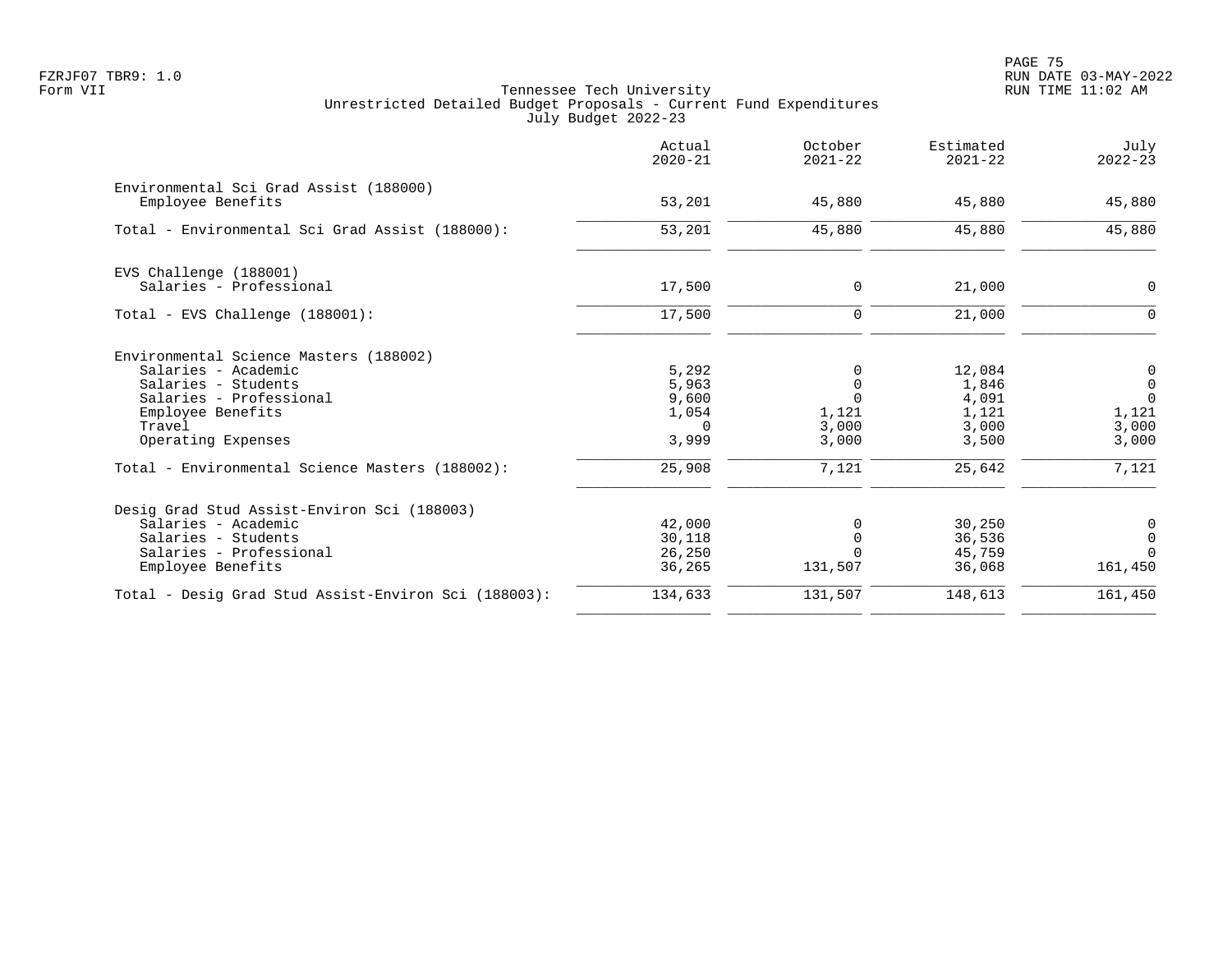Tennessee Tech University
Unrestricted Detailed Budget Proposals - Current Fund Expenditures
July Budget 2022-23

Form VII

| | Actual 2020-21 | October 2021-22 | Estimated 2021-22 | July 2022-23 |
|---|---|---|---|---|
| **Environmental Sci Grad Assist (188000)** | | | | |
| Employee Benefits | 53,201 | 45,880 | 45,880 | 45,880 |
| Total - Environmental Sci Grad Assist (188000): | 53,201 | 45,880 | 45,880 | 45,880 |
| **EVS Challenge (188001)** | | | | |
| Salaries - Professional | 17,500 | 0 | 21,000 | 0 |
| Total - EVS Challenge (188001): | 17,500 | 0 | 21,000 | 0 |
| **Environmental Science Masters (188002)** | | | | |
| Salaries - Academic | 5,292 | 0 | 12,084 | 0 |
| Salaries - Students | 5,963 | 0 | 1,846 | 0 |
| Salaries - Professional | 9,600 | 0 | 4,091 | 0 |
| Employee Benefits | 1,054 | 1,121 | 1,121 | 1,121 |
| Travel | 0 | 3,000 | 3,000 | 3,000 |
| Operating Expenses | 3,999 | 3,000 | 3,500 | 3,000 |
| Total - Environmental Science Masters (188002): | 25,908 | 7,121 | 25,642 | 7,121 |
| **Desig Grad Stud Assist-Environ Sci (188003)** | | | | |
| Salaries - Academic | 42,000 | 0 | 30,250 | 0 |
| Salaries - Students | 30,118 | 0 | 36,536 | 0 |
| Salaries - Professional | 26,250 | 0 | 45,759 | 0 |
| Employee Benefits | 36,265 | 131,507 | 36,068 | 161,450 |
| Total - Desig Grad Stud Assist-Environ Sci (188003): | 134,633 | 131,507 | 148,613 | 161,450 |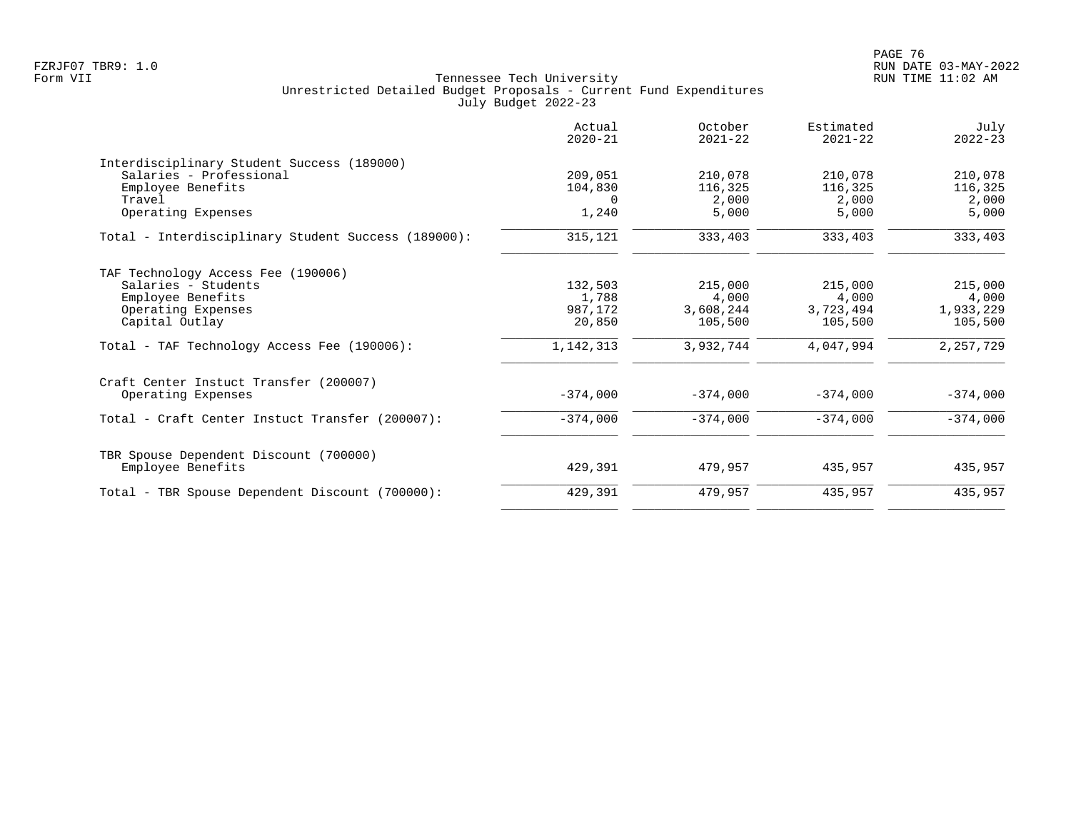FZRJF07 TBR9: 1.0
Form VII

# Tennessee Tech University
## Unrestricted Detailed Budget Proposals - Current Fund Expenditures
### July Budget 2022-23

| | Actual 2020-21 | October 2021-22 | Estimated 2021-22 | July 2022-23 |
|---|---|---|---|---|
| **Interdisciplinary Student Success (189000)** | | | | |
| Salaries - Professional | 209,051 | 210,078 | 210,078 | 210,078 |
| Employee Benefits | 104,830 | 116,325 | 116,325 | 116,325 |
| Travel | 0 | 2,000 | 2,000 | 2,000 |
| Operating Expenses | 1,240 | 5,000 | 5,000 | 5,000 |
| Total - Interdisciplinary Student Success (189000): | 315,121 | 333,403 | 333,403 | 333,403 |
| **TAF Technology Access Fee (190006)** | | | | |
| Salaries - Students | 132,503 | 215,000 | 215,000 | 215,000 |
| Employee Benefits | 1,788 | 4,000 | 4,000 | 4,000 |
| Operating Expenses | 987,172 | 3,608,244 | 3,723,494 | 1,933,229 |
| Capital Outlay | 20,850 | 105,500 | 105,500 | 105,500 |
| Total - TAF Technology Access Fee (190006): | 1,142,313 | 3,932,744 | 4,047,994 | 2,257,729 |
| **Craft Center Instuct Transfer (200007)** | | | | |
| Operating Expenses | -374,000 | -374,000 | -374,000 | -374,000 |
| Total - Craft Center Instuct Transfer (200007): | -374,000 | -374,000 | -374,000 | -374,000 |
| **TBR Spouse Dependent Discount (700000)** | | | | |
| Employee Benefits | 429,391 | 479,957 | 435,957 | 435,957 |
| Total - TBR Spouse Dependent Discount (700000): | 429,391 | 479,957 | 435,957 | 435,957 |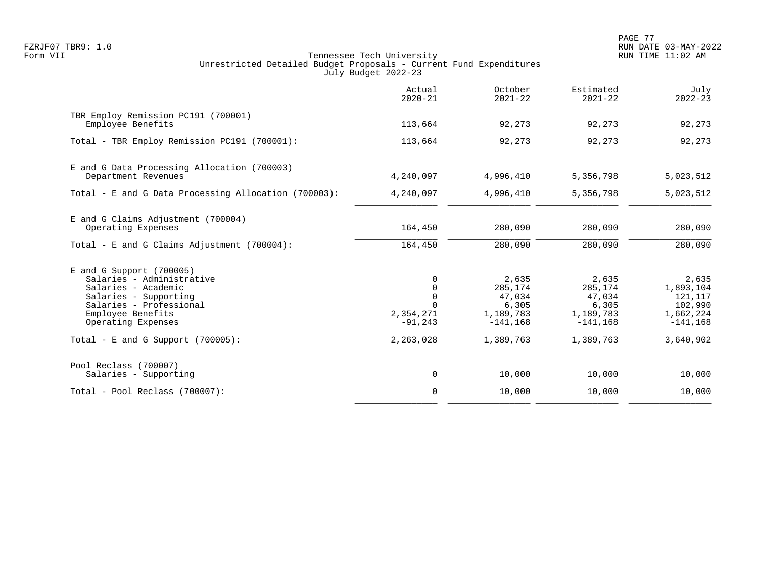Tennessee Tech University
Unrestricted Detailed Budget Proposals - Current Fund Expenditures
July Budget 2022-23

| | Actual 2020-21 | October 2021-22 | Estimated 2021-22 | July 2022-23 |
|---|---|---|---|---|
| **TBR Employ Remission PC191 (700001)** | | | | |
| Employee Benefits | 113,664 | 92,273 | 92,273 | 92,273 |
| Total - TBR Employ Remission PC191 (700001): | 113,664 | 92,273 | 92,273 | 92,273 |
| **E and G Data Processing Allocation (700003)** | | | | |
| Department Revenues | 4,240,097 | 4,996,410 | 5,356,798 | 5,023,512 |
| Total - E and G Data Processing Allocation (700003): | 4,240,097 | 4,996,410 | 5,356,798 | 5,023,512 |
| **E and G Claims Adjustment (700004)** | | | | |
| Operating Expenses | 164,450 | 280,090 | 280,090 | 280,090 |
| Total - E and G Claims Adjustment (700004): | 164,450 | 280,090 | 280,090 | 280,090 |
| **E and G Support (700005)** | | | | |
| Salaries - Administrative | 0 | 2,635 | 2,635 | 2,635 |
| Salaries - Academic | 0 | 285,174 | 285,174 | 1,893,104 |
| Salaries - Supporting | 0 | 47,034 | 47,034 | 121,117 |
| Salaries - Professional | 0 | 6,305 | 6,305 | 102,990 |
| Employee Benefits | 2,354,271 | 1,189,783 | 1,189,783 | 1,662,224 |
| Operating Expenses | -91,243 | -141,168 | -141,168 | -141,168 |
| Total - E and G Support (700005): | 2,263,028 | 1,389,763 | 1,389,763 | 3,640,902 |
| **Pool Reclass (700007)** | | | | |
| Salaries - Supporting | 0 | 10,000 | 10,000 | 10,000 |
| Total - Pool Reclass (700007): | 0 | 10,000 | 10,000 | 10,000 |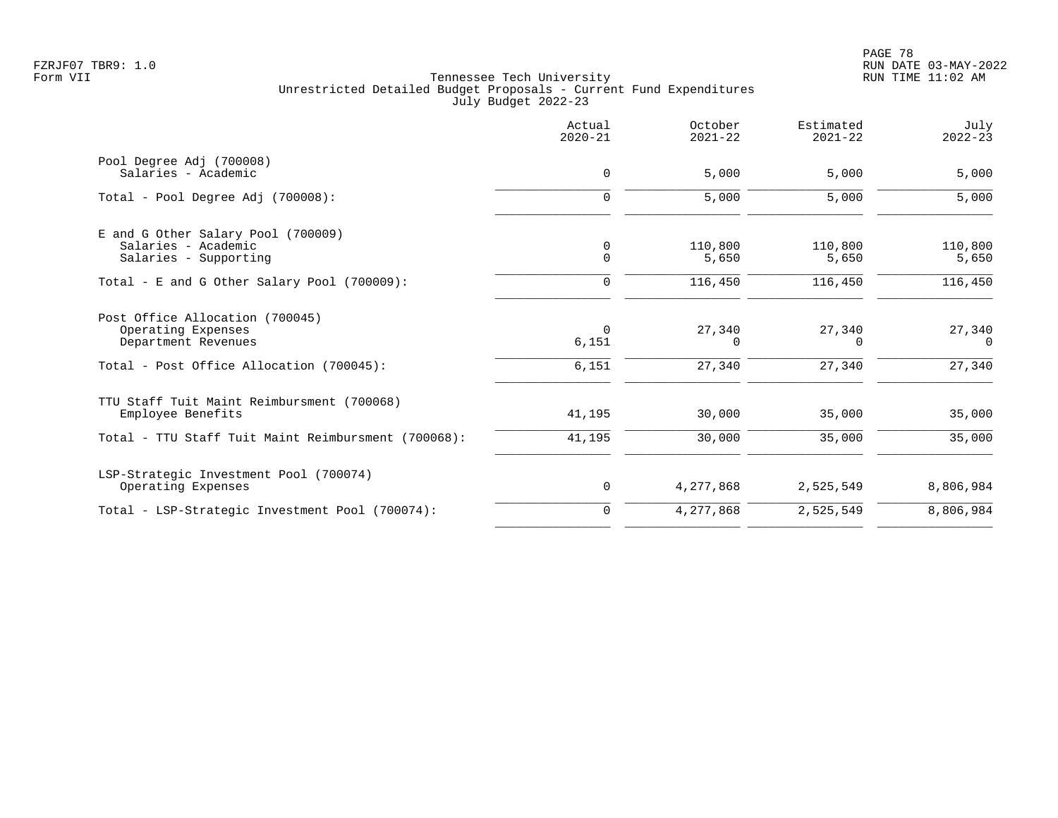Tennessee Tech University
Unrestricted Detailed Budget Proposals - Current Fund Expenditures
July Budget 2022-23

| | Actual 2020-21 | October 2021-22 | Estimated 2021-22 | July 2022-23 |
|---|---|---|---|---|
| **Pool Degree Adj (700008)** | | | | |
| Salaries - Academic | 0 | 5,000 | 5,000 | 5,000 |
| Total - Pool Degree Adj (700008): | 0 | 5,000 | 5,000 | 5,000 |
| **E and G Other Salary Pool (700009)** | | | | |
| Salaries - Academic | 0 | 110,800 | 110,800 | 110,800 |
| Salaries - Supporting | 0 | 5,650 | 5,650 | 5,650 |
| Total - E and G Other Salary Pool (700009): | 0 | 116,450 | 116,450 | 116,450 |
| **Post Office Allocation (700045)** | | | | |
| Operating Expenses | 0 | 27,340 | 27,340 | 27,340 |
| Department Revenues | 6,151 | 0 | 0 | 0 |
| Total - Post Office Allocation (700045): | 6,151 | 27,340 | 27,340 | 27,340 |
| **TTU Staff Tuit Maint Reimbursment (700068)** | | | | |
| Employee Benefits | 41,195 | 30,000 | 35,000 | 35,000 |
| Total - TTU Staff Tuit Maint Reimbursment (700068): | 41,195 | 30,000 | 35,000 | 35,000 |
| **LSP-Strategic Investment Pool (700074)** | | | | |
| Operating Expenses | 0 | 4,277,868 | 2,525,549 | 8,806,984 |
| Total - LSP-Strategic Investment Pool (700074): | 0 | 4,277,868 | 2,525,549 | 8,806,984 |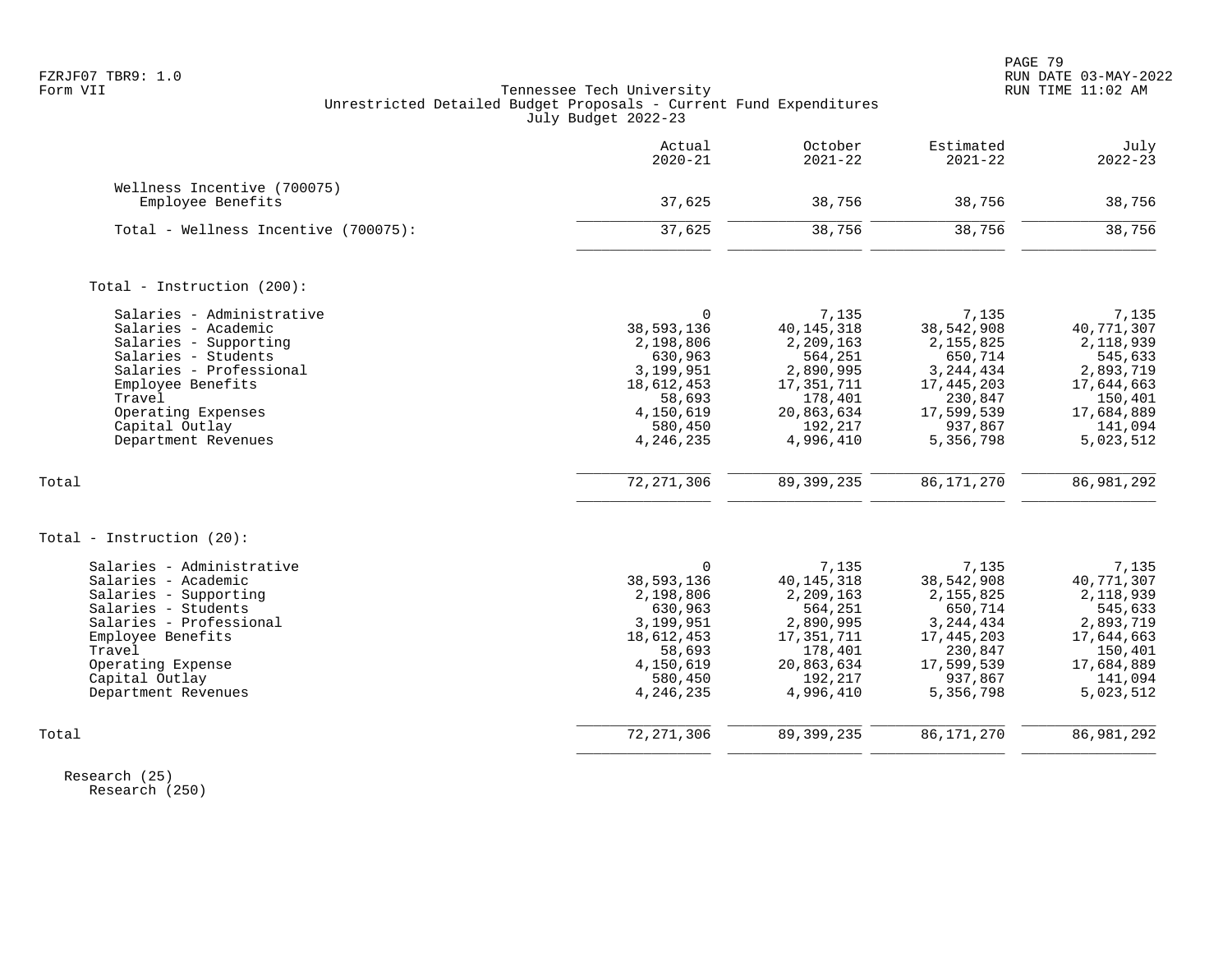# Tennessee Tech University

## Unrestricted Detailed Budget Proposals - Current Fund Expenditures

### July Budget 2022-23

FZRJF07 TBR9: 1.0
Form VII

RUN DATE 03-MAY-2022
RUN TIME 11:02 AM

| | Actual 2020-21 | October 2021-22 | Estimated 2021-22 | July 2022-23 |
|---|---|---|---|---|
| **Wellness Incentive (700075)** | | | | |
| Employee Benefits | 37,625 | 38,756 | 38,756 | 38,756 |
| Total - Wellness Incentive (700075): | 37,625 | 38,756 | 38,756 | 38,756 |
| | | | | |
| **Total - Instruction (200):** | | | | |
| Salaries - Administrative | 0 | 7,135 | 7,135 | 7,135 |
| Salaries - Academic | 38,593,136 | 40,145,318 | 38,542,908 | 40,771,307 |
| Salaries - Supporting | 2,198,806 | 2,209,163 | 2,155,825 | 2,118,939 |
| Salaries - Students | 630,963 | 564,251 | 650,714 | 545,633 |
| Salaries - Professional | 3,199,951 | 2,890,995 | 3,244,434 | 2,893,719 |
| Employee Benefits | 18,612,453 | 17,351,711 | 17,445,203 | 17,644,663 |
| Travel | 58,693 | 178,401 | 230,847 | 150,401 |
| Operating Expenses | 4,150,619 | 20,863,634 | 17,599,539 | 17,684,889 |
| Capital Outlay | 580,450 | 192,217 | 937,867 | 141,094 |
| Department Revenues | 4,246,235 | 4,996,410 | 5,356,798 | 5,023,512 |
| Total | 72,271,306 | 89,399,235 | 86,171,270 | 86,981,292 |
| | | | | |
| **Total - Instruction (20):** | | | | |
| Salaries - Administrative | 0 | 7,135 | 7,135 | 7,135 |
| Salaries - Academic | 38,593,136 | 40,145,318 | 38,542,908 | 40,771,307 |
| Salaries - Supporting | 2,198,806 | 2,209,163 | 2,155,825 | 2,118,939 |
| Salaries - Students | 630,963 | 564,251 | 650,714 | 545,633 |
| Salaries - Professional | 3,199,951 | 2,890,995 | 3,244,434 | 2,893,719 |
| Employee Benefits | 18,612,453 | 17,351,711 | 17,445,203 | 17,644,663 |
| Travel | 58,693 | 178,401 | 230,847 | 150,401 |
| Operating Expense | 4,150,619 | 20,863,634 | 17,599,539 | 17,684,889 |
| Capital Outlay | 580,450 | 192,217 | 937,867 | 141,094 |
| Department Revenues | 4,246,235 | 4,996,410 | 5,356,798 | 5,023,512 |
| Total | 72,271,306 | 89,399,235 | 86,171,270 | 86,981,292 |

Research (25)
Research (250)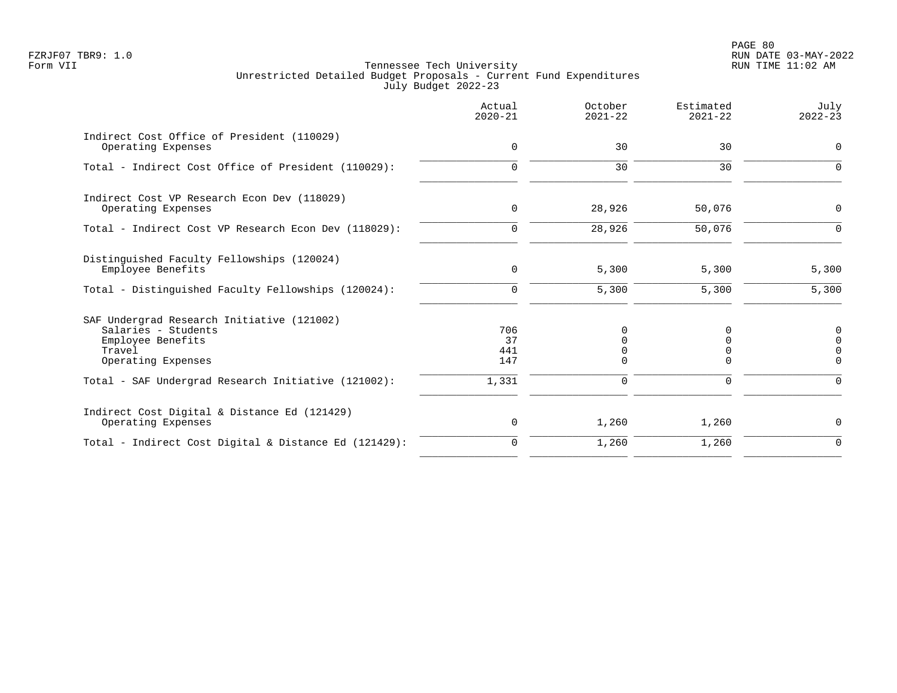FZRJF07 TBR9: 1.0
Form VII

Tennessee Tech University
Unrestricted Detailed Budget Proposals - Current Fund Expenditures
July Budget 2022-23

| | Actual 2020-21 | October 2021-22 | Estimated 2021-22 | July 2022-23 |
|---|---|---|---|---|
| **Indirect Cost Office of President (110029)** | | | | |
| Operating Expenses | 0 | 30 | 30 | 0 |
| Total - Indirect Cost Office of President (110029): | 0 | 30 | 30 | 0 |
| **Indirect Cost VP Research Econ Dev (118029)** | | | | |
| Operating Expenses | 0 | 28,926 | 50,076 | 0 |
| Total - Indirect Cost VP Research Econ Dev (118029): | 0 | 28,926 | 50,076 | 0 |
| **Distinguished Faculty Fellowships (120024)** | | | | |
| Employee Benefits | 0 | 5,300 | 5,300 | 5,300 |
| Total - Distinguished Faculty Fellowships (120024): | 0 | 5,300 | 5,300 | 5,300 |
| **SAF Undergrad Research Initiative (121002)** | | | | |
| Salaries - Students | 706 | 0 | 0 | 0 |
| Employee Benefits | 37 | 0 | 0 | 0 |
| Travel | 441 | 0 | 0 | 0 |
| Operating Expenses | 147 | 0 | 0 | 0 |
| Total - SAF Undergrad Research Initiative (121002): | 1,331 | 0 | 0 | 0 |
| **Indirect Cost Digital & Distance Ed (121429)** | | | | |
| Operating Expenses | 0 | 1,260 | 1,260 | 0 |
| Total - Indirect Cost Digital & Distance Ed (121429): | 0 | 1,260 | 1,260 | 0 |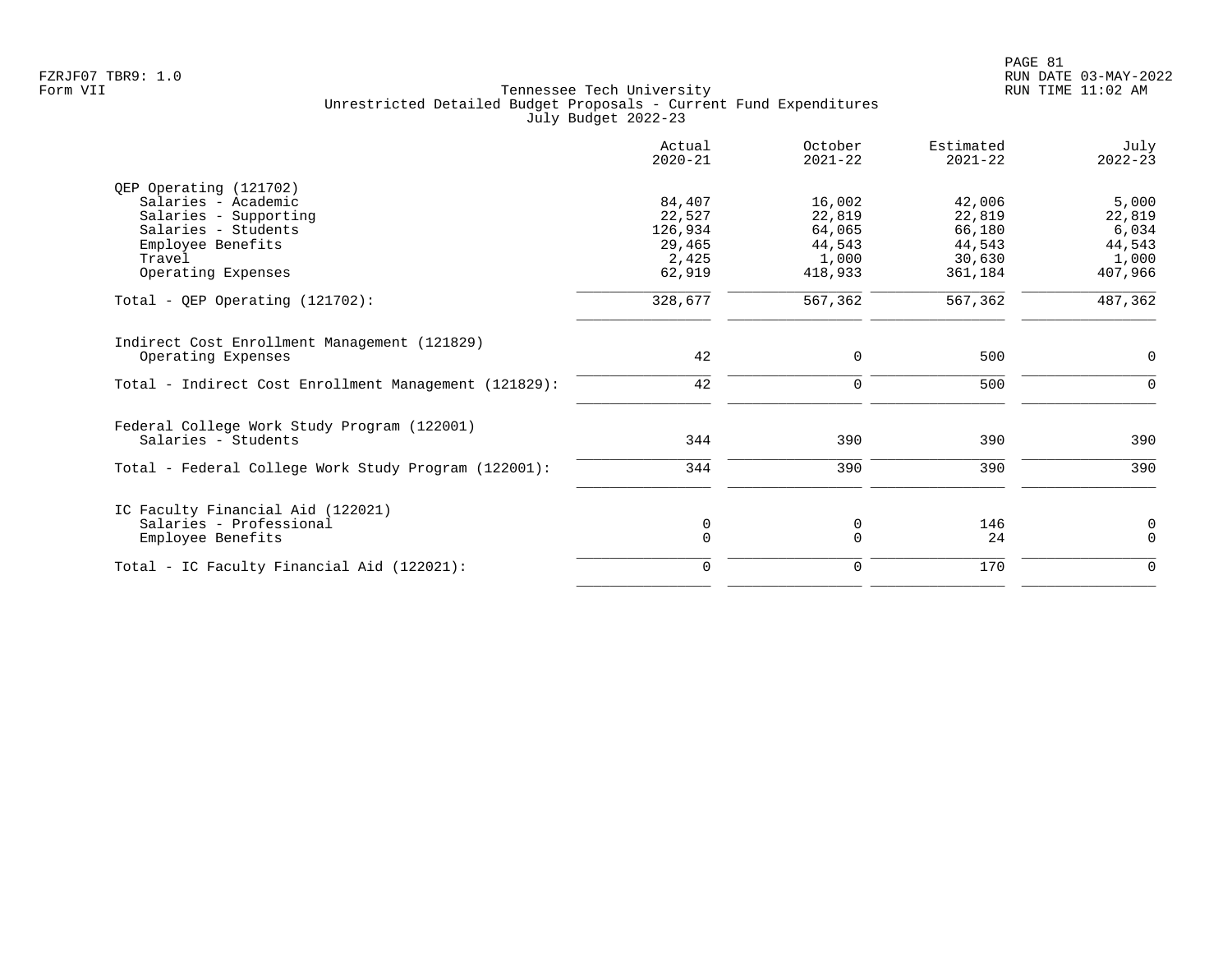FZRJF07 TBR9: 1.0
Form VII

Tennessee Tech University
Unrestricted Detailed Budget Proposals - Current Fund Expenditures
July Budget 2022-23

RUN DATE 03-MAY-2022
RUN TIME 11:02 AM

| | Actual 2020-21 | October 2021-22 | Estimated 2021-22 | July 2022-23 |
|---|---:|---:|---:|---:|
| **QEP Operating (121702)** | | | | |
| Salaries - Academic | 84,407 | 16,002 | 42,006 | 5,000 |
| Salaries - Supporting | 22,527 | 22,819 | 22,819 | 22,819 |
| Salaries - Students | 126,934 | 64,065 | 66,180 | 6,034 |
| Employee Benefits | 29,465 | 44,543 | 44,543 | 44,543 |
| Travel | 2,425 | 1,000 | 30,630 | 1,000 |
| Operating Expenses | 62,919 | 418,933 | 361,184 | 407,966 |
| Total - QEP Operating (121702): | 328,677 | 567,362 | 567,362 | 487,362 |
| **Indirect Cost Enrollment Management (121829)** | | | | |
| Operating Expenses | 42 | 0 | 500 | 0 |
| Total - Indirect Cost Enrollment Management (121829): | 42 | 0 | 500 | 0 |
| **Federal College Work Study Program (122001)** | | | | |
| Salaries - Students | 344 | 390 | 390 | 390 |
| Total - Federal College Work Study Program (122001): | 344 | 390 | 390 | 390 |
| **IC Faculty Financial Aid (122021)** | | | | |
| Salaries - Professional | 0 | 0 | 146 | 0 |
| Employee Benefits | 0 | 0 | 24 | 0 |
| Total - IC Faculty Financial Aid (122021): | 0 | 0 | 170 | 0 |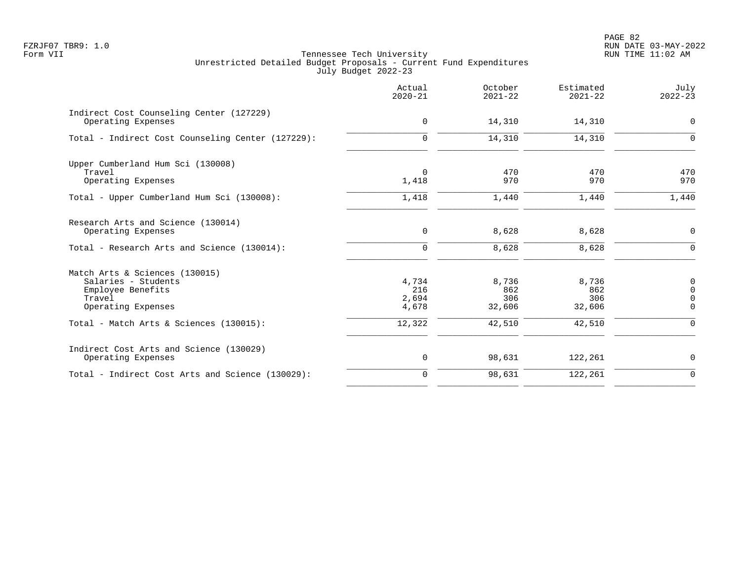# Tennessee Tech University

## Unrestricted Detailed Budget Proposals - Current Fund Expenditures

### July Budget 2022-23

| | Actual 2020-21 | October 2021-22 | Estimated 2021-22 | July 2022-23 |
|---|---|---|---|---|
| **Indirect Cost Counseling Center (127229)** | | | | |
| Operating Expenses | 0 | 14,310 | 14,310 | 0 |
| Total - Indirect Cost Counseling Center (127229): | 0 | 14,310 | 14,310 | 0 |
| **Upper Cumberland Hum Sci (130008)** | | | | |
| Travel | 0 | 470 | 470 | 470 |
| Operating Expenses | 1,418 | 970 | 970 | 970 |
| Total - Upper Cumberland Hum Sci (130008): | 1,418 | 1,440 | 1,440 | 1,440 |
| **Research Arts and Science (130014)** | | | | |
| Operating Expenses | 0 | 8,628 | 8,628 | 0 |
| Total - Research Arts and Science (130014): | 0 | 8,628 | 8,628 | 0 |
| **Match Arts & Sciences (130015)** | | | | |
| Salaries - Students | 4,734 | 8,736 | 8,736 | 0 |
| Employee Benefits | 216 | 862 | 862 | 0 |
| Travel | 2,694 | 306 | 306 | 0 |
| Operating Expenses | 4,678 | 32,606 | 32,606 | 0 |
| Total - Match Arts & Sciences (130015): | 12,322 | 42,510 | 42,510 | 0 |
| **Indirect Cost Arts and Science (130029)** | | | | |
| Operating Expenses | 0 | 98,631 | 122,261 | 0 |
| Total - Indirect Cost Arts and Science (130029): | 0 | 98,631 | 122,261 | 0 |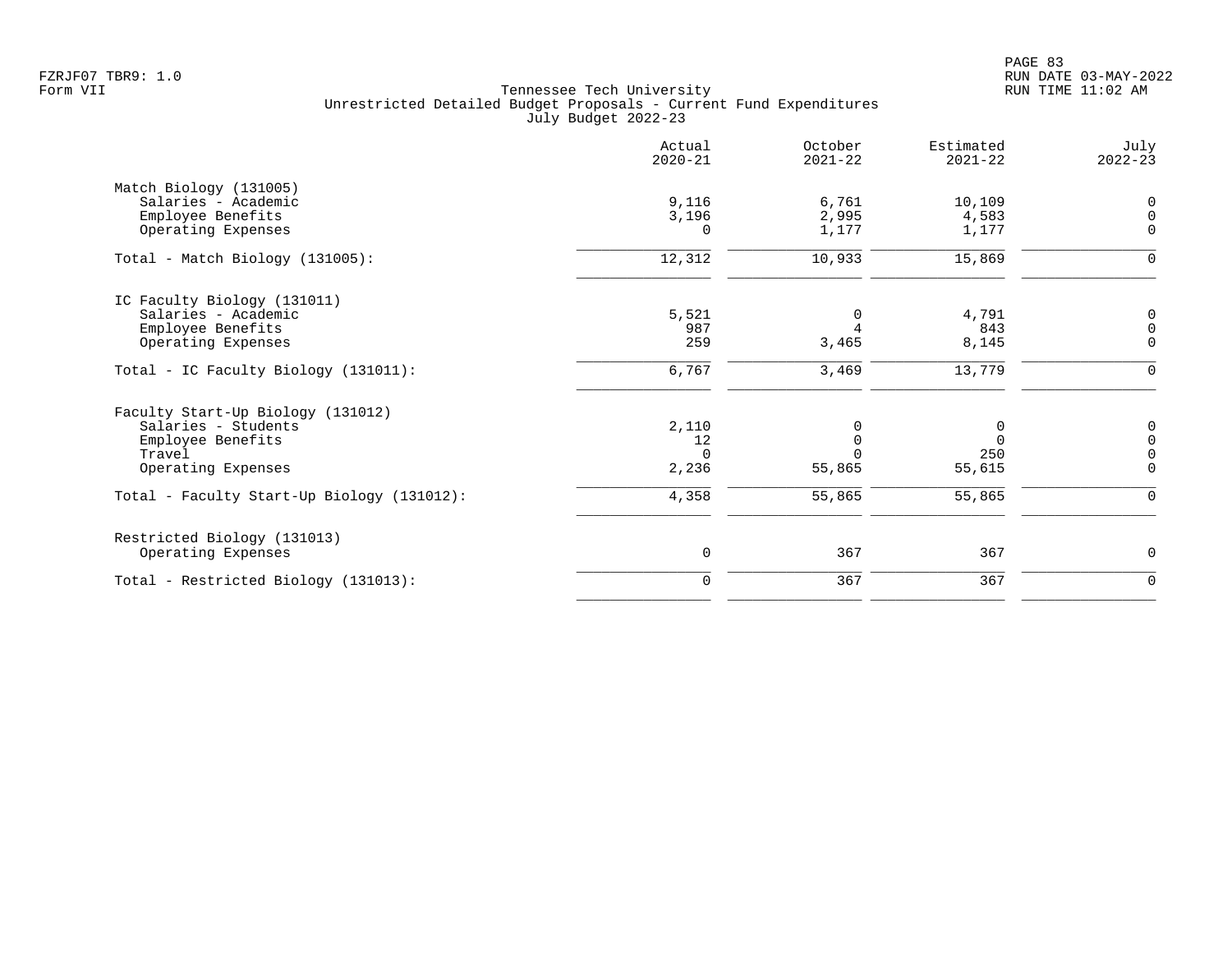FZRJF07 TBR9: 1.0
Form VII

Tennessee Tech University
Unrestricted Detailed Budget Proposals - Current Fund Expenditures
July Budget 2022-23

RUN DATE 03-MAY-2022
RUN TIME 11:02 AM

| | Actual 2020-21 | October 2021-22 | Estimated 2021-22 | July 2022-23 |
|---|---|---|---|---|
| **Match Biology (131005)** | | | | |
| Salaries - Academic | 9,116 | 6,761 | 10,109 | 0 |
| Employee Benefits | 3,196 | 2,995 | 4,583 | 0 |
| Operating Expenses | 0 | 1,177 | 1,177 | 0 |
| Total - Match Biology (131005): | 12,312 | 10,933 | 15,869 | 0 |
| **IC Faculty Biology (131011)** | | | | |
| Salaries - Academic | 5,521 | 0 | 4,791 | 0 |
| Employee Benefits | 987 | 4 | 843 | 0 |
| Operating Expenses | 259 | 3,465 | 8,145 | 0 |
| Total - IC Faculty Biology (131011): | 6,767 | 3,469 | 13,779 | 0 |
| **Faculty Start-Up Biology (131012)** | | | | |
| Salaries - Students | 2,110 | 0 | 0 | 0 |
| Employee Benefits | 12 | 0 | 0 | 0 |
| Travel | 0 | 0 | 250 | 0 |
| Operating Expenses | 2,236 | 55,865 | 55,615 | 0 |
| Total - Faculty Start-Up Biology (131012): | 4,358 | 55,865 | 55,865 | 0 |
| **Restricted Biology (131013)** | | | | |
| Operating Expenses | 0 | 367 | 367 | 0 |
| Total - Restricted Biology (131013): | 0 | 367 | 367 | 0 |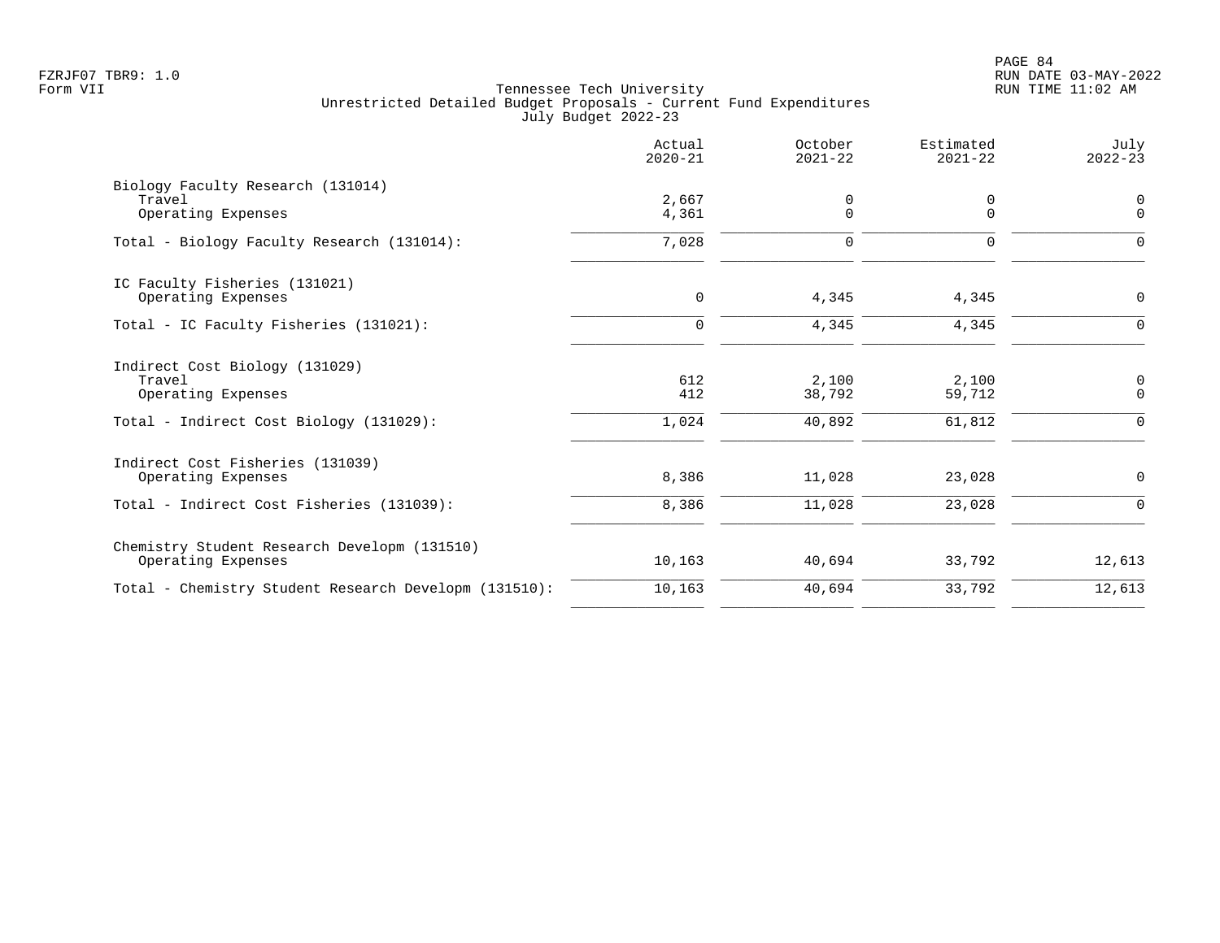Tennessee Tech University
Unrestricted Detailed Budget Proposals - Current Fund Expenditures
July Budget 2022-23

| | Actual 2020-21 | October 2021-22 | Estimated 2021-22 | July 2022-23 |
|---|---|---|---|---|
| **Biology Faculty Research (131014)** | | | | |
| Travel | 2,667 | 0 | 0 | 0 |
| Operating Expenses | 4,361 | 0 | 0 | 0 |
| Total - Biology Faculty Research (131014): | 7,028 | 0 | 0 | 0 |
| **IC Faculty Fisheries (131021)** | | | | |
| Operating Expenses | 0 | 4,345 | 4,345 | 0 |
| Total - IC Faculty Fisheries (131021): | 0 | 4,345 | 4,345 | 0 |
| **Indirect Cost Biology (131029)** | | | | |
| Travel | 612 | 2,100 | 2,100 | 0 |
| Operating Expenses | 412 | 38,792 | 59,712 | 0 |
| Total - Indirect Cost Biology (131029): | 1,024 | 40,892 | 61,812 | 0 |
| **Indirect Cost Fisheries (131039)** | | | | |
| Operating Expenses | 8,386 | 11,028 | 23,028 | 0 |
| Total - Indirect Cost Fisheries (131039): | 8,386 | 11,028 | 23,028 | 0 |
| **Chemistry Student Research Developm (131510)** | | | | |
| Operating Expenses | 10,163 | 40,694 | 33,792 | 12,613 |
| Total - Chemistry Student Research Developm (131510): | 10,163 | 40,694 | 33,792 | 12,613 |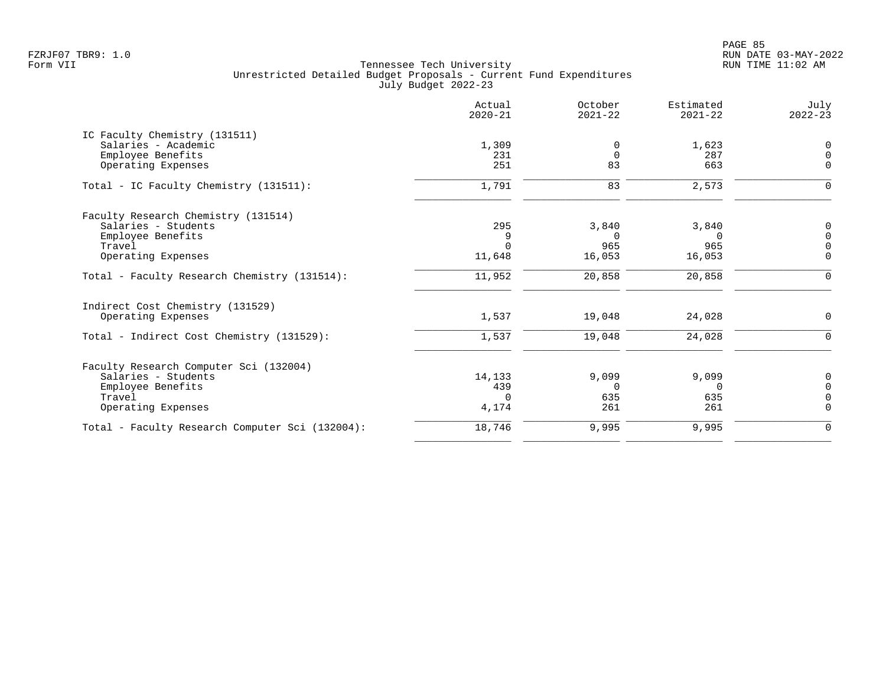Tennessee Tech University
Unrestricted Detailed Budget Proposals - Current Fund Expenditures
July Budget 2022-23

| | Actual 2020-21 | October 2021-22 | Estimated 2021-22 | July 2022-23 |
|---|---|---|---|---|
| **IC Faculty Chemistry (131511)** | | | | |
| Salaries - Academic | 1,309 | 0 | 1,623 | 0 |
| Employee Benefits | 231 | 0 | 287 | 0 |
| Operating Expenses | 251 | 83 | 663 | 0 |
| Total - IC Faculty Chemistry (131511): | 1,791 | 83 | 2,573 | 0 |
| **Faculty Research Chemistry (131514)** | | | | |
| Salaries - Students | 295 | 3,840 | 3,840 | 0 |
| Employee Benefits | 9 | 0 | 0 | 0 |
| Travel | 0 | 965 | 965 | 0 |
| Operating Expenses | 11,648 | 16,053 | 16,053 | 0 |
| Total - Faculty Research Chemistry (131514): | 11,952 | 20,858 | 20,858 | 0 |
| **Indirect Cost Chemistry (131529)** | | | | |
| Operating Expenses | 1,537 | 19,048 | 24,028 | 0 |
| Total - Indirect Cost Chemistry (131529): | 1,537 | 19,048 | 24,028 | 0 |
| **Faculty Research Computer Sci (132004)** | | | | |
| Salaries - Students | 14,133 | 9,099 | 9,099 | 0 |
| Employee Benefits | 439 | 0 | 0 | 0 |
| Travel | 0 | 635 | 635 | 0 |
| Operating Expenses | 4,174 | 261 | 261 | 0 |
| Total - Faculty Research Computer Sci (132004): | 18,746 | 9,995 | 9,995 | 0 |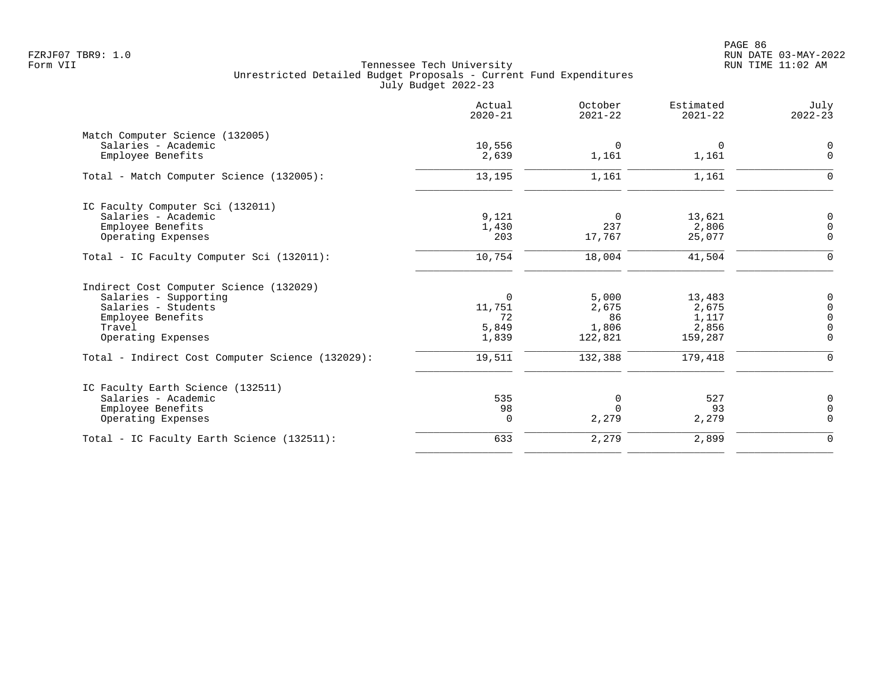Tennessee Tech University
Unrestricted Detailed Budget Proposals - Current Fund Expenditures
July Budget 2022-23

| | Actual 2020-21 | October 2021-22 | Estimated 2021-22 | July 2022-23 |
|---|---|---|---|---|
| **Match Computer Science (132005)** | | | | |
| Salaries - Academic | 10,556 | 0 | 0 | 0 |
| Employee Benefits | 2,639 | 1,161 | 1,161 | 0 |
| Total - Match Computer Science (132005): | 13,195 | 1,161 | 1,161 | 0 |
| **IC Faculty Computer Sci (132011)** | | | | |
| Salaries - Academic | 9,121 | 0 | 13,621 | 0 |
| Employee Benefits | 1,430 | 237 | 2,806 | 0 |
| Operating Expenses | 203 | 17,767 | 25,077 | 0 |
| Total - IC Faculty Computer Sci (132011): | 10,754 | 18,004 | 41,504 | 0 |
| **Indirect Cost Computer Science (132029)** | | | | |
| Salaries - Supporting | 0 | 5,000 | 13,483 | 0 |
| Salaries - Students | 11,751 | 2,675 | 2,675 | 0 |
| Employee Benefits | 72 | 86 | 1,117 | 0 |
| Travel | 5,849 | 1,806 | 2,856 | 0 |
| Operating Expenses | 1,839 | 122,821 | 159,287 | 0 |
| Total - Indirect Cost Computer Science (132029): | 19,511 | 132,388 | 179,418 | 0 |
| **IC Faculty Earth Science (132511)** | | | | |
| Salaries - Academic | 535 | 0 | 527 | 0 |
| Employee Benefits | 98 | 0 | 93 | 0 |
| Operating Expenses | 0 | 2,279 | 2,279 | 0 |
| Total - IC Faculty Earth Science (132511): | 633 | 2,279 | 2,899 | 0 |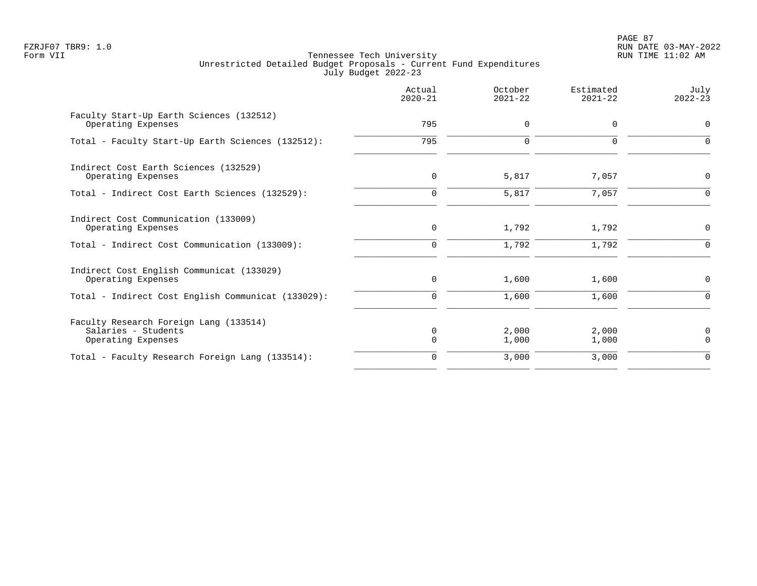Tennessee Tech University
Unrestricted Detailed Budget Proposals - Current Fund Expenditures
July Budget 2022-23

| | Actual 2020-21 | October 2021-22 | Estimated 2021-22 | July 2022-23 |
|---|---|---|---|---|
| Faculty Start-Up Earth Sciences (132512) | | | | |
| Operating Expenses | 795 | 0 | 0 | 0 |
| Total - Faculty Start-Up Earth Sciences (132512): | 795 | 0 | 0 | 0 |
| Indirect Cost Earth Sciences (132529) | | | | |
| Operating Expenses | 0 | 5,817 | 7,057 | 0 |
| Total - Indirect Cost Earth Sciences (132529): | 0 | 5,817 | 7,057 | 0 |
| Indirect Cost Communication (133009) | | | | |
| Operating Expenses | 0 | 1,792 | 1,792 | 0 |
| Total - Indirect Cost Communication (133009): | 0 | 1,792 | 1,792 | 0 |
| Indirect Cost English Communicat (133029) | | | | |
| Operating Expenses | 0 | 1,600 | 1,600 | 0 |
| Total - Indirect Cost English Communicat (133029): | 0 | 1,600 | 1,600 | 0 |
| Faculty Research Foreign Lang (133514) | | | | |
| Salaries - Students | 0 | 2,000 | 2,000 | 0 |
| Operating Expenses | 0 | 1,000 | 1,000 | 0 |
| Total - Faculty Research Foreign Lang (133514): | 0 | 3,000 | 3,000 | 0 |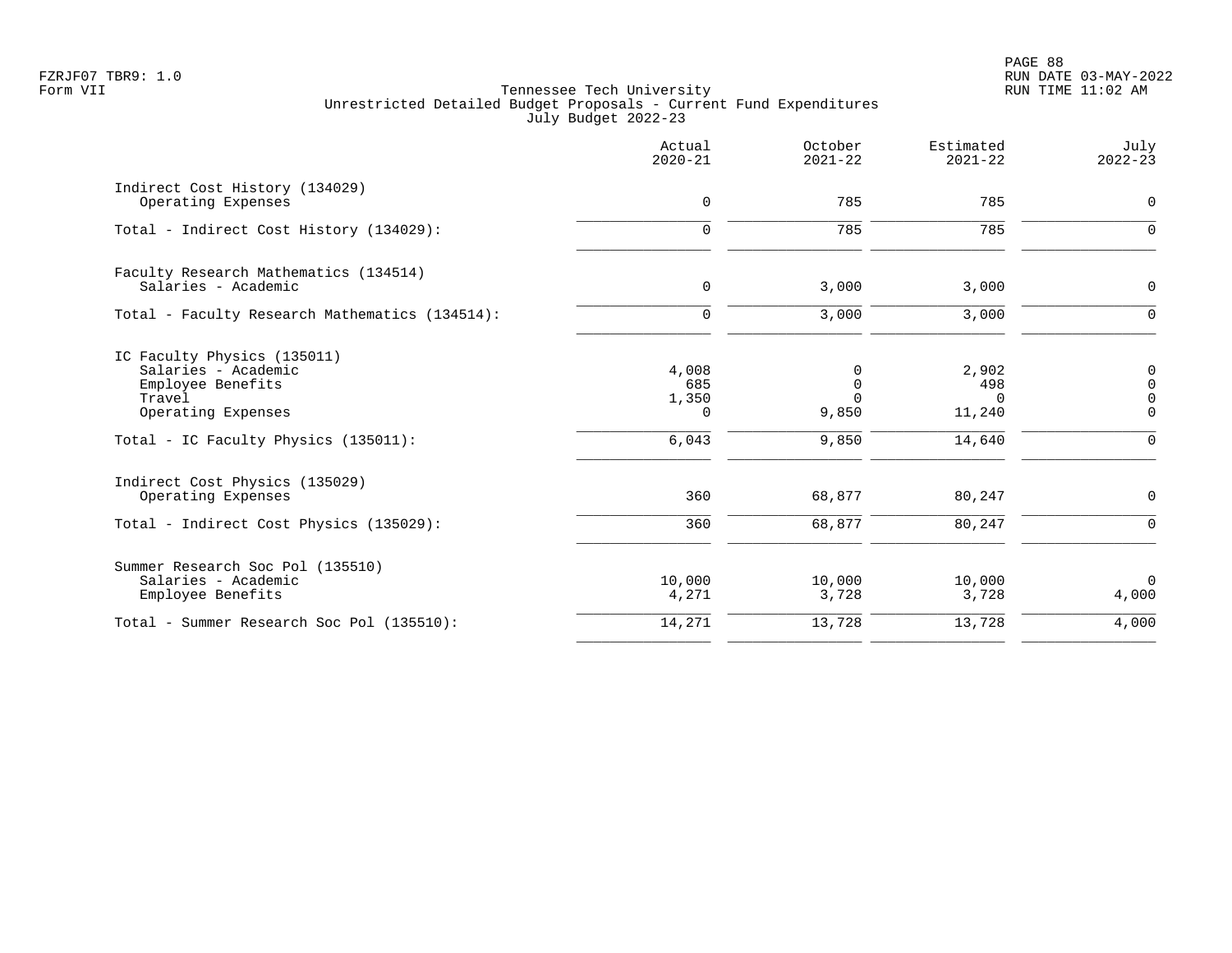Tennessee Tech University
Unrestricted Detailed Budget Proposals - Current Fund Expenditures
July Budget 2022-23

| | Actual 2020-21 | October 2021-22 | Estimated 2021-22 | July 2022-23 |
|---|---|---|---|---|
| **Indirect Cost History (134029)** | | | | |
| Operating Expenses | 0 | 785 | 785 | 0 |
| Total - Indirect Cost History (134029): | 0 | 785 | 785 | 0 |
| **Faculty Research Mathematics (134514)** | | | | |
| Salaries - Academic | 0 | 3,000 | 3,000 | 0 |
| Total - Faculty Research Mathematics (134514): | 0 | 3,000 | 3,000 | 0 |
| **IC Faculty Physics (135011)** | | | | |
| Salaries - Academic | 4,008 | 0 | 2,902 | 0 |
| Employee Benefits | 685 | 0 | 498 | 0 |
| Travel | 1,350 | 0 | 0 | 0 |
| Operating Expenses | 0 | 9,850 | 11,240 | 0 |
| Total - IC Faculty Physics (135011): | 6,043 | 9,850 | 14,640 | 0 |
| **Indirect Cost Physics (135029)** | | | | |
| Operating Expenses | 360 | 68,877 | 80,247 | 0 |
| Total - Indirect Cost Physics (135029): | 360 | 68,877 | 80,247 | 0 |
| **Summer Research Soc Pol (135510)** | | | | |
| Salaries - Academic | 10,000 | 10,000 | 10,000 | 0 |
| Employee Benefits | 4,271 | 3,728 | 3,728 | 4,000 |
| Total - Summer Research Soc Pol (135510): | 14,271 | 13,728 | 13,728 | 4,000 |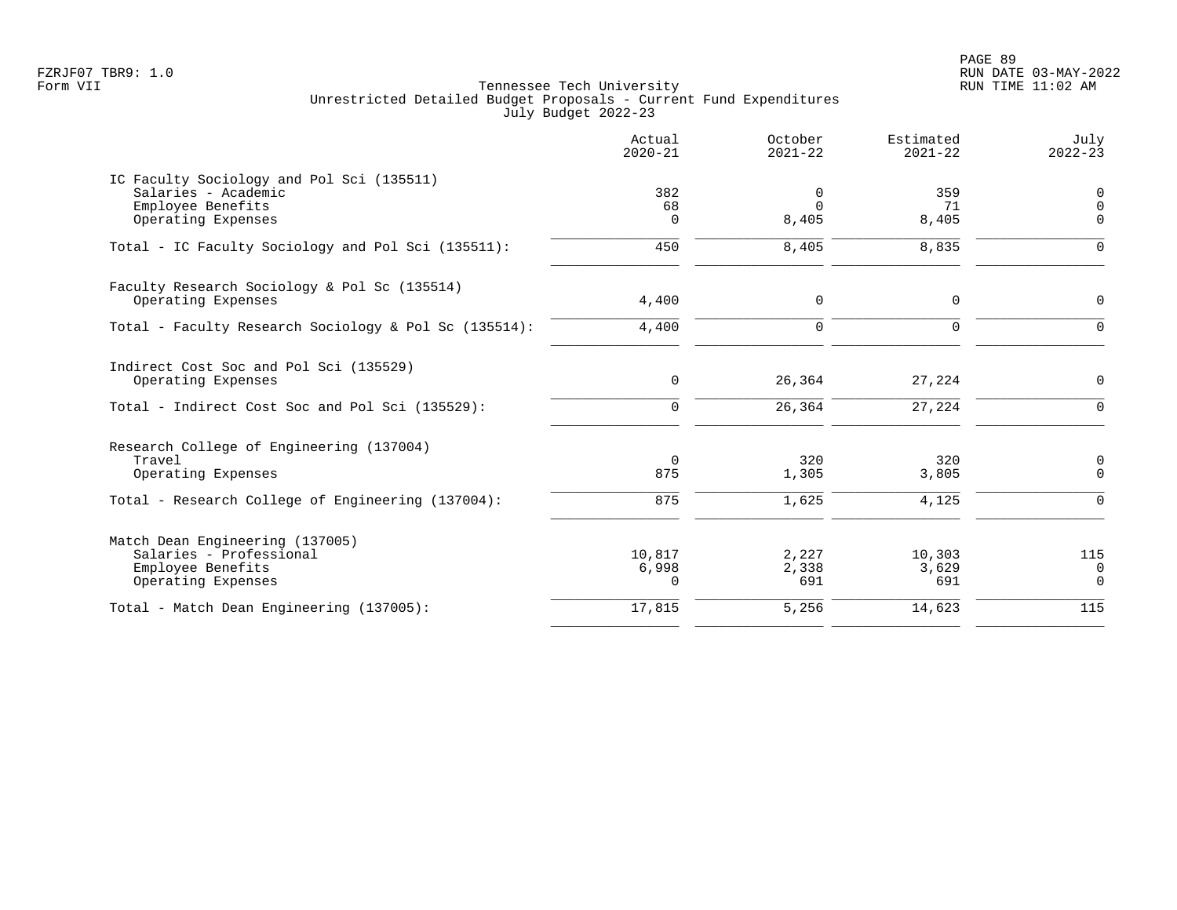Tennessee Tech University
Unrestricted Detailed Budget Proposals - Current Fund Expenditures
July Budget 2022-23

| | Actual 2020-21 | October 2021-22 | Estimated 2021-22 | July 2022-23 |
|---|---|---|---|---|
| **IC Faculty Sociology and Pol Sci (135511)** | | | | |
| Salaries - Academic | 382 | 0 | 359 | 0 |
| Employee Benefits | 68 | 0 | 71 | 0 |
| Operating Expenses | 0 | 8,405 | 8,405 | 0 |
| Total - IC Faculty Sociology and Pol Sci (135511): | 450 | 8,405 | 8,835 | 0 |
| **Faculty Research Sociology & Pol Sc (135514)** | | | | |
| Operating Expenses | 4,400 | 0 | 0 | 0 |
| Total - Faculty Research Sociology & Pol Sc (135514): | 4,400 | 0 | 0 | 0 |
| **Indirect Cost Soc and Pol Sci (135529)** | | | | |
| Operating Expenses | 0 | 26,364 | 27,224 | 0 |
| Total - Indirect Cost Soc and Pol Sci (135529): | 0 | 26,364 | 27,224 | 0 |
| **Research College of Engineering (137004)** | | | | |
| Travel | 0 | 320 | 320 | 0 |
| Operating Expenses | 875 | 1,305 | 3,805 | 0 |
| Total - Research College of Engineering (137004): | 875 | 1,625 | 4,125 | 0 |
| **Match Dean Engineering (137005)** | | | | |
| Salaries - Professional | 10,817 | 2,227 | 10,303 | 115 |
| Employee Benefits | 6,998 | 2,338 | 3,629 | 0 |
| Operating Expenses | 0 | 691 | 691 | 0 |
| Total - Match Dean Engineering (137005): | 17,815 | 5,256 | 14,623 | 115 |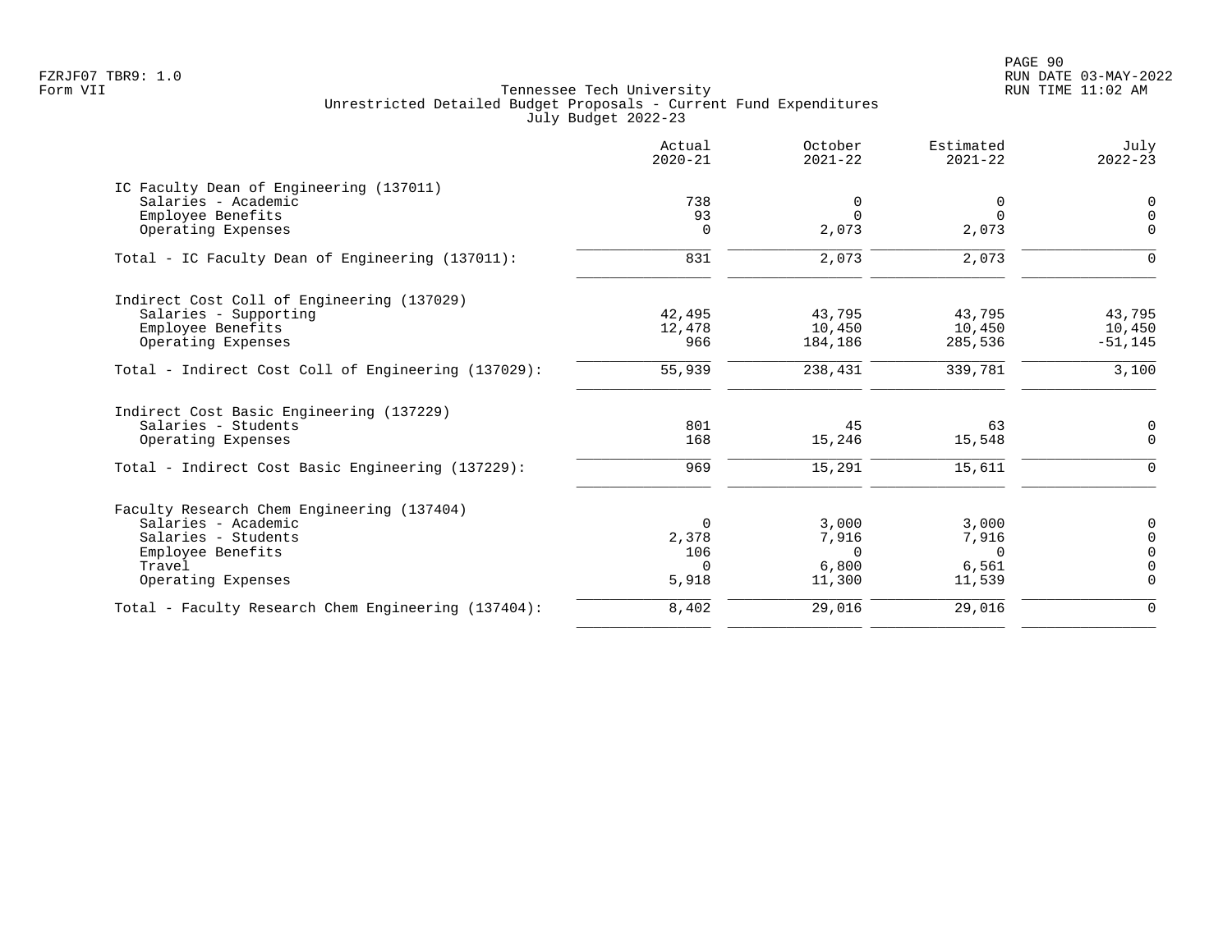Tennessee Tech University
Unrestricted Detailed Budget Proposals - Current Fund Expenditures
July Budget 2022-23

| | Actual 2020-21 | October 2021-22 | Estimated 2021-22 | July 2022-23 |
|---|---|---|---|---|
| **IC Faculty Dean of Engineering (137011)** | | | | |
| Salaries - Academic | 738 | 0 | 0 | 0 |
| Employee Benefits | 93 | 0 | 0 | 0 |
| Operating Expenses | 0 | 2,073 | 2,073 | 0 |
| Total - IC Faculty Dean of Engineering (137011): | 831 | 2,073 | 2,073 | 0 |
| **Indirect Cost Coll of Engineering (137029)** | | | | |
| Salaries - Supporting | 42,495 | 43,795 | 43,795 | 43,795 |
| Employee Benefits | 12,478 | 10,450 | 10,450 | 10,450 |
| Operating Expenses | 966 | 184,186 | 285,536 | -51,145 |
| Total - Indirect Cost Coll of Engineering (137029): | 55,939 | 238,431 | 339,781 | 3,100 |
| **Indirect Cost Basic Engineering (137229)** | | | | |
| Salaries - Students | 801 | 45 | 63 | 0 |
| Operating Expenses | 168 | 15,246 | 15,548 | 0 |
| Total - Indirect Cost Basic Engineering (137229): | 969 | 15,291 | 15,611 | 0 |
| **Faculty Research Chem Engineering (137404)** | | | | |
| Salaries - Academic | 0 | 3,000 | 3,000 | 0 |
| Salaries - Students | 2,378 | 7,916 | 7,916 | 0 |
| Employee Benefits | 106 | 0 | 0 | 0 |
| Travel | 0 | 6,800 | 6,561 | 0 |
| Operating Expenses | 5,918 | 11,300 | 11,539 | 0 |
| Total - Faculty Research Chem Engineering (137404): | 8,402 | 29,016 | 29,016 | 0 |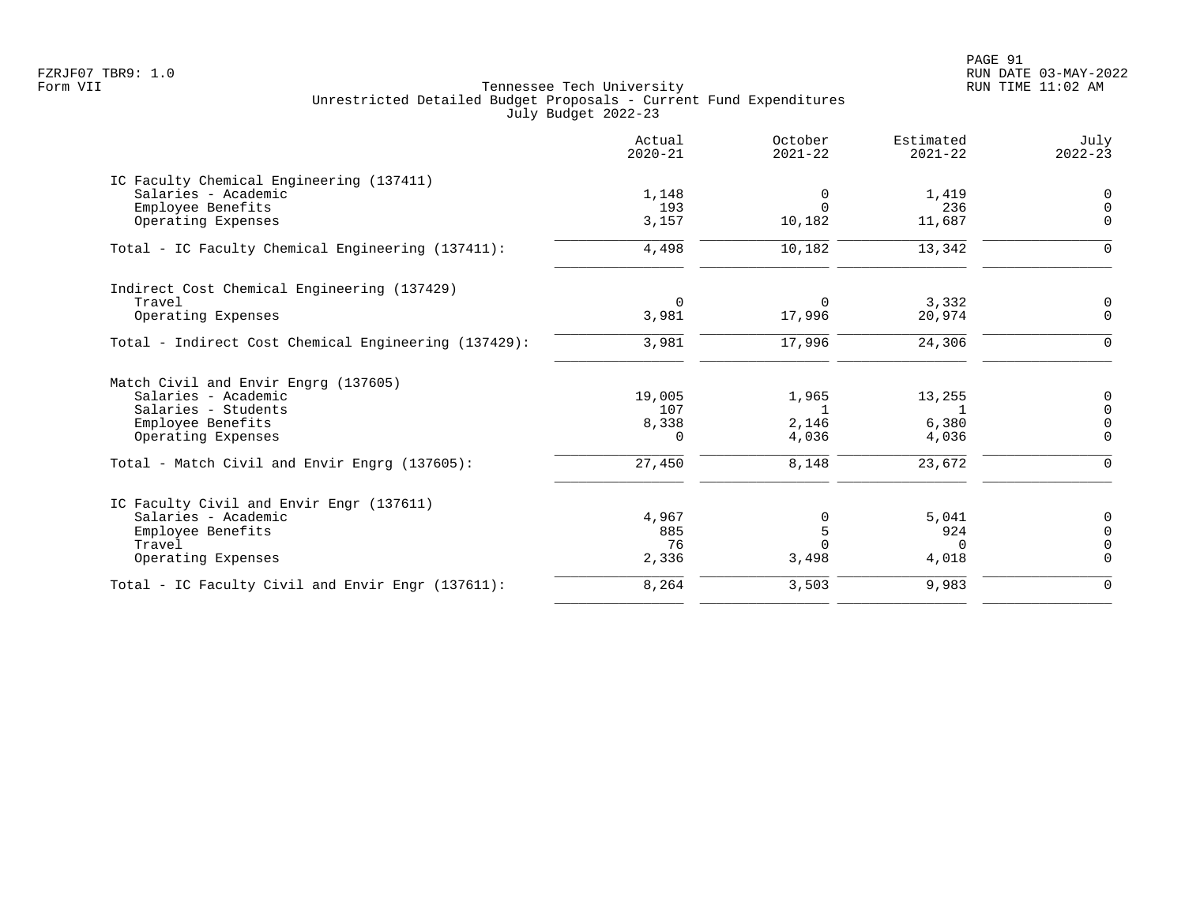Tennessee Tech University
Unrestricted Detailed Budget Proposals - Current Fund Expenditures
July Budget 2022-23

| | Actual 2020-21 | October 2021-22 | Estimated 2021-22 | July 2022-23 |
|---|---|---|---|---|
| IC Faculty Chemical Engineering (137411) | | | | |
| Salaries - Academic | 1,148 | 0 | 1,419 | 0 |
| Employee Benefits | 193 | 0 | 236 | 0 |
| Operating Expenses | 3,157 | 10,182 | 11,687 | 0 |
| Total - IC Faculty Chemical Engineering (137411): | 4,498 | 10,182 | 13,342 | 0 |
| Indirect Cost Chemical Engineering (137429) | | | | |
| Travel | 0 | 0 | 3,332 | 0 |
| Operating Expenses | 3,981 | 17,996 | 20,974 | 0 |
| Total - Indirect Cost Chemical Engineering (137429): | 3,981 | 17,996 | 24,306 | 0 |
| Match Civil and Envir Engrg (137605) | | | | |
| Salaries - Academic | 19,005 | 1,965 | 13,255 | 0 |
| Salaries - Students | 107 | 1 | 1 | 0 |
| Employee Benefits | 8,338 | 2,146 | 6,380 | 0 |
| Operating Expenses | 0 | 4,036 | 4,036 | 0 |
| Total - Match Civil and Envir Engrg (137605): | 27,450 | 8,148 | 23,672 | 0 |
| IC Faculty Civil and Envir Engr (137611) | | | | |
| Salaries - Academic | 4,967 | 0 | 5,041 | 0 |
| Employee Benefits | 885 | 5 | 924 | 0 |
| Travel | 76 | 0 | 0 | 0 |
| Operating Expenses | 2,336 | 3,498 | 4,018 | 0 |
| Total - IC Faculty Civil and Envir Engr (137611): | 8,264 | 3,503 | 9,983 | 0 |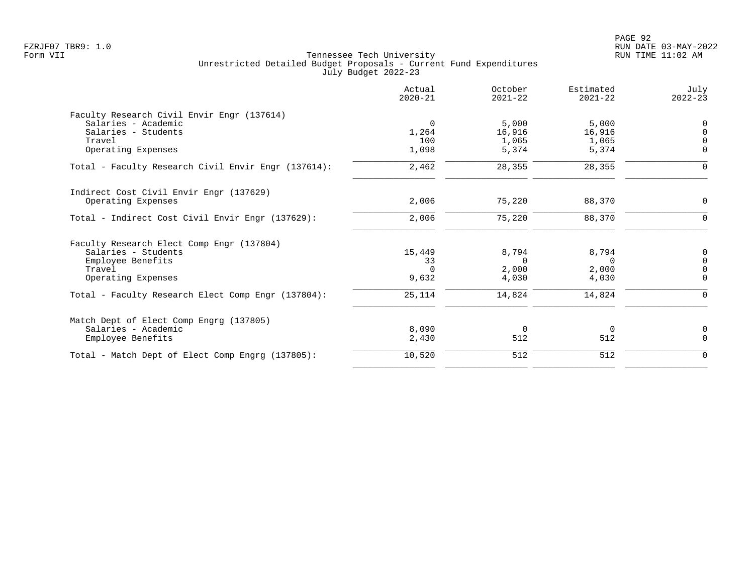FZRJF07 TBR9: 1.0
Form VII

Tennessee Tech University
Unrestricted Detailed Budget Proposals - Current Fund Expenditures
July Budget 2022-23

RUN DATE 03-MAY-2022
RUN TIME 11:02 AM

| | Actual 2020-21 | October 2021-22 | Estimated 2021-22 | July 2022-23 |
|---|---|---|---|---|
| **Faculty Research Civil Envir Engr (137614)** | | | | |
| Salaries - Academic | 0 | 5,000 | 5,000 | 0 |
| Salaries - Students | 1,264 | 16,916 | 16,916 | 0 |
| Travel | 100 | 1,065 | 1,065 | 0 |
| Operating Expenses | 1,098 | 5,374 | 5,374 | 0 |
| Total - Faculty Research Civil Envir Engr (137614): | 2,462 | 28,355 | 28,355 | 0 |
| **Indirect Cost Civil Envir Engr (137629)** | | | | |
| Operating Expenses | 2,006 | 75,220 | 88,370 | 0 |
| Total - Indirect Cost Civil Envir Engr (137629): | 2,006 | 75,220 | 88,370 | 0 |
| **Faculty Research Elect Comp Engr (137804)** | | | | |
| Salaries - Students | 15,449 | 8,794 | 8,794 | 0 |
| Employee Benefits | 33 | 0 | 0 | 0 |
| Travel | 0 | 2,000 | 2,000 | 0 |
| Operating Expenses | 9,632 | 4,030 | 4,030 | 0 |
| Total - Faculty Research Elect Comp Engr (137804): | 25,114 | 14,824 | 14,824 | 0 |
| **Match Dept of Elect Comp Engrg (137805)** | | | | |
| Salaries - Academic | 8,090 | 0 | 0 | 0 |
| Employee Benefits | 2,430 | 512 | 512 | 0 |
| Total - Match Dept of Elect Comp Engrg (137805): | 10,520 | 512 | 512 | 0 |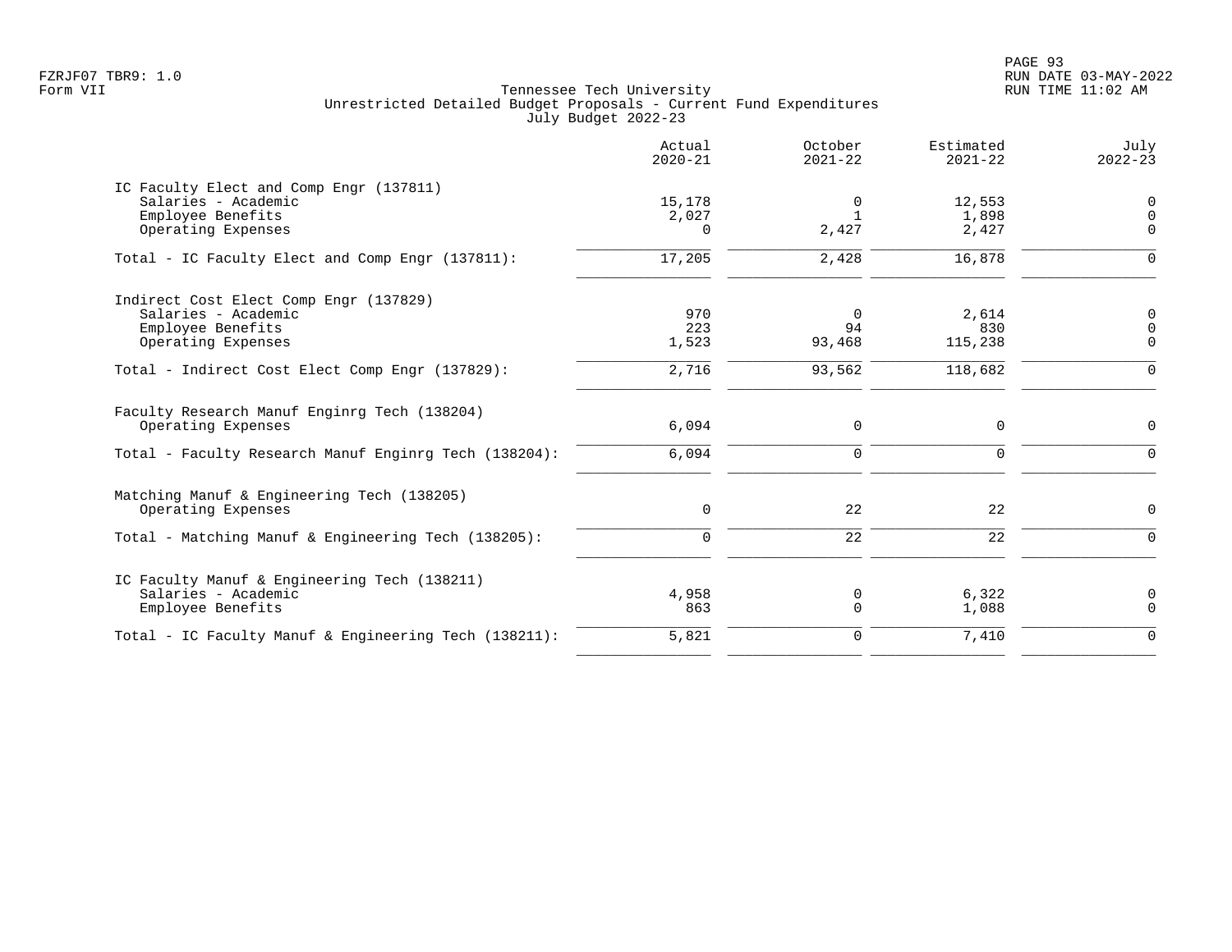Tennessee Tech University
Unrestricted Detailed Budget Proposals - Current Fund Expenditures
July Budget 2022-23

| | Actual 2020-21 | October 2021-22 | Estimated 2021-22 | July 2022-23 |
|---|---|---|---|---|
| IC Faculty Elect and Comp Engr (137811) | | | | |
| Salaries - Academic | 15,178 | 0 | 12,553 | 0 |
| Employee Benefits | 2,027 | 1 | 1,898 | 0 |
| Operating Expenses | 0 | 2,427 | 2,427 | 0 |
| Total - IC Faculty Elect and Comp Engr (137811): | 17,205 | 2,428 | 16,878 | 0 |
| Indirect Cost Elect Comp Engr (137829) | | | | |
| Salaries - Academic | 970 | 0 | 2,614 | 0 |
| Employee Benefits | 223 | 94 | 830 | 0 |
| Operating Expenses | 1,523 | 93,468 | 115,238 | 0 |
| Total - Indirect Cost Elect Comp Engr (137829): | 2,716 | 93,562 | 118,682 | 0 |
| Faculty Research Manuf Enginrg Tech (138204) | | | | |
| Operating Expenses | 6,094 | 0 | 0 | 0 |
| Total - Faculty Research Manuf Enginrg Tech (138204): | 6,094 | 0 | 0 | 0 |
| Matching Manuf & Engineering Tech (138205) | | | | |
| Operating Expenses | 0 | 22 | 22 | 0 |
| Total - Matching Manuf & Engineering Tech (138205): | 0 | 22 | 22 | 0 |
| IC Faculty Manuf & Engineering Tech (138211) | | | | |
| Salaries - Academic | 4,958 | 0 | 6,322 | 0 |
| Employee Benefits | 863 | 0 | 1,088 | 0 |
| Total - IC Faculty Manuf & Engineering Tech (138211): | 5,821 | 0 | 7,410 | 0 |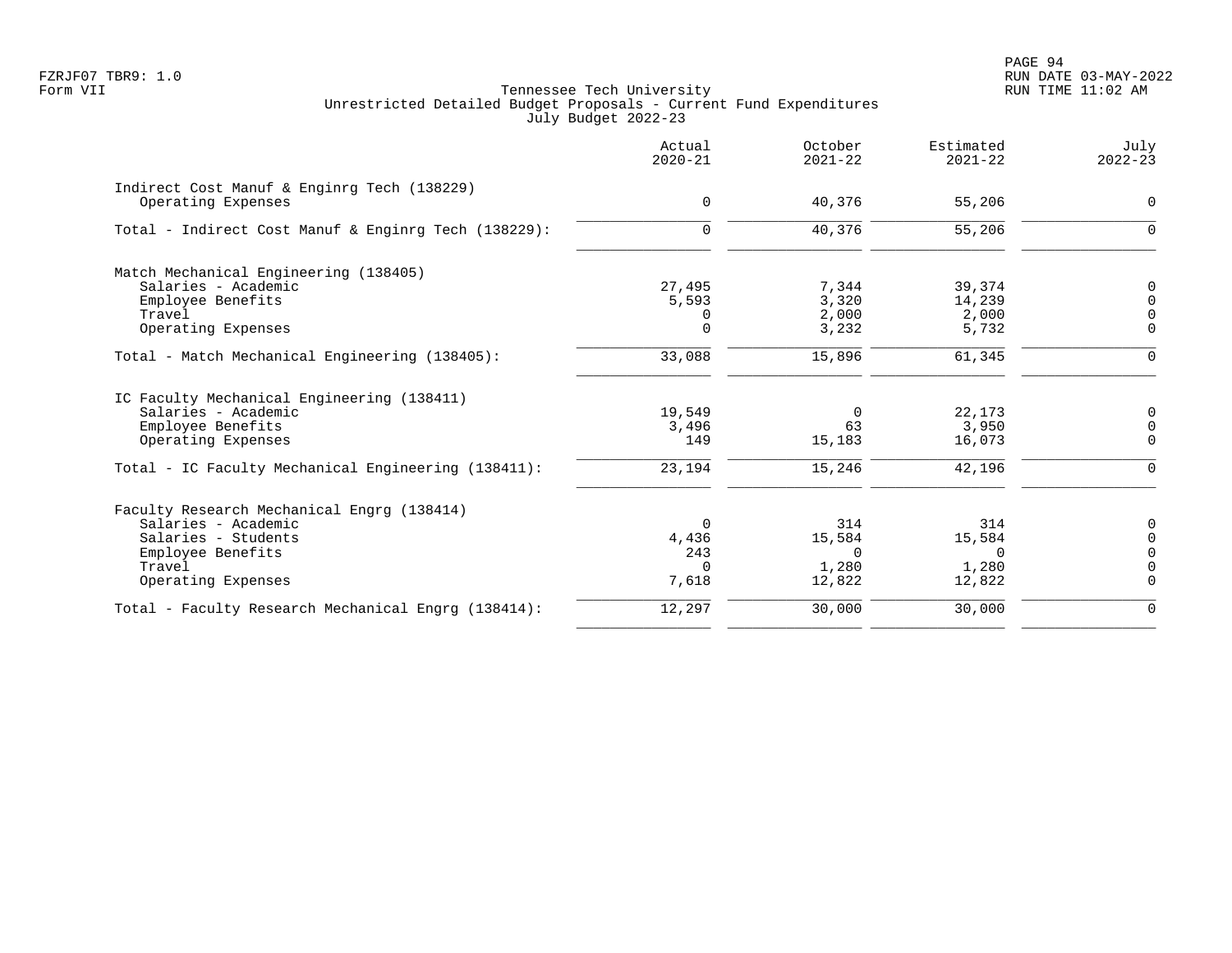Tennessee Tech University
Unrestricted Detailed Budget Proposals - Current Fund Expenditures
July Budget 2022-23

Form VII

| | Actual 2020-21 | October 2021-22 | Estimated 2021-22 | July 2022-23 |
|---|---|---|---|---|
| **Indirect Cost Manuf & Enginrg Tech (138229)** | | | | |
| Operating Expenses | 0 | 40,376 | 55,206 | 0 |
| Total - Indirect Cost Manuf & Enginrg Tech (138229): | 0 | 40,376 | 55,206 | 0 |
| **Match Mechanical Engineering (138405)** | | | | |
| Salaries - Academic | 27,495 | 7,344 | 39,374 | 0 |
| Employee Benefits | 5,593 | 3,320 | 14,239 | 0 |
| Travel | 0 | 2,000 | 2,000 | 0 |
| Operating Expenses | 0 | 3,232 | 5,732 | 0 |
| Total - Match Mechanical Engineering (138405): | 33,088 | 15,896 | 61,345 | 0 |
| **IC Faculty Mechanical Engineering (138411)** | | | | |
| Salaries - Academic | 19,549 | 0 | 22,173 | 0 |
| Employee Benefits | 3,496 | 63 | 3,950 | 0 |
| Operating Expenses | 149 | 15,183 | 16,073 | 0 |
| Total - IC Faculty Mechanical Engineering (138411): | 23,194 | 15,246 | 42,196 | 0 |
| **Faculty Research Mechanical Engrg (138414)** | | | | |
| Salaries - Academic | 0 | 314 | 314 | 0 |
| Salaries - Students | 4,436 | 15,584 | 15,584 | 0 |
| Employee Benefits | 243 | 0 | 0 | 0 |
| Travel | 0 | 1,280 | 1,280 | 0 |
| Operating Expenses | 7,618 | 12,822 | 12,822 | 0 |
| Total - Faculty Research Mechanical Engrg (138414): | 12,297 | 30,000 | 30,000 | 0 |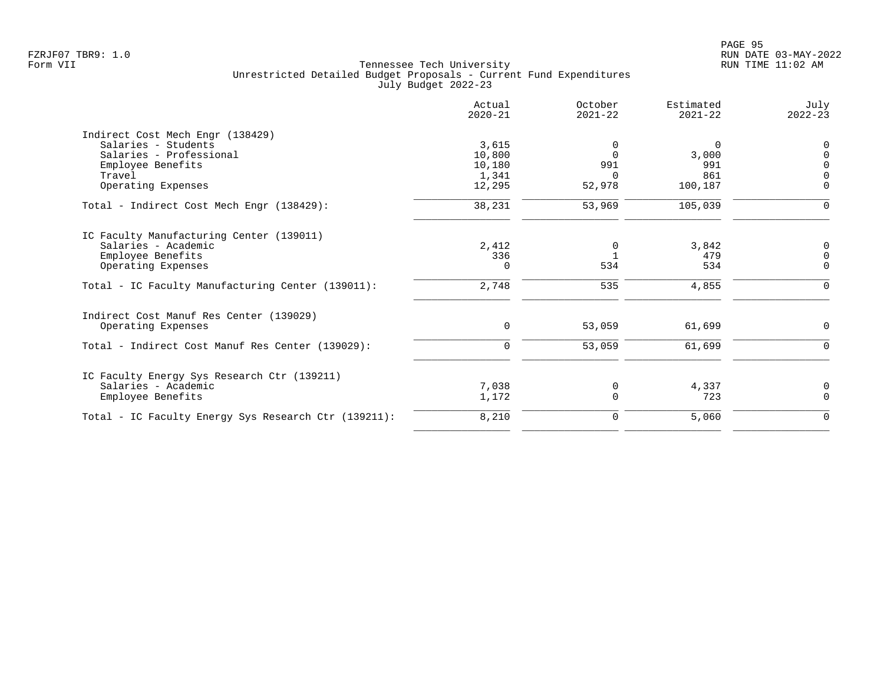FZRJF07 TBR9: 1.0
Form VII

Tennessee Tech University
Unrestricted Detailed Budget Proposals - Current Fund Expenditures
July Budget 2022-23

RUN DATE 03-MAY-2022
RUN TIME 11:02 AM

| | Actual 2020-21 | October 2021-22 | Estimated 2021-22 | July 2022-23 |
|---|---|---|---|---|
| **Indirect Cost Mech Engr (138429)** | | | | |
| Salaries - Students | 3,615 | 0 | 0 | 0 |
| Salaries - Professional | 10,800 | 0 | 3,000 | 0 |
| Employee Benefits | 10,180 | 991 | 991 | 0 |
| Travel | 1,341 | 0 | 861 | 0 |
| Operating Expenses | 12,295 | 52,978 | 100,187 | 0 |
| Total - Indirect Cost Mech Engr (138429): | 38,231 | 53,969 | 105,039 | 0 |
| **IC Faculty Manufacturing Center (139011)** | | | | |
| Salaries - Academic | 2,412 | 0 | 3,842 | 0 |
| Employee Benefits | 336 | 1 | 479 | 0 |
| Operating Expenses | 0 | 534 | 534 | 0 |
| Total - IC Faculty Manufacturing Center (139011): | 2,748 | 535 | 4,855 | 0 |
| **Indirect Cost Manuf Res Center (139029)** | | | | |
| Operating Expenses | 0 | 53,059 | 61,699 | 0 |
| Total - Indirect Cost Manuf Res Center (139029): | 0 | 53,059 | 61,699 | 0 |
| **IC Faculty Energy Sys Research Ctr (139211)** | | | | |
| Salaries - Academic | 7,038 | 0 | 4,337 | 0 |
| Employee Benefits | 1,172 | 0 | 723 | 0 |
| Total - IC Faculty Energy Sys Research Ctr (139211): | 8,210 | 0 | 5,060 | 0 |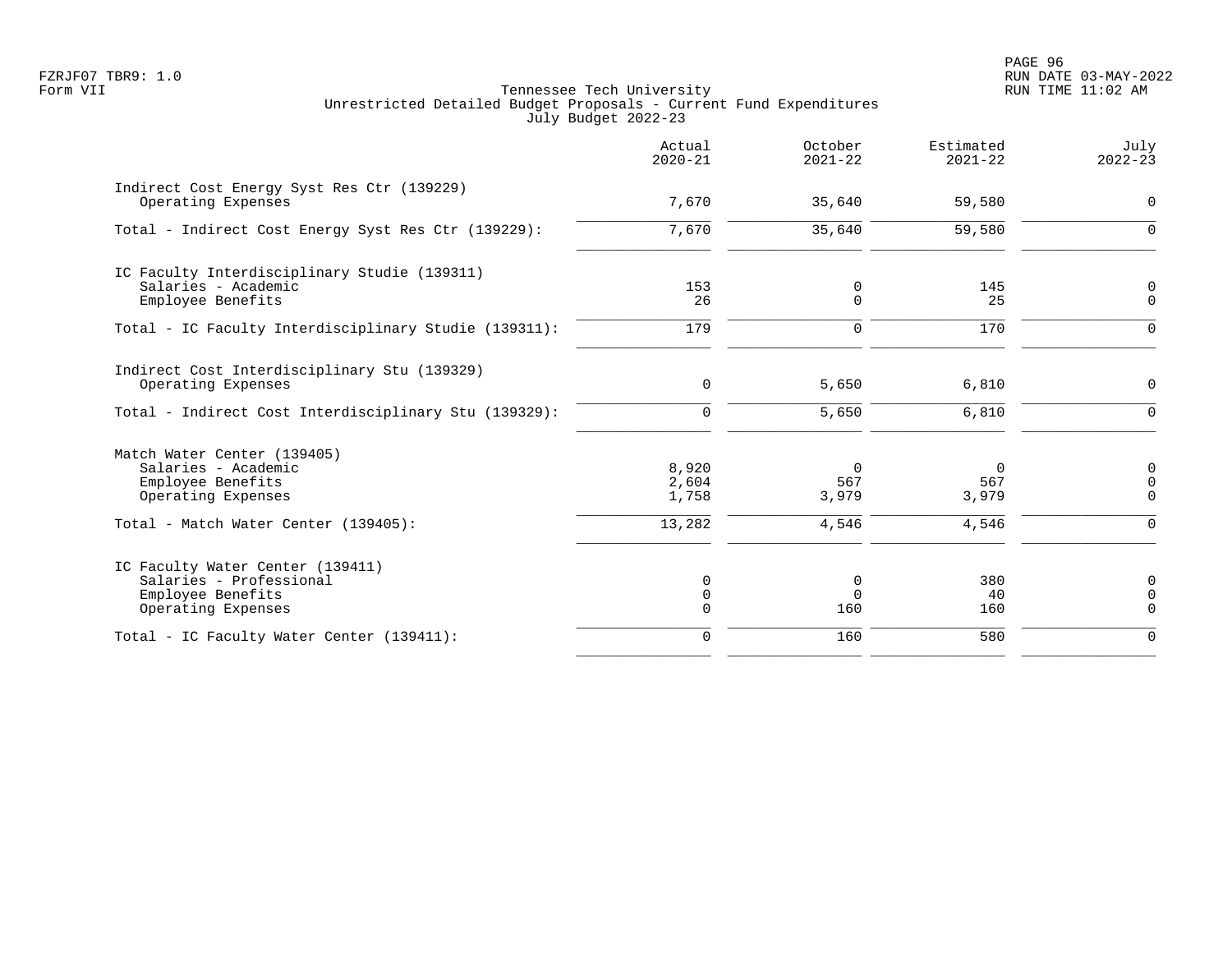Tennessee Tech University
Unrestricted Detailed Budget Proposals - Current Fund Expenditures
July Budget 2022-23

Form VII

| | Actual 2020-21 | October 2021-22 | Estimated 2021-22 | July 2022-23 |
|---|---|---|---|---|
| **Indirect Cost Energy Syst Res Ctr (139229)** | | | | |
| Operating Expenses | 7,670 | 35,640 | 59,580 | 0 |
| Total - Indirect Cost Energy Syst Res Ctr (139229): | 7,670 | 35,640 | 59,580 | 0 |
| **IC Faculty Interdisciplinary Studie (139311)** | | | | |
| Salaries - Academic | 153 | 0 | 145 | 0 |
| Employee Benefits | 26 | 0 | 25 | 0 |
| Total - IC Faculty Interdisciplinary Studie (139311): | 179 | 0 | 170 | 0 |
| **Indirect Cost Interdisciplinary Stu (139329)** | | | | |
| Operating Expenses | 0 | 5,650 | 6,810 | 0 |
| Total - Indirect Cost Interdisciplinary Stu (139329): | 0 | 5,650 | 6,810 | 0 |
| **Match Water Center (139405)** | | | | |
| Salaries - Academic | 8,920 | 0 | 0 | 0 |
| Employee Benefits | 2,604 | 567 | 567 | 0 |
| Operating Expenses | 1,758 | 3,979 | 3,979 | 0 |
| Total - Match Water Center (139405): | 13,282 | 4,546 | 4,546 | 0 |
| **IC Faculty Water Center (139411)** | | | | |
| Salaries - Professional | 0 | 0 | 380 | 0 |
| Employee Benefits | 0 | 0 | 40 | 0 |
| Operating Expenses | 0 | 160 | 160 | 0 |
| Total - IC Faculty Water Center (139411): | 0 | 160 | 580 | 0 |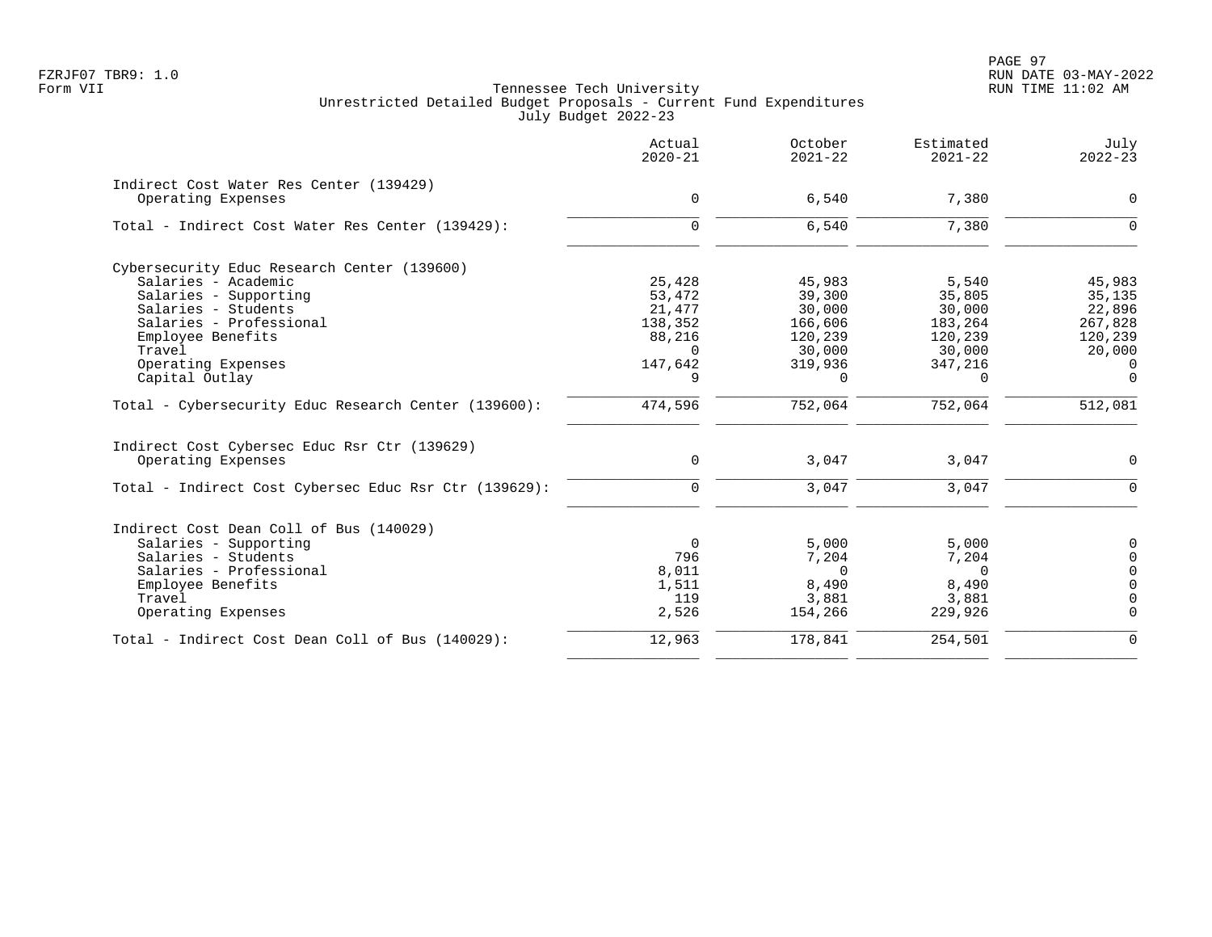Tennessee Tech University
Unrestricted Detailed Budget Proposals - Current Fund Expenditures
July Budget 2022-23

| | Actual 2020-21 | October 2021-22 | Estimated 2021-22 | July 2022-23 |
|---|---|---|---|---|
| **Indirect Cost Water Res Center (139429)** | | | | |
| Operating Expenses | 0 | 6,540 | 7,380 | 0 |
| Total - Indirect Cost Water Res Center (139429): | 0 | 6,540 | 7,380 | 0 |
| **Cybersecurity Educ Research Center (139600)** | | | | |
| Salaries - Academic | 25,428 | 45,983 | 5,540 | 45,983 |
| Salaries - Supporting | 53,472 | 39,300 | 35,805 | 35,135 |
| Salaries - Students | 21,477 | 30,000 | 30,000 | 22,896 |
| Salaries - Professional | 138,352 | 166,606 | 183,264 | 267,828 |
| Employee Benefits | 88,216 | 120,239 | 120,239 | 120,239 |
| Travel | 0 | 30,000 | 30,000 | 20,000 |
| Operating Expenses | 147,642 | 319,936 | 347,216 | 0 |
| Capital Outlay | 9 | 0 | 0 | 0 |
| Total - Cybersecurity Educ Research Center (139600): | 474,596 | 752,064 | 752,064 | 512,081 |
| **Indirect Cost Cybersec Educ Rsr Ctr (139629)** | | | | |
| Operating Expenses | 0 | 3,047 | 3,047 | 0 |
| Total - Indirect Cost Cybersec Educ Rsr Ctr (139629): | 0 | 3,047 | 3,047 | 0 |
| **Indirect Cost Dean Coll of Bus (140029)** | | | | |
| Salaries - Supporting | 0 | 5,000 | 5,000 | 0 |
| Salaries - Students | 796 | 7,204 | 7,204 | 0 |
| Salaries - Professional | 8,011 | 0 | 0 | 0 |
| Employee Benefits | 1,511 | 8,490 | 8,490 | 0 |
| Travel | 119 | 3,881 | 3,881 | 0 |
| Operating Expenses | 2,526 | 154,266 | 229,926 | 0 |
| Total - Indirect Cost Dean Coll of Bus (140029): | 12,963 | 178,841 | 254,501 | 0 |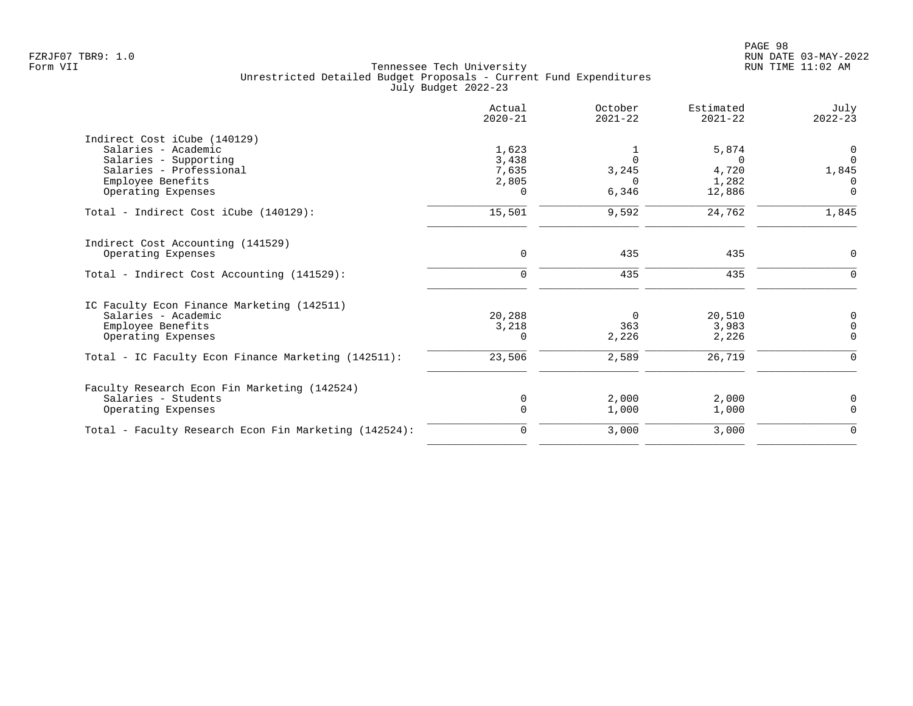FZRJF07 TBR9: 1.0
Form VII

Tennessee Tech University
Unrestricted Detailed Budget Proposals - Current Fund Expenditures
July Budget 2022-23

RUN DATE 03-MAY-2022
RUN TIME 11:02 AM

| | Actual 2020-21 | October 2021-22 | Estimated 2021-22 | July 2022-23 |
|---|---|---|---|---|
| **Indirect Cost iCube (140129)** | | | | |
| Salaries - Academic | 1,623 | 1 | 5,874 | 0 |
| Salaries - Supporting | 3,438 | 0 | 0 | 0 |
| Salaries - Professional | 7,635 | 3,245 | 4,720 | 1,845 |
| Employee Benefits | 2,805 | 0 | 1,282 | 0 |
| Operating Expenses | 0 | 6,346 | 12,886 | 0 |
| Total - Indirect Cost iCube (140129): | 15,501 | 9,592 | 24,762 | 1,845 |
| **Indirect Cost Accounting (141529)** | | | | |
| Operating Expenses | 0 | 435 | 435 | 0 |
| Total - Indirect Cost Accounting (141529): | 0 | 435 | 435 | 0 |
| **IC Faculty Econ Finance Marketing (142511)** | | | | |
| Salaries - Academic | 20,288 | 0 | 20,510 | 0 |
| Employee Benefits | 3,218 | 363 | 3,983 | 0 |
| Operating Expenses | 0 | 2,226 | 2,226 | 0 |
| Total - IC Faculty Econ Finance Marketing (142511): | 23,506 | 2,589 | 26,719 | 0 |
| **Faculty Research Econ Fin Marketing (142524)** | | | | |
| Salaries - Students | 0 | 2,000 | 2,000 | 0 |
| Operating Expenses | 0 | 1,000 | 1,000 | 0 |
| Total - Faculty Research Econ Fin Marketing (142524): | 0 | 3,000 | 3,000 | 0 |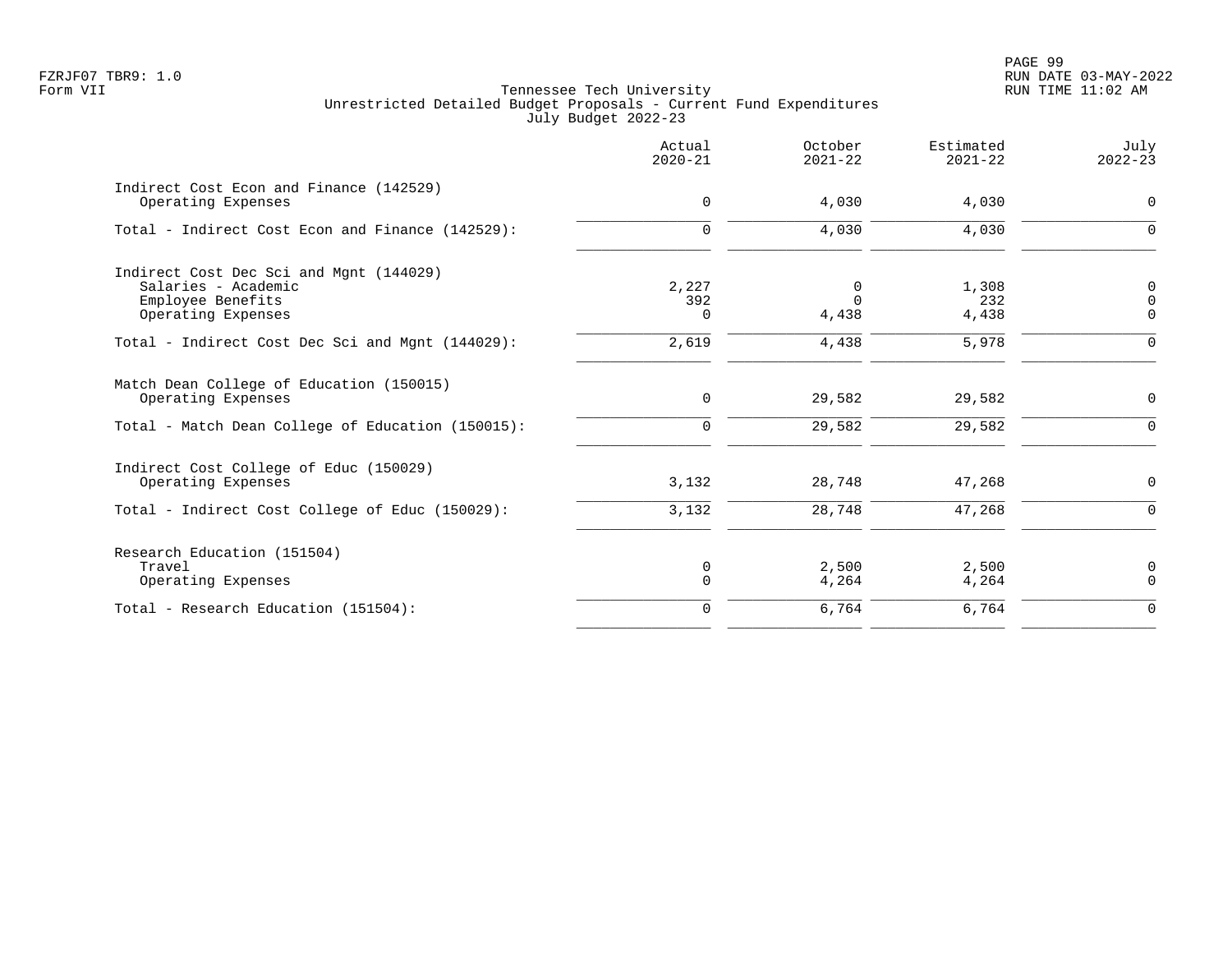FZRJF07 TBR9: 1.0
Form VII

Tennessee Tech University
Unrestricted Detailed Budget Proposals - Current Fund Expenditures
July Budget 2022-23

RUN DATE 03-MAY-2022
RUN TIME 11:02 AM

| | Actual 2020-21 | October 2021-22 | Estimated 2021-22 | July 2022-23 |
|---|---|---|---|---|
| Indirect Cost Econ and Finance (142529) | | | | |
| Operating Expenses | 0 | 4,030 | 4,030 | 0 |
| Total - Indirect Cost Econ and Finance (142529): | 0 | 4,030 | 4,030 | 0 |
| Indirect Cost Dec Sci and Mgnt (144029) | | | | |
| Salaries - Academic | 2,227 | 0 | 1,308 | 0 |
| Employee Benefits | 392 | 0 | 232 | 0 |
| Operating Expenses | 0 | 4,438 | 4,438 | 0 |
| Total - Indirect Cost Dec Sci and Mgnt (144029): | 2,619 | 4,438 | 5,978 | 0 |
| Match Dean College of Education (150015) | | | | |
| Operating Expenses | 0 | 29,582 | 29,582 | 0 |
| Total - Match Dean College of Education (150015): | 0 | 29,582 | 29,582 | 0 |
| Indirect Cost College of Educ (150029) | | | | |
| Operating Expenses | 3,132 | 28,748 | 47,268 | 0 |
| Total - Indirect Cost College of Educ (150029): | 3,132 | 28,748 | 47,268 | 0 |
| Research Education (151504) | | | | |
| Travel | 0 | 2,500 | 2,500 | 0 |
| Operating Expenses | 0 | 4,264 | 4,264 | 0 |
| Total - Research Education (151504): | 0 | 6,764 | 6,764 | 0 |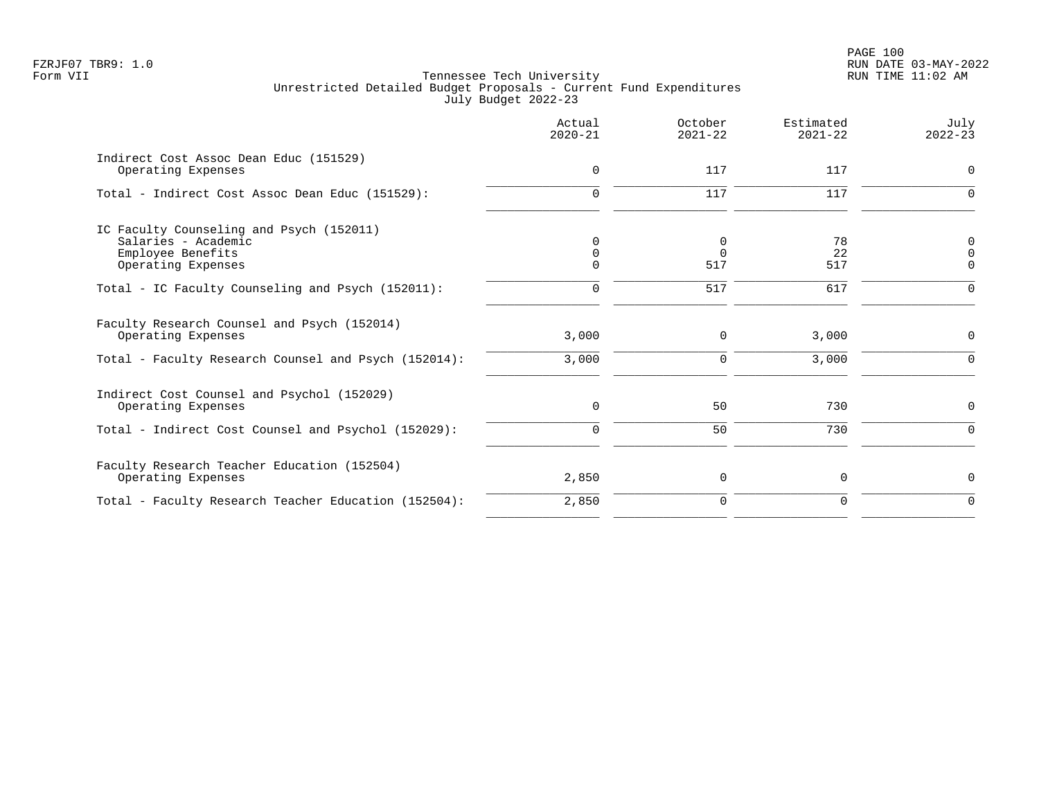Tennessee Tech University
Unrestricted Detailed Budget Proposals - Current Fund Expenditures
July Budget 2022-23

Form VII

| | Actual 2020-21 | October 2021-22 | Estimated 2021-22 | July 2022-23 |
|---|---|---|---|---|
| **Indirect Cost Assoc Dean Educ (151529)** | | | | |
| Operating Expenses | 0 | 117 | 117 | 0 |
| Total - Indirect Cost Assoc Dean Educ (151529): | 0 | 117 | 117 | 0 |
| **IC Faculty Counseling and Psych (152011)** | | | | |
| Salaries - Academic | 0 | 0 | 78 | 0 |
| Employee Benefits | 0 | 0 | 22 | 0 |
| Operating Expenses | 0 | 517 | 517 | 0 |
| Total - IC Faculty Counseling and Psych (152011): | 0 | 517 | 617 | 0 |
| **Faculty Research Counsel and Psych (152014)** | | | | |
| Operating Expenses | 3,000 | 0 | 3,000 | 0 |
| Total - Faculty Research Counsel and Psych (152014): | 3,000 | 0 | 3,000 | 0 |
| **Indirect Cost Counsel and Psychol (152029)** | | | | |
| Operating Expenses | 0 | 50 | 730 | 0 |
| Total - Indirect Cost Counsel and Psychol (152029): | 0 | 50 | 730 | 0 |
| **Faculty Research Teacher Education (152504)** | | | | |
| Operating Expenses | 2,850 | 0 | 0 | 0 |
| Total - Faculty Research Teacher Education (152504): | 2,850 | 0 | 0 | 0 |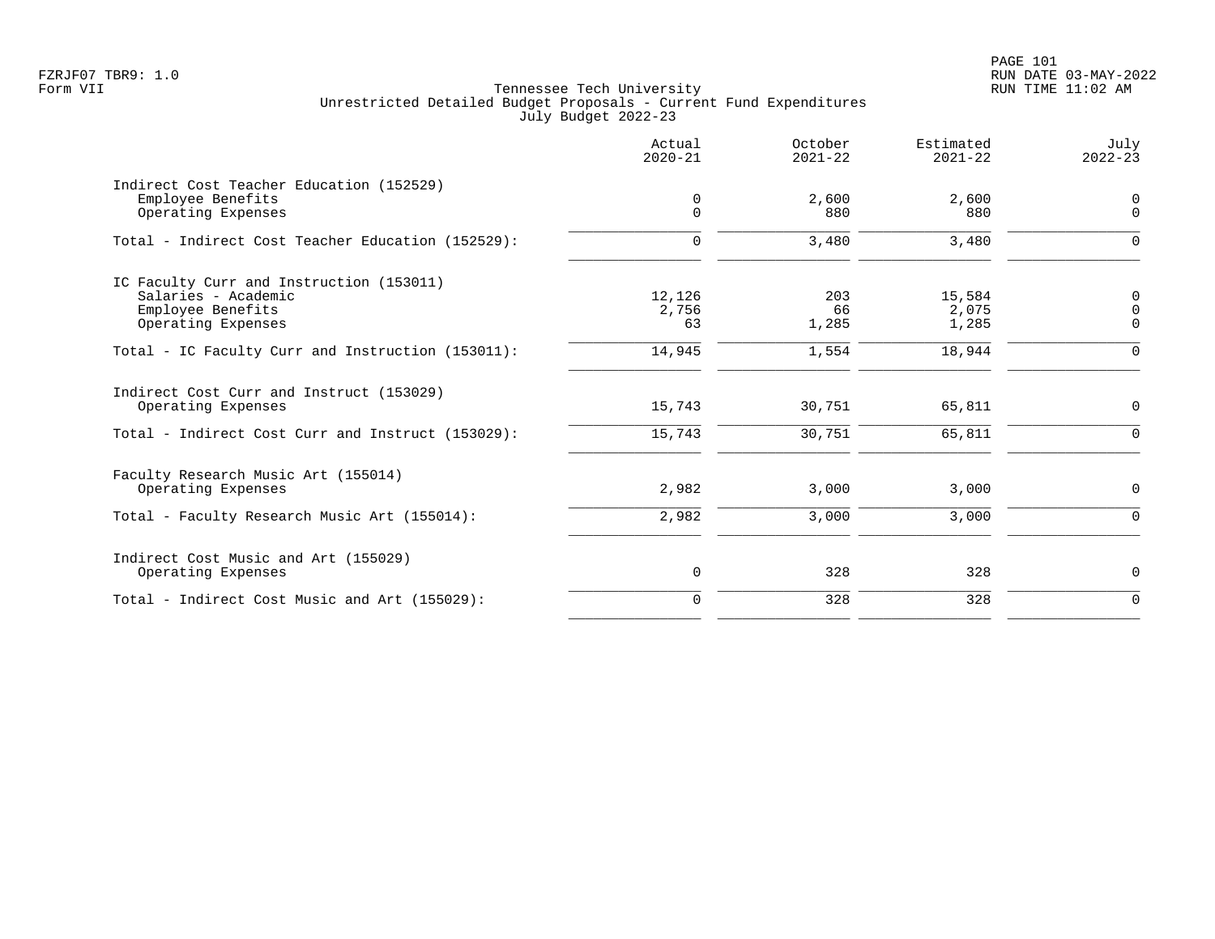Tennessee Tech University
Unrestricted Detailed Budget Proposals - Current Fund Expenditures
July Budget 2022-23

| | Actual 2020-21 | October 2021-22 | Estimated 2021-22 | July 2022-23 |
|---|---|---|---|---|
| **Indirect Cost Teacher Education (152529)** | | | | |
| Employee Benefits | 0 | 2,600 | 2,600 | 0 |
| Operating Expenses | 0 | 880 | 880 | 0 |
| Total - Indirect Cost Teacher Education (152529): | 0 | 3,480 | 3,480 | 0 |
| **IC Faculty Curr and Instruction (153011)** | | | | |
| Salaries - Academic | 12,126 | 203 | 15,584 | 0 |
| Employee Benefits | 2,756 | 66 | 2,075 | 0 |
| Operating Expenses | 63 | 1,285 | 1,285 | 0 |
| Total - IC Faculty Curr and Instruction (153011): | 14,945 | 1,554 | 18,944 | 0 |
| **Indirect Cost Curr and Instruct (153029)** | | | | |
| Operating Expenses | 15,743 | 30,751 | 65,811 | 0 |
| Total - Indirect Cost Curr and Instruct (153029): | 15,743 | 30,751 | 65,811 | 0 |
| **Faculty Research Music Art (155014)** | | | | |
| Operating Expenses | 2,982 | 3,000 | 3,000 | 0 |
| Total - Faculty Research Music Art (155014): | 2,982 | 3,000 | 3,000 | 0 |
| **Indirect Cost Music and Art (155029)** | | | | |
| Operating Expenses | 0 | 328 | 328 | 0 |
| Total - Indirect Cost Music and Art (155029): | 0 | 328 | 328 | 0 |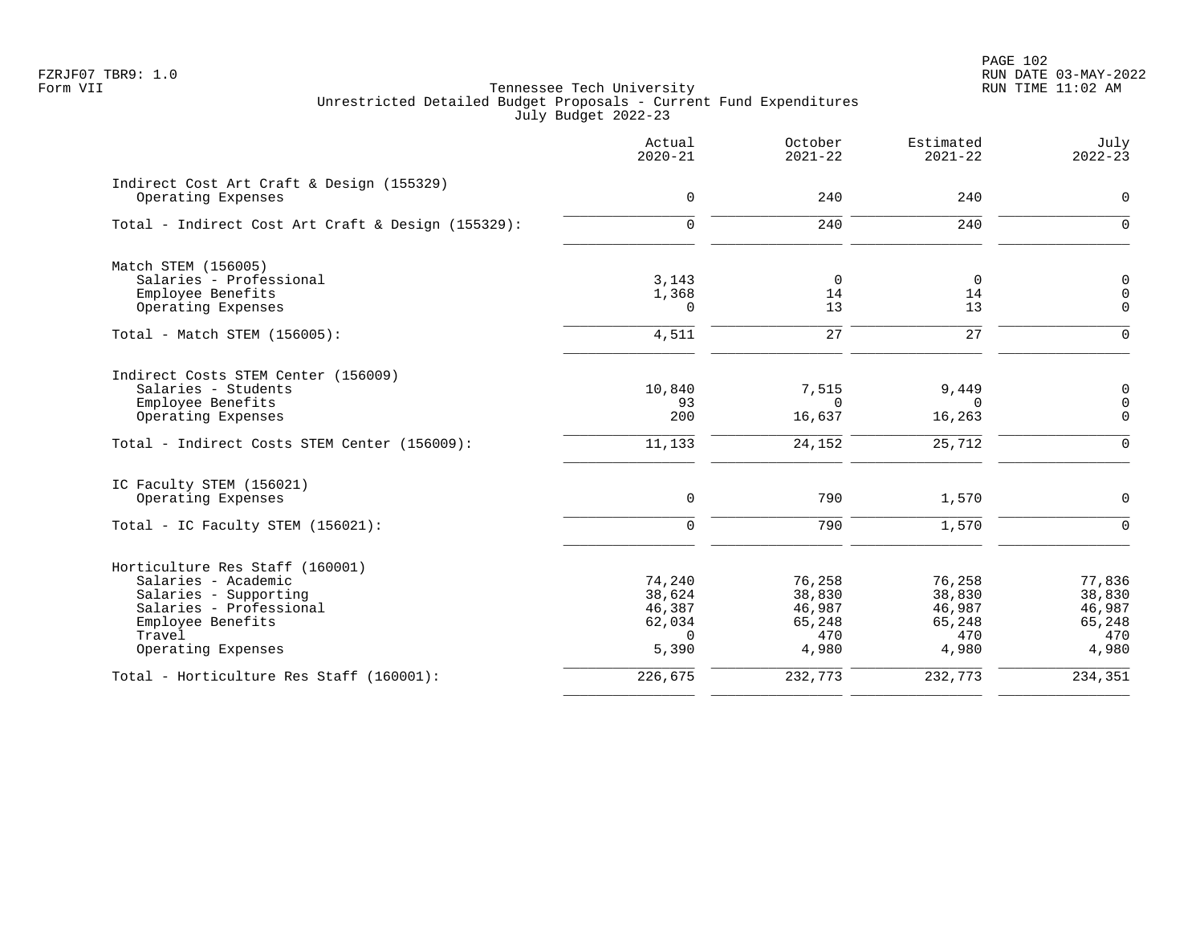Tennessee Tech University
Unrestricted Detailed Budget Proposals - Current Fund Expenditures
July Budget 2022-23

| | Actual 2020-21 | October 2021-22 | Estimated 2021-22 | July 2022-23 |
|---|---|---|---|---|
| **Indirect Cost Art Craft & Design (155329)** | | | | |
| Operating Expenses | 0 | 240 | 240 | 0 |
| Total - Indirect Cost Art Craft & Design (155329): | 0 | 240 | 240 | 0 |
| **Match STEM (156005)** | | | | |
| Salaries - Professional | 3,143 | 0 | 0 | 0 |
| Employee Benefits | 1,368 | 14 | 14 | 0 |
| Operating Expenses | 0 | 13 | 13 | 0 |
| Total - Match STEM (156005): | 4,511 | 27 | 27 | 0 |
| **Indirect Costs STEM Center (156009)** | | | | |
| Salaries - Students | 10,840 | 7,515 | 9,449 | 0 |
| Employee Benefits | 93 | 0 | 0 | 0 |
| Operating Expenses | 200 | 16,637 | 16,263 | 0 |
| Total - Indirect Costs STEM Center (156009): | 11,133 | 24,152 | 25,712 | 0 |
| **IC Faculty STEM (156021)** | | | | |
| Operating Expenses | 0 | 790 | 1,570 | 0 |
| Total - IC Faculty STEM (156021): | 0 | 790 | 1,570 | 0 |
| **Horticulture Res Staff (160001)** | | | | |
| Salaries - Academic | 74,240 | 76,258 | 76,258 | 77,836 |
| Salaries - Supporting | 38,624 | 38,830 | 38,830 | 38,830 |
| Salaries - Professional | 46,387 | 46,987 | 46,987 | 46,987 |
| Employee Benefits | 62,034 | 65,248 | 65,248 | 65,248 |
| Travel | 0 | 470 | 470 | 470 |
| Operating Expenses | 5,390 | 4,980 | 4,980 | 4,980 |
| Total - Horticulture Res Staff (160001): | 226,675 | 232,773 | 232,773 | 234,351 |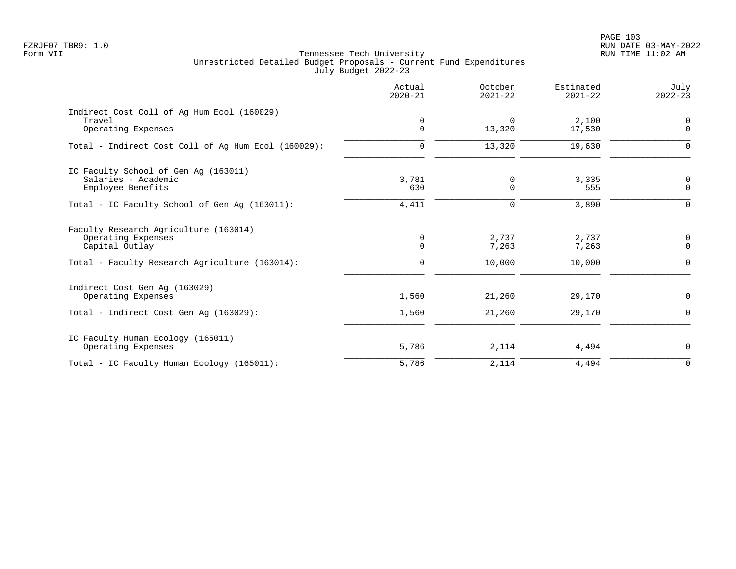Tennessee Tech University
Unrestricted Detailed Budget Proposals - Current Fund Expenditures
July Budget 2022-23

| | Actual 2020-21 | October 2021-22 | Estimated 2021-22 | July 2022-23 |
|---|---|---|---|---|
| **Indirect Cost Coll of Ag Hum Ecol (160029)** | | | | |
| Travel | 0 | 0 | 2,100 | 0 |
| Operating Expenses | 0 | 13,320 | 17,530 | 0 |
| Total - Indirect Cost Coll of Ag Hum Ecol (160029): | 0 | 13,320 | 19,630 | 0 |
| **IC Faculty School of Gen Ag (163011)** | | | | |
| Salaries - Academic | 3,781 | 0 | 3,335 | 0 |
| Employee Benefits | 630 | 0 | 555 | 0 |
| Total - IC Faculty School of Gen Ag (163011): | 4,411 | 0 | 3,890 | 0 |
| **Faculty Research Agriculture (163014)** | | | | |
| Operating Expenses | 0 | 2,737 | 2,737 | 0 |
| Capital Outlay | 0 | 7,263 | 7,263 | 0 |
| Total - Faculty Research Agriculture (163014): | 0 | 10,000 | 10,000 | 0 |
| **Indirect Cost Gen Ag (163029)** | | | | |
| Operating Expenses | 1,560 | 21,260 | 29,170 | 0 |
| Total - Indirect Cost Gen Ag (163029): | 1,560 | 21,260 | 29,170 | 0 |
| **IC Faculty Human Ecology (165011)** | | | | |
| Operating Expenses | 5,786 | 2,114 | 4,494 | 0 |
| Total - IC Faculty Human Ecology (165011): | 5,786 | 2,114 | 4,494 | 0 |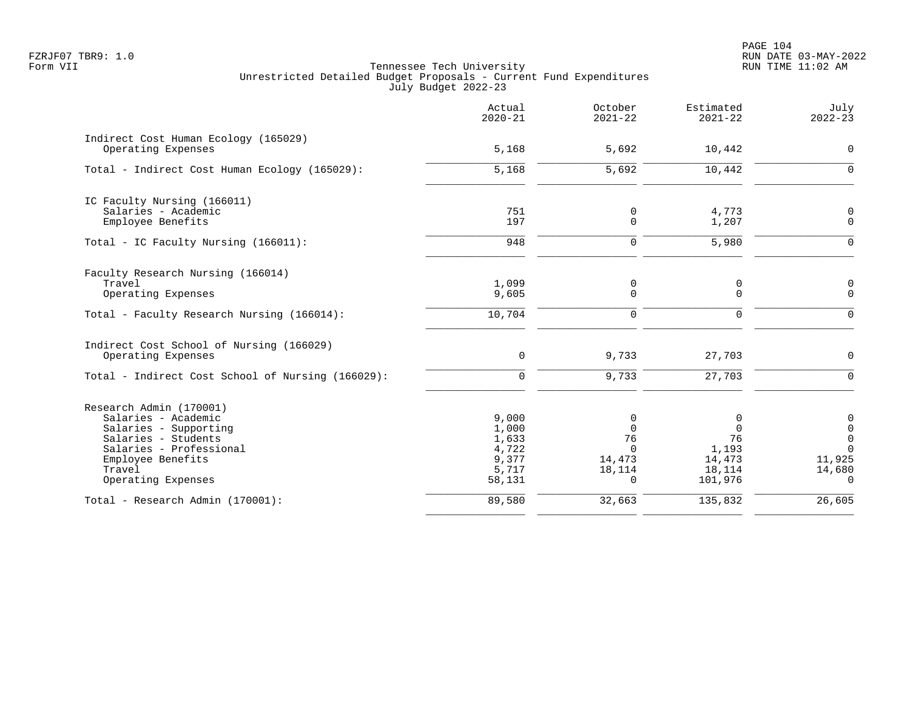Tennessee Tech University
Unrestricted Detailed Budget Proposals - Current Fund Expenditures
July Budget 2022-23

| | Actual 2020-21 | October 2021-22 | Estimated 2021-22 | July 2022-23 |
|---|---|---|---|---|
| **Indirect Cost Human Ecology (165029)** | | | | |
| Operating Expenses | 5,168 | 5,692 | 10,442 | 0 |
| Total - Indirect Cost Human Ecology (165029): | 5,168 | 5,692 | 10,442 | 0 |
| **IC Faculty Nursing (166011)** | | | | |
| Salaries - Academic | 751 | 0 | 4,773 | 0 |
| Employee Benefits | 197 | 0 | 1,207 | 0 |
| Total - IC Faculty Nursing (166011): | 948 | 0 | 5,980 | 0 |
| **Faculty Research Nursing (166014)** | | | | |
| Travel | 1,099 | 0 | 0 | 0 |
| Operating Expenses | 9,605 | 0 | 0 | 0 |
| Total - Faculty Research Nursing (166014): | 10,704 | 0 | 0 | 0 |
| **Indirect Cost School of Nursing (166029)** | | | | |
| Operating Expenses | 0 | 9,733 | 27,703 | 0 |
| Total - Indirect Cost School of Nursing (166029): | 0 | 9,733 | 27,703 | 0 |
| **Research Admin (170001)** | | | | |
| Salaries - Academic | 9,000 | 0 | 0 | 0 |
| Salaries - Supporting | 1,000 | 0 | 0 | 0 |
| Salaries - Students | 1,633 | 76 | 76 | 0 |
| Salaries - Professional | 4,722 | 0 | 1,193 | 0 |
| Employee Benefits | 9,377 | 14,473 | 14,473 | 11,925 |
| Travel | 5,717 | 18,114 | 18,114 | 14,680 |
| Operating Expenses | 58,131 | 0 | 101,976 | 0 |
| Total - Research Admin (170001): | 89,580 | 32,663 | 135,832 | 26,605 |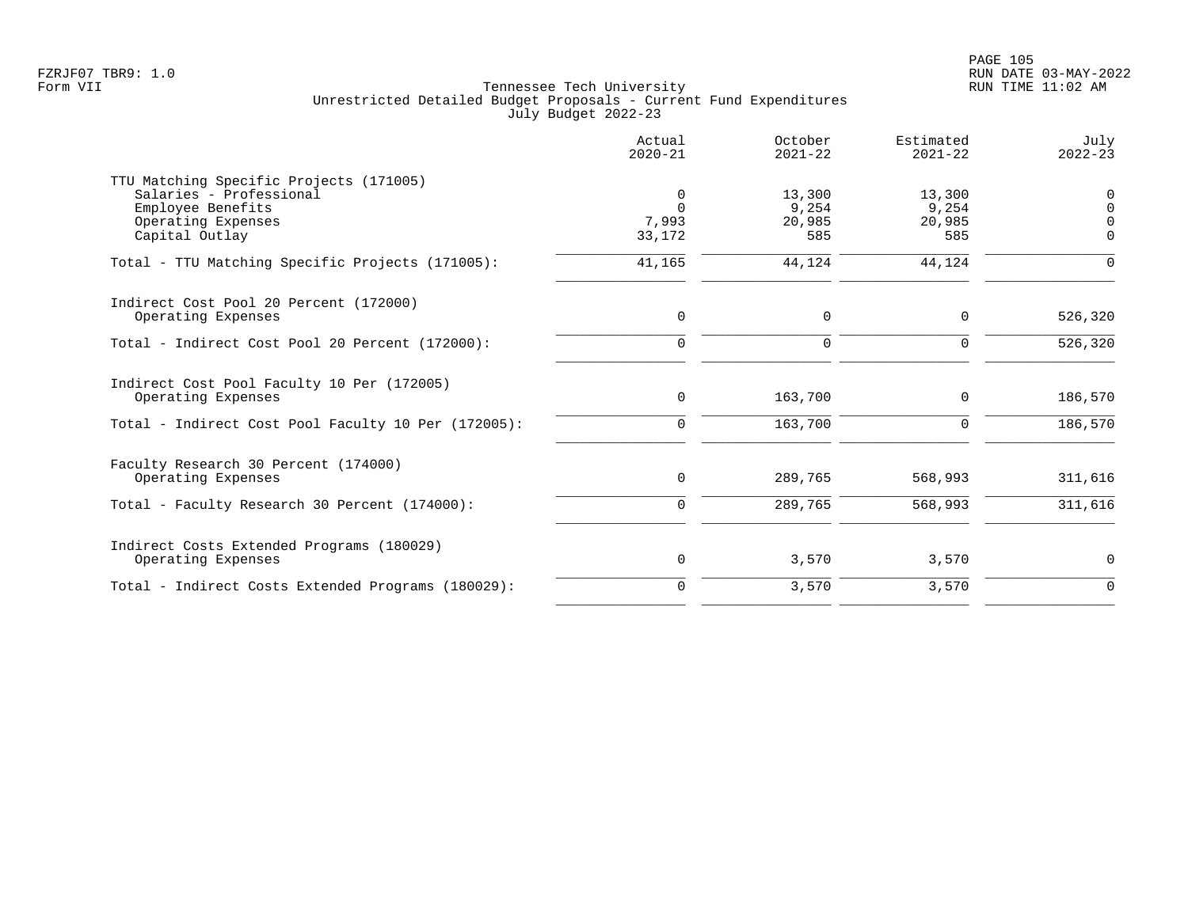Tennessee Tech University
Unrestricted Detailed Budget Proposals - Current Fund Expenditures
July Budget 2022-23

| | Actual 2020-21 | October 2021-22 | Estimated 2021-22 | July 2022-23 |
|---|---|---|---|---|
| **TTU Matching Specific Projects (171005)** | | | | |
| Salaries - Professional | 0 | 13,300 | 13,300 | 0 |
| Employee Benefits | 0 | 9,254 | 9,254 | 0 |
| Operating Expenses | 7,993 | 20,985 | 20,985 | 0 |
| Capital Outlay | 33,172 | 585 | 585 | 0 |
| Total - TTU Matching Specific Projects (171005): | 41,165 | 44,124 | 44,124 | 0 |
| **Indirect Cost Pool 20 Percent (172000)** | | | | |
| Operating Expenses | 0 | 0 | 0 | 526,320 |
| Total - Indirect Cost Pool 20 Percent (172000): | 0 | 0 | 0 | 526,320 |
| **Indirect Cost Pool Faculty 10 Per (172005)** | | | | |
| Operating Expenses | 0 | 163,700 | 0 | 186,570 |
| Total - Indirect Cost Pool Faculty 10 Per (172005): | 0 | 163,700 | 0 | 186,570 |
| **Faculty Research 30 Percent (174000)** | | | | |
| Operating Expenses | 0 | 289,765 | 568,993 | 311,616 |
| Total - Faculty Research 30 Percent (174000): | 0 | 289,765 | 568,993 | 311,616 |
| **Indirect Costs Extended Programs (180029)** | | | | |
| Operating Expenses | 0 | 3,570 | 3,570 | 0 |
| Total - Indirect Costs Extended Programs (180029): | 0 | 3,570 | 3,570 | 0 |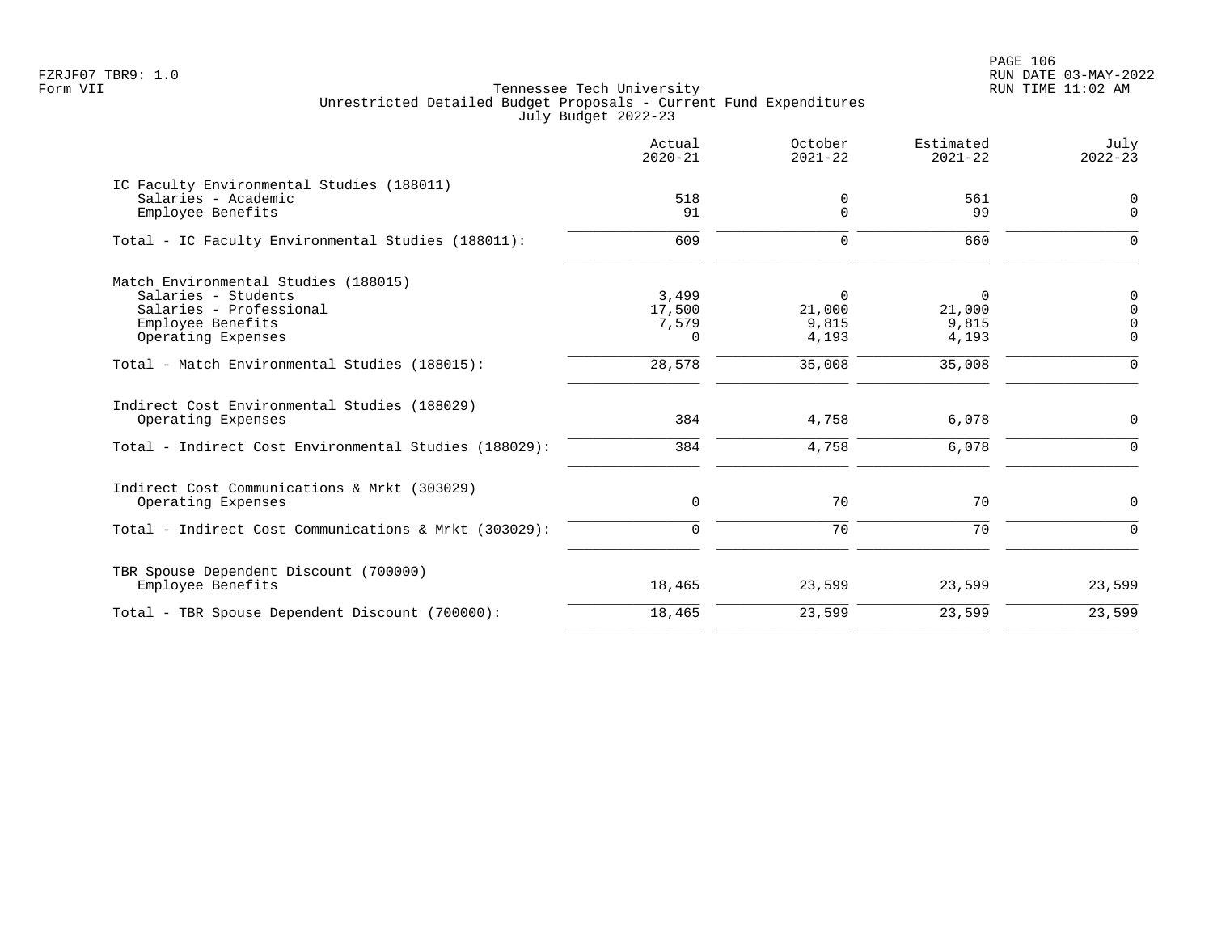FZRJF07 TBR9: 1.0
Form VII

# Tennessee Tech University
## Unrestricted Detailed Budget Proposals - Current Fund Expenditures
### July Budget 2022-23

| | Actual 2020-21 | October 2021-22 | Estimated 2021-22 | July 2022-23 |
|---|---|---|---|---|
| **IC Faculty Environmental Studies (188011)** | | | | |
| Salaries - Academic | 518 | 0 | 561 | 0 |
| Employee Benefits | 91 | 0 | 99 | 0 |
| Total - IC Faculty Environmental Studies (188011): | 609 | 0 | 660 | 0 |
| **Match Environmental Studies (188015)** | | | | |
| Salaries - Students | 3,499 | 0 | 0 | 0 |
| Salaries - Professional | 17,500 | 21,000 | 21,000 | 0 |
| Employee Benefits | 7,579 | 9,815 | 9,815 | 0 |
| Operating Expenses | 0 | 4,193 | 4,193 | 0 |
| Total - Match Environmental Studies (188015): | 28,578 | 35,008 | 35,008 | 0 |
| **Indirect Cost Environmental Studies (188029)** | | | | |
| Operating Expenses | 384 | 4,758 | 6,078 | 0 |
| Total - Indirect Cost Environmental Studies (188029): | 384 | 4,758 | 6,078 | 0 |
| **Indirect Cost Communications & Mrkt (303029)** | | | | |
| Operating Expenses | 0 | 70 | 70 | 0 |
| Total - Indirect Cost Communications & Mrkt (303029): | 0 | 70 | 70 | 0 |
| **TBR Spouse Dependent Discount (700000)** | | | | |
| Employee Benefits | 18,465 | 23,599 | 23,599 | 23,599 |
| Total - TBR Spouse Dependent Discount (700000): | 18,465 | 23,599 | 23,599 | 23,599 |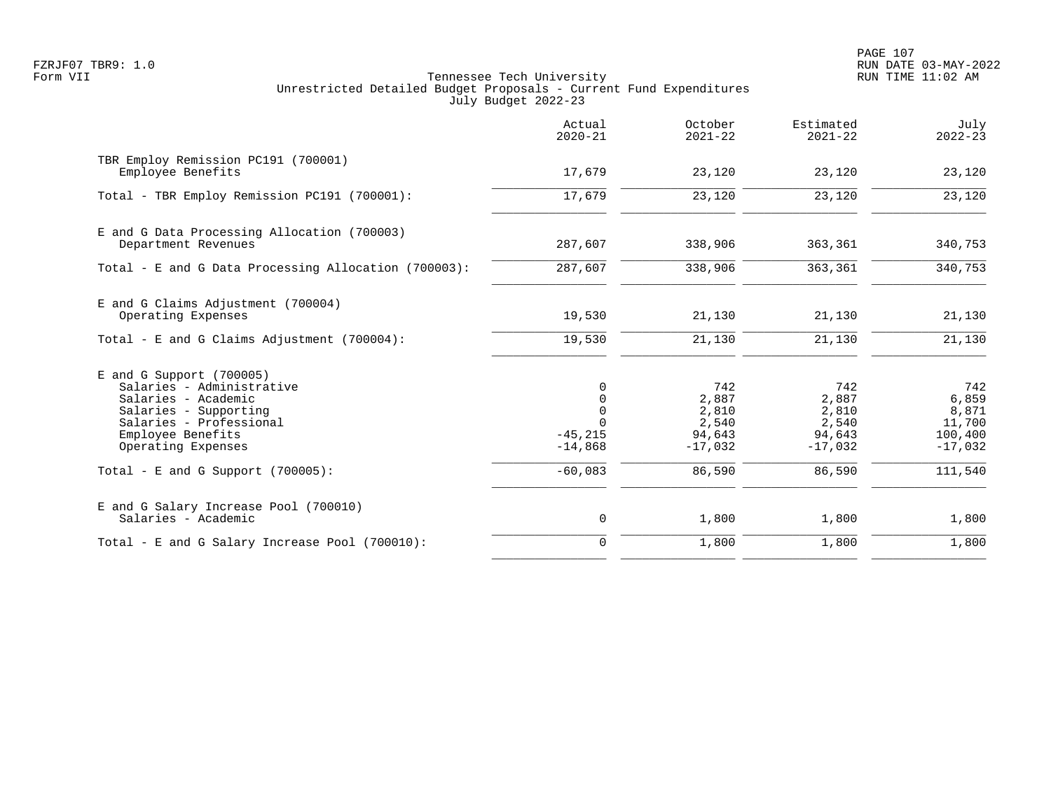Tennessee Tech University
Unrestricted Detailed Budget Proposals - Current Fund Expenditures
July Budget 2022-23

Form VII

| | Actual 2020-21 | October 2021-22 | Estimated 2021-22 | July 2022-23 |
|---|---|---|---|---|
| **TBR Employ Remission PC191 (700001)** | | | | |
| Employee Benefits | 17,679 | 23,120 | 23,120 | 23,120 |
| Total - TBR Employ Remission PC191 (700001): | 17,679 | 23,120 | 23,120 | 23,120 |
| **E and G Data Processing Allocation (700003)** | | | | |
| Department Revenues | 287,607 | 338,906 | 363,361 | 340,753 |
| Total - E and G Data Processing Allocation (700003): | 287,607 | 338,906 | 363,361 | 340,753 |
| **E and G Claims Adjustment (700004)** | | | | |
| Operating Expenses | 19,530 | 21,130 | 21,130 | 21,130 |
| Total - E and G Claims Adjustment (700004): | 19,530 | 21,130 | 21,130 | 21,130 |
| **E and G Support (700005)** | | | | |
| Salaries - Administrative | 0 | 742 | 742 | 742 |
| Salaries - Academic | 0 | 2,887 | 2,887 | 6,859 |
| Salaries - Supporting | 0 | 2,810 | 2,810 | 8,871 |
| Salaries - Professional | 0 | 2,540 | 2,540 | 11,700 |
| Employee Benefits | -45,215 | 94,643 | 94,643 | 100,400 |
| Operating Expenses | -14,868 | -17,032 | -17,032 | -17,032 |
| Total - E and G Support (700005): | -60,083 | 86,590 | 86,590 | 111,540 |
| **E and G Salary Increase Pool (700010)** | | | | |
| Salaries - Academic | 0 | 1,800 | 1,800 | 1,800 |
| Total - E and G Salary Increase Pool (700010): | 0 | 1,800 | 1,800 | 1,800 |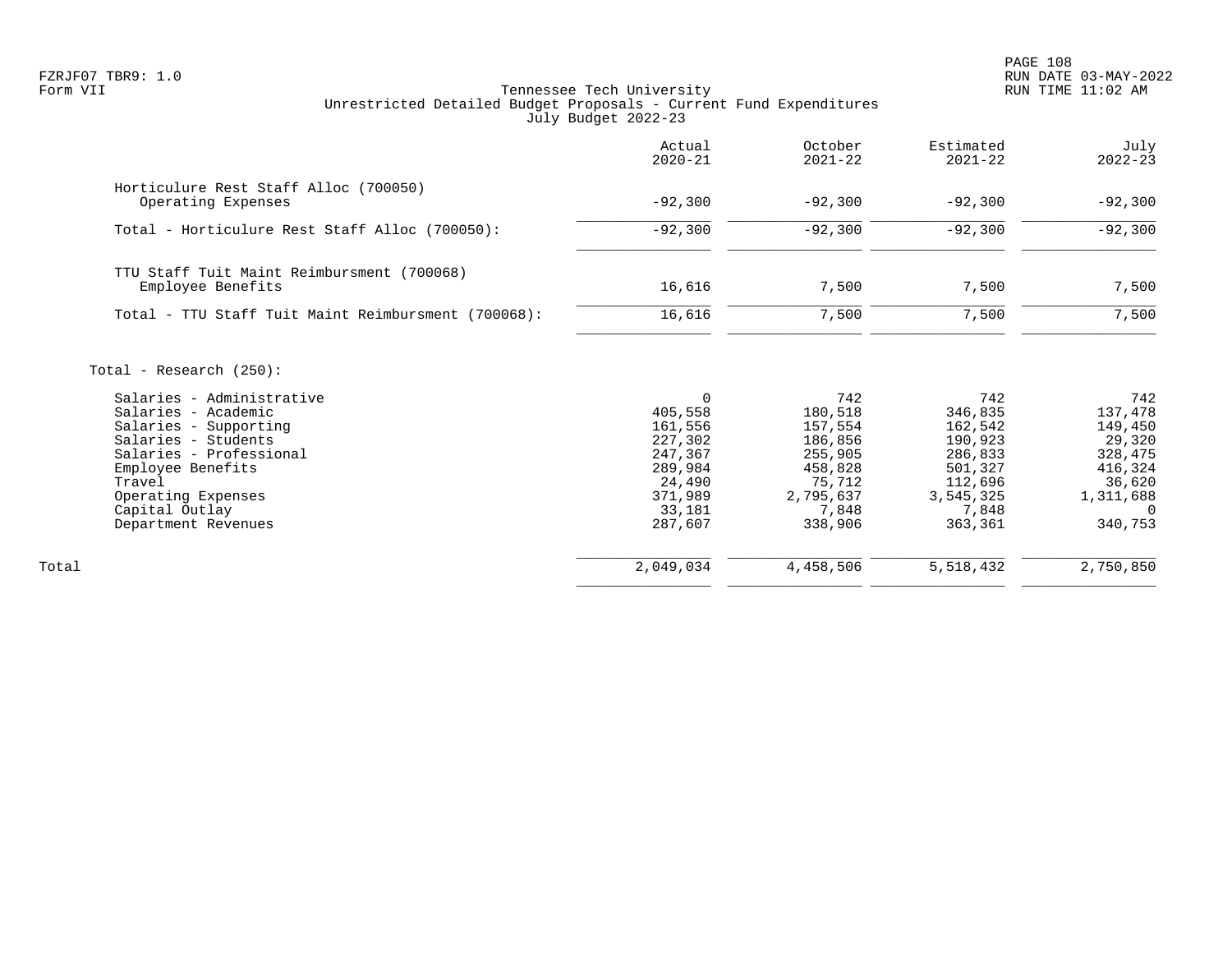Tennessee Tech University
Unrestricted Detailed Budget Proposals - Current Fund Expenditures
July Budget 2022-23

| | Actual 2020-21 | October 2021-22 | Estimated 2021-22 | July 2022-23 |
|---|---|---|---|---|
| Horticulure Rest Staff Alloc (700050) | | | | |
| Operating Expenses | -92,300 | -92,300 | -92,300 | -92,300 |
| Total - Horticulure Rest Staff Alloc (700050): | -92,300 | -92,300 | -92,300 | -92,300 |
| TTU Staff Tuit Maint Reimbursment (700068) | | | | |
| Employee Benefits | 16,616 | 7,500 | 7,500 | 7,500 |
| Total - TTU Staff Tuit Maint Reimbursment (700068): | 16,616 | 7,500 | 7,500 | 7,500 |
| Total - Research (250): | | | | |
| Salaries - Administrative | 0 | 742 | 742 | 742 |
| Salaries - Academic | 405,558 | 180,518 | 346,835 | 137,478 |
| Salaries - Supporting | 161,556 | 157,554 | 162,542 | 149,450 |
| Salaries - Students | 227,302 | 186,856 | 190,923 | 29,320 |
| Salaries - Professional | 247,367 | 255,905 | 286,833 | 328,475 |
| Employee Benefits | 289,984 | 458,828 | 501,327 | 416,324 |
| Travel | 24,490 | 75,712 | 112,696 | 36,620 |
| Operating Expenses | 371,989 | 2,795,637 | 3,545,325 | 1,311,688 |
| Capital Outlay | 33,181 | 7,848 | 7,848 | 0 |
| Department Revenues | 287,607 | 338,906 | 363,361 | 340,753 |
| Total | 2,049,034 | 4,458,506 | 5,518,432 | 2,750,850 |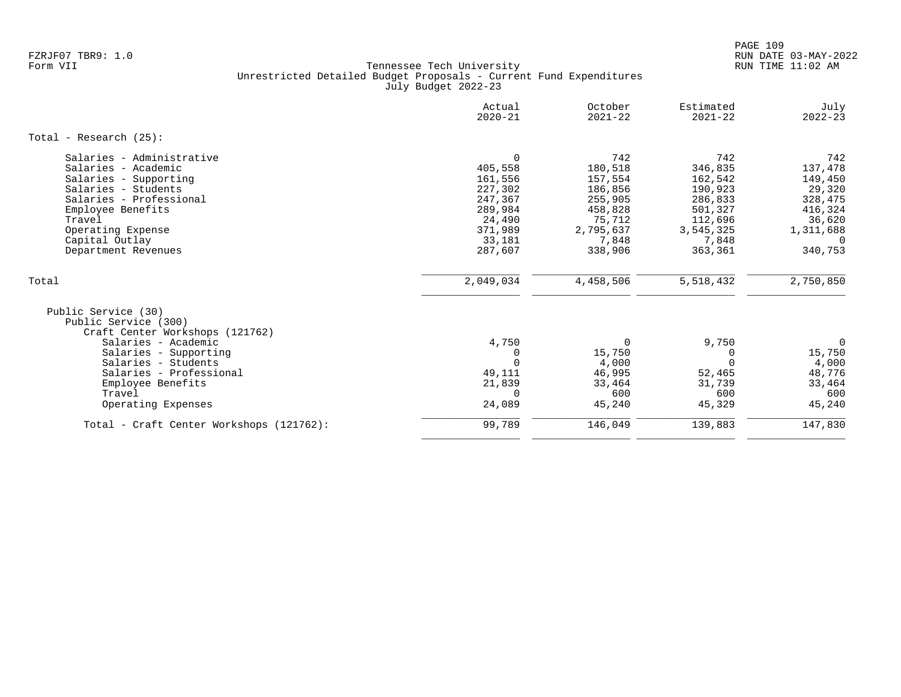FZRJF07 TBR9: 1.0
Form VII

Tennessee Tech University
Unrestricted Detailed Budget Proposals - Current Fund Expenditures
July Budget 2022-23

RUN DATE 03-MAY-2022
RUN TIME 11:02 AM

| | Actual 2020-21 | October 2021-22 | Estimated 2021-22 | July 2022-23 |
|---|---|---|---|---|
| **Total - Research (25):** | | | | |
| Salaries - Administrative | 0 | 742 | 742 | 742 |
| Salaries - Academic | 405,558 | 180,518 | 346,835 | 137,478 |
| Salaries - Supporting | 161,556 | 157,554 | 162,542 | 149,450 |
| Salaries - Students | 227,302 | 186,856 | 190,923 | 29,320 |
| Salaries - Professional | 247,367 | 255,905 | 286,833 | 328,475 |
| Employee Benefits | 289,984 | 458,828 | 501,327 | 416,324 |
| Travel | 24,490 | 75,712 | 112,696 | 36,620 |
| Operating Expense | 371,989 | 2,795,637 | 3,545,325 | 1,311,688 |
| Capital Outlay | 33,181 | 7,848 | 7,848 | 0 |
| Department Revenues | 287,607 | 338,906 | 363,361 | 340,753 |
| Total | 2,049,034 | 4,458,506 | 5,518,432 | 2,750,850 |
| Public Service (30) | | | | |
| Public Service (300) | | | | |
| Craft Center Workshops (121762) | | | | |
| Salaries - Academic | 4,750 | 0 | 9,750 | 0 |
| Salaries - Supporting | 0 | 15,750 | 0 | 15,750 |
| Salaries - Students | 0 | 4,000 | 0 | 4,000 |
| Salaries - Professional | 49,111 | 46,995 | 52,465 | 48,776 |
| Employee Benefits | 21,839 | 33,464 | 31,739 | 33,464 |
| Travel | 0 | 600 | 600 | 600 |
| Operating Expenses | 24,089 | 45,240 | 45,329 | 45,240 |
| Total - Craft Center Workshops (121762): | 99,789 | 146,049 | 139,883 | 147,830 |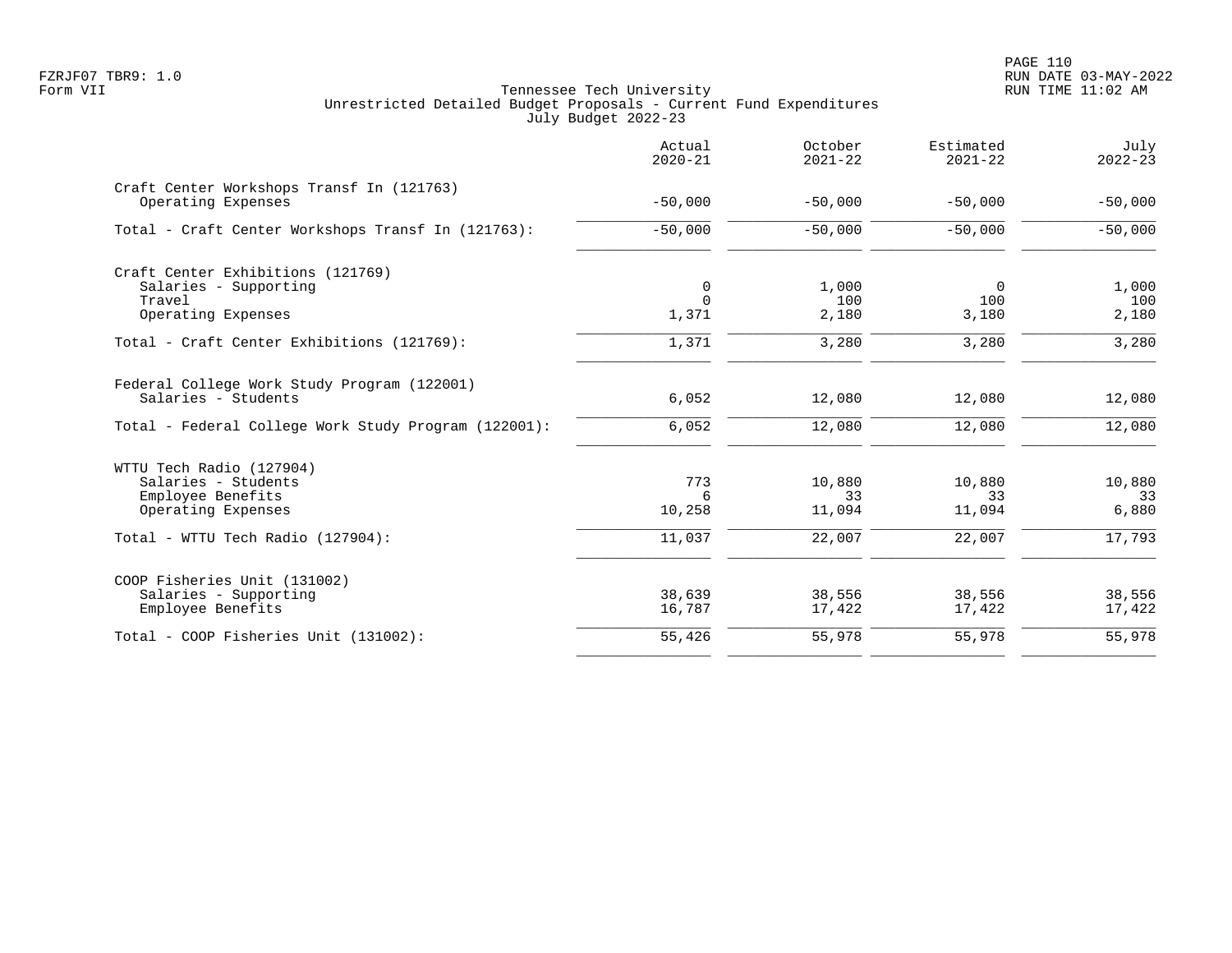Tennessee Tech University
Unrestricted Detailed Budget Proposals - Current Fund Expenditures
July Budget 2022-23

| | Actual 2020-21 | October 2021-22 | Estimated 2021-22 | July 2022-23 |
|---|---|---|---|---|
| **Craft Center Workshops Transf In (121763)** | | | | |
| Operating Expenses | -50,000 | -50,000 | -50,000 | -50,000 |
| Total - Craft Center Workshops Transf In (121763): | -50,000 | -50,000 | -50,000 | -50,000 |
| **Craft Center Exhibitions (121769)** | | | | |
| Salaries - Supporting | 0 | 1,000 | 0 | 1,000 |
| Travel | 0 | 100 | 100 | 100 |
| Operating Expenses | 1,371 | 2,180 | 3,180 | 2,180 |
| Total - Craft Center Exhibitions (121769): | 1,371 | 3,280 | 3,280 | 3,280 |
| **Federal College Work Study Program (122001)** | | | | |
| Salaries - Students | 6,052 | 12,080 | 12,080 | 12,080 |
| Total - Federal College Work Study Program (122001): | 6,052 | 12,080 | 12,080 | 12,080 |
| **WTTU Tech Radio (127904)** | | | | |
| Salaries - Students | 773 | 10,880 | 10,880 | 10,880 |
| Employee Benefits | 6 | 33 | 33 | 33 |
| Operating Expenses | 10,258 | 11,094 | 11,094 | 6,880 |
| Total - WTTU Tech Radio (127904): | 11,037 | 22,007 | 22,007 | 17,793 |
| **COOP Fisheries Unit (131002)** | | | | |
| Salaries - Supporting | 38,639 | 38,556 | 38,556 | 38,556 |
| Employee Benefits | 16,787 | 17,422 | 17,422 | 17,422 |
| Total - COOP Fisheries Unit (131002): | 55,426 | 55,978 | 55,978 | 55,978 |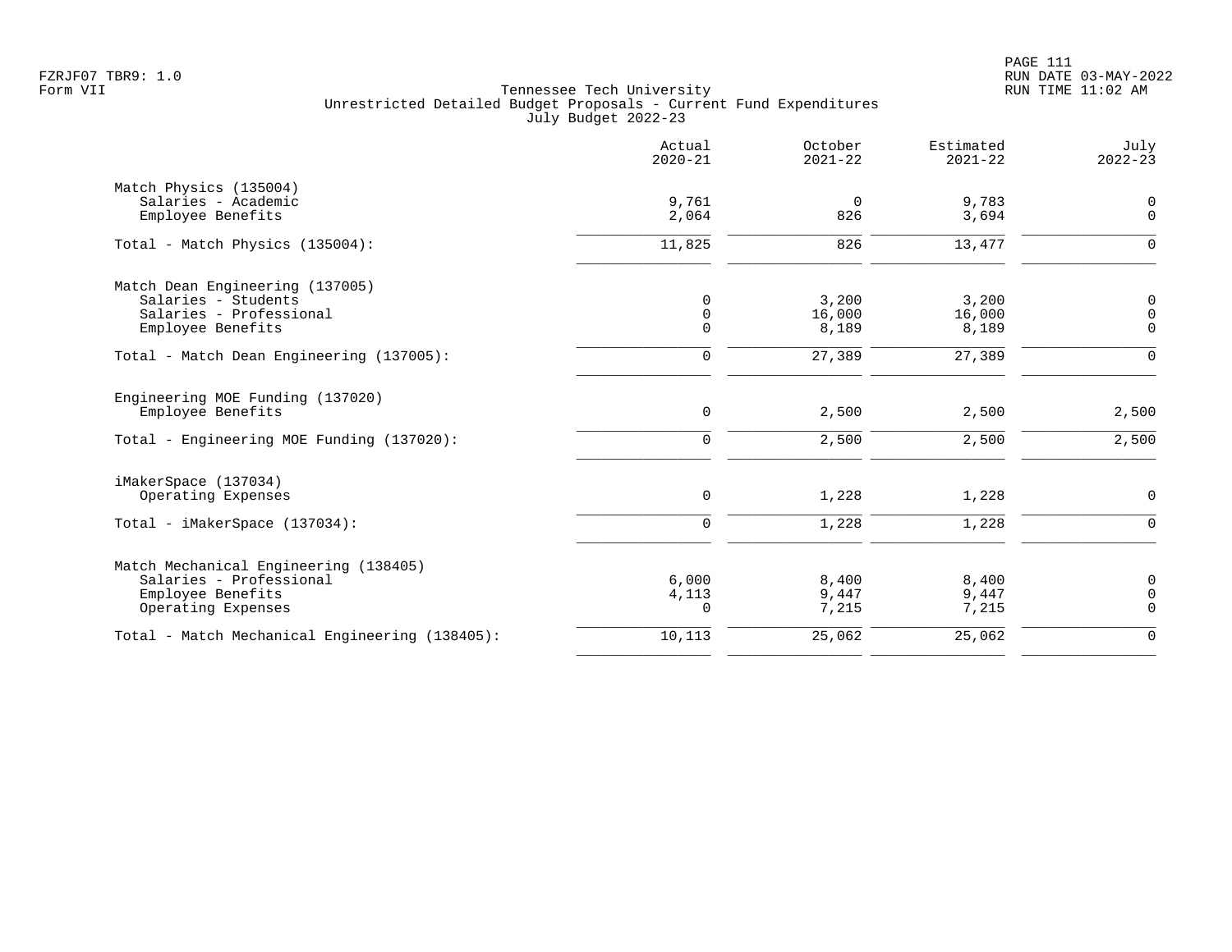Tennessee Tech University
Unrestricted Detailed Budget Proposals - Current Fund Expenditures
July Budget 2022-23

| | Actual 2020-21 | October 2021-22 | Estimated 2021-22 | July 2022-23 |
|---|---|---|---|---|
| **Match Physics (135004)** | | | | |
| Salaries - Academic | 9,761 | 0 | 9,783 | 0 |
| Employee Benefits | 2,064 | 826 | 3,694 | 0 |
| Total - Match Physics (135004): | 11,825 | 826 | 13,477 | 0 |
| **Match Dean Engineering (137005)** | | | | |
| Salaries - Students | 0 | 3,200 | 3,200 | 0 |
| Salaries - Professional | 0 | 16,000 | 16,000 | 0 |
| Employee Benefits | 0 | 8,189 | 8,189 | 0 |
| Total - Match Dean Engineering (137005): | 0 | 27,389 | 27,389 | 0 |
| **Engineering MOE Funding (137020)** | | | | |
| Employee Benefits | 0 | 2,500 | 2,500 | 2,500 |
| Total - Engineering MOE Funding (137020): | 0 | 2,500 | 2,500 | 2,500 |
| **iMakerSpace (137034)** | | | | |
| Operating Expenses | 0 | 1,228 | 1,228 | 0 |
| Total - iMakerSpace (137034): | 0 | 1,228 | 1,228 | 0 |
| **Match Mechanical Engineering (138405)** | | | | |
| Salaries - Professional | 6,000 | 8,400 | 8,400 | 0 |
| Employee Benefits | 4,113 | 9,447 | 9,447 | 0 |
| Operating Expenses | 0 | 7,215 | 7,215 | 0 |
| Total - Match Mechanical Engineering (138405): | 10,113 | 25,062 | 25,062 | 0 |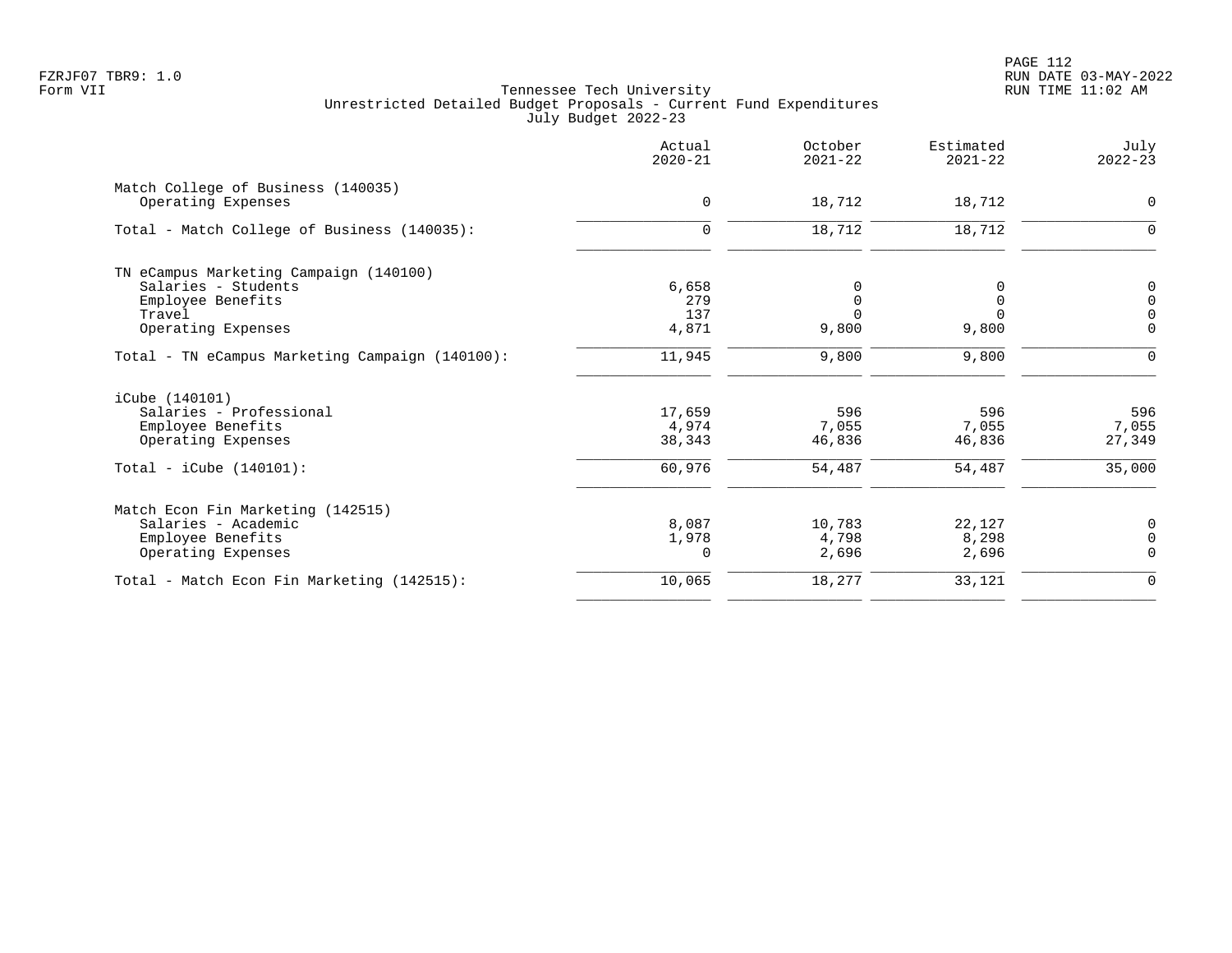Tennessee Tech University
Unrestricted Detailed Budget Proposals - Current Fund Expenditures
July Budget 2022-23

| | Actual 2020-21 | October 2021-22 | Estimated 2021-22 | July 2022-23 |
|---|---|---|---|---|
| **Match College of Business (140035)** | | | | |
| Operating Expenses | 0 | 18,712 | 18,712 | 0 |
| Total - Match College of Business (140035): | 0 | 18,712 | 18,712 | 0 |
| **TN eCampus Marketing Campaign (140100)** | | | | |
| Salaries - Students | 6,658 | 0 | 0 | 0 |
| Employee Benefits | 279 | 0 | 0 | 0 |
| Travel | 137 | 0 | 0 | 0 |
| Operating Expenses | 4,871 | 9,800 | 9,800 | 0 |
| Total - TN eCampus Marketing Campaign (140100): | 11,945 | 9,800 | 9,800 | 0 |
| **iCube (140101)** | | | | |
| Salaries - Professional | 17,659 | 596 | 596 | 596 |
| Employee Benefits | 4,974 | 7,055 | 7,055 | 7,055 |
| Operating Expenses | 38,343 | 46,836 | 46,836 | 27,349 |
| Total - iCube (140101): | 60,976 | 54,487 | 54,487 | 35,000 |
| **Match Econ Fin Marketing (142515)** | | | | |
| Salaries - Academic | 8,087 | 10,783 | 22,127 | 0 |
| Employee Benefits | 1,978 | 4,798 | 8,298 | 0 |
| Operating Expenses | 0 | 2,696 | 2,696 | 0 |
| Total - Match Econ Fin Marketing (142515): | 10,065 | 18,277 | 33,121 | 0 |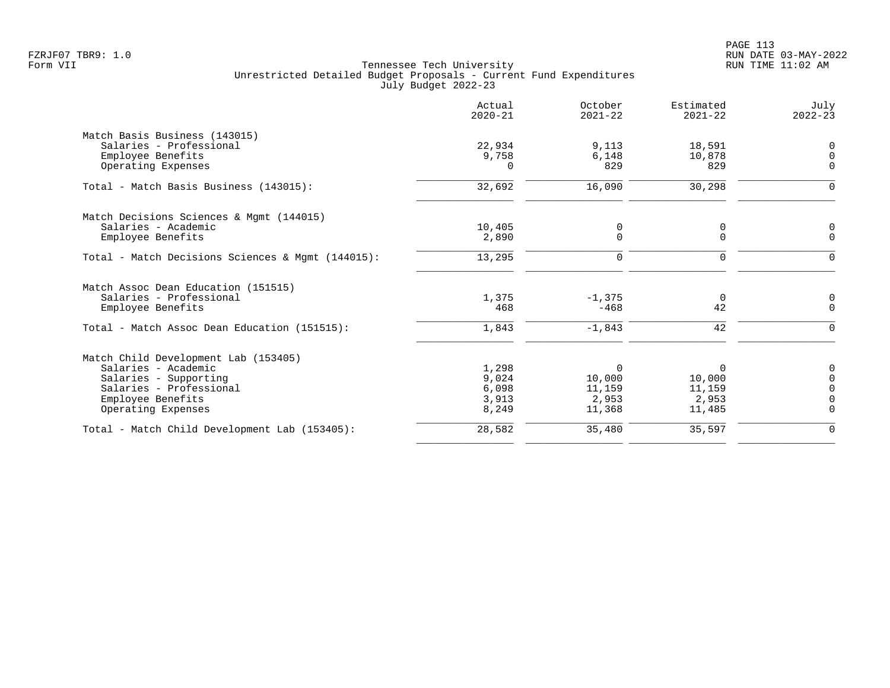Tennessee Tech University
Unrestricted Detailed Budget Proposals - Current Fund Expenditures
July Budget 2022-23

| | Actual 2020-21 | October 2021-22 | Estimated 2021-22 | July 2022-23 |
|---|---|---|---|---|
| **Match Basis Business (143015)** | | | | |
| Salaries - Professional | 22,934 | 9,113 | 18,591 | 0 |
| Employee Benefits | 9,758 | 6,148 | 10,878 | 0 |
| Operating Expenses | 0 | 829 | 829 | 0 |
| Total - Match Basis Business (143015): | 32,692 | 16,090 | 30,298 | 0 |
| **Match Decisions Sciences & Mgmt (144015)** | | | | |
| Salaries - Academic | 10,405 | 0 | 0 | 0 |
| Employee Benefits | 2,890 | 0 | 0 | 0 |
| Total - Match Decisions Sciences & Mgmt (144015): | 13,295 | 0 | 0 | 0 |
| **Match Assoc Dean Education (151515)** | | | | |
| Salaries - Professional | 1,375 | -1,375 | 0 | 0 |
| Employee Benefits | 468 | -468 | 42 | 0 |
| Total - Match Assoc Dean Education (151515): | 1,843 | -1,843 | 42 | 0 |
| **Match Child Development Lab (153405)** | | | | |
| Salaries - Academic | 1,298 | 0 | 0 | 0 |
| Salaries - Supporting | 9,024 | 10,000 | 10,000 | 0 |
| Salaries - Professional | 6,098 | 11,159 | 11,159 | 0 |
| Employee Benefits | 3,913 | 2,953 | 2,953 | 0 |
| Operating Expenses | 8,249 | 11,368 | 11,485 | 0 |
| Total - Match Child Development Lab (153405): | 28,582 | 35,480 | 35,597 | 0 |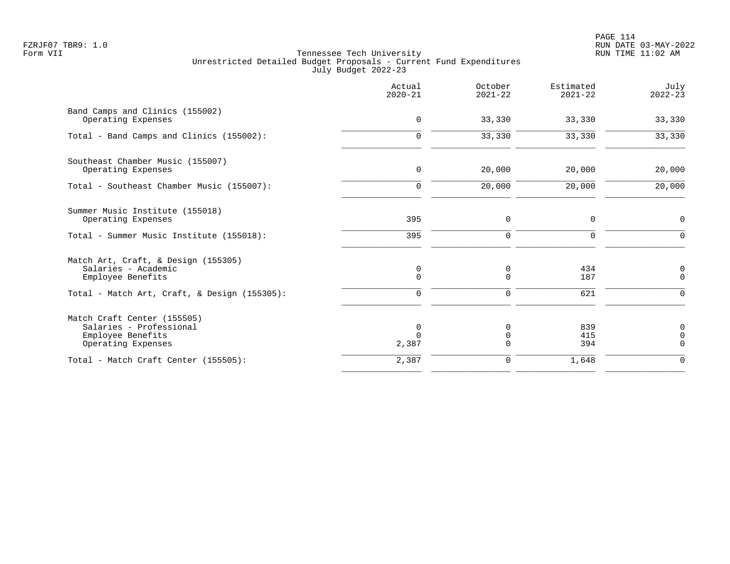Tennessee Tech University
Unrestricted Detailed Budget Proposals - Current Fund Expenditures
July Budget 2022-23

| | Actual 2020-21 | October 2021-22 | Estimated 2021-22 | July 2022-23 |
|---|---|---|---|---|
| **Band Camps and Clinics (155002)** | | | | |
| Operating Expenses | 0 | 33,330 | 33,330 | 33,330 |
| Total - Band Camps and Clinics (155002): | 0 | 33,330 | 33,330 | 33,330 |
| **Southeast Chamber Music (155007)** | | | | |
| Operating Expenses | 0 | 20,000 | 20,000 | 20,000 |
| Total - Southeast Chamber Music (155007): | 0 | 20,000 | 20,000 | 20,000 |
| **Summer Music Institute (155018)** | | | | |
| Operating Expenses | 395 | 0 | 0 | 0 |
| Total - Summer Music Institute (155018): | 395 | 0 | 0 | 0 |
| **Match Art, Craft, & Design (155305)** | | | | |
| Salaries - Academic | 0 | 0 | 434 | 0 |
| Employee Benefits | 0 | 0 | 187 | 0 |
| Total - Match Art, Craft, & Design (155305): | 0 | 0 | 621 | 0 |
| **Match Craft Center (155505)** | | | | |
| Salaries - Professional | 0 | 0 | 839 | 0 |
| Employee Benefits | 0 | 0 | 415 | 0 |
| Operating Expenses | 2,387 | 0 | 394 | 0 |
| Total - Match Craft Center (155505): | 2,387 | 0 | 1,648 | 0 |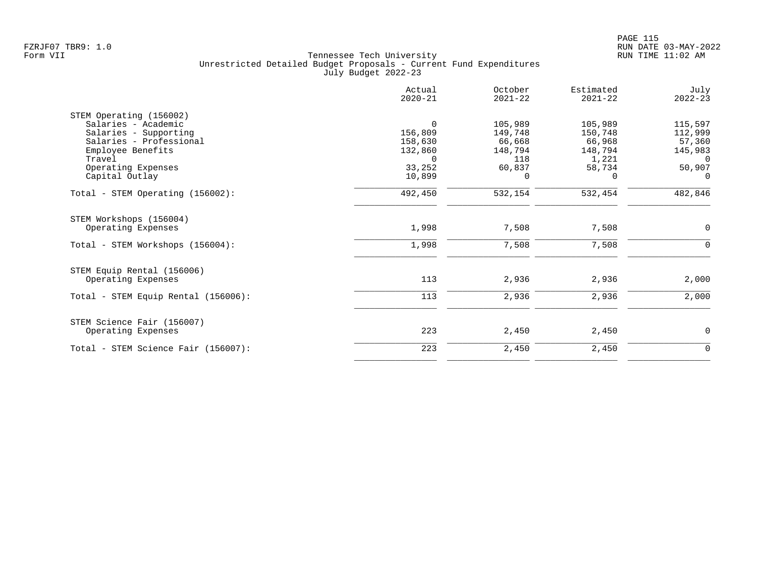Tennessee Tech University
Unrestricted Detailed Budget Proposals - Current Fund Expenditures
July Budget 2022-23

| | Actual 2020-21 | October 2021-22 | Estimated 2021-22 | July 2022-23 |
|---|---|---|---|---|
| **STEM Operating (156002)** | | | | |
| Salaries - Academic | 0 | 105,989 | 105,989 | 115,597 |
| Salaries - Supporting | 156,809 | 149,748 | 150,748 | 112,999 |
| Salaries - Professional | 158,630 | 66,668 | 66,968 | 57,360 |
| Employee Benefits | 132,860 | 148,794 | 148,794 | 145,983 |
| Travel | 0 | 118 | 1,221 | 0 |
| Operating Expenses | 33,252 | 60,837 | 58,734 | 50,907 |
| Capital Outlay | 10,899 | 0 | 0 | 0 |
| Total - STEM Operating (156002): | 492,450 | 532,154 | 532,454 | 482,846 |
| **STEM Workshops (156004)** | | | | |
| Operating Expenses | 1,998 | 7,508 | 7,508 | 0 |
| Total - STEM Workshops (156004): | 1,998 | 7,508 | 7,508 | 0 |
| **STEM Equip Rental (156006)** | | | | |
| Operating Expenses | 113 | 2,936 | 2,936 | 2,000 |
| Total - STEM Equip Rental (156006): | 113 | 2,936 | 2,936 | 2,000 |
| **STEM Science Fair (156007)** | | | | |
| Operating Expenses | 223 | 2,450 | 2,450 | 0 |
| Total - STEM Science Fair (156007): | 223 | 2,450 | 2,450 | 0 |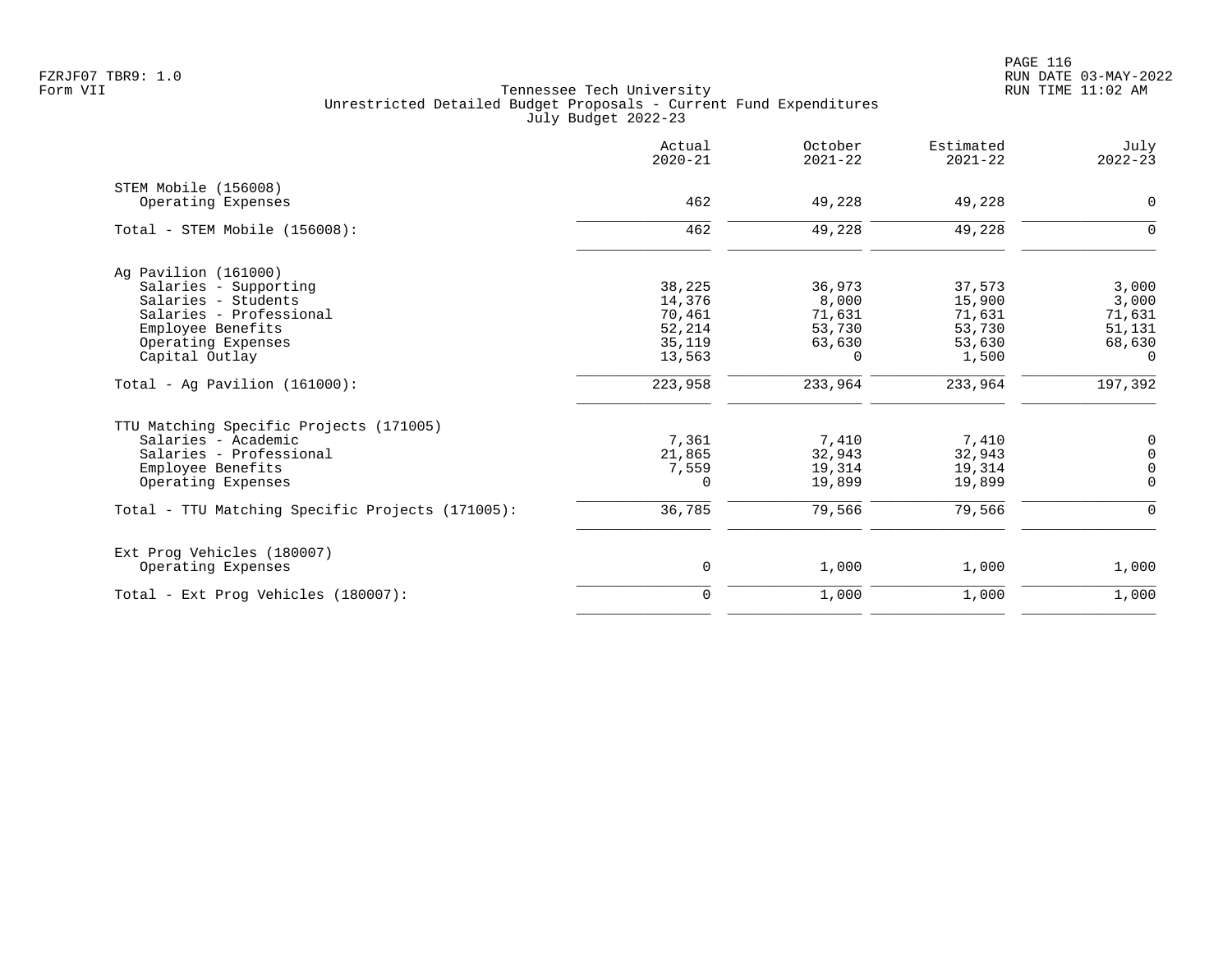Tennessee Tech University
Unrestricted Detailed Budget Proposals - Current Fund Expenditures
July Budget 2022-23

| | Actual 2020-21 | October 2021-22 | Estimated 2021-22 | July 2022-23 |
|---|---|---|---|---|
| STEM Mobile (156008) | | | | |
| Operating Expenses | 462 | 49,228 | 49,228 | 0 |
| Total - STEM Mobile (156008): | 462 | 49,228 | 49,228 | 0 |
| Ag Pavilion (161000) | | | | |
| Salaries - Supporting | 38,225 | 36,973 | 37,573 | 3,000 |
| Salaries - Students | 14,376 | 8,000 | 15,900 | 3,000 |
| Salaries - Professional | 70,461 | 71,631 | 71,631 | 71,631 |
| Employee Benefits | 52,214 | 53,730 | 53,730 | 51,131 |
| Operating Expenses | 35,119 | 63,630 | 53,630 | 68,630 |
| Capital Outlay | 13,563 | 0 | 1,500 | 0 |
| Total - Ag Pavilion (161000): | 223,958 | 233,964 | 233,964 | 197,392 |
| TTU Matching Specific Projects (171005) | | | | |
| Salaries - Academic | 7,361 | 7,410 | 7,410 | 0 |
| Salaries - Professional | 21,865 | 32,943 | 32,943 | 0 |
| Employee Benefits | 7,559 | 19,314 | 19,314 | 0 |
| Operating Expenses | 0 | 19,899 | 19,899 | 0 |
| Total - TTU Matching Specific Projects (171005): | 36,785 | 79,566 | 79,566 | 0 |
| Ext Prog Vehicles (180007) | | | | |
| Operating Expenses | 0 | 1,000 | 1,000 | 1,000 |
| Total - Ext Prog Vehicles (180007): | 0 | 1,000 | 1,000 | 1,000 |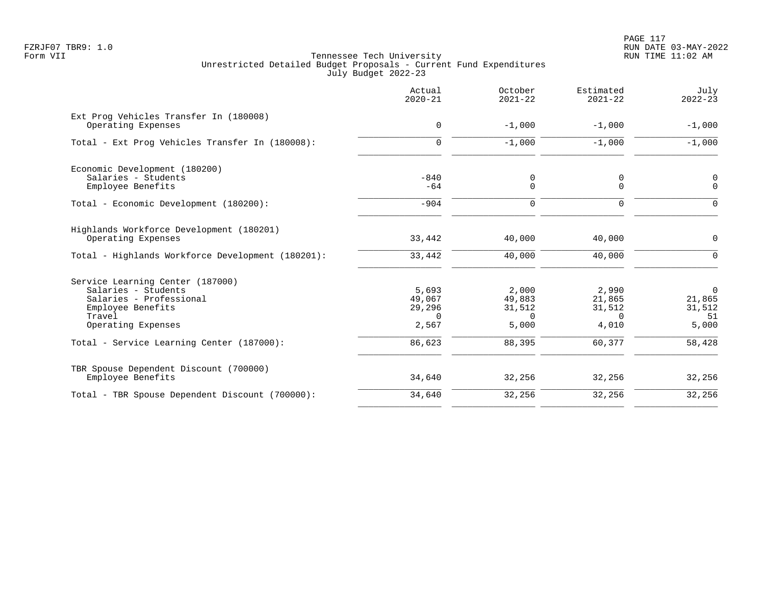Tennessee Tech University
Unrestricted Detailed Budget Proposals - Current Fund Expenditures
July Budget 2022-23

| | Actual 2020-21 | October 2021-22 | Estimated 2021-22 | July 2022-23 |
|---|---|---|---|---|
| **Ext Prog Vehicles Transfer In (180008)** | | | | |
| Operating Expenses | 0 | -1,000 | -1,000 | -1,000 |
| Total - Ext Prog Vehicles Transfer In (180008): | 0 | -1,000 | -1,000 | -1,000 |
| **Economic Development (180200)** | | | | |
| Salaries - Students | -840 | 0 | 0 | 0 |
| Employee Benefits | -64 | 0 | 0 | 0 |
| Total - Economic Development (180200): | -904 | 0 | 0 | 0 |
| **Highlands Workforce Development (180201)** | | | | |
| Operating Expenses | 33,442 | 40,000 | 40,000 | 0 |
| Total - Highlands Workforce Development (180201): | 33,442 | 40,000 | 40,000 | 0 |
| **Service Learning Center (187000)** | | | | |
| Salaries - Students | 5,693 | 2,000 | 2,990 | 0 |
| Salaries - Professional | 49,067 | 49,883 | 21,865 | 21,865 |
| Employee Benefits | 29,296 | 31,512 | 31,512 | 31,512 |
| Travel | 0 | 0 | 0 | 51 |
| Operating Expenses | 2,567 | 5,000 | 4,010 | 5,000 |
| Total - Service Learning Center (187000): | 86,623 | 88,395 | 60,377 | 58,428 |
| **TBR Spouse Dependent Discount (700000)** | | | | |
| Employee Benefits | 34,640 | 32,256 | 32,256 | 32,256 |
| Total - TBR Spouse Dependent Discount (700000): | 34,640 | 32,256 | 32,256 | 32,256 |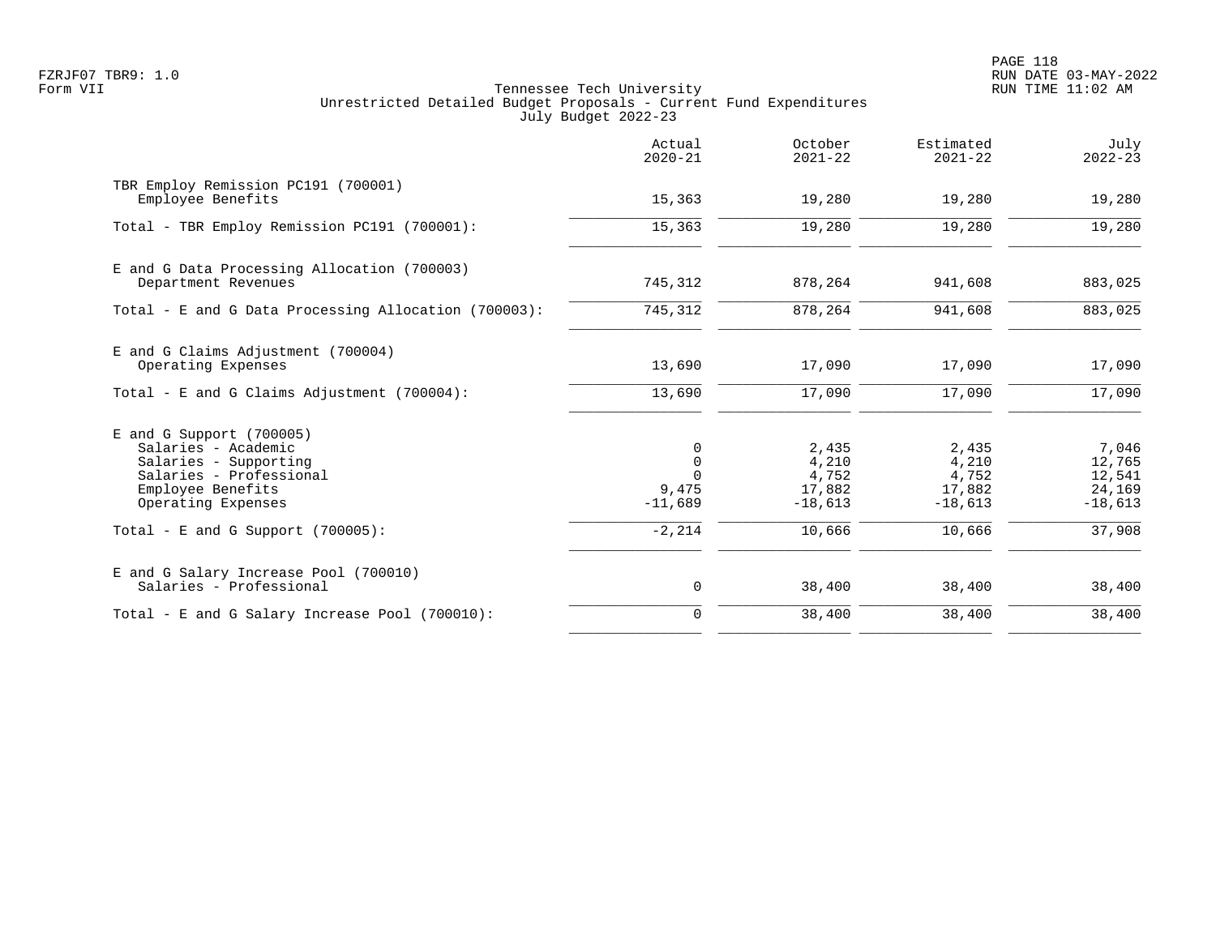FZRJF07 TBR9: 1.0
Form VII

Tennessee Tech University
Unrestricted Detailed Budget Proposals - Current Fund Expenditures
July Budget 2022-23

RUN DATE 03-MAY-2022
RUN TIME 11:02 AM

| | Actual 2020-21 | October 2021-22 | Estimated 2021-22 | July 2022-23 |
|---|---|---|---|---|
| TBR Employ Remission PC191 (700001) | | | | |
| Employee Benefits | 15,363 | 19,280 | 19,280 | 19,280 |
| Total - TBR Employ Remission PC191 (700001): | 15,363 | 19,280 | 19,280 | 19,280 |
| E and G Data Processing Allocation (700003) | | | | |
| Department Revenues | 745,312 | 878,264 | 941,608 | 883,025 |
| Total - E and G Data Processing Allocation (700003): | 745,312 | 878,264 | 941,608 | 883,025 |
| E and G Claims Adjustment (700004) | | | | |
| Operating Expenses | 13,690 | 17,090 | 17,090 | 17,090 |
| Total - E and G Claims Adjustment (700004): | 13,690 | 17,090 | 17,090 | 17,090 |
| E and G Support (700005) | | | | |
| Salaries - Academic | 0 | 2,435 | 2,435 | 7,046 |
| Salaries - Supporting | 0 | 4,210 | 4,210 | 12,765 |
| Salaries - Professional | 0 | 4,752 | 4,752 | 12,541 |
| Employee Benefits | 9,475 | 17,882 | 17,882 | 24,169 |
| Operating Expenses | -11,689 | -18,613 | -18,613 | -18,613 |
| Total - E and G Support (700005): | -2,214 | 10,666 | 10,666 | 37,908 |
| E and G Salary Increase Pool (700010) | | | | |
| Salaries - Professional | 0 | 38,400 | 38,400 | 38,400 |
| Total - E and G Salary Increase Pool (700010): | 0 | 38,400 | 38,400 | 38,400 |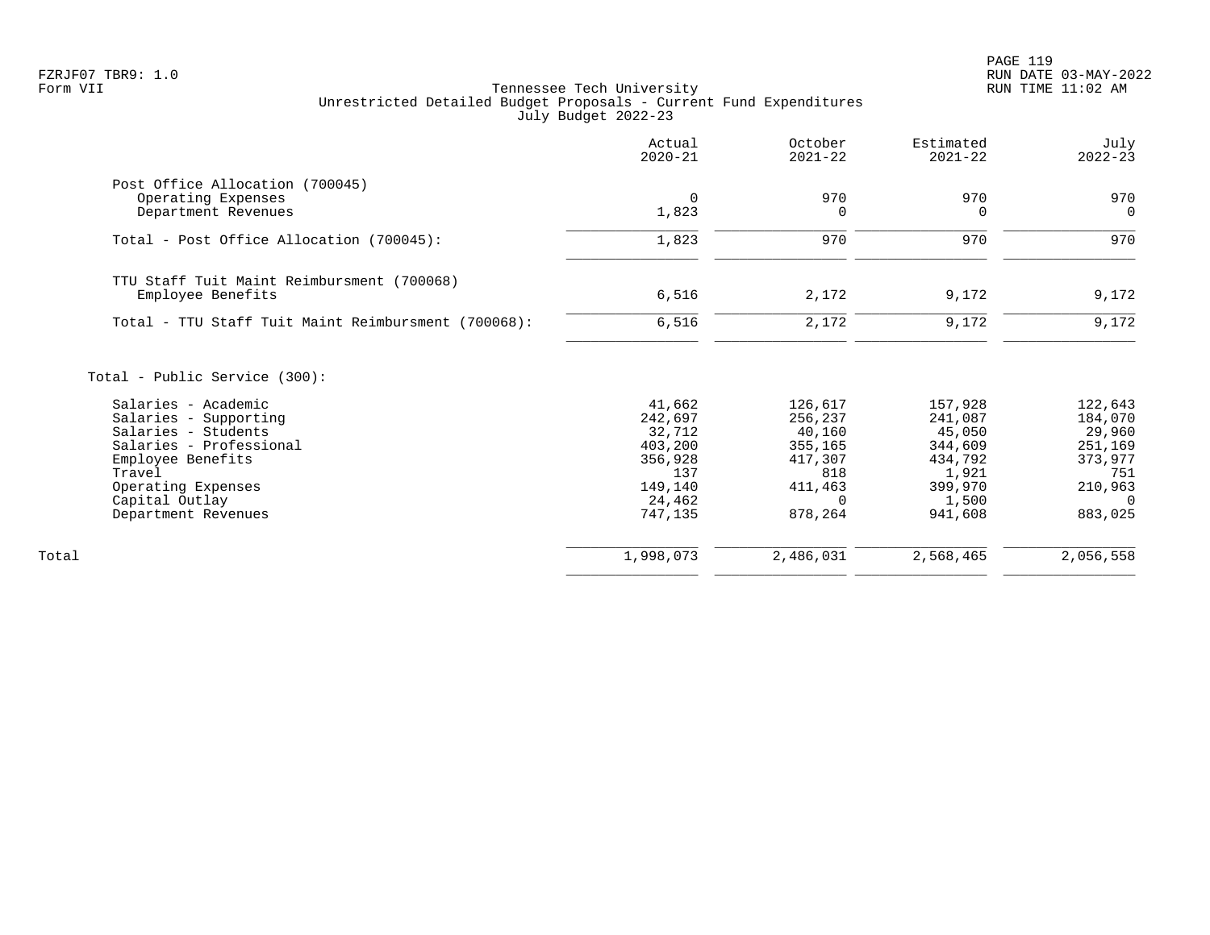Tennessee Tech University
Unrestricted Detailed Budget Proposals - Current Fund Expenditures
July Budget 2022-23

| | Actual 2020-21 | October 2021-22 | Estimated 2021-22 | July 2022-23 |
|---|---|---|---|---|
| **Post Office Allocation (700045)** | | | | |
| Operating Expenses | 0 | 970 | 970 | 970 |
| Department Revenues | 1,823 | 0 | 0 | 0 |
| Total - Post Office Allocation (700045): | 1,823 | 970 | 970 | 970 |
| **TTU Staff Tuit Maint Reimbursment (700068)** | | | | |
| Employee Benefits | 6,516 | 2,172 | 9,172 | 9,172 |
| Total - TTU Staff Tuit Maint Reimbursment (700068): | 6,516 | 2,172 | 9,172 | 9,172 |
| **Total - Public Service (300):** | | | | |
| Salaries - Academic | 41,662 | 126,617 | 157,928 | 122,643 |
| Salaries - Supporting | 242,697 | 256,237 | 241,087 | 184,070 |
| Salaries - Students | 32,712 | 40,160 | 45,050 | 29,960 |
| Salaries - Professional | 403,200 | 355,165 | 344,609 | 251,169 |
| Employee Benefits | 356,928 | 417,307 | 434,792 | 373,977 |
| Travel | 137 | 818 | 1,921 | 751 |
| Operating Expenses | 149,140 | 411,463 | 399,970 | 210,963 |
| Capital Outlay | 24,462 | 0 | 1,500 | 0 |
| Department Revenues | 747,135 | 878,264 | 941,608 | 883,025 |
| Total | 1,998,073 | 2,486,031 | 2,568,465 | 2,056,558 |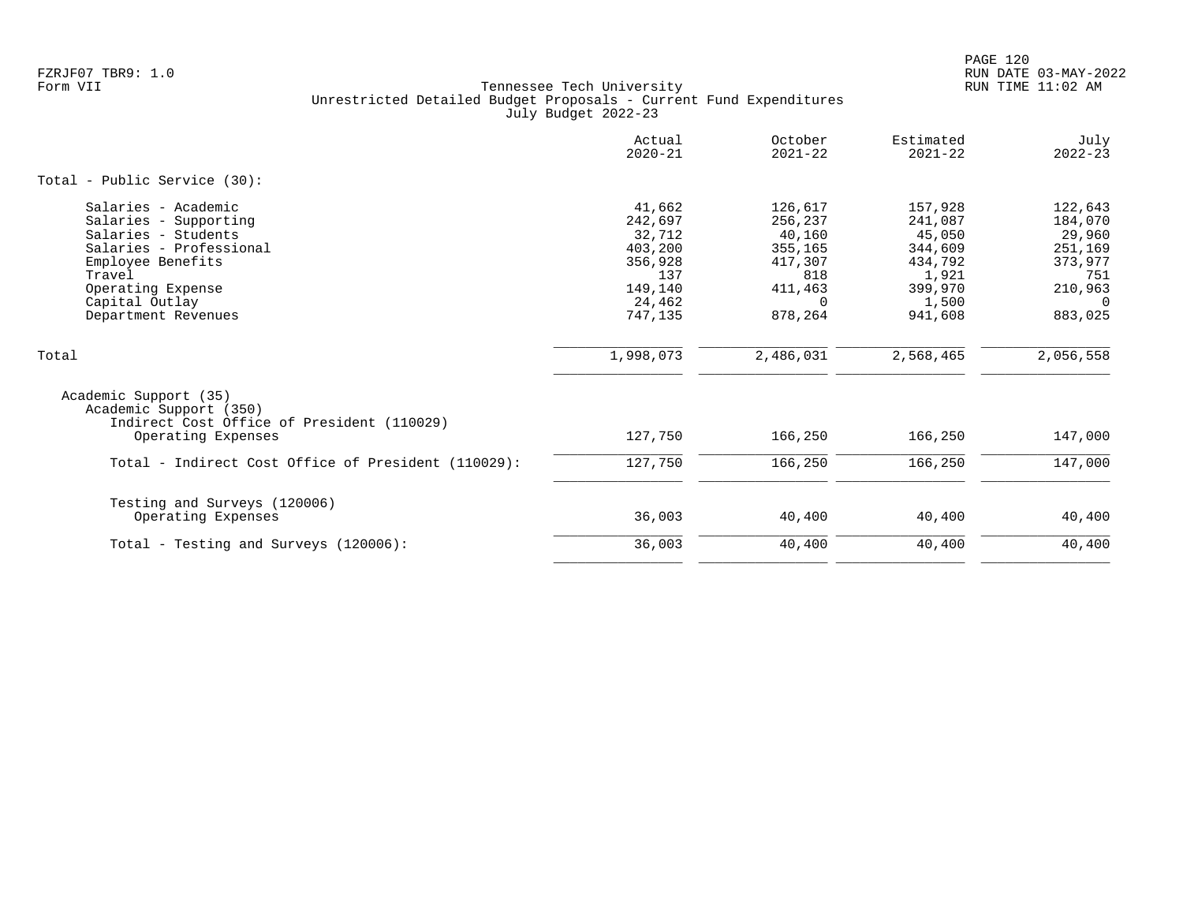FZRJF07 TBR9: 1.0
Form VII

Tennessee Tech University
Unrestricted Detailed Budget Proposals - Current Fund Expenditures
July Budget 2022-23

RUN DATE 03-MAY-2022
RUN TIME 11:02 AM

| | Actual 2020-21 | October 2021-22 | Estimated 2021-22 | July 2022-23 |
|---|---|---|---|---|
| **Total - Public Service (30):** | | | | |
| Salaries - Academic | 41,662 | 126,617 | 157,928 | 122,643 |
| Salaries - Supporting | 242,697 | 256,237 | 241,087 | 184,070 |
| Salaries - Students | 32,712 | 40,160 | 45,050 | 29,960 |
| Salaries - Professional | 403,200 | 355,165 | 344,609 | 251,169 |
| Employee Benefits | 356,928 | 417,307 | 434,792 | 373,977 |
| Travel | 137 | 818 | 1,921 | 751 |
| Operating Expense | 149,140 | 411,463 | 399,970 | 210,963 |
| Capital Outlay | 24,462 | 0 | 1,500 | 0 |
| Department Revenues | 747,135 | 878,264 | 941,608 | 883,025 |
| Total | 1,998,073 | 2,486,031 | 2,568,465 | 2,056,558 |
| Academic Support (35) | | | | |
| Academic Support (350) | | | | |
| Indirect Cost Office of President (110029) | | | | |
| Operating Expenses | 127,750 | 166,250 | 166,250 | 147,000 |
| Total - Indirect Cost Office of President (110029): | 127,750 | 166,250 | 166,250 | 147,000 |
| Testing and Surveys (120006) | | | | |
| Operating Expenses | 36,003 | 40,400 | 40,400 | 40,400 |
| Total - Testing and Surveys (120006): | 36,003 | 40,400 | 40,400 | 40,400 |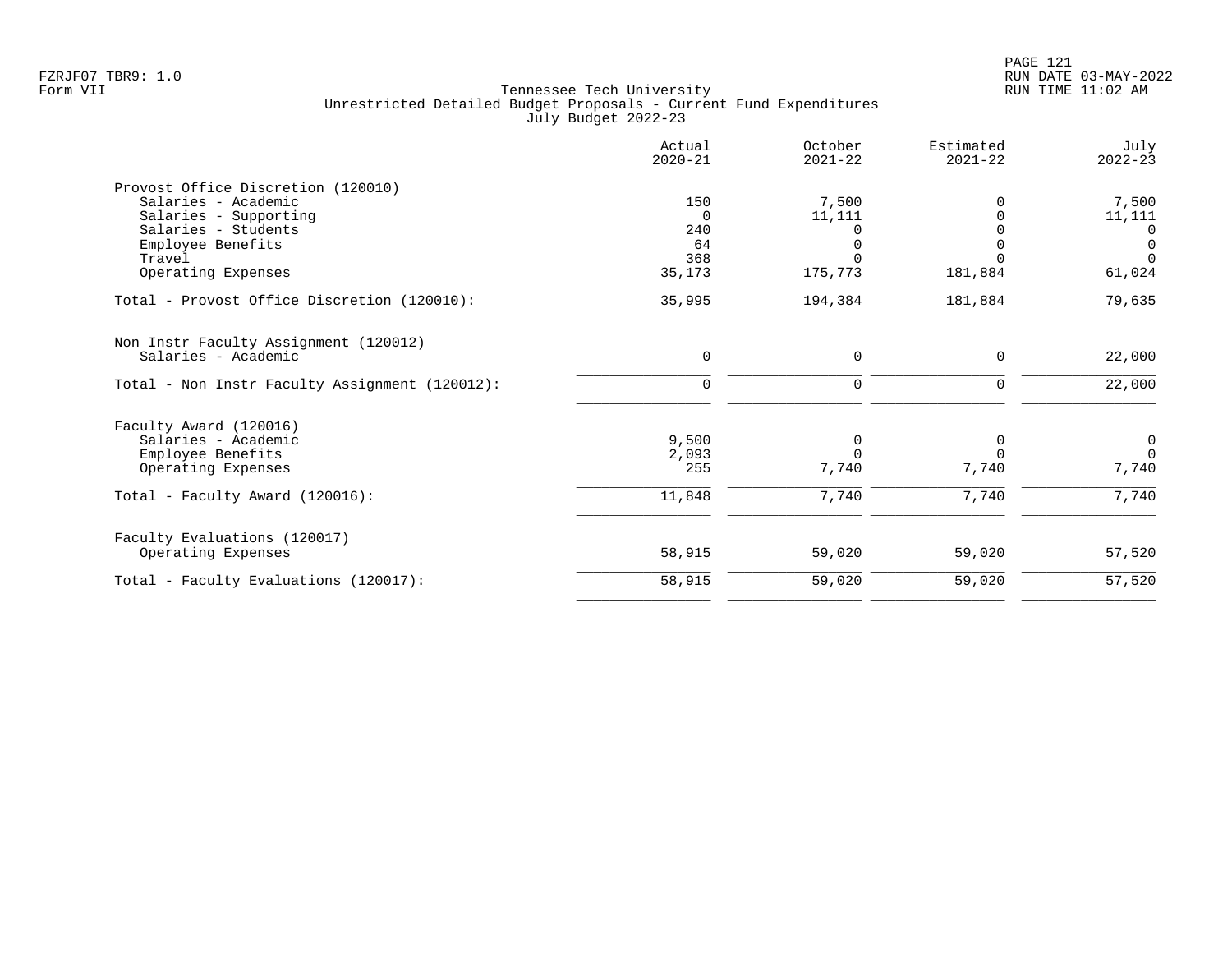FZRJF07 TBR9: 1.0
Form VII

Tennessee Tech University
Unrestricted Detailed Budget Proposals - Current Fund Expenditures
July Budget 2022-23

RUN DATE 03-MAY-2022
RUN TIME 11:02 AM

| | Actual 2020-21 | October 2021-22 | Estimated 2021-22 | July 2022-23 |
|---|---|---|---|---|
| **Provost Office Discretion (120010)** | | | | |
| Salaries - Academic | 150 | 7,500 | 0 | 7,500 |
| Salaries - Supporting | 0 | 11,111 | 0 | 11,111 |
| Salaries - Students | 240 | 0 | 0 | 0 |
| Employee Benefits | 64 | 0 | 0 | 0 |
| Travel | 368 | 0 | 0 | 0 |
| Operating Expenses | 35,173 | 175,773 | 181,884 | 61,024 |
| Total - Provost Office Discretion (120010): | 35,995 | 194,384 | 181,884 | 79,635 |
| **Non Instr Faculty Assignment (120012)** | | | | |
| Salaries - Academic | 0 | 0 | 0 | 22,000 |
| Total - Non Instr Faculty Assignment (120012): | 0 | 0 | 0 | 22,000 |
| **Faculty Award (120016)** | | | | |
| Salaries - Academic | 9,500 | 0 | 0 | 0 |
| Employee Benefits | 2,093 | 0 | 0 | 0 |
| Operating Expenses | 255 | 7,740 | 7,740 | 7,740 |
| Total - Faculty Award (120016): | 11,848 | 7,740 | 7,740 | 7,740 |
| **Faculty Evaluations (120017)** | | | | |
| Operating Expenses | 58,915 | 59,020 | 59,020 | 57,520 |
| Total - Faculty Evaluations (120017): | 58,915 | 59,020 | 59,020 | 57,520 |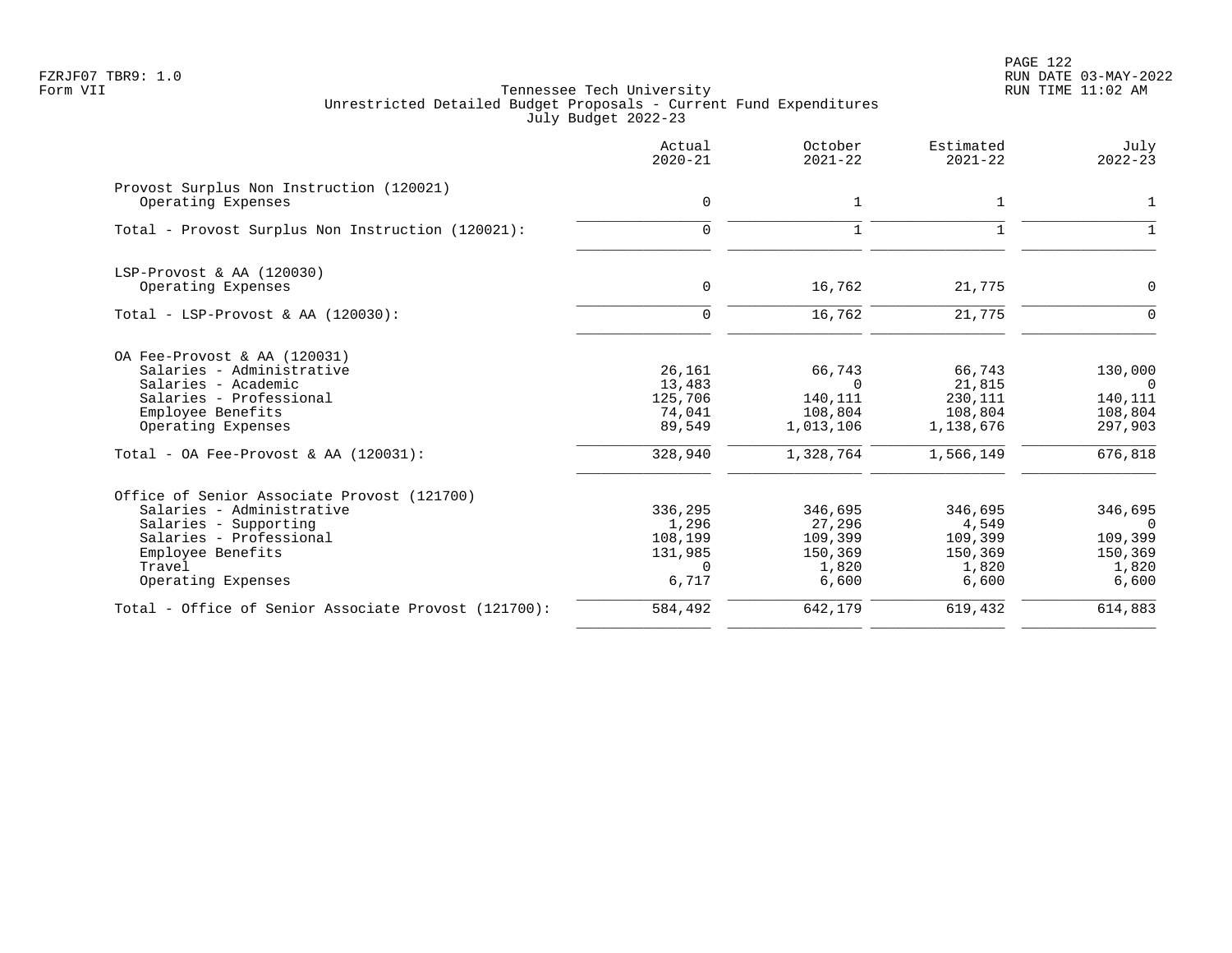Tennessee Tech University
Unrestricted Detailed Budget Proposals - Current Fund Expenditures
July Budget 2022-23

| | Actual 2020-21 | October 2021-22 | Estimated 2021-22 | July 2022-23 |
|---|---:|---:|---:|---:|
| **Provost Surplus Non Instruction (120021)** | | | | |
| Operating Expenses | 0 | 1 | 1 | 1 |
| Total - Provost Surplus Non Instruction (120021): | 0 | 1 | 1 | 1 |
| **LSP-Provost & AA (120030)** | | | | |
| Operating Expenses | 0 | 16,762 | 21,775 | 0 |
| Total - LSP-Provost & AA (120030): | 0 | 16,762 | 21,775 | 0 |
| **OA Fee-Provost & AA (120031)** | | | | |
| Salaries - Administrative | 26,161 | 66,743 | 66,743 | 130,000 |
| Salaries - Academic | 13,483 | 0 | 21,815 | 0 |
| Salaries - Professional | 125,706 | 140,111 | 230,111 | 140,111 |
| Employee Benefits | 74,041 | 108,804 | 108,804 | 108,804 |
| Operating Expenses | 89,549 | 1,013,106 | 1,138,676 | 297,903 |
| Total - OA Fee-Provost & AA (120031): | 328,940 | 1,328,764 | 1,566,149 | 676,818 |
| **Office of Senior Associate Provost (121700)** | | | | |
| Salaries - Administrative | 336,295 | 346,695 | 346,695 | 346,695 |
| Salaries - Supporting | 1,296 | 27,296 | 4,549 | 0 |
| Salaries - Professional | 108,199 | 109,399 | 109,399 | 109,399 |
| Employee Benefits | 131,985 | 150,369 | 150,369 | 150,369 |
| Travel | 0 | 1,820 | 1,820 | 1,820 |
| Operating Expenses | 6,717 | 6,600 | 6,600 | 6,600 |
| Total - Office of Senior Associate Provost (121700): | 584,492 | 642,179 | 619,432 | 614,883 |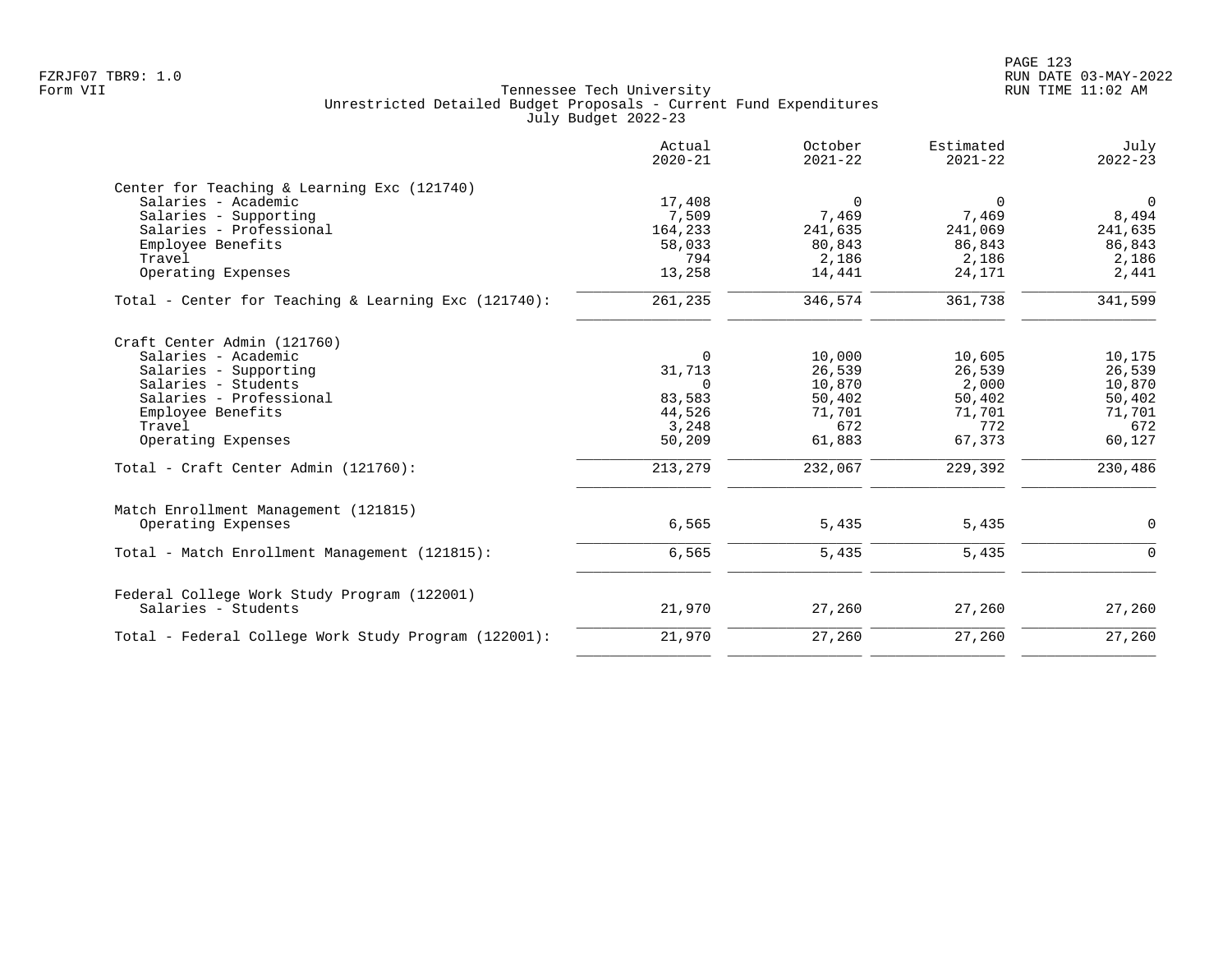Tennessee Tech University
Unrestricted Detailed Budget Proposals - Current Fund Expenditures
July Budget 2022-23

| | Actual 2020-21 | October 2021-22 | Estimated 2021-22 | July 2022-23 |
|---|---|---|---|---|
| **Center for Teaching & Learning Exc (121740)** | | | | |
| Salaries - Academic | 17,408 | 0 | 0 | 0 |
| Salaries - Supporting | 7,509 | 7,469 | 7,469 | 8,494 |
| Salaries - Professional | 164,233 | 241,635 | 241,069 | 241,635 |
| Employee Benefits | 58,033 | 80,843 | 86,843 | 86,843 |
| Travel | 794 | 2,186 | 2,186 | 2,186 |
| Operating Expenses | 13,258 | 14,441 | 24,171 | 2,441 |
| Total - Center for Teaching & Learning Exc (121740): | 261,235 | 346,574 | 361,738 | 341,599 |
| **Craft Center Admin (121760)** | | | | |
| Salaries - Academic | 0 | 10,000 | 10,605 | 10,175 |
| Salaries - Supporting | 31,713 | 26,539 | 26,539 | 26,539 |
| Salaries - Students | 0 | 10,870 | 2,000 | 10,870 |
| Salaries - Professional | 83,583 | 50,402 | 50,402 | 50,402 |
| Employee Benefits | 44,526 | 71,701 | 71,701 | 71,701 |
| Travel | 3,248 | 672 | 772 | 672 |
| Operating Expenses | 50,209 | 61,883 | 67,373 | 60,127 |
| Total - Craft Center Admin (121760): | 213,279 | 232,067 | 229,392 | 230,486 |
| **Match Enrollment Management (121815)** | | | | |
| Operating Expenses | 6,565 | 5,435 | 5,435 | 0 |
| Total - Match Enrollment Management (121815): | 6,565 | 5,435 | 5,435 | 0 |
| **Federal College Work Study Program (122001)** | | | | |
| Salaries - Students | 21,970 | 27,260 | 27,260 | 27,260 |
| Total - Federal College Work Study Program (122001): | 21,970 | 27,260 | 27,260 | 27,260 |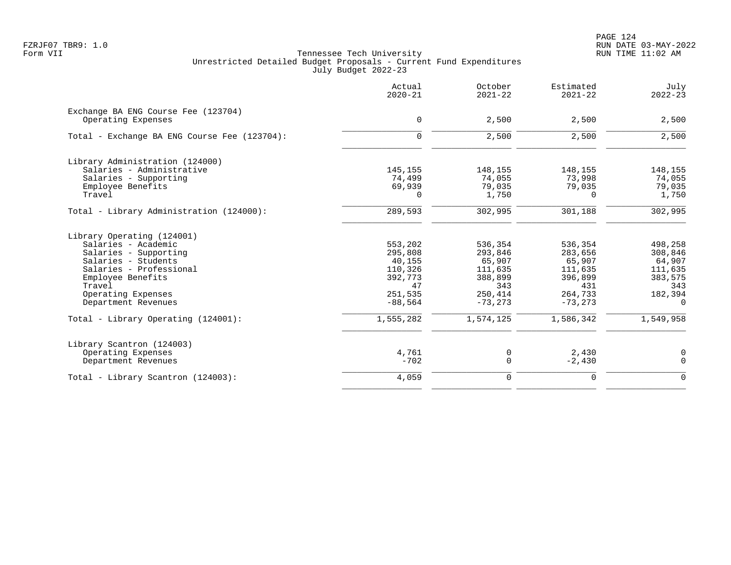FZRJF07 TBR9: 1.0
Form VII

Tennessee Tech University
Unrestricted Detailed Budget Proposals - Current Fund Expenditures
July Budget 2022-23

RUN DATE 03-MAY-2022
RUN TIME 11:02 AM

| | Actual 2020-21 | October 2021-22 | Estimated 2021-22 | July 2022-23 |
|---|---|---|---|---|
| **Exchange BA ENG Course Fee (123704)** | | | | |
| Operating Expenses | 0 | 2,500 | 2,500 | 2,500 |
| Total - Exchange BA ENG Course Fee (123704): | 0 | 2,500 | 2,500 | 2,500 |
| **Library Administration (124000)** | | | | |
| Salaries - Administrative | 145,155 | 148,155 | 148,155 | 148,155 |
| Salaries - Supporting | 74,499 | 74,055 | 73,998 | 74,055 |
| Employee Benefits | 69,939 | 79,035 | 79,035 | 79,035 |
| Travel | 0 | 1,750 | 0 | 1,750 |
| Total - Library Administration (124000): | 289,593 | 302,995 | 301,188 | 302,995 |
| **Library Operating (124001)** | | | | |
| Salaries - Academic | 553,202 | 536,354 | 536,354 | 498,258 |
| Salaries - Supporting | 295,808 | 293,846 | 283,656 | 308,846 |
| Salaries - Students | 40,155 | 65,907 | 65,907 | 64,907 |
| Salaries - Professional | 110,326 | 111,635 | 111,635 | 111,635 |
| Employee Benefits | 392,773 | 388,899 | 396,899 | 383,575 |
| Travel | 47 | 343 | 431 | 343 |
| Operating Expenses | 251,535 | 250,414 | 264,733 | 182,394 |
| Department Revenues | -88,564 | -73,273 | -73,273 | 0 |
| Total - Library Operating (124001): | 1,555,282 | 1,574,125 | 1,586,342 | 1,549,958 |
| **Library Scantron (124003)** | | | | |
| Operating Expenses | 4,761 | 0 | 2,430 | 0 |
| Department Revenues | -702 | 0 | -2,430 | 0 |
| Total - Library Scantron (124003): | 4,059 | 0 | 0 | 0 |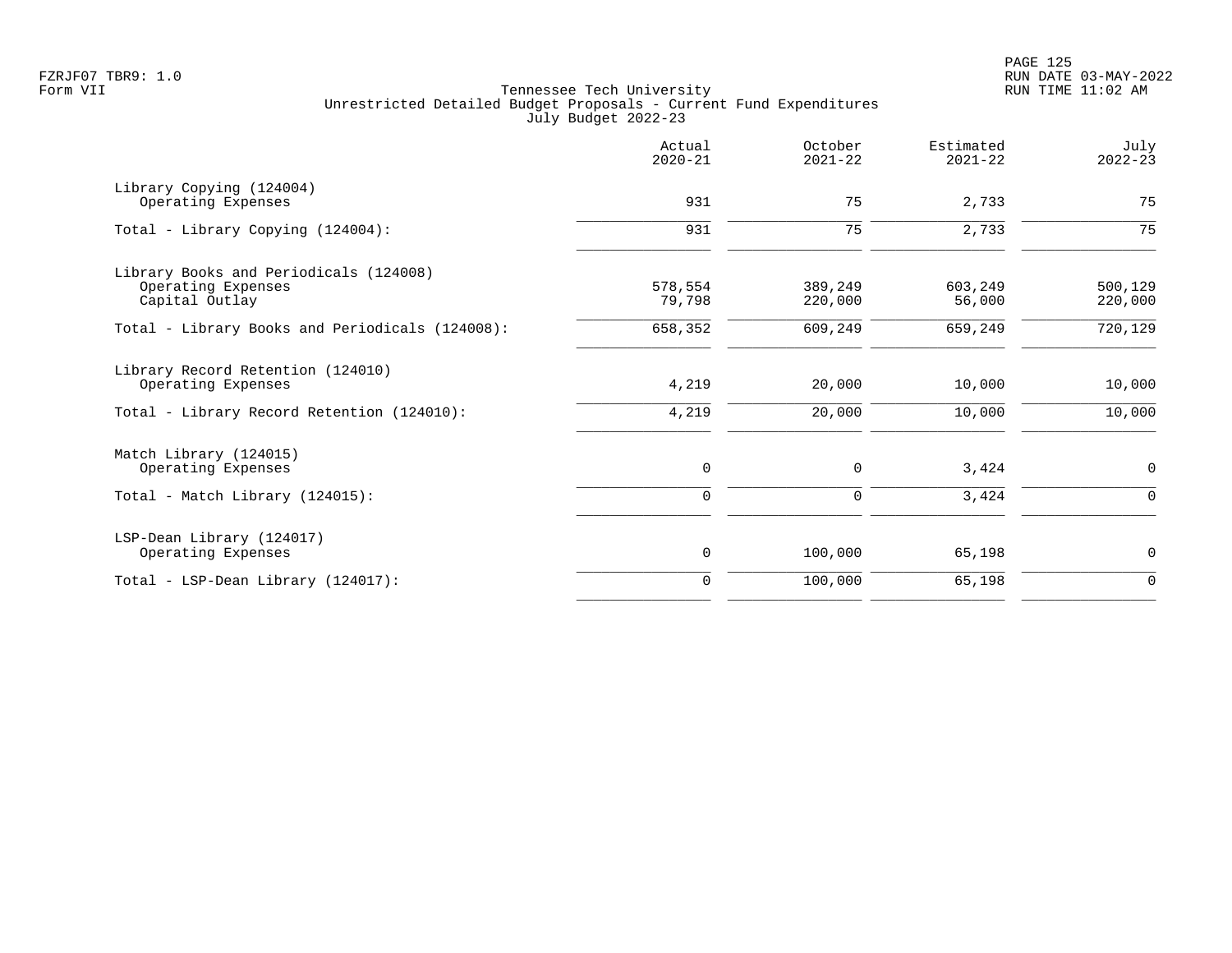FZRJF07 TBR9: 1.0
Form VII

Tennessee Tech University
Unrestricted Detailed Budget Proposals - Current Fund Expenditures
July Budget 2022-23

|  | Actual 2020-21 | October 2021-22 | Estimated 2021-22 | July 2022-23 |
|---|---|---|---|---|
| Library Copying (124004) |  |  |  |  |
| Operating Expenses | 931 | 75 | 2,733 | 75 |
| Total - Library Copying (124004): | 931 | 75 | 2,733 | 75 |
| Library Books and Periodicals (124008) |  |  |  |  |
| Operating Expenses | 578,554 | 389,249 | 603,249 | 500,129 |
| Capital Outlay | 79,798 | 220,000 | 56,000 | 220,000 |
| Total - Library Books and Periodicals (124008): | 658,352 | 609,249 | 659,249 | 720,129 |
| Library Record Retention (124010) |  |  |  |  |
| Operating Expenses | 4,219 | 20,000 | 10,000 | 10,000 |
| Total - Library Record Retention (124010): | 4,219 | 20,000 | 10,000 | 10,000 |
| Match Library (124015) |  |  |  |  |
| Operating Expenses | 0 | 0 | 3,424 | 0 |
| Total - Match Library (124015): | 0 | 0 | 3,424 | 0 |
| LSP-Dean Library (124017) |  |  |  |  |
| Operating Expenses | 0 | 100,000 | 65,198 | 0 |
| Total - LSP-Dean Library (124017): | 0 | 100,000 | 65,198 | 0 |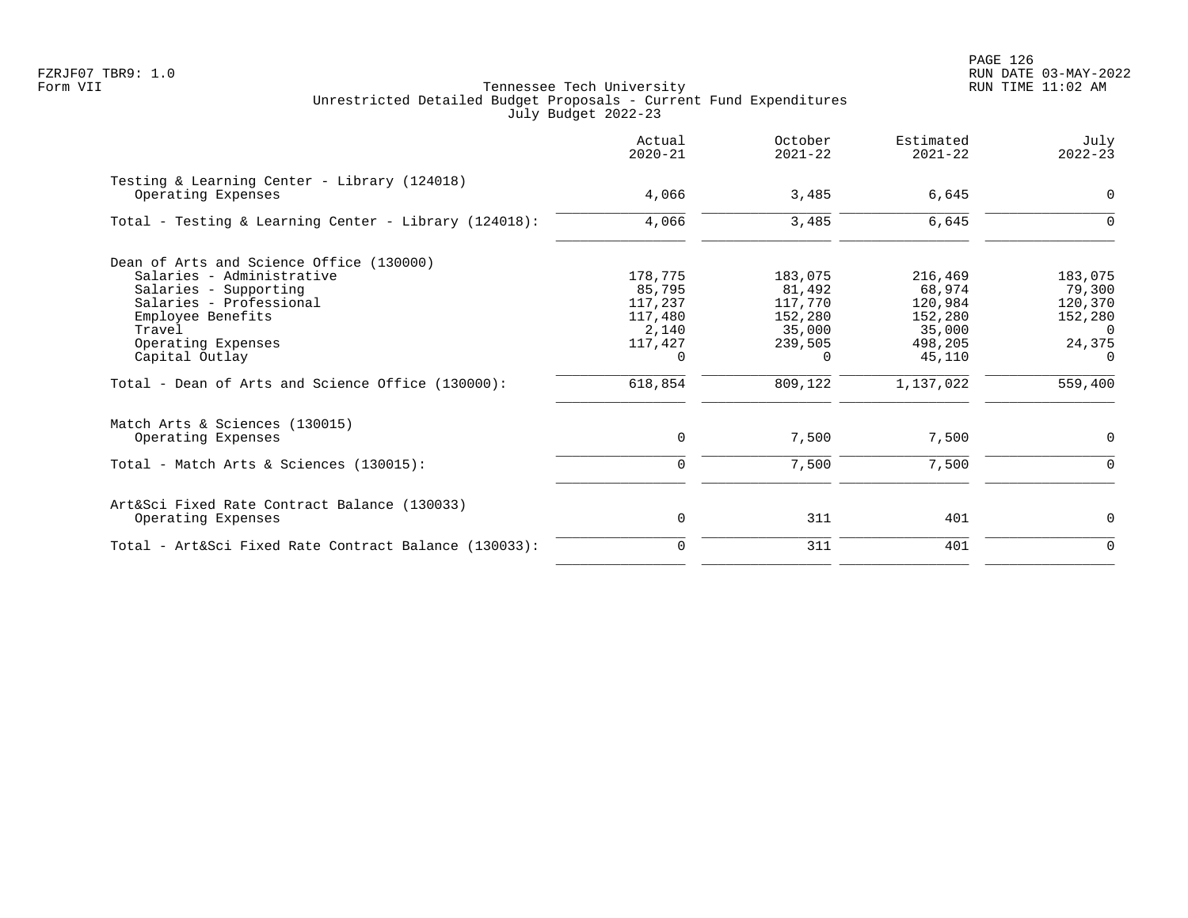Tennessee Tech University
Unrestricted Detailed Budget Proposals - Current Fund Expenditures
July Budget 2022-23

Form VII

| | Actual 2020-21 | October 2021-22 | Estimated 2021-22 | July 2022-23 |
|---|---|---|---|---|
| **Testing & Learning Center - Library (124018)** | | | | |
| Operating Expenses | 4,066 | 3,485 | 6,645 | 0 |
| Total - Testing & Learning Center - Library (124018): | 4,066 | 3,485 | 6,645 | 0 |
| **Dean of Arts and Science Office (130000)** | | | | |
| Salaries - Administrative | 178,775 | 183,075 | 216,469 | 183,075 |
| Salaries - Supporting | 85,795 | 81,492 | 68,974 | 79,300 |
| Salaries - Professional | 117,237 | 117,770 | 120,984 | 120,370 |
| Employee Benefits | 117,480 | 152,280 | 152,280 | 152,280 |
| Travel | 2,140 | 35,000 | 35,000 | 0 |
| Operating Expenses | 117,427 | 239,505 | 498,205 | 24,375 |
| Capital Outlay | 0 | 0 | 45,110 | 0 |
| Total - Dean of Arts and Science Office (130000): | 618,854 | 809,122 | 1,137,022 | 559,400 |
| **Match Arts & Sciences (130015)** | | | | |
| Operating Expenses | 0 | 7,500 | 7,500 | 0 |
| Total - Match Arts & Sciences (130015): | 0 | 7,500 | 7,500 | 0 |
| **Art&Sci Fixed Rate Contract Balance (130033)** | | | | |
| Operating Expenses | 0 | 311 | 401 | 0 |
| Total - Art&Sci Fixed Rate Contract Balance (130033): | 0 | 311 | 401 | 0 |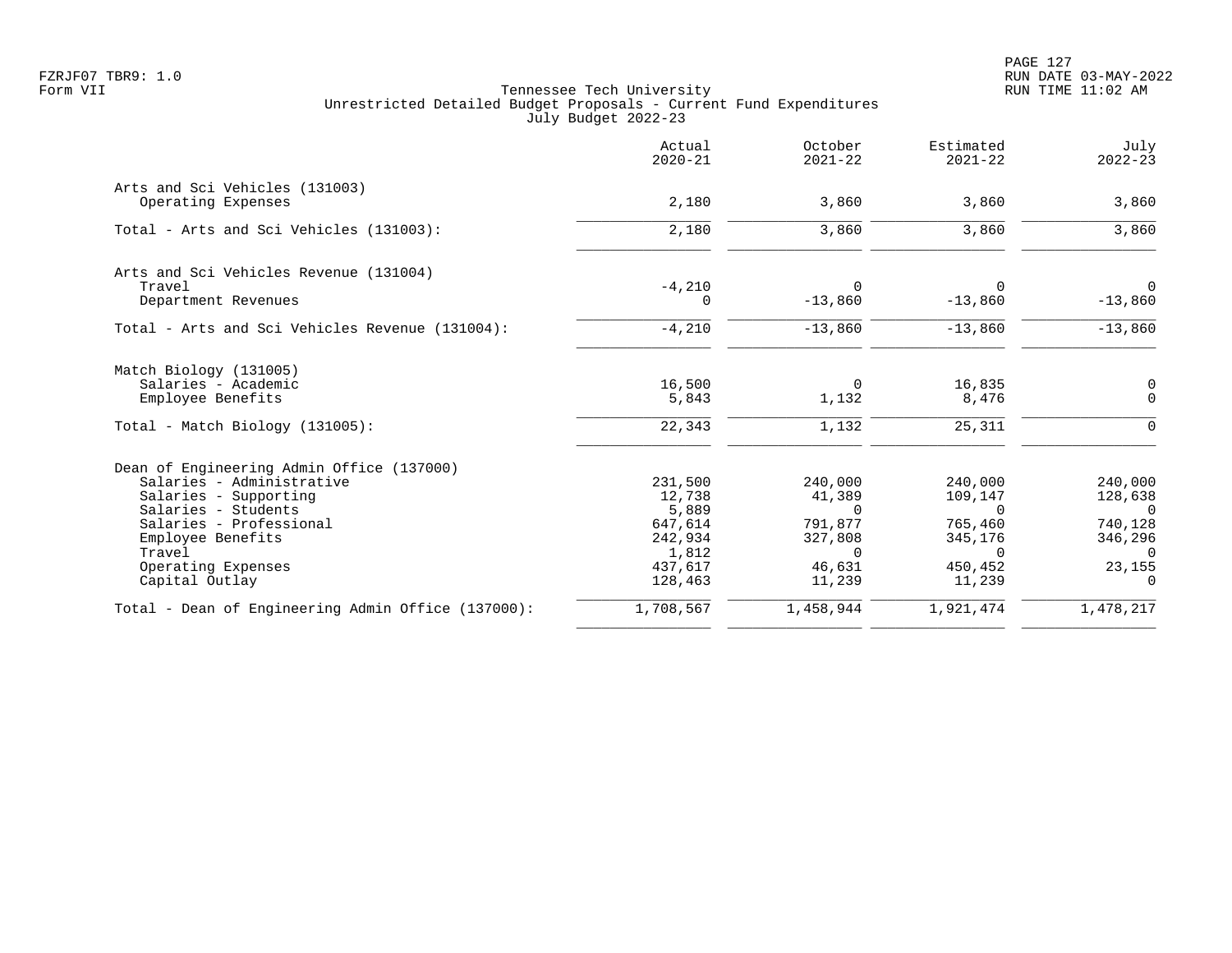Tennessee Tech University
Unrestricted Detailed Budget Proposals - Current Fund Expenditures
July Budget 2022-23

| | Actual 2020-21 | October 2021-22 | Estimated 2021-22 | July 2022-23 |
|---|---|---|---|---|
| **Arts and Sci Vehicles (131003)** | | | | |
| Operating Expenses | 2,180 | 3,860 | 3,860 | 3,860 |
| Total - Arts and Sci Vehicles (131003): | 2,180 | 3,860 | 3,860 | 3,860 |
| **Arts and Sci Vehicles Revenue (131004)** | | | | |
| Travel | -4,210 | 0 | 0 | 0 |
| Department Revenues | 0 | -13,860 | -13,860 | -13,860 |
| Total - Arts and Sci Vehicles Revenue (131004): | -4,210 | -13,860 | -13,860 | -13,860 |
| **Match Biology (131005)** | | | | |
| Salaries - Academic | 16,500 | 0 | 16,835 | 0 |
| Employee Benefits | 5,843 | 1,132 | 8,476 | 0 |
| Total - Match Biology (131005): | 22,343 | 1,132 | 25,311 | 0 |
| **Dean of Engineering Admin Office (137000)** | | | | |
| Salaries - Administrative | 231,500 | 240,000 | 240,000 | 240,000 |
| Salaries - Supporting | 12,738 | 41,389 | 109,147 | 128,638 |
| Salaries - Students | 5,889 | 0 | 0 | 0 |
| Salaries - Professional | 647,614 | 791,877 | 765,460 | 740,128 |
| Employee Benefits | 242,934 | 327,808 | 345,176 | 346,296 |
| Travel | 1,812 | 0 | 0 | 0 |
| Operating Expenses | 437,617 | 46,631 | 450,452 | 23,155 |
| Capital Outlay | 128,463 | 11,239 | 11,239 | 0 |
| Total - Dean of Engineering Admin Office (137000): | 1,708,567 | 1,458,944 | 1,921,474 | 1,478,217 |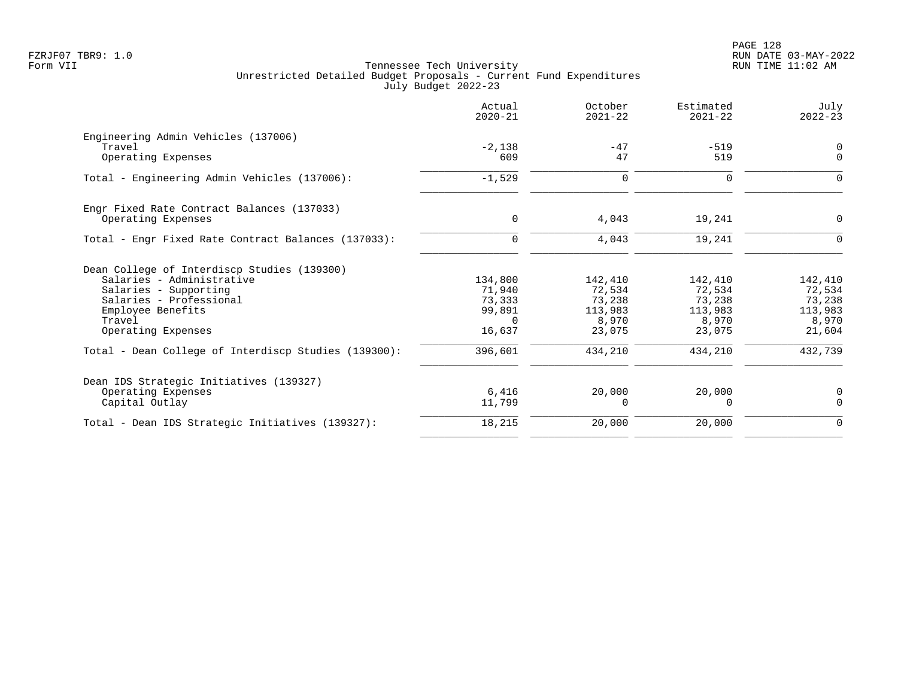Tennessee Tech University
Unrestricted Detailed Budget Proposals - Current Fund Expenditures
July Budget 2022-23

| | Actual 2020-21 | October 2021-22 | Estimated 2021-22 | July 2022-23 |
|---|---|---|---|---|
| **Engineering Admin Vehicles (137006)** | | | | |
| Travel | -2,138 | -47 | -519 | 0 |
| Operating Expenses | 609 | 47 | 519 | 0 |
| Total - Engineering Admin Vehicles (137006): | -1,529 | 0 | 0 | 0 |
| **Engr Fixed Rate Contract Balances (137033)** | | | | |
| Operating Expenses | 0 | 4,043 | 19,241 | 0 |
| Total - Engr Fixed Rate Contract Balances (137033): | 0 | 4,043 | 19,241 | 0 |
| **Dean College of Interdiscp Studies (139300)** | | | | |
| Salaries - Administrative | 134,800 | 142,410 | 142,410 | 142,410 |
| Salaries - Supporting | 71,940 | 72,534 | 72,534 | 72,534 |
| Salaries - Professional | 73,333 | 73,238 | 73,238 | 73,238 |
| Employee Benefits | 99,891 | 113,983 | 113,983 | 113,983 |
| Travel | 0 | 8,970 | 8,970 | 8,970 |
| Operating Expenses | 16,637 | 23,075 | 23,075 | 21,604 |
| Total - Dean College of Interdiscp Studies (139300): | 396,601 | 434,210 | 434,210 | 432,739 |
| **Dean IDS Strategic Initiatives (139327)** | | | | |
| Operating Expenses | 6,416 | 20,000 | 20,000 | 0 |
| Capital Outlay | 11,799 | 0 | 0 | 0 |
| Total - Dean IDS Strategic Initiatives (139327): | 18,215 | 20,000 | 20,000 | 0 |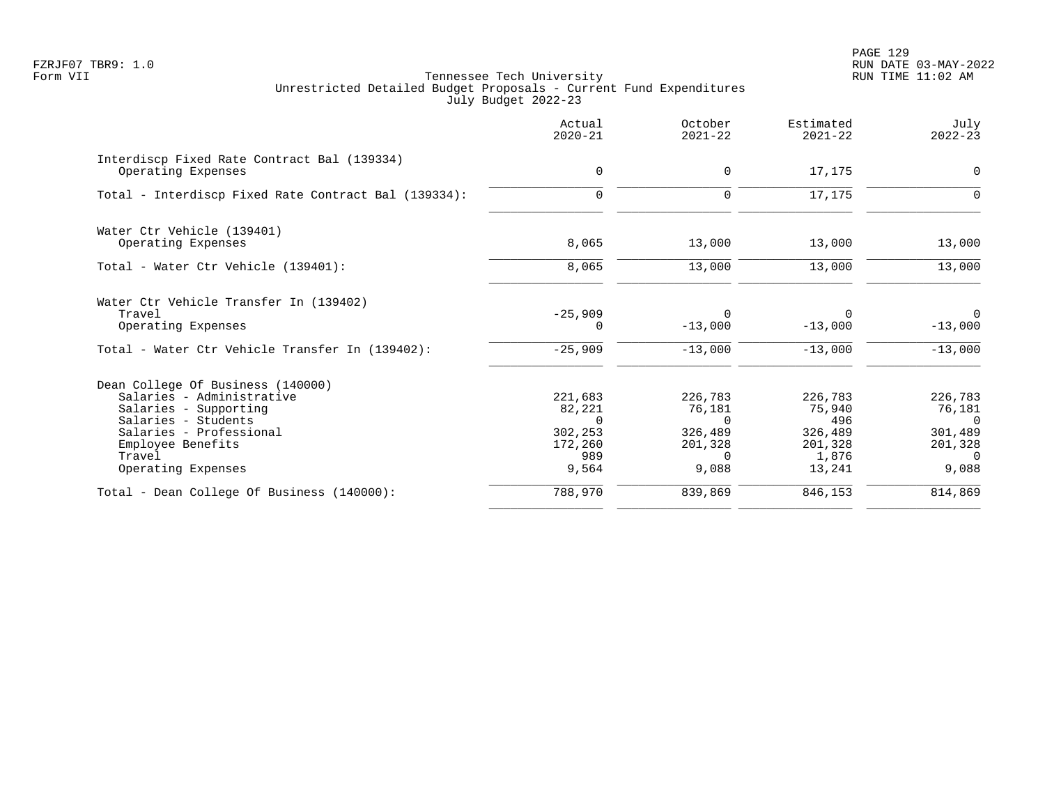Tennessee Tech University
Unrestricted Detailed Budget Proposals - Current Fund Expenditures
July Budget 2022-23

| | Actual 2020-21 | October 2021-22 | Estimated 2021-22 | July 2022-23 |
|---|---|---|---|---|
| **Interdiscp Fixed Rate Contract Bal (139334)** | | | | |
| Operating Expenses | 0 | 0 | 17,175 | 0 |
| Total - Interdiscp Fixed Rate Contract Bal (139334): | 0 | 0 | 17,175 | 0 |
| **Water Ctr Vehicle (139401)** | | | | |
| Operating Expenses | 8,065 | 13,000 | 13,000 | 13,000 |
| Total - Water Ctr Vehicle (139401): | 8,065 | 13,000 | 13,000 | 13,000 |
| **Water Ctr Vehicle Transfer In (139402)** | | | | |
| Travel | -25,909 | 0 | 0 | 0 |
| Operating Expenses | 0 | -13,000 | -13,000 | -13,000 |
| Total - Water Ctr Vehicle Transfer In (139402): | -25,909 | -13,000 | -13,000 | -13,000 |
| **Dean College Of Business (140000)** | | | | |
| Salaries - Administrative | 221,683 | 226,783 | 226,783 | 226,783 |
| Salaries - Supporting | 82,221 | 76,181 | 75,940 | 76,181 |
| Salaries - Students | 0 | 0 | 496 | 0 |
| Salaries - Professional | 302,253 | 326,489 | 326,489 | 301,489 |
| Employee Benefits | 172,260 | 201,328 | 201,328 | 201,328 |
| Travel | 989 | 0 | 1,876 | 0 |
| Operating Expenses | 9,564 | 9,088 | 13,241 | 9,088 |
| Total - Dean College Of Business (140000): | 788,970 | 839,869 | 846,153 | 814,869 |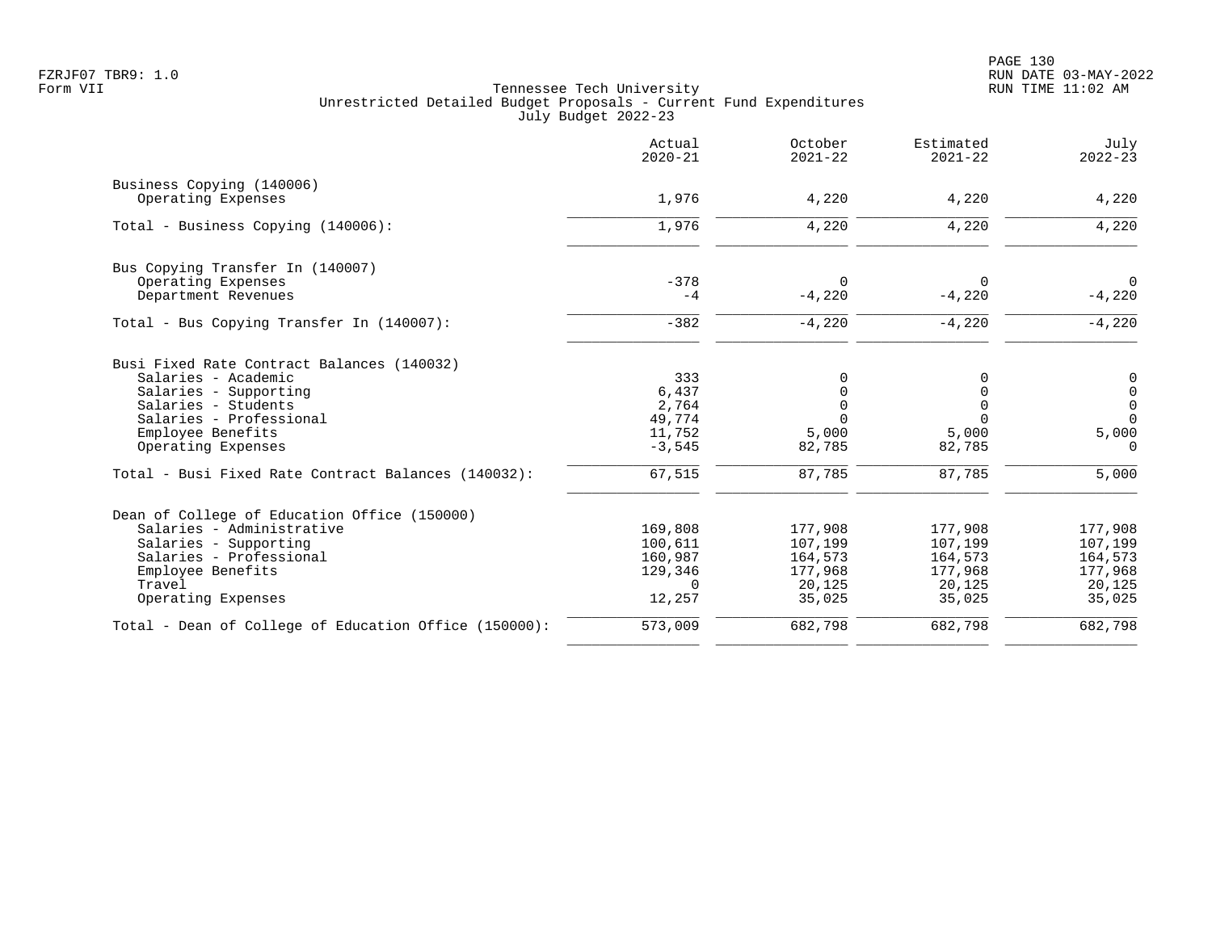Tennessee Tech University
Unrestricted Detailed Budget Proposals - Current Fund Expenditures
July Budget 2022-23

Form VII

| | Actual 2020-21 | October 2021-22 | Estimated 2021-22 | July 2022-23 |
|---|---|---|---|---|
| **Business Copying (140006)** | | | | |
| Operating Expenses | 1,976 | 4,220 | 4,220 | 4,220 |
| Total - Business Copying (140006): | 1,976 | 4,220 | 4,220 | 4,220 |
| **Bus Copying Transfer In (140007)** | | | | |
| Operating Expenses | -378 | 0 | 0 | 0 |
| Department Revenues | -4 | -4,220 | -4,220 | -4,220 |
| Total - Bus Copying Transfer In (140007): | -382 | -4,220 | -4,220 | -4,220 |
| **Busi Fixed Rate Contract Balances (140032)** | | | | |
| Salaries - Academic | 333 | 0 | 0 | 0 |
| Salaries - Supporting | 6,437 | 0 | 0 | 0 |
| Salaries - Students | 2,764 | 0 | 0 | 0 |
| Salaries - Professional | 49,774 | 0 | 0 | 0 |
| Employee Benefits | 11,752 | 5,000 | 5,000 | 5,000 |
| Operating Expenses | -3,545 | 82,785 | 82,785 | 0 |
| Total - Busi Fixed Rate Contract Balances (140032): | 67,515 | 87,785 | 87,785 | 5,000 |
| **Dean of College of Education Office (150000)** | | | | |
| Salaries - Administrative | 169,808 | 177,908 | 177,908 | 177,908 |
| Salaries - Supporting | 100,611 | 107,199 | 107,199 | 107,199 |
| Salaries - Professional | 160,987 | 164,573 | 164,573 | 164,573 |
| Employee Benefits | 129,346 | 177,968 | 177,968 | 177,968 |
| Travel | 0 | 20,125 | 20,125 | 20,125 |
| Operating Expenses | 12,257 | 35,025 | 35,025 | 35,025 |
| Total - Dean of College of Education Office (150000): | 573,009 | 682,798 | 682,798 | 682,798 |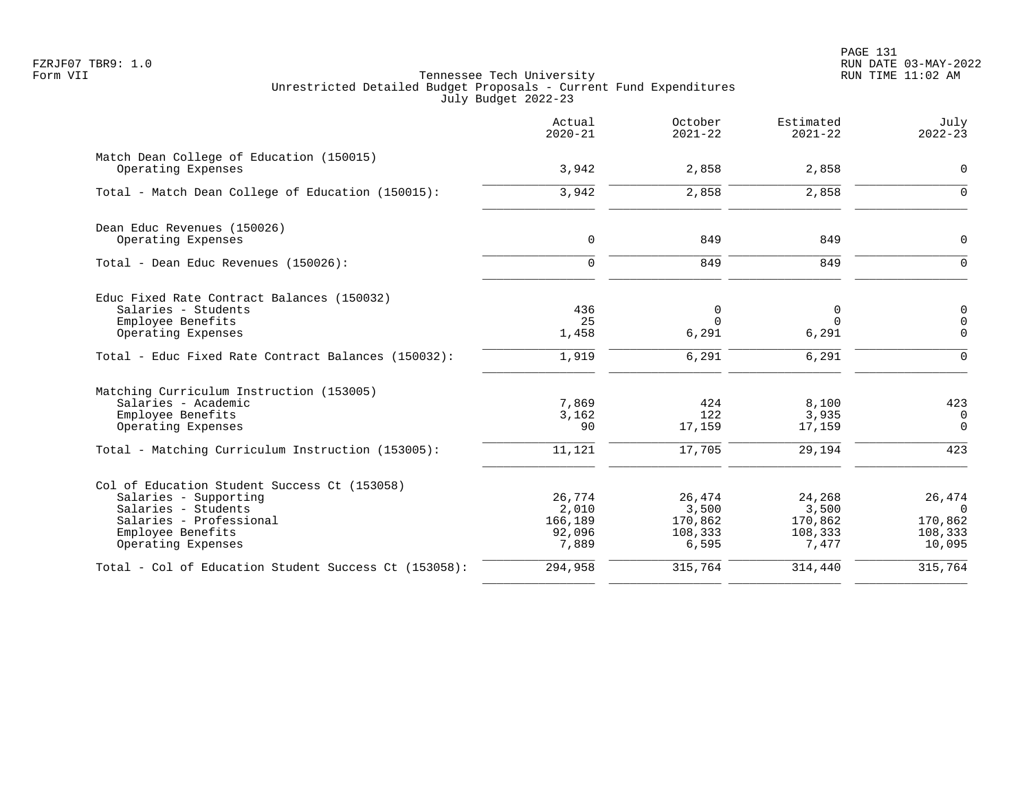Form VII

# Tennessee Tech University

## Unrestricted Detailed Budget Proposals - Current Fund Expenditures

### July Budget 2022-23

| | Actual 2020-21 | October 2021-22 | Estimated 2021-22 | July 2022-23 |
|---|---|---|---|---|
| **Match Dean College of Education (150015)** | | | | |
| Operating Expenses | 3,942 | 2,858 | 2,858 | 0 |
| Total - Match Dean College of Education (150015): | 3,942 | 2,858 | 2,858 | 0 |
| **Dean Educ Revenues (150026)** | | | | |
| Operating Expenses | 0 | 849 | 849 | 0 |
| Total - Dean Educ Revenues (150026): | 0 | 849 | 849 | 0 |
| **Educ Fixed Rate Contract Balances (150032)** | | | | |
| Salaries - Students | 436 | 0 | 0 | 0 |
| Employee Benefits | 25 | 0 | 0 | 0 |
| Operating Expenses | 1,458 | 6,291 | 6,291 | 0 |
| Total - Educ Fixed Rate Contract Balances (150032): | 1,919 | 6,291 | 6,291 | 0 |
| **Matching Curriculum Instruction (153005)** | | | | |
| Salaries - Academic | 7,869 | 424 | 8,100 | 423 |
| Employee Benefits | 3,162 | 122 | 3,935 | 0 |
| Operating Expenses | 90 | 17,159 | 17,159 | 0 |
| Total - Matching Curriculum Instruction (153005): | 11,121 | 17,705 | 29,194 | 423 |
| **Col of Education Student Success Ct (153058)** | | | | |
| Salaries - Supporting | 26,774 | 26,474 | 24,268 | 26,474 |
| Salaries - Students | 2,010 | 3,500 | 3,500 | 0 |
| Salaries - Professional | 166,189 | 170,862 | 170,862 | 170,862 |
| Employee Benefits | 92,096 | 108,333 | 108,333 | 108,333 |
| Operating Expenses | 7,889 | 6,595 | 7,477 | 10,095 |
| Total - Col of Education Student Success Ct (153058): | 294,958 | 315,764 | 314,440 | 315,764 |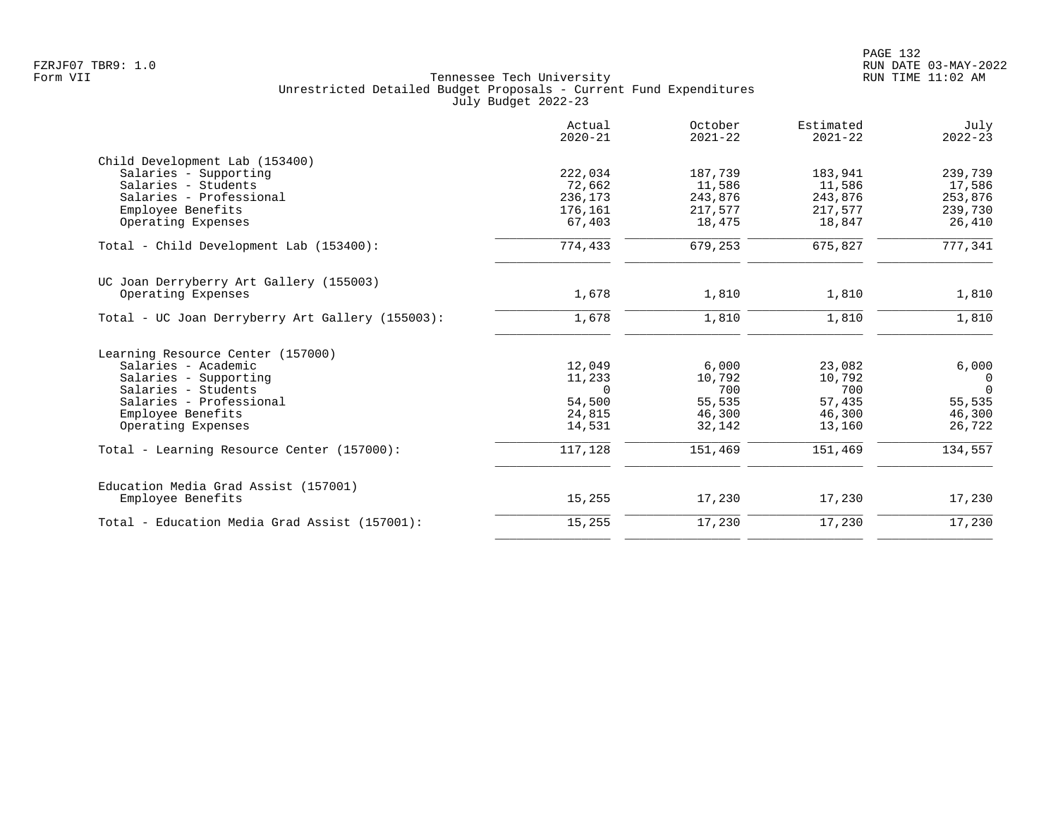Tennessee Tech University
Unrestricted Detailed Budget Proposals - Current Fund Expenditures
July Budget 2022-23

| | Actual 2020-21 | October 2021-22 | Estimated 2021-22 | July 2022-23 |
|---|---|---|---|---|
| **Child Development Lab (153400)** | | | | |
| Salaries - Supporting | 222,034 | 187,739 | 183,941 | 239,739 |
| Salaries - Students | 72,662 | 11,586 | 11,586 | 17,586 |
| Salaries - Professional | 236,173 | 243,876 | 243,876 | 253,876 |
| Employee Benefits | 176,161 | 217,577 | 217,577 | 239,730 |
| Operating Expenses | 67,403 | 18,475 | 18,847 | 26,410 |
| Total - Child Development Lab (153400): | 774,433 | 679,253 | 675,827 | 777,341 |
| **UC Joan Derryberry Art Gallery (155003)** | | | | |
| Operating Expenses | 1,678 | 1,810 | 1,810 | 1,810 |
| Total - UC Joan Derryberry Art Gallery (155003): | 1,678 | 1,810 | 1,810 | 1,810 |
| **Learning Resource Center (157000)** | | | | |
| Salaries - Academic | 12,049 | 6,000 | 23,082 | 6,000 |
| Salaries - Supporting | 11,233 | 10,792 | 10,792 | 0 |
| Salaries - Students | 0 | 700 | 700 | 0 |
| Salaries - Professional | 54,500 | 55,535 | 57,435 | 55,535 |
| Employee Benefits | 24,815 | 46,300 | 46,300 | 46,300 |
| Operating Expenses | 14,531 | 32,142 | 13,160 | 26,722 |
| Total - Learning Resource Center (157000): | 117,128 | 151,469 | 151,469 | 134,557 |
| **Education Media Grad Assist (157001)** | | | | |
| Employee Benefits | 15,255 | 17,230 | 17,230 | 17,230 |
| Total - Education Media Grad Assist (157001): | 15,255 | 17,230 | 17,230 | 17,230 |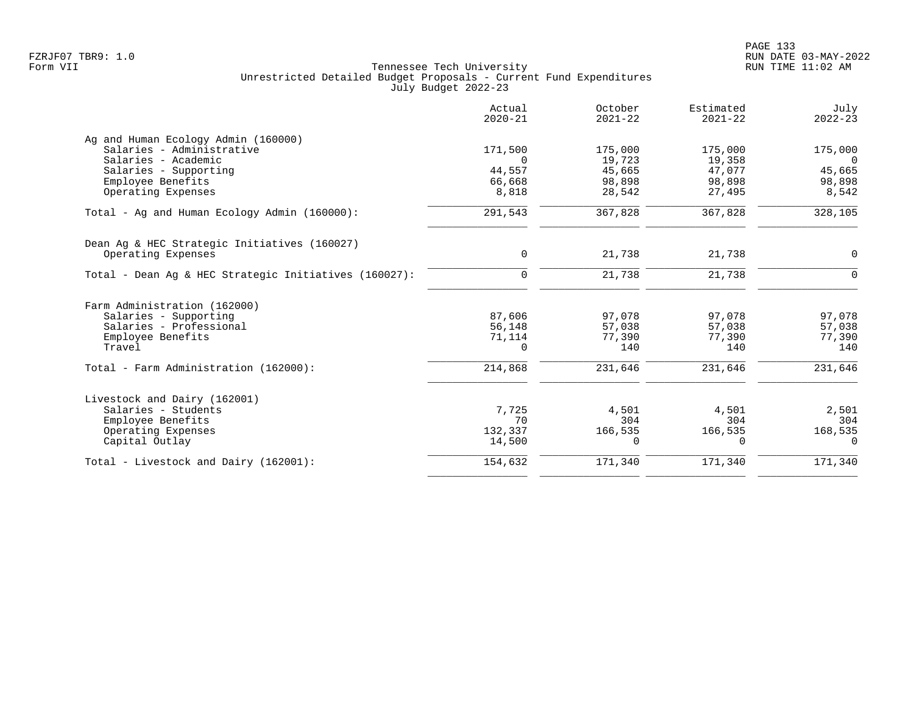FZRJF07 TBR9: 1.0
Form VII

Tennessee Tech University
Unrestricted Detailed Budget Proposals - Current Fund Expenditures
July Budget 2022-23

RUN DATE 03-MAY-2022
RUN TIME 11:02 AM

| | Actual 2020-21 | October 2021-22 | Estimated 2021-22 | July 2022-23 |
|---|---:|---:|---:|---:|
| **Ag and Human Ecology Admin (160000)** | | | | |
| Salaries - Administrative | 171,500 | 175,000 | 175,000 | 175,000 |
| Salaries - Academic | 0 | 19,723 | 19,358 | 0 |
| Salaries - Supporting | 44,557 | 45,665 | 47,077 | 45,665 |
| Employee Benefits | 66,668 | 98,898 | 98,898 | 98,898 |
| Operating Expenses | 8,818 | 28,542 | 27,495 | 8,542 |
| Total - Ag and Human Ecology Admin (160000): | 291,543 | 367,828 | 367,828 | 328,105 |
| **Dean Ag & HEC Strategic Initiatives (160027)** | | | | |
| Operating Expenses | 0 | 21,738 | 21,738 | 0 |
| Total - Dean Ag & HEC Strategic Initiatives (160027): | 0 | 21,738 | 21,738 | 0 |
| **Farm Administration (162000)** | | | | |
| Salaries - Supporting | 87,606 | 97,078 | 97,078 | 97,078 |
| Salaries - Professional | 56,148 | 57,038 | 57,038 | 57,038 |
| Employee Benefits | 71,114 | 77,390 | 77,390 | 77,390 |
| Travel | 0 | 140 | 140 | 140 |
| Total - Farm Administration (162000): | 214,868 | 231,646 | 231,646 | 231,646 |
| **Livestock and Dairy (162001)** | | | | |
| Salaries - Students | 7,725 | 4,501 | 4,501 | 2,501 |
| Employee Benefits | 70 | 304 | 304 | 304 |
| Operating Expenses | 132,337 | 166,535 | 166,535 | 168,535 |
| Capital Outlay | 14,500 | 0 | 0 | 0 |
| Total - Livestock and Dairy (162001): | 154,632 | 171,340 | 171,340 | 171,340 |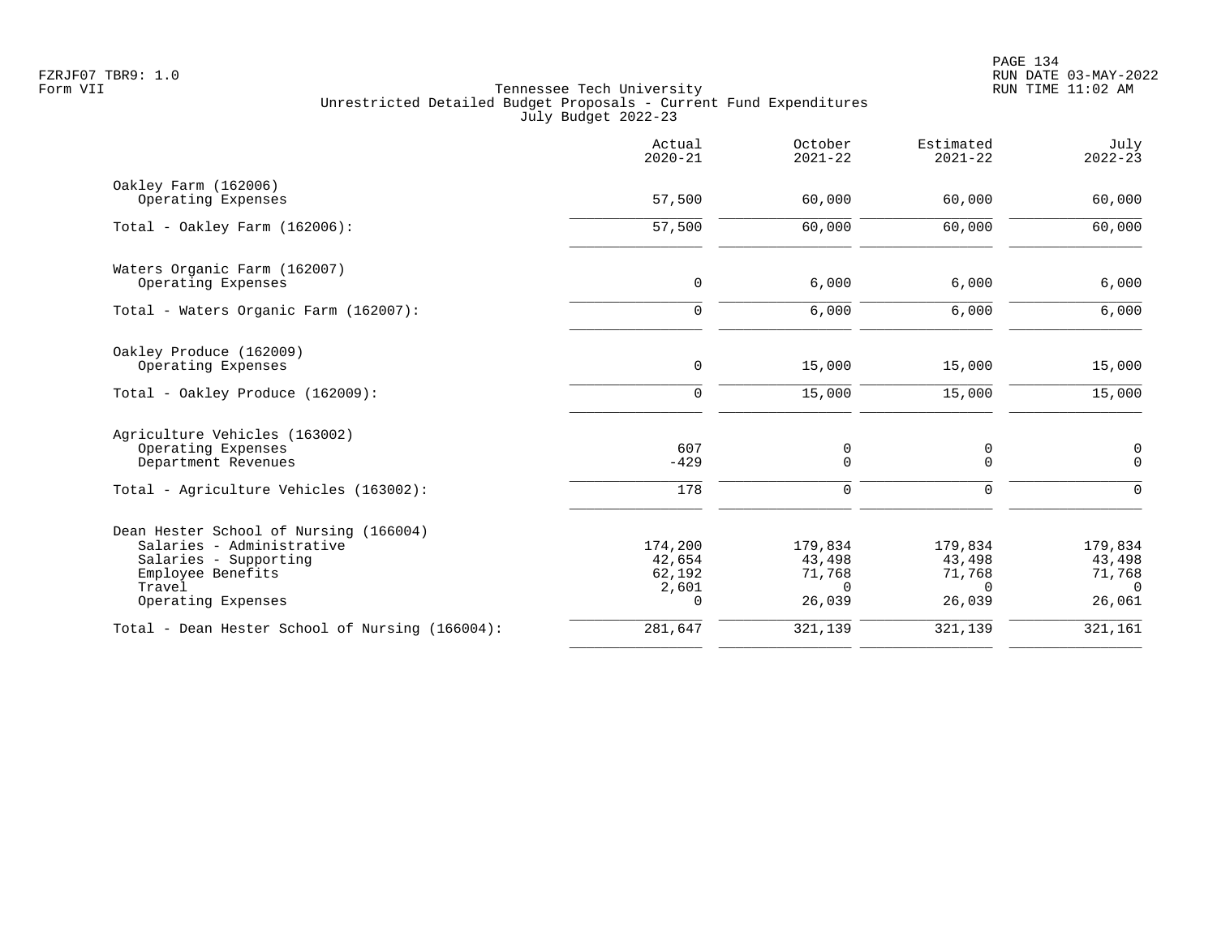Tennessee Tech University
Unrestricted Detailed Budget Proposals - Current Fund Expenditures
July Budget 2022-23

| | Actual 2020-21 | October 2021-22 | Estimated 2021-22 | July 2022-23 |
|---|---:|---:|---:|---:|
| **Oakley Farm (162006)** | | | | |
| Operating Expenses | 57,500 | 60,000 | 60,000 | 60,000 |
| Total - Oakley Farm (162006): | 57,500 | 60,000 | 60,000 | 60,000 |
| **Waters Organic Farm (162007)** | | | | |
| Operating Expenses | 0 | 6,000 | 6,000 | 6,000 |
| Total - Waters Organic Farm (162007): | 0 | 6,000 | 6,000 | 6,000 |
| **Oakley Produce (162009)** | | | | |
| Operating Expenses | 0 | 15,000 | 15,000 | 15,000 |
| Total - Oakley Produce (162009): | 0 | 15,000 | 15,000 | 15,000 |
| **Agriculture Vehicles (163002)** | | | | |
| Operating Expenses | 607 | 0 | 0 | 0 |
| Department Revenues | -429 | 0 | 0 | 0 |
| Total - Agriculture Vehicles (163002): | 178 | 0 | 0 | 0 |
| **Dean Hester School of Nursing (166004)** | | | | |
| Salaries - Administrative | 174,200 | 179,834 | 179,834 | 179,834 |
| Salaries - Supporting | 42,654 | 43,498 | 43,498 | 43,498 |
| Employee Benefits | 62,192 | 71,768 | 71,768 | 71,768 |
| Travel | 2,601 | 0 | 0 | 0 |
| Operating Expenses | 0 | 26,039 | 26,039 | 26,061 |
| Total - Dean Hester School of Nursing (166004): | 281,647 | 321,139 | 321,139 | 321,161 |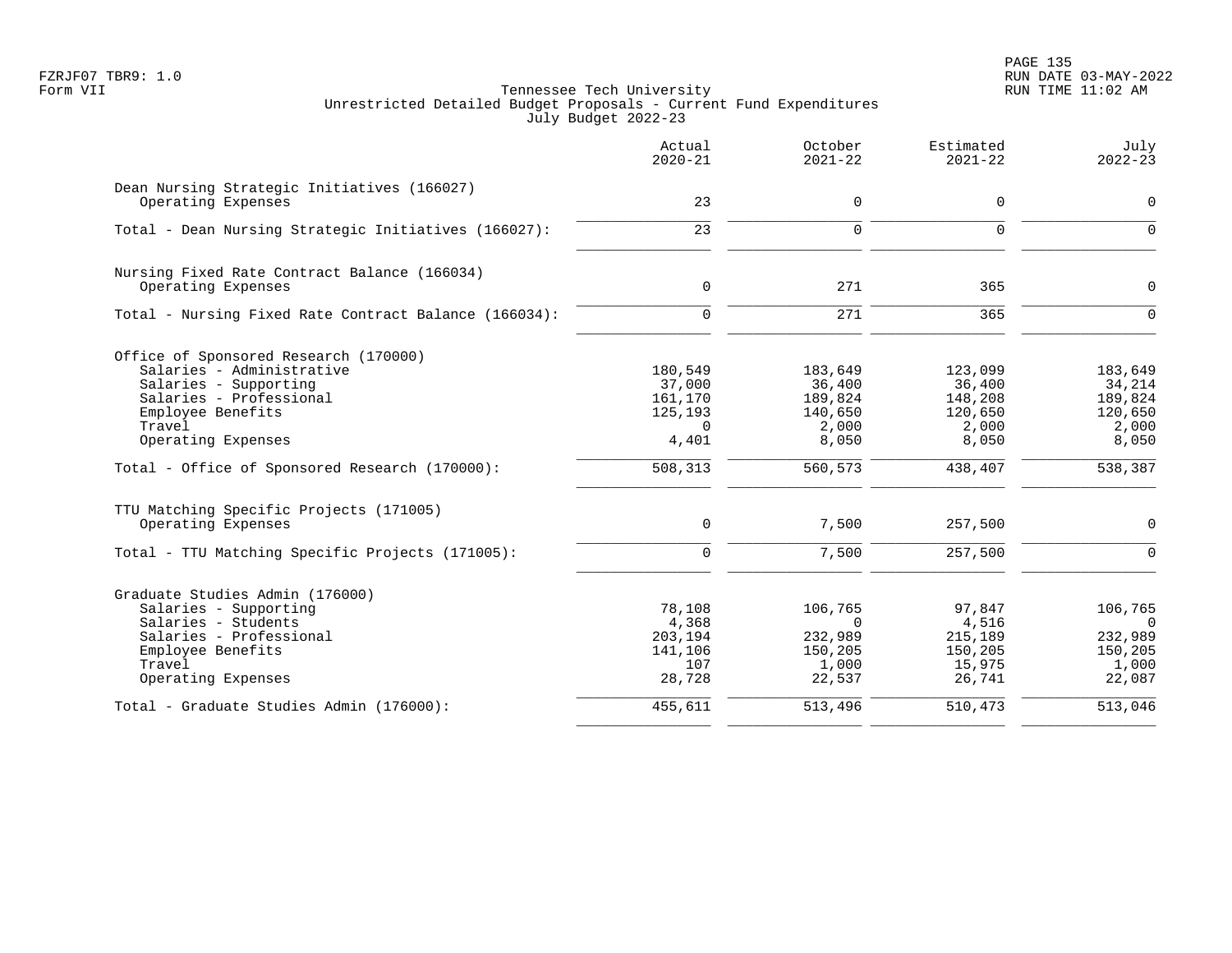Tennessee Tech University
Unrestricted Detailed Budget Proposals - Current Fund Expenditures
July Budget 2022-23

FZRJF07 TBR9: 1.0
Form VII

RUN DATE 03-MAY-2022
RUN TIME 11:02 AM

| | Actual 2020-21 | October 2021-22 | Estimated 2021-22 | July 2022-23 |
|---|---|---|---|---|
| **Dean Nursing Strategic Initiatives (166027)** | | | | |
| Operating Expenses | 23 | 0 | 0 | 0 |
| Total - Dean Nursing Strategic Initiatives (166027): | 23 | 0 | 0 | 0 |
| **Nursing Fixed Rate Contract Balance (166034)** | | | | |
| Operating Expenses | 0 | 271 | 365 | 0 |
| Total - Nursing Fixed Rate Contract Balance (166034): | 0 | 271 | 365 | 0 |
| **Office of Sponsored Research (170000)** | | | | |
| Salaries - Administrative | 180,549 | 183,649 | 123,099 | 183,649 |
| Salaries - Supporting | 37,000 | 36,400 | 36,400 | 34,214 |
| Salaries - Professional | 161,170 | 189,824 | 148,208 | 189,824 |
| Employee Benefits | 125,193 | 140,650 | 120,650 | 120,650 |
| Travel | 0 | 2,000 | 2,000 | 2,000 |
| Operating Expenses | 4,401 | 8,050 | 8,050 | 8,050 |
| Total - Office of Sponsored Research (170000): | 508,313 | 560,573 | 438,407 | 538,387 |
| **TTU Matching Specific Projects (171005)** | | | | |
| Operating Expenses | 0 | 7,500 | 257,500 | 0 |
| Total - TTU Matching Specific Projects (171005): | 0 | 7,500 | 257,500 | 0 |
| **Graduate Studies Admin (176000)** | | | | |
| Salaries - Supporting | 78,108 | 106,765 | 97,847 | 106,765 |
| Salaries - Students | 4,368 | 0 | 4,516 | 0 |
| Salaries - Professional | 203,194 | 232,989 | 215,189 | 232,989 |
| Employee Benefits | 141,106 | 150,205 | 150,205 | 150,205 |
| Travel | 107 | 1,000 | 15,975 | 1,000 |
| Operating Expenses | 28,728 | 22,537 | 26,741 | 22,087 |
| Total - Graduate Studies Admin (176000): | 455,611 | 513,496 | 510,473 | 513,046 |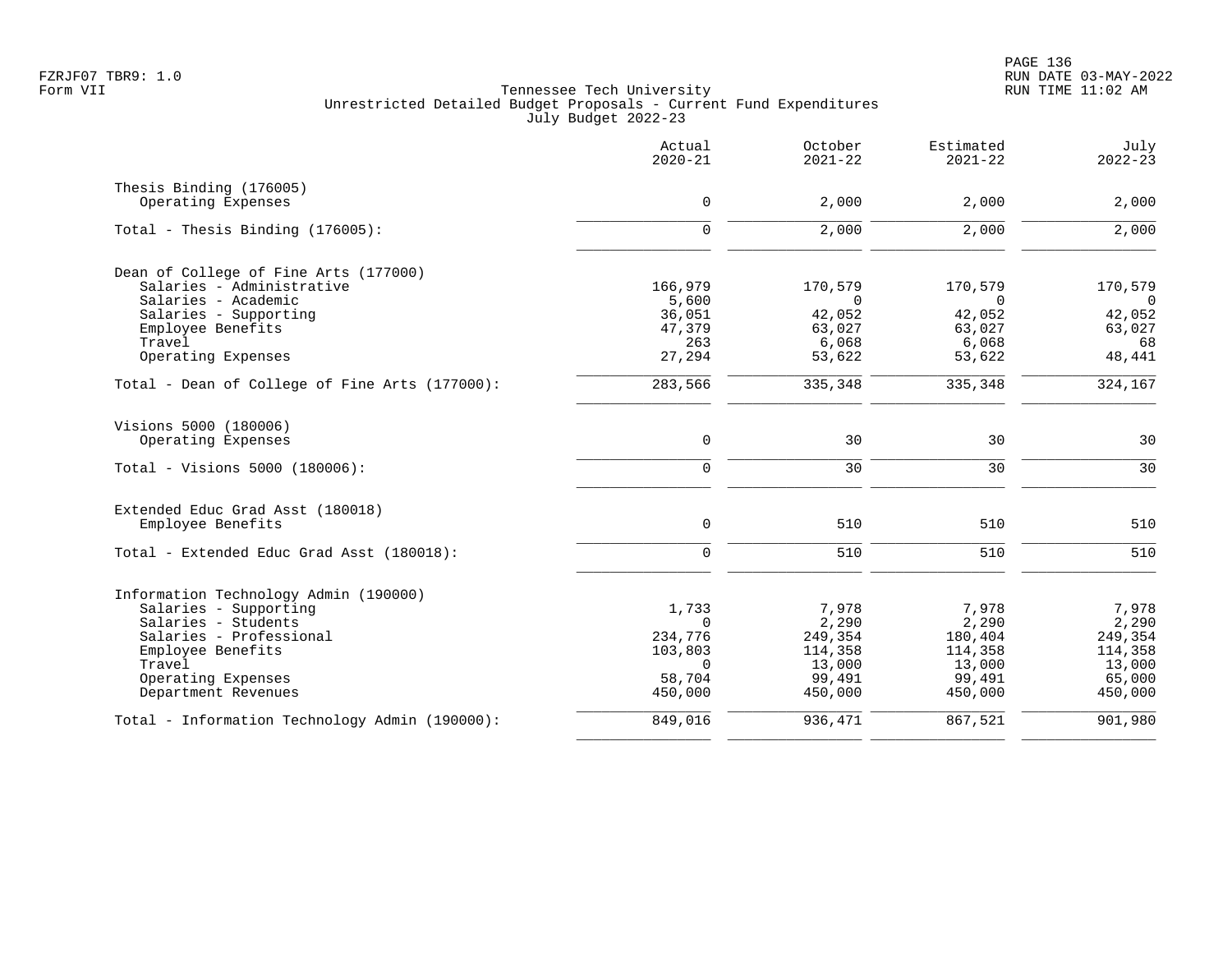Tennessee Tech University
Unrestricted Detailed Budget Proposals - Current Fund Expenditures
July Budget 2022-23

Form VII

| | Actual 2020-21 | October 2021-22 | Estimated 2021-22 | July 2022-23 |
|---|---|---|---|---|
| **Thesis Binding (176005)** | | | | |
| Operating Expenses | 0 | 2,000 | 2,000 | 2,000 |
| Total - Thesis Binding (176005): | 0 | 2,000 | 2,000 | 2,000 |
| **Dean of College of Fine Arts (177000)** | | | | |
| Salaries - Administrative | 166,979 | 170,579 | 170,579 | 170,579 |
| Salaries - Academic | 5,600 | 0 | 0 | 0 |
| Salaries - Supporting | 36,051 | 42,052 | 42,052 | 42,052 |
| Employee Benefits | 47,379 | 63,027 | 63,027 | 63,027 |
| Travel | 263 | 6,068 | 6,068 | 68 |
| Operating Expenses | 27,294 | 53,622 | 53,622 | 48,441 |
| Total - Dean of College of Fine Arts (177000): | 283,566 | 335,348 | 335,348 | 324,167 |
| **Visions 5000 (180006)** | | | | |
| Operating Expenses | 0 | 30 | 30 | 30 |
| Total - Visions 5000 (180006): | 0 | 30 | 30 | 30 |
| **Extended Educ Grad Asst (180018)** | | | | |
| Employee Benefits | 0 | 510 | 510 | 510 |
| Total - Extended Educ Grad Asst (180018): | 0 | 510 | 510 | 510 |
| **Information Technology Admin (190000)** | | | | |
| Salaries - Supporting | 1,733 | 7,978 | 7,978 | 7,978 |
| Salaries - Students | 0 | 2,290 | 2,290 | 2,290 |
| Salaries - Professional | 234,776 | 249,354 | 180,404 | 249,354 |
| Employee Benefits | 103,803 | 114,358 | 114,358 | 114,358 |
| Travel | 0 | 13,000 | 13,000 | 13,000 |
| Operating Expenses | 58,704 | 99,491 | 99,491 | 65,000 |
| Department Revenues | 450,000 | 450,000 | 450,000 | 450,000 |
| Total - Information Technology Admin (190000): | 849,016 | 936,471 | 867,521 | 901,980 |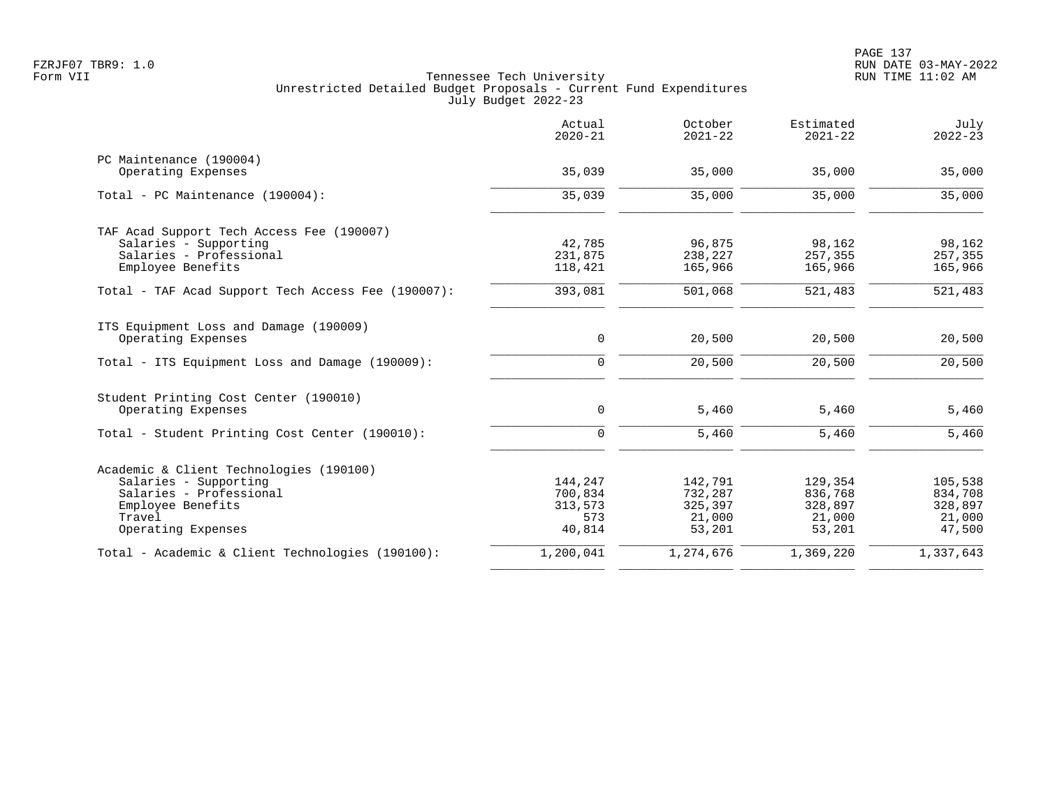Tennessee Tech University
Unrestricted Detailed Budget Proposals - Current Fund Expenditures
July Budget 2022-23

| | Actual 2020-21 | October 2021-22 | Estimated 2021-22 | July 2022-23 |
|---|---|---|---|---|
| **PC Maintenance (190004)** | | | | |
| Operating Expenses | 35,039 | 35,000 | 35,000 | 35,000 |
| Total - PC Maintenance (190004): | 35,039 | 35,000 | 35,000 | 35,000 |
| **TAF Acad Support Tech Access Fee (190007)** | | | | |
| Salaries - Supporting | 42,785 | 96,875 | 98,162 | 98,162 |
| Salaries - Professional | 231,875 | 238,227 | 257,355 | 257,355 |
| Employee Benefits | 118,421 | 165,966 | 165,966 | 165,966 |
| Total - TAF Acad Support Tech Access Fee (190007): | 393,081 | 501,068 | 521,483 | 521,483 |
| **ITS Equipment Loss and Damage (190009)** | | | | |
| Operating Expenses | 0 | 20,500 | 20,500 | 20,500 |
| Total - ITS Equipment Loss and Damage (190009): | 0 | 20,500 | 20,500 | 20,500 |
| **Student Printing Cost Center (190010)** | | | | |
| Operating Expenses | 0 | 5,460 | 5,460 | 5,460 |
| Total - Student Printing Cost Center (190010): | 0 | 5,460 | 5,460 | 5,460 |
| **Academic & Client Technologies (190100)** | | | | |
| Salaries - Supporting | 144,247 | 142,791 | 129,354 | 105,538 |
| Salaries - Professional | 700,834 | 732,287 | 836,768 | 834,708 |
| Employee Benefits | 313,573 | 325,397 | 328,897 | 328,897 |
| Travel | 573 | 21,000 | 21,000 | 21,000 |
| Operating Expenses | 40,814 | 53,201 | 53,201 | 47,500 |
| Total - Academic & Client Technologies (190100): | 1,200,041 | 1,274,676 | 1,369,220 | 1,337,643 |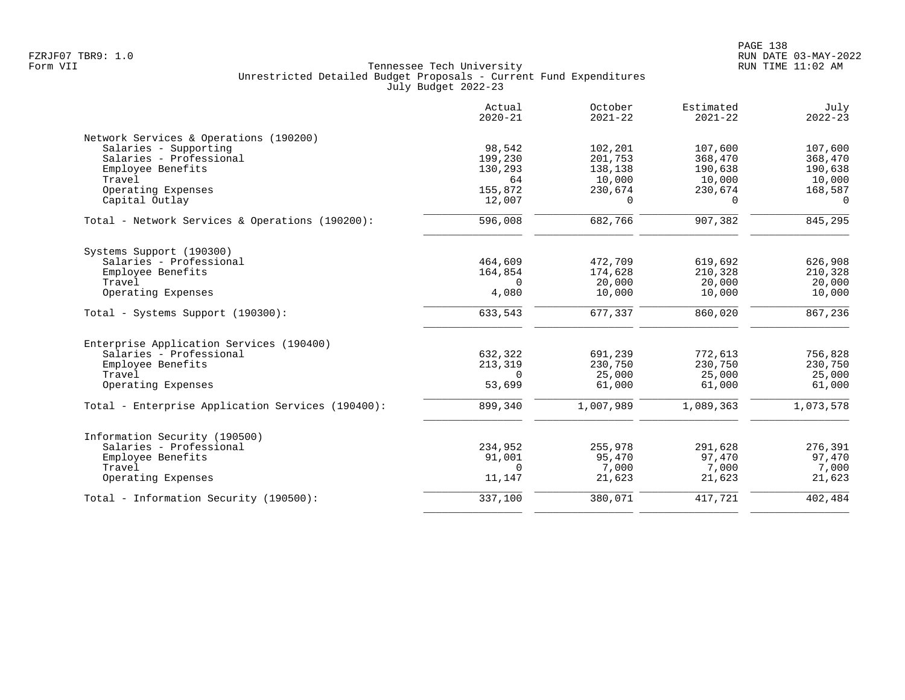Tennessee Tech University
Unrestricted Detailed Budget Proposals - Current Fund Expenditures
July Budget 2022-23

| | Actual 2020-21 | October 2021-22 | Estimated 2021-22 | July 2022-23 |
|---|---|---|---|---|
| **Network Services & Operations (190200)** | | | | |
| Salaries - Supporting | 98,542 | 102,201 | 107,600 | 107,600 |
| Salaries - Professional | 199,230 | 201,753 | 368,470 | 368,470 |
| Employee Benefits | 130,293 | 138,138 | 190,638 | 190,638 |
| Travel | 64 | 10,000 | 10,000 | 10,000 |
| Operating Expenses | 155,872 | 230,674 | 230,674 | 168,587 |
| Capital Outlay | 12,007 | 0 | 0 | 0 |
| Total - Network Services & Operations (190200): | 596,008 | 682,766 | 907,382 | 845,295 |
| **Systems Support (190300)** | | | | |
| Salaries - Professional | 464,609 | 472,709 | 619,692 | 626,908 |
| Employee Benefits | 164,854 | 174,628 | 210,328 | 210,328 |
| Travel | 0 | 20,000 | 20,000 | 20,000 |
| Operating Expenses | 4,080 | 10,000 | 10,000 | 10,000 |
| Total - Systems Support (190300): | 633,543 | 677,337 | 860,020 | 867,236 |
| **Enterprise Application Services (190400)** | | | | |
| Salaries - Professional | 632,322 | 691,239 | 772,613 | 756,828 |
| Employee Benefits | 213,319 | 230,750 | 230,750 | 230,750 |
| Travel | 0 | 25,000 | 25,000 | 25,000 |
| Operating Expenses | 53,699 | 61,000 | 61,000 | 61,000 |
| Total - Enterprise Application Services (190400): | 899,340 | 1,007,989 | 1,089,363 | 1,073,578 |
| **Information Security (190500)** | | | | |
| Salaries - Professional | 234,952 | 255,978 | 291,628 | 276,391 |
| Employee Benefits | 91,001 | 95,470 | 97,470 | 97,470 |
| Travel | 0 | 7,000 | 7,000 | 7,000 |
| Operating Expenses | 11,147 | 21,623 | 21,623 | 21,623 |
| Total - Information Security (190500): | 337,100 | 380,071 | 417,721 | 402,484 |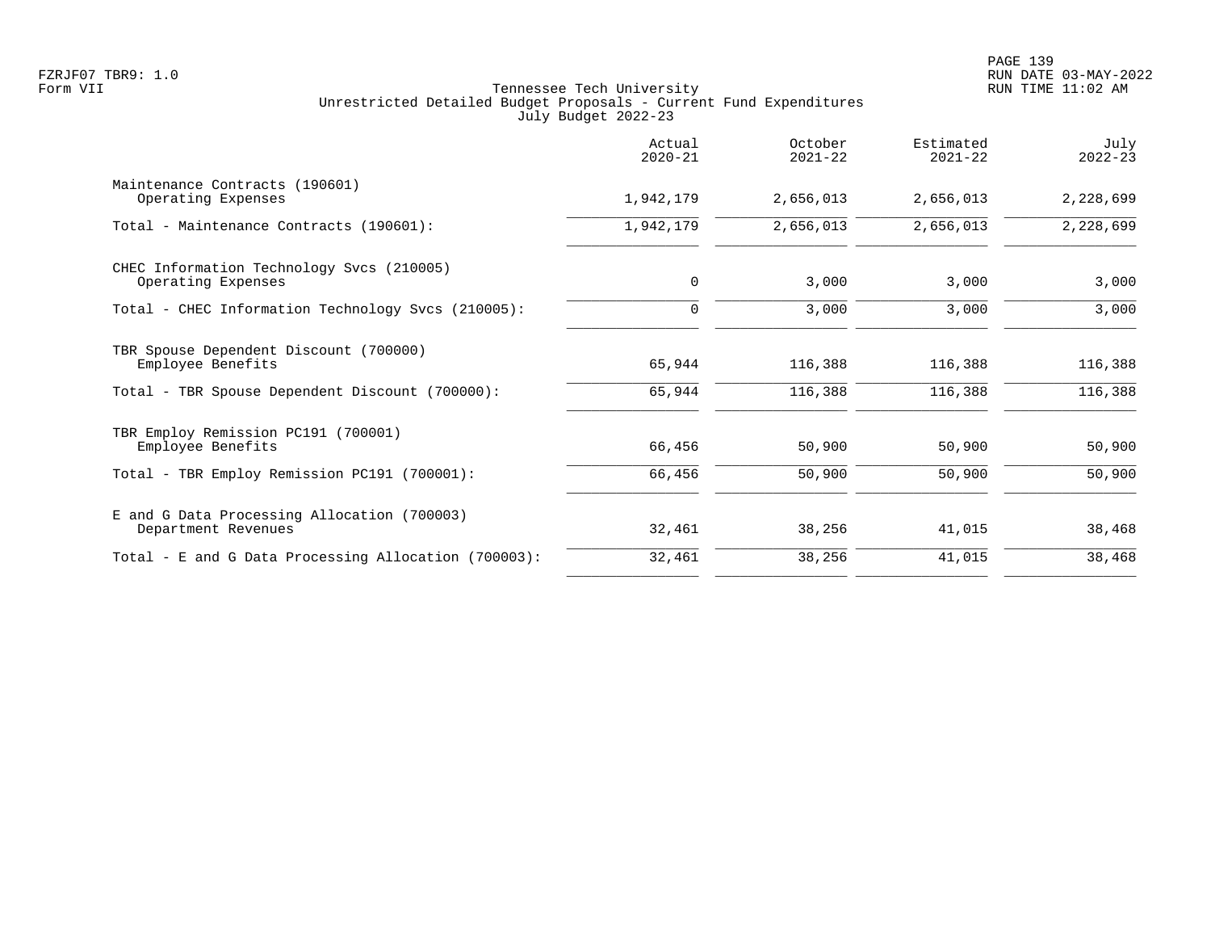FZRJF07 TBR9: 1.0
Form VII

Tennessee Tech University
Unrestricted Detailed Budget Proposals - Current Fund Expenditures
July Budget 2022-23

RUN DATE 03-MAY-2022
RUN TIME 11:02 AM

| | Actual 2020-21 | October 2021-22 | Estimated 2021-22 | July 2022-23 |
|---|---|---|---|---|
| Maintenance Contracts (190601) | | | | |
| Operating Expenses | 1,942,179 | 2,656,013 | 2,656,013 | 2,228,699 |
| Total - Maintenance Contracts (190601): | 1,942,179 | 2,656,013 | 2,656,013 | 2,228,699 |
| CHEC Information Technology Svcs (210005) | | | | |
| Operating Expenses | 0 | 3,000 | 3,000 | 3,000 |
| Total - CHEC Information Technology Svcs (210005): | 0 | 3,000 | 3,000 | 3,000 |
| TBR Spouse Dependent Discount (700000) | | | | |
| Employee Benefits | 65,944 | 116,388 | 116,388 | 116,388 |
| Total - TBR Spouse Dependent Discount (700000): | 65,944 | 116,388 | 116,388 | 116,388 |
| TBR Employ Remission PC191 (700001) | | | | |
| Employee Benefits | 66,456 | 50,900 | 50,900 | 50,900 |
| Total - TBR Employ Remission PC191 (700001): | 66,456 | 50,900 | 50,900 | 50,900 |
| E and G Data Processing Allocation (700003) | | | | |
| Department Revenues | 32,461 | 38,256 | 41,015 | 38,468 |
| Total - E and G Data Processing Allocation (700003): | 32,461 | 38,256 | 41,015 | 38,468 |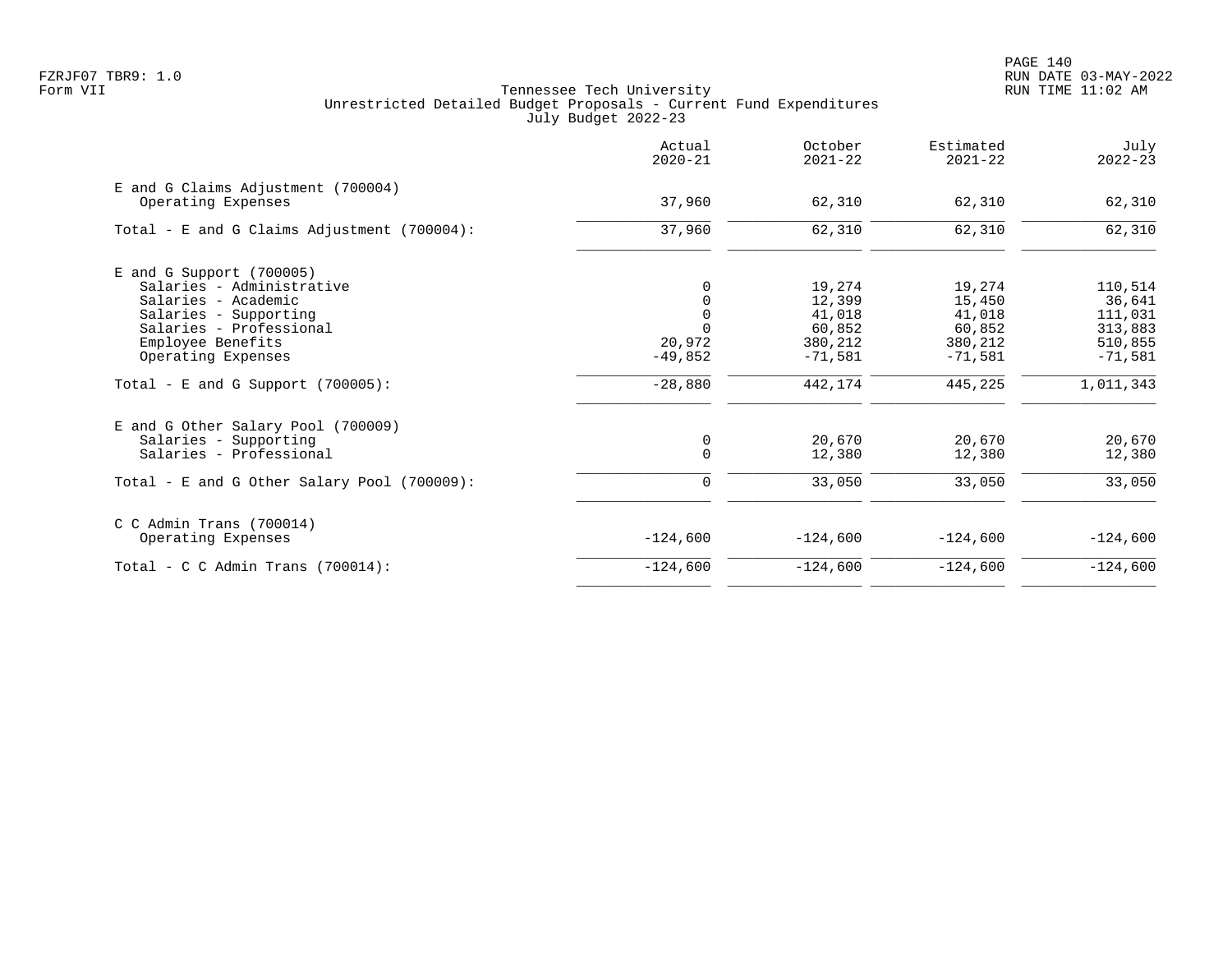Tennessee Tech University
Unrestricted Detailed Budget Proposals - Current Fund Expenditures
July Budget 2022-23

| | Actual 2020-21 | October 2021-22 | Estimated 2021-22 | July 2022-23 |
|---|---|---|---|---|
| **E and G Claims Adjustment (700004)** | | | | |
| Operating Expenses | 37,960 | 62,310 | 62,310 | 62,310 |
| Total - E and G Claims Adjustment (700004): | 37,960 | 62,310 | 62,310 | 62,310 |
| **E and G Support (700005)** | | | | |
| Salaries - Administrative | 0 | 19,274 | 19,274 | 110,514 |
| Salaries - Academic | 0 | 12,399 | 15,450 | 36,641 |
| Salaries - Supporting | 0 | 41,018 | 41,018 | 111,031 |
| Salaries - Professional | 0 | 60,852 | 60,852 | 313,883 |
| Employee Benefits | 20,972 | 380,212 | 380,212 | 510,855 |
| Operating Expenses | -49,852 | -71,581 | -71,581 | -71,581 |
| Total - E and G Support (700005): | -28,880 | 442,174 | 445,225 | 1,011,343 |
| **E and G Other Salary Pool (700009)** | | | | |
| Salaries - Supporting | 0 | 20,670 | 20,670 | 20,670 |
| Salaries - Professional | 0 | 12,380 | 12,380 | 12,380 |
| Total - E and G Other Salary Pool (700009): | 0 | 33,050 | 33,050 | 33,050 |
| **C C Admin Trans (700014)** | | | | |
| Operating Expenses | -124,600 | -124,600 | -124,600 | -124,600 |
| Total - C C Admin Trans (700014): | -124,600 | -124,600 | -124,600 | -124,600 |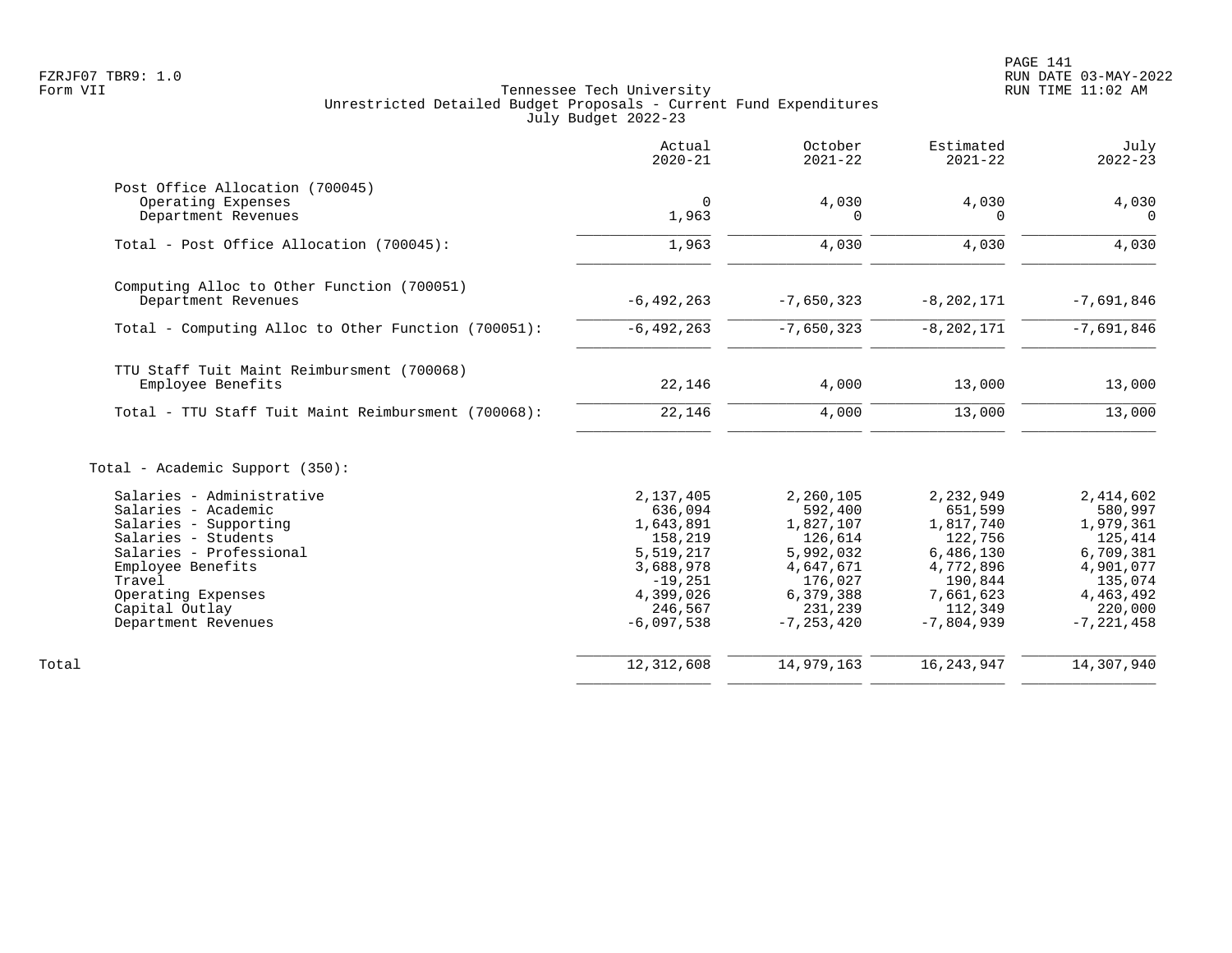Tennessee Tech University
Unrestricted Detailed Budget Proposals - Current Fund Expenditures
July Budget 2022-23

Form VII

| | Actual 2020-21 | October 2021-22 | Estimated 2021-22 | July 2022-23 |
|---|---|---|---|---|
| **Post Office Allocation (700045)** | | | | |
| Operating Expenses | 0 | 4,030 | 4,030 | 4,030 |
| Department Revenues | 1,963 | 0 | 0 | 0 |
| Total - Post Office Allocation (700045): | 1,963 | 4,030 | 4,030 | 4,030 |
| **Computing Alloc to Other Function (700051)** | | | | |
| Department Revenues | -6,492,263 | -7,650,323 | -8,202,171 | -7,691,846 |
| Total - Computing Alloc to Other Function (700051): | -6,492,263 | -7,650,323 | -8,202,171 | -7,691,846 |
| **TTU Staff Tuit Maint Reimbursment (700068)** | | | | |
| Employee Benefits | 22,146 | 4,000 | 13,000 | 13,000 |
| Total - TTU Staff Tuit Maint Reimbursment (700068): | 22,146 | 4,000 | 13,000 | 13,000 |
| **Total - Academic Support (350):** | | | | |
| Salaries - Administrative | 2,137,405 | 2,260,105 | 2,232,949 | 2,414,602 |
| Salaries - Academic | 636,094 | 592,400 | 651,599 | 580,997 |
| Salaries - Supporting | 1,643,891 | 1,827,107 | 1,817,740 | 1,979,361 |
| Salaries - Students | 158,219 | 126,614 | 122,756 | 125,414 |
| Salaries - Professional | 5,519,217 | 5,992,032 | 6,486,130 | 6,709,381 |
| Employee Benefits | 3,688,978 | 4,647,671 | 4,772,896 | 4,901,077 |
| Travel | -19,251 | 176,027 | 190,844 | 135,074 |
| Operating Expenses | 4,399,026 | 6,379,388 | 7,661,623 | 4,463,492 |
| Capital Outlay | 246,567 | 231,239 | 112,349 | 220,000 |
| Department Revenues | -6,097,538 | -7,253,420 | -7,804,939 | -7,221,458 |
| **Total** | 12,312,608 | 14,979,163 | 16,243,947 | 14,307,940 |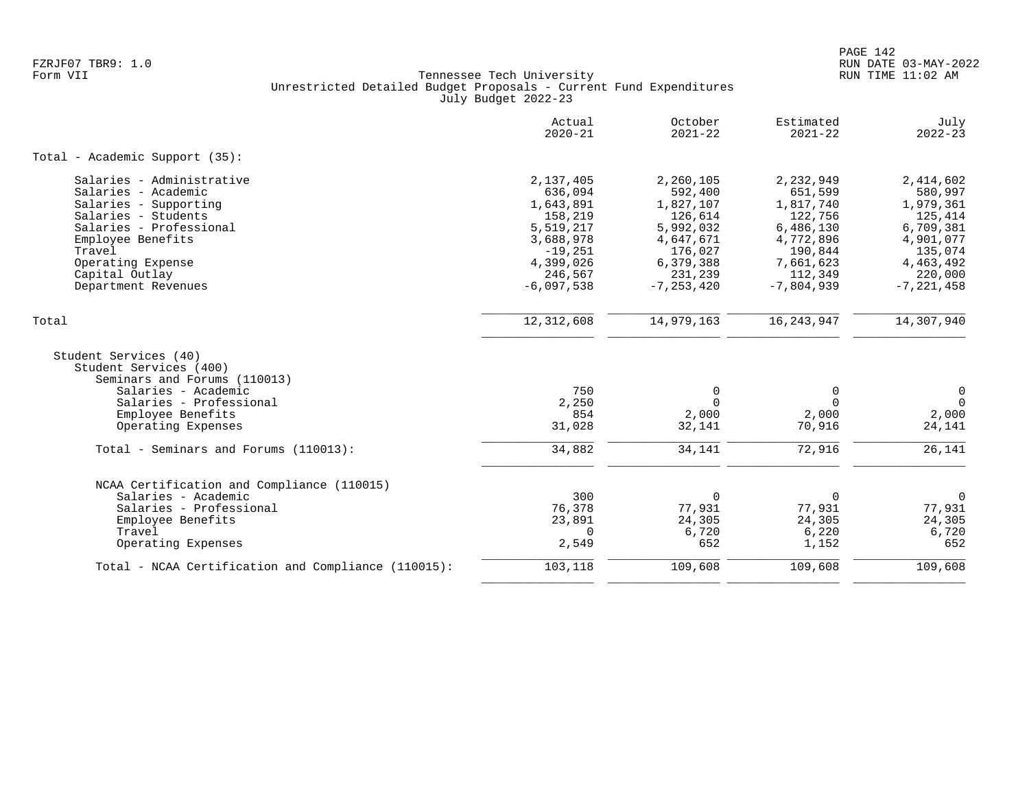Tennessee Tech University
Unrestricted Detailed Budget Proposals - Current Fund Expenditures
July Budget 2022-23

Form VII

| | Actual 2020-21 | October 2021-22 | Estimated 2021-22 | July 2022-23 |
|---|---|---|---|---|
| **Total - Academic Support (35):** | | | | |
| Salaries - Administrative | 2,137,405 | 2,260,105 | 2,232,949 | 2,414,602 |
| Salaries - Academic | 636,094 | 592,400 | 651,599 | 580,997 |
| Salaries - Supporting | 1,643,891 | 1,827,107 | 1,817,740 | 1,979,361 |
| Salaries - Students | 158,219 | 126,614 | 122,756 | 125,414 |
| Salaries - Professional | 5,519,217 | 5,992,032 | 6,486,130 | 6,709,381 |
| Employee Benefits | 3,688,978 | 4,647,671 | 4,772,896 | 4,901,077 |
| Travel | -19,251 | 176,027 | 190,844 | 135,074 |
| Operating Expense | 4,399,026 | 6,379,388 | 7,661,623 | 4,463,492 |
| Capital Outlay | 246,567 | 231,239 | 112,349 | 220,000 |
| Department Revenues | -6,097,538 | -7,253,420 | -7,804,939 | -7,221,458 |
| Total | 12,312,608 | 14,979,163 | 16,243,947 | 14,307,940 |
| Student Services (40) | | | | |
| Student Services (400) | | | | |
| Seminars and Forums (110013) | | | | |
| Salaries - Academic | 750 | 0 | 0 | 0 |
| Salaries - Professional | 2,250 | 0 | 0 | 0 |
| Employee Benefits | 854 | 2,000 | 2,000 | 2,000 |
| Operating Expenses | 31,028 | 32,141 | 70,916 | 24,141 |
| Total - Seminars and Forums (110013): | 34,882 | 34,141 | 72,916 | 26,141 |
| NCAA Certification and Compliance (110015) | | | | |
| Salaries - Academic | 300 | 0 | 0 | 0 |
| Salaries - Professional | 76,378 | 77,931 | 77,931 | 77,931 |
| Employee Benefits | 23,891 | 24,305 | 24,305 | 24,305 |
| Travel | 0 | 6,720 | 6,220 | 6,720 |
| Operating Expenses | 2,549 | 652 | 1,152 | 652 |
| Total - NCAA Certification and Compliance (110015): | 103,118 | 109,608 | 109,608 | 109,608 |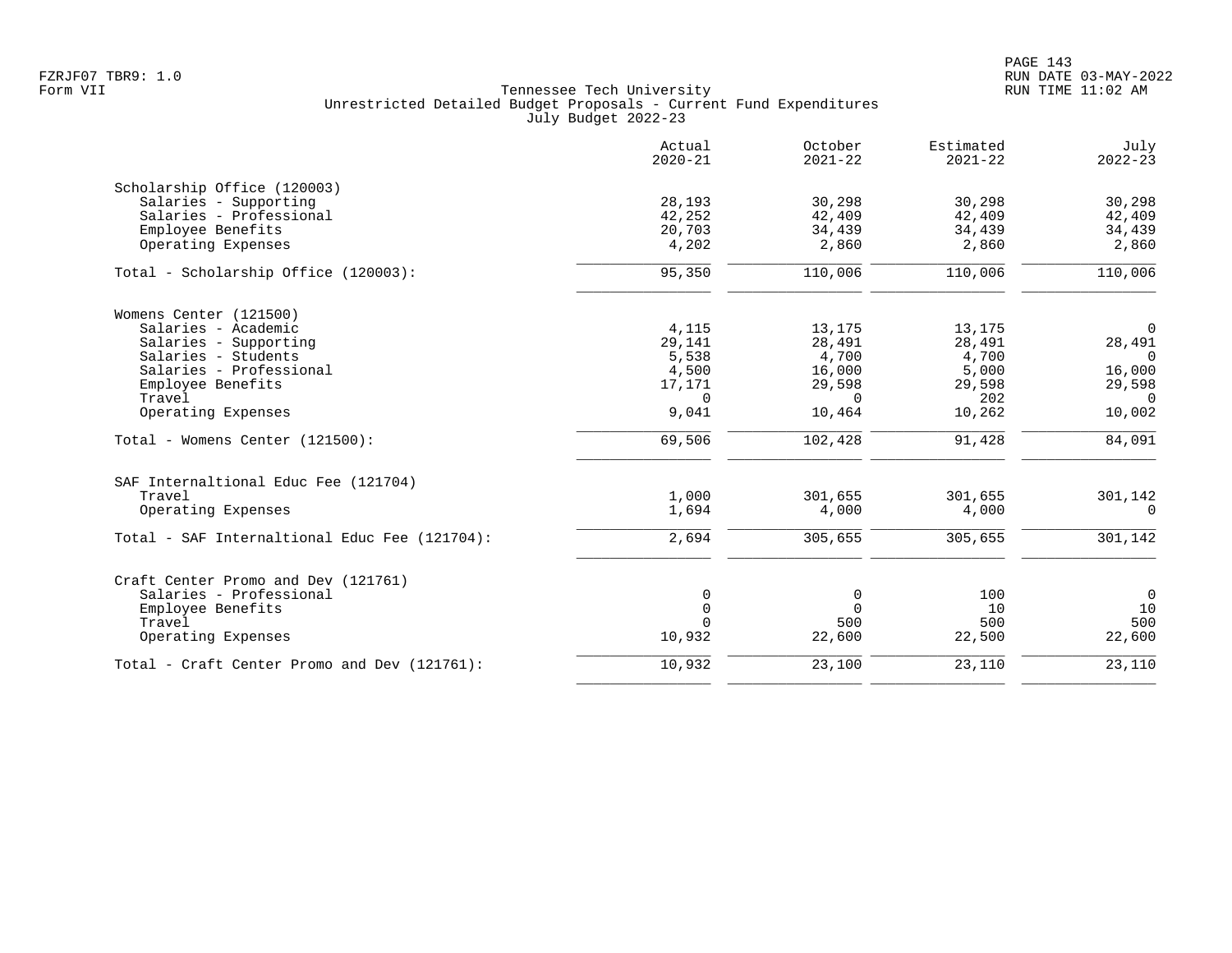Tennessee Tech University
Unrestricted Detailed Budget Proposals - Current Fund Expenditures
July Budget 2022-23

| | Actual 2020-21 | October 2021-22 | Estimated 2021-22 | July 2022-23 |
|---|---|---|---|---|
| **Scholarship Office (120003)** | | | | |
| Salaries - Supporting | 28,193 | 30,298 | 30,298 | 30,298 |
| Salaries - Professional | 42,252 | 42,409 | 42,409 | 42,409 |
| Employee Benefits | 20,703 | 34,439 | 34,439 | 34,439 |
| Operating Expenses | 4,202 | 2,860 | 2,860 | 2,860 |
| Total - Scholarship Office (120003): | 95,350 | 110,006 | 110,006 | 110,006 |
| **Womens Center (121500)** | | | | |
| Salaries - Academic | 4,115 | 13,175 | 13,175 | 0 |
| Salaries - Supporting | 29,141 | 28,491 | 28,491 | 28,491 |
| Salaries - Students | 5,538 | 4,700 | 4,700 | 0 |
| Salaries - Professional | 4,500 | 16,000 | 5,000 | 16,000 |
| Employee Benefits | 17,171 | 29,598 | 29,598 | 29,598 |
| Travel | 0 | 0 | 202 | 0 |
| Operating Expenses | 9,041 | 10,464 | 10,262 | 10,002 |
| Total - Womens Center (121500): | 69,506 | 102,428 | 91,428 | 84,091 |
| **SAF Internaltional Educ Fee (121704)** | | | | |
| Travel | 1,000 | 301,655 | 301,655 | 301,142 |
| Operating Expenses | 1,694 | 4,000 | 4,000 | 0 |
| Total - SAF Internaltional Educ Fee (121704): | 2,694 | 305,655 | 305,655 | 301,142 |
| **Craft Center Promo and Dev (121761)** | | | | |
| Salaries - Professional | 0 | 0 | 100 | 0 |
| Employee Benefits | 0 | 0 | 10 | 10 |
| Travel | 0 | 500 | 500 | 500 |
| Operating Expenses | 10,932 | 22,600 | 22,500 | 22,600 |
| Total - Craft Center Promo and Dev (121761): | 10,932 | 23,100 | 23,110 | 23,110 |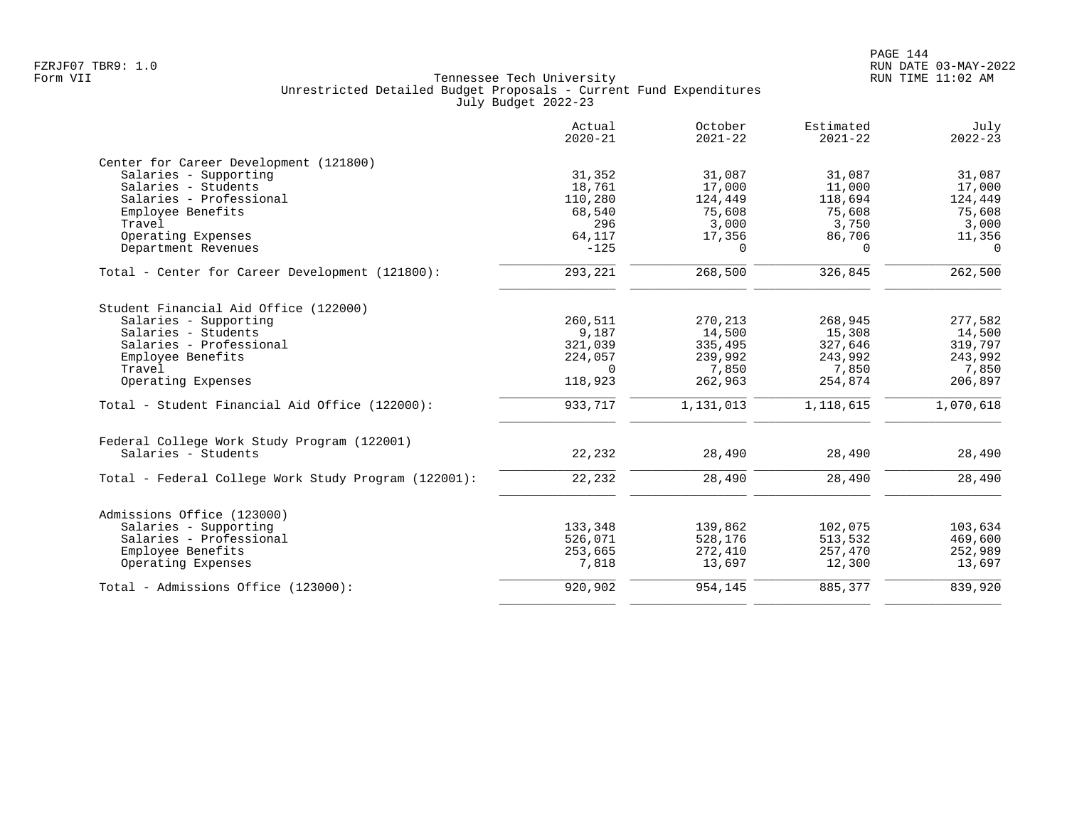Tennessee Tech University
Unrestricted Detailed Budget Proposals - Current Fund Expenditures
July Budget 2022-23

Form VII

| | Actual 2020-21 | October 2021-22 | Estimated 2021-22 | July 2022-23 |
|---|---|---|---|---|
| **Center for Career Development (121800)** | | | | |
| Salaries - Supporting | 31,352 | 31,087 | 31,087 | 31,087 |
| Salaries - Students | 18,761 | 17,000 | 11,000 | 17,000 |
| Salaries - Professional | 110,280 | 124,449 | 118,694 | 124,449 |
| Employee Benefits | 68,540 | 75,608 | 75,608 | 75,608 |
| Travel | 296 | 3,000 | 3,750 | 3,000 |
| Operating Expenses | 64,117 | 17,356 | 86,706 | 11,356 |
| Department Revenues | -125 | 0 | 0 | 0 |
| Total - Center for Career Development (121800): | 293,221 | 268,500 | 326,845 | 262,500 |
| **Student Financial Aid Office (122000)** | | | | |
| Salaries - Supporting | 260,511 | 270,213 | 268,945 | 277,582 |
| Salaries - Students | 9,187 | 14,500 | 15,308 | 14,500 |
| Salaries - Professional | 321,039 | 335,495 | 327,646 | 319,797 |
| Employee Benefits | 224,057 | 239,992 | 243,992 | 243,992 |
| Travel | 0 | 7,850 | 7,850 | 7,850 |
| Operating Expenses | 118,923 | 262,963 | 254,874 | 206,897 |
| Total - Student Financial Aid Office (122000): | 933,717 | 1,131,013 | 1,118,615 | 1,070,618 |
| **Federal College Work Study Program (122001)** | | | | |
| Salaries - Students | 22,232 | 28,490 | 28,490 | 28,490 |
| Total - Federal College Work Study Program (122001): | 22,232 | 28,490 | 28,490 | 28,490 |
| **Admissions Office (123000)** | | | | |
| Salaries - Supporting | 133,348 | 139,862 | 102,075 | 103,634 |
| Salaries - Professional | 526,071 | 528,176 | 513,532 | 469,600 |
| Employee Benefits | 253,665 | 272,410 | 257,470 | 252,989 |
| Operating Expenses | 7,818 | 13,697 | 12,300 | 13,697 |
| Total - Admissions Office (123000): | 920,902 | 954,145 | 885,377 | 839,920 |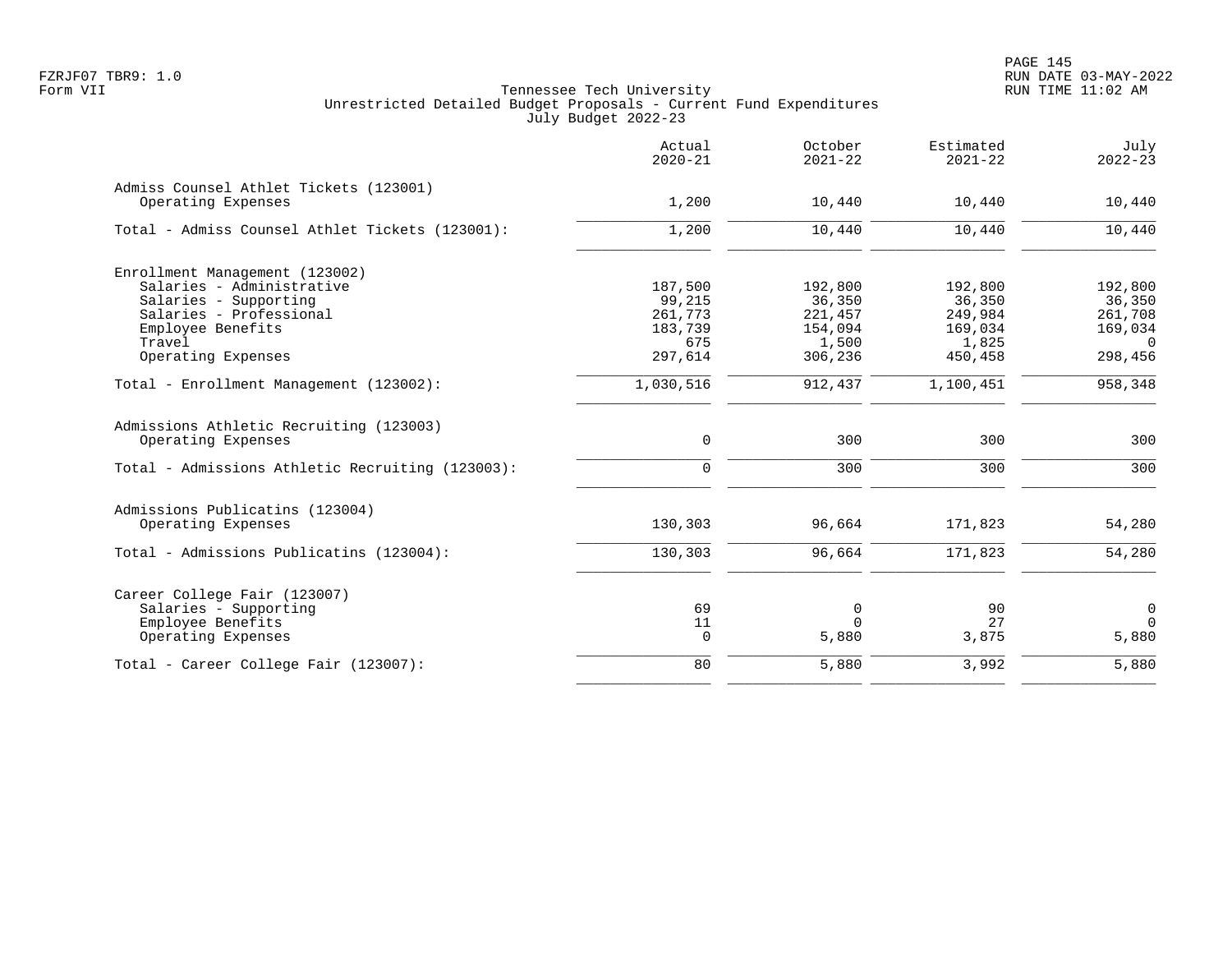Tennessee Tech University
Unrestricted Detailed Budget Proposals - Current Fund Expenditures
July Budget 2022-23

| | Actual 2020-21 | October 2021-22 | Estimated 2021-22 | July 2022-23 |
|---|---|---|---|---|
| **Admiss Counsel Athlet Tickets (123001)** | | | | |
| Operating Expenses | 1,200 | 10,440 | 10,440 | 10,440 |
| Total - Admiss Counsel Athlet Tickets (123001): | 1,200 | 10,440 | 10,440 | 10,440 |
| **Enrollment Management (123002)** | | | | |
| Salaries - Administrative | 187,500 | 192,800 | 192,800 | 192,800 |
| Salaries - Supporting | 99,215 | 36,350 | 36,350 | 36,350 |
| Salaries - Professional | 261,773 | 221,457 | 249,984 | 261,708 |
| Employee Benefits | 183,739 | 154,094 | 169,034 | 169,034 |
| Travel | 675 | 1,500 | 1,825 | 0 |
| Operating Expenses | 297,614 | 306,236 | 450,458 | 298,456 |
| Total - Enrollment Management (123002): | 1,030,516 | 912,437 | 1,100,451 | 958,348 |
| **Admissions Athletic Recruiting (123003)** | | | | |
| Operating Expenses | 0 | 300 | 300 | 300 |
| Total - Admissions Athletic Recruiting (123003): | 0 | 300 | 300 | 300 |
| **Admissions Publicatins (123004)** | | | | |
| Operating Expenses | 130,303 | 96,664 | 171,823 | 54,280 |
| Total - Admissions Publicatins (123004): | 130,303 | 96,664 | 171,823 | 54,280 |
| **Career College Fair (123007)** | | | | |
| Salaries - Supporting | 69 | 0 | 90 | 0 |
| Employee Benefits | 11 | 0 | 27 | 0 |
| Operating Expenses | 0 | 5,880 | 3,875 | 5,880 |
| Total - Career College Fair (123007): | 80 | 5,880 | 3,992 | 5,880 |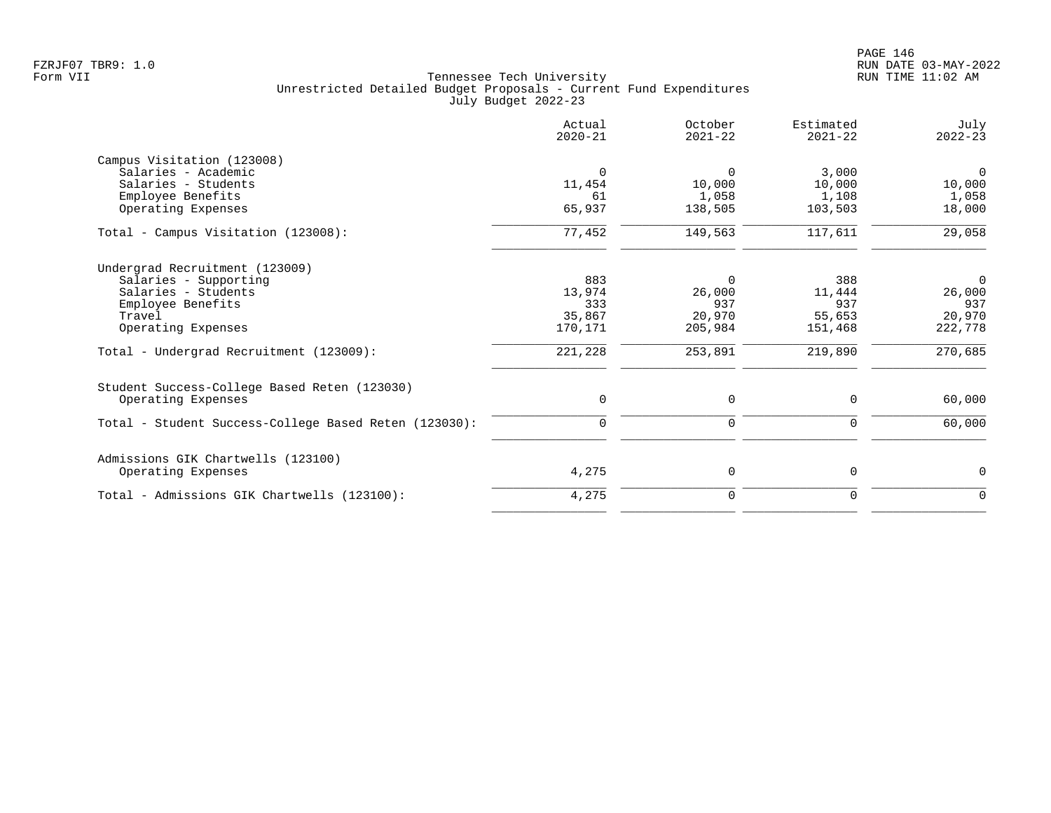Tennessee Tech University
Unrestricted Detailed Budget Proposals - Current Fund Expenditures
July Budget 2022-23

| | Actual 2020-21 | October 2021-22 | Estimated 2021-22 | July 2022-23 |
|---|---|---|---|---|
| **Campus Visitation (123008)** | | | | |
| Salaries - Academic | 0 | 0 | 3,000 | 0 |
| Salaries - Students | 11,454 | 10,000 | 10,000 | 10,000 |
| Employee Benefits | 61 | 1,058 | 1,108 | 1,058 |
| Operating Expenses | 65,937 | 138,505 | 103,503 | 18,000 |
| Total - Campus Visitation (123008): | 77,452 | 149,563 | 117,611 | 29,058 |
| **Undergrad Recruitment (123009)** | | | | |
| Salaries - Supporting | 883 | 0 | 388 | 0 |
| Salaries - Students | 13,974 | 26,000 | 11,444 | 26,000 |
| Employee Benefits | 333 | 937 | 937 | 937 |
| Travel | 35,867 | 20,970 | 55,653 | 20,970 |
| Operating Expenses | 170,171 | 205,984 | 151,468 | 222,778 |
| Total - Undergrad Recruitment (123009): | 221,228 | 253,891 | 219,890 | 270,685 |
| **Student Success-College Based Reten (123030)** | | | | |
| Operating Expenses | 0 | 0 | 0 | 60,000 |
| Total - Student Success-College Based Reten (123030): | 0 | 0 | 0 | 60,000 |
| **Admissions GIK Chartwells (123100)** | | | | |
| Operating Expenses | 4,275 | 0 | 0 | 0 |
| Total - Admissions GIK Chartwells (123100): | 4,275 | 0 | 0 | 0 |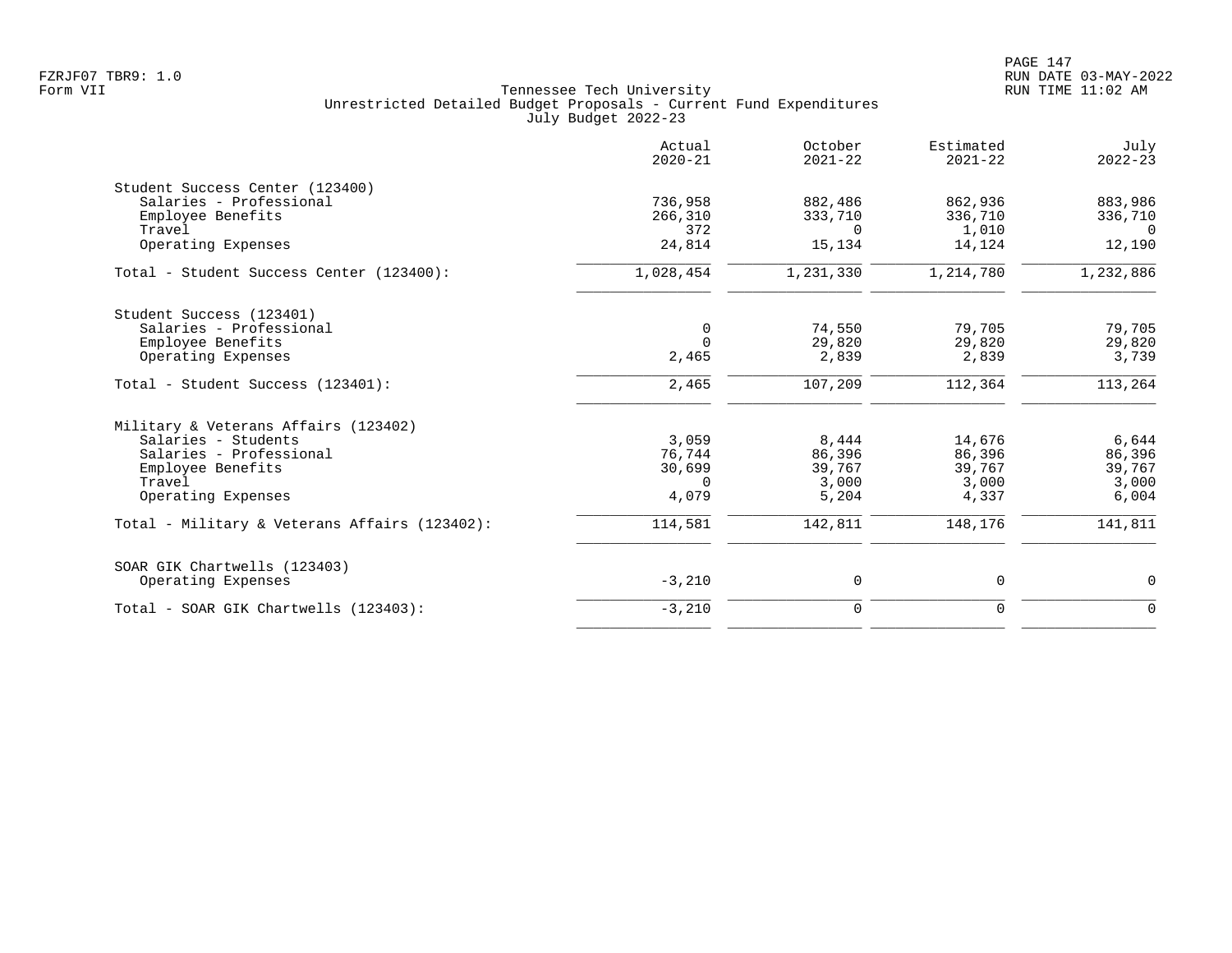Tennessee Tech University
Unrestricted Detailed Budget Proposals - Current Fund Expenditures
July Budget 2022-23

| | Actual 2020-21 | October 2021-22 | Estimated 2021-22 | July 2022-23 |
|---|---|---|---|---|
| **Student Success Center (123400)** | | | | |
| Salaries - Professional | 736,958 | 882,486 | 862,936 | 883,986 |
| Employee Benefits | 266,310 | 333,710 | 336,710 | 336,710 |
| Travel | 372 | 0 | 1,010 | 0 |
| Operating Expenses | 24,814 | 15,134 | 14,124 | 12,190 |
| Total - Student Success Center (123400): | 1,028,454 | 1,231,330 | 1,214,780 | 1,232,886 |
| **Student Success (123401)** | | | | |
| Salaries - Professional | 0 | 74,550 | 79,705 | 79,705 |
| Employee Benefits | 0 | 29,820 | 29,820 | 29,820 |
| Operating Expenses | 2,465 | 2,839 | 2,839 | 3,739 |
| Total - Student Success (123401): | 2,465 | 107,209 | 112,364 | 113,264 |
| **Military & Veterans Affairs (123402)** | | | | |
| Salaries - Students | 3,059 | 8,444 | 14,676 | 6,644 |
| Salaries - Professional | 76,744 | 86,396 | 86,396 | 86,396 |
| Employee Benefits | 30,699 | 39,767 | 39,767 | 39,767 |
| Travel | 0 | 3,000 | 3,000 | 3,000 |
| Operating Expenses | 4,079 | 5,204 | 4,337 | 6,004 |
| Total - Military & Veterans Affairs (123402): | 114,581 | 142,811 | 148,176 | 141,811 |
| **SOAR GIK Chartwells (123403)** | | | | |
| Operating Expenses | -3,210 | 0 | 0 | 0 |
| Total - SOAR GIK Chartwells (123403): | -3,210 | 0 | 0 | 0 |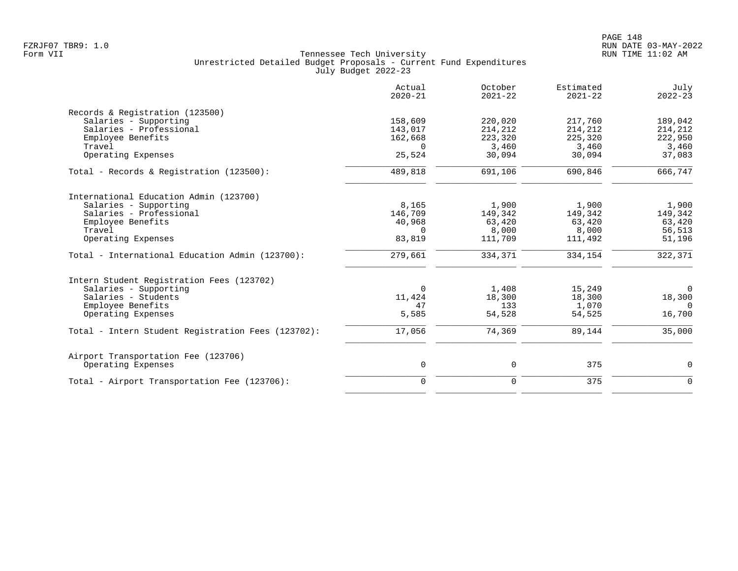Tennessee Tech University
Unrestricted Detailed Budget Proposals - Current Fund Expenditures
July Budget 2022-23

| | Actual 2020-21 | October 2021-22 | Estimated 2021-22 | July 2022-23 |
|---|---|---|---|---|
| **Records & Registration (123500)** | | | | |
| Salaries - Supporting | 158,609 | 220,020 | 217,760 | 189,042 |
| Salaries - Professional | 143,017 | 214,212 | 214,212 | 214,212 |
| Employee Benefits | 162,668 | 223,320 | 225,320 | 222,950 |
| Travel | 0 | 3,460 | 3,460 | 3,460 |
| Operating Expenses | 25,524 | 30,094 | 30,094 | 37,083 |
| Total - Records & Registration (123500): | 489,818 | 691,106 | 690,846 | 666,747 |
| **International Education Admin (123700)** | | | | |
| Salaries - Supporting | 8,165 | 1,900 | 1,900 | 1,900 |
| Salaries - Professional | 146,709 | 149,342 | 149,342 | 149,342 |
| Employee Benefits | 40,968 | 63,420 | 63,420 | 63,420 |
| Travel | 0 | 8,000 | 8,000 | 56,513 |
| Operating Expenses | 83,819 | 111,709 | 111,492 | 51,196 |
| Total - International Education Admin (123700): | 279,661 | 334,371 | 334,154 | 322,371 |
| **Intern Student Registration Fees (123702)** | | | | |
| Salaries - Supporting | 0 | 1,408 | 15,249 | 0 |
| Salaries - Students | 11,424 | 18,300 | 18,300 | 18,300 |
| Employee Benefits | 47 | 133 | 1,070 | 0 |
| Operating Expenses | 5,585 | 54,528 | 54,525 | 16,700 |
| Total - Intern Student Registration Fees (123702): | 17,056 | 74,369 | 89,144 | 35,000 |
| **Airport Transportation Fee (123706)** | | | | |
| Operating Expenses | 0 | 0 | 375 | 0 |
| Total - Airport Transportation Fee (123706): | 0 | 0 | 375 | 0 |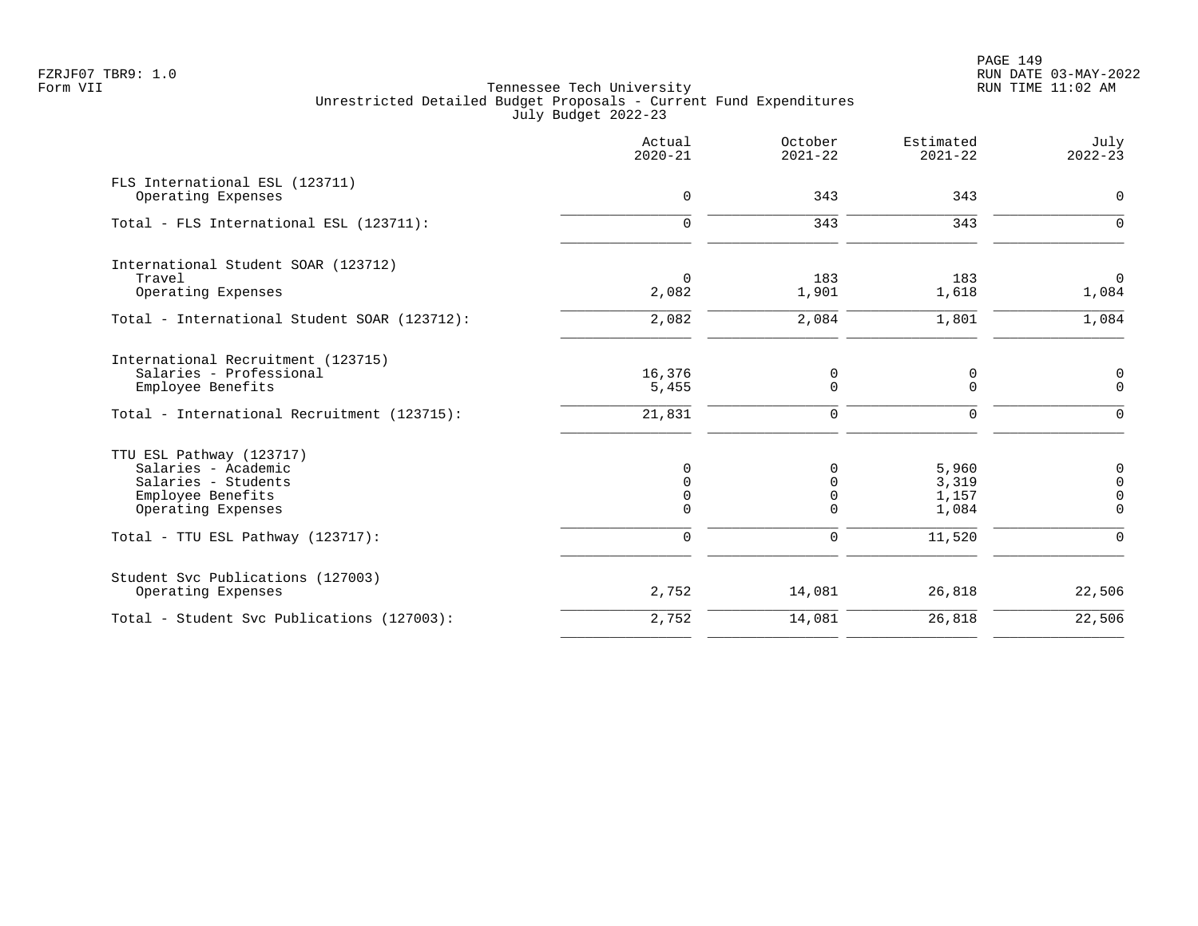FZRJF07 TBR9: 1.0
Form VII

# Tennessee Tech University
## Unrestricted Detailed Budget Proposals - Current Fund Expenditures
### July Budget 2022-23

| | Actual 2020-21 | October 2021-22 | Estimated 2021-22 | July 2022-23 |
|---|---|---|---|---|
| **FLS International ESL (123711)** | | | | |
| Operating Expenses | 0 | 343 | 343 | 0 |
| Total - FLS International ESL (123711): | 0 | 343 | 343 | 0 |
| **International Student SOAR (123712)** | | | | |
| Travel | 0 | 183 | 183 | 0 |
| Operating Expenses | 2,082 | 1,901 | 1,618 | 1,084 |
| Total - International Student SOAR (123712): | 2,082 | 2,084 | 1,801 | 1,084 |
| **International Recruitment (123715)** | | | | |
| Salaries - Professional | 16,376 | 0 | 0 | 0 |
| Employee Benefits | 5,455 | 0 | 0 | 0 |
| Total - International Recruitment (123715): | 21,831 | 0 | 0 | 0 |
| **TTU ESL Pathway (123717)** | | | | |
| Salaries - Academic | 0 | 0 | 5,960 | 0 |
| Salaries - Students | 0 | 0 | 3,319 | 0 |
| Employee Benefits | 0 | 0 | 1,157 | 0 |
| Operating Expenses | 0 | 0 | 1,084 | 0 |
| Total - TTU ESL Pathway (123717): | 0 | 0 | 11,520 | 0 |
| **Student Svc Publications (127003)** | | | | |
| Operating Expenses | 2,752 | 14,081 | 26,818 | 22,506 |
| Total - Student Svc Publications (127003): | 2,752 | 14,081 | 26,818 | 22,506 |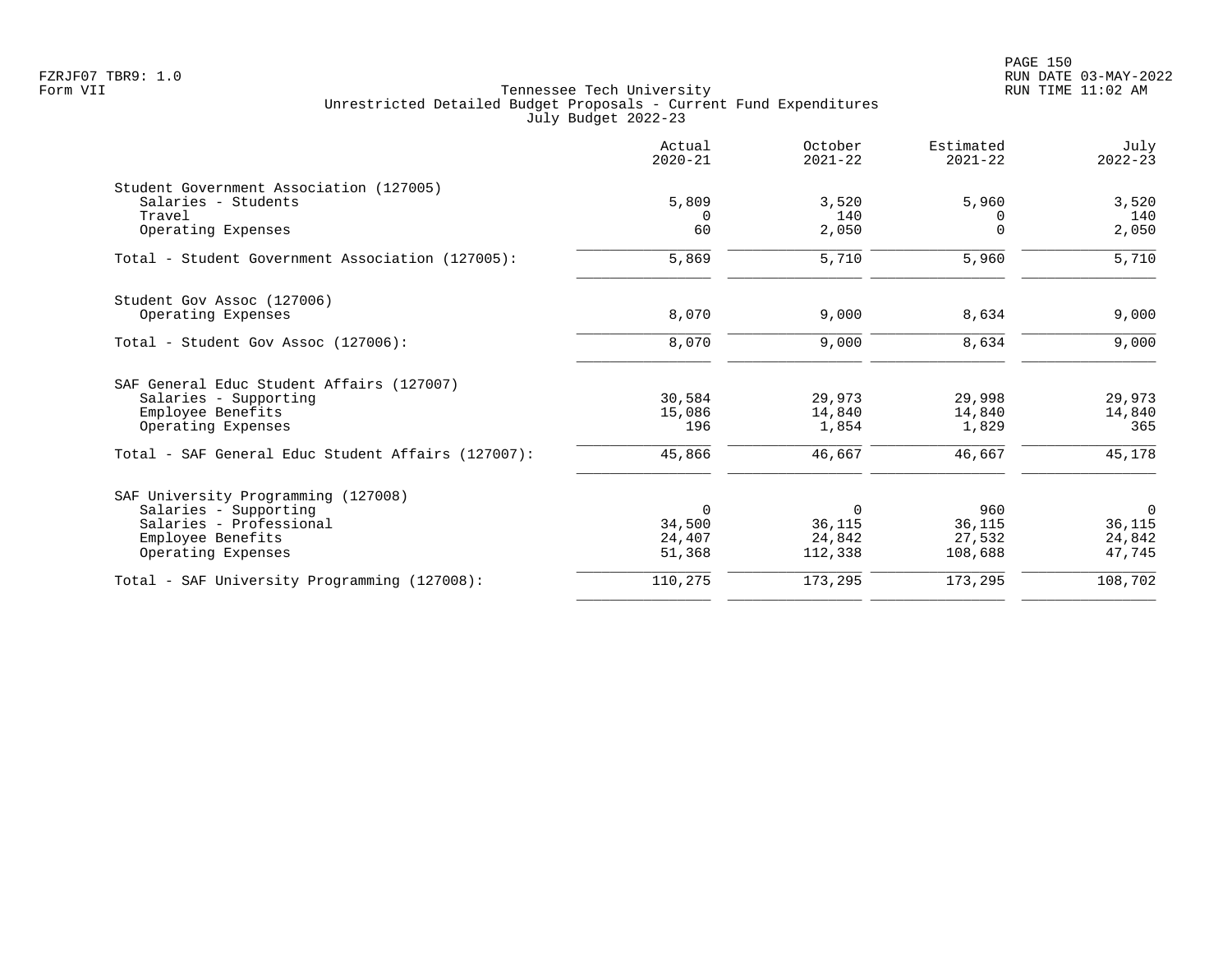Tennessee Tech University
Unrestricted Detailed Budget Proposals - Current Fund Expenditures
July Budget 2022-23

| | Actual 2020-21 | October 2021-22 | Estimated 2021-22 | July 2022-23 |
|---|---|---|---|---|
| **Student Government Association (127005)** | | | | |
| Salaries - Students | 5,809 | 3,520 | 5,960 | 3,520 |
| Travel | 0 | 140 | 0 | 140 |
| Operating Expenses | 60 | 2,050 | 0 | 2,050 |
| Total - Student Government Association (127005): | 5,869 | 5,710 | 5,960 | 5,710 |
| **Student Gov Assoc (127006)** | | | | |
| Operating Expenses | 8,070 | 9,000 | 8,634 | 9,000 |
| Total - Student Gov Assoc (127006): | 8,070 | 9,000 | 8,634 | 9,000 |
| **SAF General Educ Student Affairs (127007)** | | | | |
| Salaries - Supporting | 30,584 | 29,973 | 29,998 | 29,973 |
| Employee Benefits | 15,086 | 14,840 | 14,840 | 14,840 |
| Operating Expenses | 196 | 1,854 | 1,829 | 365 |
| Total - SAF General Educ Student Affairs (127007): | 45,866 | 46,667 | 46,667 | 45,178 |
| **SAF University Programming (127008)** | | | | |
| Salaries - Supporting | 0 | 0 | 960 | 0 |
| Salaries - Professional | 34,500 | 36,115 | 36,115 | 36,115 |
| Employee Benefits | 24,407 | 24,842 | 27,532 | 24,842 |
| Operating Expenses | 51,368 | 112,338 | 108,688 | 47,745 |
| Total - SAF University Programming (127008): | 110,275 | 173,295 | 173,295 | 108,702 |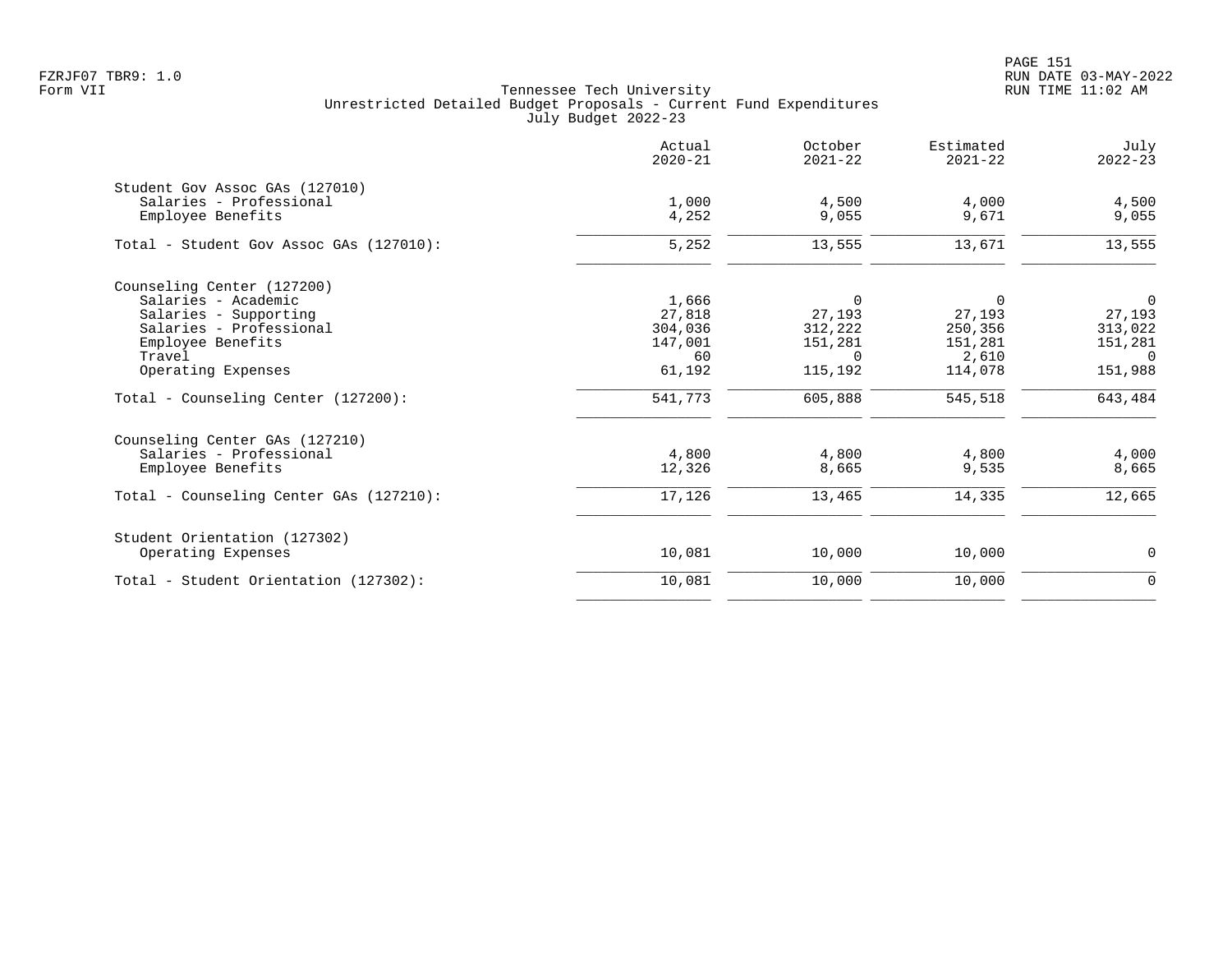Tennessee Tech University
Unrestricted Detailed Budget Proposals - Current Fund Expenditures
July Budget 2022-23

| | Actual 2020-21 | October 2021-22 | Estimated 2021-22 | July 2022-23 |
|---|---|---|---|---|
| **Student Gov Assoc GAs (127010)** | | | | |
| Salaries - Professional | 1,000 | 4,500 | 4,000 | 4,500 |
| Employee Benefits | 4,252 | 9,055 | 9,671 | 9,055 |
| Total - Student Gov Assoc GAs (127010): | 5,252 | 13,555 | 13,671 | 13,555 |
| **Counseling Center (127200)** | | | | |
| Salaries - Academic | 1,666 | 0 | 0 | 0 |
| Salaries - Supporting | 27,818 | 27,193 | 27,193 | 27,193 |
| Salaries - Professional | 304,036 | 312,222 | 250,356 | 313,022 |
| Employee Benefits | 147,001 | 151,281 | 151,281 | 151,281 |
| Travel | 60 | 0 | 2,610 | 0 |
| Operating Expenses | 61,192 | 115,192 | 114,078 | 151,988 |
| Total - Counseling Center (127200): | 541,773 | 605,888 | 545,518 | 643,484 |
| **Counseling Center GAs (127210)** | | | | |
| Salaries - Professional | 4,800 | 4,800 | 4,800 | 4,000 |
| Employee Benefits | 12,326 | 8,665 | 9,535 | 8,665 |
| Total - Counseling Center GAs (127210): | 17,126 | 13,465 | 14,335 | 12,665 |
| **Student Orientation (127302)** | | | | |
| Operating Expenses | 10,081 | 10,000 | 10,000 | 0 |
| Total - Student Orientation (127302): | 10,081 | 10,000 | 10,000 | 0 |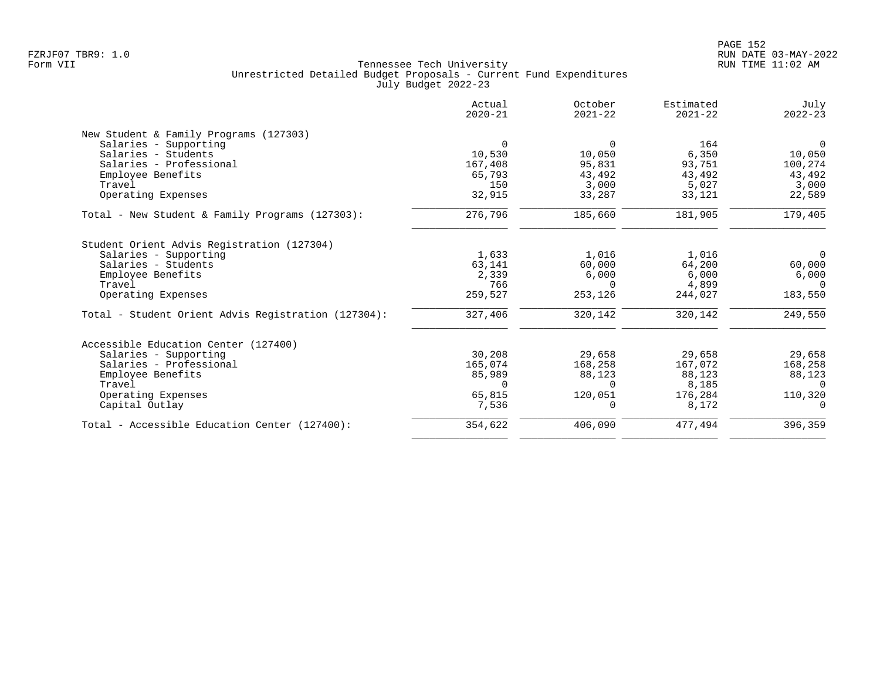Tennessee Tech University
Unrestricted Detailed Budget Proposals - Current Fund Expenditures
July Budget 2022-23

| | Actual 2020-21 | October 2021-22 | Estimated 2021-22 | July 2022-23 |
|---|---|---|---|---|
| **New Student & Family Programs (127303)** | | | | |
| Salaries - Supporting | 0 | 0 | 164 | 0 |
| Salaries - Students | 10,530 | 10,050 | 6,350 | 10,050 |
| Salaries - Professional | 167,408 | 95,831 | 93,751 | 100,274 |
| Employee Benefits | 65,793 | 43,492 | 43,492 | 43,492 |
| Travel | 150 | 3,000 | 5,027 | 3,000 |
| Operating Expenses | 32,915 | 33,287 | 33,121 | 22,589 |
| Total - New Student & Family Programs (127303): | 276,796 | 185,660 | 181,905 | 179,405 |
| **Student Orient Advis Registration (127304)** | | | | |
| Salaries - Supporting | 1,633 | 1,016 | 1,016 | 0 |
| Salaries - Students | 63,141 | 60,000 | 64,200 | 60,000 |
| Employee Benefits | 2,339 | 6,000 | 6,000 | 6,000 |
| Travel | 766 | 0 | 4,899 | 0 |
| Operating Expenses | 259,527 | 253,126 | 244,027 | 183,550 |
| Total - Student Orient Advis Registration (127304): | 327,406 | 320,142 | 320,142 | 249,550 |
| **Accessible Education Center (127400)** | | | | |
| Salaries - Supporting | 30,208 | 29,658 | 29,658 | 29,658 |
| Salaries - Professional | 165,074 | 168,258 | 167,072 | 168,258 |
| Employee Benefits | 85,989 | 88,123 | 88,123 | 88,123 |
| Travel | 0 | 0 | 8,185 | 0 |
| Operating Expenses | 65,815 | 120,051 | 176,284 | 110,320 |
| Capital Outlay | 7,536 | 0 | 8,172 | 0 |
| Total - Accessible Education Center (127400): | 354,622 | 406,090 | 477,494 | 396,359 |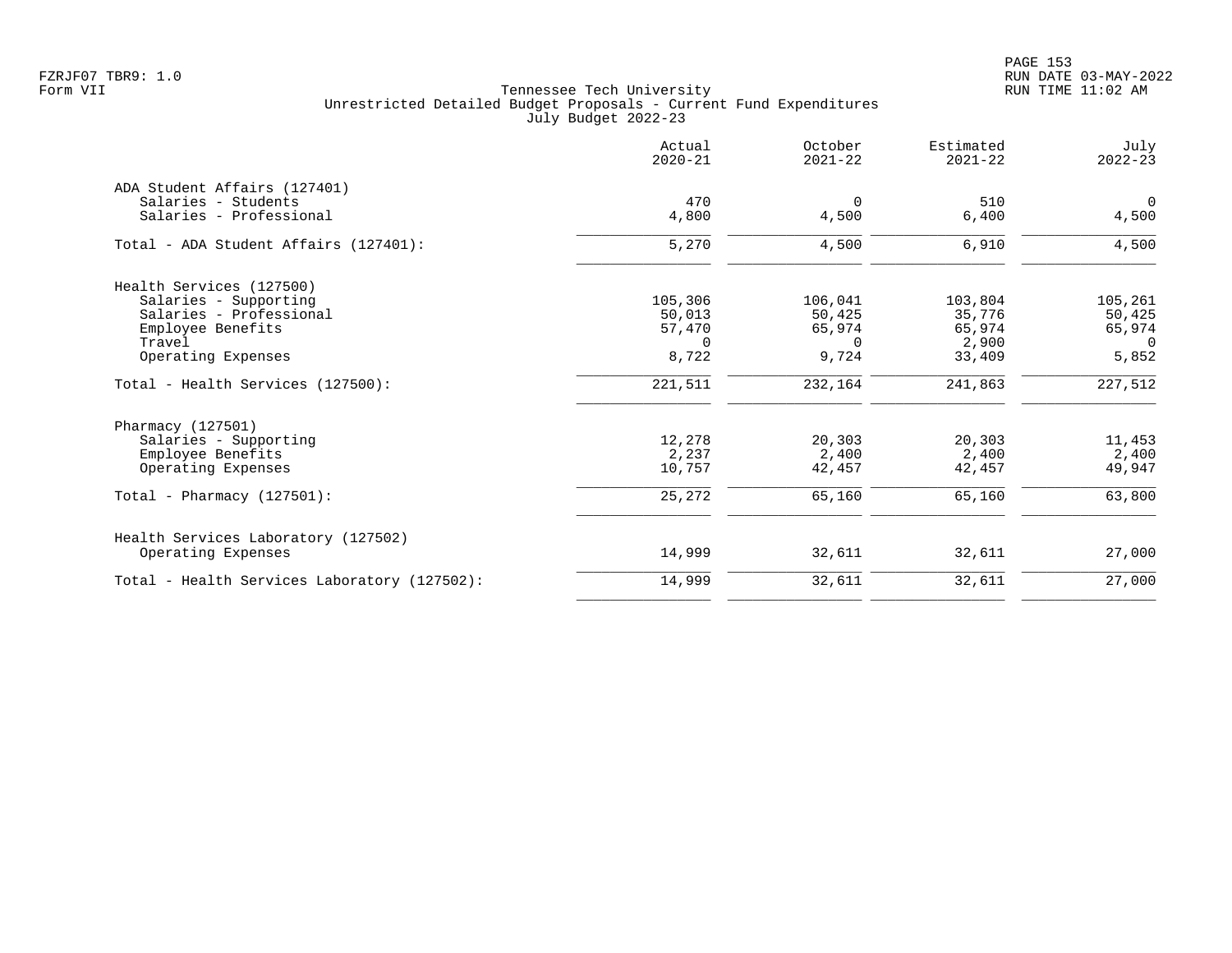Tennessee Tech University
Unrestricted Detailed Budget Proposals - Current Fund Expenditures
July Budget 2022-23

Form VII

| | Actual 2020-21 | October 2021-22 | Estimated 2021-22 | July 2022-23 |
|---|---|---|---|---|
| **ADA Student Affairs (127401)** | | | | |
| Salaries - Students | 470 | 0 | 510 | 0 |
| Salaries - Professional | 4,800 | 4,500 | 6,400 | 4,500 |
| Total - ADA Student Affairs (127401): | 5,270 | 4,500 | 6,910 | 4,500 |
| **Health Services (127500)** | | | | |
| Salaries - Supporting | 105,306 | 106,041 | 103,804 | 105,261 |
| Salaries - Professional | 50,013 | 50,425 | 35,776 | 50,425 |
| Employee Benefits | 57,470 | 65,974 | 65,974 | 65,974 |
| Travel | 0 | 0 | 2,900 | 0 |
| Operating Expenses | 8,722 | 9,724 | 33,409 | 5,852 |
| Total - Health Services (127500): | 221,511 | 232,164 | 241,863 | 227,512 |
| **Pharmacy (127501)** | | | | |
| Salaries - Supporting | 12,278 | 20,303 | 20,303 | 11,453 |
| Employee Benefits | 2,237 | 2,400 | 2,400 | 2,400 |
| Operating Expenses | 10,757 | 42,457 | 42,457 | 49,947 |
| Total - Pharmacy (127501): | 25,272 | 65,160 | 65,160 | 63,800 |
| **Health Services Laboratory (127502)** | | | | |
| Operating Expenses | 14,999 | 32,611 | 32,611 | 27,000 |
| Total - Health Services Laboratory (127502): | 14,999 | 32,611 | 32,611 | 27,000 |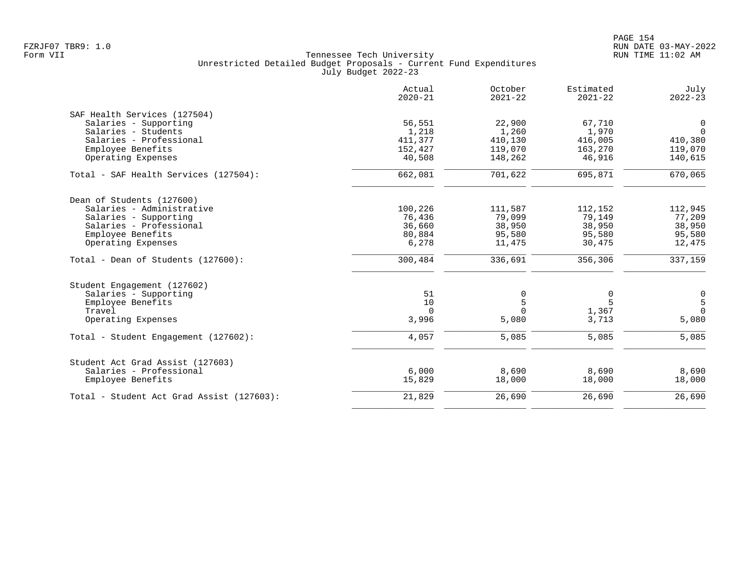Tennessee Tech University
Unrestricted Detailed Budget Proposals - Current Fund Expenditures
July Budget 2022-23

| | Actual 2020-21 | October 2021-22 | Estimated 2021-22 | July 2022-23 |
|---|---|---|---|---|
| **SAF Health Services (127504)** | | | | |
| Salaries - Supporting | 56,551 | 22,900 | 67,710 | 0 |
| Salaries - Students | 1,218 | 1,260 | 1,970 | 0 |
| Salaries - Professional | 411,377 | 410,130 | 416,005 | 410,380 |
| Employee Benefits | 152,427 | 119,070 | 163,270 | 119,070 |
| Operating Expenses | 40,508 | 148,262 | 46,916 | 140,615 |
| Total - SAF Health Services (127504): | 662,081 | 701,622 | 695,871 | 670,065 |
| **Dean of Students (127600)** | | | | |
| Salaries - Administrative | 100,226 | 111,587 | 112,152 | 112,945 |
| Salaries - Supporting | 76,436 | 79,099 | 79,149 | 77,209 |
| Salaries - Professional | 36,660 | 38,950 | 38,950 | 38,950 |
| Employee Benefits | 80,884 | 95,580 | 95,580 | 95,580 |
| Operating Expenses | 6,278 | 11,475 | 30,475 | 12,475 |
| Total - Dean of Students (127600): | 300,484 | 336,691 | 356,306 | 337,159 |
| **Student Engagement (127602)** | | | | |
| Salaries - Supporting | 51 | 0 | 0 | 0 |
| Employee Benefits | 10 | 5 | 5 | 5 |
| Travel | 0 | 0 | 1,367 | 0 |
| Operating Expenses | 3,996 | 5,080 | 3,713 | 5,080 |
| Total - Student Engagement (127602): | 4,057 | 5,085 | 5,085 | 5,085 |
| **Student Act Grad Assist (127603)** | | | | |
| Salaries - Professional | 6,000 | 8,690 | 8,690 | 8,690 |
| Employee Benefits | 15,829 | 18,000 | 18,000 | 18,000 |
| Total - Student Act Grad Assist (127603): | 21,829 | 26,690 | 26,690 | 26,690 |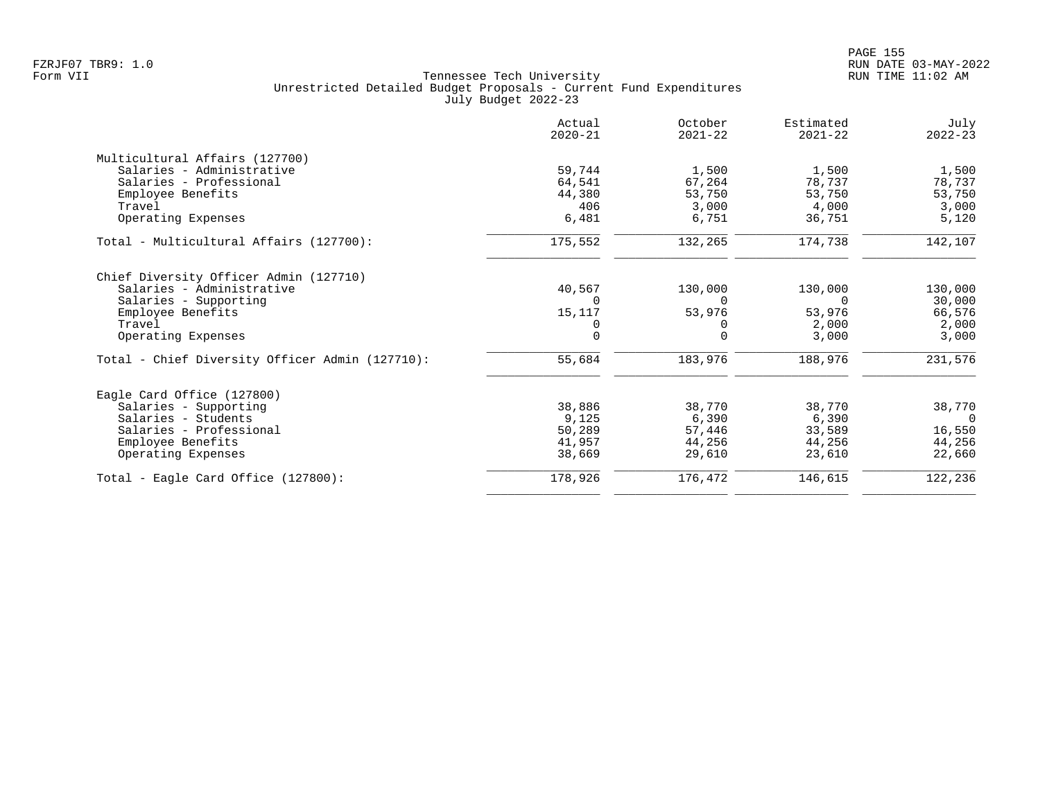Tennessee Tech University
Unrestricted Detailed Budget Proposals - Current Fund Expenditures
July Budget 2022-23

| | Actual 2020-21 | October 2021-22 | Estimated 2021-22 | July 2022-23 |
|---|---|---|---|---|
| **Multicultural Affairs (127700)** | | | | |
| Salaries - Administrative | 59,744 | 1,500 | 1,500 | 1,500 |
| Salaries - Professional | 64,541 | 67,264 | 78,737 | 78,737 |
| Employee Benefits | 44,380 | 53,750 | 53,750 | 53,750 |
| Travel | 406 | 3,000 | 4,000 | 3,000 |
| Operating Expenses | 6,481 | 6,751 | 36,751 | 5,120 |
| Total - Multicultural Affairs (127700): | 175,552 | 132,265 | 174,738 | 142,107 |
| **Chief Diversity Officer Admin (127710)** | | | | |
| Salaries - Administrative | 40,567 | 130,000 | 130,000 | 130,000 |
| Salaries - Supporting | 0 | 0 | 0 | 30,000 |
| Employee Benefits | 15,117 | 53,976 | 53,976 | 66,576 |
| Travel | 0 | 0 | 2,000 | 2,000 |
| Operating Expenses | 0 | 0 | 3,000 | 3,000 |
| Total - Chief Diversity Officer Admin (127710): | 55,684 | 183,976 | 188,976 | 231,576 |
| **Eagle Card Office (127800)** | | | | |
| Salaries - Supporting | 38,886 | 38,770 | 38,770 | 38,770 |
| Salaries - Students | 9,125 | 6,390 | 6,390 | 0 |
| Salaries - Professional | 50,289 | 57,446 | 33,589 | 16,550 |
| Employee Benefits | 41,957 | 44,256 | 44,256 | 44,256 |
| Operating Expenses | 38,669 | 29,610 | 23,610 | 22,660 |
| Total - Eagle Card Office (127800): | 178,926 | 176,472 | 146,615 | 122,236 |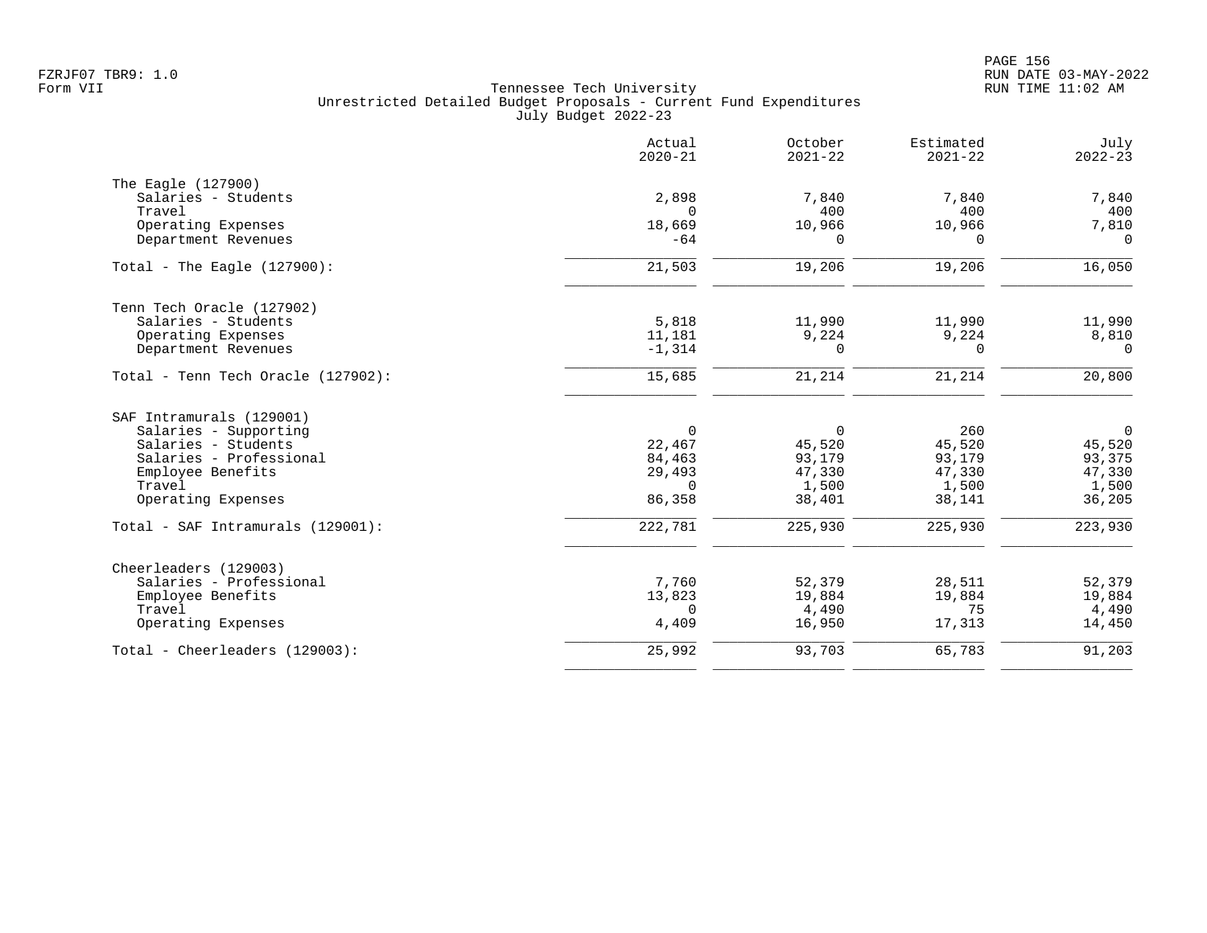Tennessee Tech University
Unrestricted Detailed Budget Proposals - Current Fund Expenditures
July Budget 2022-23

| | Actual 2020-21 | October 2021-22 | Estimated 2021-22 | July 2022-23 |
|---|---|---|---|---|
| **The Eagle (127900)** | | | | |
| Salaries - Students | 2,898 | 7,840 | 7,840 | 7,840 |
| Travel | 0 | 400 | 400 | 400 |
| Operating Expenses | 18,669 | 10,966 | 10,966 | 7,810 |
| Department Revenues | -64 | 0 | 0 | 0 |
| Total - The Eagle (127900): | 21,503 | 19,206 | 19,206 | 16,050 |
| **Tenn Tech Oracle (127902)** | | | | |
| Salaries - Students | 5,818 | 11,990 | 11,990 | 11,990 |
| Operating Expenses | 11,181 | 9,224 | 9,224 | 8,810 |
| Department Revenues | -1,314 | 0 | 0 | 0 |
| Total - Tenn Tech Oracle (127902): | 15,685 | 21,214 | 21,214 | 20,800 |
| **SAF Intramurals (129001)** | | | | |
| Salaries - Supporting | 0 | 0 | 260 | 0 |
| Salaries - Students | 22,467 | 45,520 | 45,520 | 45,520 |
| Salaries - Professional | 84,463 | 93,179 | 93,179 | 93,375 |
| Employee Benefits | 29,493 | 47,330 | 47,330 | 47,330 |
| Travel | 0 | 1,500 | 1,500 | 1,500 |
| Operating Expenses | 86,358 | 38,401 | 38,141 | 36,205 |
| Total - SAF Intramurals (129001): | 222,781 | 225,930 | 225,930 | 223,930 |
| **Cheerleaders (129003)** | | | | |
| Salaries - Professional | 7,760 | 52,379 | 28,511 | 52,379 |
| Employee Benefits | 13,823 | 19,884 | 19,884 | 19,884 |
| Travel | 0 | 4,490 | 75 | 4,490 |
| Operating Expenses | 4,409 | 16,950 | 17,313 | 14,450 |
| Total - Cheerleaders (129003): | 25,992 | 93,703 | 65,783 | 91,203 |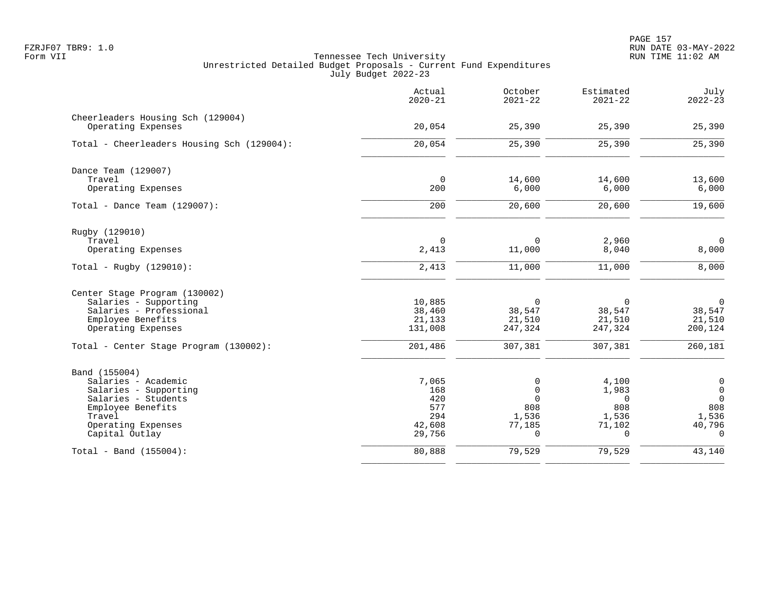Tennessee Tech University
Unrestricted Detailed Budget Proposals - Current Fund Expenditures
July Budget 2022-23

| | Actual 2020-21 | October 2021-22 | Estimated 2021-22 | July 2022-23 |
|---|---|---|---|---|
| **Cheerleaders Housing Sch (129004)** | | | | |
| Operating Expenses | 20,054 | 25,390 | 25,390 | 25,390 |
| Total - Cheerleaders Housing Sch (129004): | 20,054 | 25,390 | 25,390 | 25,390 |
| **Dance Team (129007)** | | | | |
| Travel | 0 | 14,600 | 14,600 | 13,600 |
| Operating Expenses | 200 | 6,000 | 6,000 | 6,000 |
| Total - Dance Team (129007): | 200 | 20,600 | 20,600 | 19,600 |
| **Rugby (129010)** | | | | |
| Travel | 0 | 0 | 2,960 | 0 |
| Operating Expenses | 2,413 | 11,000 | 8,040 | 8,000 |
| Total - Rugby (129010): | 2,413 | 11,000 | 11,000 | 8,000 |
| **Center Stage Program (130002)** | | | | |
| Salaries - Supporting | 10,885 | 0 | 0 | 0 |
| Salaries - Professional | 38,460 | 38,547 | 38,547 | 38,547 |
| Employee Benefits | 21,133 | 21,510 | 21,510 | 21,510 |
| Operating Expenses | 131,008 | 247,324 | 247,324 | 200,124 |
| Total - Center Stage Program (130002): | 201,486 | 307,381 | 307,381 | 260,181 |
| **Band (155004)** | | | | |
| Salaries - Academic | 7,065 | 0 | 4,100 | 0 |
| Salaries - Supporting | 168 | 0 | 1,983 | 0 |
| Salaries - Students | 420 | 0 | 0 | 0 |
| Employee Benefits | 577 | 808 | 808 | 808 |
| Travel | 294 | 1,536 | 1,536 | 1,536 |
| Operating Expenses | 42,608 | 77,185 | 71,102 | 40,796 |
| Capital Outlay | 29,756 | 0 | 0 | 0 |
| Total - Band (155004): | 80,888 | 79,529 | 79,529 | 43,140 |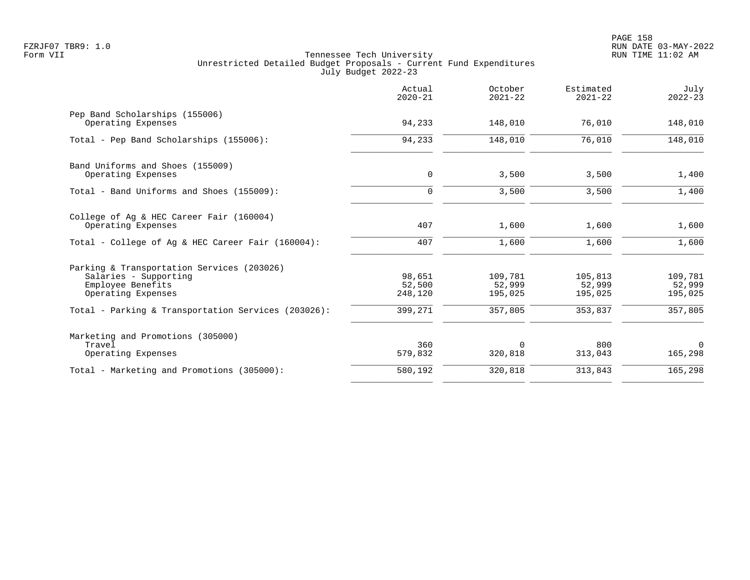FZRJF07 TBR9: 1.0
Form VII

Tennessee Tech University
Unrestricted Detailed Budget Proposals - Current Fund Expenditures
July Budget 2022-23

RUN DATE 03-MAY-2022
RUN TIME 11:02 AM

| | Actual 2020-21 | October 2021-22 | Estimated 2021-22 | July 2022-23 |
|---|---:|---:|---:|---:|
| Pep Band Scholarships (155006) | | | | |
| Operating Expenses | 94,233 | 148,010 | 76,010 | 148,010 |
| Total - Pep Band Scholarships (155006): | 94,233 | 148,010 | 76,010 | 148,010 |
| Band Uniforms and Shoes (155009) | | | | |
| Operating Expenses | 0 | 3,500 | 3,500 | 1,400 |
| Total - Band Uniforms and Shoes (155009): | 0 | 3,500 | 3,500 | 1,400 |
| College of Ag & HEC Career Fair (160004) | | | | |
| Operating Expenses | 407 | 1,600 | 1,600 | 1,600 |
| Total - College of Ag & HEC Career Fair (160004): | 407 | 1,600 | 1,600 | 1,600 |
| Parking & Transportation Services (203026) | | | | |
| Salaries - Supporting | 98,651 | 109,781 | 105,813 | 109,781 |
| Employee Benefits | 52,500 | 52,999 | 52,999 | 52,999 |
| Operating Expenses | 248,120 | 195,025 | 195,025 | 195,025 |
| Total - Parking & Transportation Services (203026): | 399,271 | 357,805 | 353,837 | 357,805 |
| Marketing and Promotions (305000) | | | | |
| Travel | 360 | 0 | 800 | 0 |
| Operating Expenses | 579,832 | 320,818 | 313,043 | 165,298 |
| Total - Marketing and Promotions (305000): | 580,192 | 320,818 | 313,843 | 165,298 |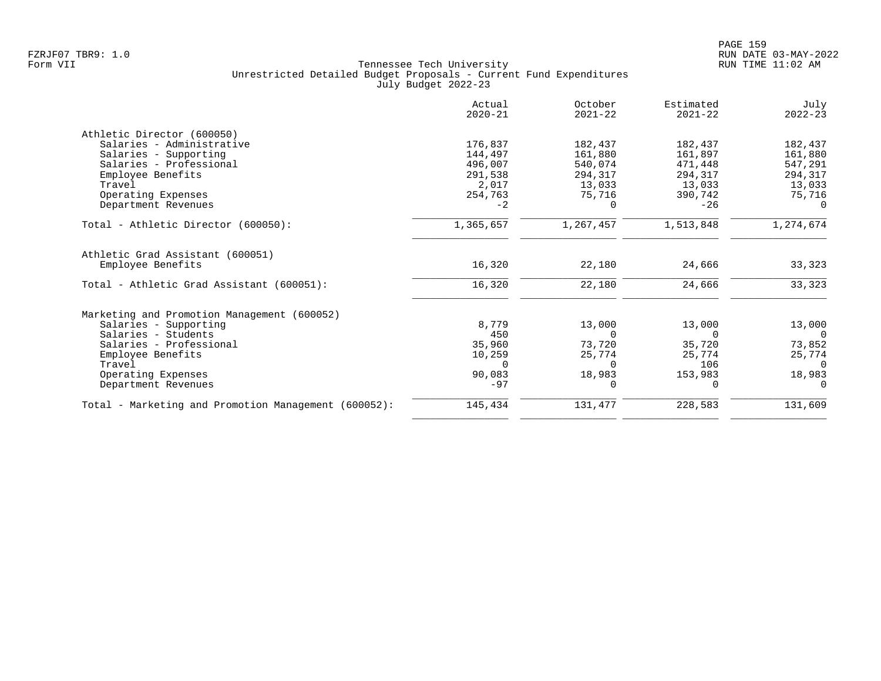Tennessee Tech University
Unrestricted Detailed Budget Proposals - Current Fund Expenditures
July Budget 2022-23

| | Actual 2020-21 | October 2021-22 | Estimated 2021-22 | July 2022-23 |
|---|---|---|---|---|
| **Athletic Director (600050)** | | | | |
| Salaries - Administrative | 176,837 | 182,437 | 182,437 | 182,437 |
| Salaries - Supporting | 144,497 | 161,880 | 161,897 | 161,880 |
| Salaries - Professional | 496,007 | 540,074 | 471,448 | 547,291 |
| Employee Benefits | 291,538 | 294,317 | 294,317 | 294,317 |
| Travel | 2,017 | 13,033 | 13,033 | 13,033 |
| Operating Expenses | 254,763 | 75,716 | 390,742 | 75,716 |
| Department Revenues | -2 | 0 | -26 | 0 |
| Total - Athletic Director (600050): | 1,365,657 | 1,267,457 | 1,513,848 | 1,274,674 |
| **Athletic Grad Assistant (600051)** | | | | |
| Employee Benefits | 16,320 | 22,180 | 24,666 | 33,323 |
| Total - Athletic Grad Assistant (600051): | 16,320 | 22,180 | 24,666 | 33,323 |
| **Marketing and Promotion Management (600052)** | | | | |
| Salaries - Supporting | 8,779 | 13,000 | 13,000 | 13,000 |
| Salaries - Students | 450 | 0 | 0 | 0 |
| Salaries - Professional | 35,960 | 73,720 | 35,720 | 73,852 |
| Employee Benefits | 10,259 | 25,774 | 25,774 | 25,774 |
| Travel | 0 | 0 | 106 | 0 |
| Operating Expenses | 90,083 | 18,983 | 153,983 | 18,983 |
| Department Revenues | -97 | 0 | 0 | 0 |
| Total - Marketing and Promotion Management (600052): | 145,434 | 131,477 | 228,583 | 131,609 |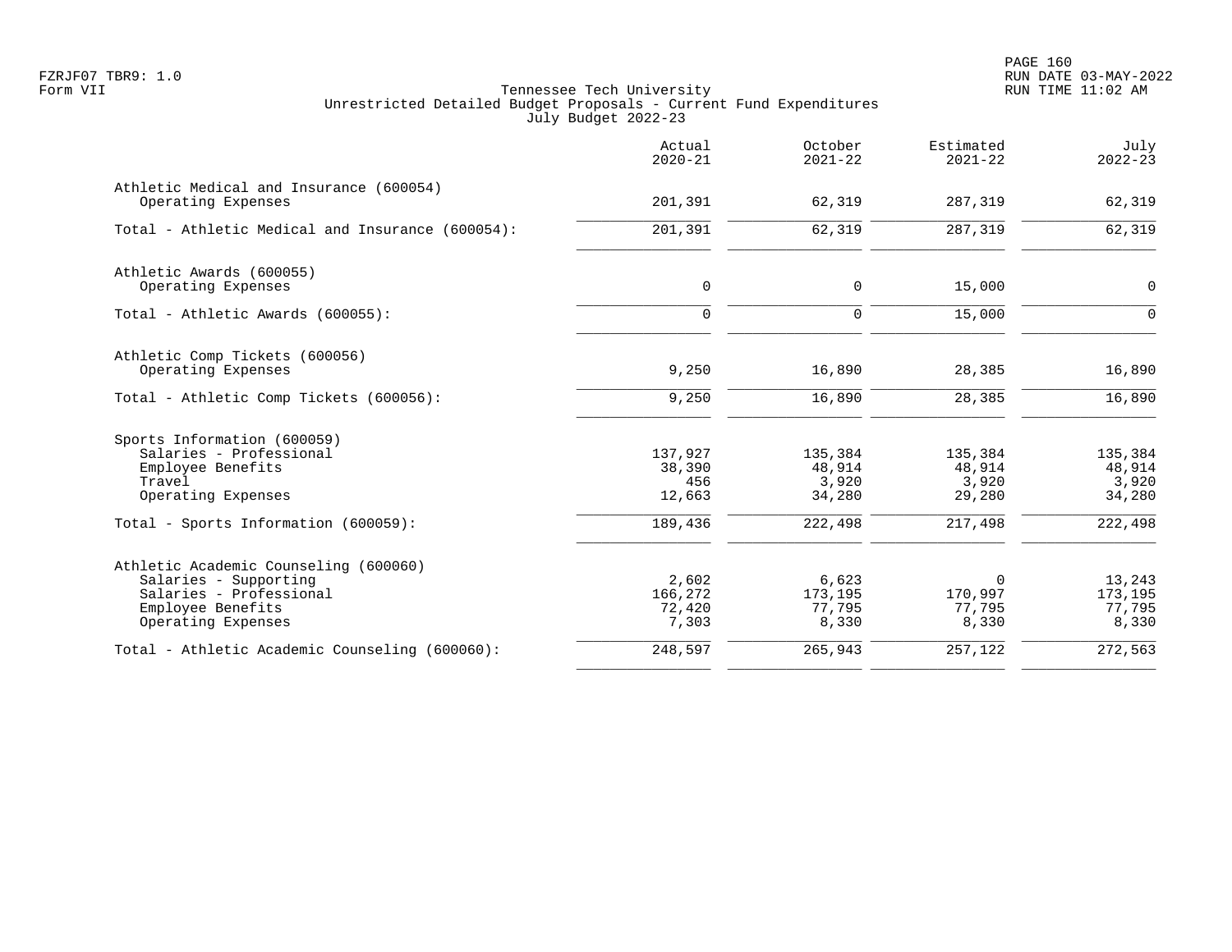Tennessee Tech University
Unrestricted Detailed Budget Proposals - Current Fund Expenditures
July Budget 2022-23

| | Actual 2020-21 | October 2021-22 | Estimated 2021-22 | July 2022-23 |
|---|---|---|---|---|
| **Athletic Medical and Insurance (600054)** | | | | |
| Operating Expenses | 201,391 | 62,319 | 287,319 | 62,319 |
| Total - Athletic Medical and Insurance (600054): | 201,391 | 62,319 | 287,319 | 62,319 |
| **Athletic Awards (600055)** | | | | |
| Operating Expenses | 0 | 0 | 15,000 | 0 |
| Total - Athletic Awards (600055): | 0 | 0 | 15,000 | 0 |
| **Athletic Comp Tickets (600056)** | | | | |
| Operating Expenses | 9,250 | 16,890 | 28,385 | 16,890 |
| Total - Athletic Comp Tickets (600056): | 9,250 | 16,890 | 28,385 | 16,890 |
| **Sports Information (600059)** | | | | |
| Salaries - Professional | 137,927 | 135,384 | 135,384 | 135,384 |
| Employee Benefits | 38,390 | 48,914 | 48,914 | 48,914 |
| Travel | 456 | 3,920 | 3,920 | 3,920 |
| Operating Expenses | 12,663 | 34,280 | 29,280 | 34,280 |
| Total - Sports Information (600059): | 189,436 | 222,498 | 217,498 | 222,498 |
| **Athletic Academic Counseling (600060)** | | | | |
| Salaries - Supporting | 2,602 | 6,623 | 0 | 13,243 |
| Salaries - Professional | 166,272 | 173,195 | 170,997 | 173,195 |
| Employee Benefits | 72,420 | 77,795 | 77,795 | 77,795 |
| Operating Expenses | 7,303 | 8,330 | 8,330 | 8,330 |
| Total - Athletic Academic Counseling (600060): | 248,597 | 265,943 | 257,122 | 272,563 |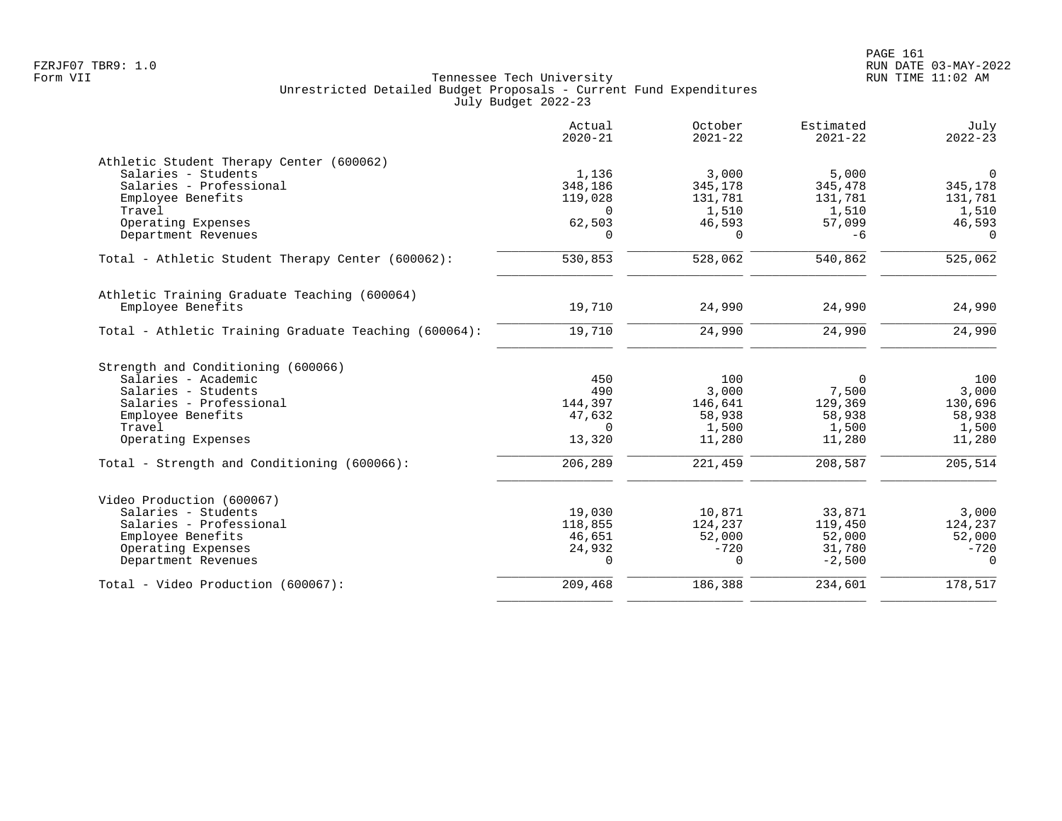Tennessee Tech University
Unrestricted Detailed Budget Proposals - Current Fund Expenditures
July Budget 2022-23

| | Actual 2020-21 | October 2021-22 | Estimated 2021-22 | July 2022-23 |
|---|---:|---:|---:|---:|
| **Athletic Student Therapy Center (600062)** | | | | |
| Salaries - Students | 1,136 | 3,000 | 5,000 | 0 |
| Salaries - Professional | 348,186 | 345,178 | 345,478 | 345,178 |
| Employee Benefits | 119,028 | 131,781 | 131,781 | 131,781 |
| Travel | 0 | 1,510 | 1,510 | 1,510 |
| Operating Expenses | 62,503 | 46,593 | 57,099 | 46,593 |
| Department Revenues | 0 | 0 | -6 | 0 |
| Total - Athletic Student Therapy Center (600062): | 530,853 | 528,062 | 540,862 | 525,062 |
| **Athletic Training Graduate Teaching (600064)** | | | | |
| Employee Benefits | 19,710 | 24,990 | 24,990 | 24,990 |
| Total - Athletic Training Graduate Teaching (600064): | 19,710 | 24,990 | 24,990 | 24,990 |
| **Strength and Conditioning (600066)** | | | | |
| Salaries - Academic | 450 | 100 | 0 | 100 |
| Salaries - Students | 490 | 3,000 | 7,500 | 3,000 |
| Salaries - Professional | 144,397 | 146,641 | 129,369 | 130,696 |
| Employee Benefits | 47,632 | 58,938 | 58,938 | 58,938 |
| Travel | 0 | 1,500 | 1,500 | 1,500 |
| Operating Expenses | 13,320 | 11,280 | 11,280 | 11,280 |
| Total - Strength and Conditioning (600066): | 206,289 | 221,459 | 208,587 | 205,514 |
| **Video Production (600067)** | | | | |
| Salaries - Students | 19,030 | 10,871 | 33,871 | 3,000 |
| Salaries - Professional | 118,855 | 124,237 | 119,450 | 124,237 |
| Employee Benefits | 46,651 | 52,000 | 52,000 | 52,000 |
| Operating Expenses | 24,932 | -720 | 31,780 | -720 |
| Department Revenues | 0 | 0 | -2,500 | 0 |
| Total - Video Production (600067): | 209,468 | 186,388 | 234,601 | 178,517 |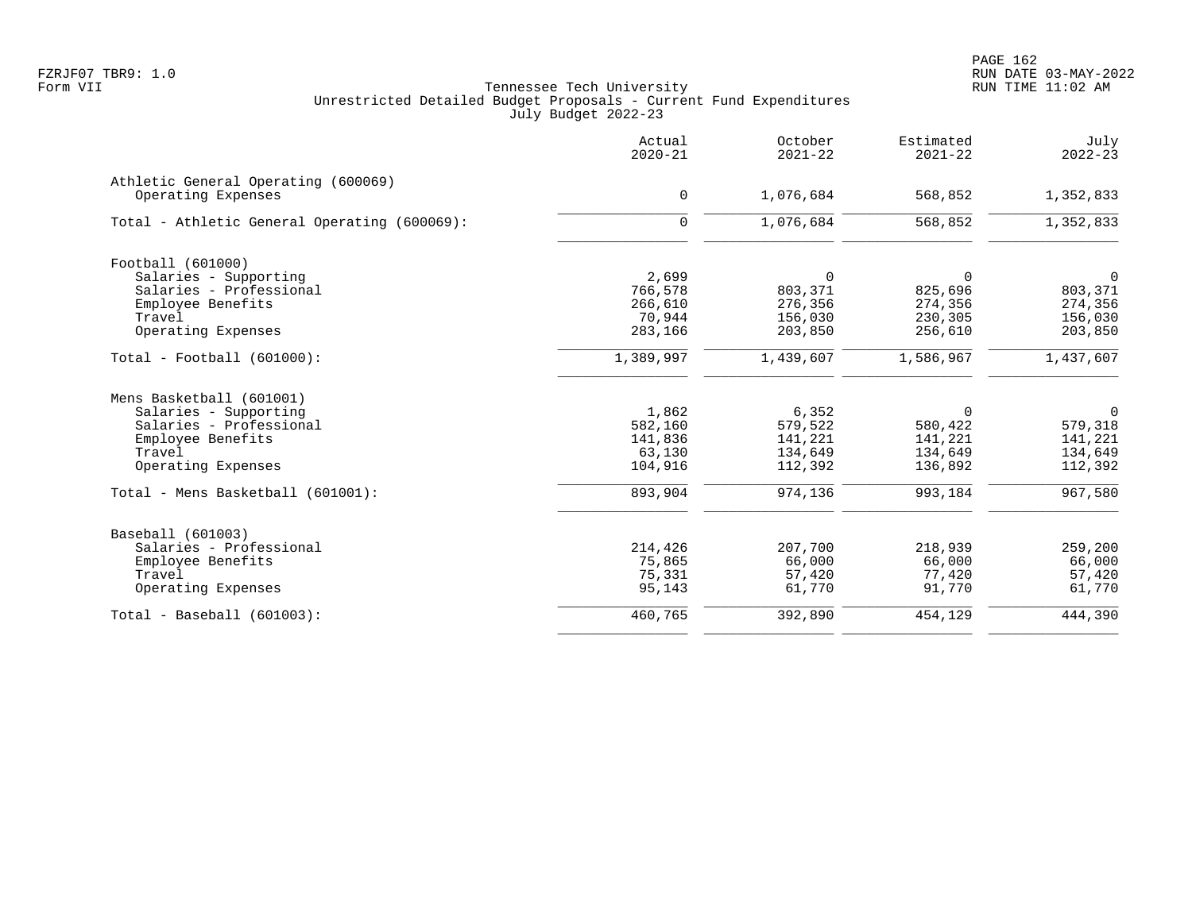# Tennessee Tech University

## Unrestricted Detailed Budget Proposals - Current Fund Expenditures

### July Budget 2022-23

Form VII

| | Actual 2020-21 | October 2021-22 | Estimated 2021-22 | July 2022-23 |
|---|---|---|---|---|
| **Athletic General Operating (600069)** | | | | |
| Operating Expenses | 0 | 1,076,684 | 568,852 | 1,352,833 |
| Total - Athletic General Operating (600069): | 0 | 1,076,684 | 568,852 | 1,352,833 |
| **Football (601000)** | | | | |
| Salaries - Supporting | 2,699 | 0 | 0 | 0 |
| Salaries - Professional | 766,578 | 803,371 | 825,696 | 803,371 |
| Employee Benefits | 266,610 | 276,356 | 274,356 | 274,356 |
| Travel | 70,944 | 156,030 | 230,305 | 156,030 |
| Operating Expenses | 283,166 | 203,850 | 256,610 | 203,850 |
| Total - Football (601000): | 1,389,997 | 1,439,607 | 1,586,967 | 1,437,607 |
| **Mens Basketball (601001)** | | | | |
| Salaries - Supporting | 1,862 | 6,352 | 0 | 0 |
| Salaries - Professional | 582,160 | 579,522 | 580,422 | 579,318 |
| Employee Benefits | 141,836 | 141,221 | 141,221 | 141,221 |
| Travel | 63,130 | 134,649 | 134,649 | 134,649 |
| Operating Expenses | 104,916 | 112,392 | 136,892 | 112,392 |
| Total - Mens Basketball (601001): | 893,904 | 974,136 | 993,184 | 967,580 |
| **Baseball (601003)** | | | | |
| Salaries - Professional | 214,426 | 207,700 | 218,939 | 259,200 |
| Employee Benefits | 75,865 | 66,000 | 66,000 | 66,000 |
| Travel | 75,331 | 57,420 | 77,420 | 57,420 |
| Operating Expenses | 95,143 | 61,770 | 91,770 | 61,770 |
| Total - Baseball (601003): | 460,765 | 392,890 | 454,129 | 444,390 |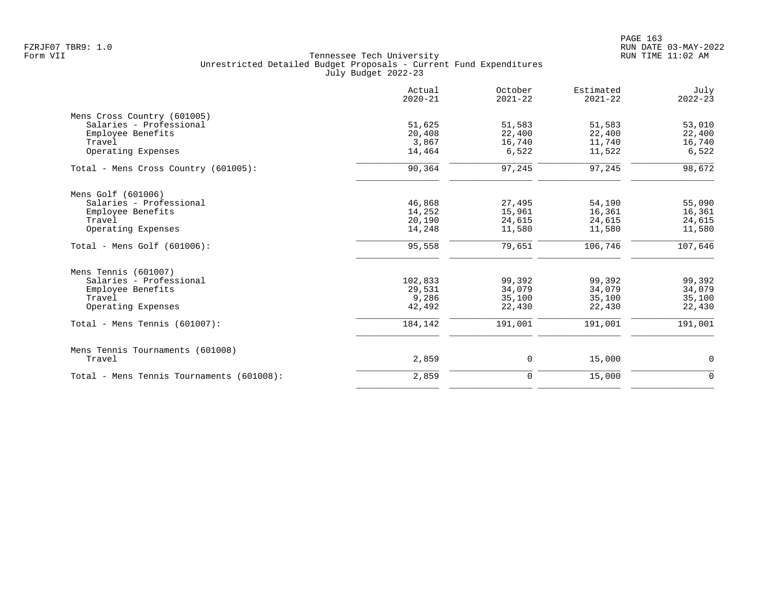Tennessee Tech University
Unrestricted Detailed Budget Proposals - Current Fund Expenditures
July Budget 2022-23

| | Actual 2020-21 | October 2021-22 | Estimated 2021-22 | July 2022-23 |
|---|---|---|---|---|
| **Mens Cross Country (601005)** | | | | |
| Salaries - Professional | 51,625 | 51,583 | 51,583 | 53,010 |
| Employee Benefits | 20,408 | 22,400 | 22,400 | 22,400 |
| Travel | 3,867 | 16,740 | 11,740 | 16,740 |
| Operating Expenses | 14,464 | 6,522 | 11,522 | 6,522 |
| Total - Mens Cross Country (601005): | 90,364 | 97,245 | 97,245 | 98,672 |
| **Mens Golf (601006)** | | | | |
| Salaries - Professional | 46,868 | 27,495 | 54,190 | 55,090 |
| Employee Benefits | 14,252 | 15,961 | 16,361 | 16,361 |
| Travel | 20,190 | 24,615 | 24,615 | 24,615 |
| Operating Expenses | 14,248 | 11,580 | 11,580 | 11,580 |
| Total - Mens Golf (601006): | 95,558 | 79,651 | 106,746 | 107,646 |
| **Mens Tennis (601007)** | | | | |
| Salaries - Professional | 102,833 | 99,392 | 99,392 | 99,392 |
| Employee Benefits | 29,531 | 34,079 | 34,079 | 34,079 |
| Travel | 9,286 | 35,100 | 35,100 | 35,100 |
| Operating Expenses | 42,492 | 22,430 | 22,430 | 22,430 |
| Total - Mens Tennis (601007): | 184,142 | 191,001 | 191,001 | 191,001 |
| **Mens Tennis Tournaments (601008)** | | | | |
| Travel | 2,859 | 0 | 15,000 | 0 |
| Total - Mens Tennis Tournaments (601008): | 2,859 | 0 | 15,000 | 0 |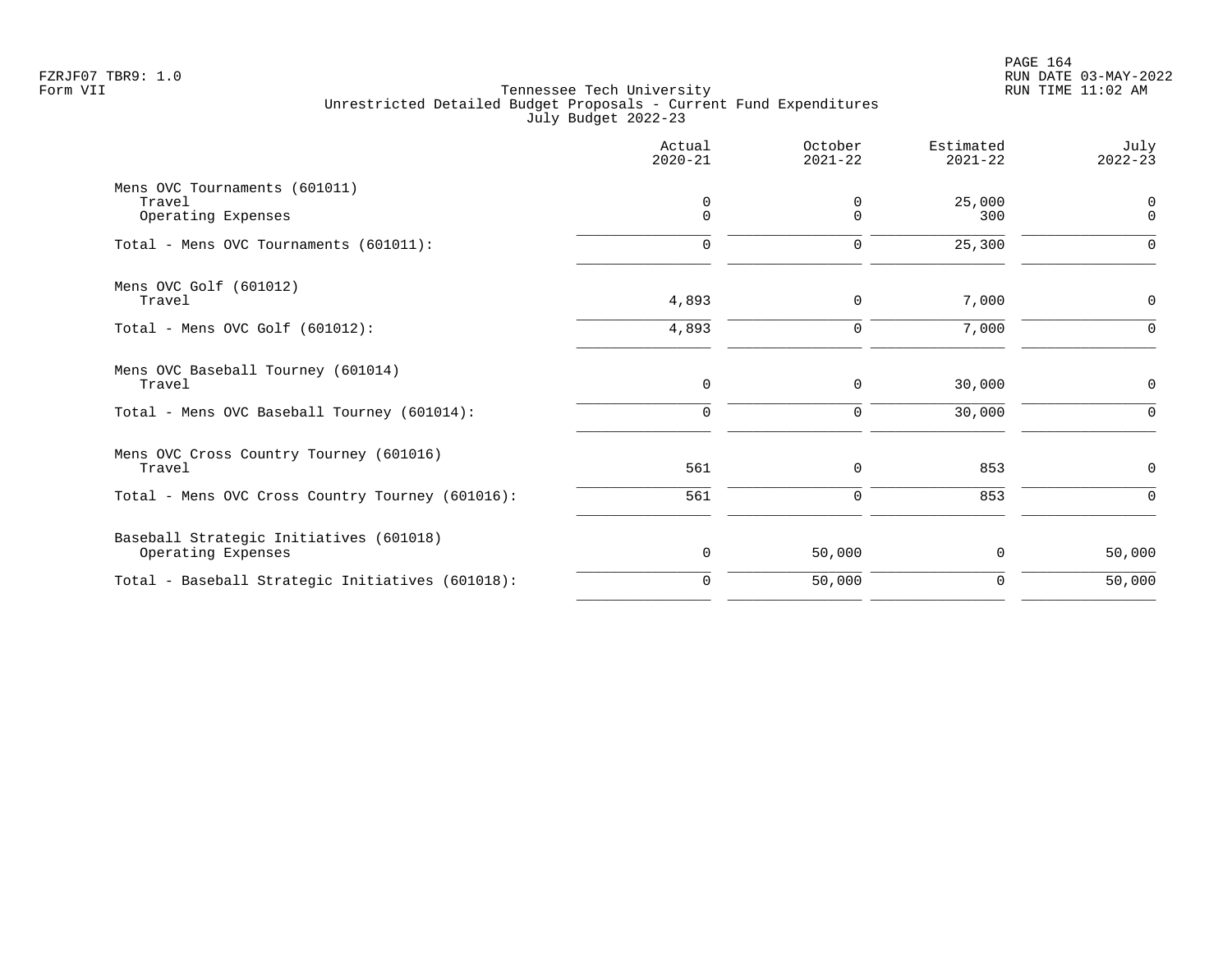Tennessee Tech University
Unrestricted Detailed Budget Proposals - Current Fund Expenditures
July Budget 2022-23

| | Actual 2020-21 | October 2021-22 | Estimated 2021-22 | July 2022-23 |
|---|---|---|---|---|
| Mens OVC Tournaments (601011) | | | | |
| Travel | 0 | 0 | 25,000 | 0 |
| Operating Expenses | 0 | 0 | 300 | 0 |
| Total - Mens OVC Tournaments (601011): | 0 | 0 | 25,300 | 0 |
| Mens OVC Golf (601012) | | | | |
| Travel | 4,893 | 0 | 7,000 | 0 |
| Total - Mens OVC Golf (601012): | 4,893 | 0 | 7,000 | 0 |
| Mens OVC Baseball Tourney (601014) | | | | |
| Travel | 0 | 0 | 30,000 | 0 |
| Total - Mens OVC Baseball Tourney (601014): | 0 | 0 | 30,000 | 0 |
| Mens OVC Cross Country Tourney (601016) | | | | |
| Travel | 561 | 0 | 853 | 0 |
| Total - Mens OVC Cross Country Tourney (601016): | 561 | 0 | 853 | 0 |
| Baseball Strategic Initiatives (601018) | | | | |
| Operating Expenses | 0 | 50,000 | 0 | 50,000 |
| Total - Baseball Strategic Initiatives (601018): | 0 | 50,000 | 0 | 50,000 |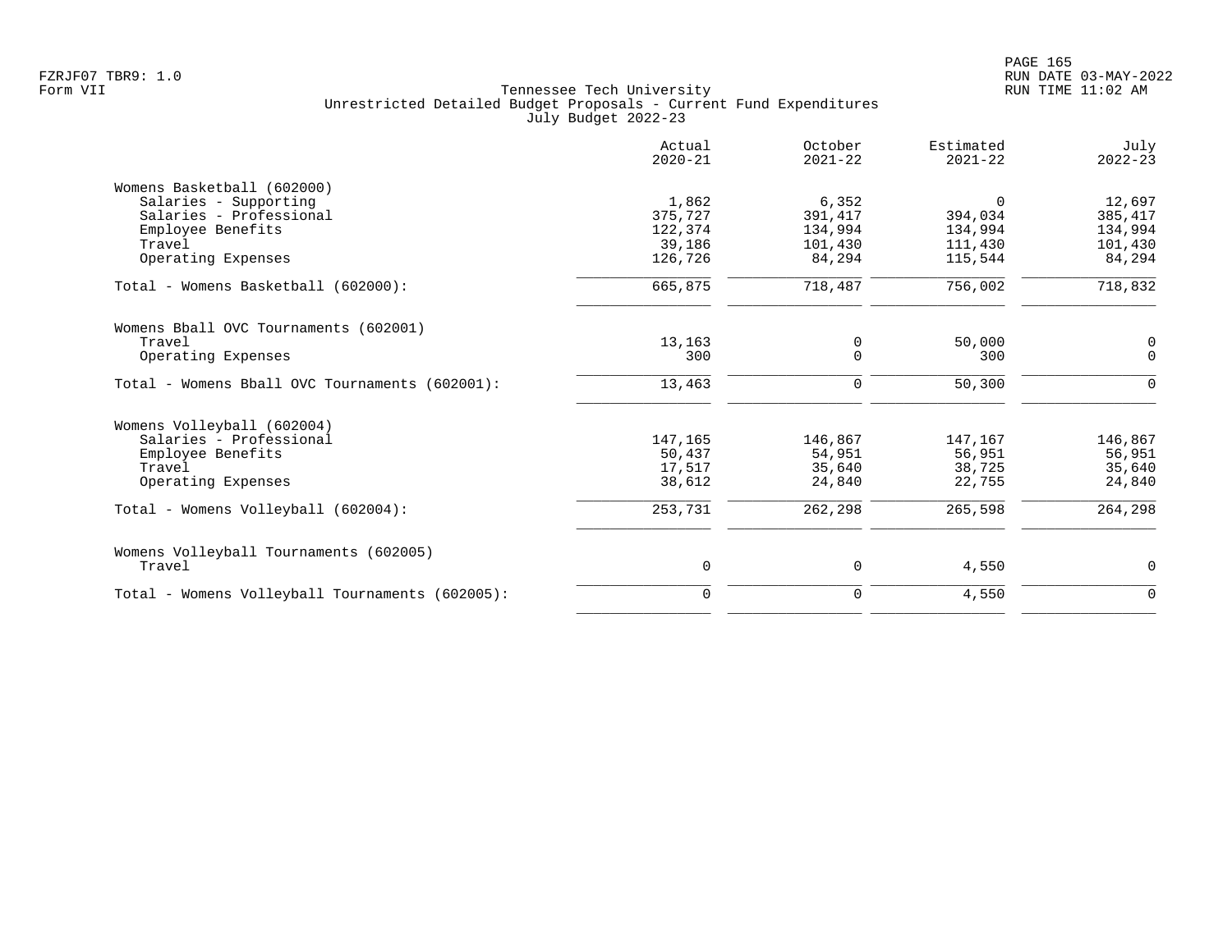Tennessee Tech University
Unrestricted Detailed Budget Proposals - Current Fund Expenditures
July Budget 2022-23

| | Actual 2020-21 | October 2021-22 | Estimated 2021-22 | July 2022-23 |
|---|---|---|---|---|
| **Womens Basketball (602000)** | | | | |
| Salaries - Supporting | 1,862 | 6,352 | 0 | 12,697 |
| Salaries - Professional | 375,727 | 391,417 | 394,034 | 385,417 |
| Employee Benefits | 122,374 | 134,994 | 134,994 | 134,994 |
| Travel | 39,186 | 101,430 | 111,430 | 101,430 |
| Operating Expenses | 126,726 | 84,294 | 115,544 | 84,294 |
| Total - Womens Basketball (602000): | 665,875 | 718,487 | 756,002 | 718,832 |
| **Womens Bball OVC Tournaments (602001)** | | | | |
| Travel | 13,163 | 0 | 50,000 | 0 |
| Operating Expenses | 300 | 0 | 300 | 0 |
| Total - Womens Bball OVC Tournaments (602001): | 13,463 | 0 | 50,300 | 0 |
| **Womens Volleyball (602004)** | | | | |
| Salaries - Professional | 147,165 | 146,867 | 147,167 | 146,867 |
| Employee Benefits | 50,437 | 54,951 | 56,951 | 56,951 |
| Travel | 17,517 | 35,640 | 38,725 | 35,640 |
| Operating Expenses | 38,612 | 24,840 | 22,755 | 24,840 |
| Total - Womens Volleyball (602004): | 253,731 | 262,298 | 265,598 | 264,298 |
| **Womens Volleyball Tournaments (602005)** | | | | |
| Travel | 0 | 0 | 4,550 | 0 |
| Total - Womens Volleyball Tournaments (602005): | 0 | 0 | 4,550 | 0 |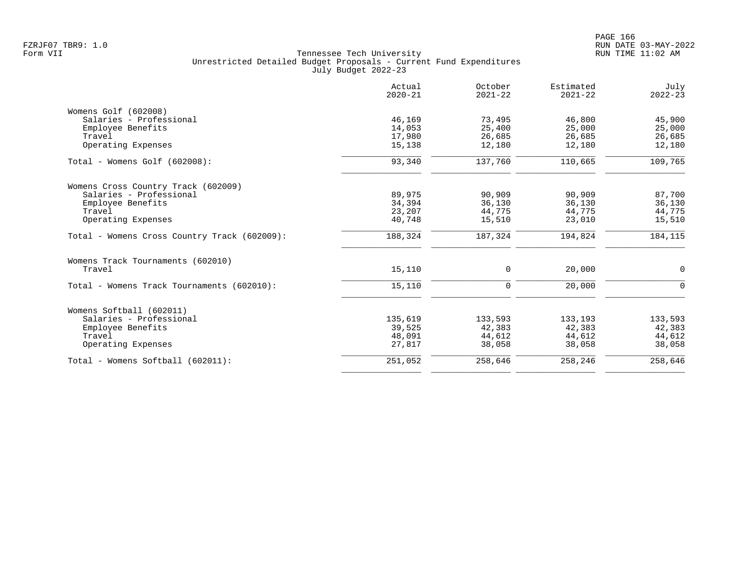FZRJF07 TBR9: 1.0
Form VII

Tennessee Tech University
Unrestricted Detailed Budget Proposals - Current Fund Expenditures
July Budget 2022-23

| | Actual 2020-21 | October 2021-22 | Estimated 2021-22 | July 2022-23 |
|---|---|---|---|---|
| **Womens Golf (602008)** | | | | |
| Salaries - Professional | 46,169 | 73,495 | 46,800 | 45,900 |
| Employee Benefits | 14,053 | 25,400 | 25,000 | 25,000 |
| Travel | 17,980 | 26,685 | 26,685 | 26,685 |
| Operating Expenses | 15,138 | 12,180 | 12,180 | 12,180 |
| Total - Womens Golf (602008): | 93,340 | 137,760 | 110,665 | 109,765 |
| **Womens Cross Country Track (602009)** | | | | |
| Salaries - Professional | 89,975 | 90,909 | 90,909 | 87,700 |
| Employee Benefits | 34,394 | 36,130 | 36,130 | 36,130 |
| Travel | 23,207 | 44,775 | 44,775 | 44,775 |
| Operating Expenses | 40,748 | 15,510 | 23,010 | 15,510 |
| Total - Womens Cross Country Track (602009): | 188,324 | 187,324 | 194,824 | 184,115 |
| **Womens Track Tournaments (602010)** | | | | |
| Travel | 15,110 | 0 | 20,000 | 0 |
| Total - Womens Track Tournaments (602010): | 15,110 | 0 | 20,000 | 0 |
| **Womens Softball (602011)** | | | | |
| Salaries - Professional | 135,619 | 133,593 | 133,193 | 133,593 |
| Employee Benefits | 39,525 | 42,383 | 42,383 | 42,383 |
| Travel | 48,091 | 44,612 | 44,612 | 44,612 |
| Operating Expenses | 27,817 | 38,058 | 38,058 | 38,058 |
| Total - Womens Softball (602011): | 251,052 | 258,646 | 258,246 | 258,646 |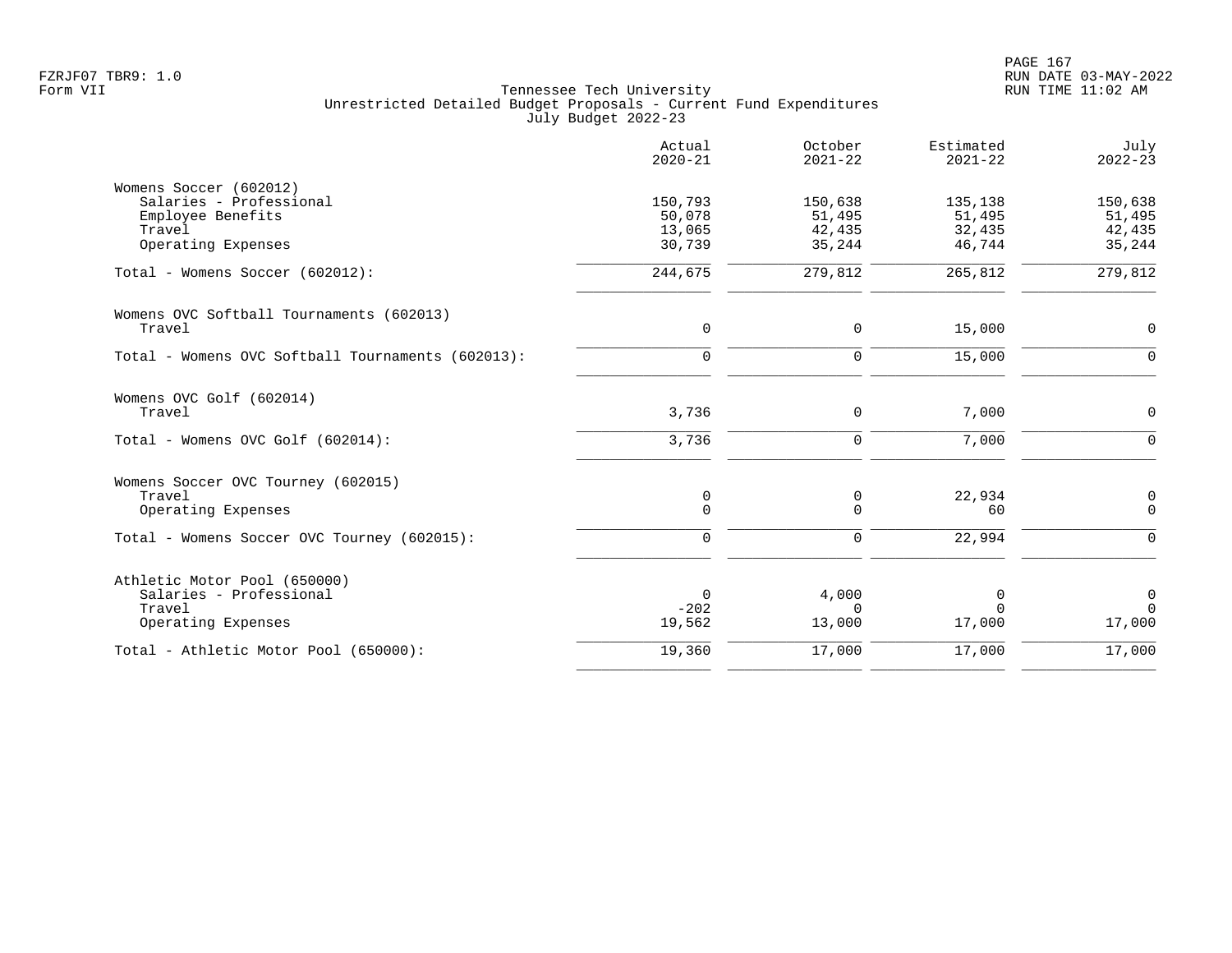Tennessee Tech University
Unrestricted Detailed Budget Proposals - Current Fund Expenditures
July Budget 2022-23

| | Actual 2020-21 | October 2021-22 | Estimated 2021-22 | July 2022-23 |
|---|---|---|---|---|
| **Womens Soccer (602012)** | | | | |
| Salaries - Professional | 150,793 | 150,638 | 135,138 | 150,638 |
| Employee Benefits | 50,078 | 51,495 | 51,495 | 51,495 |
| Travel | 13,065 | 42,435 | 32,435 | 42,435 |
| Operating Expenses | 30,739 | 35,244 | 46,744 | 35,244 |
| Total - Womens Soccer (602012): | 244,675 | 279,812 | 265,812 | 279,812 |
| **Womens OVC Softball Tournaments (602013)** | | | | |
| Travel | 0 | 0 | 15,000 | 0 |
| Total - Womens OVC Softball Tournaments (602013): | 0 | 0 | 15,000 | 0 |
| **Womens OVC Golf (602014)** | | | | |
| Travel | 3,736 | 0 | 7,000 | 0 |
| Total - Womens OVC Golf (602014): | 3,736 | 0 | 7,000 | 0 |
| **Womens Soccer OVC Tourney (602015)** | | | | |
| Travel | 0 | 0 | 22,934 | 0 |
| Operating Expenses | 0 | 0 | 60 | 0 |
| Total - Womens Soccer OVC Tourney (602015): | 0 | 0 | 22,994 | 0 |
| **Athletic Motor Pool (650000)** | | | | |
| Salaries - Professional | 0 | 4,000 | 0 | 0 |
| Travel | -202 | 0 | 0 | 0 |
| Operating Expenses | 19,562 | 13,000 | 17,000 | 17,000 |
| Total - Athletic Motor Pool (650000): | 19,360 | 17,000 | 17,000 | 17,000 |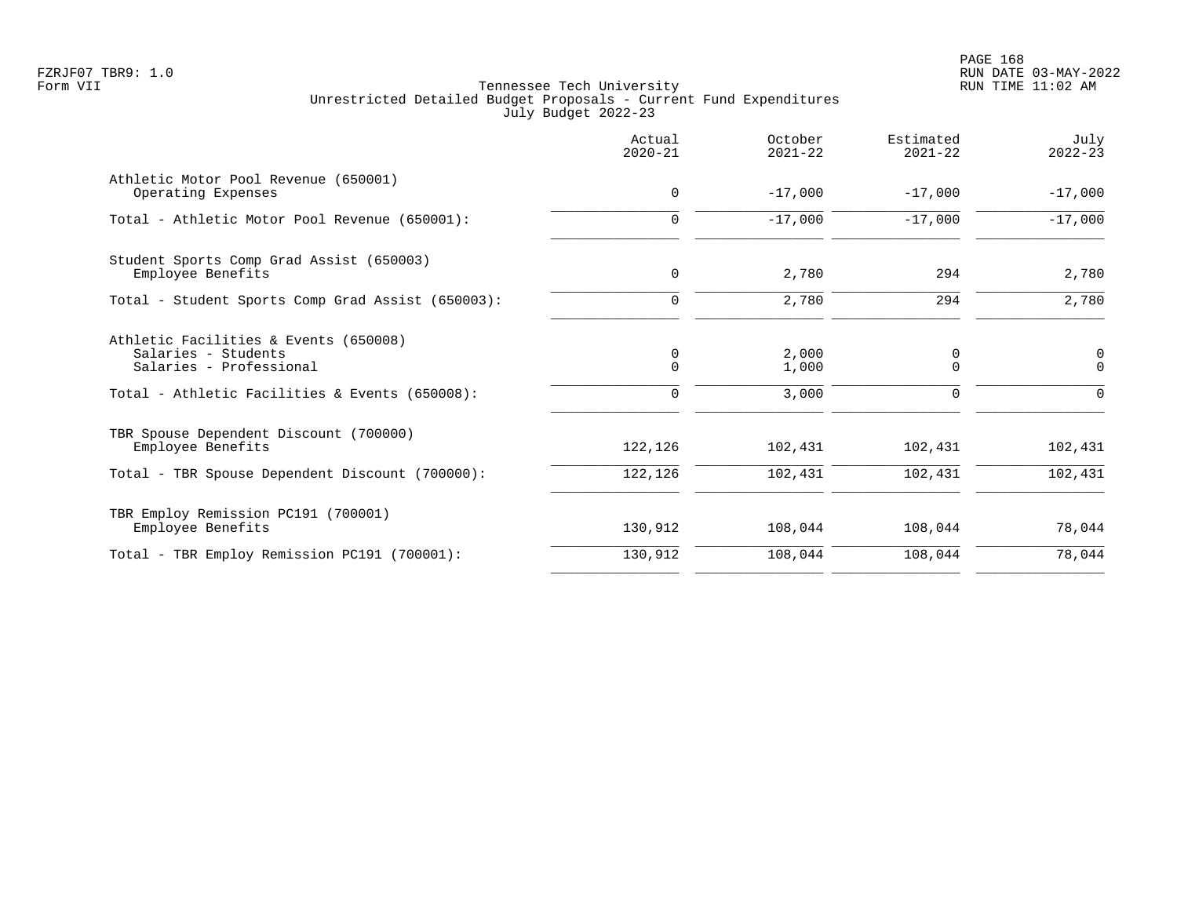Tennessee Tech University
Unrestricted Detailed Budget Proposals - Current Fund Expenditures
July Budget 2022-23

| | Actual 2020-21 | October 2021-22 | Estimated 2021-22 | July 2022-23 |
|---|---|---|---|---|
| **Athletic Motor Pool Revenue (650001)** | | | | |
| Operating Expenses | 0 | -17,000 | -17,000 | -17,000 |
| Total - Athletic Motor Pool Revenue (650001): | 0 | -17,000 | -17,000 | -17,000 |
| **Student Sports Comp Grad Assist (650003)** | | | | |
| Employee Benefits | 0 | 2,780 | 294 | 2,780 |
| Total - Student Sports Comp Grad Assist (650003): | 0 | 2,780 | 294 | 2,780 |
| **Athletic Facilities & Events (650008)** | | | | |
| Salaries - Students | 0 | 2,000 | 0 | 0 |
| Salaries - Professional | 0 | 1,000 | 0 | 0 |
| Total - Athletic Facilities & Events (650008): | 0 | 3,000 | 0 | 0 |
| **TBR Spouse Dependent Discount (700000)** | | | | |
| Employee Benefits | 122,126 | 102,431 | 102,431 | 102,431 |
| Total - TBR Spouse Dependent Discount (700000): | 122,126 | 102,431 | 102,431 | 102,431 |
| **TBR Employ Remission PC191 (700001)** | | | | |
| Employee Benefits | 130,912 | 108,044 | 108,044 | 78,044 |
| Total - TBR Employ Remission PC191 (700001): | 130,912 | 108,044 | 108,044 | 78,044 |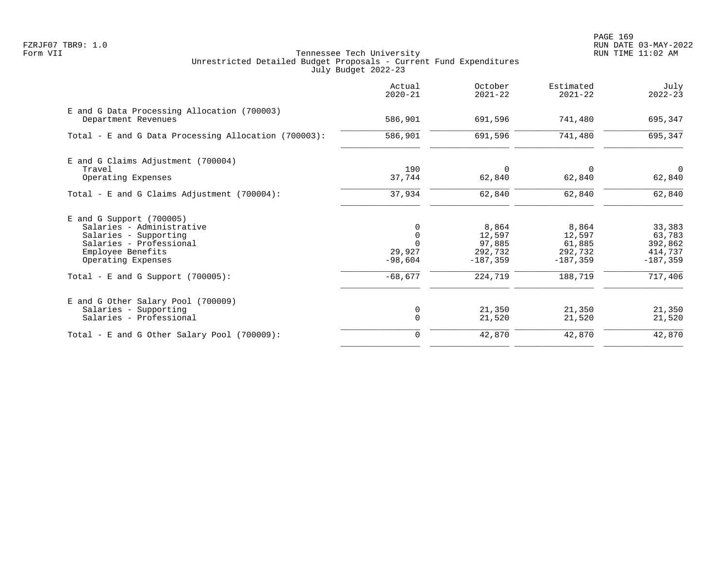FZRJF07 TBR9: 1.0
Form VII

Tennessee Tech University
Unrestricted Detailed Budget Proposals - Current Fund Expenditures
July Budget 2022-23

| | Actual 2020-21 | October 2021-22 | Estimated 2021-22 | July 2022-23 |
|---|---|---|---|---|
| **E and G Data Processing Allocation (700003)** | | | | |
| Department Revenues | 586,901 | 691,596 | 741,480 | 695,347 |
| Total - E and G Data Processing Allocation (700003): | 586,901 | 691,596 | 741,480 | 695,347 |
| **E and G Claims Adjustment (700004)** | | | | |
| Travel | 190 | 0 | 0 | 0 |
| Operating Expenses | 37,744 | 62,840 | 62,840 | 62,840 |
| Total - E and G Claims Adjustment (700004): | 37,934 | 62,840 | 62,840 | 62,840 |
| **E and G Support (700005)** | | | | |
| Salaries - Administrative | 0 | 8,864 | 8,864 | 33,383 |
| Salaries - Supporting | 0 | 12,597 | 12,597 | 63,783 |
| Salaries - Professional | 0 | 97,885 | 61,885 | 392,862 |
| Employee Benefits | 29,927 | 292,732 | 292,732 | 414,737 |
| Operating Expenses | -98,604 | -187,359 | -187,359 | -187,359 |
| Total - E and G Support (700005): | -68,677 | 224,719 | 188,719 | 717,406 |
| **E and G Other Salary Pool (700009)** | | | | |
| Salaries - Supporting | 0 | 21,350 | 21,350 | 21,350 |
| Salaries - Professional | 0 | 21,520 | 21,520 | 21,520 |
| Total - E and G Other Salary Pool (700009): | 0 | 42,870 | 42,870 | 42,870 |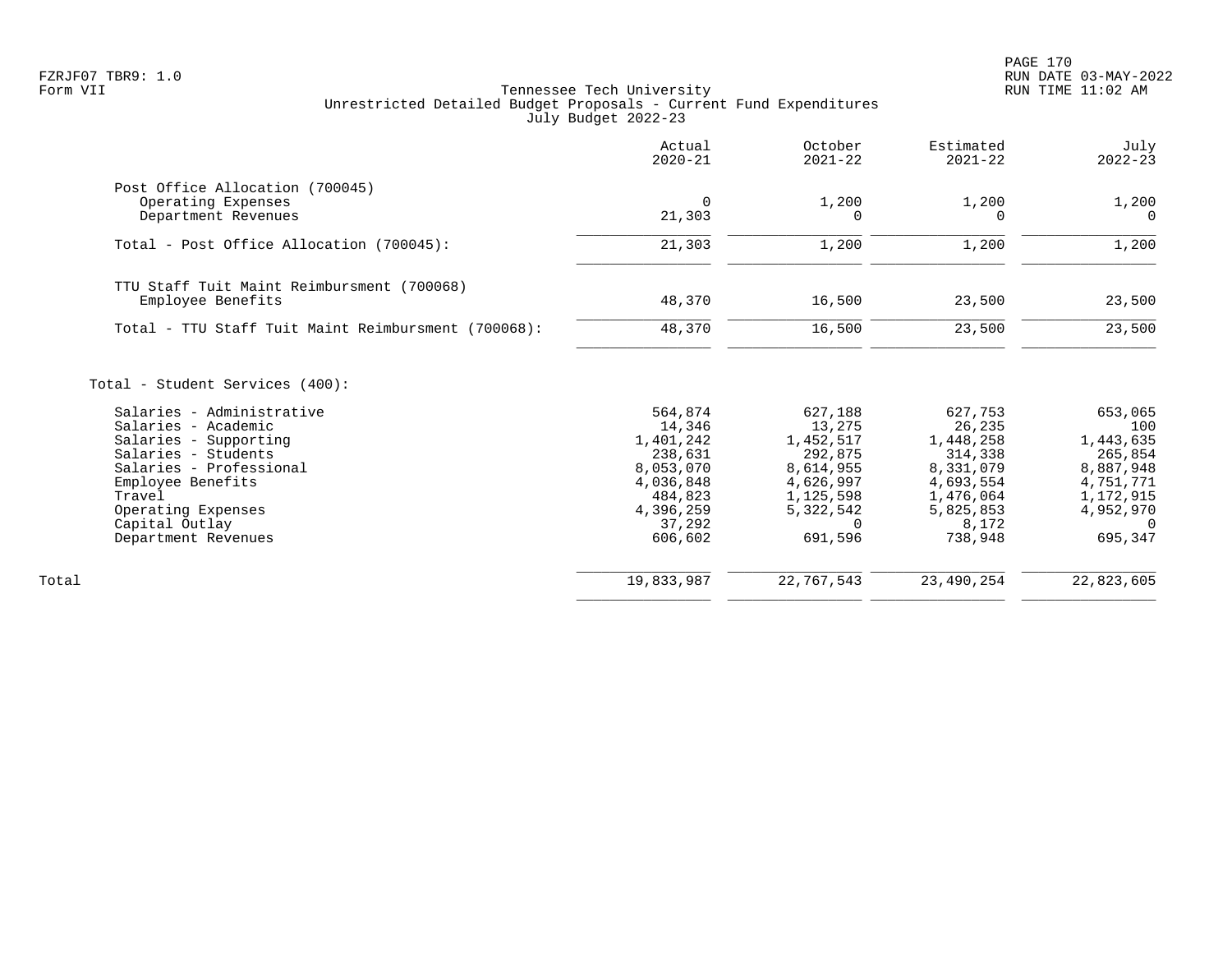Tennessee Tech University
Unrestricted Detailed Budget Proposals - Current Fund Expenditures
July Budget 2022-23

Form VII

| | Actual 2020-21 | October 2021-22 | Estimated 2021-22 | July 2022-23 |
|---|---|---|---|---|
| **Post Office Allocation (700045)** | | | | |
| Operating Expenses | 0 | 1,200 | 1,200 | 1,200 |
| Department Revenues | 21,303 | 0 | 0 | 0 |
| Total - Post Office Allocation (700045): | 21,303 | 1,200 | 1,200 | 1,200 |
| **TTU Staff Tuit Maint Reimbursment (700068)** | | | | |
| Employee Benefits | 48,370 | 16,500 | 23,500 | 23,500 |
| Total - TTU Staff Tuit Maint Reimbursment (700068): | 48,370 | 16,500 | 23,500 | 23,500 |
| **Total - Student Services (400):** | | | | |
| Salaries - Administrative | 564,874 | 627,188 | 627,753 | 653,065 |
| Salaries - Academic | 14,346 | 13,275 | 26,235 | 100 |
| Salaries - Supporting | 1,401,242 | 1,452,517 | 1,448,258 | 1,443,635 |
| Salaries - Students | 238,631 | 292,875 | 314,338 | 265,854 |
| Salaries - Professional | 8,053,070 | 8,614,955 | 8,331,079 | 8,887,948 |
| Employee Benefits | 4,036,848 | 4,626,997 | 4,693,554 | 4,751,771 |
| Travel | 484,823 | 1,125,598 | 1,476,064 | 1,172,915 |
| Operating Expenses | 4,396,259 | 5,322,542 | 5,825,853 | 4,952,970 |
| Capital Outlay | 37,292 | 0 | 8,172 | 0 |
| Department Revenues | 606,602 | 691,596 | 738,948 | 695,347 |
| **Total** | 19,833,987 | 22,767,543 | 23,490,254 | 22,823,605 |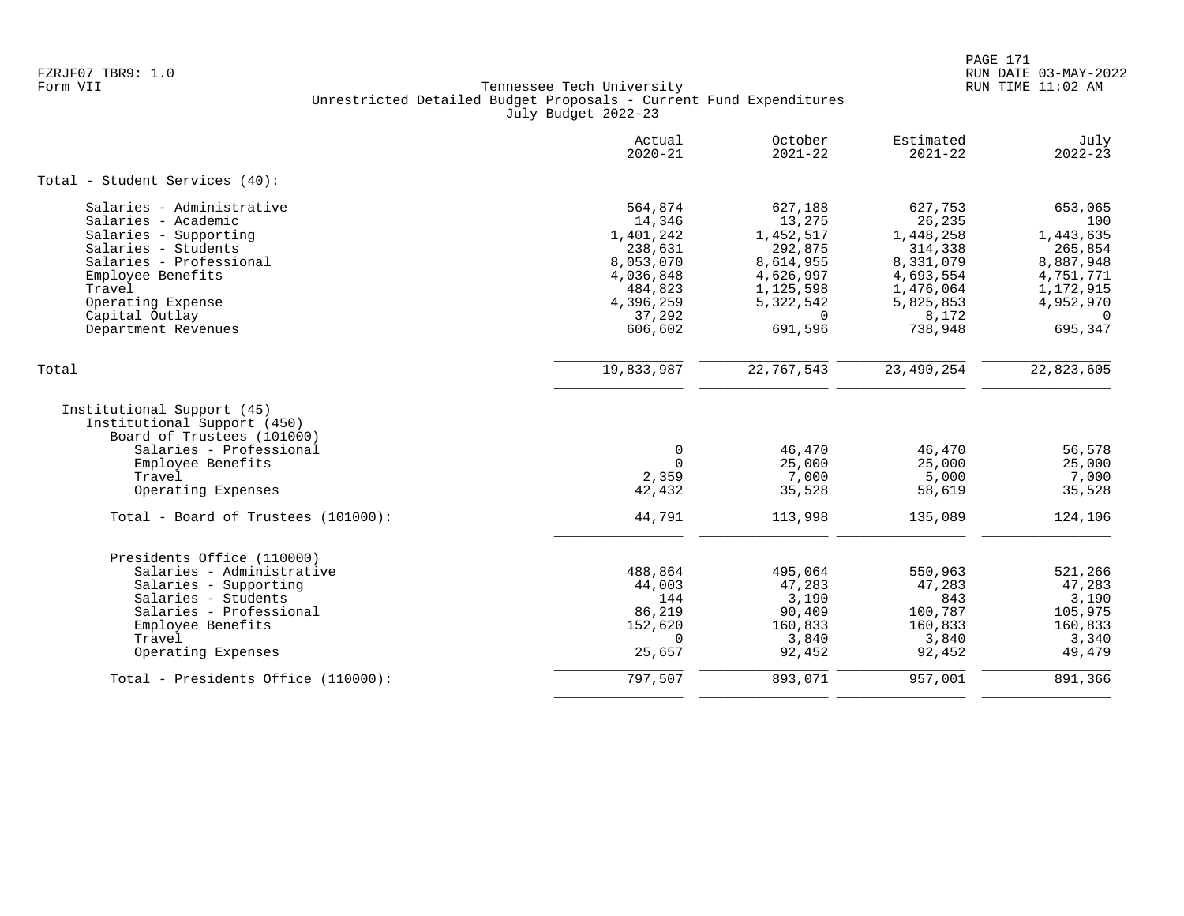Tennessee Tech University
Unrestricted Detailed Budget Proposals - Current Fund Expenditures
July Budget 2022-23

FZRJF07 TBR9: 1.0
Form VII

RUN DATE 03-MAY-2022
RUN TIME 11:02 AM

| | Actual 2020-21 | October 2021-22 | Estimated 2021-22 | July 2022-23 |
|---|---|---|---|---|
| **Total - Student Services (40):** | | | | |
| Salaries - Administrative | 564,874 | 627,188 | 627,753 | 653,065 |
| Salaries - Academic | 14,346 | 13,275 | 26,235 | 100 |
| Salaries - Supporting | 1,401,242 | 1,452,517 | 1,448,258 | 1,443,635 |
| Salaries - Students | 238,631 | 292,875 | 314,338 | 265,854 |
| Salaries - Professional | 8,053,070 | 8,614,955 | 8,331,079 | 8,887,948 |
| Employee Benefits | 4,036,848 | 4,626,997 | 4,693,554 | 4,751,771 |
| Travel | 484,823 | 1,125,598 | 1,476,064 | 1,172,915 |
| Operating Expense | 4,396,259 | 5,322,542 | 5,825,853 | 4,952,970 |
| Capital Outlay | 37,292 | 0 | 8,172 | 0 |
| Department Revenues | 606,602 | 691,596 | 738,948 | 695,347 |
| **Total** | 19,833,987 | 22,767,543 | 23,490,254 | 22,823,605 |
| Institutional Support (45) | | | | |
| Institutional Support (450) | | | | |
| Board of Trustees (101000) | | | | |
| Salaries - Professional | 0 | 46,470 | 46,470 | 56,578 |
| Employee Benefits | 0 | 25,000 | 25,000 | 25,000 |
| Travel | 2,359 | 7,000 | 5,000 | 7,000 |
| Operating Expenses | 42,432 | 35,528 | 58,619 | 35,528 |
| Total - Board of Trustees (101000): | 44,791 | 113,998 | 135,089 | 124,106 |
| Presidents Office (110000) | | | | |
| Salaries - Administrative | 488,864 | 495,064 | 550,963 | 521,266 |
| Salaries - Supporting | 44,003 | 47,283 | 47,283 | 47,283 |
| Salaries - Students | 144 | 3,190 | 843 | 3,190 |
| Salaries - Professional | 86,219 | 90,409 | 100,787 | 105,975 |
| Employee Benefits | 152,620 | 160,833 | 160,833 | 160,833 |
| Travel | 0 | 3,840 | 3,840 | 3,340 |
| Operating Expenses | 25,657 | 92,452 | 92,452 | 49,479 |
| Total - Presidents Office (110000): | 797,507 | 893,071 | 957,001 | 891,366 |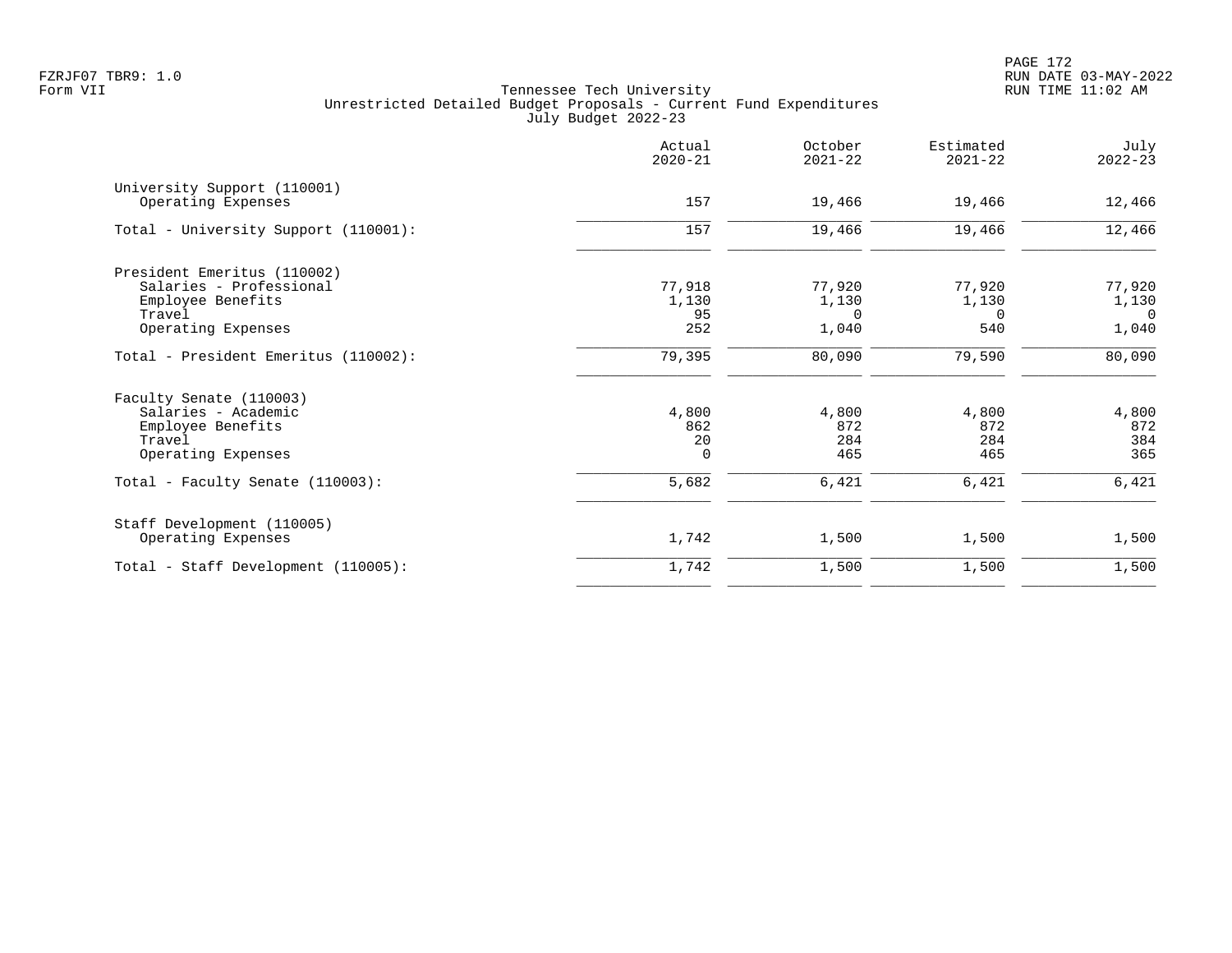Tennessee Tech University
Unrestricted Detailed Budget Proposals - Current Fund Expenditures
July Budget 2022-23

Form VII

| | Actual 2020-21 | October 2021-22 | Estimated 2021-22 | July 2022-23 |
|---|---|---|---|---|
| **University Support (110001)** | | | | |
| Operating Expenses | 157 | 19,466 | 19,466 | 12,466 |
| Total - University Support (110001): | 157 | 19,466 | 19,466 | 12,466 |
| **President Emeritus (110002)** | | | | |
| Salaries - Professional | 77,918 | 77,920 | 77,920 | 77,920 |
| Employee Benefits | 1,130 | 1,130 | 1,130 | 1,130 |
| Travel | 95 | 0 | 0 | 0 |
| Operating Expenses | 252 | 1,040 | 540 | 1,040 |
| Total - President Emeritus (110002): | 79,395 | 80,090 | 79,590 | 80,090 |
| **Faculty Senate (110003)** | | | | |
| Salaries - Academic | 4,800 | 4,800 | 4,800 | 4,800 |
| Employee Benefits | 862 | 872 | 872 | 872 |
| Travel | 20 | 284 | 284 | 384 |
| Operating Expenses | 0 | 465 | 465 | 365 |
| Total - Faculty Senate (110003): | 5,682 | 6,421 | 6,421 | 6,421 |
| **Staff Development (110005)** | | | | |
| Operating Expenses | 1,742 | 1,500 | 1,500 | 1,500 |
| Total - Staff Development (110005): | 1,742 | 1,500 | 1,500 | 1,500 |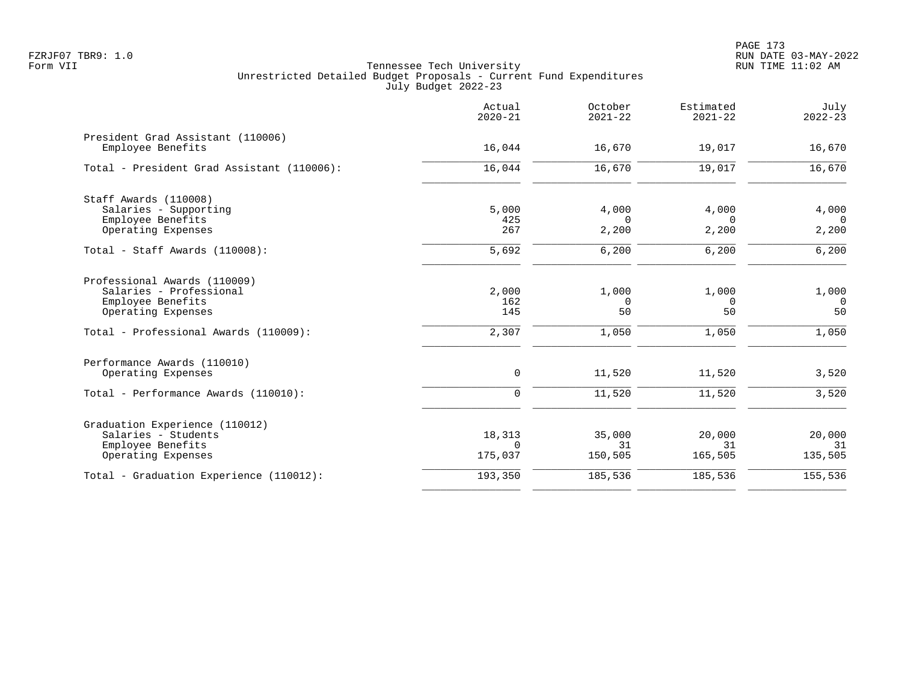Tennessee Tech University
Unrestricted Detailed Budget Proposals - Current Fund Expenditures
July Budget 2022-23

| | Actual 2020-21 | October 2021-22 | Estimated 2021-22 | July 2022-23 |
|---|---|---|---|---|
| **President Grad Assistant (110006)** | | | | |
| Employee Benefits | 16,044 | 16,670 | 19,017 | 16,670 |
| Total - President Grad Assistant (110006): | 16,044 | 16,670 | 19,017 | 16,670 |
| **Staff Awards (110008)** | | | | |
| Salaries - Supporting | 5,000 | 4,000 | 4,000 | 4,000 |
| Employee Benefits | 425 | 0 | 0 | 0 |
| Operating Expenses | 267 | 2,200 | 2,200 | 2,200 |
| Total - Staff Awards (110008): | 5,692 | 6,200 | 6,200 | 6,200 |
| **Professional Awards (110009)** | | | | |
| Salaries - Professional | 2,000 | 1,000 | 1,000 | 1,000 |
| Employee Benefits | 162 | 0 | 0 | 0 |
| Operating Expenses | 145 | 50 | 50 | 50 |
| Total - Professional Awards (110009): | 2,307 | 1,050 | 1,050 | 1,050 |
| **Performance Awards (110010)** | | | | |
| Operating Expenses | 0 | 11,520 | 11,520 | 3,520 |
| Total - Performance Awards (110010): | 0 | 11,520 | 11,520 | 3,520 |
| **Graduation Experience (110012)** | | | | |
| Salaries - Students | 18,313 | 35,000 | 20,000 | 20,000 |
| Employee Benefits | 0 | 31 | 31 | 31 |
| Operating Expenses | 175,037 | 150,505 | 165,505 | 135,505 |
| Total - Graduation Experience (110012): | 193,350 | 185,536 | 185,536 | 155,536 |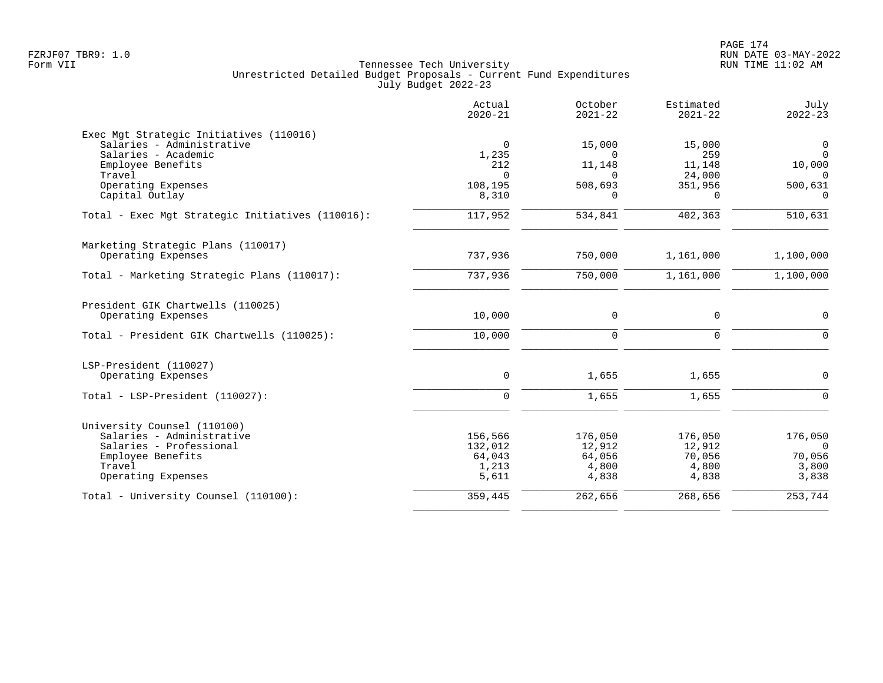Tennessee Tech University
Unrestricted Detailed Budget Proposals - Current Fund Expenditures
July Budget 2022-23

| | Actual 2020-21 | October 2021-22 | Estimated 2021-22 | July 2022-23 |
|---|---|---|---|---|
| **Exec Mgt Strategic Initiatives (110016)** | | | | |
| Salaries - Administrative | 0 | 15,000 | 15,000 | 0 |
| Salaries - Academic | 1,235 | 0 | 259 | 0 |
| Employee Benefits | 212 | 11,148 | 11,148 | 10,000 |
| Travel | 0 | 0 | 24,000 | 0 |
| Operating Expenses | 108,195 | 508,693 | 351,956 | 500,631 |
| Capital Outlay | 8,310 | 0 | 0 | 0 |
| Total - Exec Mgt Strategic Initiatives (110016): | 117,952 | 534,841 | 402,363 | 510,631 |
| **Marketing Strategic Plans (110017)** | | | | |
| Operating Expenses | 737,936 | 750,000 | 1,161,000 | 1,100,000 |
| Total - Marketing Strategic Plans (110017): | 737,936 | 750,000 | 1,161,000 | 1,100,000 |
| **President GIK Chartwells (110025)** | | | | |
| Operating Expenses | 10,000 | 0 | 0 | 0 |
| Total - President GIK Chartwells (110025): | 10,000 | 0 | 0 | 0 |
| **LSP-President (110027)** | | | | |
| Operating Expenses | 0 | 1,655 | 1,655 | 0 |
| Total - LSP-President (110027): | 0 | 1,655 | 1,655 | 0 |
| **University Counsel (110100)** | | | | |
| Salaries - Administrative | 156,566 | 176,050 | 176,050 | 176,050 |
| Salaries - Professional | 132,012 | 12,912 | 12,912 | 0 |
| Employee Benefits | 64,043 | 64,056 | 70,056 | 70,056 |
| Travel | 1,213 | 4,800 | 4,800 | 3,800 |
| Operating Expenses | 5,611 | 4,838 | 4,838 | 3,838 |
| Total - University Counsel (110100): | 359,445 | 262,656 | 268,656 | 253,744 |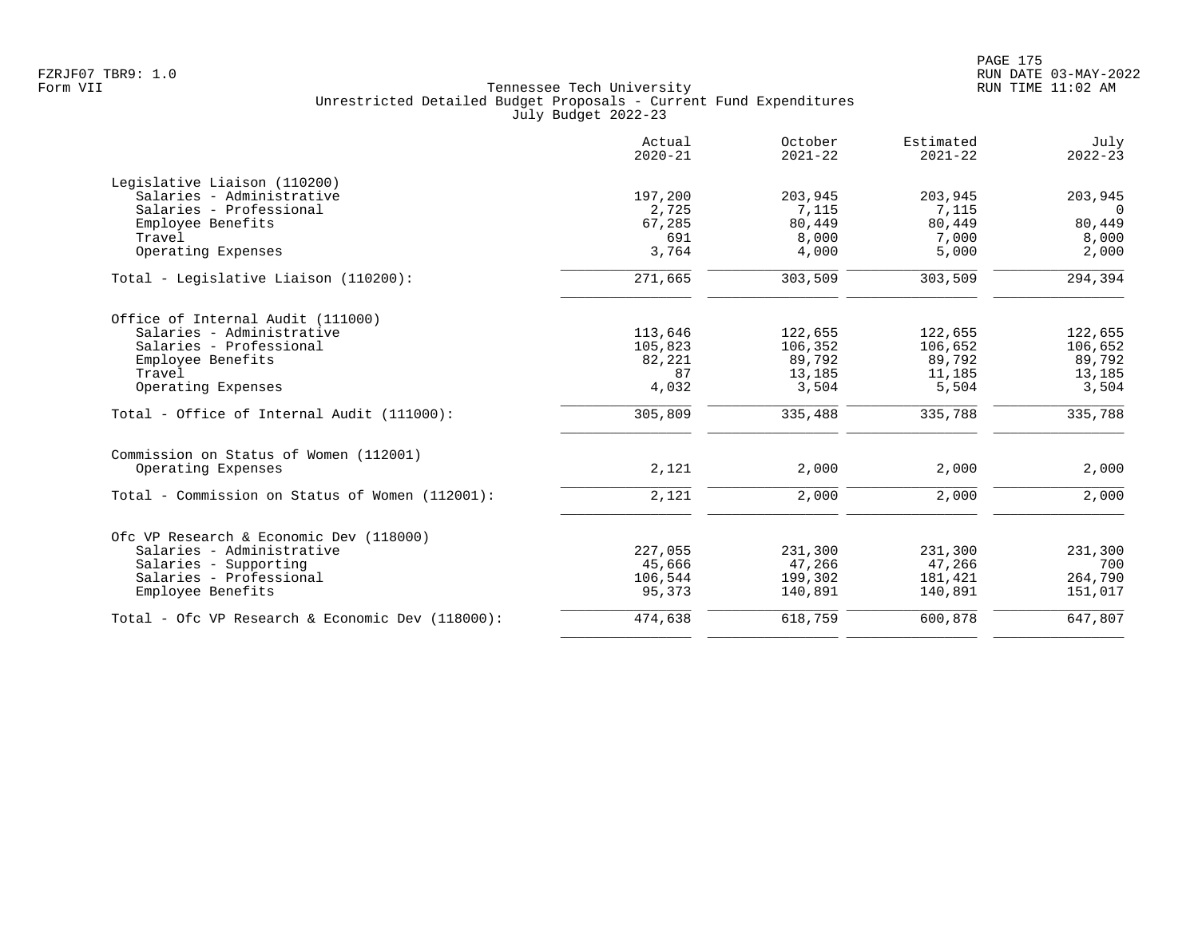Tennessee Tech University
Unrestricted Detailed Budget Proposals - Current Fund Expenditures
July Budget 2022-23

| | Actual 2020-21 | October 2021-22 | Estimated 2021-22 | July 2022-23 |
|---|---|---|---|---|
| **Legislative Liaison (110200)** | | | | |
| Salaries - Administrative | 197,200 | 203,945 | 203,945 | 203,945 |
| Salaries - Professional | 2,725 | 7,115 | 7,115 | 0 |
| Employee Benefits | 67,285 | 80,449 | 80,449 | 80,449 |
| Travel | 691 | 8,000 | 7,000 | 8,000 |
| Operating Expenses | 3,764 | 4,000 | 5,000 | 2,000 |
| Total - Legislative Liaison (110200): | 271,665 | 303,509 | 303,509 | 294,394 |
| **Office of Internal Audit (111000)** | | | | |
| Salaries - Administrative | 113,646 | 122,655 | 122,655 | 122,655 |
| Salaries - Professional | 105,823 | 106,352 | 106,652 | 106,652 |
| Employee Benefits | 82,221 | 89,792 | 89,792 | 89,792 |
| Travel | 87 | 13,185 | 11,185 | 13,185 |
| Operating Expenses | 4,032 | 3,504 | 5,504 | 3,504 |
| Total - Office of Internal Audit (111000): | 305,809 | 335,488 | 335,788 | 335,788 |
| **Commission on Status of Women (112001)** | | | | |
| Operating Expenses | 2,121 | 2,000 | 2,000 | 2,000 |
| Total - Commission on Status of Women (112001): | 2,121 | 2,000 | 2,000 | 2,000 |
| **Ofc VP Research & Economic Dev (118000)** | | | | |
| Salaries - Administrative | 227,055 | 231,300 | 231,300 | 231,300 |
| Salaries - Supporting | 45,666 | 47,266 | 47,266 | 700 |
| Salaries - Professional | 106,544 | 199,302 | 181,421 | 264,790 |
| Employee Benefits | 95,373 | 140,891 | 140,891 | 151,017 |
| Total - Ofc VP Research & Economic Dev (118000): | 474,638 | 618,759 | 600,878 | 647,807 |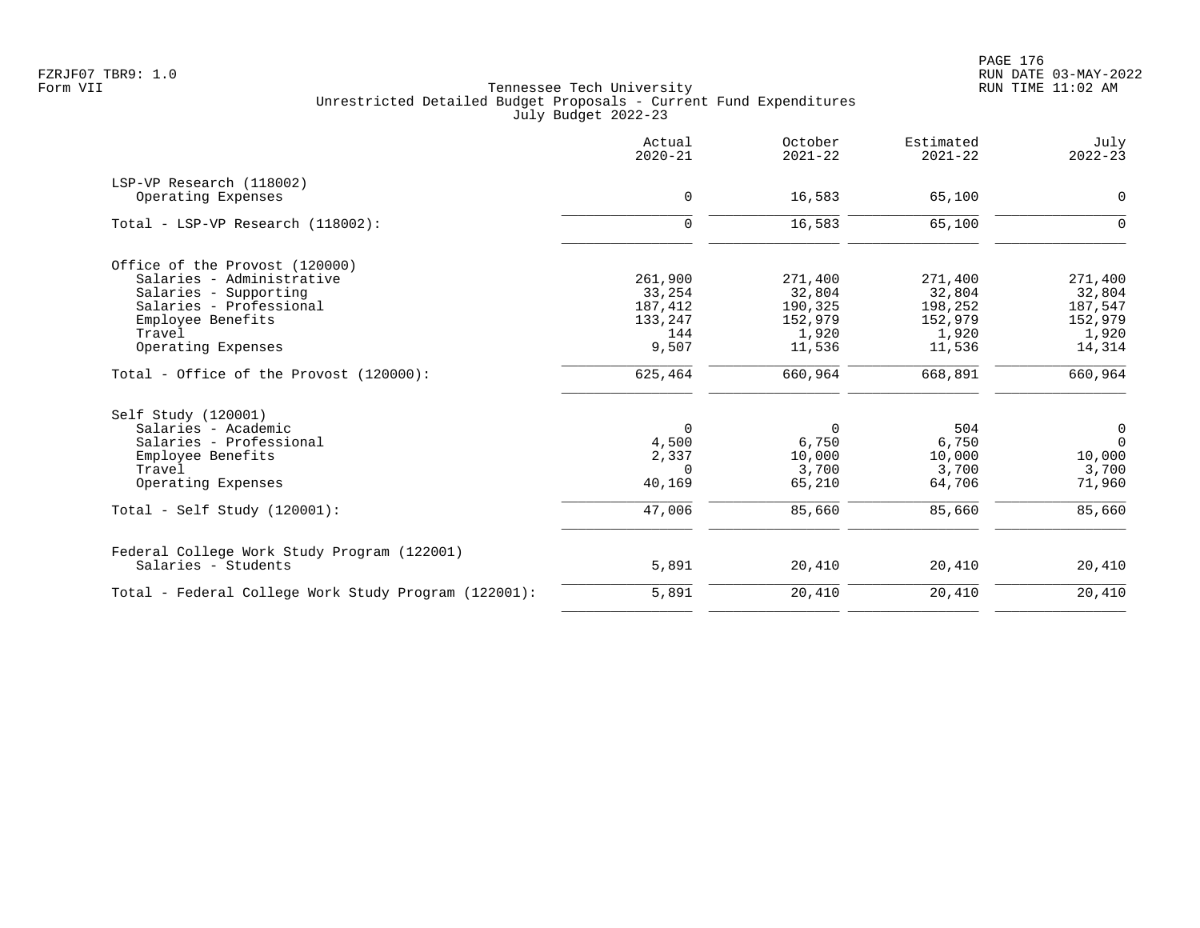Tennessee Tech University
Unrestricted Detailed Budget Proposals - Current Fund Expenditures
July Budget 2022-23

| | Actual 2020-21 | October 2021-22 | Estimated 2021-22 | July 2022-23 |
|---|---|---|---|---|
| LSP-VP Research (118002) | | | | |
| Operating Expenses | 0 | 16,583 | 65,100 | 0 |
| Total - LSP-VP Research (118002): | 0 | 16,583 | 65,100 | 0 |
| Office of the Provost (120000) | | | | |
| Salaries - Administrative | 261,900 | 271,400 | 271,400 | 271,400 |
| Salaries - Supporting | 33,254 | 32,804 | 32,804 | 32,804 |
| Salaries - Professional | 187,412 | 190,325 | 198,252 | 187,547 |
| Employee Benefits | 133,247 | 152,979 | 152,979 | 152,979 |
| Travel | 144 | 1,920 | 1,920 | 1,920 |
| Operating Expenses | 9,507 | 11,536 | 11,536 | 14,314 |
| Total - Office of the Provost (120000): | 625,464 | 660,964 | 668,891 | 660,964 |
| Self Study (120001) | | | | |
| Salaries - Academic | 0 | 0 | 504 | 0 |
| Salaries - Professional | 4,500 | 6,750 | 6,750 | 0 |
| Employee Benefits | 2,337 | 10,000 | 10,000 | 10,000 |
| Travel | 0 | 3,700 | 3,700 | 3,700 |
| Operating Expenses | 40,169 | 65,210 | 64,706 | 71,960 |
| Total - Self Study (120001): | 47,006 | 85,660 | 85,660 | 85,660 |
| Federal College Work Study Program (122001) | | | | |
| Salaries - Students | 5,891 | 20,410 | 20,410 | 20,410 |
| Total - Federal College Work Study Program (122001): | 5,891 | 20,410 | 20,410 | 20,410 |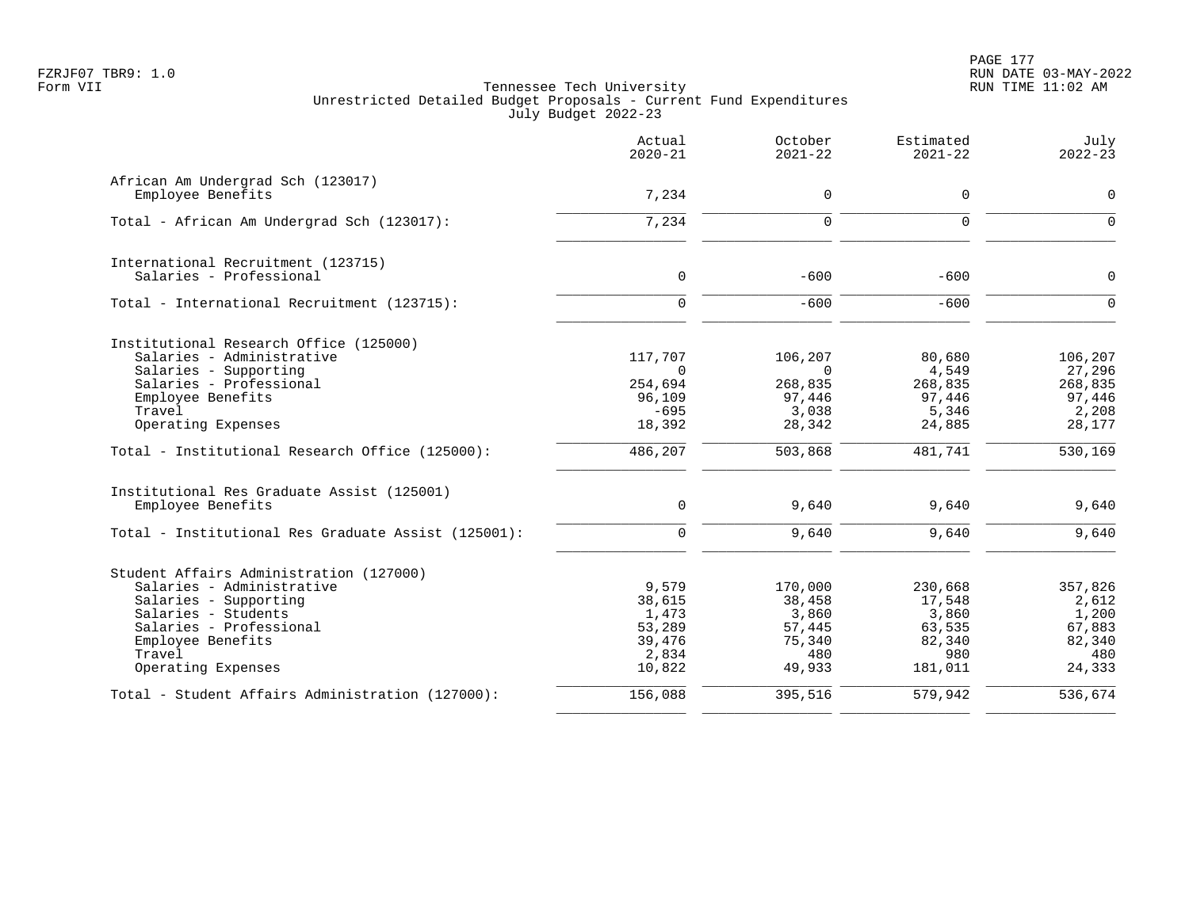Tennessee Tech University
Unrestricted Detailed Budget Proposals - Current Fund Expenditures
July Budget 2022-23

| | Actual 2020-21 | October 2021-22 | Estimated 2021-22 | July 2022-23 |
|---|---|---|---|---|
| **African Am Undergrad Sch (123017)** | | | | |
| Employee Benefits | 7,234 | 0 | 0 | 0 |
| Total - African Am Undergrad Sch (123017): | 7,234 | 0 | 0 | 0 |
| **International Recruitment (123715)** | | | | |
| Salaries - Professional | 0 | -600 | -600 | 0 |
| Total - International Recruitment (123715): | 0 | -600 | -600 | 0 |
| **Institutional Research Office (125000)** | | | | |
| Salaries - Administrative | 117,707 | 106,207 | 80,680 | 106,207 |
| Salaries - Supporting | 0 | 0 | 4,549 | 27,296 |
| Salaries - Professional | 254,694 | 268,835 | 268,835 | 268,835 |
| Employee Benefits | 96,109 | 97,446 | 97,446 | 97,446 |
| Travel | -695 | 3,038 | 5,346 | 2,208 |
| Operating Expenses | 18,392 | 28,342 | 24,885 | 28,177 |
| Total - Institutional Research Office (125000): | 486,207 | 503,868 | 481,741 | 530,169 |
| **Institutional Res Graduate Assist (125001)** | | | | |
| Employee Benefits | 0 | 9,640 | 9,640 | 9,640 |
| Total - Institutional Res Graduate Assist (125001): | 0 | 9,640 | 9,640 | 9,640 |
| **Student Affairs Administration (127000)** | | | | |
| Salaries - Administrative | 9,579 | 170,000 | 230,668 | 357,826 |
| Salaries - Supporting | 38,615 | 38,458 | 17,548 | 2,612 |
| Salaries - Students | 1,473 | 3,860 | 3,860 | 1,200 |
| Salaries - Professional | 53,289 | 57,445 | 63,535 | 67,883 |
| Employee Benefits | 39,476 | 75,340 | 82,340 | 82,340 |
| Travel | 2,834 | 480 | 980 | 480 |
| Operating Expenses | 10,822 | 49,933 | 181,011 | 24,333 |
| Total - Student Affairs Administration (127000): | 156,088 | 395,516 | 579,942 | 536,674 |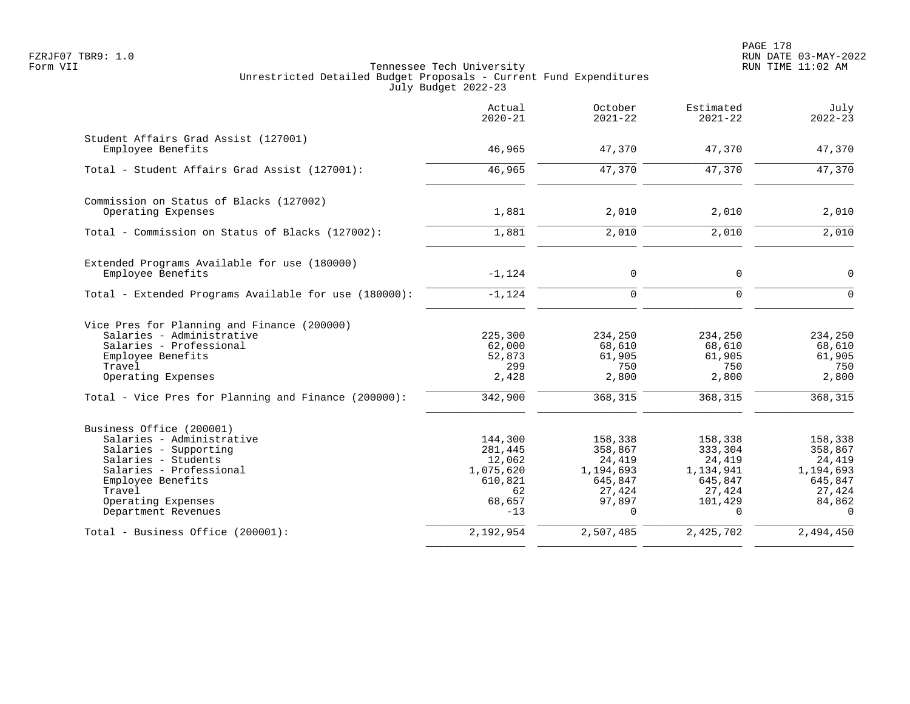Tennessee Tech University
Unrestricted Detailed Budget Proposals - Current Fund Expenditures
July Budget 2022-23

Form VII

| | Actual 2020-21 | October 2021-22 | Estimated 2021-22 | July 2022-23 |
|---|---|---|---|---|
| **Student Affairs Grad Assist (127001)** | | | | |
| Employee Benefits | 46,965 | 47,370 | 47,370 | 47,370 |
| Total - Student Affairs Grad Assist (127001): | 46,965 | 47,370 | 47,370 | 47,370 |
| **Commission on Status of Blacks (127002)** | | | | |
| Operating Expenses | 1,881 | 2,010 | 2,010 | 2,010 |
| Total - Commission on Status of Blacks (127002): | 1,881 | 2,010 | 2,010 | 2,010 |
| **Extended Programs Available for use (180000)** | | | | |
| Employee Benefits | -1,124 | 0 | 0 | 0 |
| Total - Extended Programs Available for use (180000): | -1,124 | 0 | 0 | 0 |
| **Vice Pres for Planning and Finance (200000)** | | | | |
| Salaries - Administrative | 225,300 | 234,250 | 234,250 | 234,250 |
| Salaries - Professional | 62,000 | 68,610 | 68,610 | 68,610 |
| Employee Benefits | 52,873 | 61,905 | 61,905 | 61,905 |
| Travel | 299 | 750 | 750 | 750 |
| Operating Expenses | 2,428 | 2,800 | 2,800 | 2,800 |
| Total - Vice Pres for Planning and Finance (200000): | 342,900 | 368,315 | 368,315 | 368,315 |
| **Business Office (200001)** | | | | |
| Salaries - Administrative | 144,300 | 158,338 | 158,338 | 158,338 |
| Salaries - Supporting | 281,445 | 358,867 | 333,304 | 358,867 |
| Salaries - Students | 12,062 | 24,419 | 24,419 | 24,419 |
| Salaries - Professional | 1,075,620 | 1,194,693 | 1,134,941 | 1,194,693 |
| Employee Benefits | 610,821 | 645,847 | 645,847 | 645,847 |
| Travel | 62 | 27,424 | 27,424 | 27,424 |
| Operating Expenses | 68,657 | 97,897 | 101,429 | 84,862 |
| Department Revenues | -13 | 0 | 0 | 0 |
| Total - Business Office (200001): | 2,192,954 | 2,507,485 | 2,425,702 | 2,494,450 |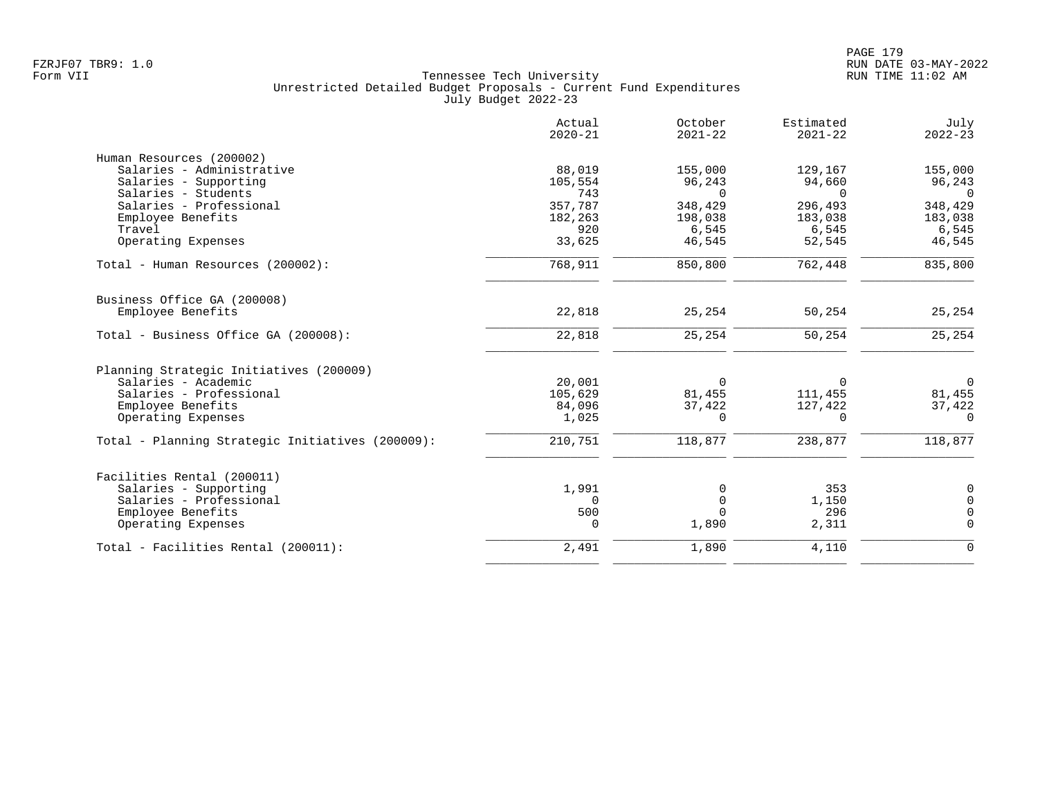FZRJF07 TBR9: 1.0
Form VII

Tennessee Tech University
Unrestricted Detailed Budget Proposals - Current Fund Expenditures
July Budget 2022-23

RUN DATE 03-MAY-2022
RUN TIME 11:02 AM

| | Actual 2020-21 | October 2021-22 | Estimated 2021-22 | July 2022-23 |
|---|---|---|---|---|
| **Human Resources (200002)** | | | | |
| Salaries - Administrative | 88,019 | 155,000 | 129,167 | 155,000 |
| Salaries - Supporting | 105,554 | 96,243 | 94,660 | 96,243 |
| Salaries - Students | 743 | 0 | 0 | 0 |
| Salaries - Professional | 357,787 | 348,429 | 296,493 | 348,429 |
| Employee Benefits | 182,263 | 198,038 | 183,038 | 183,038 |
| Travel | 920 | 6,545 | 6,545 | 6,545 |
| Operating Expenses | 33,625 | 46,545 | 52,545 | 46,545 |
| Total - Human Resources (200002): | 768,911 | 850,800 | 762,448 | 835,800 |
| **Business Office GA (200008)** | | | | |
| Employee Benefits | 22,818 | 25,254 | 50,254 | 25,254 |
| Total - Business Office GA (200008): | 22,818 | 25,254 | 50,254 | 25,254 |
| **Planning Strategic Initiatives (200009)** | | | | |
| Salaries - Academic | 20,001 | 0 | 0 | 0 |
| Salaries - Professional | 105,629 | 81,455 | 111,455 | 81,455 |
| Employee Benefits | 84,096 | 37,422 | 127,422 | 37,422 |
| Operating Expenses | 1,025 | 0 | 0 | 0 |
| Total - Planning Strategic Initiatives (200009): | 210,751 | 118,877 | 238,877 | 118,877 |
| **Facilities Rental (200011)** | | | | |
| Salaries - Supporting | 1,991 | 0 | 353 | 0 |
| Salaries - Professional | 0 | 0 | 1,150 | 0 |
| Employee Benefits | 500 | 0 | 296 | 0 |
| Operating Expenses | 0 | 1,890 | 2,311 | 0 |
| Total - Facilities Rental (200011): | 2,491 | 1,890 | 4,110 | 0 |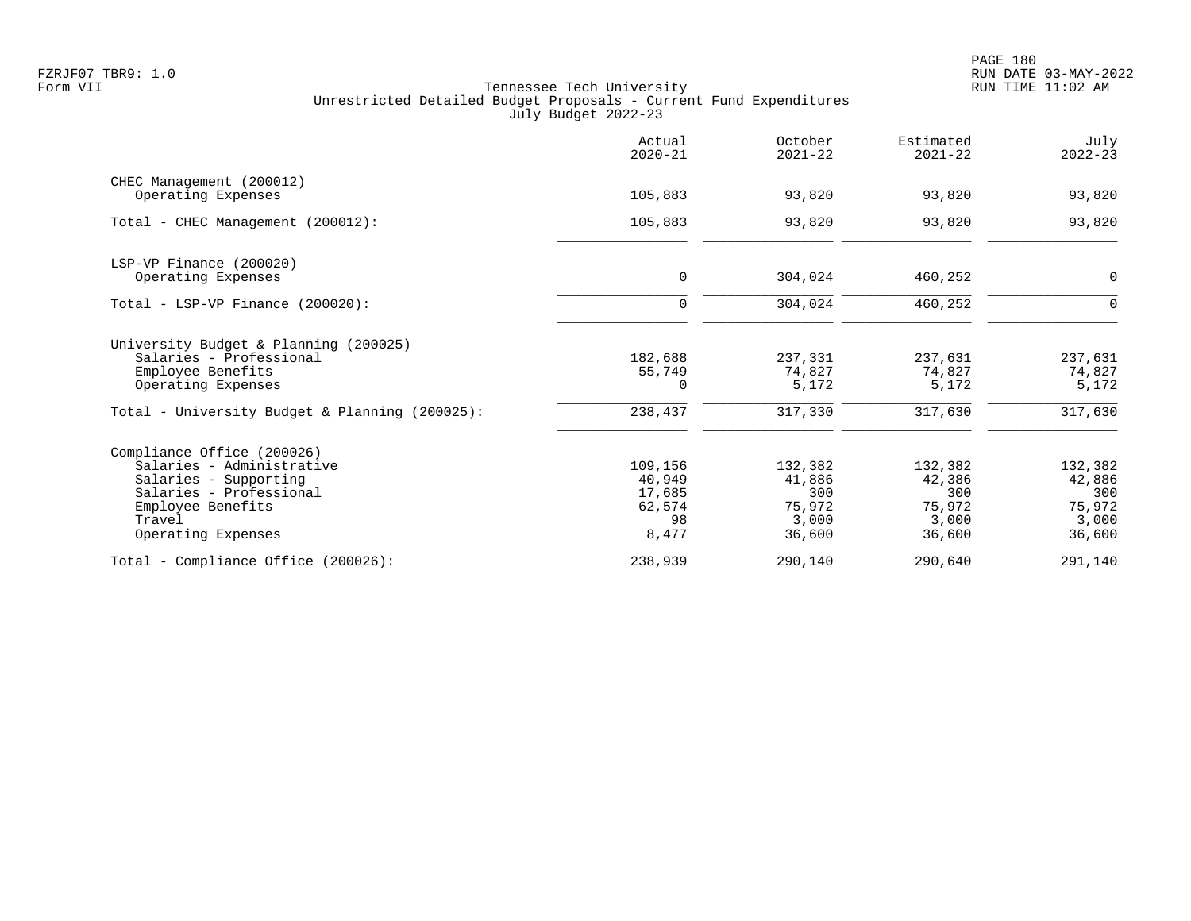Tennessee Tech University
Unrestricted Detailed Budget Proposals - Current Fund Expenditures
July Budget 2022-23

Form VII

| | Actual 2020-21 | October 2021-22 | Estimated 2021-22 | July 2022-23 |
|---|---|---|---|---|
| **CHEC Management (200012)** | | | | |
| Operating Expenses | 105,883 | 93,820 | 93,820 | 93,820 |
| Total - CHEC Management (200012): | 105,883 | 93,820 | 93,820 | 93,820 |
| **LSP-VP Finance (200020)** | | | | |
| Operating Expenses | 0 | 304,024 | 460,252 | 0 |
| Total - LSP-VP Finance (200020): | 0 | 304,024 | 460,252 | 0 |
| **University Budget & Planning (200025)** | | | | |
| Salaries - Professional | 182,688 | 237,331 | 237,631 | 237,631 |
| Employee Benefits | 55,749 | 74,827 | 74,827 | 74,827 |
| Operating Expenses | 0 | 5,172 | 5,172 | 5,172 |
| Total - University Budget & Planning (200025): | 238,437 | 317,330 | 317,630 | 317,630 |
| **Compliance Office (200026)** | | | | |
| Salaries - Administrative | 109,156 | 132,382 | 132,382 | 132,382 |
| Salaries - Supporting | 40,949 | 41,886 | 42,386 | 42,886 |
| Salaries - Professional | 17,685 | 300 | 300 | 300 |
| Employee Benefits | 62,574 | 75,972 | 75,972 | 75,972 |
| Travel | 98 | 3,000 | 3,000 | 3,000 |
| Operating Expenses | 8,477 | 36,600 | 36,600 | 36,600 |
| Total - Compliance Office (200026): | 238,939 | 290,140 | 290,640 | 291,140 |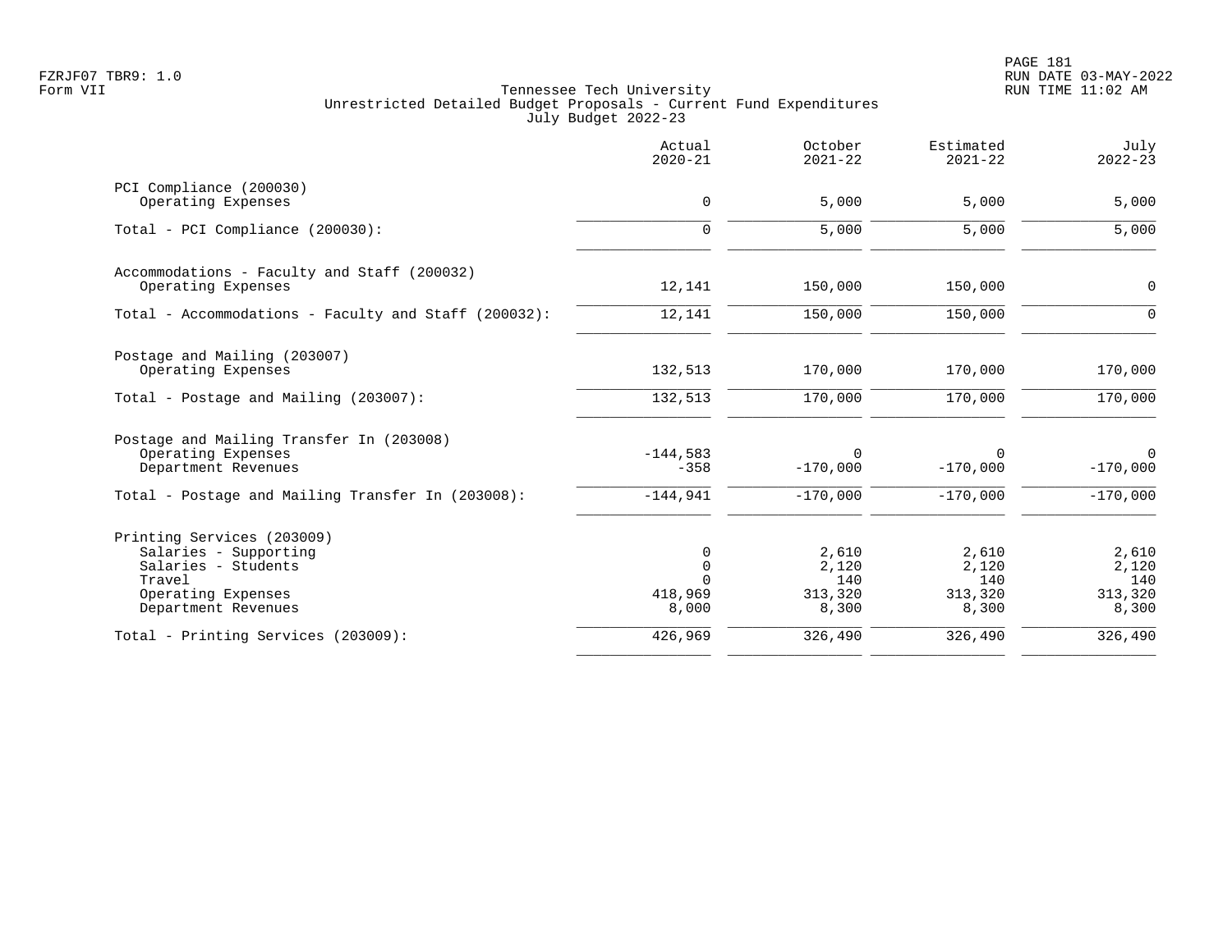Tennessee Tech University
Unrestricted Detailed Budget Proposals - Current Fund Expenditures
July Budget 2022-23

| | Actual 2020-21 | October 2021-22 | Estimated 2021-22 | July 2022-23 |
|---|---|---|---|---|
| **PCI Compliance (200030)** | | | | |
| Operating Expenses | 0 | 5,000 | 5,000 | 5,000 |
| Total - PCI Compliance (200030): | 0 | 5,000 | 5,000 | 5,000 |
| **Accommodations - Faculty and Staff (200032)** | | | | |
| Operating Expenses | 12,141 | 150,000 | 150,000 | 0 |
| Total - Accommodations - Faculty and Staff (200032): | 12,141 | 150,000 | 150,000 | 0 |
| **Postage and Mailing (203007)** | | | | |
| Operating Expenses | 132,513 | 170,000 | 170,000 | 170,000 |
| Total - Postage and Mailing (203007): | 132,513 | 170,000 | 170,000 | 170,000 |
| **Postage and Mailing Transfer In (203008)** | | | | |
| Operating Expenses | -144,583 | 0 | 0 | 0 |
| Department Revenues | -358 | -170,000 | -170,000 | -170,000 |
| Total - Postage and Mailing Transfer In (203008): | -144,941 | -170,000 | -170,000 | -170,000 |
| **Printing Services (203009)** | | | | |
| Salaries - Supporting | 0 | 2,610 | 2,610 | 2,610 |
| Salaries - Students | 0 | 2,120 | 2,120 | 2,120 |
| Travel | 0 | 140 | 140 | 140 |
| Operating Expenses | 418,969 | 313,320 | 313,320 | 313,320 |
| Department Revenues | 8,000 | 8,300 | 8,300 | 8,300 |
| Total - Printing Services (203009): | 426,969 | 326,490 | 326,490 | 326,490 |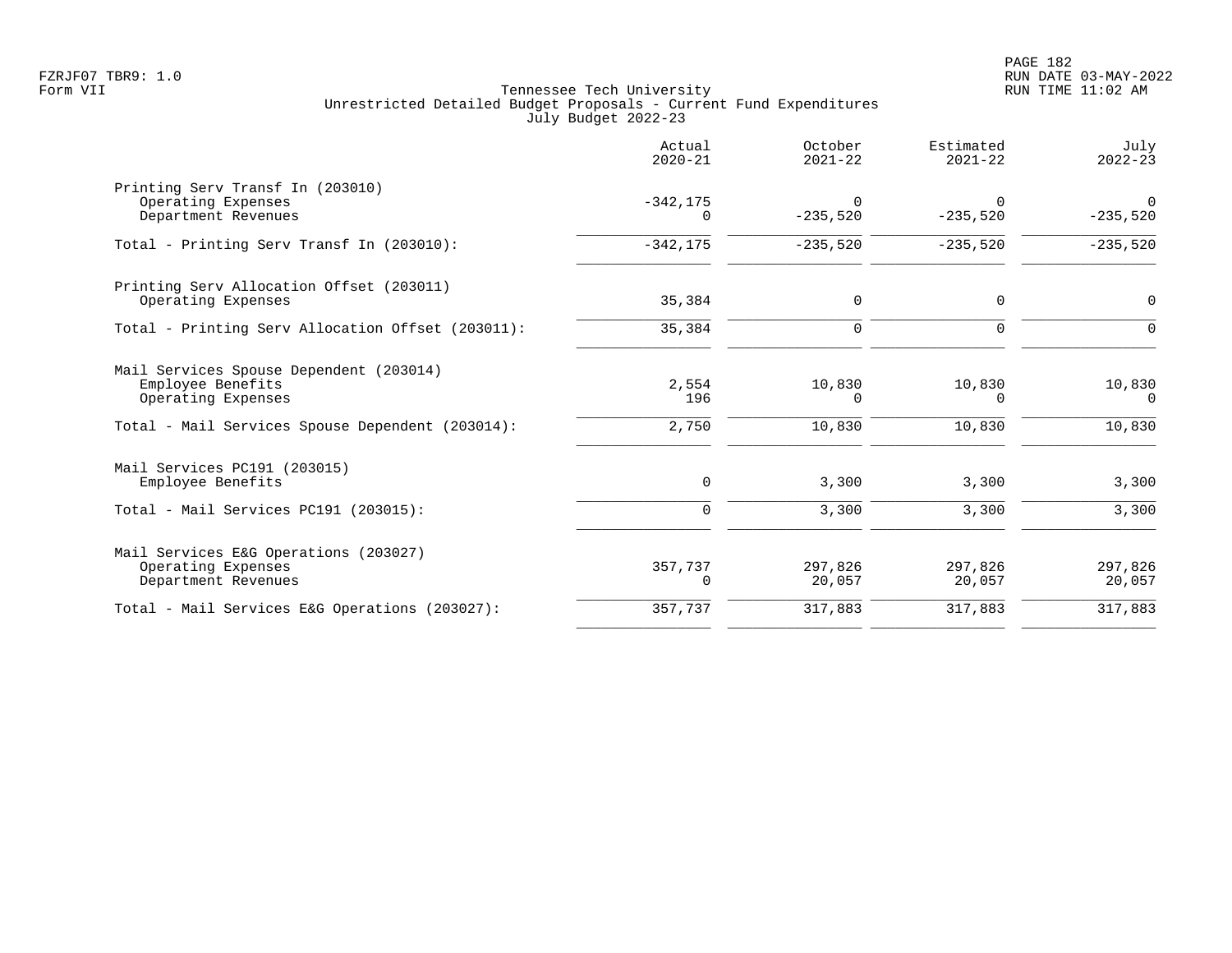Tennessee Tech University
Unrestricted Detailed Budget Proposals - Current Fund Expenditures
July Budget 2022-23

| | Actual 2020-21 | October 2021-22 | Estimated 2021-22 | July 2022-23 |
|---|---:|---:|---:|---:|
| **Printing Serv Transf In (203010)** | | | | |
| Operating Expenses | -342,175 | 0 | 0 | 0 |
| Department Revenues | 0 | -235,520 | -235,520 | -235,520 |
| Total - Printing Serv Transf In (203010): | -342,175 | -235,520 | -235,520 | -235,520 |
| **Printing Serv Allocation Offset (203011)** | | | | |
| Operating Expenses | 35,384 | 0 | 0 | 0 |
| Total - Printing Serv Allocation Offset (203011): | 35,384 | 0 | 0 | 0 |
| **Mail Services Spouse Dependent (203014)** | | | | |
| Employee Benefits | 2,554 | 10,830 | 10,830 | 10,830 |
| Operating Expenses | 196 | 0 | 0 | 0 |
| Total - Mail Services Spouse Dependent (203014): | 2,750 | 10,830 | 10,830 | 10,830 |
| **Mail Services PC191 (203015)** | | | | |
| Employee Benefits | 0 | 3,300 | 3,300 | 3,300 |
| Total - Mail Services PC191 (203015): | 0 | 3,300 | 3,300 | 3,300 |
| **Mail Services E&G Operations (203027)** | | | | |
| Operating Expenses | 357,737 | 297,826 | 297,826 | 297,826 |
| Department Revenues | 0 | 20,057 | 20,057 | 20,057 |
| Total - Mail Services E&G Operations (203027): | 357,737 | 317,883 | 317,883 | 317,883 |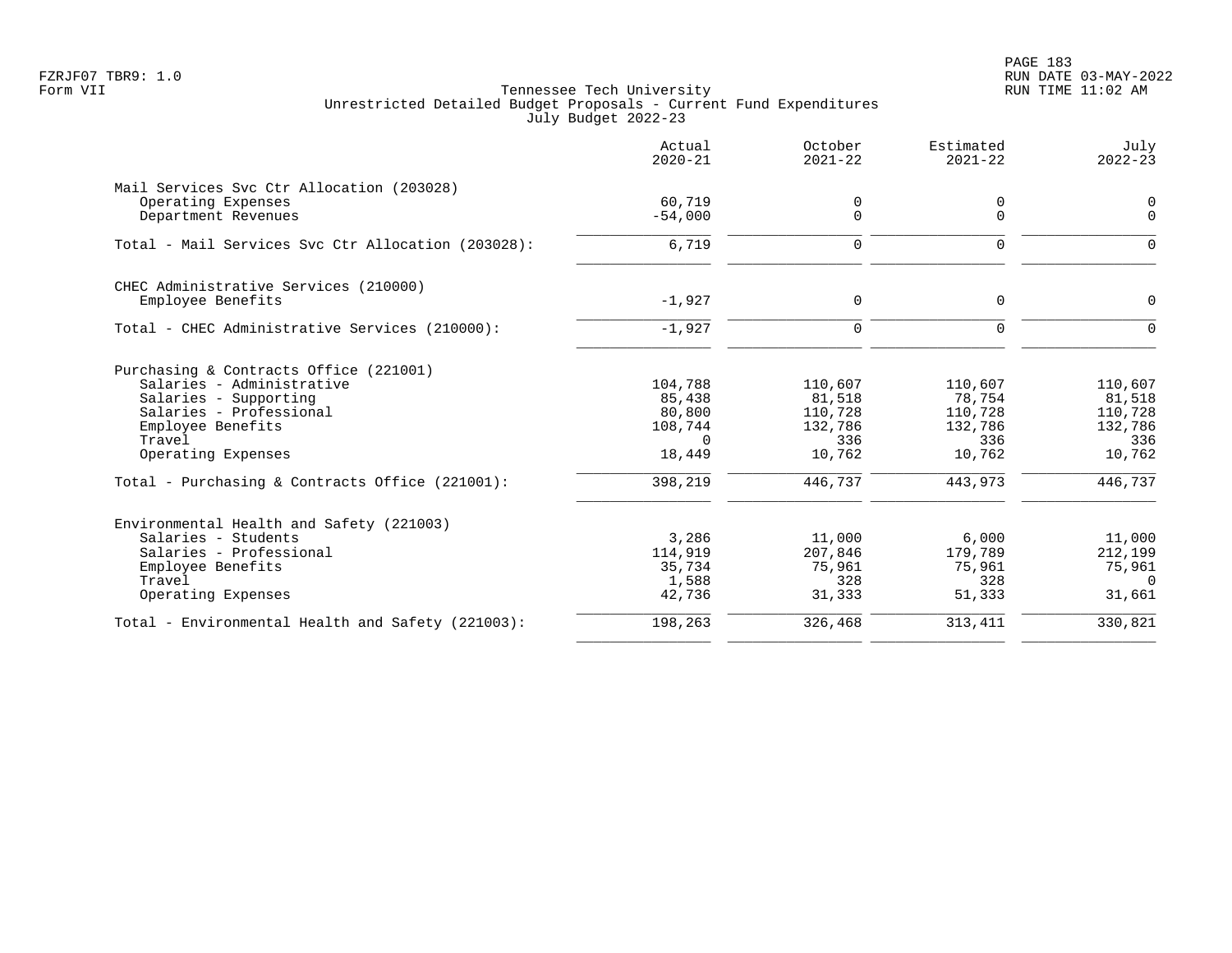Tennessee Tech University
Unrestricted Detailed Budget Proposals - Current Fund Expenditures
July Budget 2022-23

| | Actual 2020-21 | October 2021-22 | Estimated 2021-22 | July 2022-23 |
|---|---|---|---|---|
| **Mail Services Svc Ctr Allocation (203028)** | | | | |
| Operating Expenses | 60,719 | 0 | 0 | 0 |
| Department Revenues | -54,000 | 0 | 0 | 0 |
| Total - Mail Services Svc Ctr Allocation (203028): | 6,719 | 0 | 0 | 0 |
| **CHEC Administrative Services (210000)** | | | | |
| Employee Benefits | -1,927 | 0 | 0 | 0 |
| Total - CHEC Administrative Services (210000): | -1,927 | 0 | 0 | 0 |
| **Purchasing & Contracts Office (221001)** | | | | |
| Salaries - Administrative | 104,788 | 110,607 | 110,607 | 110,607 |
| Salaries - Supporting | 85,438 | 81,518 | 78,754 | 81,518 |
| Salaries - Professional | 80,800 | 110,728 | 110,728 | 110,728 |
| Employee Benefits | 108,744 | 132,786 | 132,786 | 132,786 |
| Travel | 0 | 336 | 336 | 336 |
| Operating Expenses | 18,449 | 10,762 | 10,762 | 10,762 |
| Total - Purchasing & Contracts Office (221001): | 398,219 | 446,737 | 443,973 | 446,737 |
| **Environmental Health and Safety (221003)** | | | | |
| Salaries - Students | 3,286 | 11,000 | 6,000 | 11,000 |
| Salaries - Professional | 114,919 | 207,846 | 179,789 | 212,199 |
| Employee Benefits | 35,734 | 75,961 | 75,961 | 75,961 |
| Travel | 1,588 | 328 | 328 | 0 |
| Operating Expenses | 42,736 | 31,333 | 51,333 | 31,661 |
| Total - Environmental Health and Safety (221003): | 198,263 | 326,468 | 313,411 | 330,821 |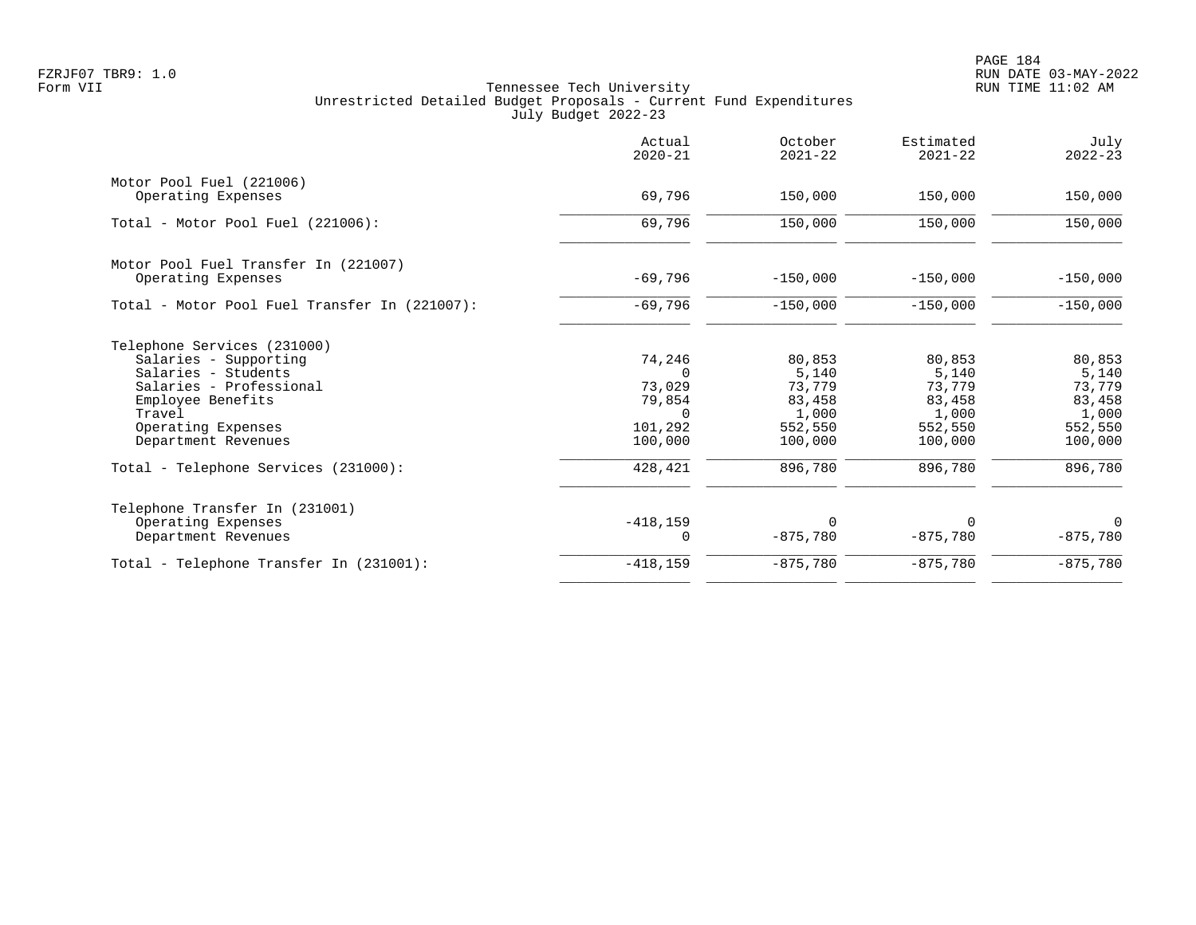FZRJF07 TBR9: 1.0
Form VII

Tennessee Tech University
Unrestricted Detailed Budget Proposals - Current Fund Expenditures
July Budget 2022-23

RUN DATE 03-MAY-2022
RUN TIME 11:02 AM

| | Actual 2020-21 | October 2021-22 | Estimated 2021-22 | July 2022-23 |
|---|---:|---:|---:|---:|
| Motor Pool Fuel (221006) | | | | |
| Operating Expenses | 69,796 | 150,000 | 150,000 | 150,000 |
| Total - Motor Pool Fuel (221006): | 69,796 | 150,000 | 150,000 | 150,000 |
| Motor Pool Fuel Transfer In (221007) | | | | |
| Operating Expenses | -69,796 | -150,000 | -150,000 | -150,000 |
| Total - Motor Pool Fuel Transfer In (221007): | -69,796 | -150,000 | -150,000 | -150,000 |
| Telephone Services (231000) | | | | |
| Salaries - Supporting | 74,246 | 80,853 | 80,853 | 80,853 |
| Salaries - Students | 0 | 5,140 | 5,140 | 5,140 |
| Salaries - Professional | 73,029 | 73,779 | 73,779 | 73,779 |
| Employee Benefits | 79,854 | 83,458 | 83,458 | 83,458 |
| Travel | 0 | 1,000 | 1,000 | 1,000 |
| Operating Expenses | 101,292 | 552,550 | 552,550 | 552,550 |
| Department Revenues | 100,000 | 100,000 | 100,000 | 100,000 |
| Total - Telephone Services (231000): | 428,421 | 896,780 | 896,780 | 896,780 |
| Telephone Transfer In (231001) | | | | |
| Operating Expenses | -418,159 | 0 | 0 | 0 |
| Department Revenues | 0 | -875,780 | -875,780 | -875,780 |
| Total - Telephone Transfer In (231001): | -418,159 | -875,780 | -875,780 | -875,780 |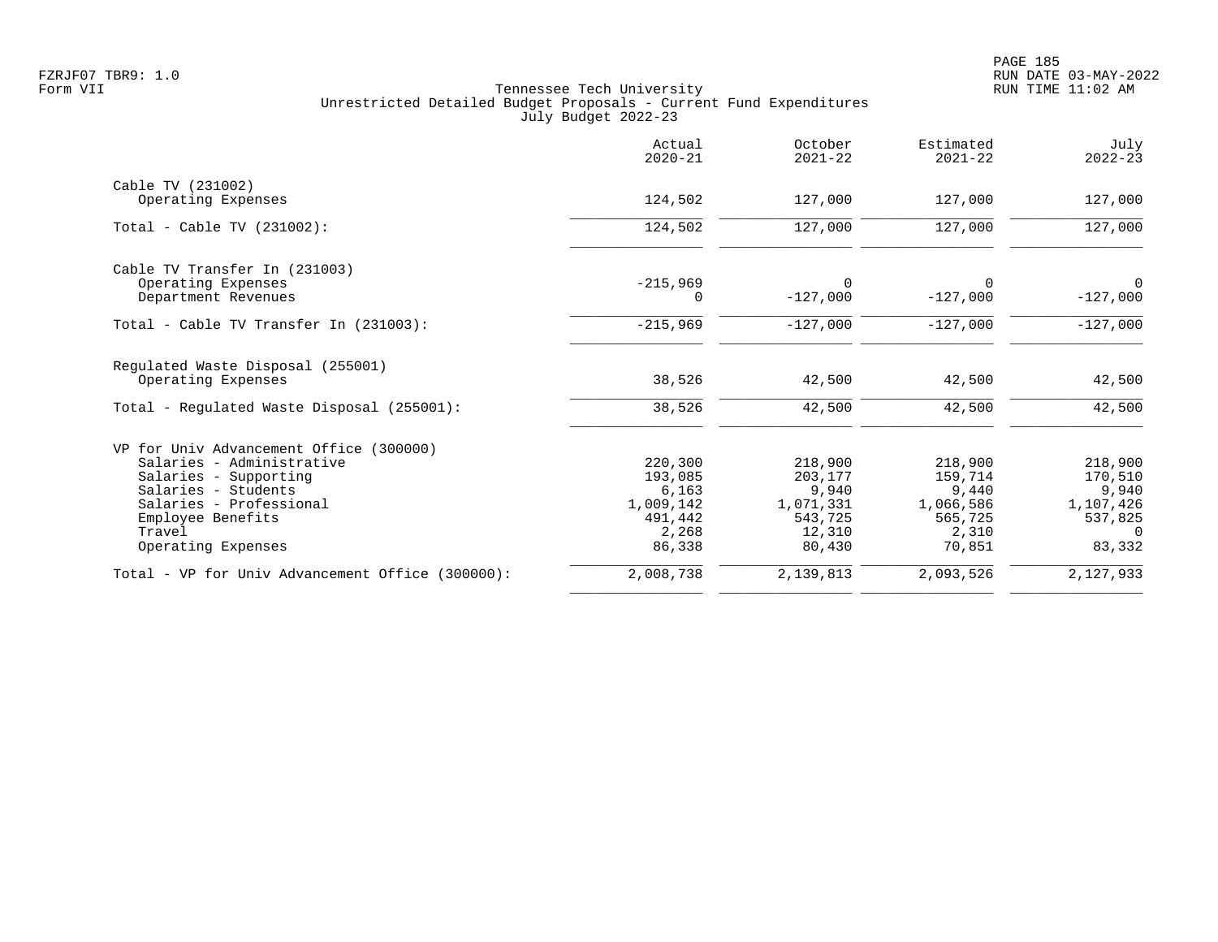Tennessee Tech University
Unrestricted Detailed Budget Proposals - Current Fund Expenditures
July Budget 2022-23

Form VII

| | Actual 2020-21 | October 2021-22 | Estimated 2021-22 | July 2022-23 |
|---|---|---|---|---|
| **Cable TV (231002)** | | | | |
| Operating Expenses | 124,502 | 127,000 | 127,000 | 127,000 |
| Total - Cable TV (231002): | 124,502 | 127,000 | 127,000 | 127,000 |
| **Cable TV Transfer In (231003)** | | | | |
| Operating Expenses | -215,969 | 0 | 0 | 0 |
| Department Revenues | 0 | -127,000 | -127,000 | -127,000 |
| Total - Cable TV Transfer In (231003): | -215,969 | -127,000 | -127,000 | -127,000 |
| **Regulated Waste Disposal (255001)** | | | | |
| Operating Expenses | 38,526 | 42,500 | 42,500 | 42,500 |
| Total - Regulated Waste Disposal (255001): | 38,526 | 42,500 | 42,500 | 42,500 |
| **VP for Univ Advancement Office (300000)** | | | | |
| Salaries - Administrative | 220,300 | 218,900 | 218,900 | 218,900 |
| Salaries - Supporting | 193,085 | 203,177 | 159,714 | 170,510 |
| Salaries - Students | 6,163 | 9,940 | 9,440 | 9,940 |
| Salaries - Professional | 1,009,142 | 1,071,331 | 1,066,586 | 1,107,426 |
| Employee Benefits | 491,442 | 543,725 | 565,725 | 537,825 |
| Travel | 2,268 | 12,310 | 2,310 | 0 |
| Operating Expenses | 86,338 | 80,430 | 70,851 | 83,332 |
| Total - VP for Univ Advancement Office (300000): | 2,008,738 | 2,139,813 | 2,093,526 | 2,127,933 |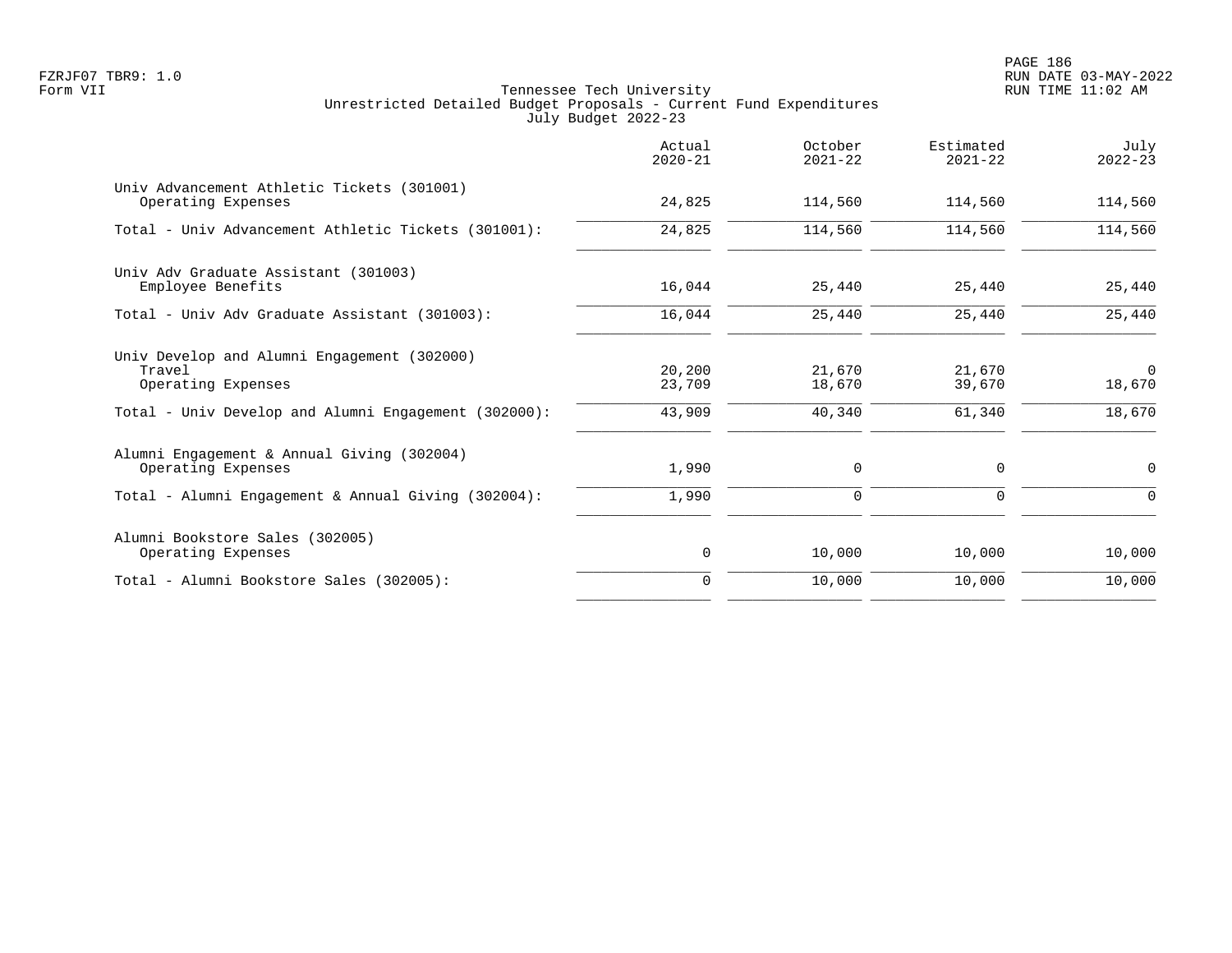FZRJF07 TBR9: 1.0
Form VII

Tennessee Tech University
Unrestricted Detailed Budget Proposals - Current Fund Expenditures
July Budget 2022-23

| | Actual 2020-21 | October 2021-22 | Estimated 2021-22 | July 2022-23 |
|---|---:|---:|---:|---:|
| Univ Advancement Athletic Tickets (301001) | | | | |
| Operating Expenses | 24,825 | 114,560 | 114,560 | 114,560 |
| Total - Univ Advancement Athletic Tickets (301001): | 24,825 | 114,560 | 114,560 | 114,560 |
| Univ Adv Graduate Assistant (301003) | | | | |
| Employee Benefits | 16,044 | 25,440 | 25,440 | 25,440 |
| Total - Univ Adv Graduate Assistant (301003): | 16,044 | 25,440 | 25,440 | 25,440 |
| Univ Develop and Alumni Engagement (302000) | | | | |
| Travel | 20,200 | 21,670 | 21,670 | 0 |
| Operating Expenses | 23,709 | 18,670 | 39,670 | 18,670 |
| Total - Univ Develop and Alumni Engagement (302000): | 43,909 | 40,340 | 61,340 | 18,670 |
| Alumni Engagement & Annual Giving (302004) | | | | |
| Operating Expenses | 1,990 | 0 | 0 | 0 |
| Total - Alumni Engagement & Annual Giving (302004): | 1,990 | 0 | 0 | 0 |
| Alumni Bookstore Sales (302005) | | | | |
| Operating Expenses | 0 | 10,000 | 10,000 | 10,000 |
| Total - Alumni Bookstore Sales (302005): | 0 | 10,000 | 10,000 | 10,000 |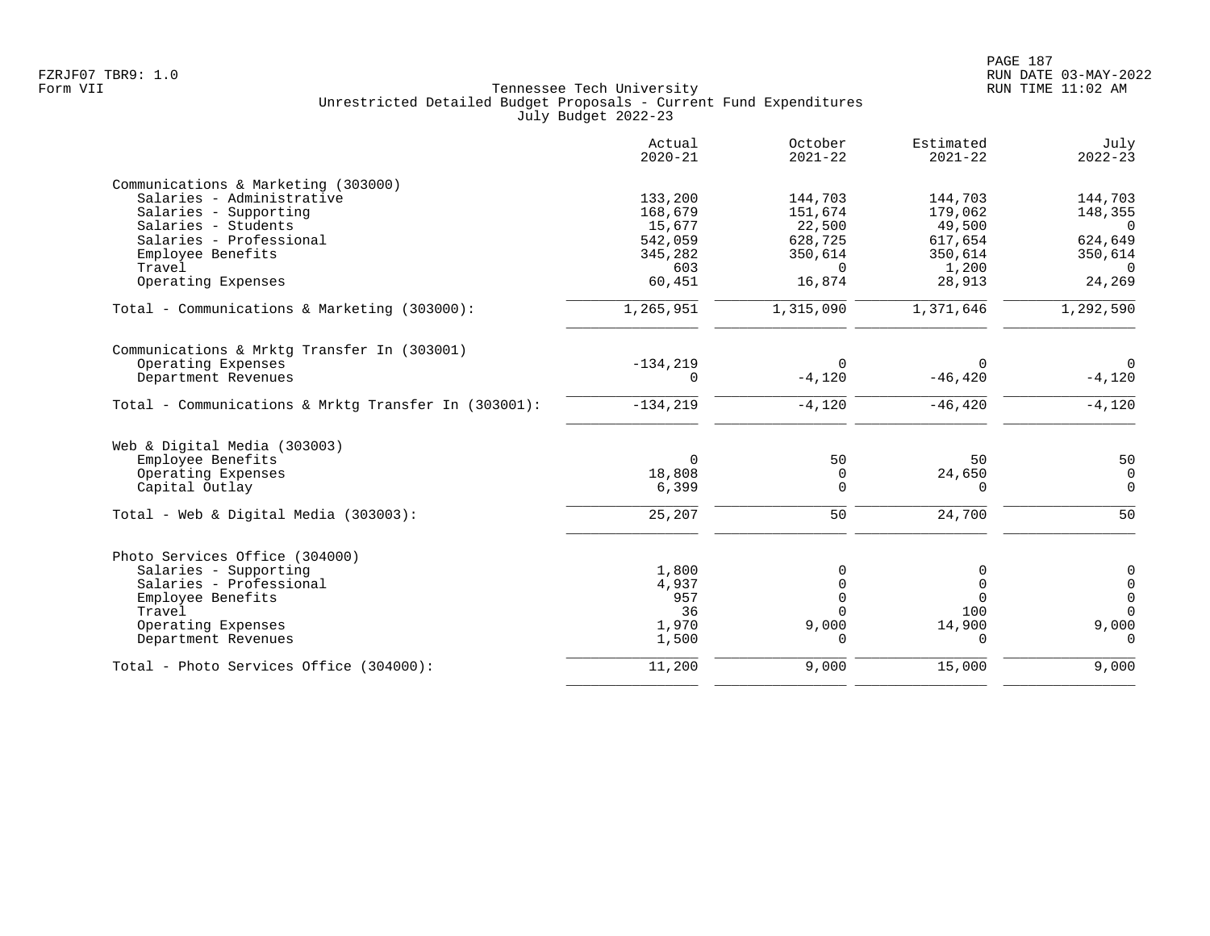FZRJF07 TBR9: 1.0
Form VII

Tennessee Tech University
Unrestricted Detailed Budget Proposals - Current Fund Expenditures
July Budget 2022-23

RUN DATE 03-MAY-2022
RUN TIME 11:02 AM

| | Actual 2020-21 | October 2021-22 | Estimated 2021-22 | July 2022-23 |
|---|---|---|---|---|
| **Communications & Marketing (303000)** | | | | |
| Salaries - Administrative | 133,200 | 144,703 | 144,703 | 144,703 |
| Salaries - Supporting | 168,679 | 151,674 | 179,062 | 148,355 |
| Salaries - Students | 15,677 | 22,500 | 49,500 | 0 |
| Salaries - Professional | 542,059 | 628,725 | 617,654 | 624,649 |
| Employee Benefits | 345,282 | 350,614 | 350,614 | 350,614 |
| Travel | 603 | 0 | 1,200 | 0 |
| Operating Expenses | 60,451 | 16,874 | 28,913 | 24,269 |
| Total - Communications & Marketing (303000): | 1,265,951 | 1,315,090 | 1,371,646 | 1,292,590 |
| **Communications & Mrktg Transfer In (303001)** | | | | |
| Operating Expenses | -134,219 | 0 | 0 | 0 |
| Department Revenues | 0 | -4,120 | -46,420 | -4,120 |
| Total - Communications & Mrktg Transfer In (303001): | -134,219 | -4,120 | -46,420 | -4,120 |
| **Web & Digital Media (303003)** | | | | |
| Employee Benefits | 0 | 50 | 50 | 50 |
| Operating Expenses | 18,808 | 0 | 24,650 | 0 |
| Capital Outlay | 6,399 | 0 | 0 | 0 |
| Total - Web & Digital Media (303003): | 25,207 | 50 | 24,700 | 50 |
| **Photo Services Office (304000)** | | | | |
| Salaries - Supporting | 1,800 | 0 | 0 | 0 |
| Salaries - Professional | 4,937 | 0 | 0 | 0 |
| Employee Benefits | 957 | 0 | 0 | 0 |
| Travel | 36 | 0 | 100 | 0 |
| Operating Expenses | 1,970 | 9,000 | 14,900 | 9,000 |
| Department Revenues | 1,500 | 0 | 0 | 0 |
| Total - Photo Services Office (304000): | 11,200 | 9,000 | 15,000 | 9,000 |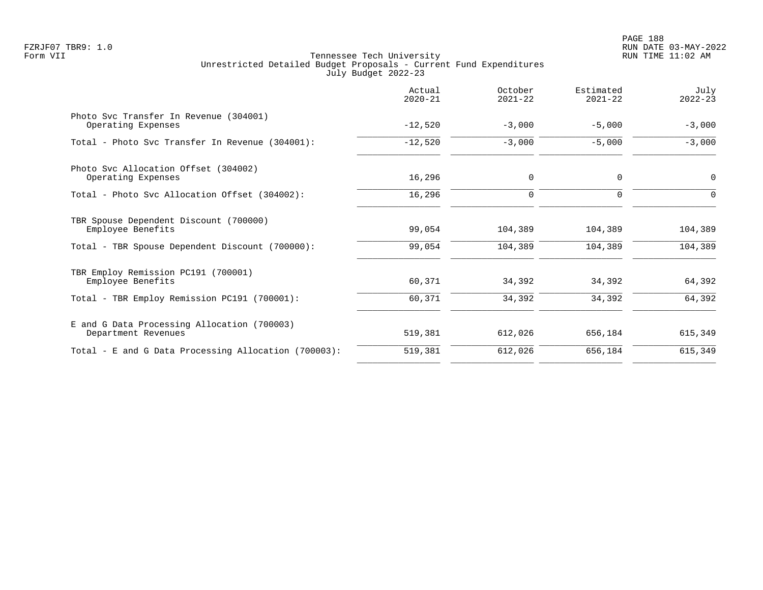Tennessee Tech University
Unrestricted Detailed Budget Proposals - Current Fund Expenditures
July Budget 2022-23

| | Actual 2020-21 | October 2021-22 | Estimated 2021-22 | July 2022-23 |
|---|---|---|---|---|
| Photo Svc Transfer In Revenue (304001) | | | | |
| Operating Expenses | -12,520 | -3,000 | -5,000 | -3,000 |
| Total - Photo Svc Transfer In Revenue (304001): | -12,520 | -3,000 | -5,000 | -3,000 |
| Photo Svc Allocation Offset (304002) | | | | |
| Operating Expenses | 16,296 | 0 | 0 | 0 |
| Total - Photo Svc Allocation Offset (304002): | 16,296 | 0 | 0 | 0 |
| TBR Spouse Dependent Discount (700000) | | | | |
| Employee Benefits | 99,054 | 104,389 | 104,389 | 104,389 |
| Total - TBR Spouse Dependent Discount (700000): | 99,054 | 104,389 | 104,389 | 104,389 |
| TBR Employ Remission PC191 (700001) | | | | |
| Employee Benefits | 60,371 | 34,392 | 34,392 | 64,392 |
| Total - TBR Employ Remission PC191 (700001): | 60,371 | 34,392 | 34,392 | 64,392 |
| E and G Data Processing Allocation (700003) | | | | |
| Department Revenues | 519,381 | 612,026 | 656,184 | 615,349 |
| Total - E and G Data Processing Allocation (700003): | 519,381 | 612,026 | 656,184 | 615,349 |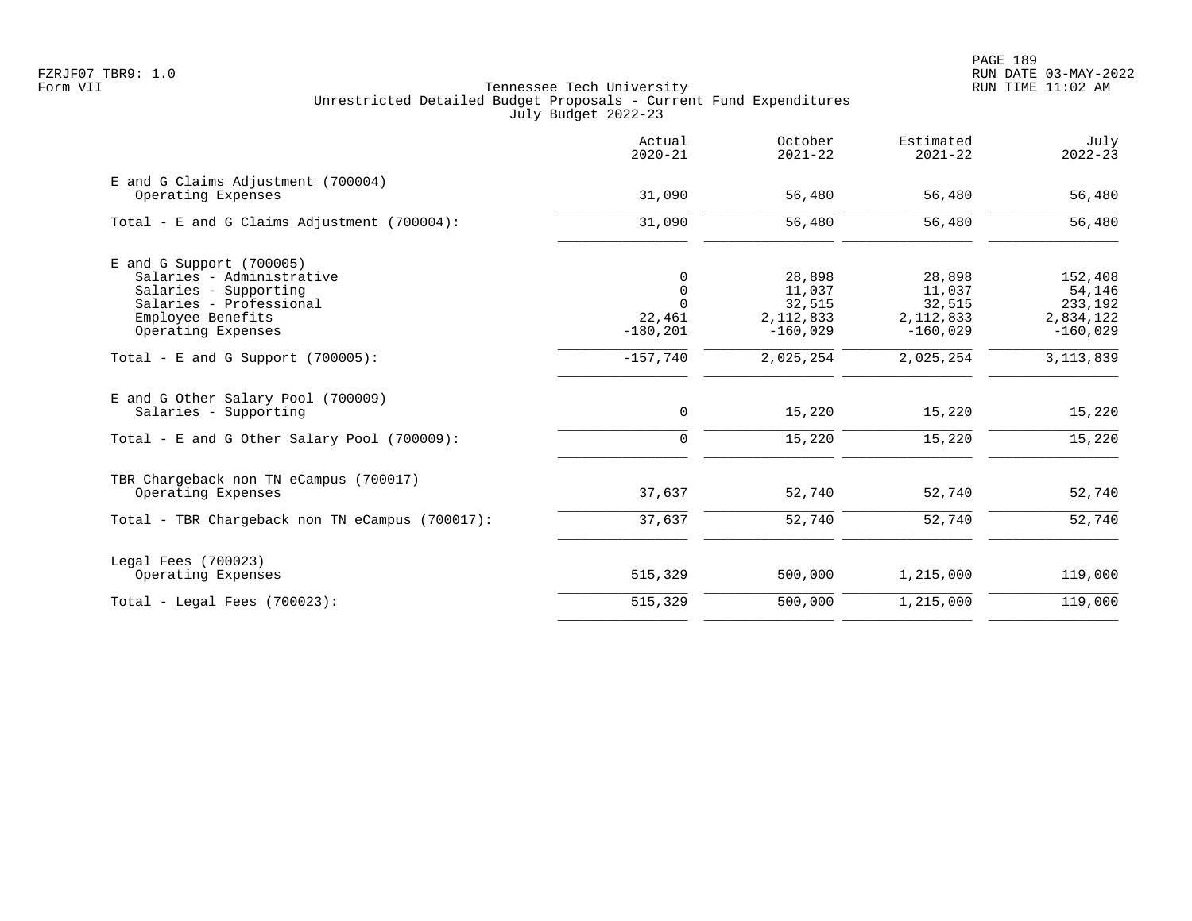Tennessee Tech University
Unrestricted Detailed Budget Proposals - Current Fund Expenditures
July Budget 2022-23

| | Actual 2020-21 | October 2021-22 | Estimated 2021-22 | July 2022-23 |
|---|---|---|---|---|
| E and G Claims Adjustment (700004) | | | | |
| Operating Expenses | 31,090 | 56,480 | 56,480 | 56,480 |
| Total - E and G Claims Adjustment (700004): | 31,090 | 56,480 | 56,480 | 56,480 |
| E and G Support (700005) | | | | |
| Salaries - Administrative | 0 | 28,898 | 28,898 | 152,408 |
| Salaries - Supporting | 0 | 11,037 | 11,037 | 54,146 |
| Salaries - Professional | 0 | 32,515 | 32,515 | 233,192 |
| Employee Benefits | 22,461 | 2,112,833 | 2,112,833 | 2,834,122 |
| Operating Expenses | -180,201 | -160,029 | -160,029 | -160,029 |
| Total - E and G Support (700005): | -157,740 | 2,025,254 | 2,025,254 | 3,113,839 |
| E and G Other Salary Pool (700009) | | | | |
| Salaries - Supporting | 0 | 15,220 | 15,220 | 15,220 |
| Total - E and G Other Salary Pool (700009): | 0 | 15,220 | 15,220 | 15,220 |
| TBR Chargeback non TN eCampus (700017) | | | | |
| Operating Expenses | 37,637 | 52,740 | 52,740 | 52,740 |
| Total - TBR Chargeback non TN eCampus (700017): | 37,637 | 52,740 | 52,740 | 52,740 |
| Legal Fees (700023) | | | | |
| Operating Expenses | 515,329 | 500,000 | 1,215,000 | 119,000 |
| Total - Legal Fees (700023): | 515,329 | 500,000 | 1,215,000 | 119,000 |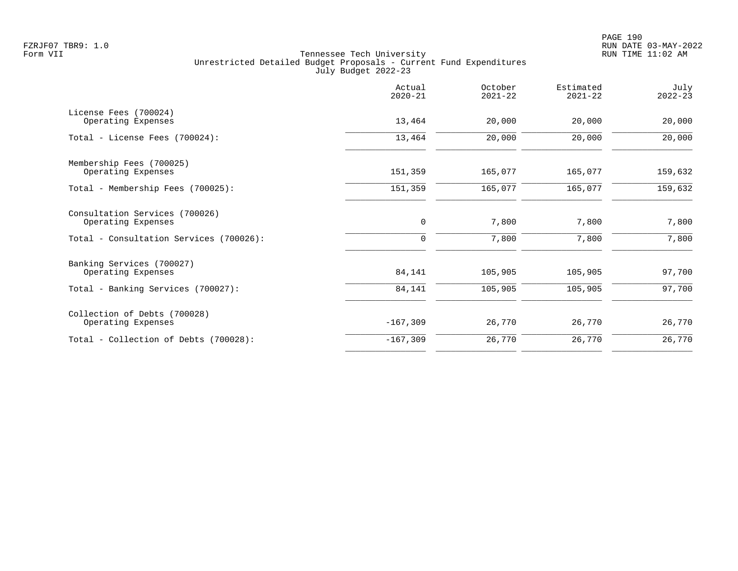FZRJF07 TBR9: 1.0
Form VII

Tennessee Tech University
Unrestricted Detailed Budget Proposals - Current Fund Expenditures
July Budget 2022-23

RUN DATE 03-MAY-2022
RUN TIME 11:02 AM

| | Actual 2020-21 | October 2021-22 | Estimated 2021-22 | July 2022-23 |
|---|---|---|---|---|
| License Fees (700024) | | | | |
| Operating Expenses | 13,464 | 20,000 | 20,000 | 20,000 |
| Total - License Fees (700024): | 13,464 | 20,000 | 20,000 | 20,000 |
| Membership Fees (700025) | | | | |
| Operating Expenses | 151,359 | 165,077 | 165,077 | 159,632 |
| Total - Membership Fees (700025): | 151,359 | 165,077 | 165,077 | 159,632 |
| Consultation Services (700026) | | | | |
| Operating Expenses | 0 | 7,800 | 7,800 | 7,800 |
| Total - Consultation Services (700026): | 0 | 7,800 | 7,800 | 7,800 |
| Banking Services (700027) | | | | |
| Operating Expenses | 84,141 | 105,905 | 105,905 | 97,700 |
| Total - Banking Services (700027): | 84,141 | 105,905 | 105,905 | 97,700 |
| Collection of Debts (700028) | | | | |
| Operating Expenses | -167,309 | 26,770 | 26,770 | 26,770 |
| Total - Collection of Debts (700028): | -167,309 | 26,770 | 26,770 | 26,770 |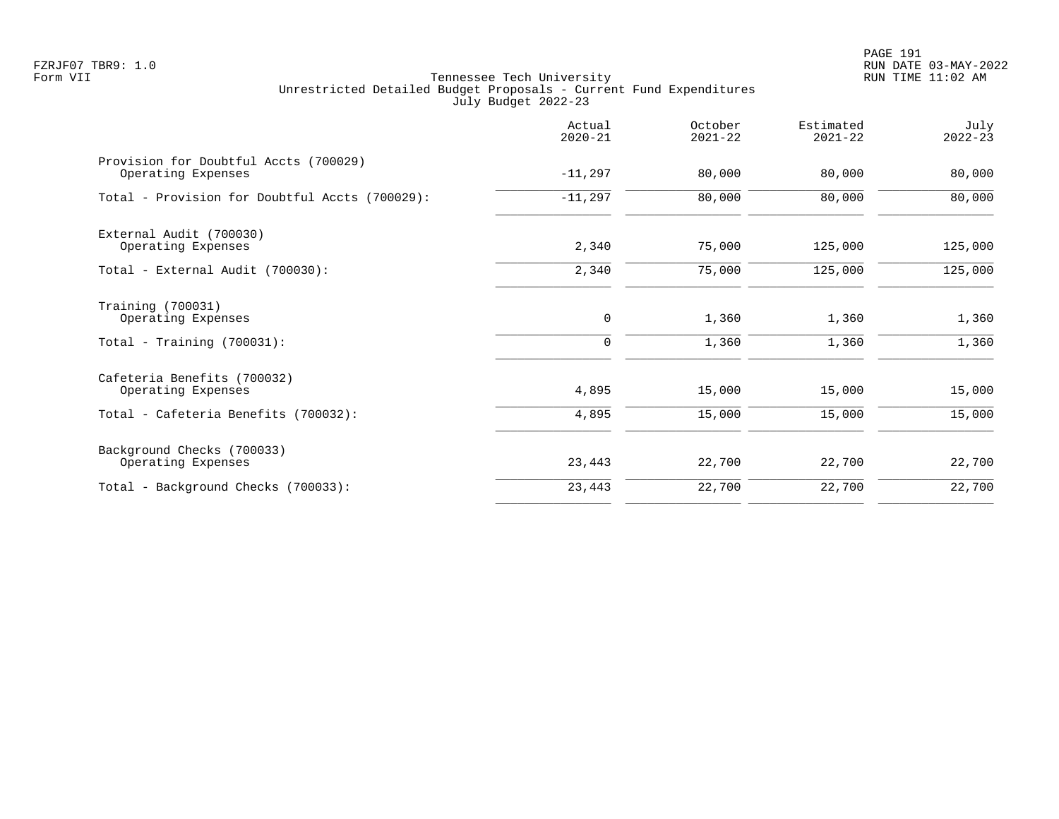Tennessee Tech University
Unrestricted Detailed Budget Proposals - Current Fund Expenditures
July Budget 2022-23

| | Actual 2020-21 | October 2021-22 | Estimated 2021-22 | July 2022-23 |
|---|---|---|---|---|
| Provision for Doubtful Accts (700029) | | | | |
| Operating Expenses | -11,297 | 80,000 | 80,000 | 80,000 |
| Total - Provision for Doubtful Accts (700029): | -11,297 | 80,000 | 80,000 | 80,000 |
| External Audit (700030) | | | | |
| Operating Expenses | 2,340 | 75,000 | 125,000 | 125,000 |
| Total - External Audit (700030): | 2,340 | 75,000 | 125,000 | 125,000 |
| Training (700031) | | | | |
| Operating Expenses | 0 | 1,360 | 1,360 | 1,360 |
| Total - Training (700031): | 0 | 1,360 | 1,360 | 1,360 |
| Cafeteria Benefits (700032) | | | | |
| Operating Expenses | 4,895 | 15,000 | 15,000 | 15,000 |
| Total - Cafeteria Benefits (700032): | 4,895 | 15,000 | 15,000 | 15,000 |
| Background Checks (700033) | | | | |
| Operating Expenses | 23,443 | 22,700 | 22,700 | 22,700 |
| Total - Background Checks (700033): | 23,443 | 22,700 | 22,700 | 22,700 |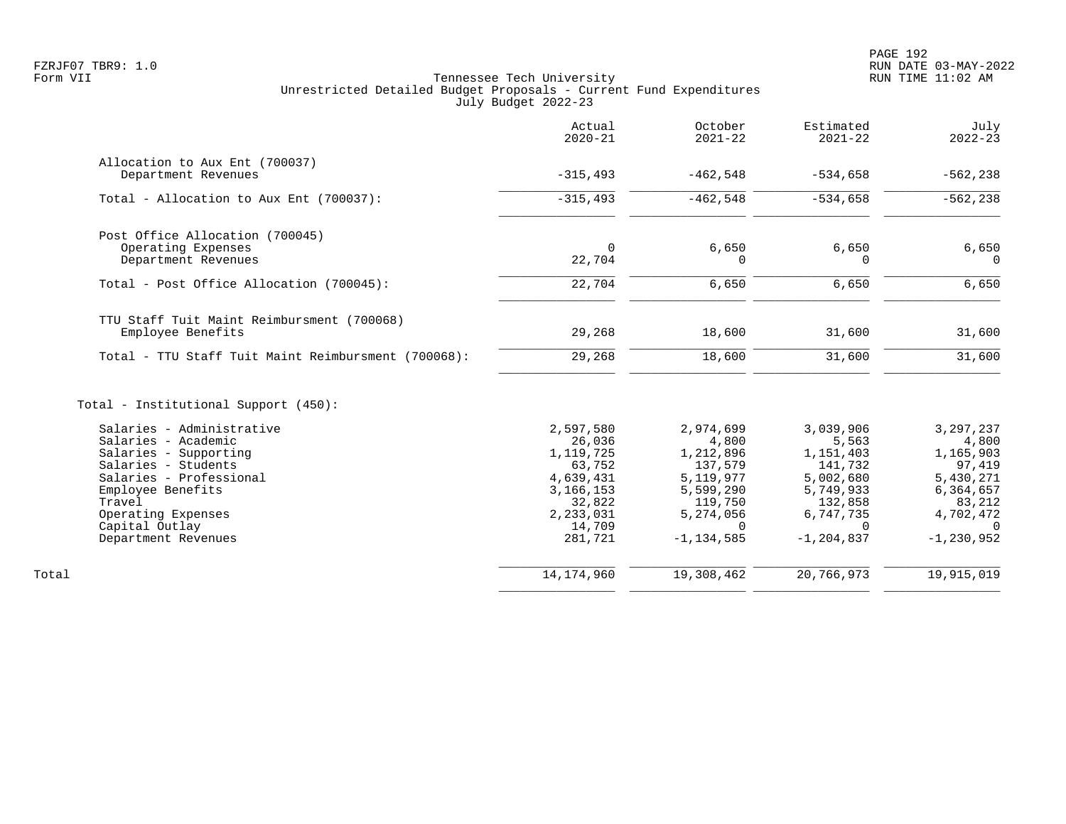FZRJF07 TBR9: 1.0
Form VII

Tennessee Tech University
Unrestricted Detailed Budget Proposals - Current Fund Expenditures
July Budget 2022-23

RUN DATE 03-MAY-2022
RUN TIME 11:02 AM

| | Actual 2020-21 | October 2021-22 | Estimated 2021-22 | July 2022-23 |
|---|---|---|---|---|
| **Allocation to Aux Ent (700037)** | | | | |
| Department Revenues | -315,493 | -462,548 | -534,658 | -562,238 |
| Total - Allocation to Aux Ent (700037): | -315,493 | -462,548 | -534,658 | -562,238 |
| **Post Office Allocation (700045)** | | | | |
| Operating Expenses | 0 | 6,650 | 6,650 | 6,650 |
| Department Revenues | 22,704 | 0 | 0 | 0 |
| Total - Post Office Allocation (700045): | 22,704 | 6,650 | 6,650 | 6,650 |
| **TTU Staff Tuit Maint Reimbursment (700068)** | | | | |
| Employee Benefits | 29,268 | 18,600 | 31,600 | 31,600 |
| Total - TTU Staff Tuit Maint Reimbursment (700068): | 29,268 | 18,600 | 31,600 | 31,600 |
| **Total - Institutional Support (450):** | | | | |
| Salaries - Administrative | 2,597,580 | 2,974,699 | 3,039,906 | 3,297,237 |
| Salaries - Academic | 26,036 | 4,800 | 5,563 | 4,800 |
| Salaries - Supporting | 1,119,725 | 1,212,896 | 1,151,403 | 1,165,903 |
| Salaries - Students | 63,752 | 137,579 | 141,732 | 97,419 |
| Salaries - Professional | 4,639,431 | 5,119,977 | 5,002,680 | 5,430,271 |
| Employee Benefits | 3,166,153 | 5,599,290 | 5,749,933 | 6,364,657 |
| Travel | 32,822 | 119,750 | 132,858 | 83,212 |
| Operating Expenses | 2,233,031 | 5,274,056 | 6,747,735 | 4,702,472 |
| Capital Outlay | 14,709 | 0 | 0 | 0 |
| Department Revenues | 281,721 | -1,134,585 | -1,204,837 | -1,230,952 |
| **Total** | 14,174,960 | 19,308,462 | 20,766,973 | 19,915,019 |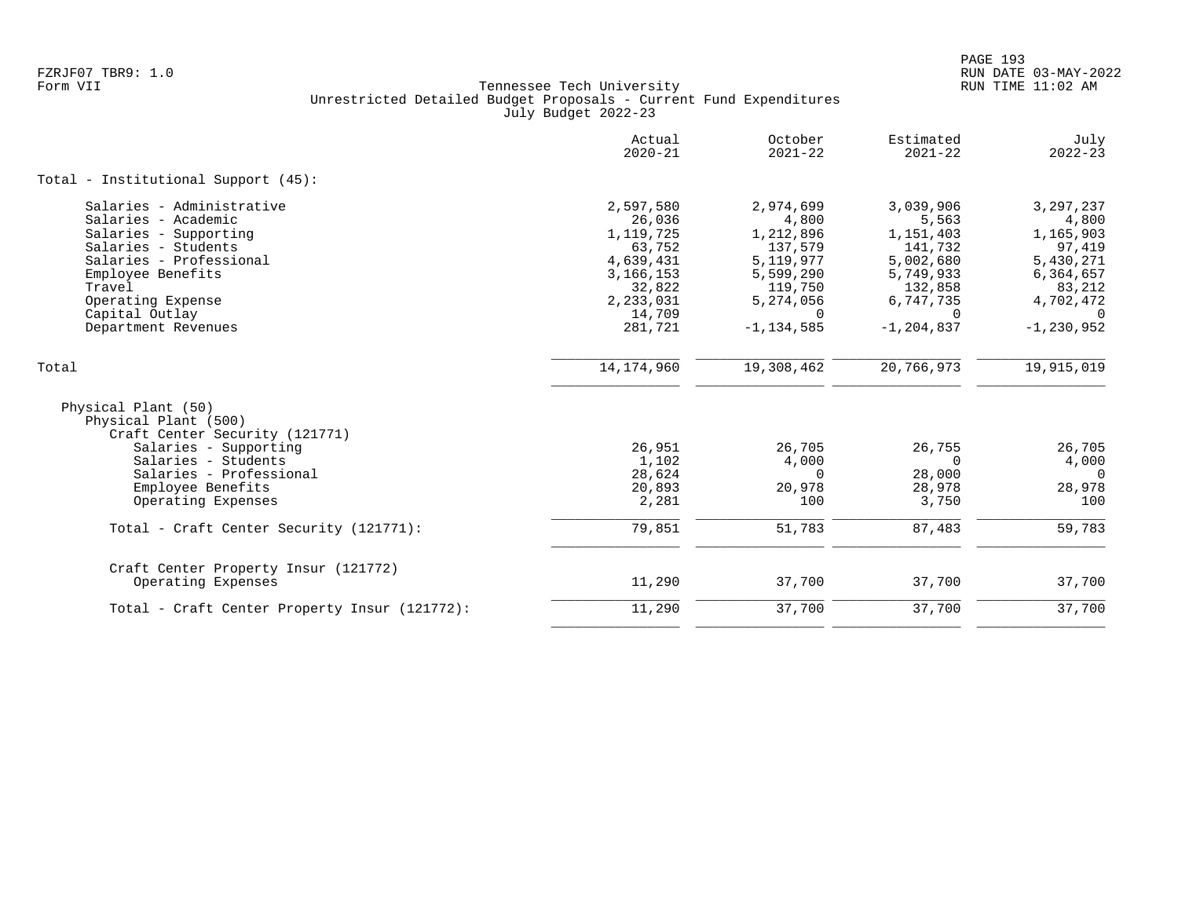Tennessee Tech University
Unrestricted Detailed Budget Proposals - Current Fund Expenditures
July Budget 2022-23

| | Actual 2020-21 | October 2021-22 | Estimated 2021-22 | July 2022-23 |
|---|---|---|---|---|
| Total - Institutional Support (45): | | | | |
| Salaries - Administrative | 2,597,580 | 2,974,699 | 3,039,906 | 3,297,237 |
| Salaries - Academic | 26,036 | 4,800 | 5,563 | 4,800 |
| Salaries - Supporting | 1,119,725 | 1,212,896 | 1,151,403 | 1,165,903 |
| Salaries - Students | 63,752 | 137,579 | 141,732 | 97,419 |
| Salaries - Professional | 4,639,431 | 5,119,977 | 5,002,680 | 5,430,271 |
| Employee Benefits | 3,166,153 | 5,599,290 | 5,749,933 | 6,364,657 |
| Travel | 32,822 | 119,750 | 132,858 | 83,212 |
| Operating Expense | 2,233,031 | 5,274,056 | 6,747,735 | 4,702,472 |
| Capital Outlay | 14,709 | 0 | 0 | 0 |
| Department Revenues | 281,721 | -1,134,585 | -1,204,837 | -1,230,952 |
| Total | 14,174,960 | 19,308,462 | 20,766,973 | 19,915,019 |
| Physical Plant (50) | | | | |
| Physical Plant (500) | | | | |
| Craft Center Security (121771) | | | | |
| Salaries - Supporting | 26,951 | 26,705 | 26,755 | 26,705 |
| Salaries - Students | 1,102 | 4,000 | 0 | 4,000 |
| Salaries - Professional | 28,624 | 0 | 28,000 | 0 |
| Employee Benefits | 20,893 | 20,978 | 28,978 | 28,978 |
| Operating Expenses | 2,281 | 100 | 3,750 | 100 |
| Total - Craft Center Security (121771): | 79,851 | 51,783 | 87,483 | 59,783 |
| Craft Center Property Insur (121772) | | | | |
| Operating Expenses | 11,290 | 37,700 | 37,700 | 37,700 |
| Total - Craft Center Property Insur (121772): | 11,290 | 37,700 | 37,700 | 37,700 |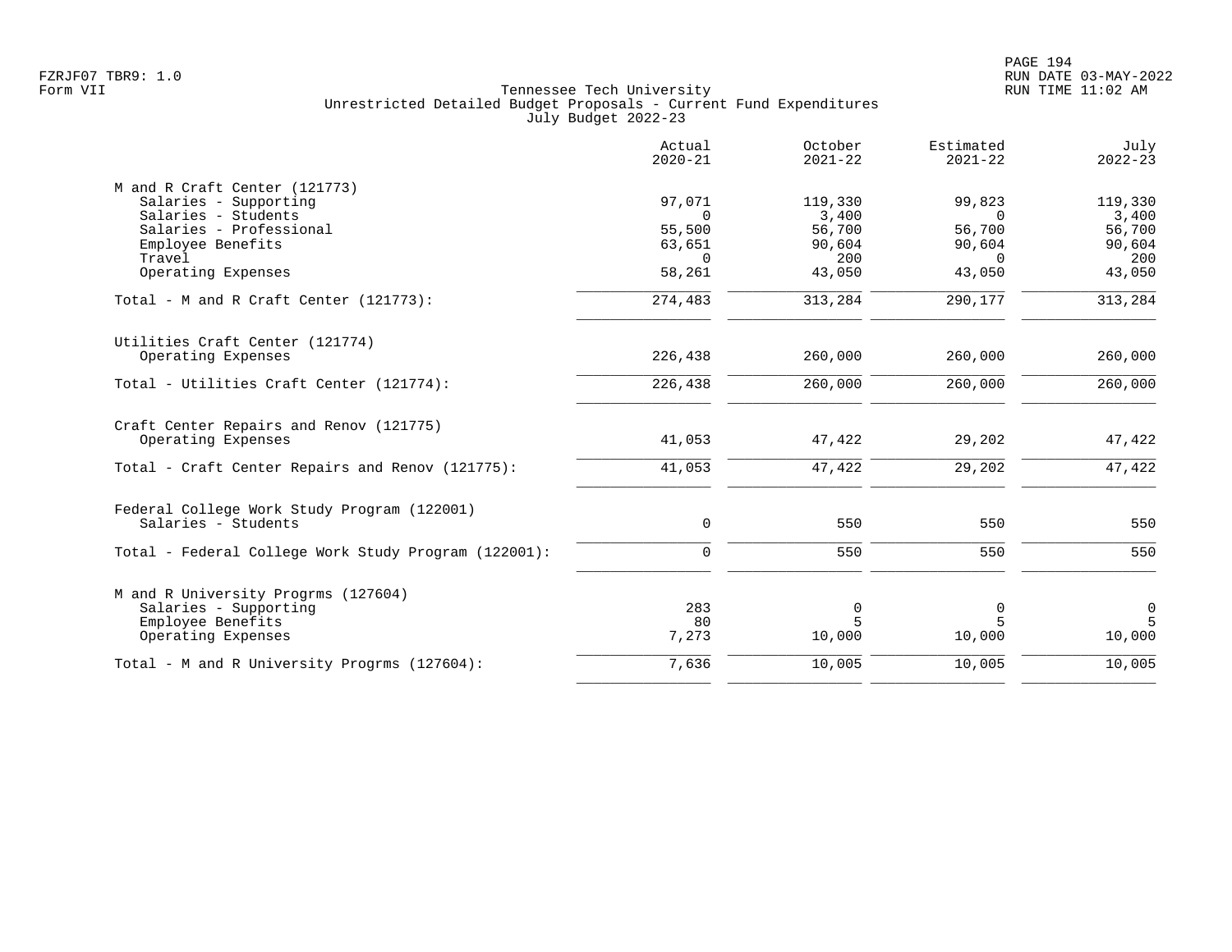FZRJF07 TBR9: 1.0
Form VII

Tennessee Tech University
Unrestricted Detailed Budget Proposals - Current Fund Expenditures
July Budget 2022-23

| | Actual 2020-21 | October 2021-22 | Estimated 2021-22 | July 2022-23 |
|---|---|---|---|---|
| **M and R Craft Center (121773)** | | | | |
| Salaries - Supporting | 97,071 | 119,330 | 99,823 | 119,330 |
| Salaries - Students | 0 | 3,400 | 0 | 3,400 |
| Salaries - Professional | 55,500 | 56,700 | 56,700 | 56,700 |
| Employee Benefits | 63,651 | 90,604 | 90,604 | 90,604 |
| Travel | 0 | 200 | 0 | 200 |
| Operating Expenses | 58,261 | 43,050 | 43,050 | 43,050 |
| Total - M and R Craft Center (121773): | 274,483 | 313,284 | 290,177 | 313,284 |
| **Utilities Craft Center (121774)** | | | | |
| Operating Expenses | 226,438 | 260,000 | 260,000 | 260,000 |
| Total - Utilities Craft Center (121774): | 226,438 | 260,000 | 260,000 | 260,000 |
| **Craft Center Repairs and Renov (121775)** | | | | |
| Operating Expenses | 41,053 | 47,422 | 29,202 | 47,422 |
| Total - Craft Center Repairs and Renov (121775): | 41,053 | 47,422 | 29,202 | 47,422 |
| **Federal College Work Study Program (122001)** | | | | |
| Salaries - Students | 0 | 550 | 550 | 550 |
| Total - Federal College Work Study Program (122001): | 0 | 550 | 550 | 550 |
| **M and R University Progrms (127604)** | | | | |
| Salaries - Supporting | 283 | 0 | 0 | 0 |
| Employee Benefits | 80 | 5 | 5 | 5 |
| Operating Expenses | 7,273 | 10,000 | 10,000 | 10,000 |
| Total - M and R University Progrms (127604): | 7,636 | 10,005 | 10,005 | 10,005 |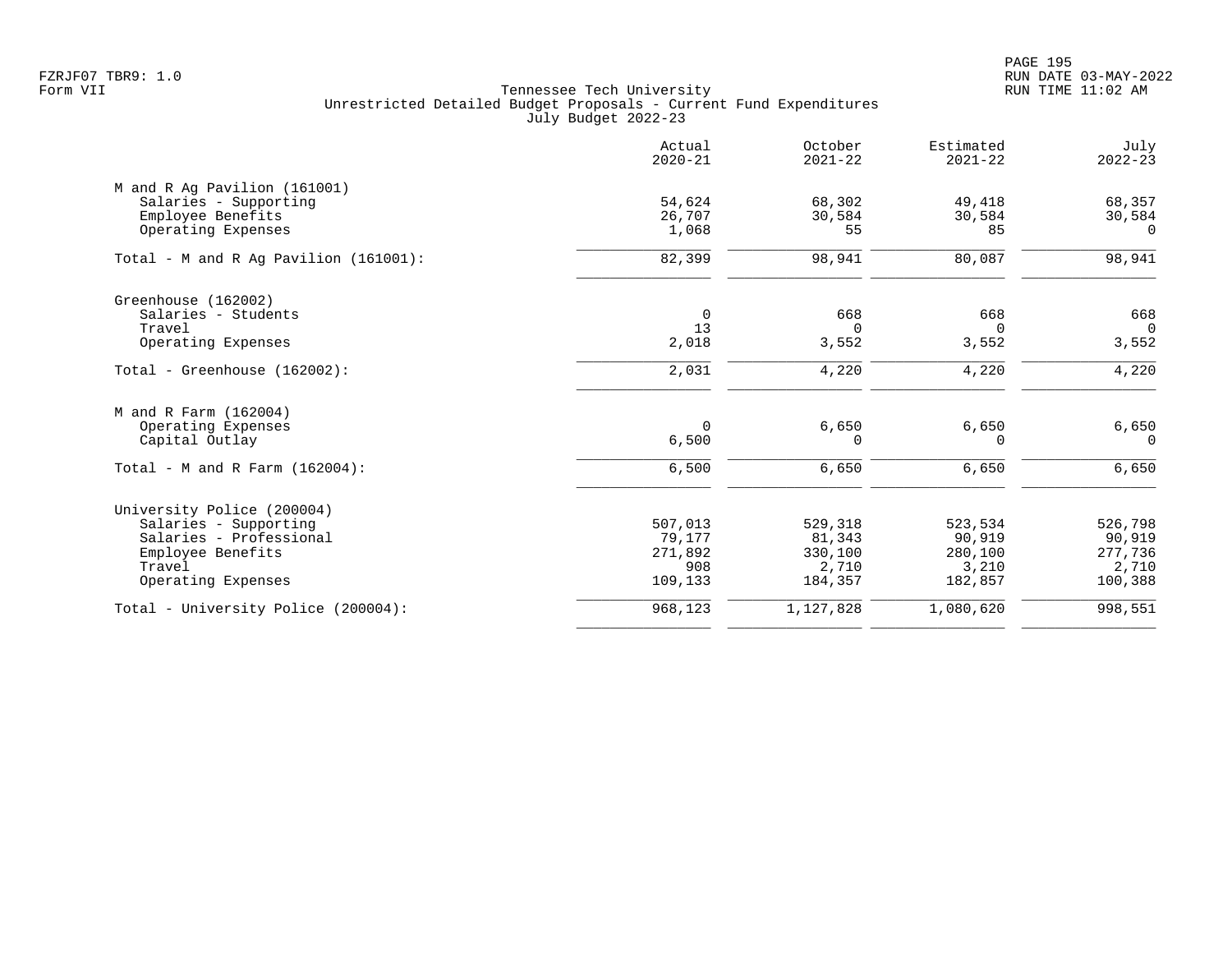FZRJF07 TBR9: 1.0
Form VII

Tennessee Tech University
Unrestricted Detailed Budget Proposals - Current Fund Expenditures
July Budget 2022-23

RUN DATE 03-MAY-2022
RUN TIME 11:02 AM

| | Actual 2020-21 | October 2021-22 | Estimated 2021-22 | July 2022-23 |
|---|---|---|---|---|
| M and R Ag Pavilion (161001) | | | | |
| Salaries - Supporting | 54,624 | 68,302 | 49,418 | 68,357 |
| Employee Benefits | 26,707 | 30,584 | 30,584 | 30,584 |
| Operating Expenses | 1,068 | 55 | 85 | 0 |
| Total - M and R Ag Pavilion (161001): | 82,399 | 98,941 | 80,087 | 98,941 |
| Greenhouse (162002) | | | | |
| Salaries - Students | 0 | 668 | 668 | 668 |
| Travel | 13 | 0 | 0 | 0 |
| Operating Expenses | 2,018 | 3,552 | 3,552 | 3,552 |
| Total - Greenhouse (162002): | 2,031 | 4,220 | 4,220 | 4,220 |
| M and R Farm (162004) | | | | |
| Operating Expenses | 0 | 6,650 | 6,650 | 6,650 |
| Capital Outlay | 6,500 | 0 | 0 | 0 |
| Total - M and R Farm (162004): | 6,500 | 6,650 | 6,650 | 6,650 |
| University Police (200004) | | | | |
| Salaries - Supporting | 507,013 | 529,318 | 523,534 | 526,798 |
| Salaries - Professional | 79,177 | 81,343 | 90,919 | 90,919 |
| Employee Benefits | 271,892 | 330,100 | 280,100 | 277,736 |
| Travel | 908 | 2,710 | 3,210 | 2,710 |
| Operating Expenses | 109,133 | 184,357 | 182,857 | 100,388 |
| Total - University Police (200004): | 968,123 | 1,127,828 | 1,080,620 | 998,551 |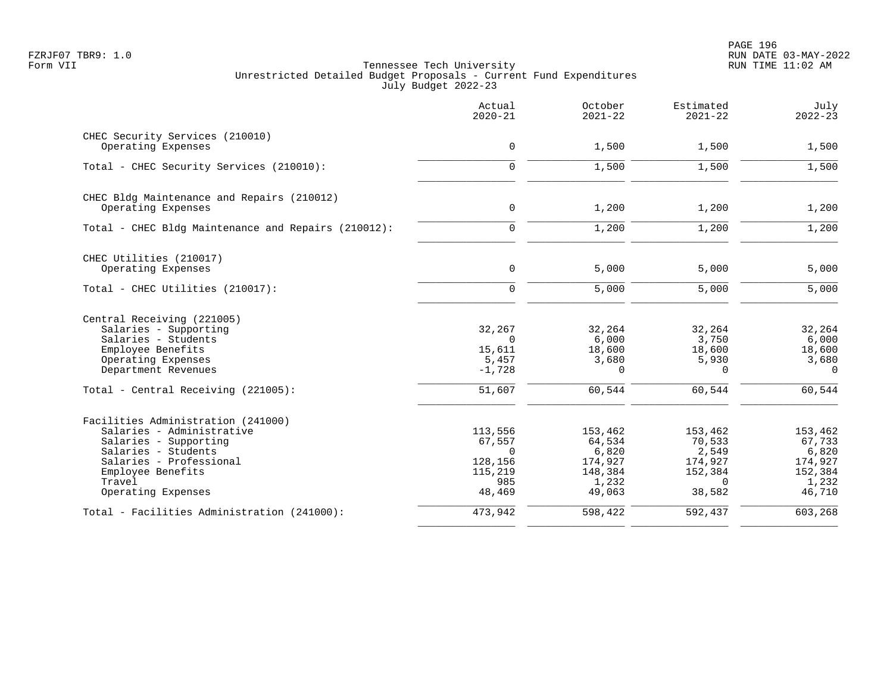Tennessee Tech University
Unrestricted Detailed Budget Proposals - Current Fund Expenditures
July Budget 2022-23

| | Actual 2020-21 | October 2021-22 | Estimated 2021-22 | July 2022-23 |
|---|---|---|---|---|
| **CHEC Security Services (210010)** | | | | |
| Operating Expenses | 0 | 1,500 | 1,500 | 1,500 |
| Total - CHEC Security Services (210010): | 0 | 1,500 | 1,500 | 1,500 |
| **CHEC Bldg Maintenance and Repairs (210012)** | | | | |
| Operating Expenses | 0 | 1,200 | 1,200 | 1,200 |
| Total - CHEC Bldg Maintenance and Repairs (210012): | 0 | 1,200 | 1,200 | 1,200 |
| **CHEC Utilities (210017)** | | | | |
| Operating Expenses | 0 | 5,000 | 5,000 | 5,000 |
| Total - CHEC Utilities (210017): | 0 | 5,000 | 5,000 | 5,000 |
| **Central Receiving (221005)** | | | | |
| Salaries - Supporting | 32,267 | 32,264 | 32,264 | 32,264 |
| Salaries - Students | 0 | 6,000 | 3,750 | 6,000 |
| Employee Benefits | 15,611 | 18,600 | 18,600 | 18,600 |
| Operating Expenses | 5,457 | 3,680 | 5,930 | 3,680 |
| Department Revenues | -1,728 | 0 | 0 | 0 |
| Total - Central Receiving (221005): | 51,607 | 60,544 | 60,544 | 60,544 |
| **Facilities Administration (241000)** | | | | |
| Salaries - Administrative | 113,556 | 153,462 | 153,462 | 153,462 |
| Salaries - Supporting | 67,557 | 64,534 | 70,533 | 67,733 |
| Salaries - Students | 0 | 6,820 | 2,549 | 6,820 |
| Salaries - Professional | 128,156 | 174,927 | 174,927 | 174,927 |
| Employee Benefits | 115,219 | 148,384 | 152,384 | 152,384 |
| Travel | 985 | 1,232 | 0 | 1,232 |
| Operating Expenses | 48,469 | 49,063 | 38,582 | 46,710 |
| Total - Facilities Administration (241000): | 473,942 | 598,422 | 592,437 | 603,268 |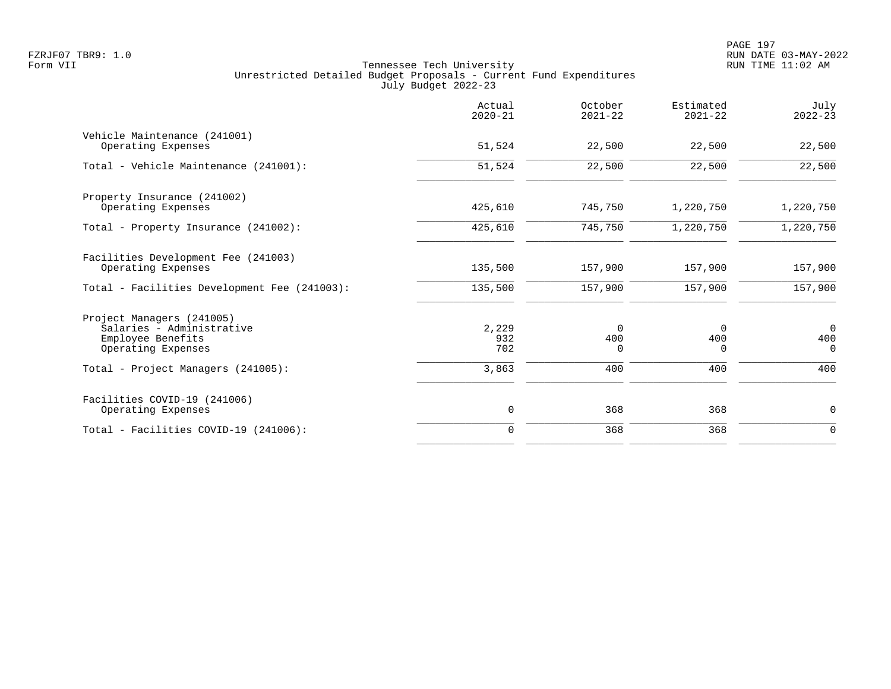Tennessee Tech University
Unrestricted Detailed Budget Proposals - Current Fund Expenditures
July Budget 2022-23

|  | Actual 2020-21 | October 2021-22 | Estimated 2021-22 | July 2022-23 |
|---|---|---|---|---|
| Vehicle Maintenance (241001) |  |  |  |  |
| Operating Expenses | 51,524 | 22,500 | 22,500 | 22,500 |
| Total - Vehicle Maintenance (241001): | 51,524 | 22,500 | 22,500 | 22,500 |
| Property Insurance (241002) |  |  |  |  |
| Operating Expenses | 425,610 | 745,750 | 1,220,750 | 1,220,750 |
| Total - Property Insurance (241002): | 425,610 | 745,750 | 1,220,750 | 1,220,750 |
| Facilities Development Fee (241003) |  |  |  |  |
| Operating Expenses | 135,500 | 157,900 | 157,900 | 157,900 |
| Total - Facilities Development Fee (241003): | 135,500 | 157,900 | 157,900 | 157,900 |
| Project Managers (241005) |  |  |  |  |
| Salaries - Administrative | 2,229 | 0 | 0 | 0 |
| Employee Benefits | 932 | 400 | 400 | 400 |
| Operating Expenses | 702 | 0 | 0 | 0 |
| Total - Project Managers (241005): | 3,863 | 400 | 400 | 400 |
| Facilities COVID-19 (241006) |  |  |  |  |
| Operating Expenses | 0 | 368 | 368 | 0 |
| Total - Facilities COVID-19 (241006): | 0 | 368 | 368 | 0 |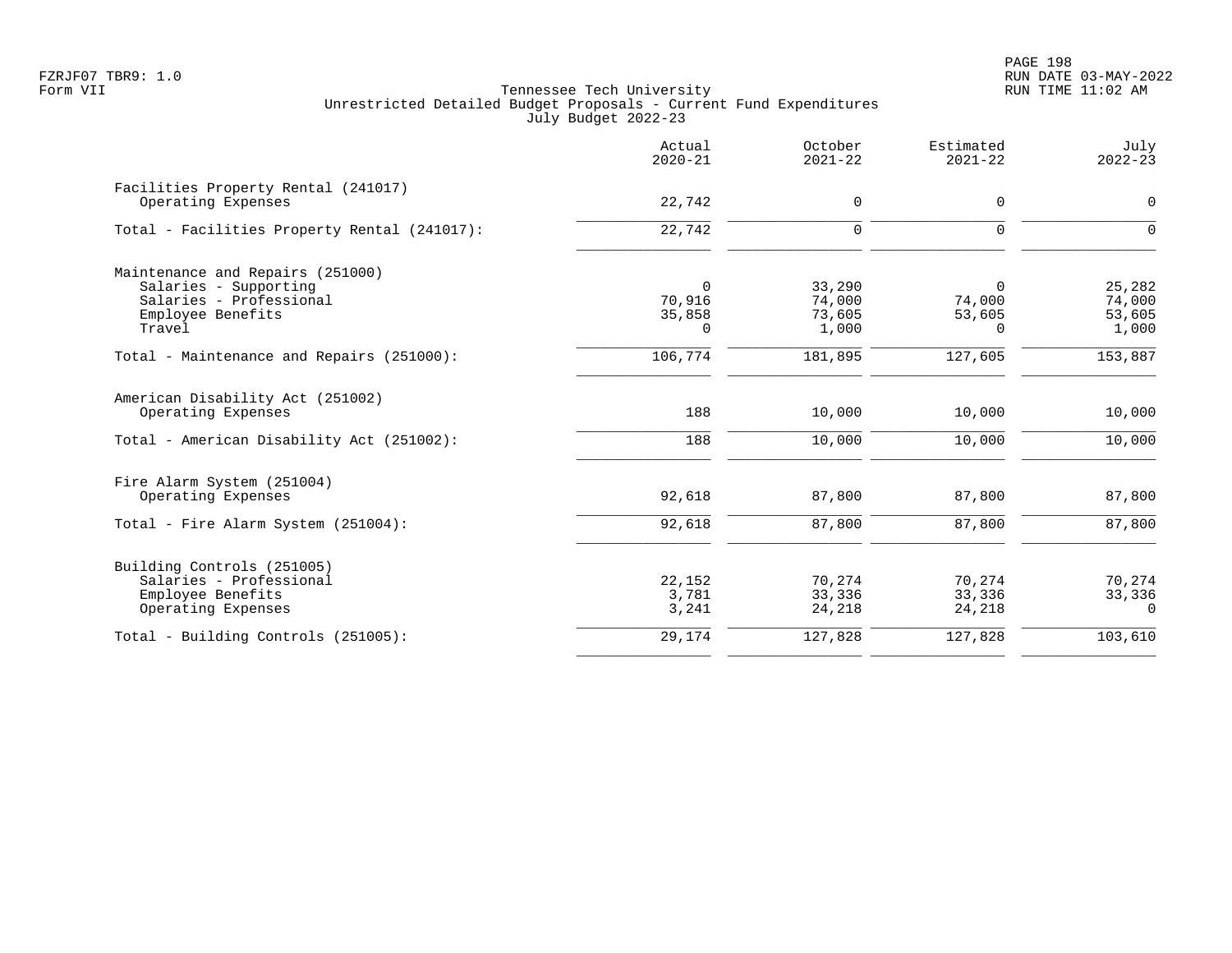Tennessee Tech University
Unrestricted Detailed Budget Proposals - Current Fund Expenditures
July Budget 2022-23

| | Actual 2020-21 | October 2021-22 | Estimated 2021-22 | July 2022-23 |
|---|---|---|---|---|
| Facilities Property Rental (241017) | | | | |
| Operating Expenses | 22,742 | 0 | 0 | 0 |
| Total - Facilities Property Rental (241017): | 22,742 | 0 | 0 | 0 |
| Maintenance and Repairs (251000) | | | | |
| Salaries - Supporting | 0 | 33,290 | 0 | 25,282 |
| Salaries - Professional | 70,916 | 74,000 | 74,000 | 74,000 |
| Employee Benefits | 35,858 | 73,605 | 53,605 | 53,605 |
| Travel | 0 | 1,000 | 0 | 1,000 |
| Total - Maintenance and Repairs (251000): | 106,774 | 181,895 | 127,605 | 153,887 |
| American Disability Act (251002) | | | | |
| Operating Expenses | 188 | 10,000 | 10,000 | 10,000 |
| Total - American Disability Act (251002): | 188 | 10,000 | 10,000 | 10,000 |
| Fire Alarm System (251004) | | | | |
| Operating Expenses | 92,618 | 87,800 | 87,800 | 87,800 |
| Total - Fire Alarm System (251004): | 92,618 | 87,800 | 87,800 | 87,800 |
| Building Controls (251005) | | | | |
| Salaries - Professional | 22,152 | 70,274 | 70,274 | 70,274 |
| Employee Benefits | 3,781 | 33,336 | 33,336 | 33,336 |
| Operating Expenses | 3,241 | 24,218 | 24,218 | 0 |
| Total - Building Controls (251005): | 29,174 | 127,828 | 127,828 | 103,610 |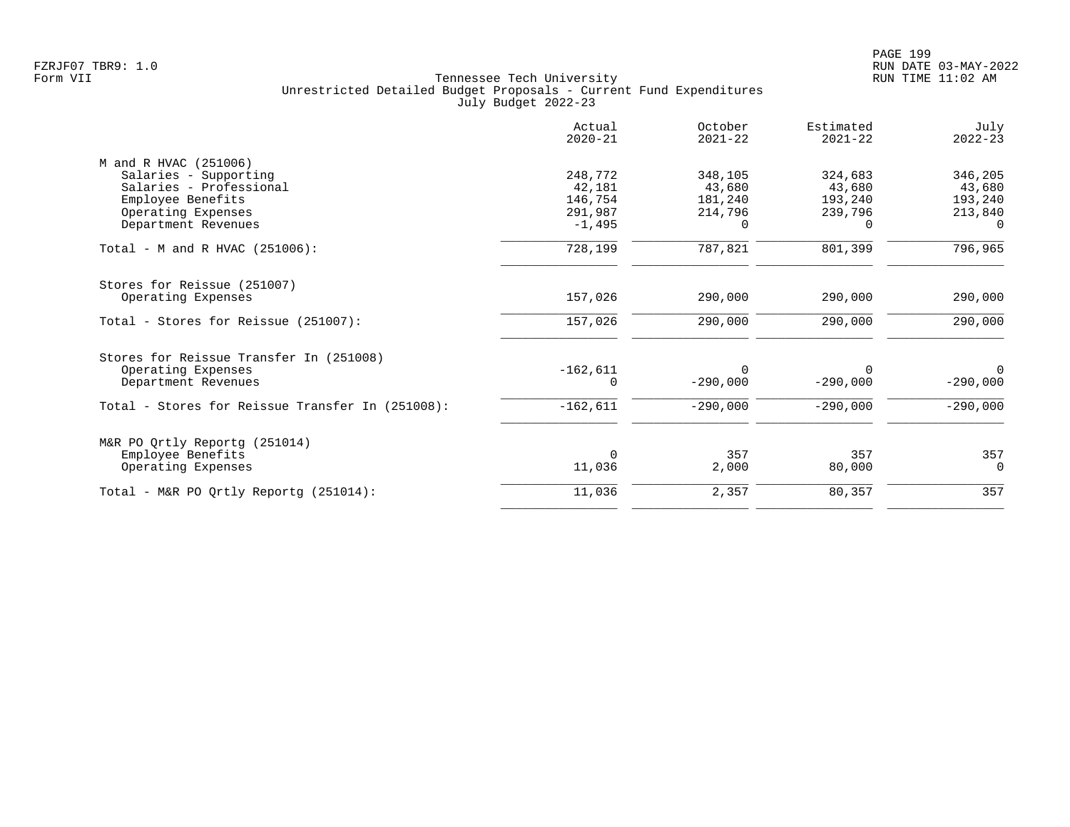Tennessee Tech University
Unrestricted Detailed Budget Proposals - Current Fund Expenditures
July Budget 2022-23

| | Actual 2020-21 | October 2021-22 | Estimated 2021-22 | July 2022-23 |
|---|---|---|---|---|
| **M and R HVAC (251006)** | | | | |
| Salaries - Supporting | 248,772 | 348,105 | 324,683 | 346,205 |
| Salaries - Professional | 42,181 | 43,680 | 43,680 | 43,680 |
| Employee Benefits | 146,754 | 181,240 | 193,240 | 193,240 |
| Operating Expenses | 291,987 | 214,796 | 239,796 | 213,840 |
| Department Revenues | -1,495 | 0 | 0 | 0 |
| Total - M and R HVAC (251006): | 728,199 | 787,821 | 801,399 | 796,965 |
| **Stores for Reissue (251007)** | | | | |
| Operating Expenses | 157,026 | 290,000 | 290,000 | 290,000 |
| Total - Stores for Reissue (251007): | 157,026 | 290,000 | 290,000 | 290,000 |
| **Stores for Reissue Transfer In (251008)** | | | | |
| Operating Expenses | -162,611 | 0 | 0 | 0 |
| Department Revenues | 0 | -290,000 | -290,000 | -290,000 |
| Total - Stores for Reissue Transfer In (251008): | -162,611 | -290,000 | -290,000 | -290,000 |
| **M&R PO Qrtly Reportg (251014)** | | | | |
| Employee Benefits | 0 | 357 | 357 | 357 |
| Operating Expenses | 11,036 | 2,000 | 80,000 | 0 |
| Total - M&R PO Qrtly Reportg (251014): | 11,036 | 2,357 | 80,357 | 357 |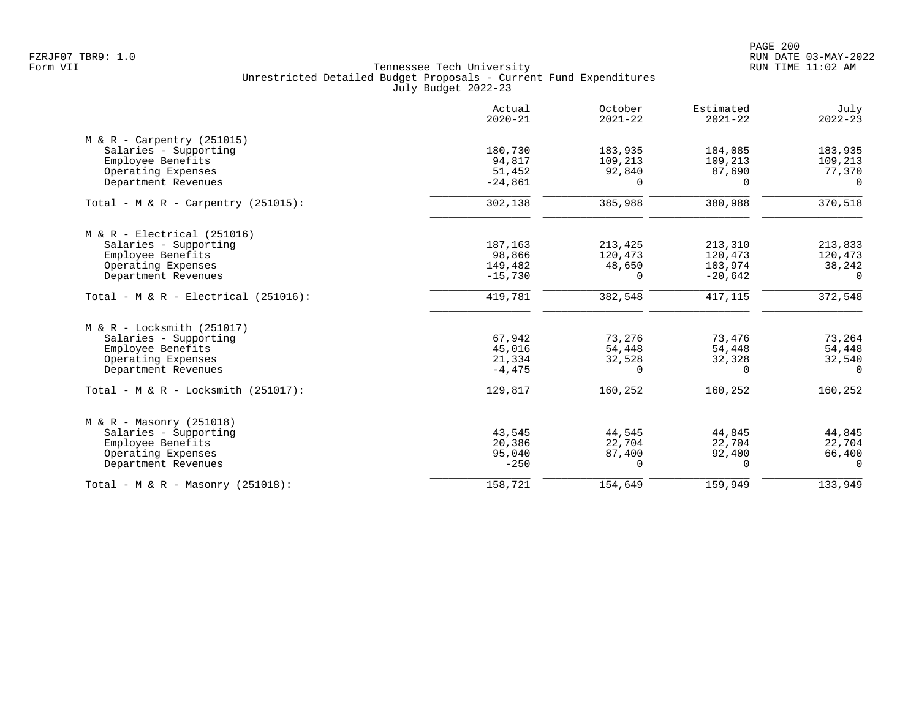FZRJF07 TBR9: 1.0
Form VII

Tennessee Tech University
Unrestricted Detailed Budget Proposals - Current Fund Expenditures
July Budget 2022-23

RUN DATE 03-MAY-2022
RUN TIME 11:02 AM

| | Actual 2020-21 | October 2021-22 | Estimated 2021-22 | July 2022-23 |
|---|---|---|---|---|
| M & R - Carpentry (251015) | | | | |
| Salaries - Supporting | 180,730 | 183,935 | 184,085 | 183,935 |
| Employee Benefits | 94,817 | 109,213 | 109,213 | 109,213 |
| Operating Expenses | 51,452 | 92,840 | 87,690 | 77,370 |
| Department Revenues | -24,861 | 0 | 0 | 0 |
| Total - M & R - Carpentry (251015): | 302,138 | 385,988 | 380,988 | 370,518 |
| M & R - Electrical (251016) | | | | |
| Salaries - Supporting | 187,163 | 213,425 | 213,310 | 213,833 |
| Employee Benefits | 98,866 | 120,473 | 120,473 | 120,473 |
| Operating Expenses | 149,482 | 48,650 | 103,974 | 38,242 |
| Department Revenues | -15,730 | 0 | -20,642 | 0 |
| Total - M & R - Electrical (251016): | 419,781 | 382,548 | 417,115 | 372,548 |
| M & R - Locksmith (251017) | | | | |
| Salaries - Supporting | 67,942 | 73,276 | 73,476 | 73,264 |
| Employee Benefits | 45,016 | 54,448 | 54,448 | 54,448 |
| Operating Expenses | 21,334 | 32,528 | 32,328 | 32,540 |
| Department Revenues | -4,475 | 0 | 0 | 0 |
| Total - M & R - Locksmith (251017): | 129,817 | 160,252 | 160,252 | 160,252 |
| M & R - Masonry (251018) | | | | |
| Salaries - Supporting | 43,545 | 44,545 | 44,845 | 44,845 |
| Employee Benefits | 20,386 | 22,704 | 22,704 | 22,704 |
| Operating Expenses | 95,040 | 87,400 | 92,400 | 66,400 |
| Department Revenues | -250 | 0 | 0 | 0 |
| Total - M & R - Masonry (251018): | 158,721 | 154,649 | 159,949 | 133,949 |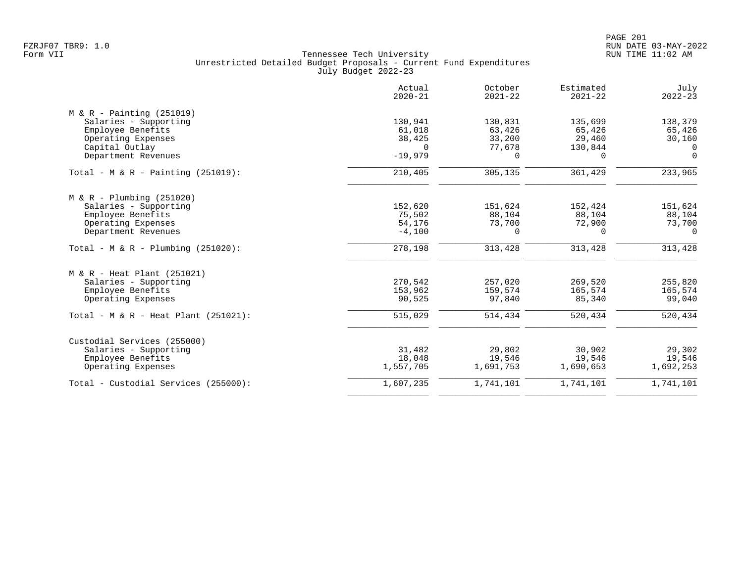Tennessee Tech University
Unrestricted Detailed Budget Proposals - Current Fund Expenditures
July Budget 2022-23

| | Actual 2020-21 | October 2021-22 | Estimated 2021-22 | July 2022-23 |
|---|---|---|---|---|
| M & R - Painting (251019) | | | | |
| Salaries - Supporting | 130,941 | 130,831 | 135,699 | 138,379 |
| Employee Benefits | 61,018 | 63,426 | 65,426 | 65,426 |
| Operating Expenses | 38,425 | 33,200 | 29,460 | 30,160 |
| Capital Outlay | 0 | 77,678 | 130,844 | 0 |
| Department Revenues | -19,979 | 0 | 0 | 0 |
| Total - M & R - Painting (251019): | 210,405 | 305,135 | 361,429 | 233,965 |
| M & R - Plumbing (251020) | | | | |
| Salaries - Supporting | 152,620 | 151,624 | 152,424 | 151,624 |
| Employee Benefits | 75,502 | 88,104 | 88,104 | 88,104 |
| Operating Expenses | 54,176 | 73,700 | 72,900 | 73,700 |
| Department Revenues | -4,100 | 0 | 0 | 0 |
| Total - M & R - Plumbing (251020): | 278,198 | 313,428 | 313,428 | 313,428 |
| M & R - Heat Plant (251021) | | | | |
| Salaries - Supporting | 270,542 | 257,020 | 269,520 | 255,820 |
| Employee Benefits | 153,962 | 159,574 | 165,574 | 165,574 |
| Operating Expenses | 90,525 | 97,840 | 85,340 | 99,040 |
| Total - M & R - Heat Plant (251021): | 515,029 | 514,434 | 520,434 | 520,434 |
| Custodial Services (255000) | | | | |
| Salaries - Supporting | 31,482 | 29,802 | 30,902 | 29,302 |
| Employee Benefits | 18,048 | 19,546 | 19,546 | 19,546 |
| Operating Expenses | 1,557,705 | 1,691,753 | 1,690,653 | 1,692,253 |
| Total - Custodial Services (255000): | 1,607,235 | 1,741,101 | 1,741,101 | 1,741,101 |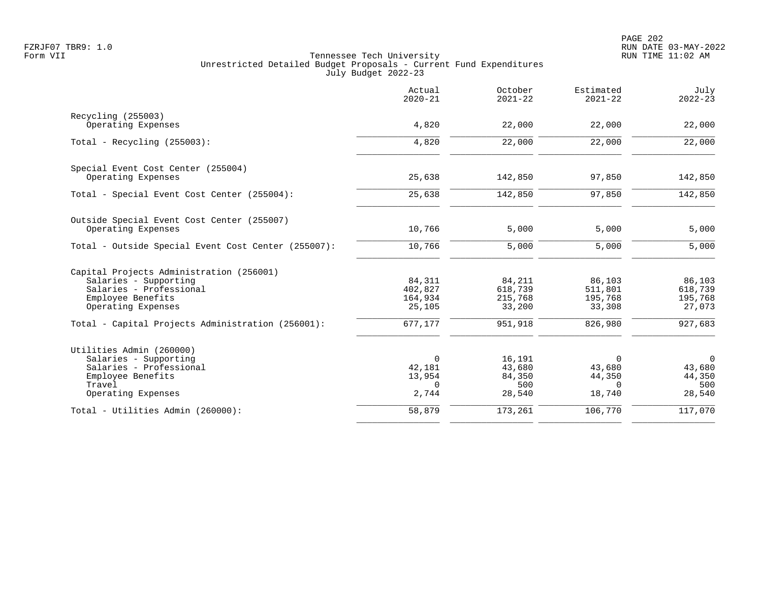Tennessee Tech University
Unrestricted Detailed Budget Proposals - Current Fund Expenditures
July Budget 2022-23

| | Actual 2020-21 | October 2021-22 | Estimated 2021-22 | July 2022-23 |
|---|---|---|---|---|
| **Recycling (255003)** | | | | |
| Operating Expenses | 4,820 | 22,000 | 22,000 | 22,000 |
| Total - Recycling (255003): | 4,820 | 22,000 | 22,000 | 22,000 |
| **Special Event Cost Center (255004)** | | | | |
| Operating Expenses | 25,638 | 142,850 | 97,850 | 142,850 |
| Total - Special Event Cost Center (255004): | 25,638 | 142,850 | 97,850 | 142,850 |
| **Outside Special Event Cost Center (255007)** | | | | |
| Operating Expenses | 10,766 | 5,000 | 5,000 | 5,000 |
| Total - Outside Special Event Cost Center (255007): | 10,766 | 5,000 | 5,000 | 5,000 |
| **Capital Projects Administration (256001)** | | | | |
| Salaries - Supporting | 84,311 | 84,211 | 86,103 | 86,103 |
| Salaries - Professional | 402,827 | 618,739 | 511,801 | 618,739 |
| Employee Benefits | 164,934 | 215,768 | 195,768 | 195,768 |
| Operating Expenses | 25,105 | 33,200 | 33,308 | 27,073 |
| Total - Capital Projects Administration (256001): | 677,177 | 951,918 | 826,980 | 927,683 |
| **Utilities Admin (260000)** | | | | |
| Salaries - Supporting | 0 | 16,191 | 0 | 0 |
| Salaries - Professional | 42,181 | 43,680 | 43,680 | 43,680 |
| Employee Benefits | 13,954 | 84,350 | 44,350 | 44,350 |
| Travel | 0 | 500 | 0 | 500 |
| Operating Expenses | 2,744 | 28,540 | 18,740 | 28,540 |
| Total - Utilities Admin (260000): | 58,879 | 173,261 | 106,770 | 117,070 |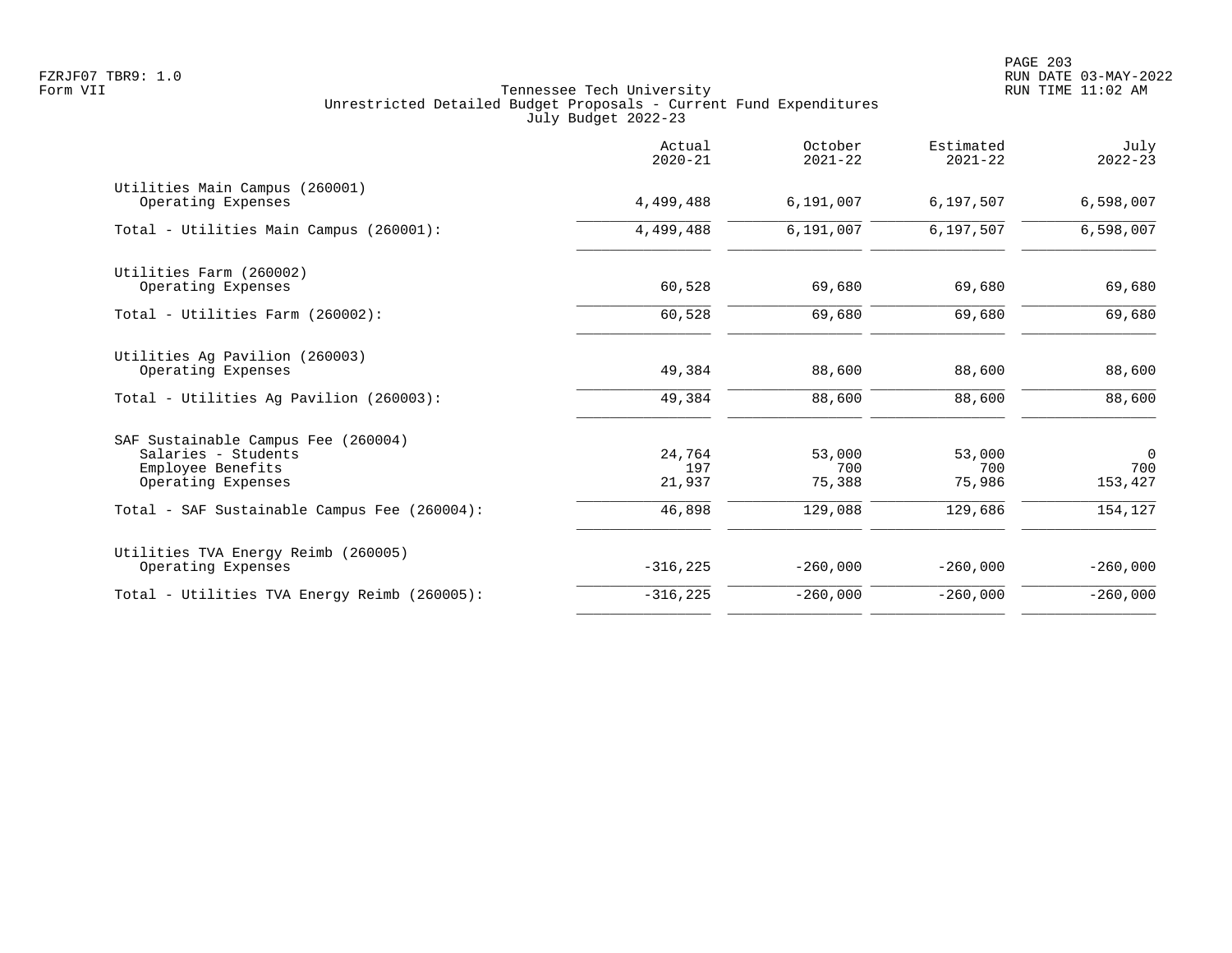FZRJF07 TBR9: 1.0
Form VII

RUN DATE 03-MAY-2022
RUN TIME 11:02 AM

# Tennessee Tech University
## Unrestricted Detailed Budget Proposals - Current Fund Expenditures
### July Budget 2022-23

| | Actual 2020-21 | October 2021-22 | Estimated 2021-22 | July 2022-23 |
|---|---|---|---|---|
| **Utilities Main Campus (260001)** | | | | |
| Operating Expenses | 4,499,488 | 6,191,007 | 6,197,507 | 6,598,007 |
| Total - Utilities Main Campus (260001): | 4,499,488 | 6,191,007 | 6,197,507 | 6,598,007 |
| **Utilities Farm (260002)** | | | | |
| Operating Expenses | 60,528 | 69,680 | 69,680 | 69,680 |
| Total - Utilities Farm (260002): | 60,528 | 69,680 | 69,680 | 69,680 |
| **Utilities Ag Pavilion (260003)** | | | | |
| Operating Expenses | 49,384 | 88,600 | 88,600 | 88,600 |
| Total - Utilities Ag Pavilion (260003): | 49,384 | 88,600 | 88,600 | 88,600 |
| **SAF Sustainable Campus Fee (260004)** | | | | |
| Salaries - Students | 24,764 | 53,000 | 53,000 | 0 |
| Employee Benefits | 197 | 700 | 700 | 700 |
| Operating Expenses | 21,937 | 75,388 | 75,986 | 153,427 |
| Total - SAF Sustainable Campus Fee (260004): | 46,898 | 129,088 | 129,686 | 154,127 |
| **Utilities TVA Energy Reimb (260005)** | | | | |
| Operating Expenses | -316,225 | -260,000 | -260,000 | -260,000 |
| Total - Utilities TVA Energy Reimb (260005): | -316,225 | -260,000 | -260,000 | -260,000 |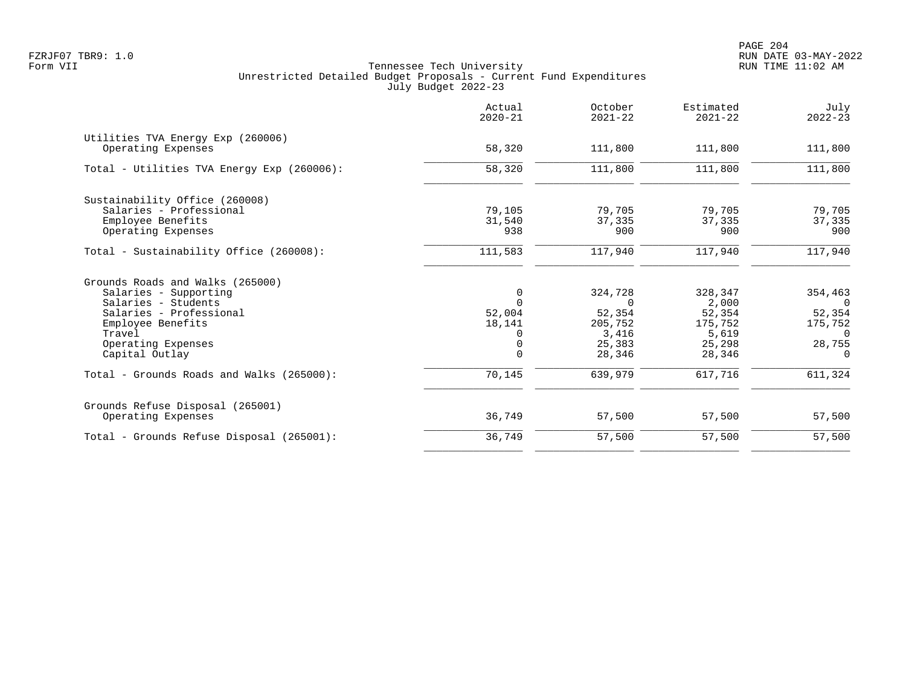Tennessee Tech University
Unrestricted Detailed Budget Proposals - Current Fund Expenditures
July Budget 2022-23

| | Actual 2020-21 | October 2021-22 | Estimated 2021-22 | July 2022-23 |
|---|---|---|---|---|
| **Utilities TVA Energy Exp (260006)** | | | | |
| Operating Expenses | 58,320 | 111,800 | 111,800 | 111,800 |
| Total - Utilities TVA Energy Exp (260006): | 58,320 | 111,800 | 111,800 | 111,800 |
| **Sustainability Office (260008)** | | | | |
| Salaries - Professional | 79,105 | 79,705 | 79,705 | 79,705 |
| Employee Benefits | 31,540 | 37,335 | 37,335 | 37,335 |
| Operating Expenses | 938 | 900 | 900 | 900 |
| Total - Sustainability Office (260008): | 111,583 | 117,940 | 117,940 | 117,940 |
| **Grounds Roads and Walks (265000)** | | | | |
| Salaries - Supporting | 0 | 324,728 | 328,347 | 354,463 |
| Salaries - Students | 0 | 0 | 2,000 | 0 |
| Salaries - Professional | 52,004 | 52,354 | 52,354 | 52,354 |
| Employee Benefits | 18,141 | 205,752 | 175,752 | 175,752 |
| Travel | 0 | 3,416 | 5,619 | 0 |
| Operating Expenses | 0 | 25,383 | 25,298 | 28,755 |
| Capital Outlay | 0 | 28,346 | 28,346 | 0 |
| Total - Grounds Roads and Walks (265000): | 70,145 | 639,979 | 617,716 | 611,324 |
| **Grounds Refuse Disposal (265001)** | | | | |
| Operating Expenses | 36,749 | 57,500 | 57,500 | 57,500 |
| Total - Grounds Refuse Disposal (265001): | 36,749 | 57,500 | 57,500 | 57,500 |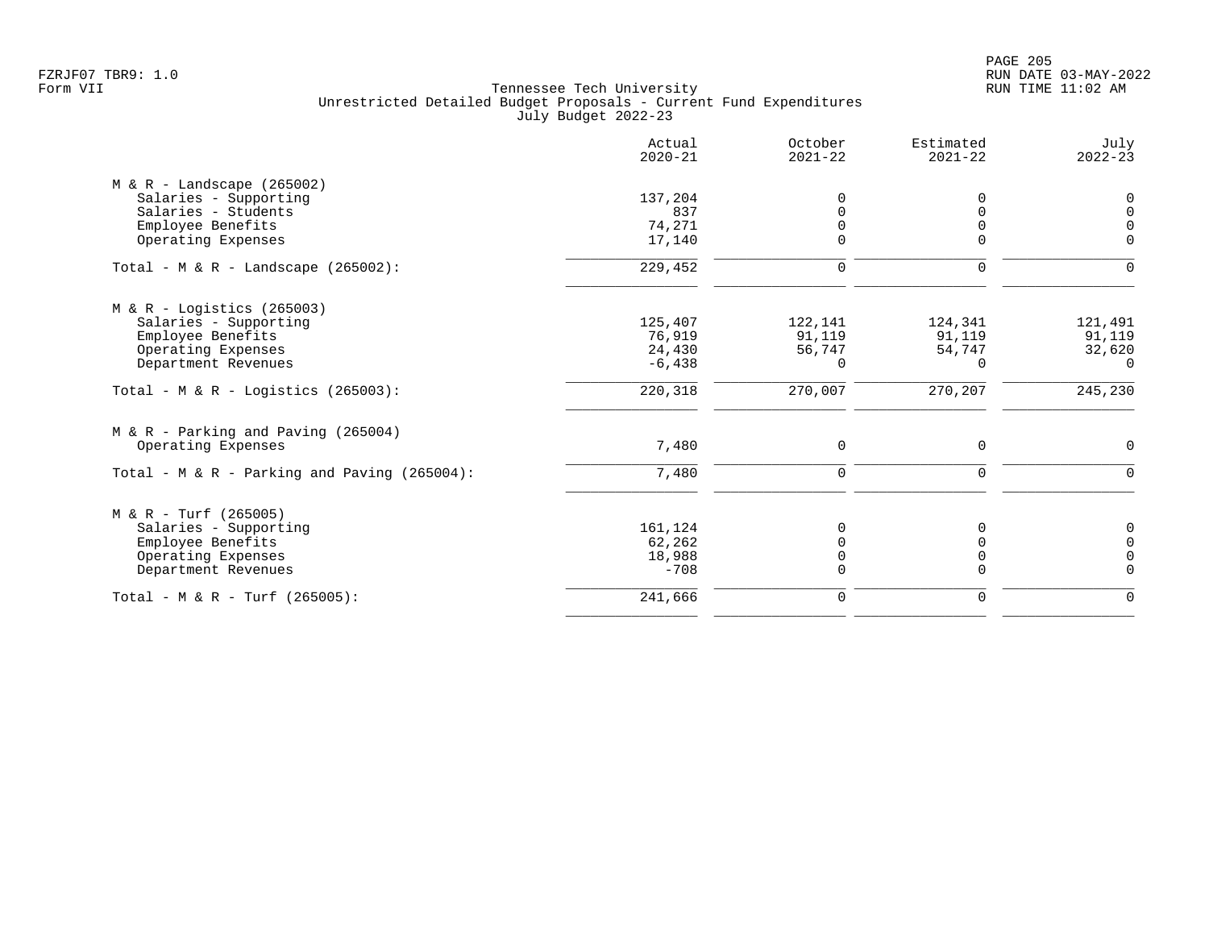FZRJF07 TBR9: 1.0
Form VII

Tennessee Tech University
Unrestricted Detailed Budget Proposals - Current Fund Expenditures
July Budget 2022-23

RUN DATE 03-MAY-2022
RUN TIME 11:02 AM

| | Actual 2020-21 | October 2021-22 | Estimated 2021-22 | July 2022-23 |
|---|---|---|---|---|
| **M & R - Landscape (265002)** | | | | |
| Salaries - Supporting | 137,204 | 0 | 0 | 0 |
| Salaries - Students | 837 | 0 | 0 | 0 |
| Employee Benefits | 74,271 | 0 | 0 | 0 |
| Operating Expenses | 17,140 | 0 | 0 | 0 |
| Total - M & R - Landscape (265002): | 229,452 | 0 | 0 | 0 |
| **M & R - Logistics (265003)** | | | | |
| Salaries - Supporting | 125,407 | 122,141 | 124,341 | 121,491 |
| Employee Benefits | 76,919 | 91,119 | 91,119 | 91,119 |
| Operating Expenses | 24,430 | 56,747 | 54,747 | 32,620 |
| Department Revenues | -6,438 | 0 | 0 | 0 |
| Total - M & R - Logistics (265003): | 220,318 | 270,007 | 270,207 | 245,230 |
| **M & R - Parking and Paving (265004)** | | | | |
| Operating Expenses | 7,480 | 0 | 0 | 0 |
| Total - M & R - Parking and Paving (265004): | 7,480 | 0 | 0 | 0 |
| **M & R - Turf (265005)** | | | | |
| Salaries - Supporting | 161,124 | 0 | 0 | 0 |
| Employee Benefits | 62,262 | 0 | 0 | 0 |
| Operating Expenses | 18,988 | 0 | 0 | 0 |
| Department Revenues | -708 | 0 | 0 | 0 |
| Total - M & R - Turf (265005): | 241,666 | 0 | 0 | 0 |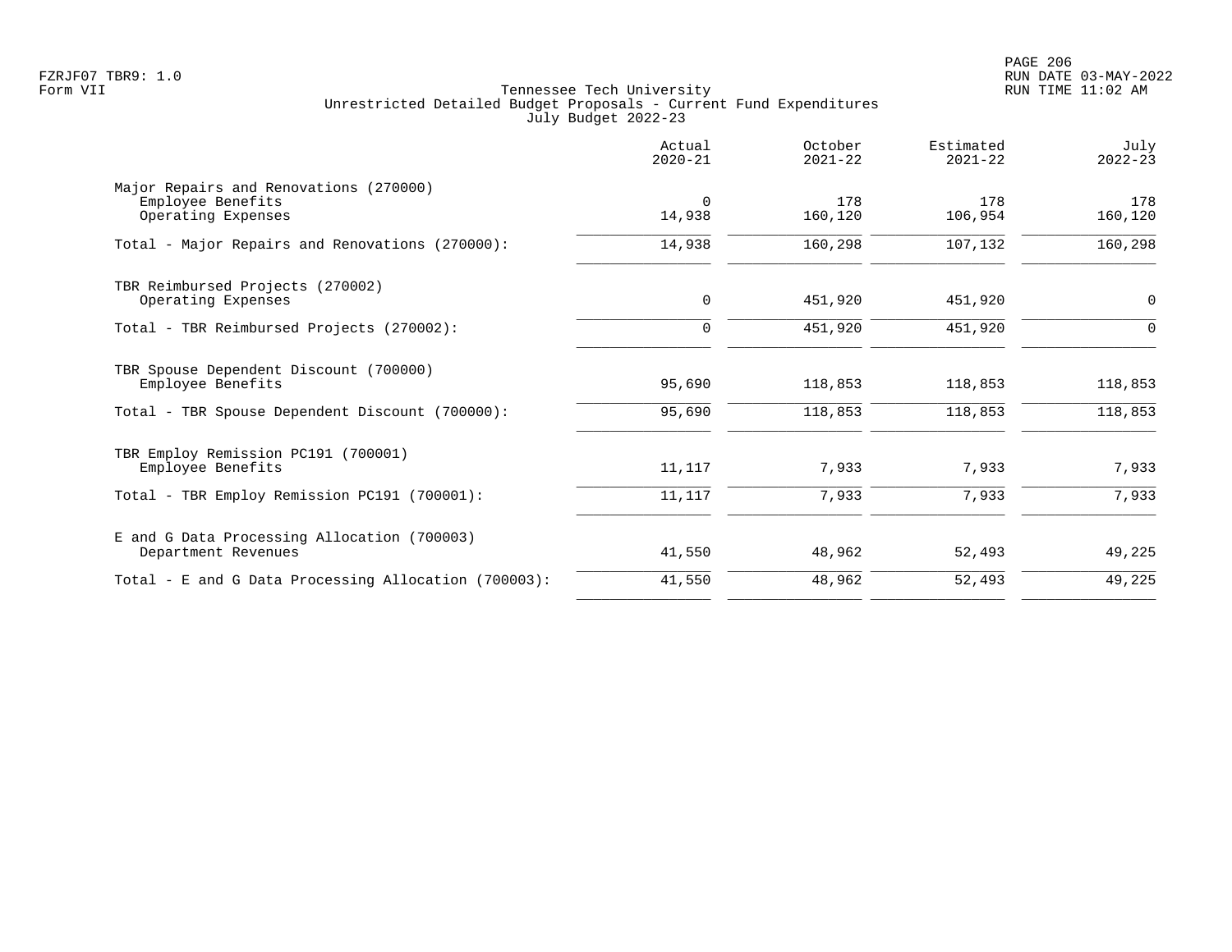Tennessee Tech University
Unrestricted Detailed Budget Proposals - Current Fund Expenditures
July Budget 2022-23

Form VII

| | Actual 2020-21 | October 2021-22 | Estimated 2021-22 | July 2022-23 |
|---|---|---|---|---|
| Major Repairs and Renovations (270000) | | | | |
| Employee Benefits | 0 | 178 | 178 | 178 |
| Operating Expenses | 14,938 | 160,120 | 106,954 | 160,120 |
| Total - Major Repairs and Renovations (270000): | 14,938 | 160,298 | 107,132 | 160,298 |
| TBR Reimbursed Projects (270002) | | | | |
| Operating Expenses | 0 | 451,920 | 451,920 | 0 |
| Total - TBR Reimbursed Projects (270002): | 0 | 451,920 | 451,920 | 0 |
| TBR Spouse Dependent Discount (700000) | | | | |
| Employee Benefits | 95,690 | 118,853 | 118,853 | 118,853 |
| Total - TBR Spouse Dependent Discount (700000): | 95,690 | 118,853 | 118,853 | 118,853 |
| TBR Employ Remission PC191 (700001) | | | | |
| Employee Benefits | 11,117 | 7,933 | 7,933 | 7,933 |
| Total - TBR Employ Remission PC191 (700001): | 11,117 | 7,933 | 7,933 | 7,933 |
| E and G Data Processing Allocation (700003) | | | | |
| Department Revenues | 41,550 | 48,962 | 52,493 | 49,225 |
| Total - E and G Data Processing Allocation (700003): | 41,550 | 48,962 | 52,493 | 49,225 |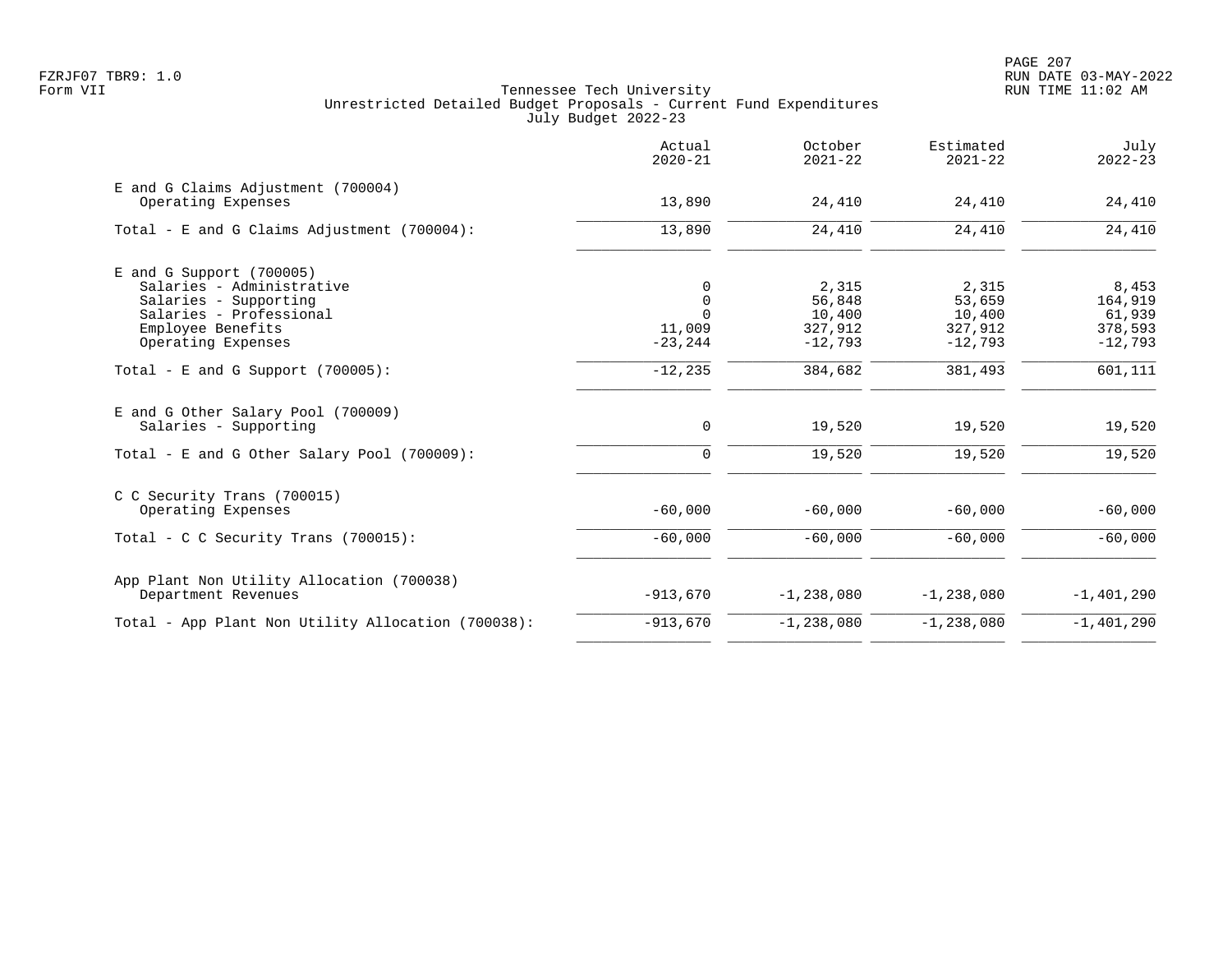Tennessee Tech University
Unrestricted Detailed Budget Proposals - Current Fund Expenditures
July Budget 2022-23

| | Actual 2020-21 | October 2021-22 | Estimated 2021-22 | July 2022-23 |
|---|---|---|---|---|
| **E and G Claims Adjustment (700004)** | | | | |
| Operating Expenses | 13,890 | 24,410 | 24,410 | 24,410 |
| Total - E and G Claims Adjustment (700004): | 13,890 | 24,410 | 24,410 | 24,410 |
| **E and G Support (700005)** | | | | |
| Salaries - Administrative | 0 | 2,315 | 2,315 | 8,453 |
| Salaries - Supporting | 0 | 56,848 | 53,659 | 164,919 |
| Salaries - Professional | 0 | 10,400 | 10,400 | 61,939 |
| Employee Benefits | 11,009 | 327,912 | 327,912 | 378,593 |
| Operating Expenses | -23,244 | -12,793 | -12,793 | -12,793 |
| Total - E and G Support (700005): | -12,235 | 384,682 | 381,493 | 601,111 |
| **E and G Other Salary Pool (700009)** | | | | |
| Salaries - Supporting | 0 | 19,520 | 19,520 | 19,520 |
| Total - E and G Other Salary Pool (700009): | 0 | 19,520 | 19,520 | 19,520 |
| **C C Security Trans (700015)** | | | | |
| Operating Expenses | -60,000 | -60,000 | -60,000 | -60,000 |
| Total - C C Security Trans (700015): | -60,000 | -60,000 | -60,000 | -60,000 |
| **App Plant Non Utility Allocation (700038)** | | | | |
| Department Revenues | -913,670 | -1,238,080 | -1,238,080 | -1,401,290 |
| Total - App Plant Non Utility Allocation (700038): | -913,670 | -1,238,080 | -1,238,080 | -1,401,290 |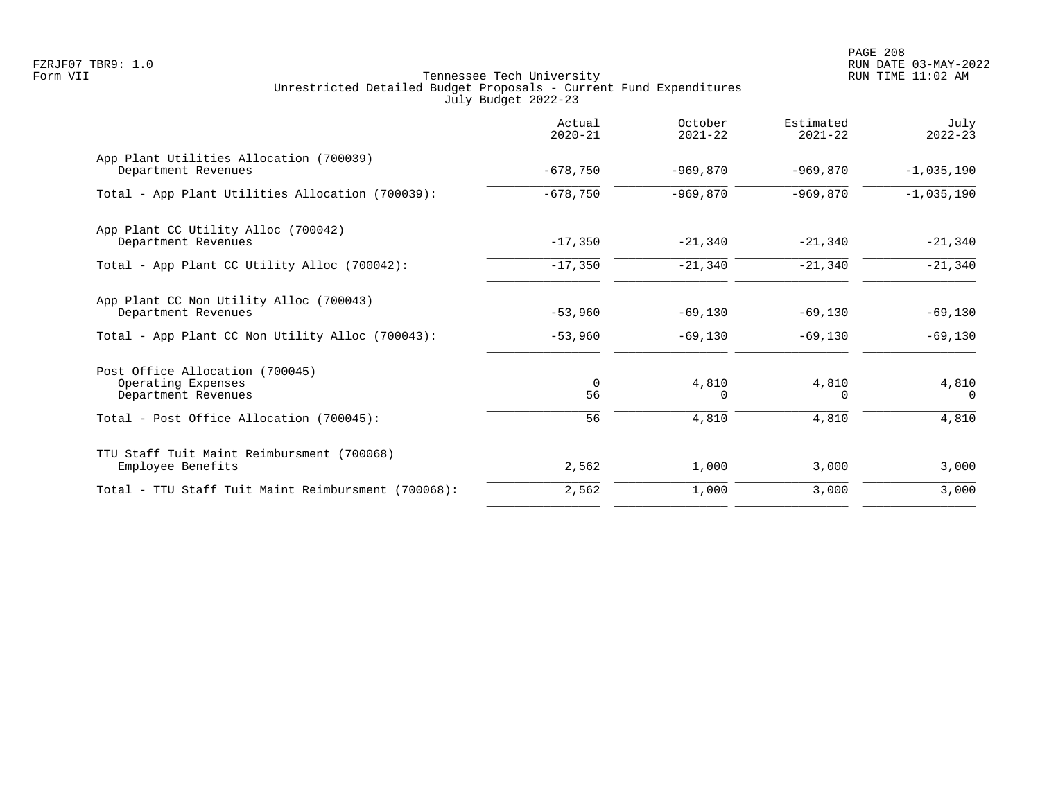Tennessee Tech University
Unrestricted Detailed Budget Proposals - Current Fund Expenditures
July Budget 2022-23

| | Actual 2020-21 | October 2021-22 | Estimated 2021-22 | July 2022-23 |
|---|---|---|---|---|
| **App Plant Utilities Allocation (700039)** | | | | |
| Department Revenues | -678,750 | -969,870 | -969,870 | -1,035,190 |
| Total - App Plant Utilities Allocation (700039): | -678,750 | -969,870 | -969,870 | -1,035,190 |
| **App Plant CC Utility Alloc (700042)** | | | | |
| Department Revenues | -17,350 | -21,340 | -21,340 | -21,340 |
| Total - App Plant CC Utility Alloc (700042): | -17,350 | -21,340 | -21,340 | -21,340 |
| **App Plant CC Non Utility Alloc (700043)** | | | | |
| Department Revenues | -53,960 | -69,130 | -69,130 | -69,130 |
| Total - App Plant CC Non Utility Alloc (700043): | -53,960 | -69,130 | -69,130 | -69,130 |
| **Post Office Allocation (700045)** | | | | |
| Operating Expenses | 0 | 4,810 | 4,810 | 4,810 |
| Department Revenues | 56 | 0 | 0 | 0 |
| Total - Post Office Allocation (700045): | 56 | 4,810 | 4,810 | 4,810 |
| **TTU Staff Tuit Maint Reimbursment (700068)** | | | | |
| Employee Benefits | 2,562 | 1,000 | 3,000 | 3,000 |
| Total - TTU Staff Tuit Maint Reimbursment (700068): | 2,562 | 1,000 | 3,000 | 3,000 |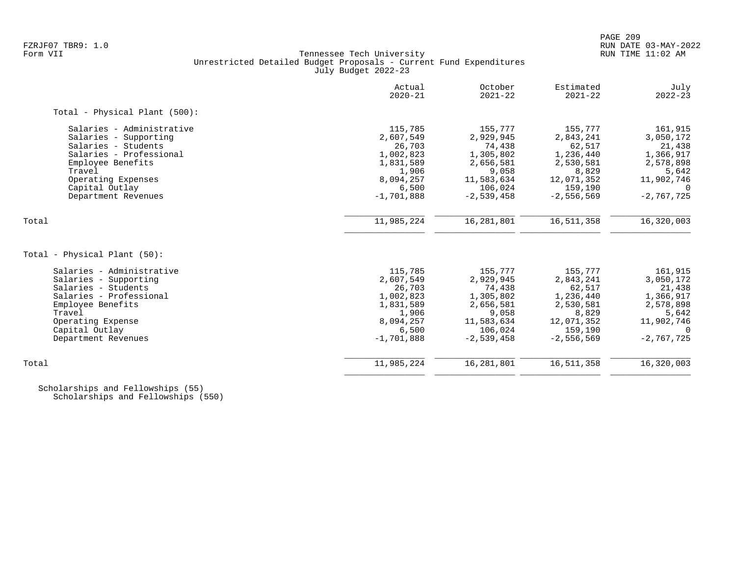Tennessee Tech University
Unrestricted Detailed Budget Proposals - Current Fund Expenditures
July Budget 2022-23

FZRJF07 TBR9: 1.0
Form VII

RUN DATE 03-MAY-2022
RUN TIME 11:02 AM

| | Actual 2020-21 | October 2021-22 | Estimated 2021-22 | July 2022-23 |
|---|---|---|---|---|
| **Total - Physical Plant (500):** | | | | |
| Salaries - Administrative | 115,785 | 155,777 | 155,777 | 161,915 |
| Salaries - Supporting | 2,607,549 | 2,929,945 | 2,843,241 | 3,050,172 |
| Salaries - Students | 26,703 | 74,438 | 62,517 | 21,438 |
| Salaries - Professional | 1,002,823 | 1,305,802 | 1,236,440 | 1,366,917 |
| Employee Benefits | 1,831,589 | 2,656,581 | 2,530,581 | 2,578,898 |
| Travel | 1,906 | 9,058 | 8,829 | 5,642 |
| Operating Expenses | 8,094,257 | 11,583,634 | 12,071,352 | 11,902,746 |
| Capital Outlay | 6,500 | 106,024 | 159,190 | 0 |
| Department Revenues | -1,701,888 | -2,539,458 | -2,556,569 | -2,767,725 |
| Total | 11,985,224 | 16,281,801 | 16,511,358 | 16,320,003 |
| **Total - Physical Plant (50):** | | | | |
| Salaries - Administrative | 115,785 | 155,777 | 155,777 | 161,915 |
| Salaries - Supporting | 2,607,549 | 2,929,945 | 2,843,241 | 3,050,172 |
| Salaries - Students | 26,703 | 74,438 | 62,517 | 21,438 |
| Salaries - Professional | 1,002,823 | 1,305,802 | 1,236,440 | 1,366,917 |
| Employee Benefits | 1,831,589 | 2,656,581 | 2,530,581 | 2,578,898 |
| Travel | 1,906 | 9,058 | 8,829 | 5,642 |
| Operating Expense | 8,094,257 | 11,583,634 | 12,071,352 | 11,902,746 |
| Capital Outlay | 6,500 | 106,024 | 159,190 | 0 |
| Department Revenues | -1,701,888 | -2,539,458 | -2,556,569 | -2,767,725 |
| Total | 11,985,224 | 16,281,801 | 16,511,358 | 16,320,003 |

Scholarships and Fellowships (55)
Scholarships and Fellowships (550)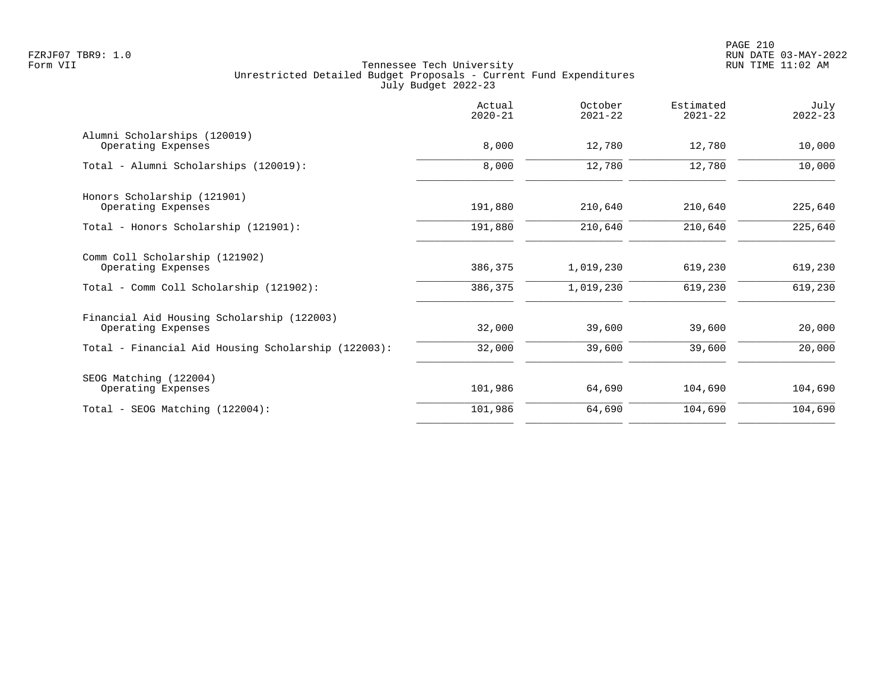Tennessee Tech University
Unrestricted Detailed Budget Proposals - Current Fund Expenditures
July Budget 2022-23

Form VII

| | Actual 2020-21 | October 2021-22 | Estimated 2021-22 | July 2022-23 |
|---|---|---|---|---|
| **Alumni Scholarships (120019)** | | | | |
| Operating Expenses | 8,000 | 12,780 | 12,780 | 10,000 |
| Total - Alumni Scholarships (120019): | 8,000 | 12,780 | 12,780 | 10,000 |
| **Honors Scholarship (121901)** | | | | |
| Operating Expenses | 191,880 | 210,640 | 210,640 | 225,640 |
| Total - Honors Scholarship (121901): | 191,880 | 210,640 | 210,640 | 225,640 |
| **Comm Coll Scholarship (121902)** | | | | |
| Operating Expenses | 386,375 | 1,019,230 | 619,230 | 619,230 |
| Total - Comm Coll Scholarship (121902): | 386,375 | 1,019,230 | 619,230 | 619,230 |
| **Financial Aid Housing Scholarship (122003)** | | | | |
| Operating Expenses | 32,000 | 39,600 | 39,600 | 20,000 |
| Total - Financial Aid Housing Scholarship (122003): | 32,000 | 39,600 | 39,600 | 20,000 |
| **SEOG Matching (122004)** | | | | |
| Operating Expenses | 101,986 | 64,690 | 104,690 | 104,690 |
| Total - SEOG Matching (122004): | 101,986 | 64,690 | 104,690 | 104,690 |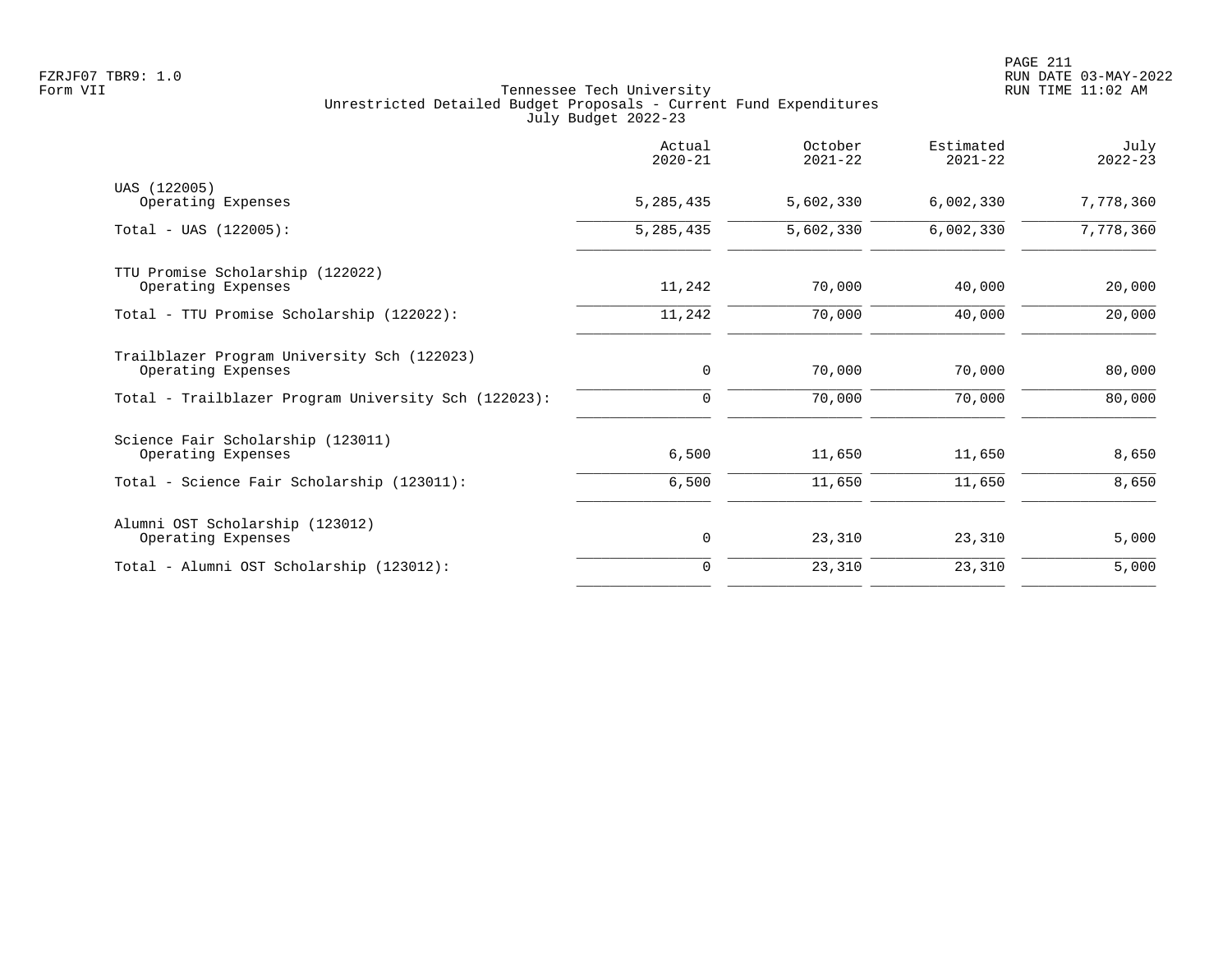Tennessee Tech University
Unrestricted Detailed Budget Proposals - Current Fund Expenditures
July Budget 2022-23

| | Actual 2020-21 | October 2021-22 | Estimated 2021-22 | July 2022-23 |
|---|---|---|---|---|
| UAS (122005) | | | | |
| Operating Expenses | 5,285,435 | 5,602,330 | 6,002,330 | 7,778,360 |
| Total - UAS (122005): | 5,285,435 | 5,602,330 | 6,002,330 | 7,778,360 |
| TTU Promise Scholarship (122022) | | | | |
| Operating Expenses | 11,242 | 70,000 | 40,000 | 20,000 |
| Total - TTU Promise Scholarship (122022): | 11,242 | 70,000 | 40,000 | 20,000 |
| Trailblazer Program University Sch (122023) | | | | |
| Operating Expenses | 0 | 70,000 | 70,000 | 80,000 |
| Total - Trailblazer Program University Sch (122023): | 0 | 70,000 | 70,000 | 80,000 |
| Science Fair Scholarship (123011) | | | | |
| Operating Expenses | 6,500 | 11,650 | 11,650 | 8,650 |
| Total - Science Fair Scholarship (123011): | 6,500 | 11,650 | 11,650 | 8,650 |
| Alumni OST Scholarship (123012) | | | | |
| Operating Expenses | 0 | 23,310 | 23,310 | 5,000 |
| Total - Alumni OST Scholarship (123012): | 0 | 23,310 | 23,310 | 5,000 |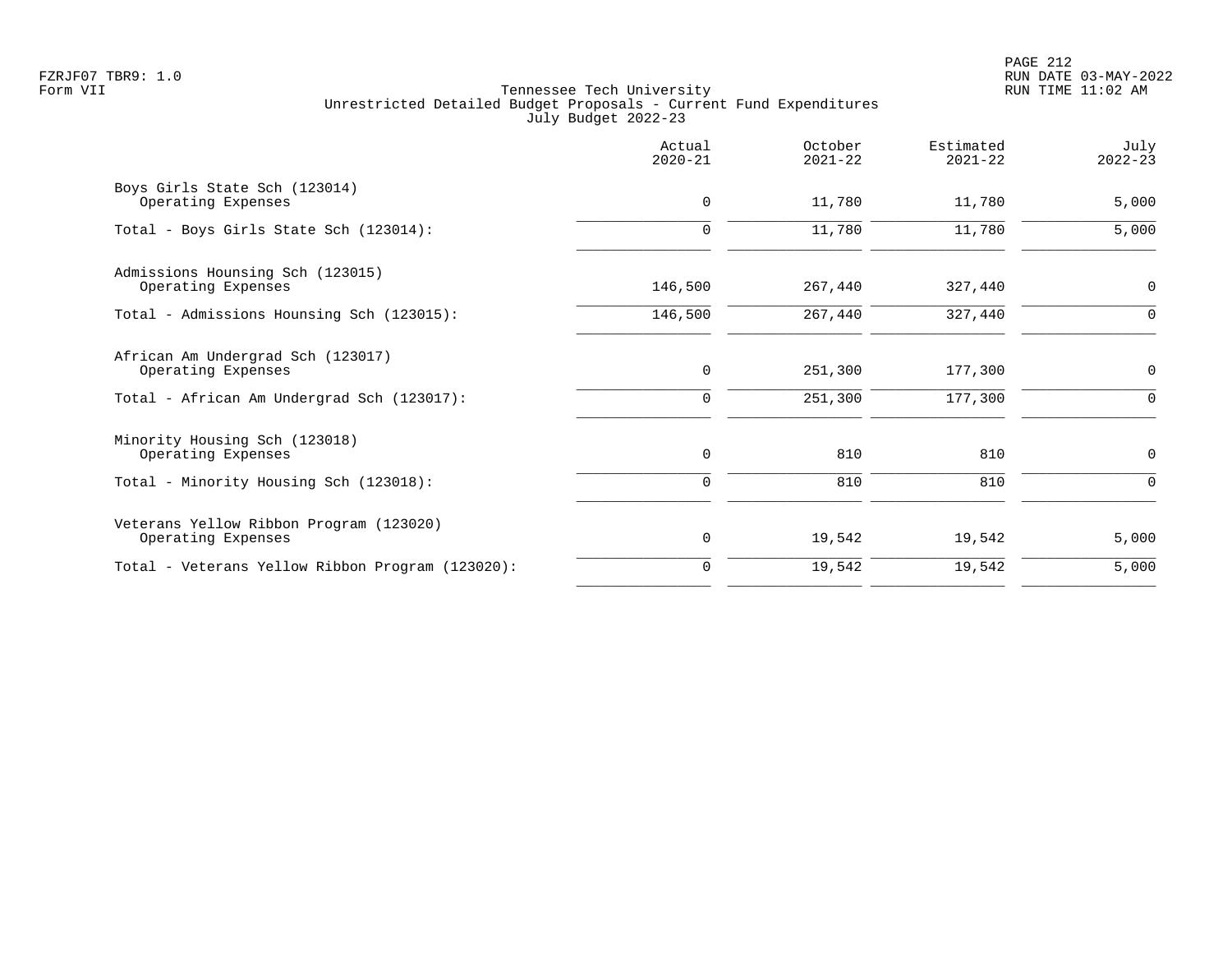# Tennessee Tech University

## Unrestricted Detailed Budget Proposals - Current Fund Expenditures

### July Budget 2022-23

FZRJF07 TBR9: 1.0
Form VII

RUN DATE 03-MAY-2022
RUN TIME 11:02 AM

| | Actual 2020-21 | October 2021-22 | Estimated 2021-22 | July 2022-23 |
|---|---:|---:|---:|---:|
| Boys Girls State Sch (123014) | | | | |
| Operating Expenses | 0 | 11,780 | 11,780 | 5,000 |
| Total - Boys Girls State Sch (123014): | 0 | 11,780 | 11,780 | 5,000 |
| Admissions Hounsing Sch (123015) | | | | |
| Operating Expenses | 146,500 | 267,440 | 327,440 | 0 |
| Total - Admissions Hounsing Sch (123015): | 146,500 | 267,440 | 327,440 | 0 |
| African Am Undergrad Sch (123017) | | | | |
| Operating Expenses | 0 | 251,300 | 177,300 | 0 |
| Total - African Am Undergrad Sch (123017): | 0 | 251,300 | 177,300 | 0 |
| Minority Housing Sch (123018) | | | | |
| Operating Expenses | 0 | 810 | 810 | 0 |
| Total - Minority Housing Sch (123018): | 0 | 810 | 810 | 0 |
| Veterans Yellow Ribbon Program (123020) | | | | |
| Operating Expenses | 0 | 19,542 | 19,542 | 5,000 |
| Total - Veterans Yellow Ribbon Program (123020): | 0 | 19,542 | 19,542 | 5,000 |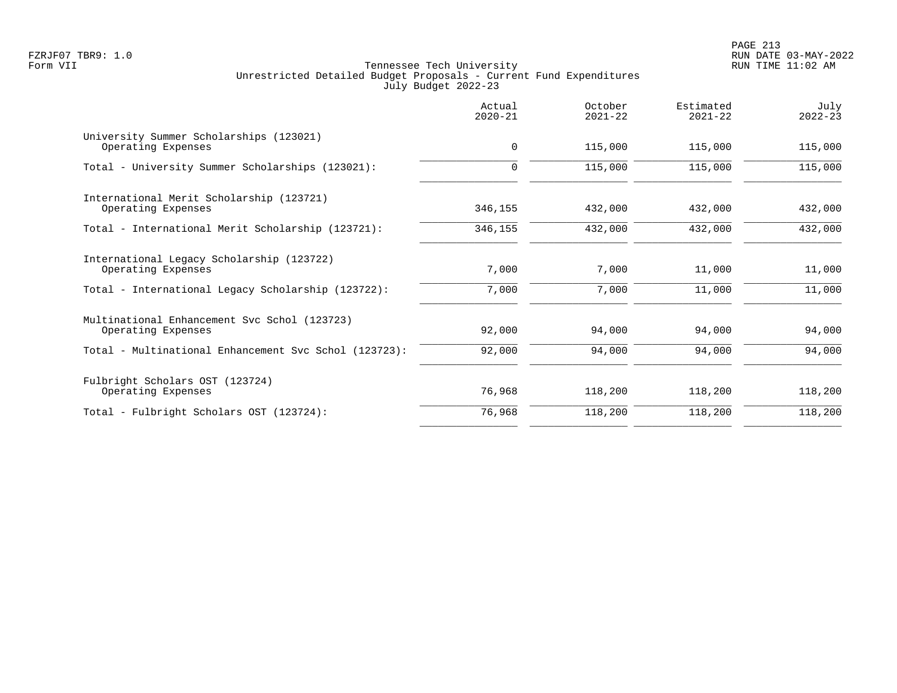Tennessee Tech University
Unrestricted Detailed Budget Proposals - Current Fund Expenditures
July Budget 2022-23

| | Actual 2020-21 | October 2021-22 | Estimated 2021-22 | July 2022-23 |
|---|---|---|---|---|
| University Summer Scholarships (123021) | | | | |
| Operating Expenses | 0 | 115,000 | 115,000 | 115,000 |
| Total - University Summer Scholarships (123021): | 0 | 115,000 | 115,000 | 115,000 |
| International Merit Scholarship (123721) | | | | |
| Operating Expenses | 346,155 | 432,000 | 432,000 | 432,000 |
| Total - International Merit Scholarship (123721): | 346,155 | 432,000 | 432,000 | 432,000 |
| International Legacy Scholarship (123722) | | | | |
| Operating Expenses | 7,000 | 7,000 | 11,000 | 11,000 |
| Total - International Legacy Scholarship (123722): | 7,000 | 7,000 | 11,000 | 11,000 |
| Multinational Enhancement Svc Schol (123723) | | | | |
| Operating Expenses | 92,000 | 94,000 | 94,000 | 94,000 |
| Total - Multinational Enhancement Svc Schol (123723): | 92,000 | 94,000 | 94,000 | 94,000 |
| Fulbright Scholars OST (123724) | | | | |
| Operating Expenses | 76,968 | 118,200 | 118,200 | 118,200 |
| Total - Fulbright Scholars OST (123724): | 76,968 | 118,200 | 118,200 | 118,200 |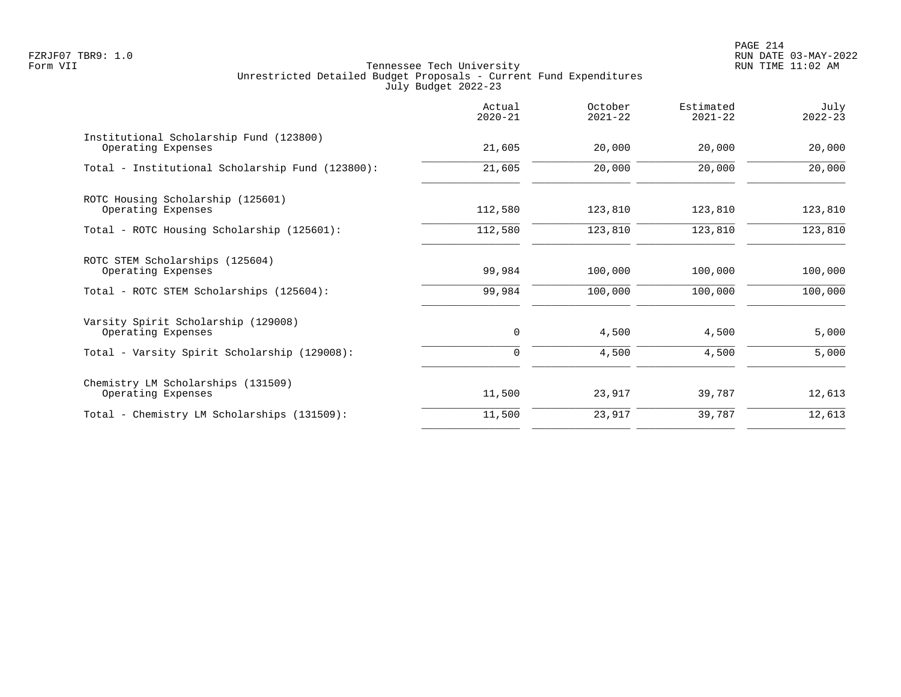Tennessee Tech University
Unrestricted Detailed Budget Proposals - Current Fund Expenditures
July Budget 2022-23

| | Actual 2020-21 | October 2021-22 | Estimated 2021-22 | July 2022-23 |
|---|---|---|---|---|
| Institutional Scholarship Fund (123800) | | | | |
| Operating Expenses | 21,605 | 20,000 | 20,000 | 20,000 |
| Total - Institutional Scholarship Fund (123800): | 21,605 | 20,000 | 20,000 | 20,000 |
| ROTC Housing Scholarship (125601) | | | | |
| Operating Expenses | 112,580 | 123,810 | 123,810 | 123,810 |
| Total - ROTC Housing Scholarship (125601): | 112,580 | 123,810 | 123,810 | 123,810 |
| ROTC STEM Scholarships (125604) | | | | |
| Operating Expenses | 99,984 | 100,000 | 100,000 | 100,000 |
| Total - ROTC STEM Scholarships (125604): | 99,984 | 100,000 | 100,000 | 100,000 |
| Varsity Spirit Scholarship (129008) | | | | |
| Operating Expenses | 0 | 4,500 | 4,500 | 5,000 |
| Total - Varsity Spirit Scholarship (129008): | 0 | 4,500 | 4,500 | 5,000 |
| Chemistry LM Scholarships (131509) | | | | |
| Operating Expenses | 11,500 | 23,917 | 39,787 | 12,613 |
| Total - Chemistry LM Scholarships (131509): | 11,500 | 23,917 | 39,787 | 12,613 |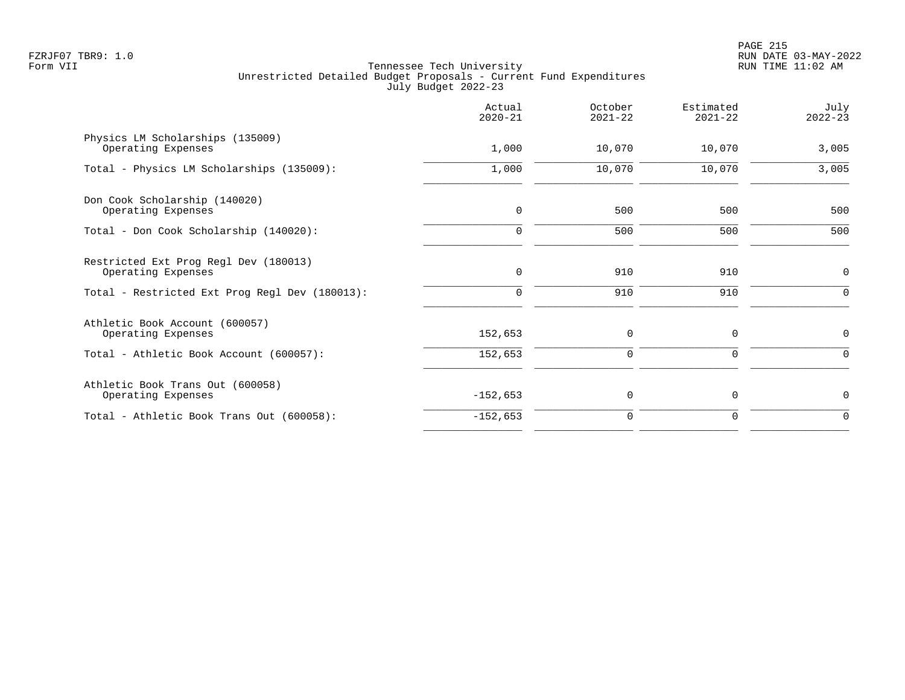Tennessee Tech University
Unrestricted Detailed Budget Proposals - Current Fund Expenditures
July Budget 2022-23

| | Actual 2020-21 | October 2021-22 | Estimated 2021-22 | July 2022-23 |
|---|---:|---:|---:|---:|
| Physics LM Scholarships (135009) | | | | |
| Operating Expenses | 1,000 | 10,070 | 10,070 | 3,005 |
| Total - Physics LM Scholarships (135009): | 1,000 | 10,070 | 10,070 | 3,005 |
| Don Cook Scholarship (140020) | | | | |
| Operating Expenses | 0 | 500 | 500 | 500 |
| Total - Don Cook Scholarship (140020): | 0 | 500 | 500 | 500 |
| Restricted Ext Prog Regl Dev (180013) | | | | |
| Operating Expenses | 0 | 910 | 910 | 0 |
| Total - Restricted Ext Prog Regl Dev (180013): | 0 | 910 | 910 | 0 |
| Athletic Book Account (600057) | | | | |
| Operating Expenses | 152,653 | 0 | 0 | 0 |
| Total - Athletic Book Account (600057): | 152,653 | 0 | 0 | 0 |
| Athletic Book Trans Out (600058) | | | | |
| Operating Expenses | -152,653 | 0 | 0 | 0 |
| Total - Athletic Book Trans Out (600058): | -152,653 | 0 | 0 | 0 |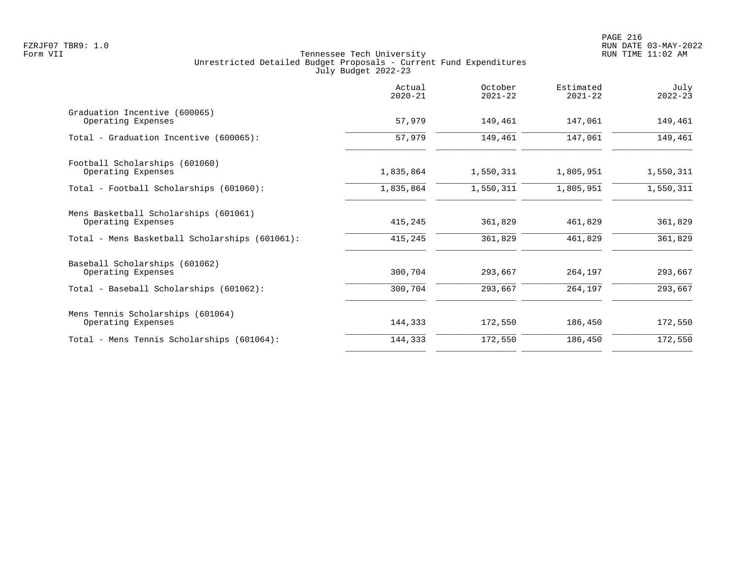FZRJF07 TBR9: 1.0
Form VII

Tennessee Tech University
Unrestricted Detailed Budget Proposals - Current Fund Expenditures
July Budget 2022-23

RUN DATE 03-MAY-2022
RUN TIME 11:02 AM

| | Actual 2020-21 | October 2021-22 | Estimated 2021-22 | July 2022-23 |
|---|---|---|---|---|
| Graduation Incentive (600065) | | | | |
| Operating Expenses | 57,979 | 149,461 | 147,061 | 149,461 |
| Total - Graduation Incentive (600065): | 57,979 | 149,461 | 147,061 | 149,461 |
| Football Scholarships (601060) | | | | |
| Operating Expenses | 1,835,864 | 1,550,311 | 1,805,951 | 1,550,311 |
| Total - Football Scholarships (601060): | 1,835,864 | 1,550,311 | 1,805,951 | 1,550,311 |
| Mens Basketball Scholarships (601061) | | | | |
| Operating Expenses | 415,245 | 361,829 | 461,829 | 361,829 |
| Total - Mens Basketball Scholarships (601061): | 415,245 | 361,829 | 461,829 | 361,829 |
| Baseball Scholarships (601062) | | | | |
| Operating Expenses | 300,704 | 293,667 | 264,197 | 293,667 |
| Total - Baseball Scholarships (601062): | 300,704 | 293,667 | 264,197 | 293,667 |
| Mens Tennis Scholarships (601064) | | | | |
| Operating Expenses | 144,333 | 172,550 | 186,450 | 172,550 |
| Total - Mens Tennis Scholarships (601064): | 144,333 | 172,550 | 186,450 | 172,550 |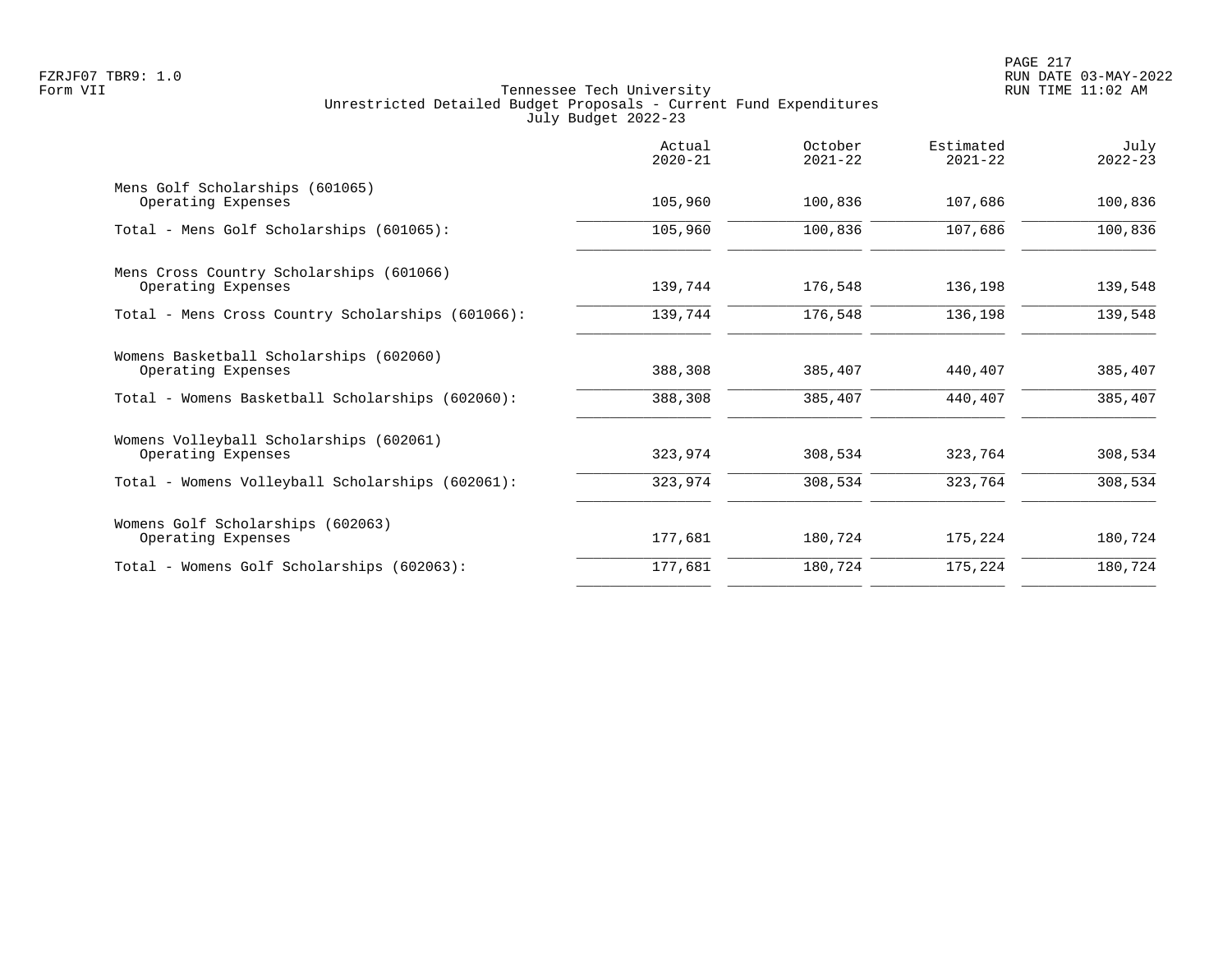Tennessee Tech University
Unrestricted Detailed Budget Proposals - Current Fund Expenditures
July Budget 2022-23

| | Actual 2020-21 | October 2021-22 | Estimated 2021-22 | July 2022-23 |
|---|---|---|---|---|
| Mens Golf Scholarships (601065) | | | | |
| Operating Expenses | 105,960 | 100,836 | 107,686 | 100,836 |
| Total - Mens Golf Scholarships (601065): | 105,960 | 100,836 | 107,686 | 100,836 |
| Mens Cross Country Scholarships (601066) | | | | |
| Operating Expenses | 139,744 | 176,548 | 136,198 | 139,548 |
| Total - Mens Cross Country Scholarships (601066): | 139,744 | 176,548 | 136,198 | 139,548 |
| Womens Basketball Scholarships (602060) | | | | |
| Operating Expenses | 388,308 | 385,407 | 440,407 | 385,407 |
| Total - Womens Basketball Scholarships (602060): | 388,308 | 385,407 | 440,407 | 385,407 |
| Womens Volleyball Scholarships (602061) | | | | |
| Operating Expenses | 323,974 | 308,534 | 323,764 | 308,534 |
| Total - Womens Volleyball Scholarships (602061): | 323,974 | 308,534 | 323,764 | 308,534 |
| Womens Golf Scholarships (602063) | | | | |
| Operating Expenses | 177,681 | 180,724 | 175,224 | 180,724 |
| Total - Womens Golf Scholarships (602063): | 177,681 | 180,724 | 175,224 | 180,724 |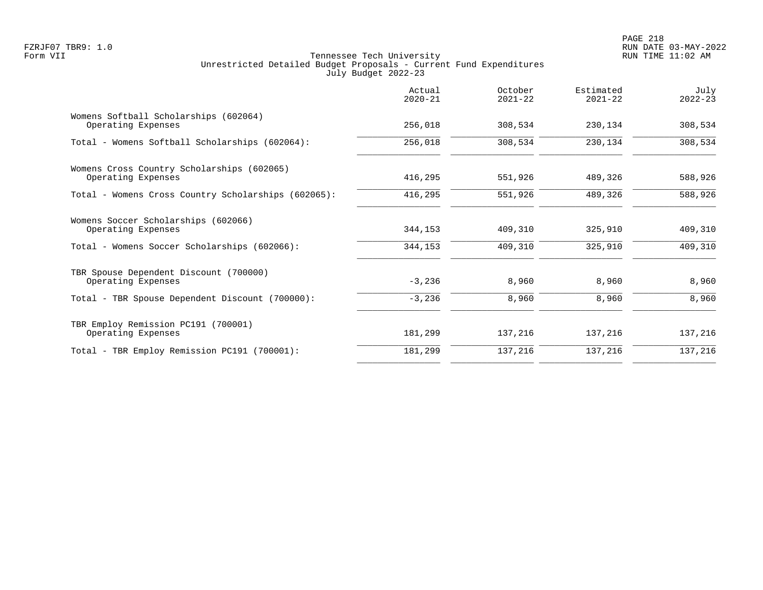Tennessee Tech University
Unrestricted Detailed Budget Proposals - Current Fund Expenditures
July Budget 2022-23

| | Actual 2020-21 | October 2021-22 | Estimated 2021-22 | July 2022-23 |
|---|---|---|---|---|
| Womens Softball Scholarships (602064) | | | | |
| Operating Expenses | 256,018 | 308,534 | 230,134 | 308,534 |
| Total - Womens Softball Scholarships (602064): | 256,018 | 308,534 | 230,134 | 308,534 |
| Womens Cross Country Scholarships (602065) | | | | |
| Operating Expenses | 416,295 | 551,926 | 489,326 | 588,926 |
| Total - Womens Cross Country Scholarships (602065): | 416,295 | 551,926 | 489,326 | 588,926 |
| Womens Soccer Scholarships (602066) | | | | |
| Operating Expenses | 344,153 | 409,310 | 325,910 | 409,310 |
| Total - Womens Soccer Scholarships (602066): | 344,153 | 409,310 | 325,910 | 409,310 |
| TBR Spouse Dependent Discount (700000) | | | | |
| Operating Expenses | -3,236 | 8,960 | 8,960 | 8,960 |
| Total - TBR Spouse Dependent Discount (700000): | -3,236 | 8,960 | 8,960 | 8,960 |
| TBR Employ Remission PC191 (700001) | | | | |
| Operating Expenses | 181,299 | 137,216 | 137,216 | 137,216 |
| Total - TBR Employ Remission PC191 (700001): | 181,299 | 137,216 | 137,216 | 137,216 |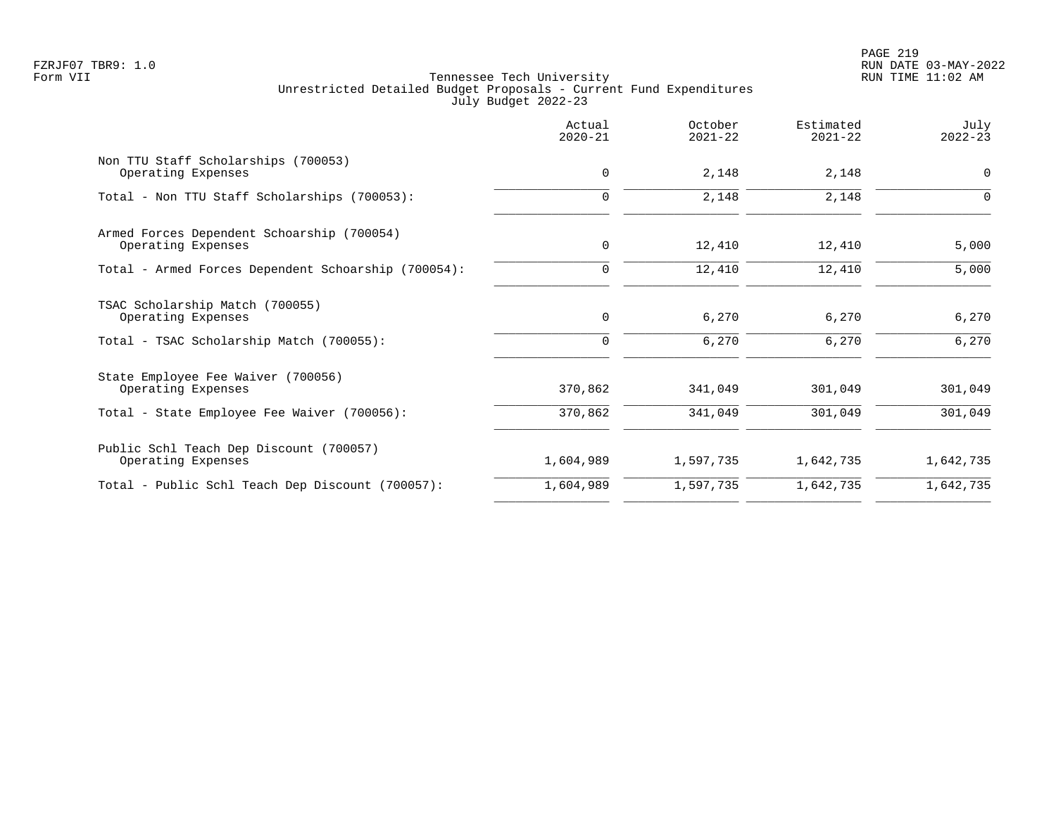Tennessee Tech University
Unrestricted Detailed Budget Proposals - Current Fund Expenditures
July Budget 2022-23

| | Actual 2020-21 | October 2021-22 | Estimated 2021-22 | July 2022-23 |
|---|---|---|---|---|
| Non TTU Staff Scholarships (700053) | | | | |
| Operating Expenses | 0 | 2,148 | 2,148 | 0 |
| Total - Non TTU Staff Scholarships (700053): | 0 | 2,148 | 2,148 | 0 |
| Armed Forces Dependent Schoarship (700054) | | | | |
| Operating Expenses | 0 | 12,410 | 12,410 | 5,000 |
| Total - Armed Forces Dependent Schoarship (700054): | 0 | 12,410 | 12,410 | 5,000 |
| TSAC Scholarship Match (700055) | | | | |
| Operating Expenses | 0 | 6,270 | 6,270 | 6,270 |
| Total - TSAC Scholarship Match (700055): | 0 | 6,270 | 6,270 | 6,270 |
| State Employee Fee Waiver (700056) | | | | |
| Operating Expenses | 370,862 | 341,049 | 301,049 | 301,049 |
| Total - State Employee Fee Waiver (700056): | 370,862 | 341,049 | 301,049 | 301,049 |
| Public Schl Teach Dep Discount (700057) | | | | |
| Operating Expenses | 1,604,989 | 1,597,735 | 1,642,735 | 1,642,735 |
| Total - Public Schl Teach Dep Discount (700057): | 1,604,989 | 1,597,735 | 1,642,735 | 1,642,735 |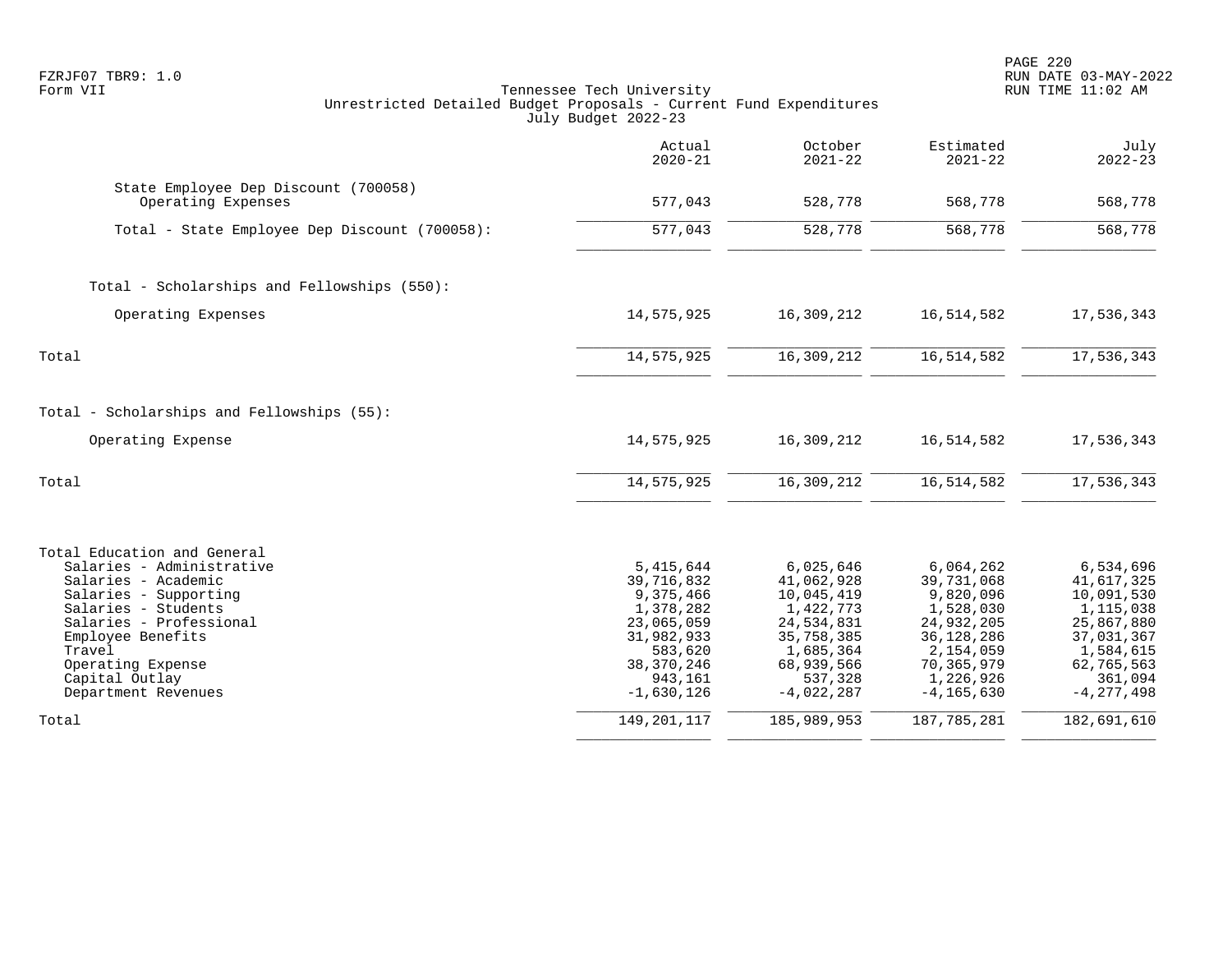FZRJF07 TBR9: 1.0
Form VII

Tennessee Tech University
Unrestricted Detailed Budget Proposals - Current Fund Expenditures
July Budget 2022-23

RUN DATE 03-MAY-2022
RUN TIME 11:02 AM

| | Actual 2020-21 | October 2021-22 | Estimated 2021-22 | July 2022-23 |
|---|---|---|---|---|
| State Employee Dep Discount (700058) | | | | |
| Operating Expenses | 577,043 | 528,778 | 568,778 | 568,778 |
| Total - State Employee Dep Discount (700058): | 577,043 | 528,778 | 568,778 | 568,778 |
| Total - Scholarships and Fellowships (550): | | | | |
| Operating Expenses | 14,575,925 | 16,309,212 | 16,514,582 | 17,536,343 |
| Total | 14,575,925 | 16,309,212 | 16,514,582 | 17,536,343 |
| Total - Scholarships and Fellowships (55): | | | | |
| Operating Expense | 14,575,925 | 16,309,212 | 16,514,582 | 17,536,343 |
| Total | 14,575,925 | 16,309,212 | 16,514,582 | 17,536,343 |
| Total Education and General | | | | |
| Salaries - Administrative | 5,415,644 | 6,025,646 | 6,064,262 | 6,534,696 |
| Salaries - Academic | 39,716,832 | 41,062,928 | 39,731,068 | 41,617,325 |
| Salaries - Supporting | 9,375,466 | 10,045,419 | 9,820,096 | 10,091,530 |
| Salaries - Students | 1,378,282 | 1,422,773 | 1,528,030 | 1,115,038 |
| Salaries - Professional | 23,065,059 | 24,534,831 | 24,932,205 | 25,867,880 |
| Employee Benefits | 31,982,933 | 35,758,385 | 36,128,286 | 37,031,367 |
| Travel | 583,620 | 1,685,364 | 2,154,059 | 1,584,615 |
| Operating Expense | 38,370,246 | 68,939,566 | 70,365,979 | 62,765,563 |
| Capital Outlay | 943,161 | 537,328 | 1,226,926 | 361,094 |
| Department Revenues | -1,630,126 | -4,022,287 | -4,165,630 | -4,277,498 |
| Total | 149,201,117 | 185,989,953 | 187,785,281 | 182,691,610 |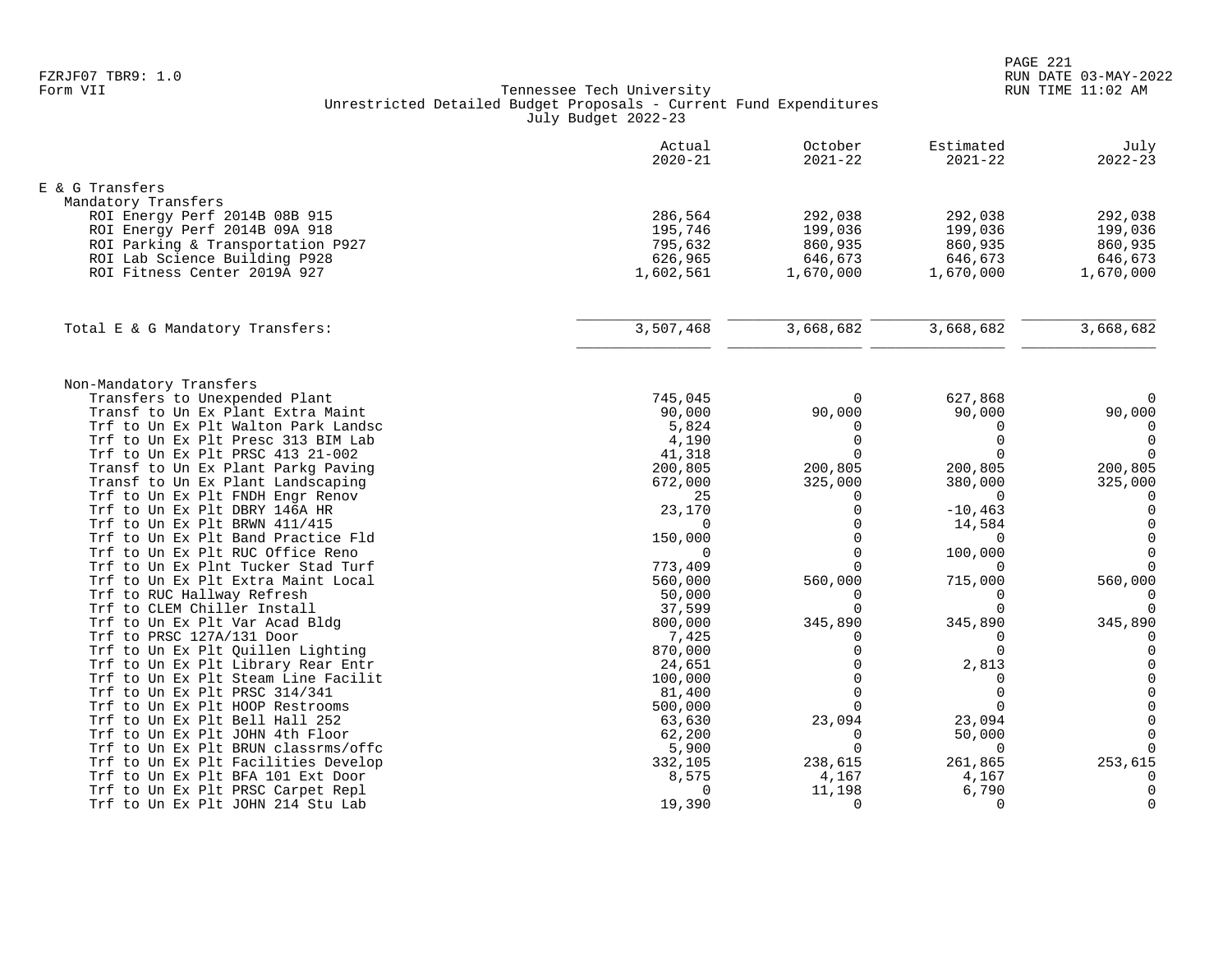Tennessee Tech University
Unrestricted Detailed Budget Proposals - Current Fund Expenditures
July Budget 2022-23

Form VII

| | Actual 2020-21 | October 2021-22 | Estimated 2021-22 | July 2022-23 |
|---|---|---|---|---|
| **E & G Transfers** | | | | |
| Mandatory Transfers | | | | |
| ROI Energy Perf 2014B 08B 915 | 286,564 | 292,038 | 292,038 | 292,038 |
| ROI Energy Perf 2014B 09A 918 | 195,746 | 199,036 | 199,036 | 199,036 |
| ROI Parking & Transportation P927 | 795,632 | 860,935 | 860,935 | 860,935 |
| ROI Lab Science Building P928 | 626,965 | 646,673 | 646,673 | 646,673 |
| ROI Fitness Center 2019A 927 | 1,602,561 | 1,670,000 | 1,670,000 | 1,670,000 |
| Total E & G Mandatory Transfers: | 3,507,468 | 3,668,682 | 3,668,682 | 3,668,682 |
| Non-Mandatory Transfers | | | | |
| Transfers to Unexpended Plant | 745,045 | 0 | 627,868 | 0 |
| Transf to Un Ex Plant Extra Maint | 90,000 | 90,000 | 90,000 | 90,000 |
| Trf to Un Ex Plt Walton Park Landsc | 5,824 | 0 | 0 | 0 |
| Trf to Un Ex Plt Presc 313 BIM Lab | 4,190 | 0 | 0 | 0 |
| Trf to Un Ex Plt PRSC 413 21-002 | 41,318 | 0 | 0 | 0 |
| Transf to Un Ex Plant Parkg Paving | 200,805 | 200,805 | 200,805 | 200,805 |
| Transf to Un Ex Plant Landscaping | 672,000 | 325,000 | 380,000 | 325,000 |
| Trf to Un Ex Plt FNDH Engr Renov | 25 | 0 | 0 | 0 |
| Trf to Un Ex Plt DBRY 146A HR | 23,170 | 0 | -10,463 | 0 |
| Trf to Un Ex Plt BRWN 411/415 | 0 | 0 | 14,584 | 0 |
| Trf to Un Ex Plt Band Practice Fld | 150,000 | 0 | 0 | 0 |
| Trf to Un Ex Plt RUC Office Reno | 0 | 0 | 100,000 | 0 |
| Trf to Un Ex Plnt Tucker Stad Turf | 773,409 | 0 | 0 | 0 |
| Trf to Un Ex Plt Extra Maint Local | 560,000 | 560,000 | 715,000 | 560,000 |
| Trf to RUC Hallway Refresh | 50,000 | 0 | 0 | 0 |
| Trf to CLEM Chiller Install | 37,599 | 0 | 0 | 0 |
| Trf to Un Ex Plt Var Acad Bldg | 800,000 | 345,890 | 345,890 | 345,890 |
| Trf to PRSC 127A/131 Door | 7,425 | 0 | 0 | 0 |
| Trf to Un Ex Plt Quillen Lighting | 870,000 | 0 | 0 | 0 |
| Trf to Un Ex Plt Library Rear Entr | 24,651 | 0 | 2,813 | 0 |
| Trf to Un Ex Plt Steam Line Facilit | 100,000 | 0 | 0 | 0 |
| Trf to Un Ex Plt PRSC 314/341 | 81,400 | 0 | 0 | 0 |
| Trf to Un Ex Plt HOOP Restrooms | 500,000 | 0 | 0 | 0 |
| Trf to Un Ex Plt Bell Hall 252 | 63,630 | 23,094 | 23,094 | 0 |
| Trf to Un Ex Plt JOHN 4th Floor | 62,200 | 0 | 50,000 | 0 |
| Trf to Un Ex Plt BRUN classrms/offc | 5,900 | 0 | 0 | 0 |
| Trf to Un Ex Plt Facilities Develop | 332,105 | 238,615 | 261,865 | 253,615 |
| Trf to Un Ex Plt BFA 101 Ext Door | 8,575 | 4,167 | 4,167 | 0 |
| Trf to Un Ex Plt PRSC Carpet Repl | 0 | 11,198 | 6,790 | 0 |
| Trf to Un Ex Plt JOHN 214 Stu Lab | 19,390 | 0 | 0 | 0 |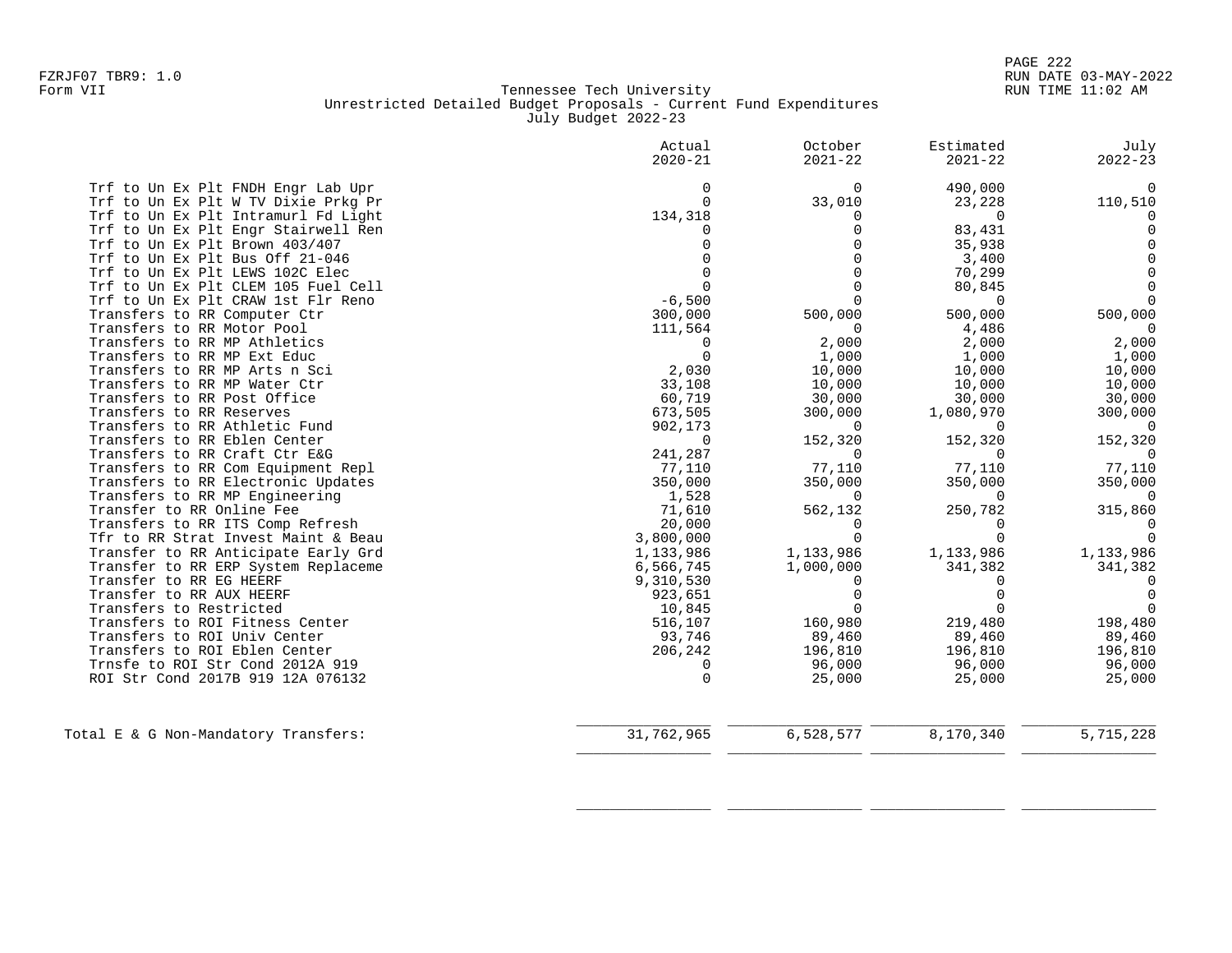FZRJF07 TBR9: 1.0
Form VII

# Tennessee Tech University
## Unrestricted Detailed Budget Proposals - Current Fund Expenditures
### July Budget 2022-23

| | Actual 2020-21 | October 2021-22 | Estimated 2021-22 | July 2022-23 |
|---|---:|---:|---:|---:|
| Trf to Un Ex Plt FNDH Engr Lab Upr | 0 | 0 | 490,000 | 0 |
| Trf to Un Ex Plt W TV Dixie Prkg Pr | 0 | 33,010 | 23,228 | 110,510 |
| Trf to Un Ex Plt Intramurl Fd Light | 134,318 | 0 | 0 | 0 |
| Trf to Un Ex Plt Engr Stairwell Ren | 0 | 0 | 83,431 | 0 |
| Trf to Un Ex Plt Brown 403/407 | 0 | 0 | 35,938 | 0 |
| Trf to Un Ex Plt Bus Off 21-046 | 0 | 0 | 3,400 | 0 |
| Trf to Un Ex Plt LEWS 102C Elec | 0 | 0 | 70,299 | 0 |
| Trf to Un Ex Plt CLEM 105 Fuel Cell | 0 | 0 | 80,845 | 0 |
| Trf to Un Ex Plt CRAW 1st Flr Reno | -6,500 | 0 | 0 | 0 |
| Transfers to RR Computer Ctr | 300,000 | 500,000 | 500,000 | 500,000 |
| Transfers to RR Motor Pool | 111,564 | 0 | 4,486 | 0 |
| Transfers to RR MP Athletics | 0 | 2,000 | 2,000 | 2,000 |
| Transfers to RR MP Ext Educ | 0 | 1,000 | 1,000 | 1,000 |
| Transfers to RR MP Arts n Sci | 2,030 | 10,000 | 10,000 | 10,000 |
| Transfers to RR MP Water Ctr | 33,108 | 10,000 | 10,000 | 10,000 |
| Transfers to RR Post Office | 60,719 | 30,000 | 30,000 | 30,000 |
| Transfers to RR Reserves | 673,505 | 300,000 | 1,080,970 | 300,000 |
| Transfers to RR Athletic Fund | 902,173 | 0 | 0 | 0 |
| Transfers to RR Eblen Center | 0 | 152,320 | 152,320 | 152,320 |
| Transfers to RR Craft Ctr E&G | 241,287 | 0 | 0 | 0 |
| Transfers to RR Com Equipment Repl | 77,110 | 77,110 | 77,110 | 77,110 |
| Transfers to RR Electronic Updates | 350,000 | 350,000 | 350,000 | 350,000 |
| Transfers to RR MP Engineering | 1,528 | 0 | 0 | 0 |
| Transfer to RR Online Fee | 71,610 | 562,132 | 250,782 | 315,860 |
| Transfers to RR ITS Comp Refresh | 20,000 | 0 | 0 | 0 |
| Tfr to RR Strat Invest Maint & Beau | 3,800,000 | 0 | 0 | 0 |
| Transfer to RR Anticipate Early Grd | 1,133,986 | 1,133,986 | 1,133,986 | 1,133,986 |
| Transfer to RR ERP System Replaceme | 6,566,745 | 1,000,000 | 341,382 | 341,382 |
| Transfer to RR EG HEERF | 9,310,530 | 0 | 0 | 0 |
| Transfer to RR AUX HEERF | 923,651 | 0 | 0 | 0 |
| Transfers to Restricted | 10,845 | 0 | 0 | 0 |
| Transfers to ROI Fitness Center | 516,107 | 160,980 | 219,480 | 198,480 |
| Transfers to ROI Univ Center | 93,746 | 89,460 | 89,460 | 89,460 |
| Transfers to ROI Eblen Center | 206,242 | 196,810 | 196,810 | 196,810 |
| Trnsfe to ROI Str Cond 2012A 919 | 0 | 96,000 | 96,000 | 96,000 |
| ROI Str Cond 2017B 919 12A 076132 | 0 | 25,000 | 25,000 | 25,000 |
| **Total E & G Non-Mandatory Transfers:** | 31,762,965 | 6,528,577 | 8,170,340 | 5,715,228 |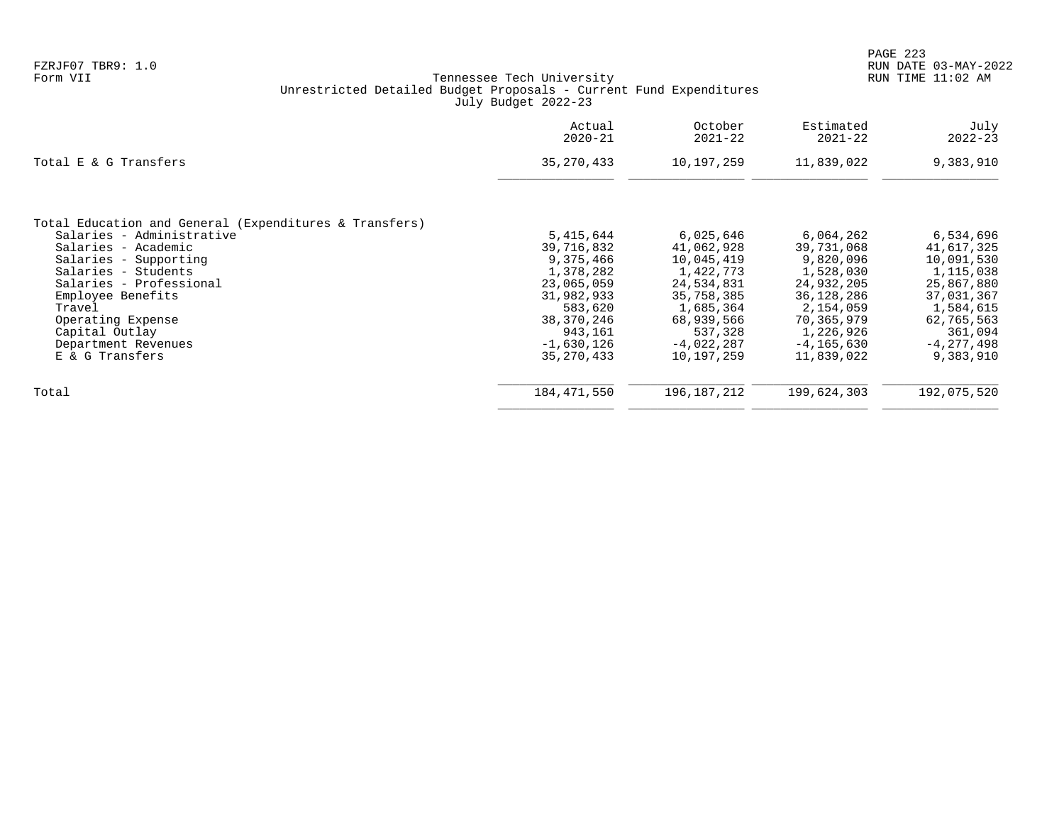FZRJF07 TBR9: 1.0
Form VII

Tennessee Tech University
Unrestricted Detailed Budget Proposals - Current Fund Expenditures
July Budget 2022-23

RUN DATE 03-MAY-2022
RUN TIME 11:02 AM

| | Actual 2020-21 | October 2021-22 | Estimated 2021-22 | July 2022-23 |
|---|---|---|---|---|
| Total E & G Transfers | 35,270,433 | 10,197,259 | 11,839,022 | 9,383,910 |
| | | | | |
| Total Education and General (Expenditures & Transfers) | | | | |
| Salaries - Administrative | 5,415,644 | 6,025,646 | 6,064,262 | 6,534,696 |
| Salaries - Academic | 39,716,832 | 41,062,928 | 39,731,068 | 41,617,325 |
| Salaries - Supporting | 9,375,466 | 10,045,419 | 9,820,096 | 10,091,530 |
| Salaries - Students | 1,378,282 | 1,422,773 | 1,528,030 | 1,115,038 |
| Salaries - Professional | 23,065,059 | 24,534,831 | 24,932,205 | 25,867,880 |
| Employee Benefits | 31,982,933 | 35,758,385 | 36,128,286 | 37,031,367 |
| Travel | 583,620 | 1,685,364 | 2,154,059 | 1,584,615 |
| Operating Expense | 38,370,246 | 68,939,566 | 70,365,979 | 62,765,563 |
| Capital Outlay | 943,161 | 537,328 | 1,226,926 | 361,094 |
| Department Revenues | -1,630,126 | -4,022,287 | -4,165,630 | -4,277,498 |
| E & G Transfers | 35,270,433 | 10,197,259 | 11,839,022 | 9,383,910 |
| | | | | |
| Total | 184,471,550 | 196,187,212 | 199,624,303 | 192,075,520 |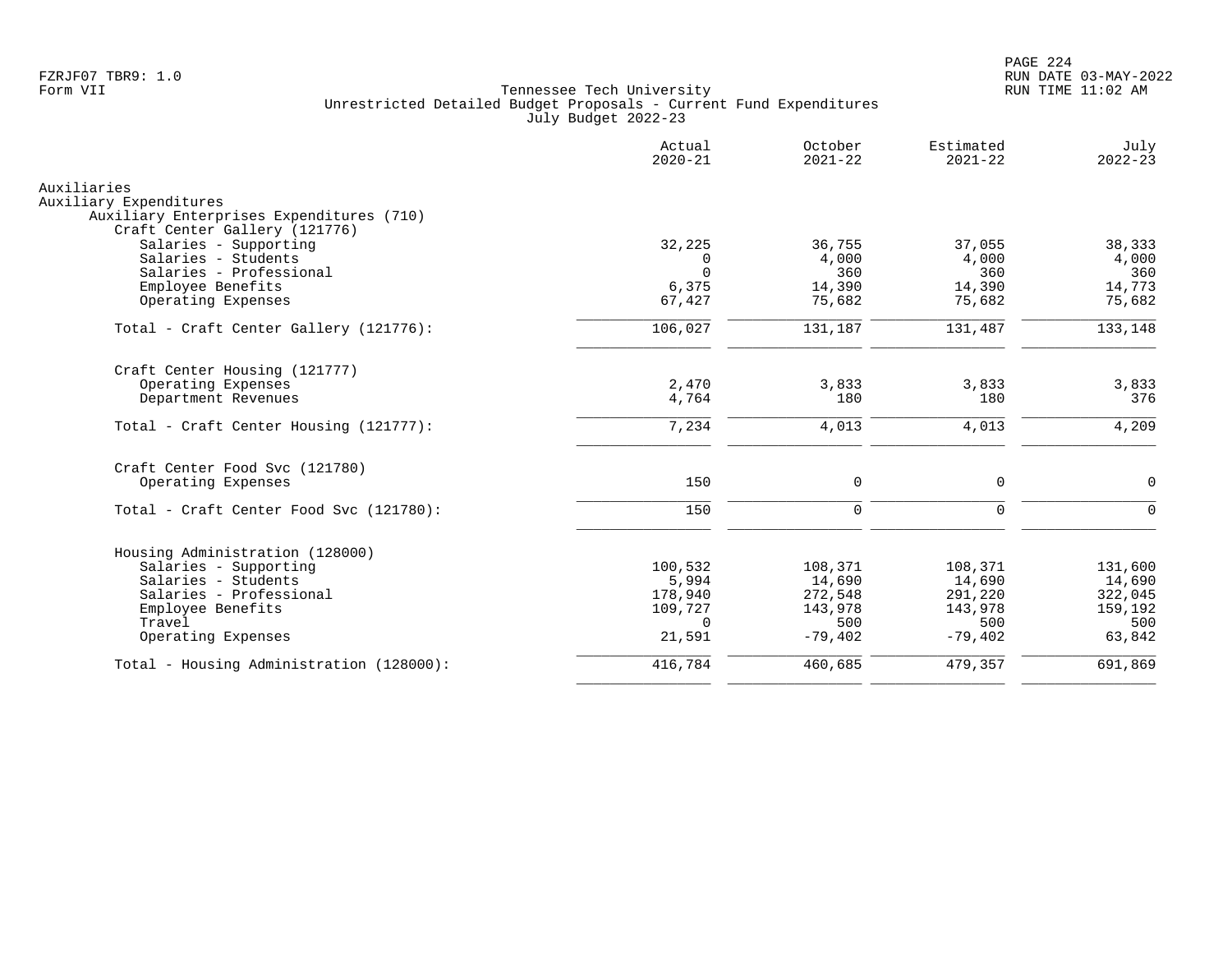FZRJF07 TBR9: 1.0
Form VII

Tennessee Tech University
Unrestricted Detailed Budget Proposals - Current Fund Expenditures
July Budget 2022-23

RUN DATE 03-MAY-2022
RUN TIME 11:02 AM

| | Actual 2020-21 | October 2021-22 | Estimated 2021-22 | July 2022-23 |
|---|---|---|---|---|
| Auxiliaries | | | | |
| Auxiliary Expenditures | | | | |
| Auxiliary Enterprises Expenditures (710) | | | | |
| Craft Center Gallery (121776) | | | | |
| Salaries - Supporting | 32,225 | 36,755 | 37,055 | 38,333 |
| Salaries - Students | 0 | 4,000 | 4,000 | 4,000 |
| Salaries - Professional | 0 | 360 | 360 | 360 |
| Employee Benefits | 6,375 | 14,390 | 14,390 | 14,773 |
| Operating Expenses | 67,427 | 75,682 | 75,682 | 75,682 |
| Total - Craft Center Gallery (121776): | 106,027 | 131,187 | 131,487 | 133,148 |
| Craft Center Housing (121777) | | | | |
| Operating Expenses | 2,470 | 3,833 | 3,833 | 3,833 |
| Department Revenues | 4,764 | 180 | 180 | 376 |
| Total - Craft Center Housing (121777): | 7,234 | 4,013 | 4,013 | 4,209 |
| Craft Center Food Svc (121780) | | | | |
| Operating Expenses | 150 | 0 | 0 | 0 |
| Total - Craft Center Food Svc (121780): | 150 | 0 | 0 | 0 |
| Housing Administration (128000) | | | | |
| Salaries - Supporting | 100,532 | 108,371 | 108,371 | 131,600 |
| Salaries - Students | 5,994 | 14,690 | 14,690 | 14,690 |
| Salaries - Professional | 178,940 | 272,548 | 291,220 | 322,045 |
| Employee Benefits | 109,727 | 143,978 | 143,978 | 159,192 |
| Travel | 0 | 500 | 500 | 500 |
| Operating Expenses | 21,591 | -79,402 | -79,402 | 63,842 |
| Total - Housing Administration (128000): | 416,784 | 460,685 | 479,357 | 691,869 |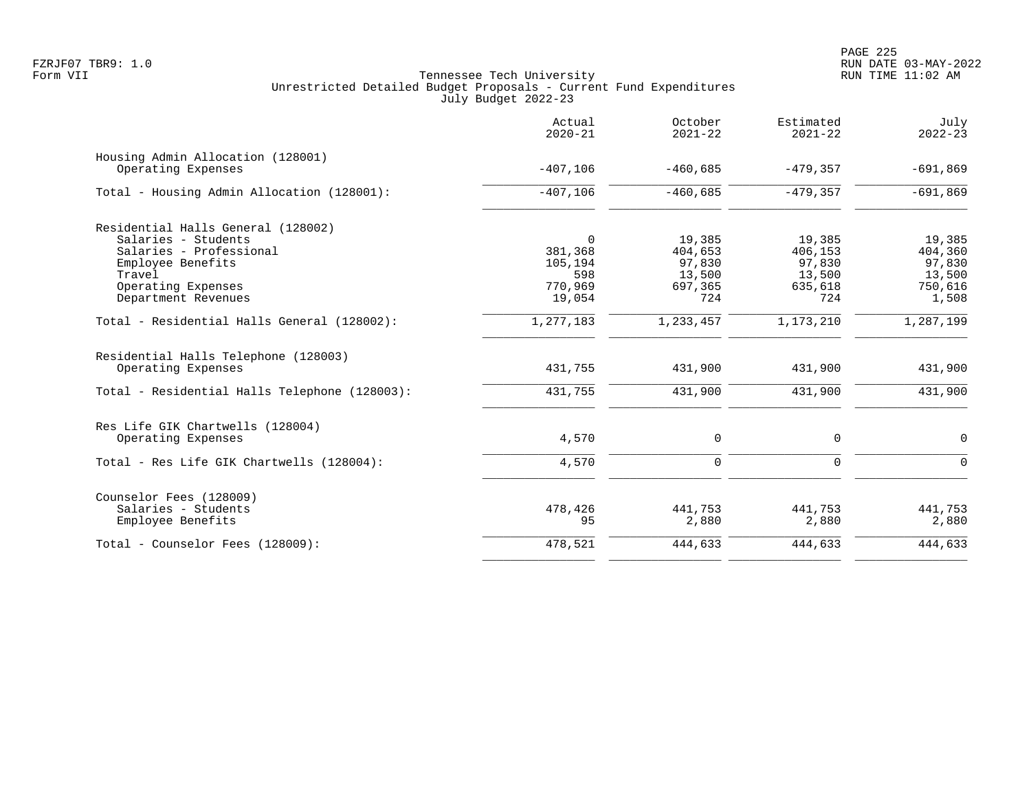Tennessee Tech University
Unrestricted Detailed Budget Proposals - Current Fund Expenditures
July Budget 2022-23

| | Actual 2020-21 | October 2021-22 | Estimated 2021-22 | July 2022-23 |
|---|---|---|---|---|
| **Housing Admin Allocation (128001)** | | | | |
| Operating Expenses | -407,106 | -460,685 | -479,357 | -691,869 |
| Total - Housing Admin Allocation (128001): | -407,106 | -460,685 | -479,357 | -691,869 |
| **Residential Halls General (128002)** | | | | |
| Salaries - Students | 0 | 19,385 | 19,385 | 19,385 |
| Salaries - Professional | 381,368 | 404,653 | 406,153 | 404,360 |
| Employee Benefits | 105,194 | 97,830 | 97,830 | 97,830 |
| Travel | 598 | 13,500 | 13,500 | 13,500 |
| Operating Expenses | 770,969 | 697,365 | 635,618 | 750,616 |
| Department Revenues | 19,054 | 724 | 724 | 1,508 |
| Total - Residential Halls General (128002): | 1,277,183 | 1,233,457 | 1,173,210 | 1,287,199 |
| **Residential Halls Telephone (128003)** | | | | |
| Operating Expenses | 431,755 | 431,900 | 431,900 | 431,900 |
| Total - Residential Halls Telephone (128003): | 431,755 | 431,900 | 431,900 | 431,900 |
| **Res Life GIK Chartwells (128004)** | | | | |
| Operating Expenses | 4,570 | 0 | 0 | 0 |
| Total - Res Life GIK Chartwells (128004): | 4,570 | 0 | 0 | 0 |
| **Counselor Fees (128009)** | | | | |
| Salaries - Students | 478,426 | 441,753 | 441,753 | 441,753 |
| Employee Benefits | 95 | 2,880 | 2,880 | 2,880 |
| Total - Counselor Fees (128009): | 478,521 | 444,633 | 444,633 | 444,633 |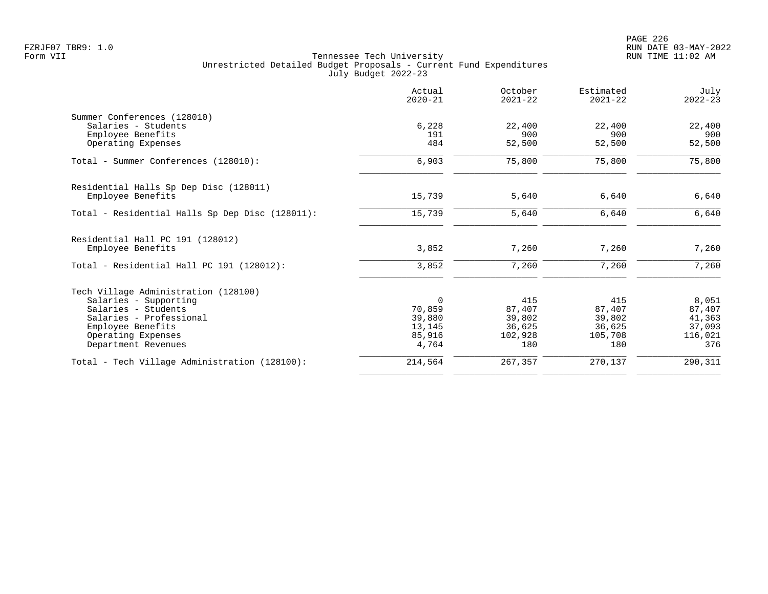Tennessee Tech University
Unrestricted Detailed Budget Proposals - Current Fund Expenditures
July Budget 2022-23

| | Actual 2020-21 | October 2021-22 | Estimated 2021-22 | July 2022-23 |
|---|---|---|---|---|
| Summer Conferences (128010) | | | | |
| Salaries - Students | 6,228 | 22,400 | 22,400 | 22,400 |
| Employee Benefits | 191 | 900 | 900 | 900 |
| Operating Expenses | 484 | 52,500 | 52,500 | 52,500 |
| Total - Summer Conferences (128010): | 6,903 | 75,800 | 75,800 | 75,800 |
| Residential Halls Sp Dep Disc (128011) | | | | |
| Employee Benefits | 15,739 | 5,640 | 6,640 | 6,640 |
| Total - Residential Halls Sp Dep Disc (128011): | 15,739 | 5,640 | 6,640 | 6,640 |
| Residential Hall PC 191 (128012) | | | | |
| Employee Benefits | 3,852 | 7,260 | 7,260 | 7,260 |
| Total - Residential Hall PC 191 (128012): | 3,852 | 7,260 | 7,260 | 7,260 |
| Tech Village Administration (128100) | | | | |
| Salaries - Supporting | 0 | 415 | 415 | 8,051 |
| Salaries - Students | 70,859 | 87,407 | 87,407 | 87,407 |
| Salaries - Professional | 39,880 | 39,802 | 39,802 | 41,363 |
| Employee Benefits | 13,145 | 36,625 | 36,625 | 37,093 |
| Operating Expenses | 85,916 | 102,928 | 105,708 | 116,021 |
| Department Revenues | 4,764 | 180 | 180 | 376 |
| Total - Tech Village Administration (128100): | 214,564 | 267,357 | 270,137 | 290,311 |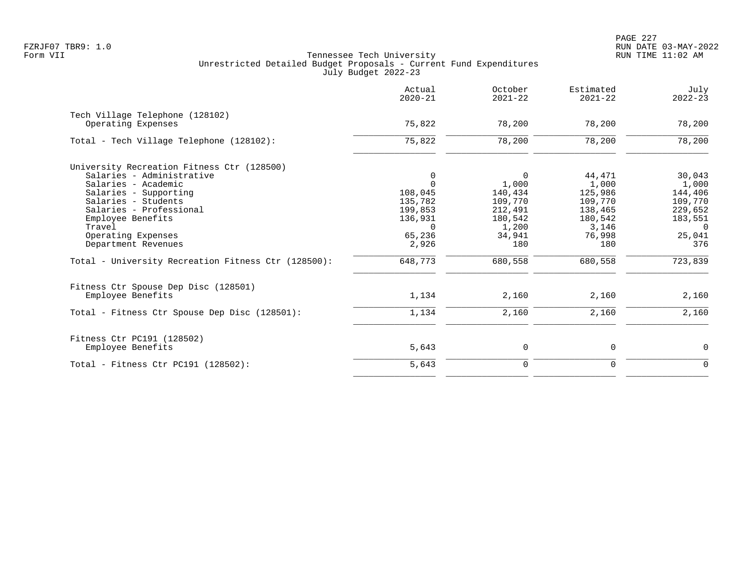Tennessee Tech University
Unrestricted Detailed Budget Proposals - Current Fund Expenditures
July Budget 2022-23

FZRJF07 TBR9: 1.0
Form VII

RUN DATE 03-MAY-2022
RUN TIME 11:02 AM

| | Actual 2020-21 | October 2021-22 | Estimated 2021-22 | July 2022-23 |
|---|---|---|---|---|
| **Tech Village Telephone (128102)** | | | | |
| Operating Expenses | 75,822 | 78,200 | 78,200 | 78,200 |
| Total - Tech Village Telephone (128102): | 75,822 | 78,200 | 78,200 | 78,200 |
| **University Recreation Fitness Ctr (128500)** | | | | |
| Salaries - Administrative | 0 | 0 | 44,471 | 30,043 |
| Salaries - Academic | 0 | 1,000 | 1,000 | 1,000 |
| Salaries - Supporting | 108,045 | 140,434 | 125,986 | 144,406 |
| Salaries - Students | 135,782 | 109,770 | 109,770 | 109,770 |
| Salaries - Professional | 199,853 | 212,491 | 138,465 | 229,652 |
| Employee Benefits | 136,931 | 180,542 | 180,542 | 183,551 |
| Travel | 0 | 1,200 | 3,146 | 0 |
| Operating Expenses | 65,236 | 34,941 | 76,998 | 25,041 |
| Department Revenues | 2,926 | 180 | 180 | 376 |
| Total - University Recreation Fitness Ctr (128500): | 648,773 | 680,558 | 680,558 | 723,839 |
| **Fitness Ctr Spouse Dep Disc (128501)** | | | | |
| Employee Benefits | 1,134 | 2,160 | 2,160 | 2,160 |
| Total - Fitness Ctr Spouse Dep Disc (128501): | 1,134 | 2,160 | 2,160 | 2,160 |
| **Fitness Ctr PC191 (128502)** | | | | |
| Employee Benefits | 5,643 | 0 | 0 | 0 |
| Total - Fitness Ctr PC191 (128502): | 5,643 | 0 | 0 | 0 |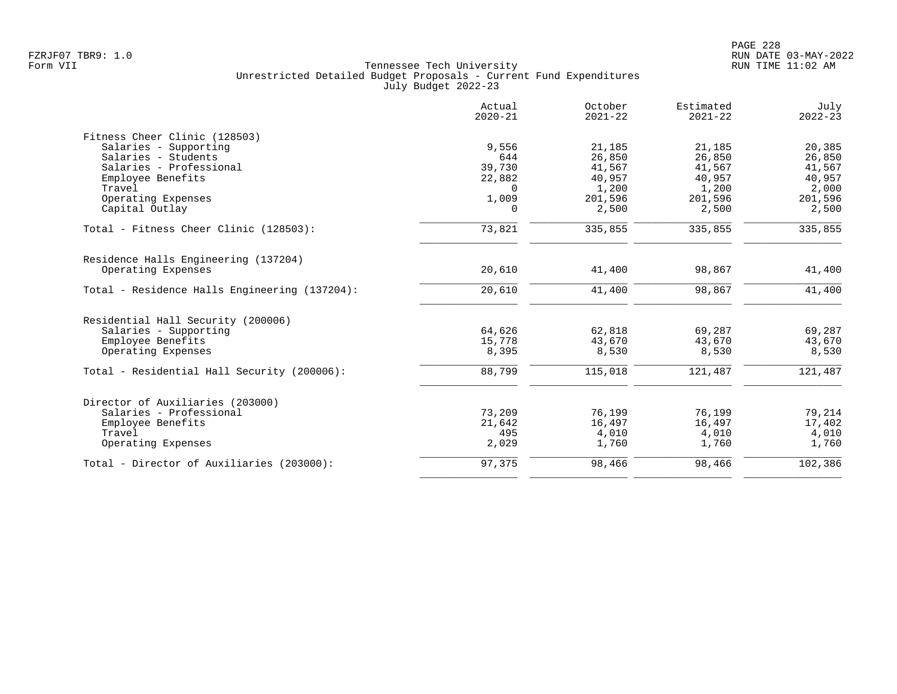Tennessee Tech University
Unrestricted Detailed Budget Proposals - Current Fund Expenditures
July Budget 2022-23

| | Actual 2020-21 | October 2021-22 | Estimated 2021-22 | July 2022-23 |
|---|---|---|---|---|
| **Fitness Cheer Clinic (128503)** | | | | |
| Salaries - Supporting | 9,556 | 21,185 | 21,185 | 20,385 |
| Salaries - Students | 644 | 26,850 | 26,850 | 26,850 |
| Salaries - Professional | 39,730 | 41,567 | 41,567 | 41,567 |
| Employee Benefits | 22,882 | 40,957 | 40,957 | 40,957 |
| Travel | 0 | 1,200 | 1,200 | 2,000 |
| Operating Expenses | 1,009 | 201,596 | 201,596 | 201,596 |
| Capital Outlay | 0 | 2,500 | 2,500 | 2,500 |
| Total - Fitness Cheer Clinic (128503): | 73,821 | 335,855 | 335,855 | 335,855 |
| **Residence Halls Engineering (137204)** | | | | |
| Operating Expenses | 20,610 | 41,400 | 98,867 | 41,400 |
| Total - Residence Halls Engineering (137204): | 20,610 | 41,400 | 98,867 | 41,400 |
| **Residential Hall Security (200006)** | | | | |
| Salaries - Supporting | 64,626 | 62,818 | 69,287 | 69,287 |
| Employee Benefits | 15,778 | 43,670 | 43,670 | 43,670 |
| Operating Expenses | 8,395 | 8,530 | 8,530 | 8,530 |
| Total - Residential Hall Security (200006): | 88,799 | 115,018 | 121,487 | 121,487 |
| **Director of Auxiliaries (203000)** | | | | |
| Salaries - Professional | 73,209 | 76,199 | 76,199 | 79,214 |
| Employee Benefits | 21,642 | 16,497 | 16,497 | 17,402 |
| Travel | 495 | 4,010 | 4,010 | 4,010 |
| Operating Expenses | 2,029 | 1,760 | 1,760 | 1,760 |
| Total - Director of Auxiliaries (203000): | 97,375 | 98,466 | 98,466 | 102,386 |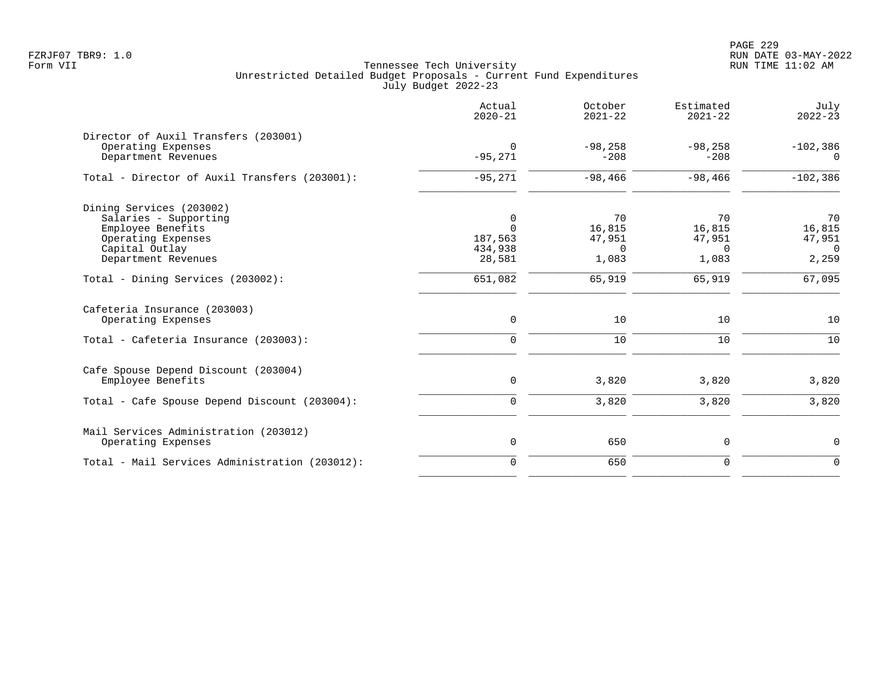Tennessee Tech University
Unrestricted Detailed Budget Proposals - Current Fund Expenditures
July Budget 2022-23

| | Actual 2020-21 | October 2021-22 | Estimated 2021-22 | July 2022-23 |
|---|---|---|---|---|
| **Director of Auxil Transfers (203001)** | | | | |
| Operating Expenses | 0 | -98,258 | -98,258 | -102,386 |
| Department Revenues | -95,271 | -208 | -208 | 0 |
| Total - Director of Auxil Transfers (203001): | -95,271 | -98,466 | -98,466 | -102,386 |
| **Dining Services (203002)** | | | | |
| Salaries - Supporting | 0 | 70 | 70 | 70 |
| Employee Benefits | 0 | 16,815 | 16,815 | 16,815 |
| Operating Expenses | 187,563 | 47,951 | 47,951 | 47,951 |
| Capital Outlay | 434,938 | 0 | 0 | 0 |
| Department Revenues | 28,581 | 1,083 | 1,083 | 2,259 |
| Total - Dining Services (203002): | 651,082 | 65,919 | 65,919 | 67,095 |
| **Cafeteria Insurance (203003)** | | | | |
| Operating Expenses | 0 | 10 | 10 | 10 |
| Total - Cafeteria Insurance (203003): | 0 | 10 | 10 | 10 |
| **Cafe Spouse Depend Discount (203004)** | | | | |
| Employee Benefits | 0 | 3,820 | 3,820 | 3,820 |
| Total - Cafe Spouse Depend Discount (203004): | 0 | 3,820 | 3,820 | 3,820 |
| **Mail Services Administration (203012)** | | | | |
| Operating Expenses | 0 | 650 | 0 | 0 |
| Total - Mail Services Administration (203012): | 0 | 650 | 0 | 0 |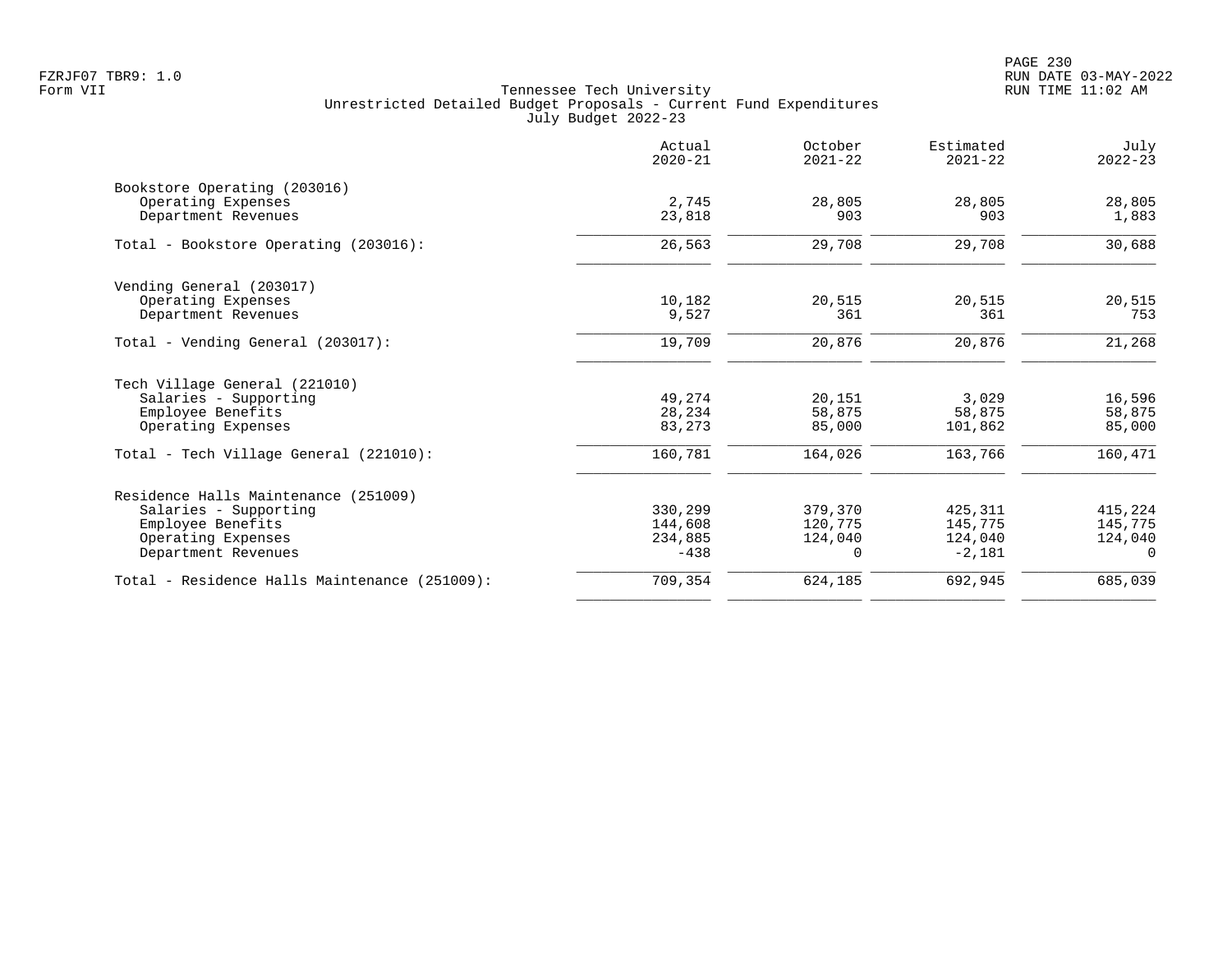Tennessee Tech University
Unrestricted Detailed Budget Proposals - Current Fund Expenditures
July Budget 2022-23

FZRJF07 TBR9: 1.0
Form VII

RUN DATE 03-MAY-2022
RUN TIME 11:02 AM

| | Actual 2020-21 | October 2021-22 | Estimated 2021-22 | July 2022-23 |
|---|---|---|---|---|
| **Bookstore Operating (203016)** | | | | |
| Operating Expenses | 2,745 | 28,805 | 28,805 | 28,805 |
| Department Revenues | 23,818 | 903 | 903 | 1,883 |
| Total - Bookstore Operating (203016): | 26,563 | 29,708 | 29,708 | 30,688 |
| **Vending General (203017)** | | | | |
| Operating Expenses | 10,182 | 20,515 | 20,515 | 20,515 |
| Department Revenues | 9,527 | 361 | 361 | 753 |
| Total - Vending General (203017): | 19,709 | 20,876 | 20,876 | 21,268 |
| **Tech Village General (221010)** | | | | |
| Salaries - Supporting | 49,274 | 20,151 | 3,029 | 16,596 |
| Employee Benefits | 28,234 | 58,875 | 58,875 | 58,875 |
| Operating Expenses | 83,273 | 85,000 | 101,862 | 85,000 |
| Total - Tech Village General (221010): | 160,781 | 164,026 | 163,766 | 160,471 |
| **Residence Halls Maintenance (251009)** | | | | |
| Salaries - Supporting | 330,299 | 379,370 | 425,311 | 415,224 |
| Employee Benefits | 144,608 | 120,775 | 145,775 | 145,775 |
| Operating Expenses | 234,885 | 124,040 | 124,040 | 124,040 |
| Department Revenues | -438 | 0 | -2,181 | 0 |
| Total - Residence Halls Maintenance (251009): | 709,354 | 624,185 | 692,945 | 685,039 |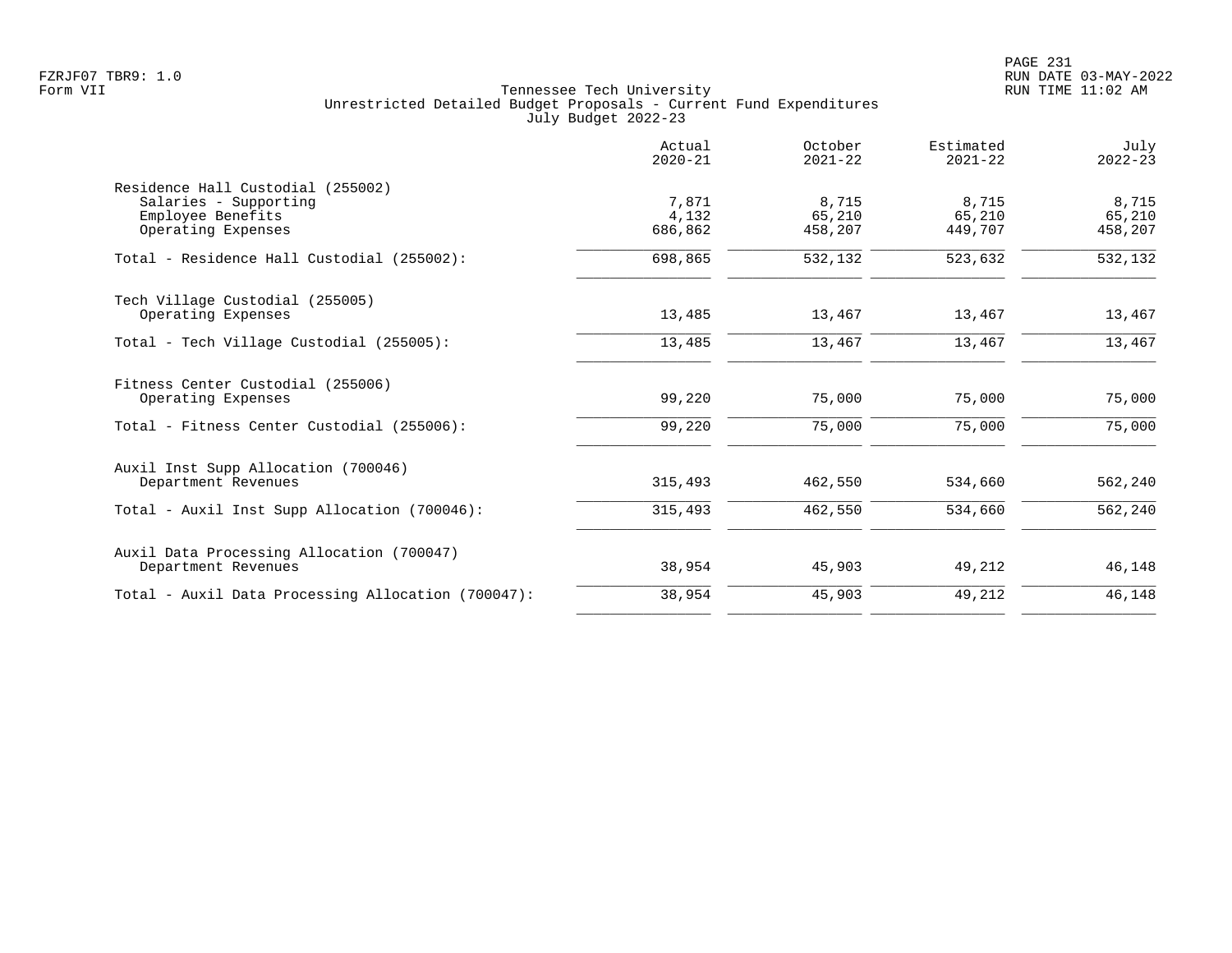Tennessee Tech University
Unrestricted Detailed Budget Proposals - Current Fund Expenditures
July Budget 2022-23

| | Actual 2020-21 | October 2021-22 | Estimated 2021-22 | July 2022-23 |
|---|---|---|---|---|
| Residence Hall Custodial (255002) | | | | |
| Salaries - Supporting | 7,871 | 8,715 | 8,715 | 8,715 |
| Employee Benefits | 4,132 | 65,210 | 65,210 | 65,210 |
| Operating Expenses | 686,862 | 458,207 | 449,707 | 458,207 |
| Total - Residence Hall Custodial (255002): | 698,865 | 532,132 | 523,632 | 532,132 |
| Tech Village Custodial (255005) | | | | |
| Operating Expenses | 13,485 | 13,467 | 13,467 | 13,467 |
| Total - Tech Village Custodial (255005): | 13,485 | 13,467 | 13,467 | 13,467 |
| Fitness Center Custodial (255006) | | | | |
| Operating Expenses | 99,220 | 75,000 | 75,000 | 75,000 |
| Total - Fitness Center Custodial (255006): | 99,220 | 75,000 | 75,000 | 75,000 |
| Auxil Inst Supp Allocation (700046) | | | | |
| Department Revenues | 315,493 | 462,550 | 534,660 | 562,240 |
| Total - Auxil Inst Supp Allocation (700046): | 315,493 | 462,550 | 534,660 | 562,240 |
| Auxil Data Processing Allocation (700047) | | | | |
| Department Revenues | 38,954 | 45,903 | 49,212 | 46,148 |
| Total - Auxil Data Processing Allocation (700047): | 38,954 | 45,903 | 49,212 | 46,148 |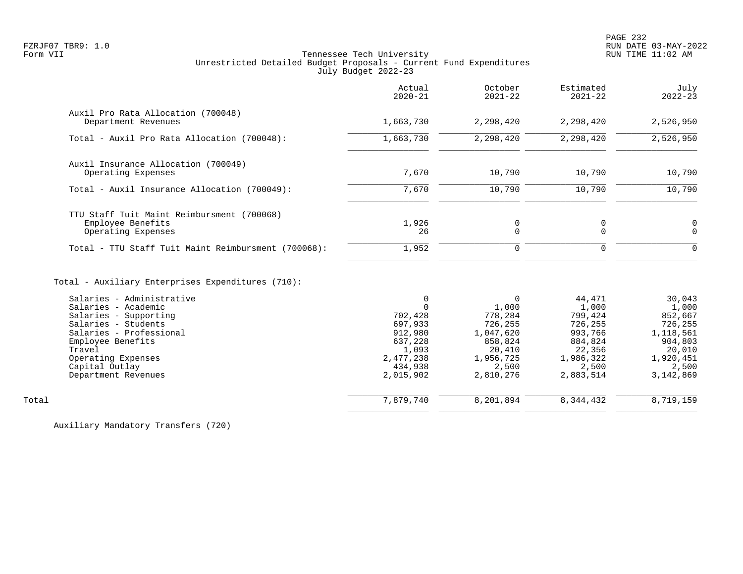Tennessee Tech University
Unrestricted Detailed Budget Proposals - Current Fund Expenditures
July Budget 2022-23

| | Actual 2020-21 | October 2021-22 | Estimated 2021-22 | July 2022-23 |
|---|---|---|---|---|
| **Auxil Pro Rata Allocation (700048)** | | | | |
| Department Revenues | 1,663,730 | 2,298,420 | 2,298,420 | 2,526,950 |
| Total - Auxil Pro Rata Allocation (700048): | 1,663,730 | 2,298,420 | 2,298,420 | 2,526,950 |
| **Auxil Insurance Allocation (700049)** | | | | |
| Operating Expenses | 7,670 | 10,790 | 10,790 | 10,790 |
| Total - Auxil Insurance Allocation (700049): | 7,670 | 10,790 | 10,790 | 10,790 |
| **TTU Staff Tuit Maint Reimbursment (700068)** | | | | |
| Employee Benefits | 1,926 | 0 | 0 | 0 |
| Operating Expenses | 26 | 0 | 0 | 0 |
| Total - TTU Staff Tuit Maint Reimbursment (700068): | 1,952 | 0 | 0 | 0 |
| **Total - Auxiliary Enterprises Expenditures (710):** | | | | |
| Salaries - Administrative | 0 | 0 | 44,471 | 30,043 |
| Salaries - Academic | 0 | 1,000 | 1,000 | 1,000 |
| Salaries - Supporting | 702,428 | 778,284 | 799,424 | 852,667 |
| Salaries - Students | 697,933 | 726,255 | 726,255 | 726,255 |
| Salaries - Professional | 912,980 | 1,047,620 | 993,766 | 1,118,561 |
| Employee Benefits | 637,228 | 858,824 | 884,824 | 904,803 |
| Travel | 1,093 | 20,410 | 22,356 | 20,010 |
| Operating Expenses | 2,477,238 | 1,956,725 | 1,986,322 | 1,920,451 |
| Capital Outlay | 434,938 | 2,500 | 2,500 | 2,500 |
| Department Revenues | 2,015,902 | 2,810,276 | 2,883,514 | 3,142,869 |
| Total | 7,879,740 | 8,201,894 | 8,344,432 | 8,719,159 |

Auxiliary Mandatory Transfers (720)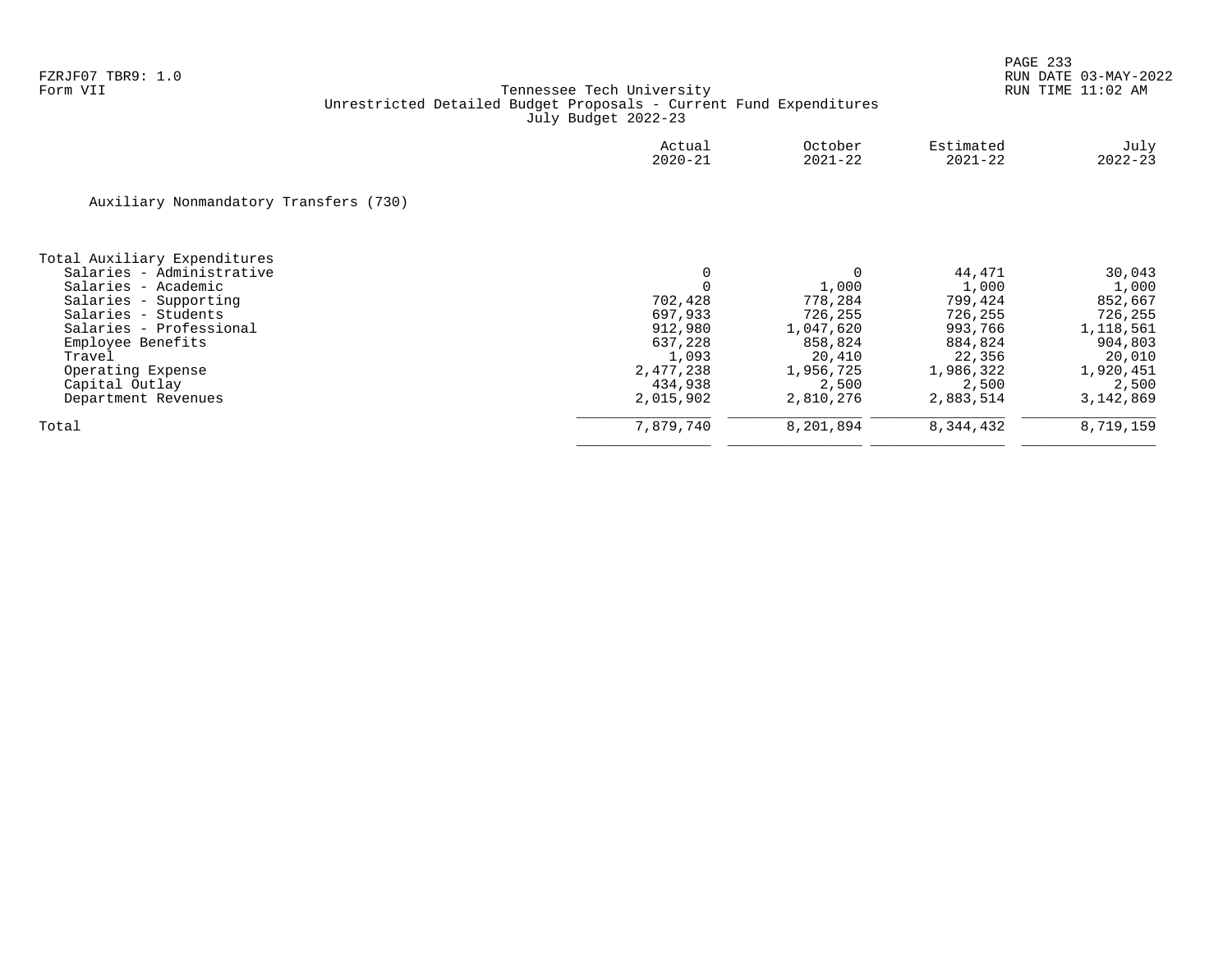Tennessee Tech University
Unrestricted Detailed Budget Proposals - Current Fund Expenditures
July Budget 2022-23

Form VII

| | Actual 2020-21 | October 2021-22 | Estimated 2021-22 | July 2022-23 |
|---|---|---|---|---|
| **Auxiliary Nonmandatory Transfers (730)** | | | | |
| **Total Auxiliary Expenditures** | | | | |
| Salaries - Administrative | 0 | 0 | 44,471 | 30,043 |
| Salaries - Academic | 0 | 1,000 | 1,000 | 1,000 |
| Salaries - Supporting | 702,428 | 778,284 | 799,424 | 852,667 |
| Salaries - Students | 697,933 | 726,255 | 726,255 | 726,255 |
| Salaries - Professional | 912,980 | 1,047,620 | 993,766 | 1,118,561 |
| Employee Benefits | 637,228 | 858,824 | 884,824 | 904,803 |
| Travel | 1,093 | 20,410 | 22,356 | 20,010 |
| Operating Expense | 2,477,238 | 1,956,725 | 1,986,322 | 1,920,451 |
| Capital Outlay | 434,938 | 2,500 | 2,500 | 2,500 |
| Department Revenues | 2,015,902 | 2,810,276 | 2,883,514 | 3,142,869 |
| Total | 7,879,740 | 8,201,894 | 8,344,432 | 8,719,159 |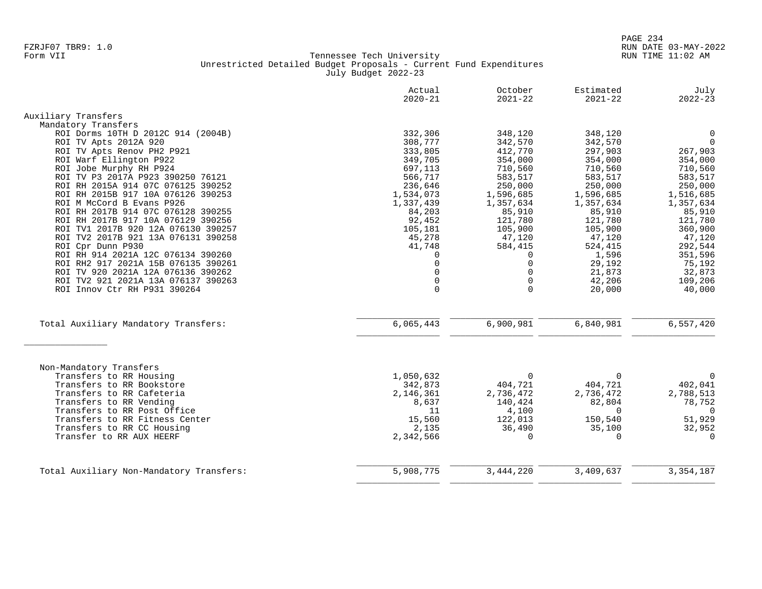Tennessee Tech University
Unrestricted Detailed Budget Proposals - Current Fund Expenditures
July Budget 2022-23

| | Actual 2020-21 | October 2021-22 | Estimated 2021-22 | July 2022-23 |
|---|---|---|---|---|
| **Auxiliary Transfers** | | | | |
| Mandatory Transfers | | | | |
| ROI Dorms 10TH D 2012C 914 (2004B) | 332,306 | 348,120 | 348,120 | 0 |
| ROI TV Apts 2012A 920 | 308,777 | 342,570 | 342,570 | 0 |
| ROI TV Apts Renov PH2 P921 | 333,805 | 412,770 | 297,903 | 267,903 |
| ROI Warf Ellington P922 | 349,705 | 354,000 | 354,000 | 354,000 |
| ROI Jobe Murphy RH P924 | 697,113 | 710,560 | 710,560 | 710,560 |
| ROI TV P3 2017A P923 390250 76121 | 566,717 | 583,517 | 583,517 | 583,517 |
| ROI RH 2015A 914 07C 076125 390252 | 236,646 | 250,000 | 250,000 | 250,000 |
| ROI RH 2015B 917 10A 076126 390253 | 1,534,073 | 1,596,685 | 1,596,685 | 1,516,685 |
| ROI M McCord B Evans P926 | 1,337,439 | 1,357,634 | 1,357,634 | 1,357,634 |
| ROI RH 2017B 914 07C 076128 390255 | 84,203 | 85,910 | 85,910 | 85,910 |
| ROI RH 2017B 917 10A 076129 390256 | 92,452 | 121,780 | 121,780 | 121,780 |
| ROI TV1 2017B 920 12A 076130 390257 | 105,181 | 105,900 | 105,900 | 360,900 |
| ROI TV2 2017B 921 13A 076131 390258 | 45,278 | 47,120 | 47,120 | 47,120 |
| ROI Cpr Dunn P930 | 41,748 | 584,415 | 524,415 | 292,544 |
| ROI RH 914 2021A 12C 076134 390260 | 0 | 0 | 1,596 | 351,596 |
| ROI RH2 917 2021A 15B 076135 390261 | 0 | 0 | 29,192 | 75,192 |
| ROI TV 920 2021A 12A 076136 390262 | 0 | 0 | 21,873 | 32,873 |
| ROI TV2 921 2021A 13A 076137 390263 | 0 | 0 | 42,206 | 109,206 |
| ROI Innov Ctr RH P931 390264 | 0 | 0 | 20,000 | 40,000 |
| Total Auxiliary Mandatory Transfers: | 6,065,443 | 6,900,981 | 6,840,981 | 6,557,420 |
| Non-Mandatory Transfers | | | | |
| Transfers to RR Housing | 1,050,632 | 0 | 0 | 0 |
| Transfers to RR Bookstore | 342,873 | 404,721 | 404,721 | 402,041 |
| Transfers to RR Cafeteria | 2,146,361 | 2,736,472 | 2,736,472 | 2,788,513 |
| Transfers to RR Vending | 8,637 | 140,424 | 82,804 | 78,752 |
| Transfers to RR Post Office | 11 | 4,100 | 0 | 0 |
| Transfers to RR Fitness Center | 15,560 | 122,013 | 150,540 | 51,929 |
| Transfers to RR CC Housing | 2,135 | 36,490 | 35,100 | 32,952 |
| Transfer to RR AUX HEERF | 2,342,566 | 0 | 0 | 0 |
| Total Auxiliary Non-Mandatory Transfers: | 5,908,775 | 3,444,220 | 3,409,637 | 3,354,187 |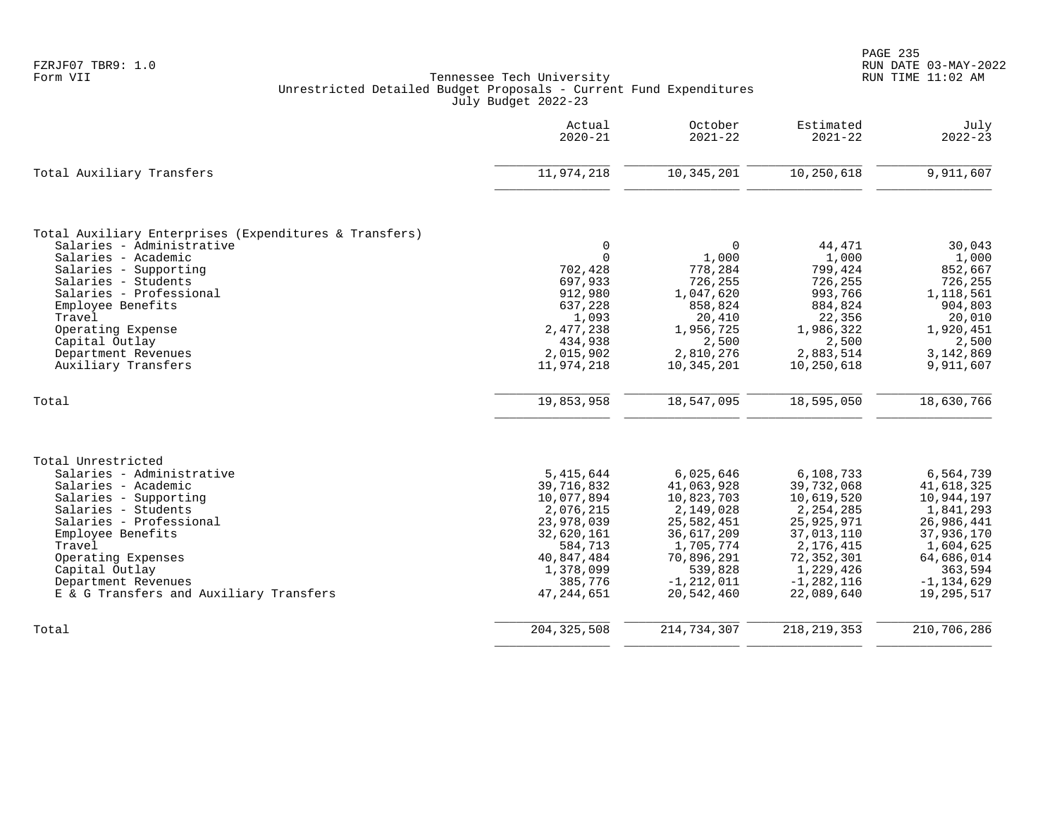FZRJF07 TBR9: 1.0
Form VII

Tennessee Tech University
Unrestricted Detailed Budget Proposals - Current Fund Expenditures
July Budget 2022-23

RUN DATE 03-MAY-2022
RUN TIME 11:02 AM

| | Actual 2020-21 | October 2021-22 | Estimated 2021-22 | July 2022-23 |
|---|---|---|---|---|
| Total Auxiliary Transfers | 11,974,218 | 10,345,201 | 10,250,618 | 9,911,607 |
| | | | | |
| Total Auxiliary Enterprises (Expenditures & Transfers) | | | | |
| Salaries - Administrative | 0 | 0 | 44,471 | 30,043 |
| Salaries - Academic | 0 | 1,000 | 1,000 | 1,000 |
| Salaries - Supporting | 702,428 | 778,284 | 799,424 | 852,667 |
| Salaries - Students | 697,933 | 726,255 | 726,255 | 726,255 |
| Salaries - Professional | 912,980 | 1,047,620 | 993,766 | 1,118,561 |
| Employee Benefits | 637,228 | 858,824 | 884,824 | 904,803 |
| Travel | 1,093 | 20,410 | 22,356 | 20,010 |
| Operating Expense | 2,477,238 | 1,956,725 | 1,986,322 | 1,920,451 |
| Capital Outlay | 434,938 | 2,500 | 2,500 | 2,500 |
| Department Revenues | 2,015,902 | 2,810,276 | 2,883,514 | 3,142,869 |
| Auxiliary Transfers | 11,974,218 | 10,345,201 | 10,250,618 | 9,911,607 |
| Total | 19,853,958 | 18,547,095 | 18,595,050 | 18,630,766 |
| | | | | |
| Total Unrestricted | | | | |
| Salaries - Administrative | 5,415,644 | 6,025,646 | 6,108,733 | 6,564,739 |
| Salaries - Academic | 39,716,832 | 41,063,928 | 39,732,068 | 41,618,325 |
| Salaries - Supporting | 10,077,894 | 10,823,703 | 10,619,520 | 10,944,197 |
| Salaries - Students | 2,076,215 | 2,149,028 | 2,254,285 | 1,841,293 |
| Salaries - Professional | 23,978,039 | 25,582,451 | 25,925,971 | 26,986,441 |
| Employee Benefits | 32,620,161 | 36,617,209 | 37,013,110 | 37,936,170 |
| Travel | 584,713 | 1,705,774 | 2,176,415 | 1,604,625 |
| Operating Expenses | 40,847,484 | 70,896,291 | 72,352,301 | 64,686,014 |
| Capital Outlay | 1,378,099 | 539,828 | 1,229,426 | 363,594 |
| Department Revenues | 385,776 | -1,212,011 | -1,282,116 | -1,134,629 |
| E & G Transfers and Auxiliary Transfers | 47,244,651 | 20,542,460 | 22,089,640 | 19,295,517 |
| Total | 204,325,508 | 214,734,307 | 218,219,353 | 210,706,286 |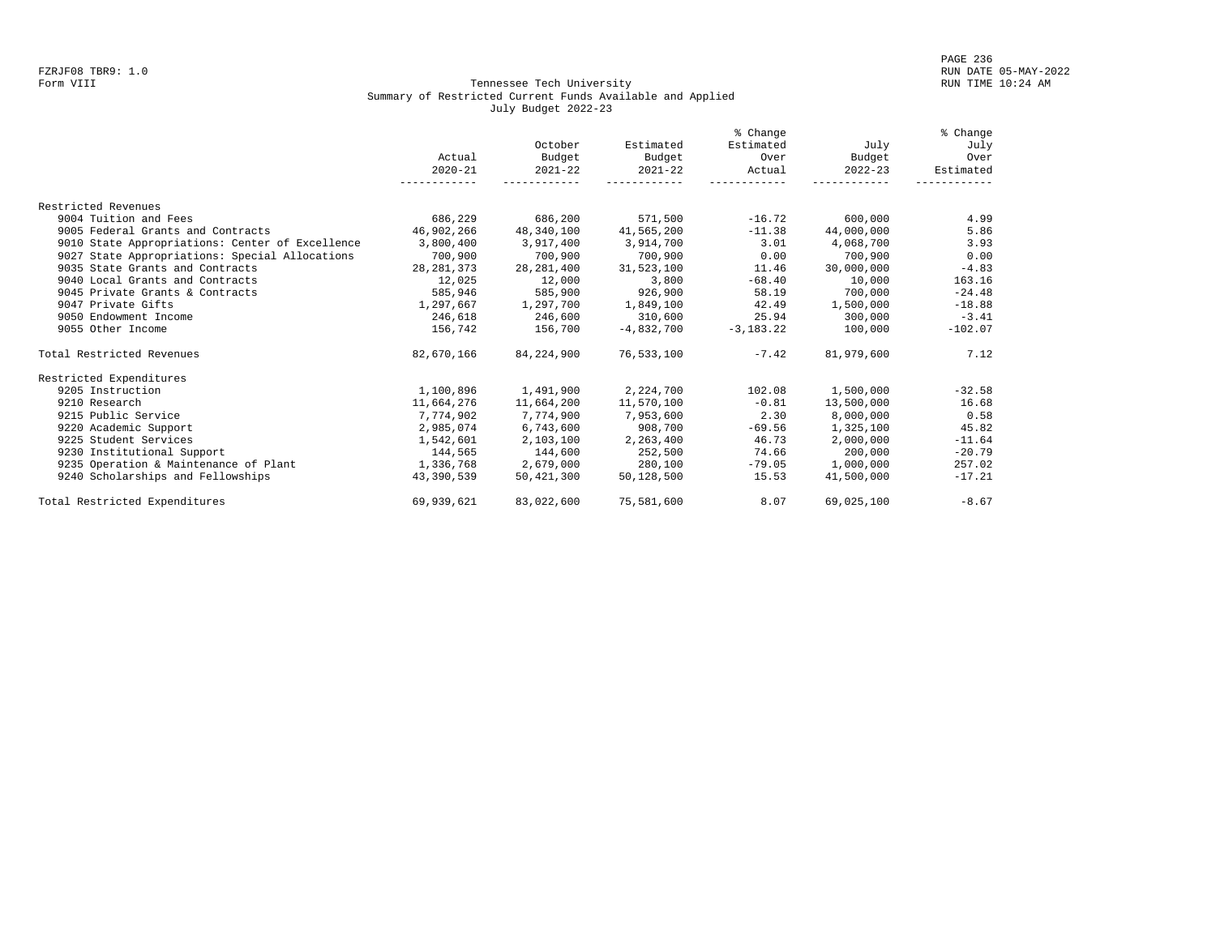Form VIII

# Tennessee Tech University
## Summary of Restricted Current Funds Available and Applied
### July Budget 2022-23

| | Actual 2020-21 | October Budget 2021-22 | Estimated Budget 2021-22 | % Change Estimated Over Actual | July Budget 2022-23 | % Change July Over Estimated |
|---|---|---|---|---|---|---|
| Restricted Revenues | | | | | | |
| 9004 Tuition and Fees | 686,229 | 686,200 | 571,500 | -16.72 | 600,000 | 4.99 |
| 9005 Federal Grants and Contracts | 46,902,266 | 48,340,100 | 41,565,200 | -11.38 | 44,000,000 | 5.86 |
| 9010 State Appropriations: Center of Excellence | 3,800,400 | 3,917,400 | 3,914,700 | 3.01 | 4,068,700 | 3.93 |
| 9027 State Appropriations: Special Allocations | 700,900 | 700,900 | 700,900 | 0.00 | 700,900 | 0.00 |
| 9035 State Grants and Contracts | 28,281,373 | 28,281,400 | 31,523,100 | 11.46 | 30,000,000 | -4.83 |
| 9040 Local Grants and Contracts | 12,025 | 12,000 | 3,800 | -68.40 | 10,000 | 163.16 |
| 9045 Private Grants & Contracts | 585,946 | 585,900 | 926,900 | 58.19 | 700,000 | -24.48 |
| 9047 Private Gifts | 1,297,667 | 1,297,700 | 1,849,100 | 42.49 | 1,500,000 | -18.88 |
| 9050 Endowment Income | 246,618 | 246,600 | 310,600 | 25.94 | 300,000 | -3.41 |
| 9055 Other Income | 156,742 | 156,700 | -4,832,700 | -3,183.22 | 100,000 | -102.07 |
| Total Restricted Revenues | 82,670,166 | 84,224,900 | 76,533,100 | -7.42 | 81,979,600 | 7.12 |
| Restricted Expenditures | | | | | | |
| 9205 Instruction | 1,100,896 | 1,491,900 | 2,224,700 | 102.08 | 1,500,000 | -32.58 |
| 9210 Research | 11,664,276 | 11,664,200 | 11,570,100 | -0.81 | 13,500,000 | 16.68 |
| 9215 Public Service | 7,774,902 | 7,774,900 | 7,953,600 | 2.30 | 8,000,000 | 0.58 |
| 9220 Academic Support | 2,985,074 | 6,743,600 | 908,700 | -69.56 | 1,325,100 | 45.82 |
| 9225 Student Services | 1,542,601 | 2,103,100 | 2,263,400 | 46.73 | 2,000,000 | -11.64 |
| 9230 Institutional Support | 144,565 | 144,600 | 252,500 | 74.66 | 200,000 | -20.79 |
| 9235 Operation & Maintenance of Plant | 1,336,768 | 2,679,000 | 280,100 | -79.05 | 1,000,000 | 257.02 |
| 9240 Scholarships and Fellowships | 43,390,539 | 50,421,300 | 50,128,500 | 15.53 | 41,500,000 | -17.21 |
| Total Restricted Expenditures | 69,939,621 | 83,022,600 | 75,581,600 | 8.07 | 69,025,100 | -8.67 |